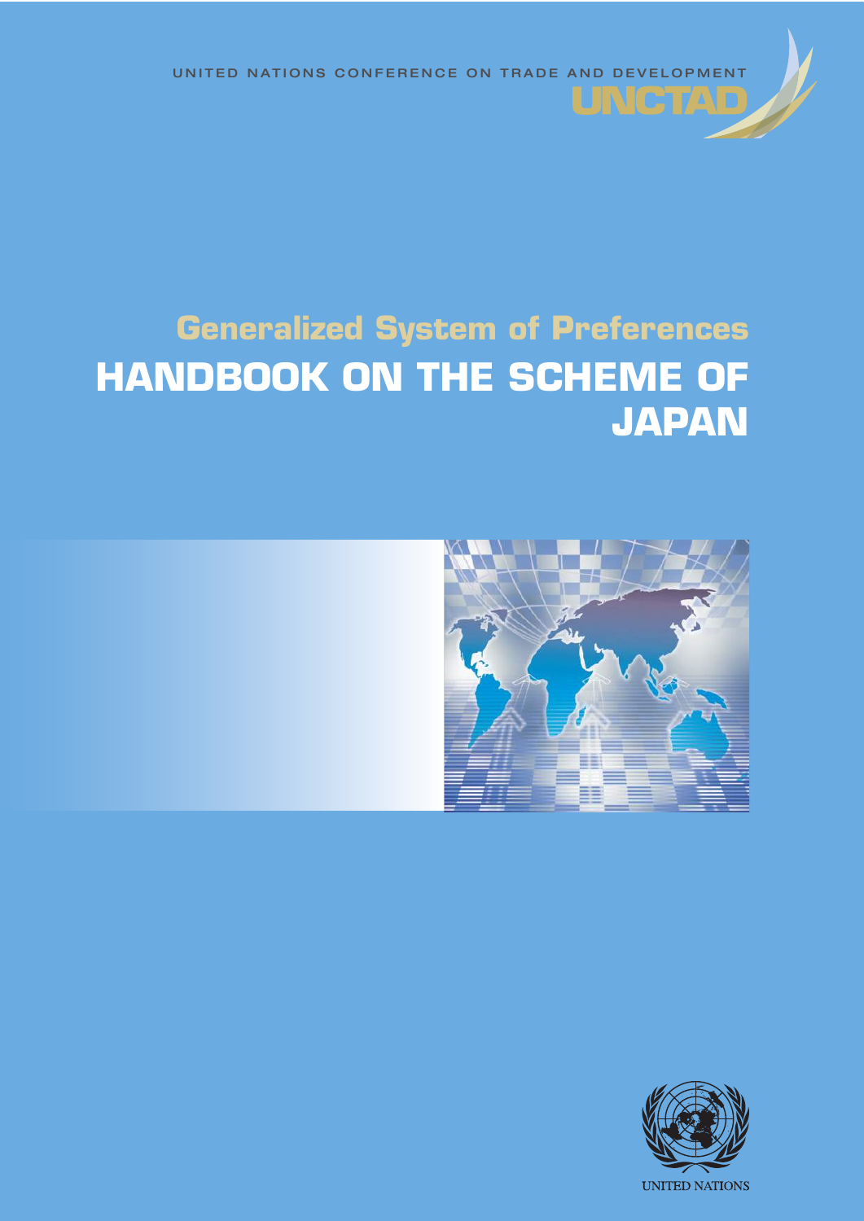UNITED NATIONS CONFERENCE ON TRADE AND DEVELOPMENT

UNCTAD

## Generalized System of Preferences

# HANDBOOK ON THE SCHEME OF JAPAN

UNITED NATIONS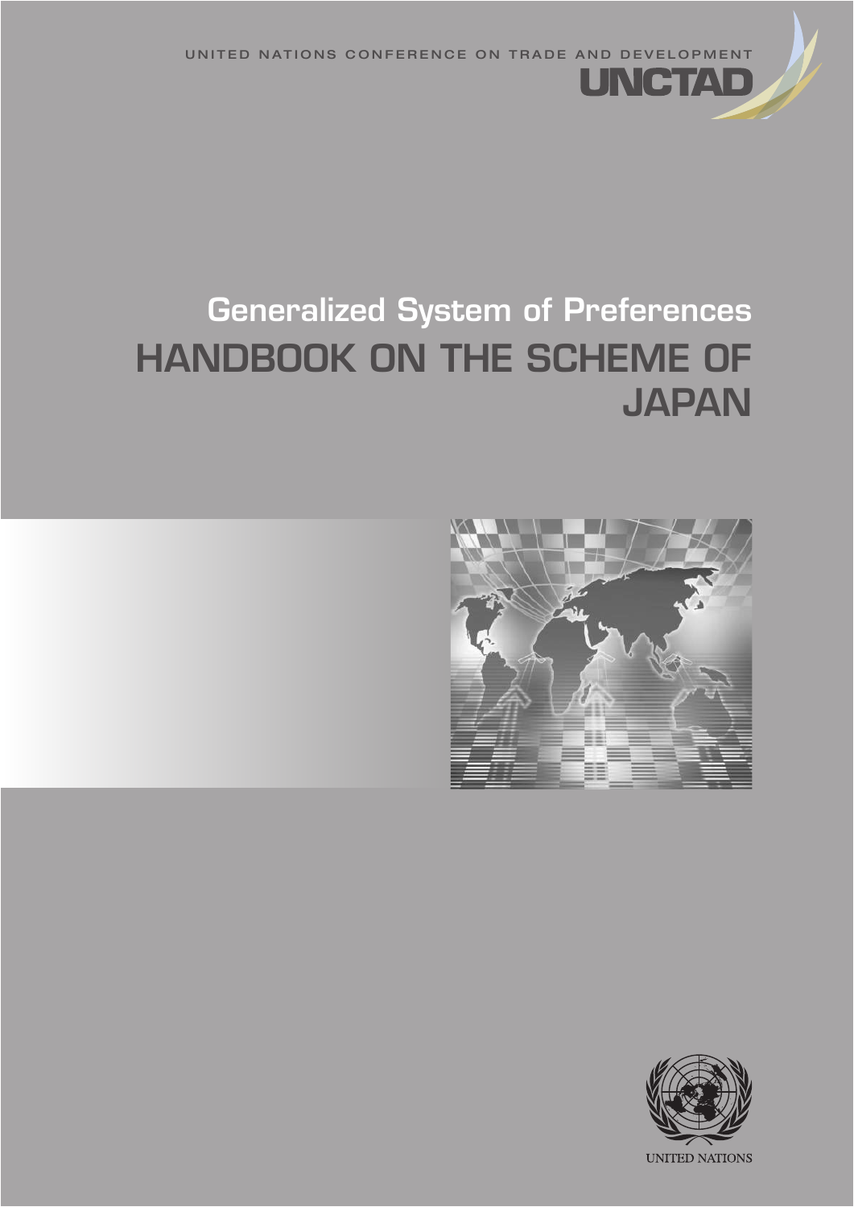UNITED NATIONS CONFERENCE ON TRADE AND DEVELOPMENT

UNCTAD

# Generalized System of Preferences

# HANDBOOK ON THE SCHEME OF JAPAN

UNITED NATIONS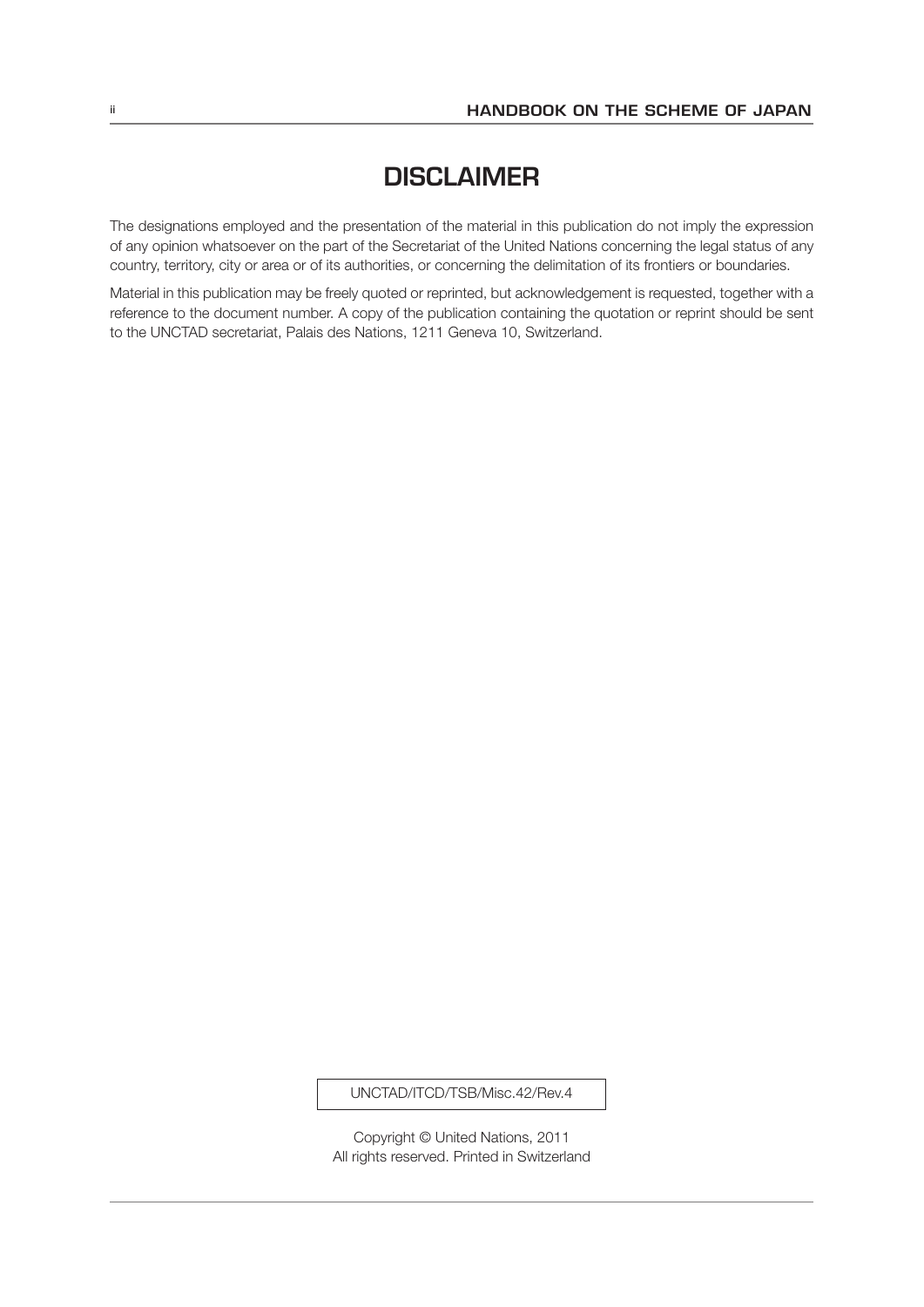# DISCLAIMER

The designations employed and the presentation of the material in this publication do not imply the expression of any opinion whatsoever on the part of the Secretariat of the United Nations concerning the legal status of any country, territory, city or area or of its authorities, or concerning the delimitation of its frontiers or boundaries.

Material in this publication may be freely quoted or reprinted, but acknowledgement is requested, together with a reference to the document number. A copy of the publication containing the quotation or reprint should be sent to the UNCTAD secretariat, Palais des Nations, 1211 Geneva 10, Switzerland.

UNCTAD/ITCD/TSB/Misc.42/Rev.4

Copyright © United Nations, 2011
All rights reserved. Printed in Switzerland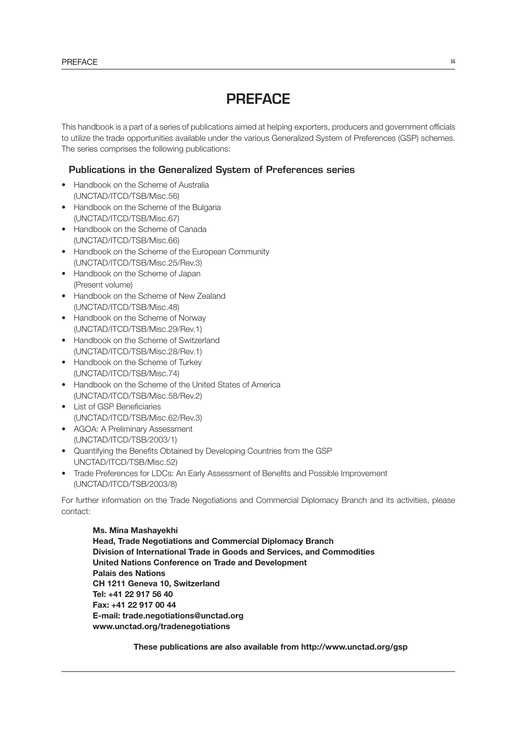# PREFACE

This handbook is a part of a series of publications aimed at helping exporters, producers and government officials to utilize the trade opportunities available under the various Generalized System of Preferences (GSP) schemes. The series comprises the following publications:

### Publications in the Generalized System of Preferences series

- Handbook on the Scheme of Australia (UNCTAD/ITCD/TSB/Misc.56)
- Handbook on the Scheme of the Bulgaria (UNCTAD/ITCD/TSB/Misc.67)
- Handbook on the Scheme of Canada (UNCTAD/ITCD/TSB/Misc.66)
- Handbook on the Scheme of the European Community (UNCTAD/ITCD/TSB/Misc.25/Rev.3)
- Handbook on the Scheme of Japan (Present volume)
- Handbook on the Scheme of New Zealand (UNCTAD/ITCD/TSB/Misc.48)
- Handbook on the Scheme of Norway (UNCTAD/ITCD/TSB/Misc.29/Rev.1)
- Handbook on the Scheme of Switzerland (UNCTAD/ITCD/TSB/Misc.28/Rev.1)
- Handbook on the Scheme of Turkey (UNCTAD/ITCD/TSB/Misc.74)
- Handbook on the Scheme of the United States of America (UNCTAD/ITCD/TSB/Misc.58/Rev.2)
- List of GSP Beneficiaries (UNCTAD/ITCD/TSB/Misc.62/Rev.3)
- AGOA: A Preliminary Assessment (UNCTAD/ITCD/TSB/2003/1)
- Quantifying the Benefits Obtained by Developing Countries from the GSP UNCTAD/ITCD/TSB/Misc.52)
- Trade Preferences for LDCs: An Early Assessment of Benefits and Possible Improvement (UNCTAD/ITCD/TSB/2003/8)

For further information on the Trade Negotiations and Commercial Diplomacy Branch and its activities, please contact:

**Ms. Mina Mashayekhi**
**Head, Trade Negotiations and Commercial Diplomacy Branch**
**Division of International Trade in Goods and Services, and Commodities**
**United Nations Conference on Trade and Development**
**Palais des Nations**
**CH 1211 Geneva 10, Switzerland**
**Tel: +41 22 917 56 40**
**Fax: +41 22 917 00 44**
**E-mail: trade.negotiations@unctad.org**
**www.unctad.org/tradenegotiations**

**These publications are also available from http://www.unctad.org/gsp**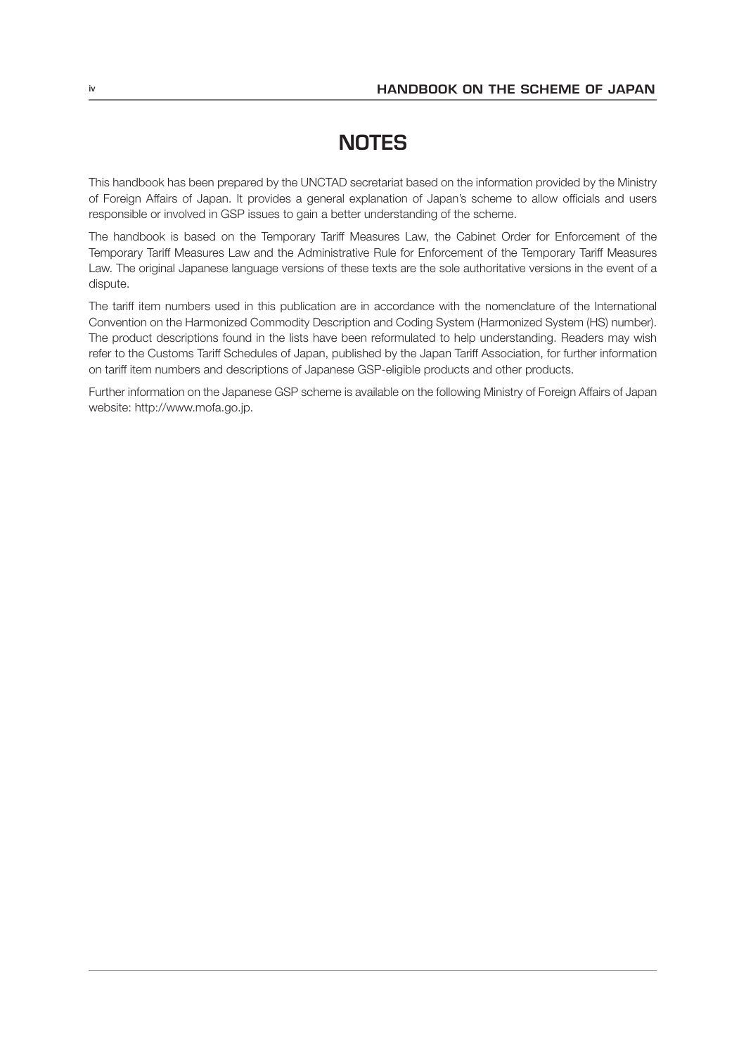# NOTES

This handbook has been prepared by the UNCTAD secretariat based on the information provided by the Ministry of Foreign Affairs of Japan. It provides a general explanation of Japan's scheme to allow officials and users responsible or involved in GSP issues to gain a better understanding of the scheme.

The handbook is based on the Temporary Tariff Measures Law, the Cabinet Order for Enforcement of the Temporary Tariff Measures Law and the Administrative Rule for Enforcement of the Temporary Tariff Measures Law. The original Japanese language versions of these texts are the sole authoritative versions in the event of a dispute.

The tariff item numbers used in this publication are in accordance with the nomenclature of the International Convention on the Harmonized Commodity Description and Coding System (Harmonized System (HS) number). The product descriptions found in the lists have been reformulated to help understanding. Readers may wish refer to the Customs Tariff Schedules of Japan, published by the Japan Tariff Association, for further information on tariff item numbers and descriptions of Japanese GSP-eligible products and other products.

Further information on the Japanese GSP scheme is available on the following Ministry of Foreign Affairs of Japan website: http://www.mofa.go.jp.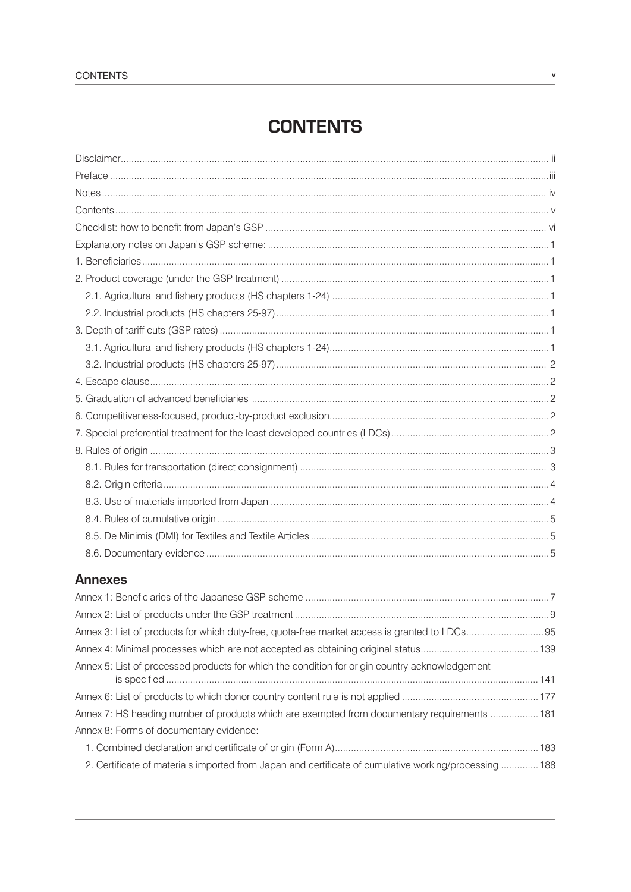# CONTENTS

Disclaimer ..... ii
Preface ..... iii
Notes ..... iv
Contents ..... v
Checklist: how to benefit from Japan's GSP ..... vi
Explanatory notes on Japan's GSP scheme: ..... 1
1. Beneficiaries ..... 1
2. Product coverage (under the GSP treatment) ..... 1
  2.1. Agricultural and fishery products (HS chapters 1-24) ..... 1
  2.2. Industrial products (HS chapters 25-97) ..... 1
3. Depth of tariff cuts (GSP rates) ..... 1
  3.1. Agricultural and fishery products (HS chapters 1-24) ..... 1
  3.2. Industrial products (HS chapters 25-97) ..... 2
4. Escape clause ..... 2
5. Graduation of advanced beneficiaries ..... 2
6. Competitiveness-focused, product-by-product exclusion ..... 2
7. Special preferential treatment for the least developed countries (LDCs) ..... 2
8. Rules of origin ..... 3
  8.1. Rules for transportation (direct consignment) ..... 3
  8.2. Origin criteria ..... 4
  8.3. Use of materials imported from Japan ..... 4
  8.4. Rules of cumulative origin ..... 5
  8.5. De Minimis (DMI) for Textiles and Textile Articles ..... 5
  8.6. Documentary evidence ..... 5

## Annexes

Annex 1: Beneficiaries of the Japanese GSP scheme ..... 7
Annex 2: List of products under the GSP treatment ..... 9
Annex 3: List of products for which duty-free, quota-free market access is granted to LDCs ..... 95
Annex 4: Minimal processes which are not accepted as obtaining original status ..... 139
Annex 5: List of processed products for which the condition for origin country acknowledgement is specified ..... 141
Annex 6: List of products to which donor country content rule is not applied ..... 177
Annex 7: HS heading number of products which are exempted from documentary requirements ..... 181
Annex 8: Forms of documentary evidence:
  1. Combined declaration and certificate of origin (Form A) ..... 183
  2. Certificate of materials imported from Japan and certificate of cumulative working/processing ..... 188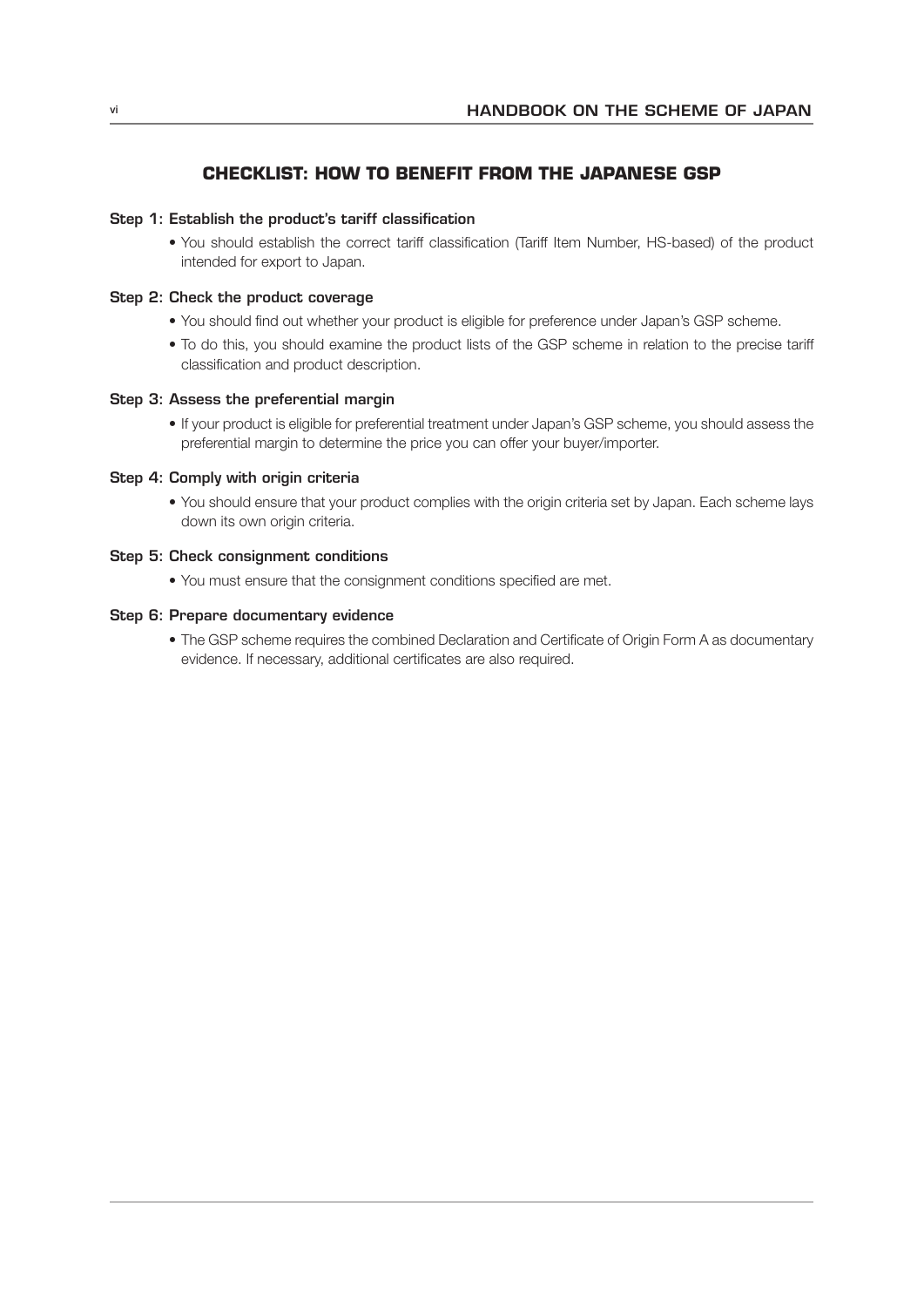## CHECKLIST: HOW TO BENEFIT FROM THE JAPANESE GSP

### Step 1: Establish the product's tariff classification

- You should establish the correct tariff classification (Tariff Item Number, HS-based) of the product intended for export to Japan.

### Step 2: Check the product coverage

- You should find out whether your product is eligible for preference under Japan's GSP scheme.
- To do this, you should examine the product lists of the GSP scheme in relation to the precise tariff classification and product description.

### Step 3: Assess the preferential margin

- If your product is eligible for preferential treatment under Japan's GSP scheme, you should assess the preferential margin to determine the price you can offer your buyer/importer.

### Step 4: Comply with origin criteria

- You should ensure that your product complies with the origin criteria set by Japan. Each scheme lays down its own origin criteria.

### Step 5: Check consignment conditions

- You must ensure that the consignment conditions specified are met.

### Step 6: Prepare documentary evidence

- The GSP scheme requires the combined Declaration and Certificate of Origin Form A as documentary evidence. If necessary, additional certificates are also required.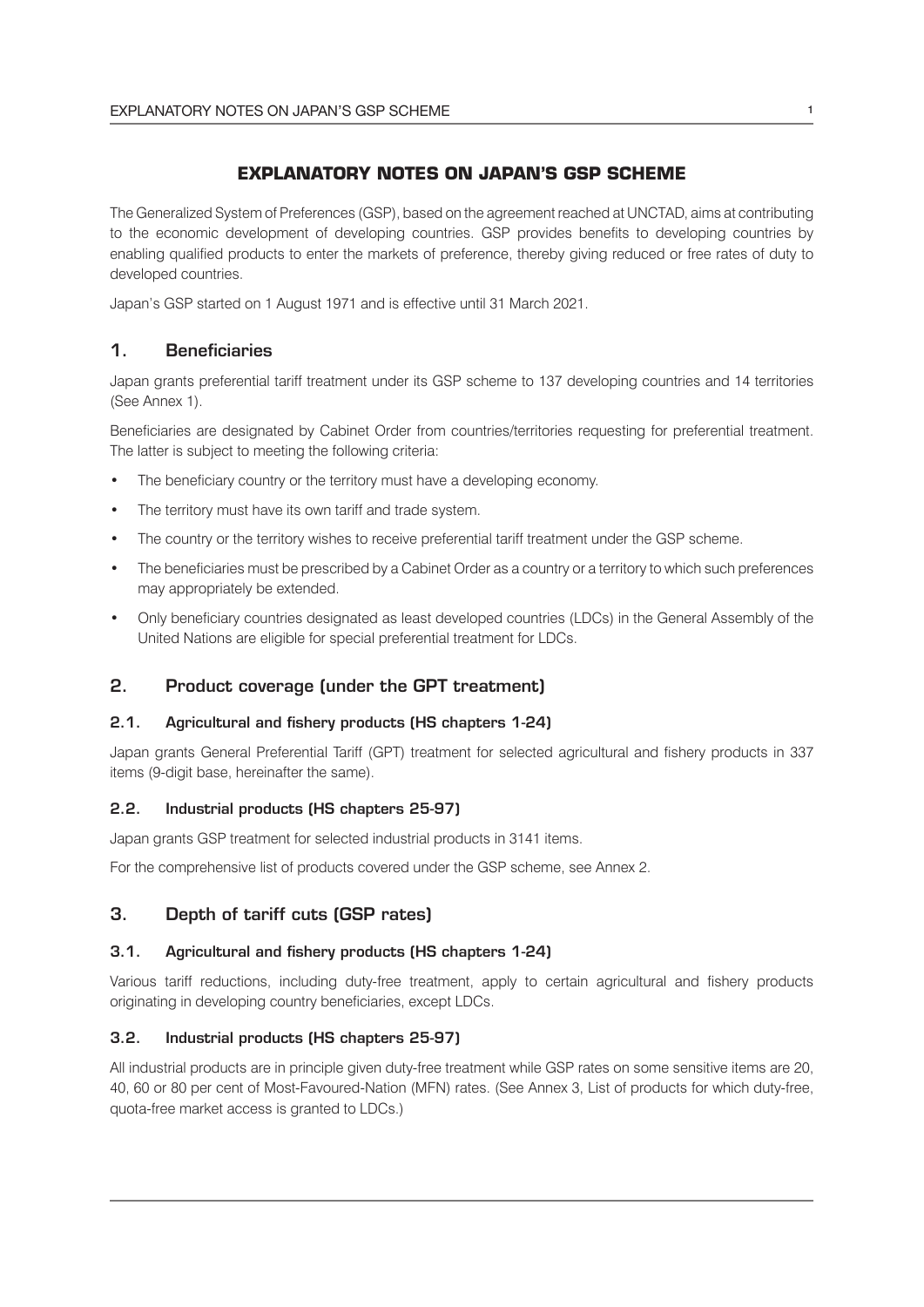# EXPLANATORY NOTES ON JAPAN'S GSP SCHEME

The Generalized System of Preferences (GSP), based on the agreement reached at UNCTAD, aims at contributing to the economic development of developing countries. GSP provides benefits to developing countries by enabling qualified products to enter the markets of preference, thereby giving reduced or free rates of duty to developed countries.

Japan's GSP started on 1 August 1971 and is effective until 31 March 2021.

## 1. Beneficiaries

Japan grants preferential tariff treatment under its GSP scheme to 137 developing countries and 14 territories (See Annex 1).

Beneficiaries are designated by Cabinet Order from countries/territories requesting for preferential treatment. The latter is subject to meeting the following criteria:

- The beneficiary country or the territory must have a developing economy.
- The territory must have its own tariff and trade system.
- The country or the territory wishes to receive preferential tariff treatment under the GSP scheme.
- The beneficiaries must be prescribed by a Cabinet Order as a country or a territory to which such preferences may appropriately be extended.
- Only beneficiary countries designated as least developed countries (LDCs) in the General Assembly of the United Nations are eligible for special preferential treatment for LDCs.

## 2. Product coverage (under the GPT treatment)

### 2.1. Agricultural and fishery products (HS chapters 1-24)

Japan grants General Preferential Tariff (GPT) treatment for selected agricultural and fishery products in 337 items (9-digit base, hereinafter the same).

### 2.2. Industrial products (HS chapters 25-97)

Japan grants GSP treatment for selected industrial products in 3141 items.

For the comprehensive list of products covered under the GSP scheme, see Annex 2.

## 3. Depth of tariff cuts (GSP rates)

### 3.1. Agricultural and fishery products (HS chapters 1-24)

Various tariff reductions, including duty-free treatment, apply to certain agricultural and fishery products originating in developing country beneficiaries, except LDCs.

### 3.2. Industrial products (HS chapters 25-97)

All industrial products are in principle given duty-free treatment while GSP rates on some sensitive items are 20, 40, 60 or 80 per cent of Most-Favoured-Nation (MFN) rates. (See Annex 3, List of products for which duty-free, quota-free market access is granted to LDCs.)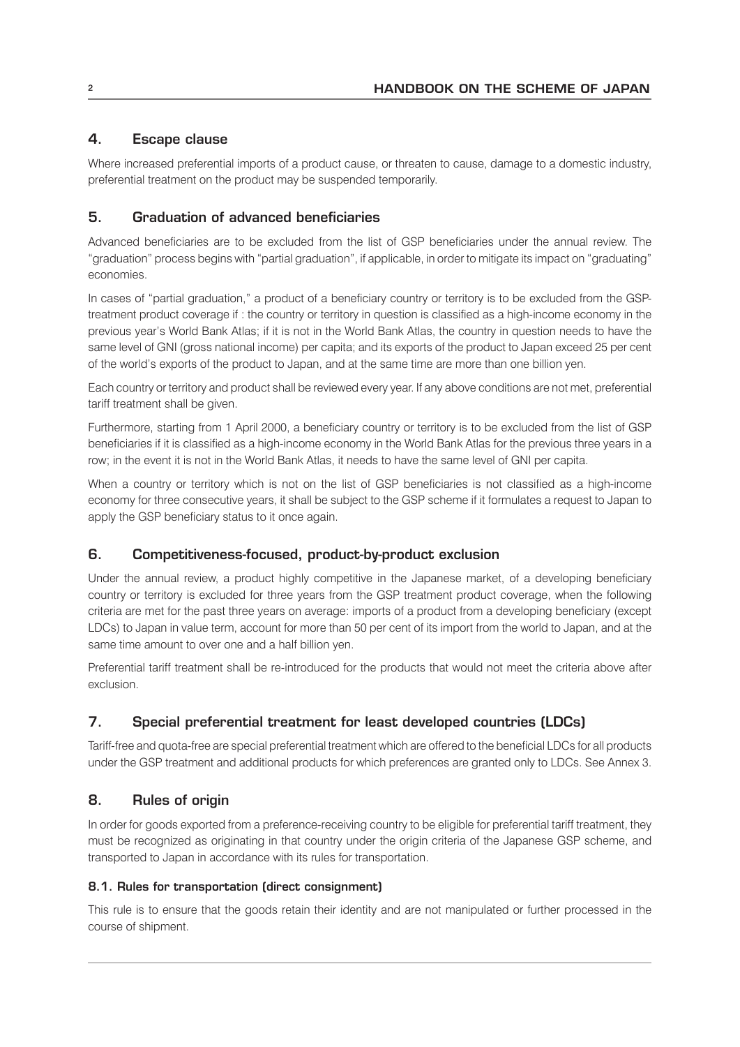## 4. Escape clause

Where increased preferential imports of a product cause, or threaten to cause, damage to a domestic industry, preferential treatment on the product may be suspended temporarily.

## 5. Graduation of advanced beneficiaries

Advanced beneficiaries are to be excluded from the list of GSP beneficiaries under the annual review. The "graduation" process begins with "partial graduation", if applicable, in order to mitigate its impact on "graduating" economies.

In cases of "partial graduation," a product of a beneficiary country or territory is to be excluded from the GSP-treatment product coverage if : the country or territory in question is classified as a high-income economy in the previous year's World Bank Atlas; if it is not in the World Bank Atlas, the country in question needs to have the same level of GNI (gross national income) per capita; and its exports of the product to Japan exceed 25 per cent of the world's exports of the product to Japan, and at the same time are more than one billion yen.

Each country or territory and product shall be reviewed every year. If any above conditions are not met, preferential tariff treatment shall be given.

Furthermore, starting from 1 April 2000, a beneficiary country or territory is to be excluded from the list of GSP beneficiaries if it is classified as a high-income economy in the World Bank Atlas for the previous three years in a row; in the event it is not in the World Bank Atlas, it needs to have the same level of GNI per capita.

When a country or territory which is not on the list of GSP beneficiaries is not classified as a high-income economy for three consecutive years, it shall be subject to the GSP scheme if it formulates a request to Japan to apply the GSP beneficiary status to it once again.

## 6. Competitiveness-focused, product-by-product exclusion

Under the annual review, a product highly competitive in the Japanese market, of a developing beneficiary country or territory is excluded for three years from the GSP treatment product coverage, when the following criteria are met for the past three years on average: imports of a product from a developing beneficiary (except LDCs) to Japan in value term, account for more than 50 per cent of its import from the world to Japan, and at the same time amount to over one and a half billion yen.

Preferential tariff treatment shall be re-introduced for the products that would not meet the criteria above after exclusion.

## 7. Special preferential treatment for least developed countries (LDCs)

Tariff-free and quota-free are special preferential treatment which are offered to the beneficial LDCs for all products under the GSP treatment and additional products for which preferences are granted only to LDCs. See Annex 3.

## 8. Rules of origin

In order for goods exported from a preference-receiving country to be eligible for preferential tariff treatment, they must be recognized as originating in that country under the origin criteria of the Japanese GSP scheme, and transported to Japan in accordance with its rules for transportation.

### 8.1. Rules for transportation (direct consignment)

This rule is to ensure that the goods retain their identity and are not manipulated or further processed in the course of shipment.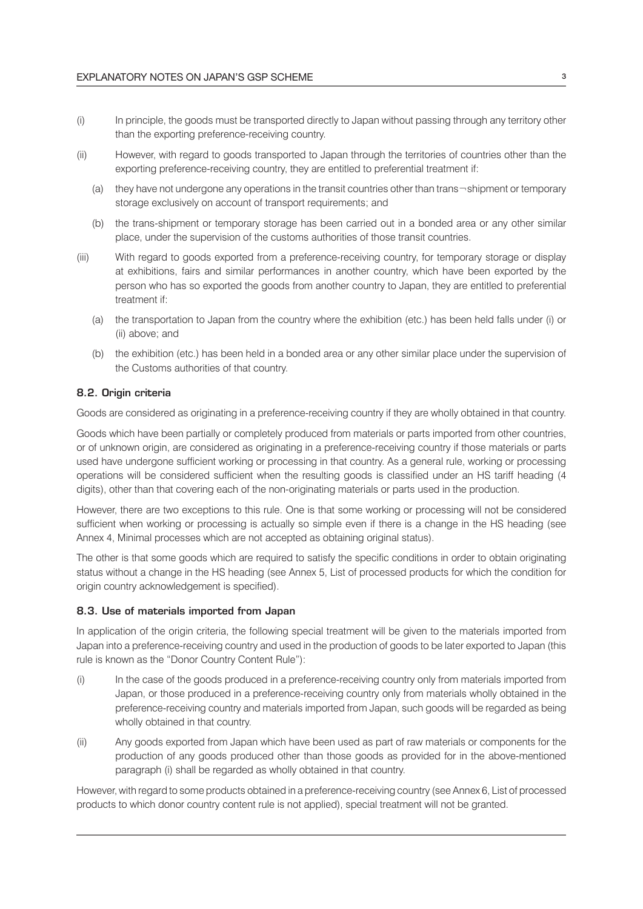(i) In principle, the goods must be transported directly to Japan without passing through any territory other than the exporting preference-receiving country.

(ii) However, with regard to goods transported to Japan through the territories of countries other than the exporting preference-receiving country, they are entitled to preferential treatment if:

(a) they have not undergone any operations in the transit countries other than trans¬shipment or temporary storage exclusively on account of transport requirements; and

(b) the trans-shipment or temporary storage has been carried out in a bonded area or any other similar place, under the supervision of the customs authorities of those transit countries.

(iii) With regard to goods exported from a preference-receiving country, for temporary storage or display at exhibitions, fairs and similar performances in another country, which have been exported by the person who has so exported the goods from another country to Japan, they are entitled to preferential treatment if:

(a) the transportation to Japan from the country where the exhibition (etc.) has been held falls under (i) or (ii) above; and

(b) the exhibition (etc.) has been held in a bonded area or any other similar place under the supervision of the Customs authorities of that country.

### 8.2. Origin criteria

Goods are considered as originating in a preference-receiving country if they are wholly obtained in that country.

Goods which have been partially or completely produced from materials or parts imported from other countries, or of unknown origin, are considered as originating in a preference-receiving country if those materials or parts used have undergone sufficient working or processing in that country. As a general rule, working or processing operations will be considered sufficient when the resulting goods is classified under an HS tariff heading (4 digits), other than that covering each of the non-originating materials or parts used in the production.

However, there are two exceptions to this rule. One is that some working or processing will not be considered sufficient when working or processing is actually so simple even if there is a change in the HS heading (see Annex 4, Minimal processes which are not accepted as obtaining original status).

The other is that some goods which are required to satisfy the specific conditions in order to obtain originating status without a change in the HS heading (see Annex 5, List of processed products for which the condition for origin country acknowledgement is specified).

### 8.3. Use of materials imported from Japan

In application of the origin criteria, the following special treatment will be given to the materials imported from Japan into a preference-receiving country and used in the production of goods to be later exported to Japan (this rule is known as the "Donor Country Content Rule"):

(i) In the case of the goods produced in a preference-receiving country only from materials imported from Japan, or those produced in a preference-receiving country only from materials wholly obtained in the preference-receiving country and materials imported from Japan, such goods will be regarded as being wholly obtained in that country.

(ii) Any goods exported from Japan which have been used as part of raw materials or components for the production of any goods produced other than those goods as provided for in the above-mentioned paragraph (i) shall be regarded as wholly obtained in that country.

However, with regard to some products obtained in a preference-receiving country (see Annex 6, List of processed products to which donor country content rule is not applied), special treatment will not be granted.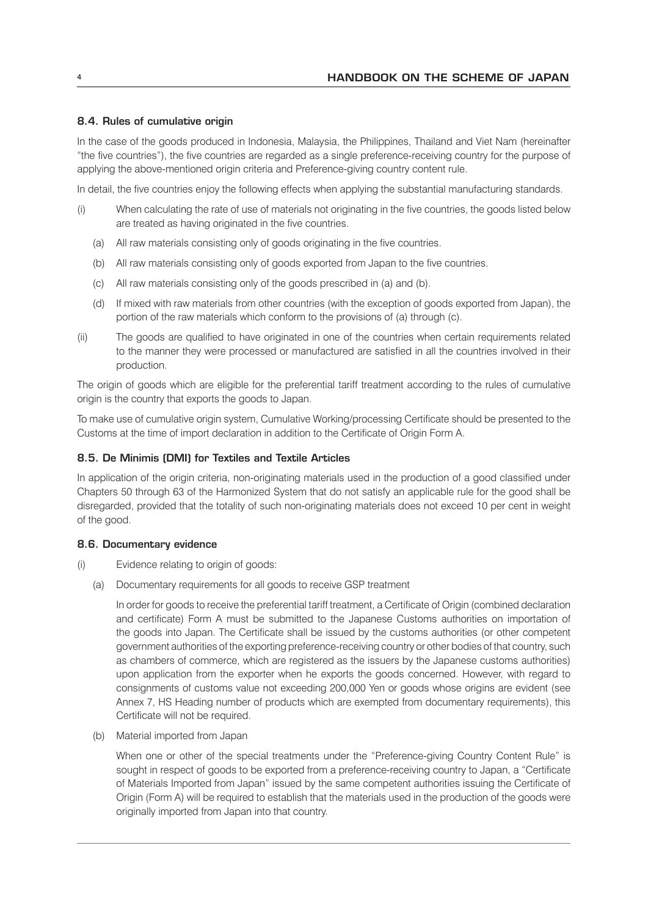### 8.4. Rules of cumulative origin

In the case of the goods produced in Indonesia, Malaysia, the Philippines, Thailand and Viet Nam (hereinafter "the five countries"), the five countries are regarded as a single preference-receiving country for the purpose of applying the above-mentioned origin criteria and Preference-giving country content rule.

In detail, the five countries enjoy the following effects when applying the substantial manufacturing standards.

(i) When calculating the rate of use of materials not originating in the five countries, the goods listed below are treated as having originated in the five countries.

   (a) All raw materials consisting only of goods originating in the five countries.

   (b) All raw materials consisting only of goods exported from Japan to the five countries.

   (c) All raw materials consisting only of the goods prescribed in (a) and (b).

   (d) If mixed with raw materials from other countries (with the exception of goods exported from Japan), the portion of the raw materials which conform to the provisions of (a) through (c).

(ii) The goods are qualified to have originated in one of the countries when certain requirements related to the manner they were processed or manufactured are satisfied in all the countries involved in their production.

The origin of goods which are eligible for the preferential tariff treatment according to the rules of cumulative origin is the country that exports the goods to Japan.

To make use of cumulative origin system, Cumulative Working/processing Certificate should be presented to the Customs at the time of import declaration in addition to the Certificate of Origin Form A.

### 8.5. De Minimis (DMI) for Textiles and Textile Articles

In application of the origin criteria, non-originating materials used in the production of a good classified under Chapters 50 through 63 of the Harmonized System that do not satisfy an applicable rule for the good shall be disregarded, provided that the totality of such non-originating materials does not exceed 10 per cent in weight of the good.

### 8.6. Documentary evidence

(i) Evidence relating to origin of goods:

   (a) Documentary requirements for all goods to receive GSP treatment

   In order for goods to receive the preferential tariff treatment, a Certificate of Origin (combined declaration and certificate) Form A must be submitted to the Japanese Customs authorities on importation of the goods into Japan. The Certificate shall be issued by the customs authorities (or other competent government authorities of the exporting preference-receiving country or other bodies of that country, such as chambers of commerce, which are registered as the issuers by the Japanese customs authorities) upon application from the exporter when he exports the goods concerned. However, with regard to consignments of customs value not exceeding 200,000 Yen or goods whose origins are evident (see Annex 7, HS Heading number of products which are exempted from documentary requirements), this Certificate will not be required.

   (b) Material imported from Japan

   When one or other of the special treatments under the "Preference-giving Country Content Rule" is sought in respect of goods to be exported from a preference-receiving country to Japan, a "Certificate of Materials Imported from Japan" issued by the same competent authorities issuing the Certificate of Origin (Form A) will be required to establish that the materials used in the production of the goods were originally imported from Japan into that country.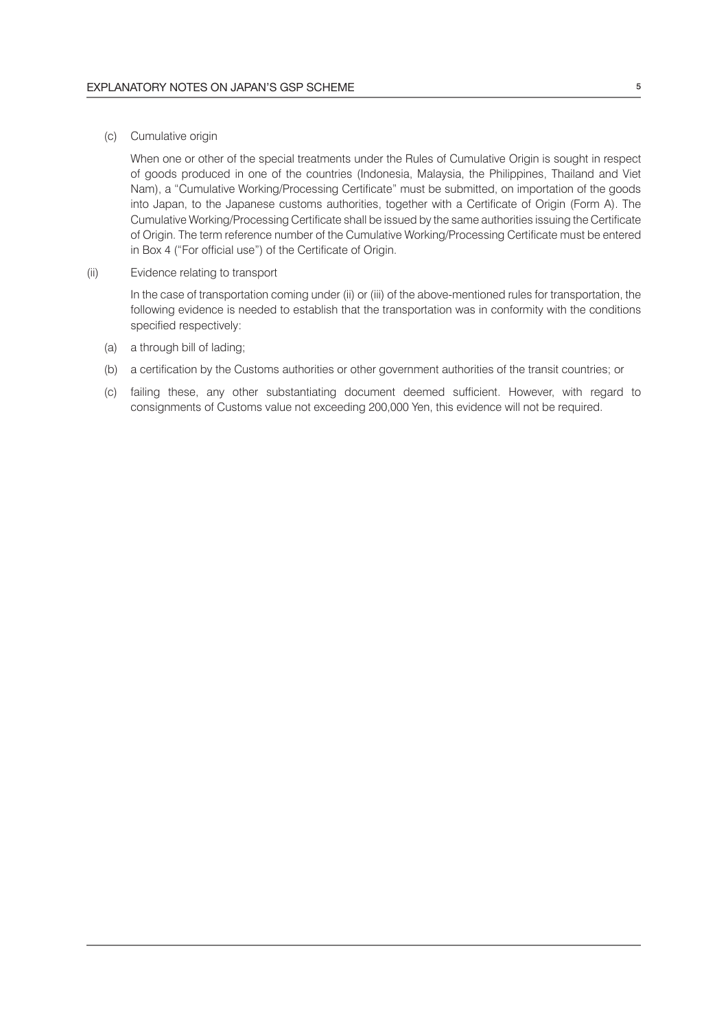(c) Cumulative origin

When one or other of the special treatments under the Rules of Cumulative Origin is sought in respect of goods produced in one of the countries (Indonesia, Malaysia, the Philippines, Thailand and Viet Nam), a "Cumulative Working/Processing Certificate" must be submitted, on importation of the goods into Japan, to the Japanese customs authorities, together with a Certificate of Origin (Form A). The Cumulative Working/Processing Certificate shall be issued by the same authorities issuing the Certificate of Origin. The term reference number of the Cumulative Working/Processing Certificate must be entered in Box 4 ("For official use") of the Certificate of Origin.

(ii) Evidence relating to transport

In the case of transportation coming under (ii) or (iii) of the above-mentioned rules for transportation, the following evidence is needed to establish that the transportation was in conformity with the conditions specified respectively:

(a) a through bill of lading;

(b) a certification by the Customs authorities or other government authorities of the transit countries; or

(c) failing these, any other substantiating document deemed sufficient. However, with regard to consignments of Customs value not exceeding 200,000 Yen, this evidence will not be required.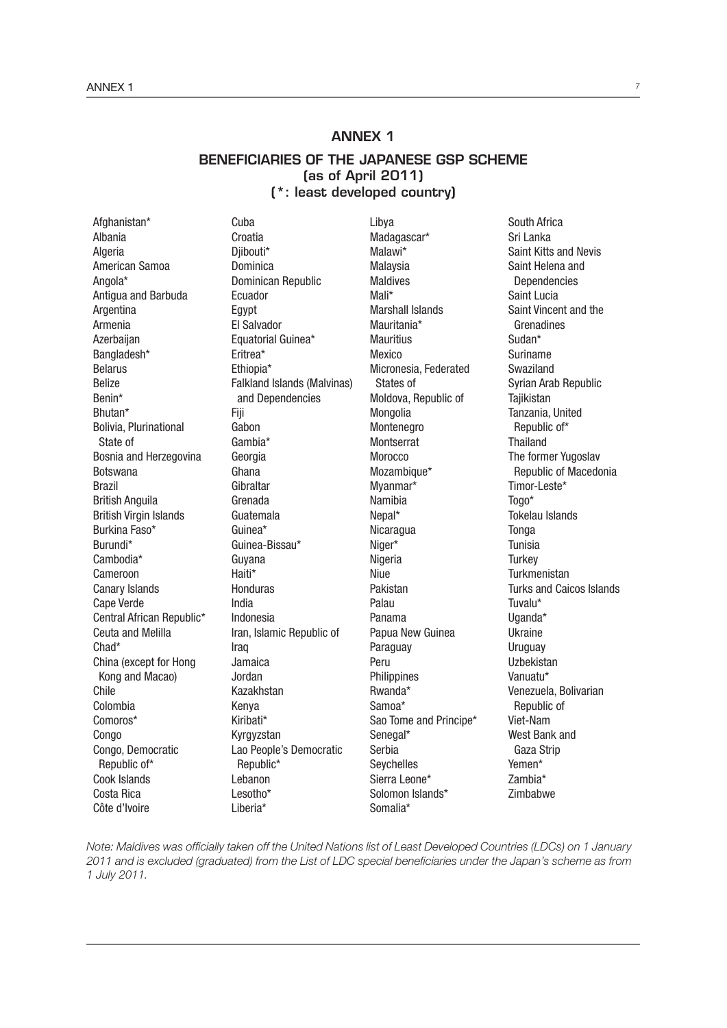# ANNEX 1

## BENEFICIARIES OF THE JAPANESE GSP SCHEME (as of April 2011) (*: least developed country)

Afghanistan*
Albania
Algeria
American Samoa
Angola*
Antigua and Barbuda
Argentina
Armenia
Azerbaijan
Bangladesh*
Belarus
Belize
Benin*
Bhutan*
Bolivia, Plurinational State of
Bosnia and Herzegovina
Botswana
Brazil
British Anguila
British Virgin Islands
Burkina Faso*
Burundi*
Cambodia*
Cameroon
Canary Islands
Cape Verde
Central African Republic*
Ceuta and Melilla
Chad*
China (except for Hong Kong and Macao)
Chile
Colombia
Comoros*
Congo
Congo, Democratic Republic of*
Cook Islands
Costa Rica
Côte d'Ivoire
Cuba
Croatia
Djibouti*
Dominica
Dominican Republic
Ecuador
Egypt
El Salvador
Equatorial Guinea*
Eritrea*
Ethiopia*
Falkland Islands (Malvinas) and Dependencies
Fiji
Gabon
Gambia*
Georgia
Ghana
Gibraltar
Grenada
Guatemala
Guinea*
Guinea-Bissau*
Guyana
Haiti*
Honduras
India
Indonesia
Iran, Islamic Republic of
Iraq
Jamaica
Jordan
Kazakhstan
Kenya
Kiribati*
Kyrgyzstan
Lao People's Democratic Republic*
Lebanon
Lesotho*
Liberia*
Libya
Madagascar*
Malawi*
Malaysia
Maldives
Mali*
Marshall Islands
Mauritania*
Mauritius
Mexico
Micronesia, Federated States of
Moldova, Republic of
Mongolia
Montenegro
Montserrat
Morocco
Mozambique*
Myanmar*
Namibia
Nepal*
Nicaragua
Niger*
Nigeria
Niue
Pakistan
Palau
Panama
Papua New Guinea
Paraguay
Peru
Philippines
Rwanda*
Samoa*
Sao Tome and Principe*
Senegal*
Serbia
Seychelles
Sierra Leone*
Solomon Islands*
Somalia*
South Africa
Sri Lanka
Saint Kitts and Nevis
Saint Helena and Dependencies
Saint Lucia
Saint Vincent and the Grenadines
Sudan*
Suriname
Swaziland
Syrian Arab Republic
Tajikistan
Tanzania, United Republic of*
Thailand
The former Yugoslav Republic of Macedonia
Timor-Leste*
Togo*
Tokelau Islands
Tonga
Tunisia
Turkey
Turkmenistan
Turks and Caicos Islands
Tuvalu*
Uganda*
Ukraine
Uruguay
Uzbekistan
Vanuatu*
Venezuela, Bolivarian Republic of
Viet-Nam
West Bank and Gaza Strip
Yemen*
Zambia*
Zimbabwe

*Note: Maldives was officially taken off the United Nations list of Least Developed Countries (LDCs) on 1 January 2011 and is excluded (graduated) from the List of LDC special beneficiaries under the Japan's scheme as from 1 July 2011.*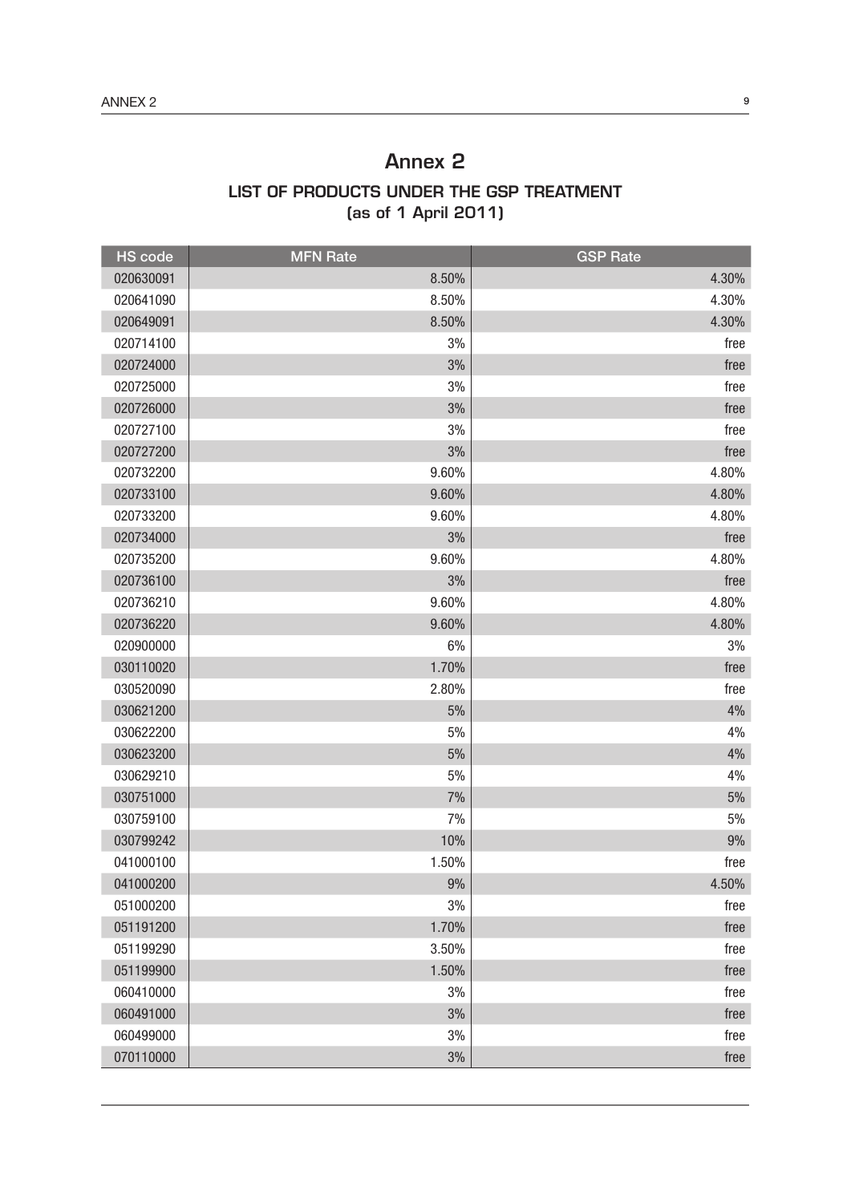# Annex 2

## LIST OF PRODUCTS UNDER THE GSP TREATMENT
## (as of 1 April 2011)

| HS code | MFN Rate | GSP Rate |
|---|---|---|
| 020630091 | 8.50% | 4.30% |
| 020641090 | 8.50% | 4.30% |
| 020649091 | 8.50% | 4.30% |
| 020714100 | 3% | free |
| 020724000 | 3% | free |
| 020725000 | 3% | free |
| 020726000 | 3% | free |
| 020727100 | 3% | free |
| 020727200 | 3% | free |
| 020732200 | 9.60% | 4.80% |
| 020733100 | 9.60% | 4.80% |
| 020733200 | 9.60% | 4.80% |
| 020734000 | 3% | free |
| 020735200 | 9.60% | 4.80% |
| 020736100 | 3% | free |
| 020736210 | 9.60% | 4.80% |
| 020736220 | 9.60% | 4.80% |
| 020900000 | 6% | 3% |
| 030110020 | 1.70% | free |
| 030520090 | 2.80% | free |
| 030621200 | 5% | 4% |
| 030622200 | 5% | 4% |
| 030623200 | 5% | 4% |
| 030629210 | 5% | 4% |
| 030751000 | 7% | 5% |
| 030759100 | 7% | 5% |
| 030799242 | 10% | 9% |
| 041000100 | 1.50% | free |
| 041000200 | 9% | 4.50% |
| 051000200 | 3% | free |
| 051191200 | 1.70% | free |
| 051199290 | 3.50% | free |
| 051199900 | 1.50% | free |
| 060410000 | 3% | free |
| 060491000 | 3% | free |
| 060499000 | 3% | free |
| 070110000 | 3% | free |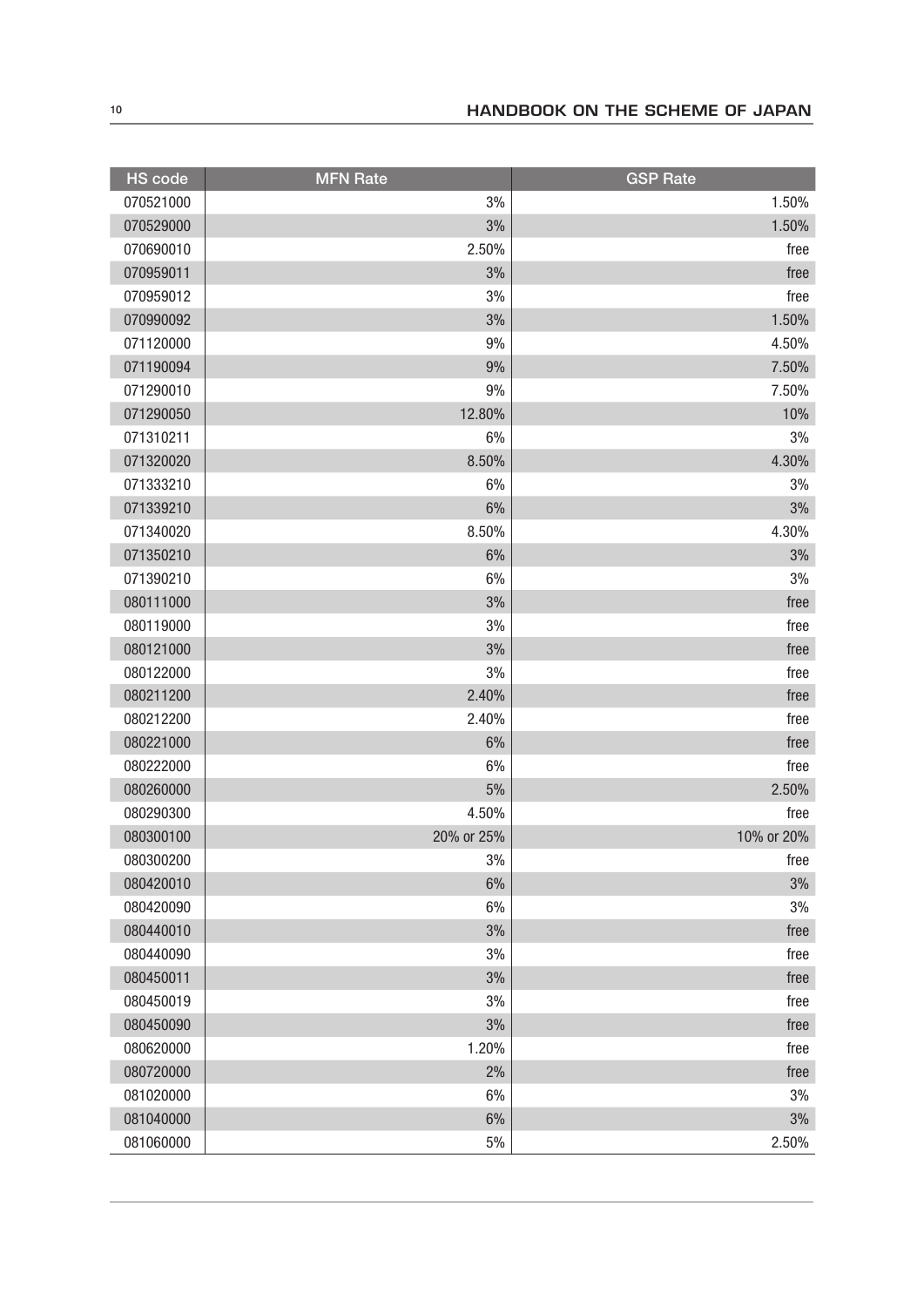| HS code | MFN Rate | GSP Rate |
|---|---|---|
| 070521000 | 3% | 1.50% |
| 070529000 | 3% | 1.50% |
| 070690010 | 2.50% | free |
| 070959011 | 3% | free |
| 070959012 | 3% | free |
| 070990092 | 3% | 1.50% |
| 071120000 | 9% | 4.50% |
| 071190094 | 9% | 7.50% |
| 071290010 | 9% | 7.50% |
| 071290050 | 12.80% | 10% |
| 071310211 | 6% | 3% |
| 071320020 | 8.50% | 4.30% |
| 071333210 | 6% | 3% |
| 071339210 | 6% | 3% |
| 071340020 | 8.50% | 4.30% |
| 071350210 | 6% | 3% |
| 071390210 | 6% | 3% |
| 080111000 | 3% | free |
| 080119000 | 3% | free |
| 080121000 | 3% | free |
| 080122000 | 3% | free |
| 080211200 | 2.40% | free |
| 080212200 | 2.40% | free |
| 080221000 | 6% | free |
| 080222000 | 6% | free |
| 080260000 | 5% | 2.50% |
| 080290300 | 4.50% | free |
| 080300100 | 20% or 25% | 10% or 20% |
| 080300200 | 3% | free |
| 080420010 | 6% | 3% |
| 080420090 | 6% | 3% |
| 080440010 | 3% | free |
| 080440090 | 3% | free |
| 080450011 | 3% | free |
| 080450019 | 3% | free |
| 080450090 | 3% | free |
| 080620000 | 1.20% | free |
| 080720000 | 2% | free |
| 081020000 | 6% | 3% |
| 081040000 | 6% | 3% |
| 081060000 | 5% | 2.50% |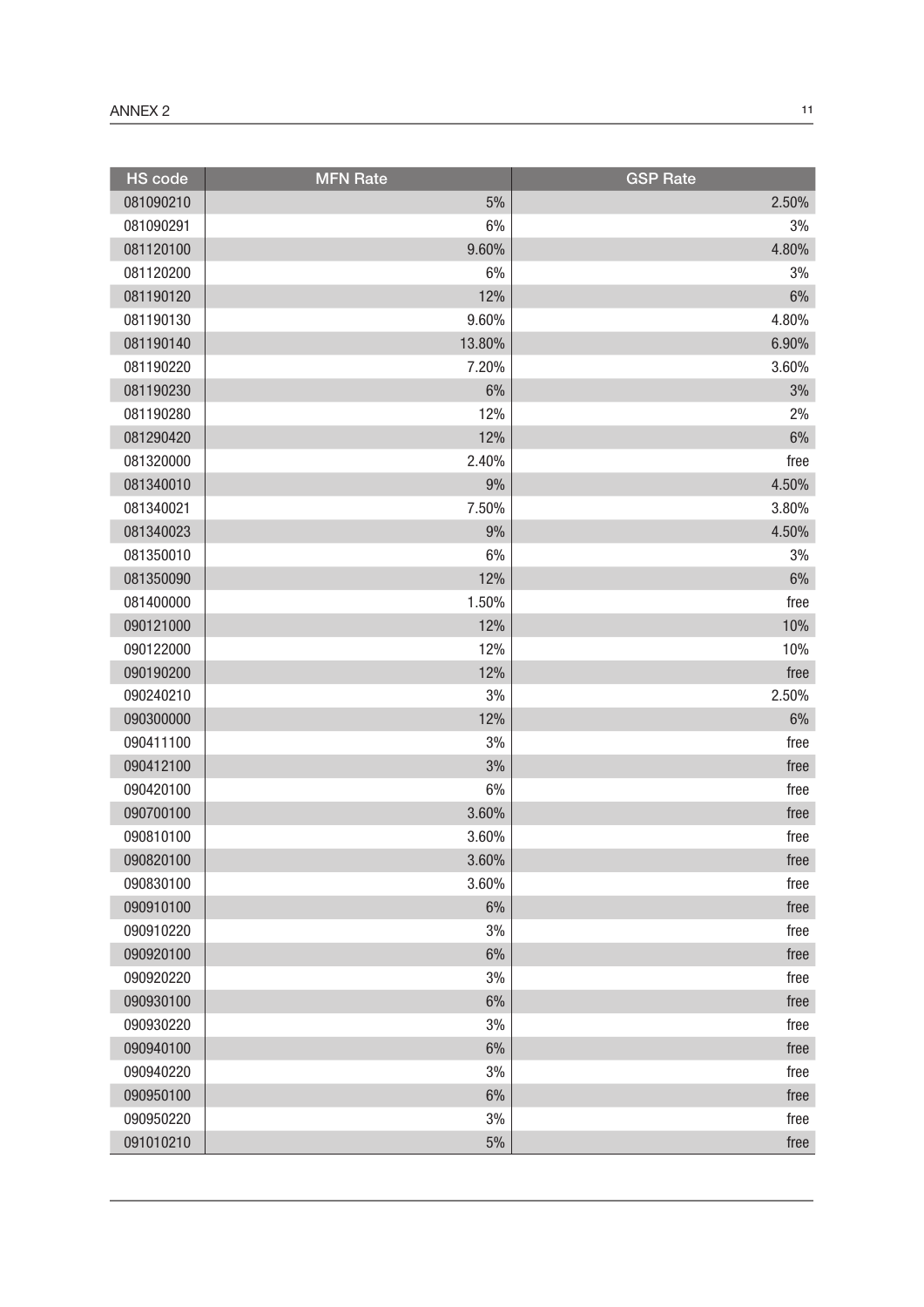| HS code | MFN Rate | GSP Rate |
| --- | --- | --- |
| 081090210 | 5% | 2.50% |
| 081090291 | 6% | 3% |
| 081120100 | 9.60% | 4.80% |
| 081120200 | 6% | 3% |
| 081190120 | 12% | 6% |
| 081190130 | 9.60% | 4.80% |
| 081190140 | 13.80% | 6.90% |
| 081190220 | 7.20% | 3.60% |
| 081190230 | 6% | 3% |
| 081190280 | 12% | 2% |
| 081290420 | 12% | 6% |
| 081320000 | 2.40% | free |
| 081340010 | 9% | 4.50% |
| 081340021 | 7.50% | 3.80% |
| 081340023 | 9% | 4.50% |
| 081350010 | 6% | 3% |
| 081350090 | 12% | 6% |
| 081400000 | 1.50% | free |
| 090121000 | 12% | 10% |
| 090122000 | 12% | 10% |
| 090190200 | 12% | free |
| 090240210 | 3% | 2.50% |
| 090300000 | 12% | 6% |
| 090411100 | 3% | free |
| 090412100 | 3% | free |
| 090420100 | 6% | free |
| 090700100 | 3.60% | free |
| 090810100 | 3.60% | free |
| 090820100 | 3.60% | free |
| 090830100 | 3.60% | free |
| 090910100 | 6% | free |
| 090910220 | 3% | free |
| 090920100 | 6% | free |
| 090920220 | 3% | free |
| 090930100 | 6% | free |
| 090930220 | 3% | free |
| 090940100 | 6% | free |
| 090940220 | 3% | free |
| 090950100 | 6% | free |
| 090950220 | 3% | free |
| 091010210 | 5% | free |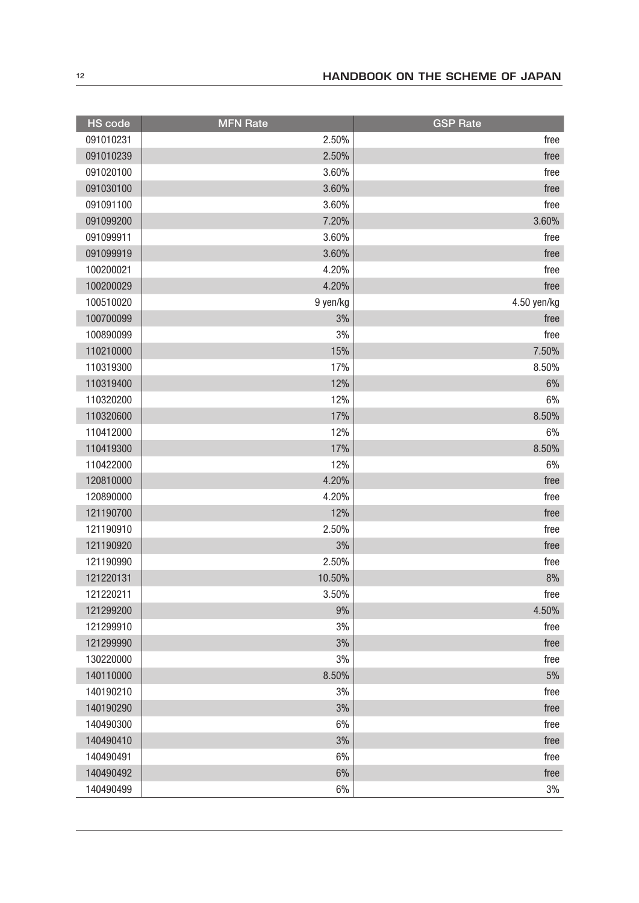| HS code | MFN Rate | GSP Rate |
|---|---|---|
| 091010231 | 2.50% | free |
| 091010239 | 2.50% | free |
| 091020100 | 3.60% | free |
| 091030100 | 3.60% | free |
| 091091100 | 3.60% | free |
| 091099200 | 7.20% | 3.60% |
| 091099911 | 3.60% | free |
| 091099919 | 3.60% | free |
| 100200021 | 4.20% | free |
| 100200029 | 4.20% | free |
| 100510020 | 9 yen/kg | 4.50 yen/kg |
| 100700099 | 3% | free |
| 100890099 | 3% | free |
| 110210000 | 15% | 7.50% |
| 110319300 | 17% | 8.50% |
| 110319400 | 12% | 6% |
| 110320200 | 12% | 6% |
| 110320600 | 17% | 8.50% |
| 110412000 | 12% | 6% |
| 110419300 | 17% | 8.50% |
| 110422000 | 12% | 6% |
| 120810000 | 4.20% | free |
| 120890000 | 4.20% | free |
| 121190700 | 12% | free |
| 121190910 | 2.50% | free |
| 121190920 | 3% | free |
| 121190990 | 2.50% | free |
| 121220131 | 10.50% | 8% |
| 121220211 | 3.50% | free |
| 121299200 | 9% | 4.50% |
| 121299910 | 3% | free |
| 121299990 | 3% | free |
| 130220000 | 3% | free |
| 140110000 | 8.50% | 5% |
| 140190210 | 3% | free |
| 140190290 | 3% | free |
| 140490300 | 6% | free |
| 140490410 | 3% | free |
| 140490491 | 6% | free |
| 140490492 | 6% | free |
| 140490499 | 6% | 3% |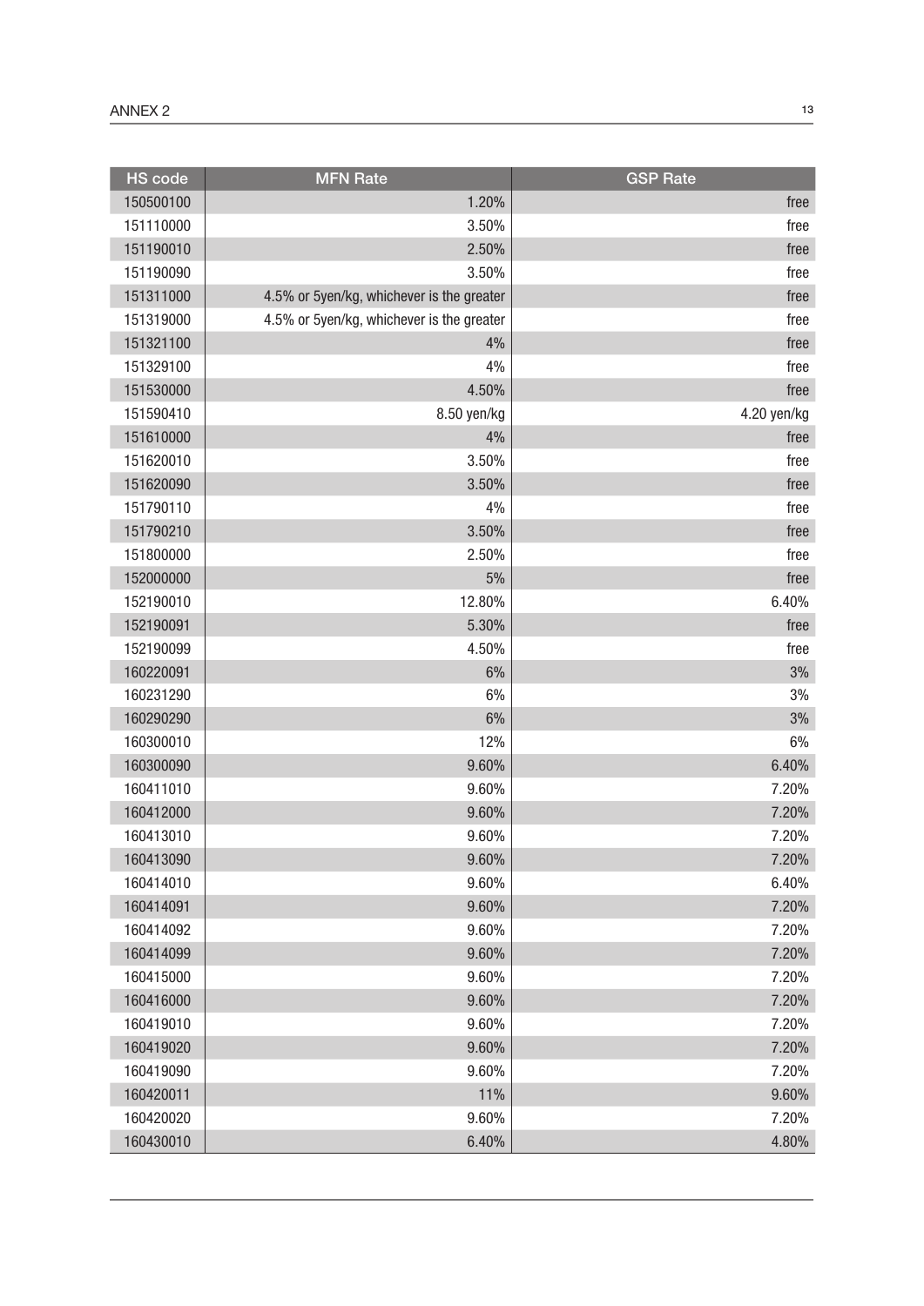| HS code | MFN Rate | GSP Rate |
|---|---|---|
| 150500100 | 1.20% | free |
| 151110000 | 3.50% | free |
| 151190010 | 2.50% | free |
| 151190090 | 3.50% | free |
| 151311000 | 4.5% or 5yen/kg, whichever is the greater | free |
| 151319000 | 4.5% or 5yen/kg, whichever is the greater | free |
| 151321100 | 4% | free |
| 151329100 | 4% | free |
| 151530000 | 4.50% | free |
| 151590410 | 8.50 yen/kg | 4.20 yen/kg |
| 151610000 | 4% | free |
| 151620010 | 3.50% | free |
| 151620090 | 3.50% | free |
| 151790110 | 4% | free |
| 151790210 | 3.50% | free |
| 151800000 | 2.50% | free |
| 152000000 | 5% | free |
| 152190010 | 12.80% | 6.40% |
| 152190091 | 5.30% | free |
| 152190099 | 4.50% | free |
| 160220091 | 6% | 3% |
| 160231290 | 6% | 3% |
| 160290290 | 6% | 3% |
| 160300010 | 12% | 6% |
| 160300090 | 9.60% | 6.40% |
| 160411010 | 9.60% | 7.20% |
| 160412000 | 9.60% | 7.20% |
| 160413010 | 9.60% | 7.20% |
| 160413090 | 9.60% | 7.20% |
| 160414010 | 9.60% | 6.40% |
| 160414091 | 9.60% | 7.20% |
| 160414092 | 9.60% | 7.20% |
| 160414099 | 9.60% | 7.20% |
| 160415000 | 9.60% | 7.20% |
| 160416000 | 9.60% | 7.20% |
| 160419010 | 9.60% | 7.20% |
| 160419020 | 9.60% | 7.20% |
| 160419090 | 9.60% | 7.20% |
| 160420011 | 11% | 9.60% |
| 160420020 | 9.60% | 7.20% |
| 160430010 | 6.40% | 4.80% |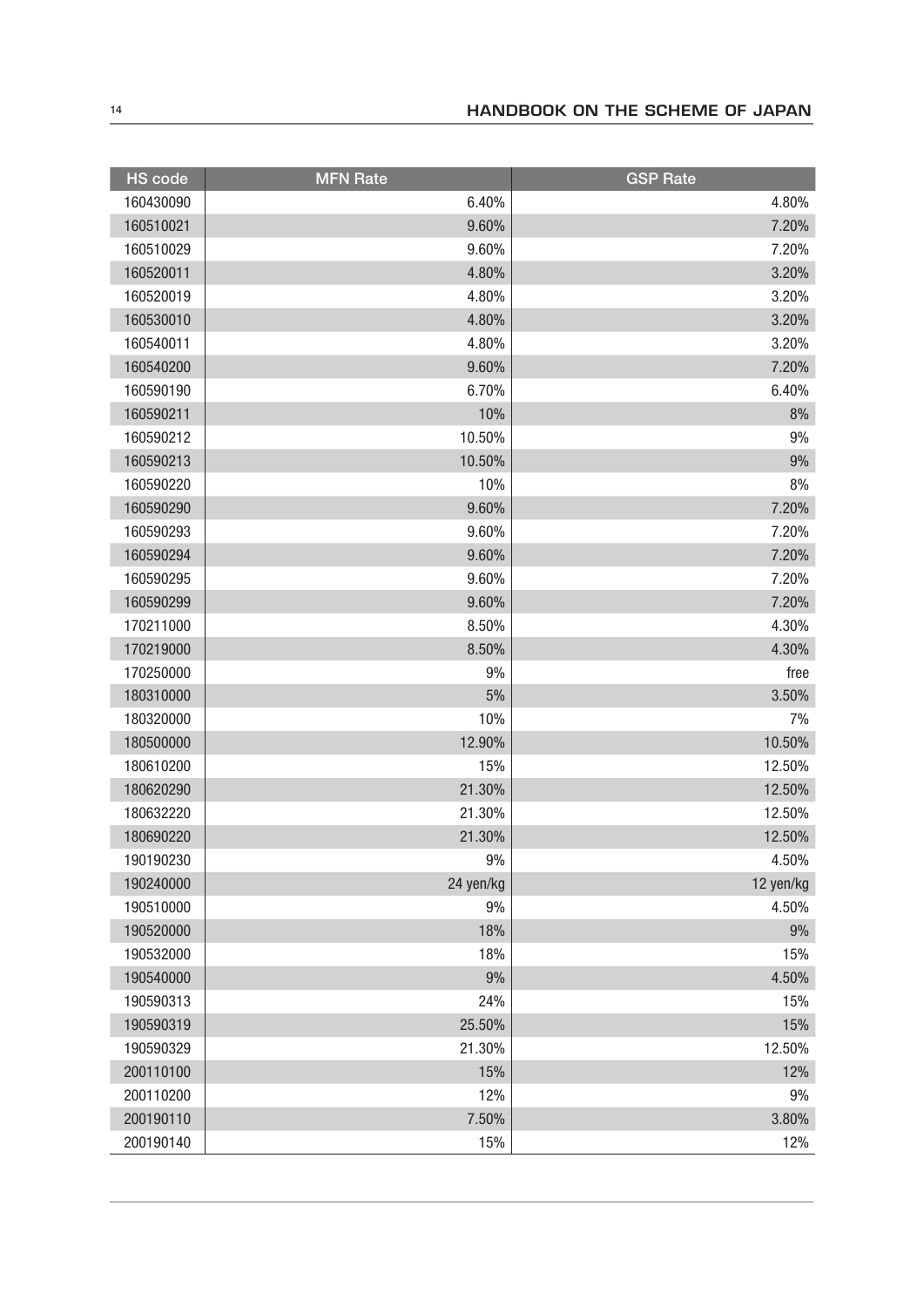| HS code | MFN Rate | GSP Rate |
|---|---|---|
| 160430090 | 6.40% | 4.80% |
| 160510021 | 9.60% | 7.20% |
| 160510029 | 9.60% | 7.20% |
| 160520011 | 4.80% | 3.20% |
| 160520019 | 4.80% | 3.20% |
| 160530010 | 4.80% | 3.20% |
| 160540011 | 4.80% | 3.20% |
| 160540200 | 9.60% | 7.20% |
| 160590190 | 6.70% | 6.40% |
| 160590211 | 10% | 8% |
| 160590212 | 10.50% | 9% |
| 160590213 | 10.50% | 9% |
| 160590220 | 10% | 8% |
| 160590290 | 9.60% | 7.20% |
| 160590293 | 9.60% | 7.20% |
| 160590294 | 9.60% | 7.20% |
| 160590295 | 9.60% | 7.20% |
| 160590299 | 9.60% | 7.20% |
| 170211000 | 8.50% | 4.30% |
| 170219000 | 8.50% | 4.30% |
| 170250000 | 9% | free |
| 180310000 | 5% | 3.50% |
| 180320000 | 10% | 7% |
| 180500000 | 12.90% | 10.50% |
| 180610200 | 15% | 12.50% |
| 180620290 | 21.30% | 12.50% |
| 180632220 | 21.30% | 12.50% |
| 180690220 | 21.30% | 12.50% |
| 190190230 | 9% | 4.50% |
| 190240000 | 24 yen/kg | 12 yen/kg |
| 190510000 | 9% | 4.50% |
| 190520000 | 18% | 9% |
| 190532000 | 18% | 15% |
| 190540000 | 9% | 4.50% |
| 190590313 | 24% | 15% |
| 190590319 | 25.50% | 15% |
| 190590329 | 21.30% | 12.50% |
| 200110100 | 15% | 12% |
| 200110200 | 12% | 9% |
| 200190110 | 7.50% | 3.80% |
| 200190140 | 15% | 12% |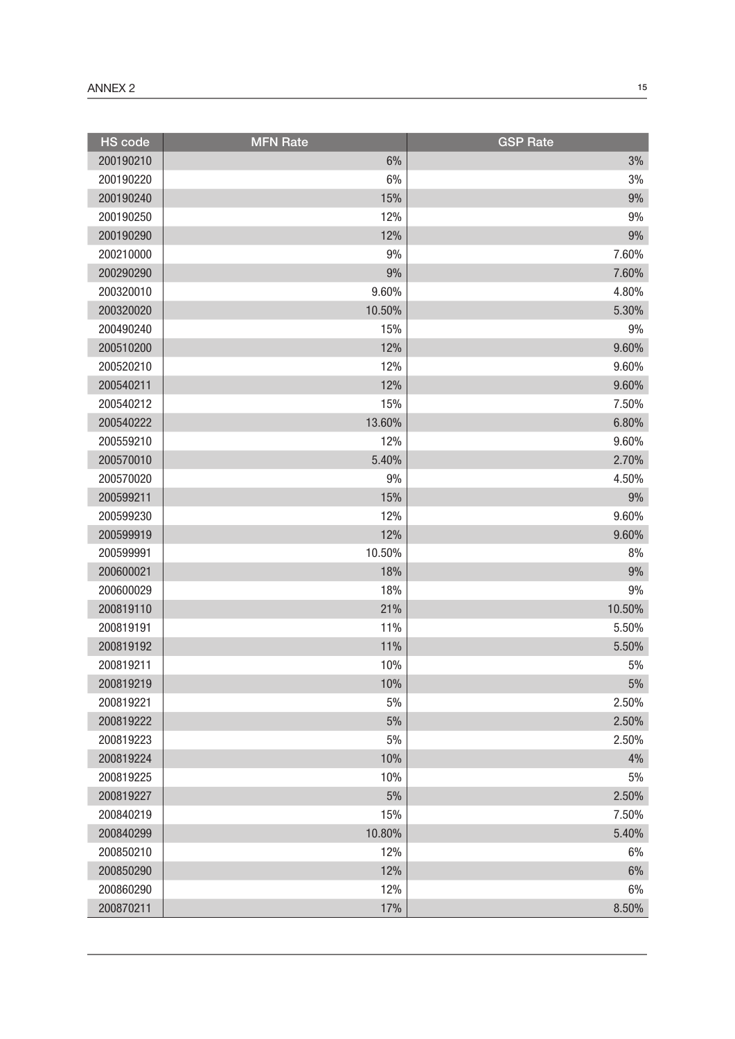| HS code | MFN Rate | GSP Rate |
|---|---|---|
| 200190210 | 6% | 3% |
| 200190220 | 6% | 3% |
| 200190240 | 15% | 9% |
| 200190250 | 12% | 9% |
| 200190290 | 12% | 9% |
| 200210000 | 9% | 7.60% |
| 200290290 | 9% | 7.60% |
| 200320010 | 9.60% | 4.80% |
| 200320020 | 10.50% | 5.30% |
| 200490240 | 15% | 9% |
| 200510200 | 12% | 9.60% |
| 200520210 | 12% | 9.60% |
| 200540211 | 12% | 9.60% |
| 200540212 | 15% | 7.50% |
| 200540222 | 13.60% | 6.80% |
| 200559210 | 12% | 9.60% |
| 200570010 | 5.40% | 2.70% |
| 200570020 | 9% | 4.50% |
| 200599211 | 15% | 9% |
| 200599230 | 12% | 9.60% |
| 200599919 | 12% | 9.60% |
| 200599991 | 10.50% | 8% |
| 200600021 | 18% | 9% |
| 200600029 | 18% | 9% |
| 200819110 | 21% | 10.50% |
| 200819191 | 11% | 5.50% |
| 200819192 | 11% | 5.50% |
| 200819211 | 10% | 5% |
| 200819219 | 10% | 5% |
| 200819221 | 5% | 2.50% |
| 200819222 | 5% | 2.50% |
| 200819223 | 5% | 2.50% |
| 200819224 | 10% | 4% |
| 200819225 | 10% | 5% |
| 200819227 | 5% | 2.50% |
| 200840219 | 15% | 7.50% |
| 200840299 | 10.80% | 5.40% |
| 200850210 | 12% | 6% |
| 200850290 | 12% | 6% |
| 200860290 | 12% | 6% |
| 200870211 | 17% | 8.50% |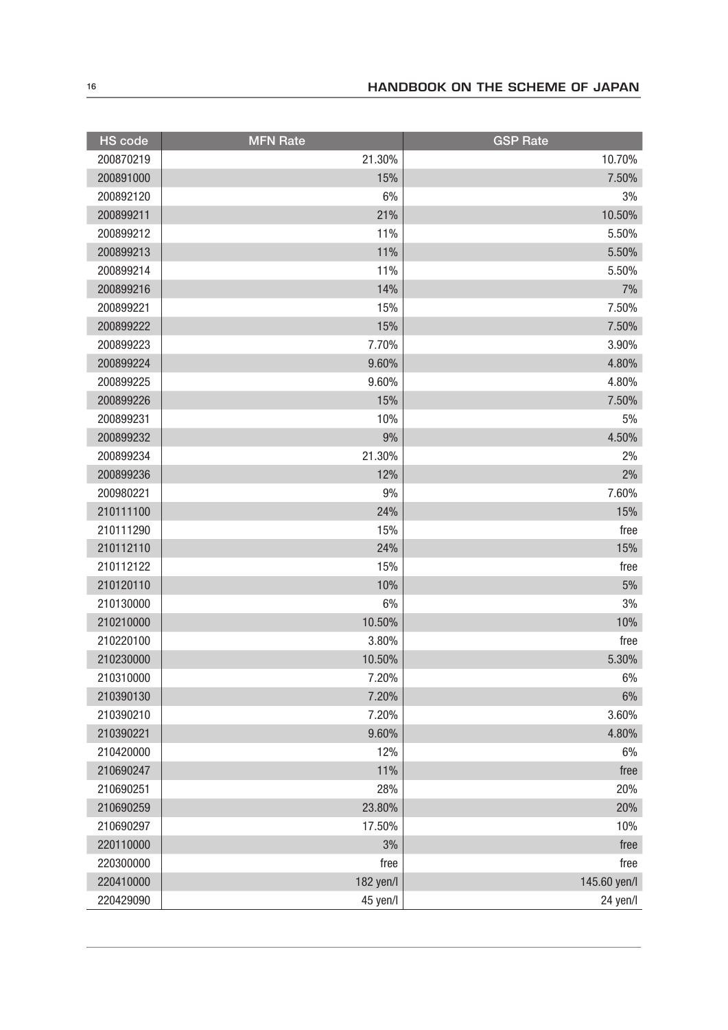| HS code | MFN Rate | GSP Rate |
|---|---|---|
| 200870219 | 21.30% | 10.70% |
| 200891000 | 15% | 7.50% |
| 200892120 | 6% | 3% |
| 200899211 | 21% | 10.50% |
| 200899212 | 11% | 5.50% |
| 200899213 | 11% | 5.50% |
| 200899214 | 11% | 5.50% |
| 200899216 | 14% | 7% |
| 200899221 | 15% | 7.50% |
| 200899222 | 15% | 7.50% |
| 200899223 | 7.70% | 3.90% |
| 200899224 | 9.60% | 4.80% |
| 200899225 | 9.60% | 4.80% |
| 200899226 | 15% | 7.50% |
| 200899231 | 10% | 5% |
| 200899232 | 9% | 4.50% |
| 200899234 | 21.30% | 2% |
| 200899236 | 12% | 2% |
| 200980221 | 9% | 7.60% |
| 210111100 | 24% | 15% |
| 210111290 | 15% | free |
| 210112110 | 24% | 15% |
| 210112122 | 15% | free |
| 210120110 | 10% | 5% |
| 210130000 | 6% | 3% |
| 210210000 | 10.50% | 10% |
| 210220100 | 3.80% | free |
| 210230000 | 10.50% | 5.30% |
| 210310000 | 7.20% | 6% |
| 210390130 | 7.20% | 6% |
| 210390210 | 7.20% | 3.60% |
| 210390221 | 9.60% | 4.80% |
| 210420000 | 12% | 6% |
| 210690247 | 11% | free |
| 210690251 | 28% | 20% |
| 210690259 | 23.80% | 20% |
| 210690297 | 17.50% | 10% |
| 220110000 | 3% | free |
| 220300000 | free | free |
| 220410000 | 182 yen/l | 145.60 yen/l |
| 220429090 | 45 yen/l | 24 yen/l |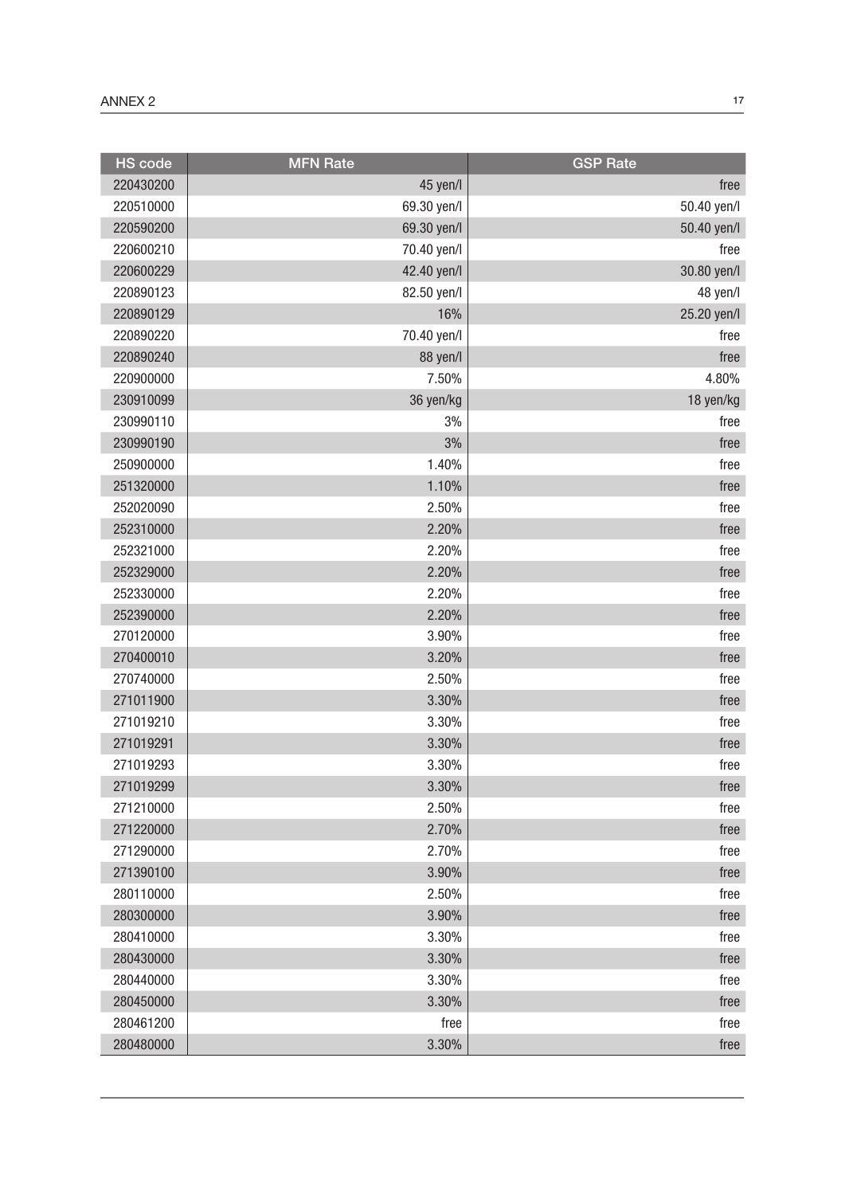| HS code | MFN Rate | GSP Rate |
|---|---|---|
| 220430200 | 45 yen/l | free |
| 220510000 | 69.30 yen/l | 50.40 yen/l |
| 220590200 | 69.30 yen/l | 50.40 yen/l |
| 220600210 | 70.40 yen/l | free |
| 220600229 | 42.40 yen/l | 30.80 yen/l |
| 220890123 | 82.50 yen/l | 48 yen/l |
| 220890129 | 16% | 25.20 yen/l |
| 220890220 | 70.40 yen/l | free |
| 220890240 | 88 yen/l | free |
| 220900000 | 7.50% | 4.80% |
| 230910099 | 36 yen/kg | 18 yen/kg |
| 230990110 | 3% | free |
| 230990190 | 3% | free |
| 250900000 | 1.40% | free |
| 251320000 | 1.10% | free |
| 252020090 | 2.50% | free |
| 252310000 | 2.20% | free |
| 252321000 | 2.20% | free |
| 252329000 | 2.20% | free |
| 252330000 | 2.20% | free |
| 252390000 | 2.20% | free |
| 270120000 | 3.90% | free |
| 270400010 | 3.20% | free |
| 270740000 | 2.50% | free |
| 271011900 | 3.30% | free |
| 271019210 | 3.30% | free |
| 271019291 | 3.30% | free |
| 271019293 | 3.30% | free |
| 271019299 | 3.30% | free |
| 271210000 | 2.50% | free |
| 271220000 | 2.70% | free |
| 271290000 | 2.70% | free |
| 271390100 | 3.90% | free |
| 280110000 | 2.50% | free |
| 280300000 | 3.90% | free |
| 280410000 | 3.30% | free |
| 280430000 | 3.30% | free |
| 280440000 | 3.30% | free |
| 280450000 | 3.30% | free |
| 280461200 | free | free |
| 280480000 | 3.30% | free |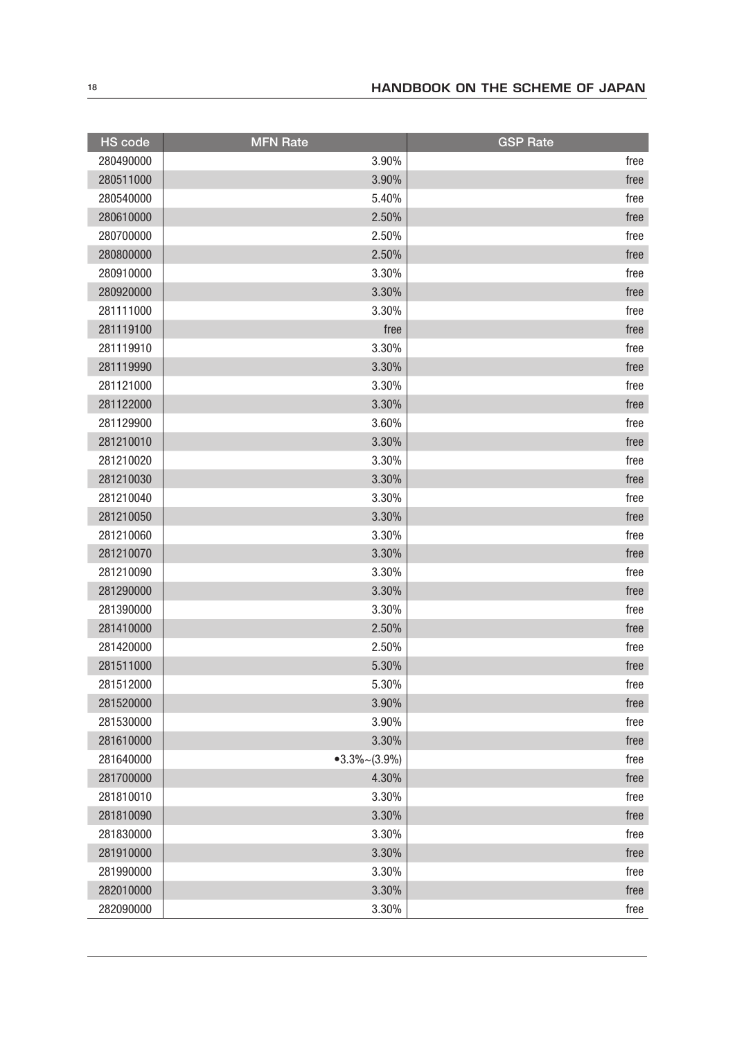| HS code | MFN Rate | GSP Rate |
|---|---|---|
| 280490000 | 3.90% | free |
| 280511000 | 3.90% | free |
| 280540000 | 5.40% | free |
| 280610000 | 2.50% | free |
| 280700000 | 2.50% | free |
| 280800000 | 2.50% | free |
| 280910000 | 3.30% | free |
| 280920000 | 3.30% | free |
| 281111000 | 3.30% | free |
| 281119100 | free | free |
| 281119910 | 3.30% | free |
| 281119990 | 3.30% | free |
| 281121000 | 3.30% | free |
| 281122000 | 3.30% | free |
| 281129900 | 3.60% | free |
| 281210010 | 3.30% | free |
| 281210020 | 3.30% | free |
| 281210030 | 3.30% | free |
| 281210040 | 3.30% | free |
| 281210050 | 3.30% | free |
| 281210060 | 3.30% | free |
| 281210070 | 3.30% | free |
| 281210090 | 3.30% | free |
| 281290000 | 3.30% | free |
| 281390000 | 3.30% | free |
| 281410000 | 2.50% | free |
| 281420000 | 2.50% | free |
| 281511000 | 5.30% | free |
| 281512000 | 5.30% | free |
| 281520000 | 3.90% | free |
| 281530000 | 3.90% | free |
| 281610000 | 3.30% | free |
| 281640000 | •3.3%~(3.9%) | free |
| 281700000 | 4.30% | free |
| 281810010 | 3.30% | free |
| 281810090 | 3.30% | free |
| 281830000 | 3.30% | free |
| 281910000 | 3.30% | free |
| 281990000 | 3.30% | free |
| 282010000 | 3.30% | free |
| 282090000 | 3.30% | free |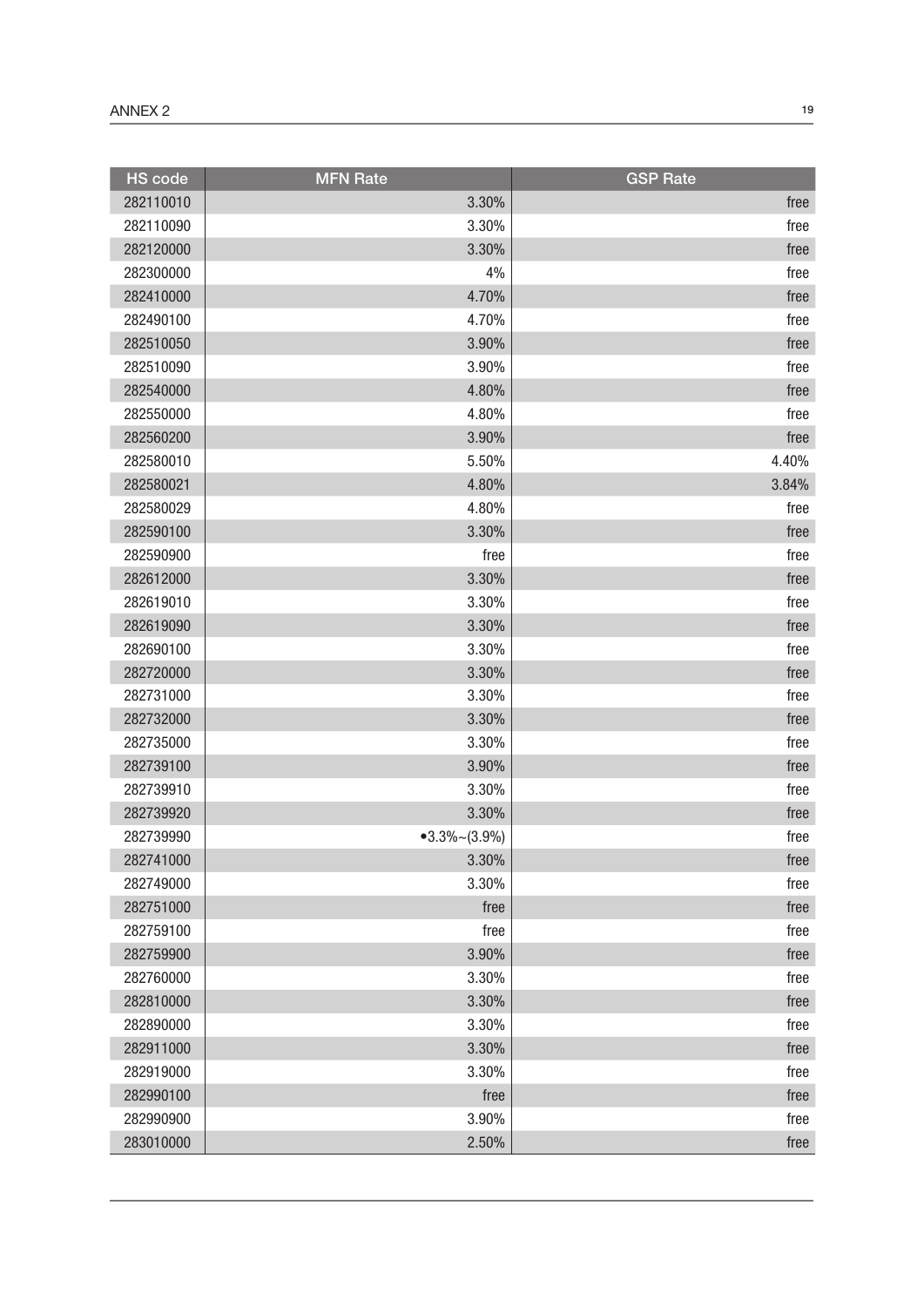| HS code | MFN Rate | GSP Rate |
|---|---|---|
| 282110010 | 3.30% | free |
| 282110090 | 3.30% | free |
| 282120000 | 3.30% | free |
| 282300000 | 4% | free |
| 282410000 | 4.70% | free |
| 282490100 | 4.70% | free |
| 282510050 | 3.90% | free |
| 282510090 | 3.90% | free |
| 282540000 | 4.80% | free |
| 282550000 | 4.80% | free |
| 282560200 | 3.90% | free |
| 282580010 | 5.50% | 4.40% |
| 282580021 | 4.80% | 3.84% |
| 282580029 | 4.80% | free |
| 282590100 | 3.30% | free |
| 282590900 | free | free |
| 282612000 | 3.30% | free |
| 282619010 | 3.30% | free |
| 282619090 | 3.30% | free |
| 282690100 | 3.30% | free |
| 282720000 | 3.30% | free |
| 282731000 | 3.30% | free |
| 282732000 | 3.30% | free |
| 282735000 | 3.30% | free |
| 282739100 | 3.90% | free |
| 282739910 | 3.30% | free |
| 282739920 | 3.30% | free |
| 282739990 | •3.3%~(3.9%) | free |
| 282741000 | 3.30% | free |
| 282749000 | 3.30% | free |
| 282751000 | free | free |
| 282759100 | free | free |
| 282759900 | 3.90% | free |
| 282760000 | 3.30% | free |
| 282810000 | 3.30% | free |
| 282890000 | 3.30% | free |
| 282911000 | 3.30% | free |
| 282919000 | 3.30% | free |
| 282990100 | free | free |
| 282990900 | 3.90% | free |
| 283010000 | 2.50% | free |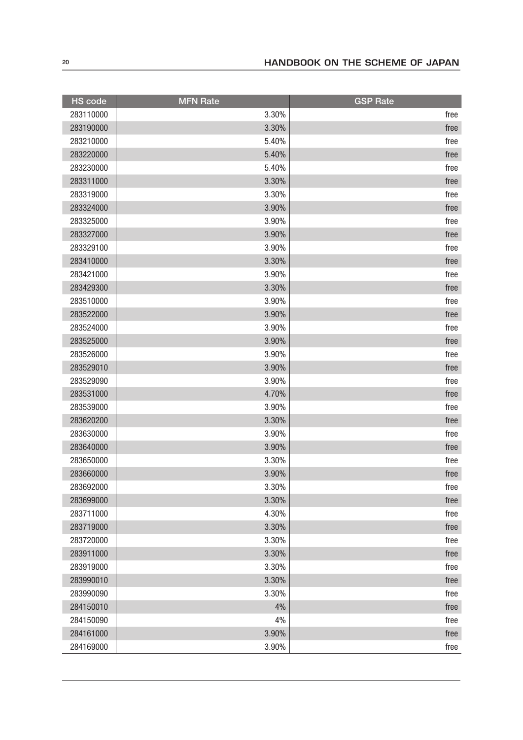| HS code | MFN Rate | GSP Rate |
|---|---|---|
| 283110000 | 3.30% | free |
| 283190000 | 3.30% | free |
| 283210000 | 5.40% | free |
| 283220000 | 5.40% | free |
| 283230000 | 5.40% | free |
| 283311000 | 3.30% | free |
| 283319000 | 3.30% | free |
| 283324000 | 3.90% | free |
| 283325000 | 3.90% | free |
| 283327000 | 3.90% | free |
| 283329100 | 3.90% | free |
| 283410000 | 3.30% | free |
| 283421000 | 3.90% | free |
| 283429300 | 3.30% | free |
| 283510000 | 3.90% | free |
| 283522000 | 3.90% | free |
| 283524000 | 3.90% | free |
| 283525000 | 3.90% | free |
| 283526000 | 3.90% | free |
| 283529010 | 3.90% | free |
| 283529090 | 3.90% | free |
| 283531000 | 4.70% | free |
| 283539000 | 3.90% | free |
| 283620200 | 3.30% | free |
| 283630000 | 3.90% | free |
| 283640000 | 3.90% | free |
| 283650000 | 3.30% | free |
| 283660000 | 3.90% | free |
| 283692000 | 3.30% | free |
| 283699000 | 3.30% | free |
| 283711000 | 4.30% | free |
| 283719000 | 3.30% | free |
| 283720000 | 3.30% | free |
| 283911000 | 3.30% | free |
| 283919000 | 3.30% | free |
| 283990010 | 3.30% | free |
| 283990090 | 3.30% | free |
| 284150010 | 4% | free |
| 284150090 | 4% | free |
| 284161000 | 3.90% | free |
| 284169000 | 3.90% | free |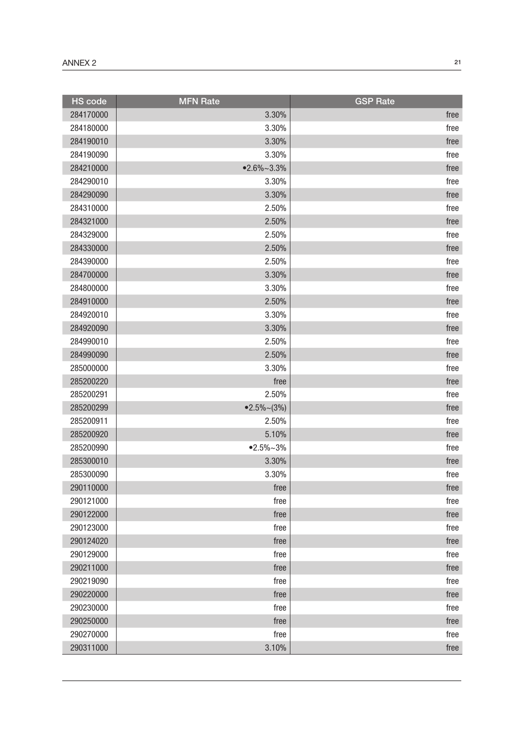| HS code | MFN Rate | GSP Rate |
|---|---|---|
| 284170000 | 3.30% | free |
| 284180000 | 3.30% | free |
| 284190010 | 3.30% | free |
| 284190090 | 3.30% | free |
| 284210000 | •2.6%~3.3% | free |
| 284290010 | 3.30% | free |
| 284290090 | 3.30% | free |
| 284310000 | 2.50% | free |
| 284321000 | 2.50% | free |
| 284329000 | 2.50% | free |
| 284330000 | 2.50% | free |
| 284390000 | 2.50% | free |
| 284700000 | 3.30% | free |
| 284800000 | 3.30% | free |
| 284910000 | 2.50% | free |
| 284920010 | 3.30% | free |
| 284920090 | 3.30% | free |
| 284990010 | 2.50% | free |
| 284990090 | 2.50% | free |
| 285000000 | 3.30% | free |
| 285200220 | free | free |
| 285200291 | 2.50% | free |
| 285200299 | •2.5%~(3%) | free |
| 285200911 | 2.50% | free |
| 285200920 | 5.10% | free |
| 285200990 | •2.5%~3% | free |
| 285300010 | 3.30% | free |
| 285300090 | 3.30% | free |
| 290110000 | free | free |
| 290121000 | free | free |
| 290122000 | free | free |
| 290123000 | free | free |
| 290124020 | free | free |
| 290129000 | free | free |
| 290211000 | free | free |
| 290219090 | free | free |
| 290220000 | free | free |
| 290230000 | free | free |
| 290250000 | free | free |
| 290270000 | free | free |
| 290311000 | 3.10% | free |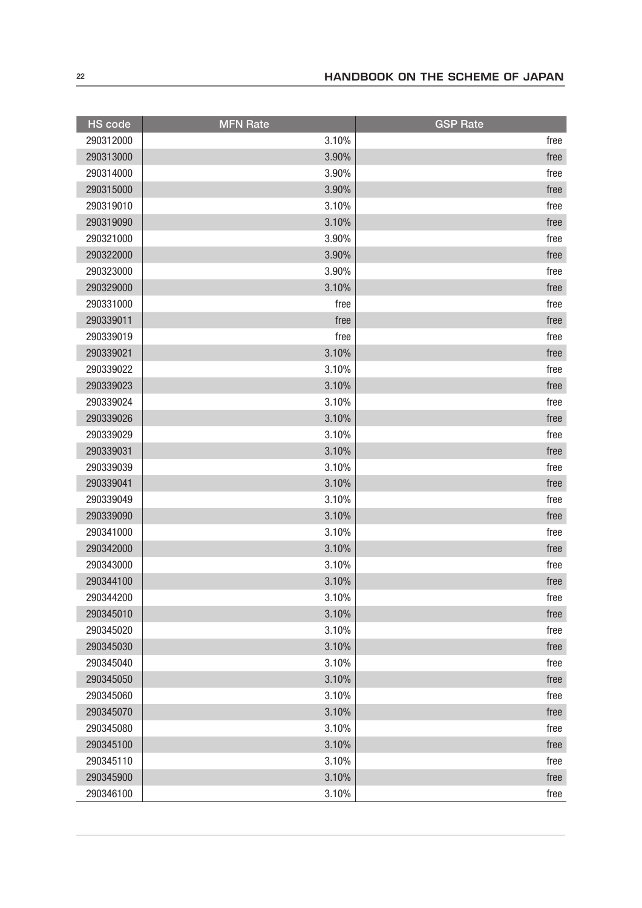| HS code | MFN Rate | GSP Rate |
|---|---|---|
| 290312000 | 3.10% | free |
| 290313000 | 3.90% | free |
| 290314000 | 3.90% | free |
| 290315000 | 3.90% | free |
| 290319010 | 3.10% | free |
| 290319090 | 3.10% | free |
| 290321000 | 3.90% | free |
| 290322000 | 3.90% | free |
| 290323000 | 3.90% | free |
| 290329000 | 3.10% | free |
| 290331000 | free | free |
| 290339011 | free | free |
| 290339019 | free | free |
| 290339021 | 3.10% | free |
| 290339022 | 3.10% | free |
| 290339023 | 3.10% | free |
| 290339024 | 3.10% | free |
| 290339026 | 3.10% | free |
| 290339029 | 3.10% | free |
| 290339031 | 3.10% | free |
| 290339039 | 3.10% | free |
| 290339041 | 3.10% | free |
| 290339049 | 3.10% | free |
| 290339090 | 3.10% | free |
| 290341000 | 3.10% | free |
| 290342000 | 3.10% | free |
| 290343000 | 3.10% | free |
| 290344100 | 3.10% | free |
| 290344200 | 3.10% | free |
| 290345010 | 3.10% | free |
| 290345020 | 3.10% | free |
| 290345030 | 3.10% | free |
| 290345040 | 3.10% | free |
| 290345050 | 3.10% | free |
| 290345060 | 3.10% | free |
| 290345070 | 3.10% | free |
| 290345080 | 3.10% | free |
| 290345100 | 3.10% | free |
| 290345110 | 3.10% | free |
| 290345900 | 3.10% | free |
| 290346100 | 3.10% | free |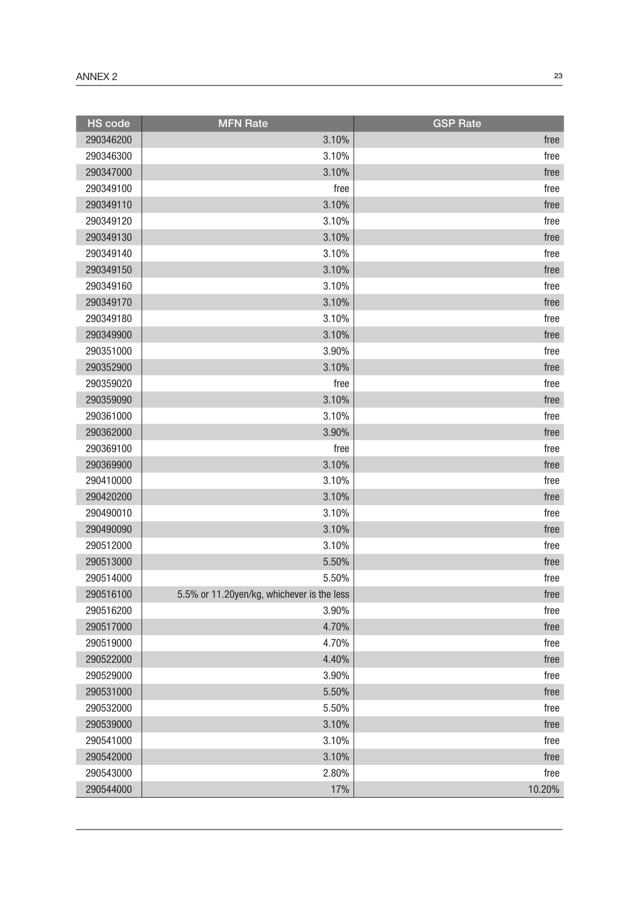| HS code | MFN Rate | GSP Rate |
|---|---|---|
| 290346200 | 3.10% | free |
| 290346300 | 3.10% | free |
| 290347000 | 3.10% | free |
| 290349100 | free | free |
| 290349110 | 3.10% | free |
| 290349120 | 3.10% | free |
| 290349130 | 3.10% | free |
| 290349140 | 3.10% | free |
| 290349150 | 3.10% | free |
| 290349160 | 3.10% | free |
| 290349170 | 3.10% | free |
| 290349180 | 3.10% | free |
| 290349900 | 3.10% | free |
| 290351000 | 3.90% | free |
| 290352900 | 3.10% | free |
| 290359020 | free | free |
| 290359090 | 3.10% | free |
| 290361000 | 3.10% | free |
| 290362000 | 3.90% | free |
| 290369100 | free | free |
| 290369900 | 3.10% | free |
| 290410000 | 3.10% | free |
| 290420200 | 3.10% | free |
| 290490010 | 3.10% | free |
| 290490090 | 3.10% | free |
| 290512000 | 3.10% | free |
| 290513000 | 5.50% | free |
| 290514000 | 5.50% | free |
| 290516100 | 5.5% or 11.20yen/kg, whichever is the less | free |
| 290516200 | 3.90% | free |
| 290517000 | 4.70% | free |
| 290519000 | 4.70% | free |
| 290522000 | 4.40% | free |
| 290529000 | 3.90% | free |
| 290531000 | 5.50% | free |
| 290532000 | 5.50% | free |
| 290539000 | 3.10% | free |
| 290541000 | 3.10% | free |
| 290542000 | 3.10% | free |
| 290543000 | 2.80% | free |
| 290544000 | 17% | 10.20% |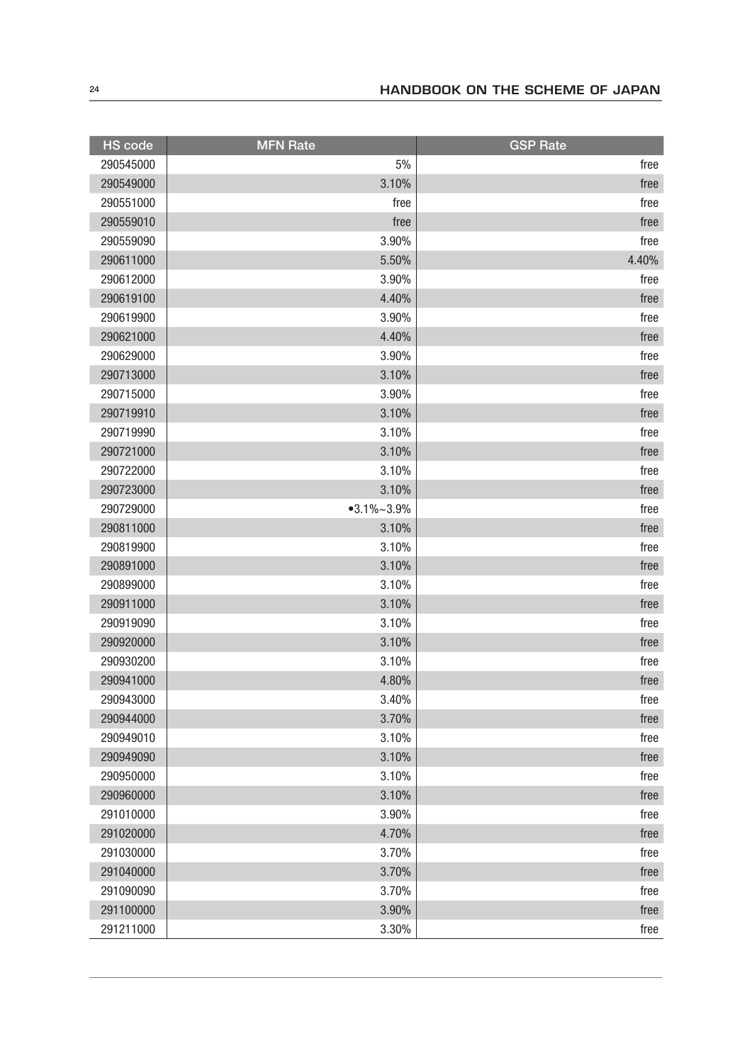| HS code | MFN Rate | GSP Rate |
|---|---|---|
| 290545000 | 5% | free |
| 290549000 | 3.10% | free |
| 290551000 | free | free |
| 290559010 | free | free |
| 290559090 | 3.90% | free |
| 290611000 | 5.50% | 4.40% |
| 290612000 | 3.90% | free |
| 290619100 | 4.40% | free |
| 290619900 | 3.90% | free |
| 290621000 | 4.40% | free |
| 290629000 | 3.90% | free |
| 290713000 | 3.10% | free |
| 290715000 | 3.90% | free |
| 290719910 | 3.10% | free |
| 290719990 | 3.10% | free |
| 290721000 | 3.10% | free |
| 290722000 | 3.10% | free |
| 290723000 | 3.10% | free |
| 290729000 | •3.1%~3.9% | free |
| 290811000 | 3.10% | free |
| 290819900 | 3.10% | free |
| 290891000 | 3.10% | free |
| 290899000 | 3.10% | free |
| 290911000 | 3.10% | free |
| 290919090 | 3.10% | free |
| 290920000 | 3.10% | free |
| 290930200 | 3.10% | free |
| 290941000 | 4.80% | free |
| 290943000 | 3.40% | free |
| 290944000 | 3.70% | free |
| 290949010 | 3.10% | free |
| 290949090 | 3.10% | free |
| 290950000 | 3.10% | free |
| 290960000 | 3.10% | free |
| 291010000 | 3.90% | free |
| 291020000 | 4.70% | free |
| 291030000 | 3.70% | free |
| 291040000 | 3.70% | free |
| 291090090 | 3.70% | free |
| 291100000 | 3.90% | free |
| 291211000 | 3.30% | free |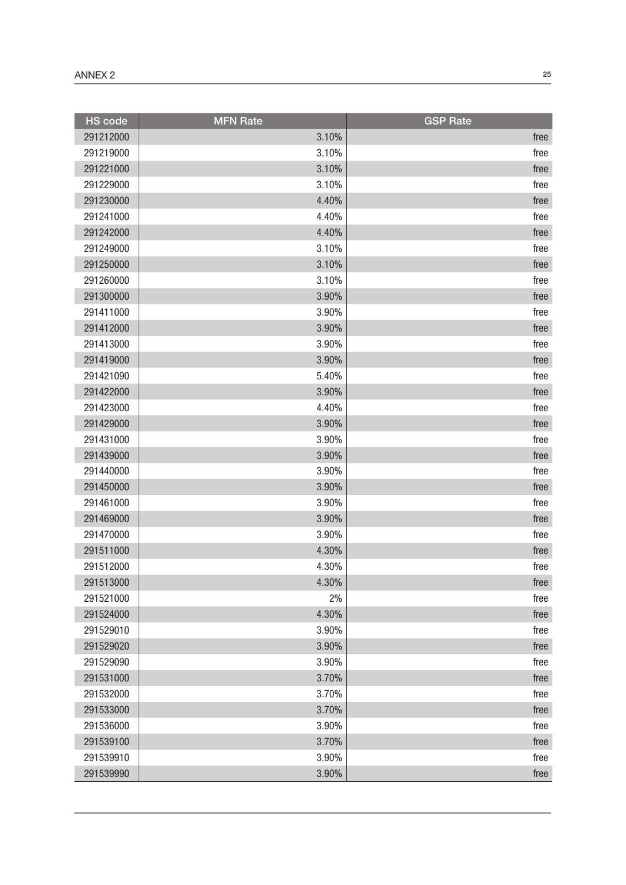| HS code | MFN Rate | GSP Rate |
|---|---|---|
| 291212000 | 3.10% | free |
| 291219000 | 3.10% | free |
| 291221000 | 3.10% | free |
| 291229000 | 3.10% | free |
| 291230000 | 4.40% | free |
| 291241000 | 4.40% | free |
| 291242000 | 4.40% | free |
| 291249000 | 3.10% | free |
| 291250000 | 3.10% | free |
| 291260000 | 3.10% | free |
| 291300000 | 3.90% | free |
| 291411000 | 3.90% | free |
| 291412000 | 3.90% | free |
| 291413000 | 3.90% | free |
| 291419000 | 3.90% | free |
| 291421090 | 5.40% | free |
| 291422000 | 3.90% | free |
| 291423000 | 4.40% | free |
| 291429000 | 3.90% | free |
| 291431000 | 3.90% | free |
| 291439000 | 3.90% | free |
| 291440000 | 3.90% | free |
| 291450000 | 3.90% | free |
| 291461000 | 3.90% | free |
| 291469000 | 3.90% | free |
| 291470000 | 3.90% | free |
| 291511000 | 4.30% | free |
| 291512000 | 4.30% | free |
| 291513000 | 4.30% | free |
| 291521000 | 2% | free |
| 291524000 | 4.30% | free |
| 291529010 | 3.90% | free |
| 291529020 | 3.90% | free |
| 291529090 | 3.90% | free |
| 291531000 | 3.70% | free |
| 291532000 | 3.70% | free |
| 291533000 | 3.70% | free |
| 291536000 | 3.90% | free |
| 291539100 | 3.70% | free |
| 291539910 | 3.90% | free |
| 291539990 | 3.90% | free |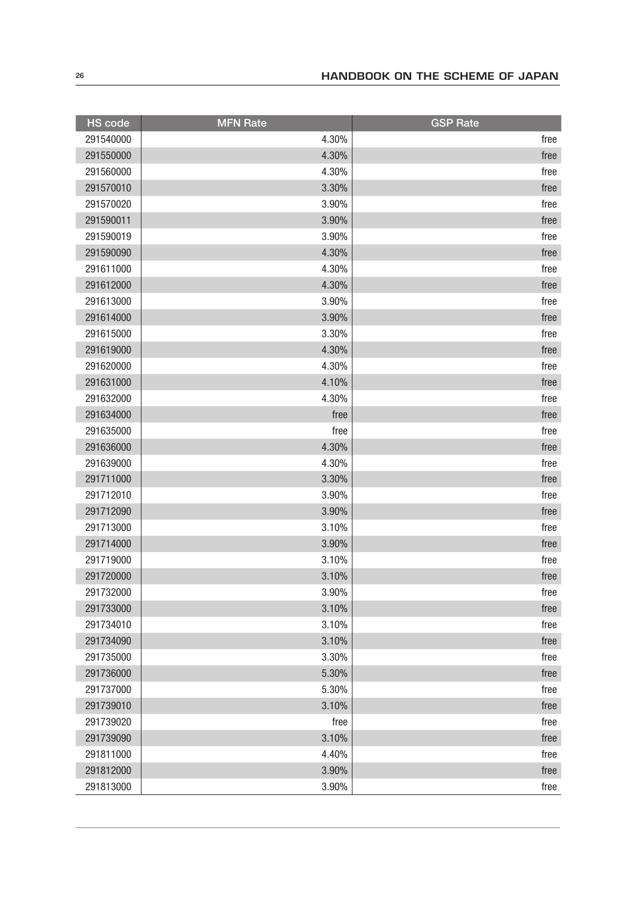| HS code | MFN Rate | GSP Rate |
| --- | --- | --- |
| 291540000 | 4.30% | free |
| 291550000 | 4.30% | free |
| 291560000 | 4.30% | free |
| 291570010 | 3.30% | free |
| 291570020 | 3.90% | free |
| 291590011 | 3.90% | free |
| 291590019 | 3.90% | free |
| 291590090 | 4.30% | free |
| 291611000 | 4.30% | free |
| 291612000 | 4.30% | free |
| 291613000 | 3.90% | free |
| 291614000 | 3.90% | free |
| 291615000 | 3.30% | free |
| 291619000 | 4.30% | free |
| 291620000 | 4.30% | free |
| 291631000 | 4.10% | free |
| 291632000 | 4.30% | free |
| 291634000 | free | free |
| 291635000 | free | free |
| 291636000 | 4.30% | free |
| 291639000 | 4.30% | free |
| 291711000 | 3.30% | free |
| 291712010 | 3.90% | free |
| 291712090 | 3.90% | free |
| 291713000 | 3.10% | free |
| 291714000 | 3.90% | free |
| 291719000 | 3.10% | free |
| 291720000 | 3.10% | free |
| 291732000 | 3.90% | free |
| 291733000 | 3.10% | free |
| 291734010 | 3.10% | free |
| 291734090 | 3.10% | free |
| 291735000 | 3.30% | free |
| 291736000 | 5.30% | free |
| 291737000 | 5.30% | free |
| 291739010 | 3.10% | free |
| 291739020 | free | free |
| 291739090 | 3.10% | free |
| 291811000 | 4.40% | free |
| 291812000 | 3.90% | free |
| 291813000 | 3.90% | free |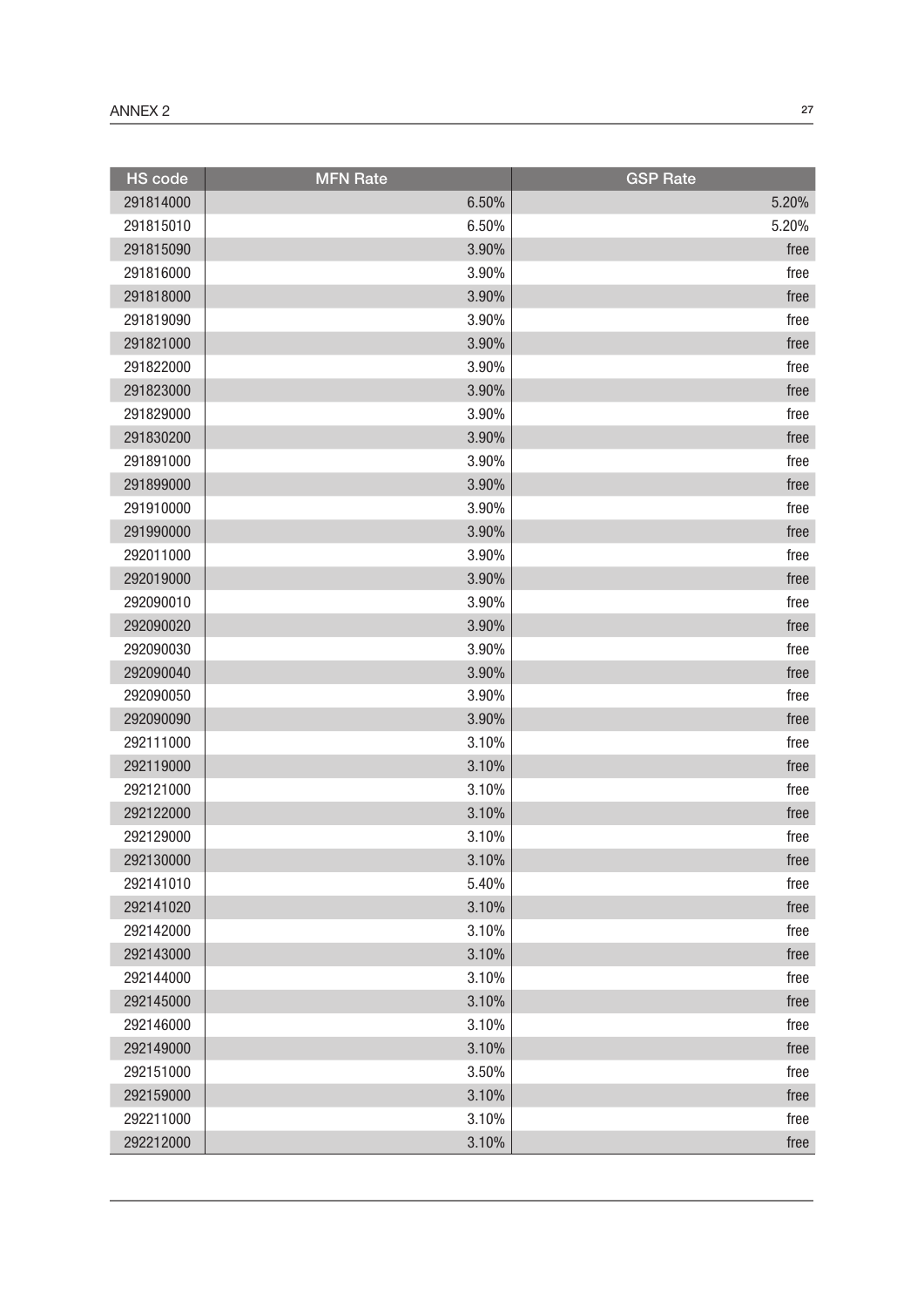| HS code | MFN Rate | GSP Rate |
|---|---|---|
| 291814000 | 6.50% | 5.20% |
| 291815010 | 6.50% | 5.20% |
| 291815090 | 3.90% | free |
| 291816000 | 3.90% | free |
| 291818000 | 3.90% | free |
| 291819090 | 3.90% | free |
| 291821000 | 3.90% | free |
| 291822000 | 3.90% | free |
| 291823000 | 3.90% | free |
| 291829000 | 3.90% | free |
| 291830200 | 3.90% | free |
| 291891000 | 3.90% | free |
| 291899000 | 3.90% | free |
| 291910000 | 3.90% | free |
| 291990000 | 3.90% | free |
| 292011000 | 3.90% | free |
| 292019000 | 3.90% | free |
| 292090010 | 3.90% | free |
| 292090020 | 3.90% | free |
| 292090030 | 3.90% | free |
| 292090040 | 3.90% | free |
| 292090050 | 3.90% | free |
| 292090090 | 3.90% | free |
| 292111000 | 3.10% | free |
| 292119000 | 3.10% | free |
| 292121000 | 3.10% | free |
| 292122000 | 3.10% | free |
| 292129000 | 3.10% | free |
| 292130000 | 3.10% | free |
| 292141010 | 5.40% | free |
| 292141020 | 3.10% | free |
| 292142000 | 3.10% | free |
| 292143000 | 3.10% | free |
| 292144000 | 3.10% | free |
| 292145000 | 3.10% | free |
| 292146000 | 3.10% | free |
| 292149000 | 3.10% | free |
| 292151000 | 3.50% | free |
| 292159000 | 3.10% | free |
| 292211000 | 3.10% | free |
| 292212000 | 3.10% | free |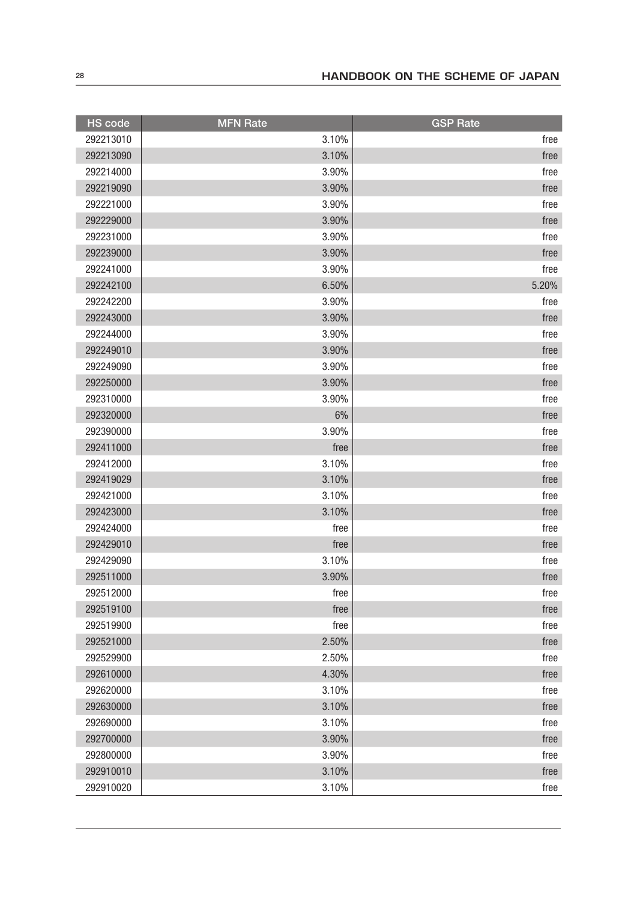| HS code | MFN Rate | GSP Rate |
| --- | --- | --- |
| 292213010 | 3.10% | free |
| 292213090 | 3.10% | free |
| 292214000 | 3.90% | free |
| 292219090 | 3.90% | free |
| 292221000 | 3.90% | free |
| 292229000 | 3.90% | free |
| 292231000 | 3.90% | free |
| 292239000 | 3.90% | free |
| 292241000 | 3.90% | free |
| 292242100 | 6.50% | 5.20% |
| 292242200 | 3.90% | free |
| 292243000 | 3.90% | free |
| 292244000 | 3.90% | free |
| 292249010 | 3.90% | free |
| 292249090 | 3.90% | free |
| 292250000 | 3.90% | free |
| 292310000 | 3.90% | free |
| 292320000 | 6% | free |
| 292390000 | 3.90% | free |
| 292411000 | free | free |
| 292412000 | 3.10% | free |
| 292419029 | 3.10% | free |
| 292421000 | 3.10% | free |
| 292423000 | 3.10% | free |
| 292424000 | free | free |
| 292429010 | free | free |
| 292429090 | 3.10% | free |
| 292511000 | 3.90% | free |
| 292512000 | free | free |
| 292519100 | free | free |
| 292519900 | free | free |
| 292521000 | 2.50% | free |
| 292529900 | 2.50% | free |
| 292610000 | 4.30% | free |
| 292620000 | 3.10% | free |
| 292630000 | 3.10% | free |
| 292690000 | 3.10% | free |
| 292700000 | 3.90% | free |
| 292800000 | 3.90% | free |
| 292910010 | 3.10% | free |
| 292910020 | 3.10% | free |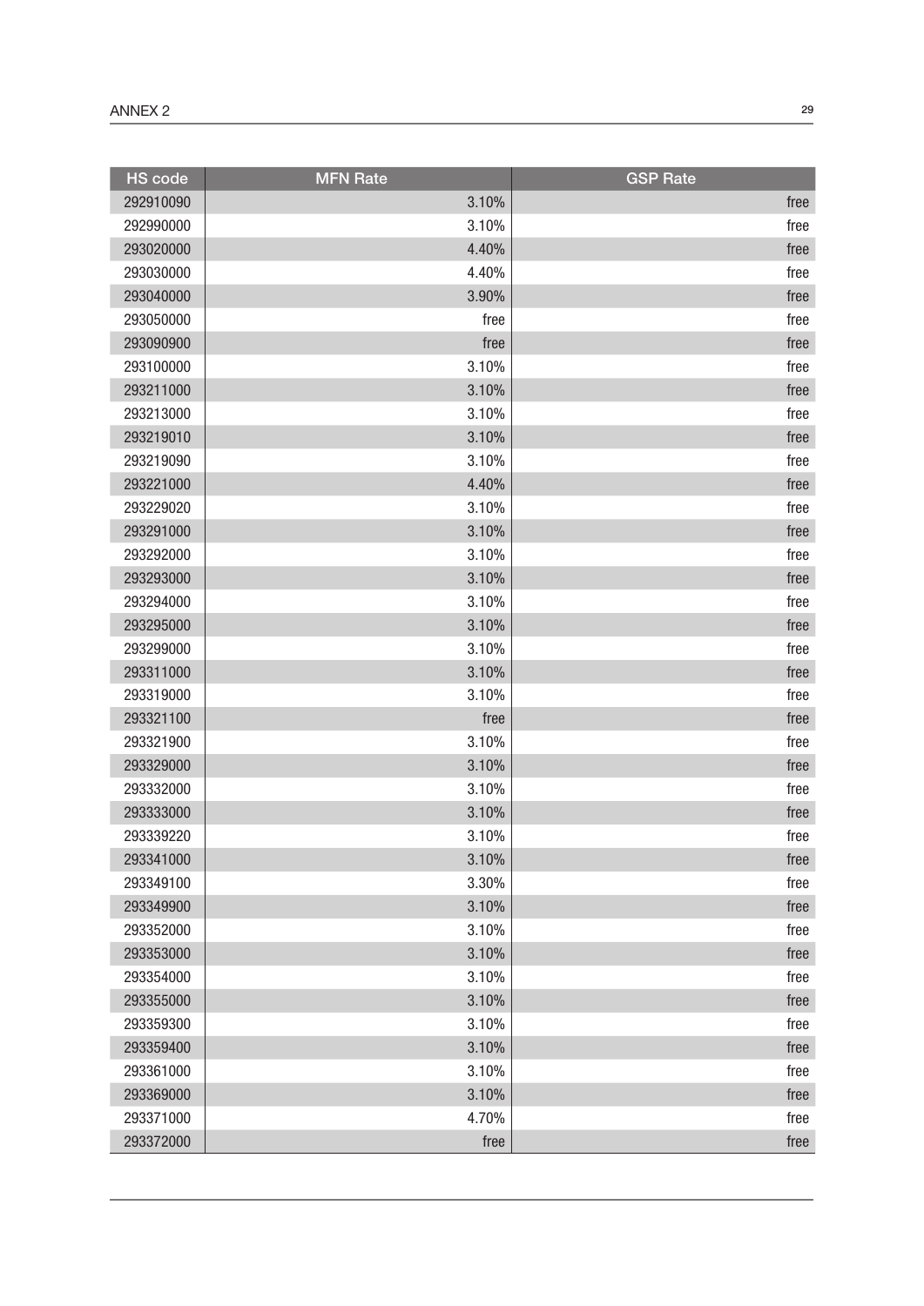| HS code | MFN Rate | GSP Rate |
| --- | --- | --- |
| 292910090 | 3.10% | free |
| 292990000 | 3.10% | free |
| 293020000 | 4.40% | free |
| 293030000 | 4.40% | free |
| 293040000 | 3.90% | free |
| 293050000 | free | free |
| 293090900 | free | free |
| 293100000 | 3.10% | free |
| 293211000 | 3.10% | free |
| 293213000 | 3.10% | free |
| 293219010 | 3.10% | free |
| 293219090 | 3.10% | free |
| 293221000 | 4.40% | free |
| 293229020 | 3.10% | free |
| 293291000 | 3.10% | free |
| 293292000 | 3.10% | free |
| 293293000 | 3.10% | free |
| 293294000 | 3.10% | free |
| 293295000 | 3.10% | free |
| 293299000 | 3.10% | free |
| 293311000 | 3.10% | free |
| 293319000 | 3.10% | free |
| 293321100 | free | free |
| 293321900 | 3.10% | free |
| 293329000 | 3.10% | free |
| 293332000 | 3.10% | free |
| 293333000 | 3.10% | free |
| 293339220 | 3.10% | free |
| 293341000 | 3.10% | free |
| 293349100 | 3.30% | free |
| 293349900 | 3.10% | free |
| 293352000 | 3.10% | free |
| 293353000 | 3.10% | free |
| 293354000 | 3.10% | free |
| 293355000 | 3.10% | free |
| 293359300 | 3.10% | free |
| 293359400 | 3.10% | free |
| 293361000 | 3.10% | free |
| 293369000 | 3.10% | free |
| 293371000 | 4.70% | free |
| 293372000 | free | free |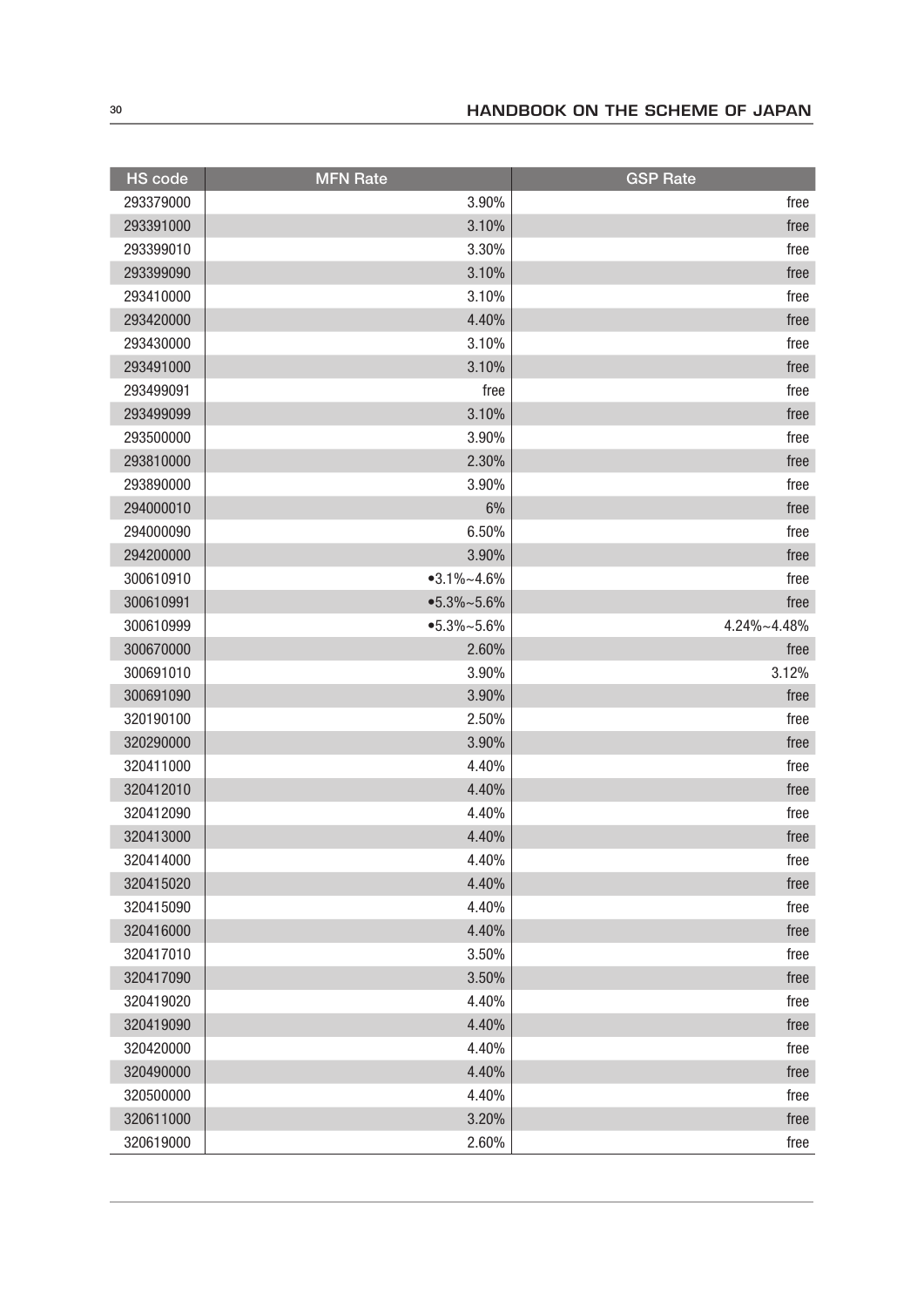| HS code | MFN Rate | GSP Rate |
| --- | --- | --- |
| 293379000 | 3.90% | free |
| 293391000 | 3.10% | free |
| 293399010 | 3.30% | free |
| 293399090 | 3.10% | free |
| 293410000 | 3.10% | free |
| 293420000 | 4.40% | free |
| 293430000 | 3.10% | free |
| 293491000 | 3.10% | free |
| 293499091 | free | free |
| 293499099 | 3.10% | free |
| 293500000 | 3.90% | free |
| 293810000 | 2.30% | free |
| 293890000 | 3.90% | free |
| 294000010 | 6% | free |
| 294000090 | 6.50% | free |
| 294200000 | 3.90% | free |
| 300610910 | •3.1%~4.6% | free |
| 300610991 | •5.3%~5.6% | free |
| 300610999 | •5.3%~5.6% | 4.24%~4.48% |
| 300670000 | 2.60% | free |
| 300691010 | 3.90% | 3.12% |
| 300691090 | 3.90% | free |
| 320190100 | 2.50% | free |
| 320290000 | 3.90% | free |
| 320411000 | 4.40% | free |
| 320412010 | 4.40% | free |
| 320412090 | 4.40% | free |
| 320413000 | 4.40% | free |
| 320414000 | 4.40% | free |
| 320415020 | 4.40% | free |
| 320415090 | 4.40% | free |
| 320416000 | 4.40% | free |
| 320417010 | 3.50% | free |
| 320417090 | 3.50% | free |
| 320419020 | 4.40% | free |
| 320419090 | 4.40% | free |
| 320420000 | 4.40% | free |
| 320490000 | 4.40% | free |
| 320500000 | 4.40% | free |
| 320611000 | 3.20% | free |
| 320619000 | 2.60% | free |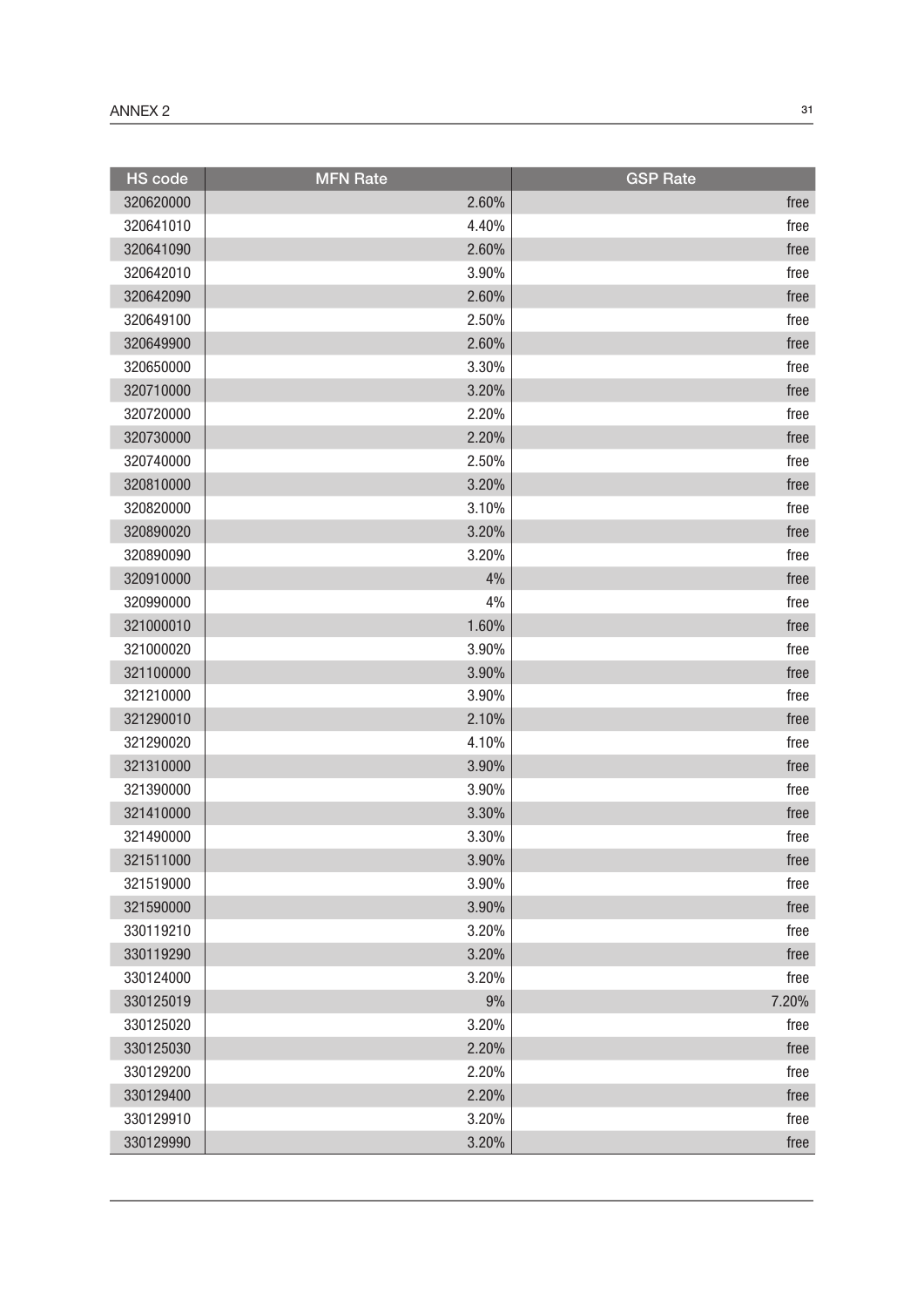| HS code | MFN Rate | GSP Rate |
|---|---|---|
| 320620000 | 2.60% | free |
| 320641010 | 4.40% | free |
| 320641090 | 2.60% | free |
| 320642010 | 3.90% | free |
| 320642090 | 2.60% | free |
| 320649100 | 2.50% | free |
| 320649900 | 2.60% | free |
| 320650000 | 3.30% | free |
| 320710000 | 3.20% | free |
| 320720000 | 2.20% | free |
| 320730000 | 2.20% | free |
| 320740000 | 2.50% | free |
| 320810000 | 3.20% | free |
| 320820000 | 3.10% | free |
| 320890020 | 3.20% | free |
| 320890090 | 3.20% | free |
| 320910000 | 4% | free |
| 320990000 | 4% | free |
| 321000010 | 1.60% | free |
| 321000020 | 3.90% | free |
| 321100000 | 3.90% | free |
| 321210000 | 3.90% | free |
| 321290010 | 2.10% | free |
| 321290020 | 4.10% | free |
| 321310000 | 3.90% | free |
| 321390000 | 3.90% | free |
| 321410000 | 3.30% | free |
| 321490000 | 3.30% | free |
| 321511000 | 3.90% | free |
| 321519000 | 3.90% | free |
| 321590000 | 3.90% | free |
| 330119210 | 3.20% | free |
| 330119290 | 3.20% | free |
| 330124000 | 3.20% | free |
| 330125019 | 9% | 7.20% |
| 330125020 | 3.20% | free |
| 330125030 | 2.20% | free |
| 330129200 | 2.20% | free |
| 330129400 | 2.20% | free |
| 330129910 | 3.20% | free |
| 330129990 | 3.20% | free |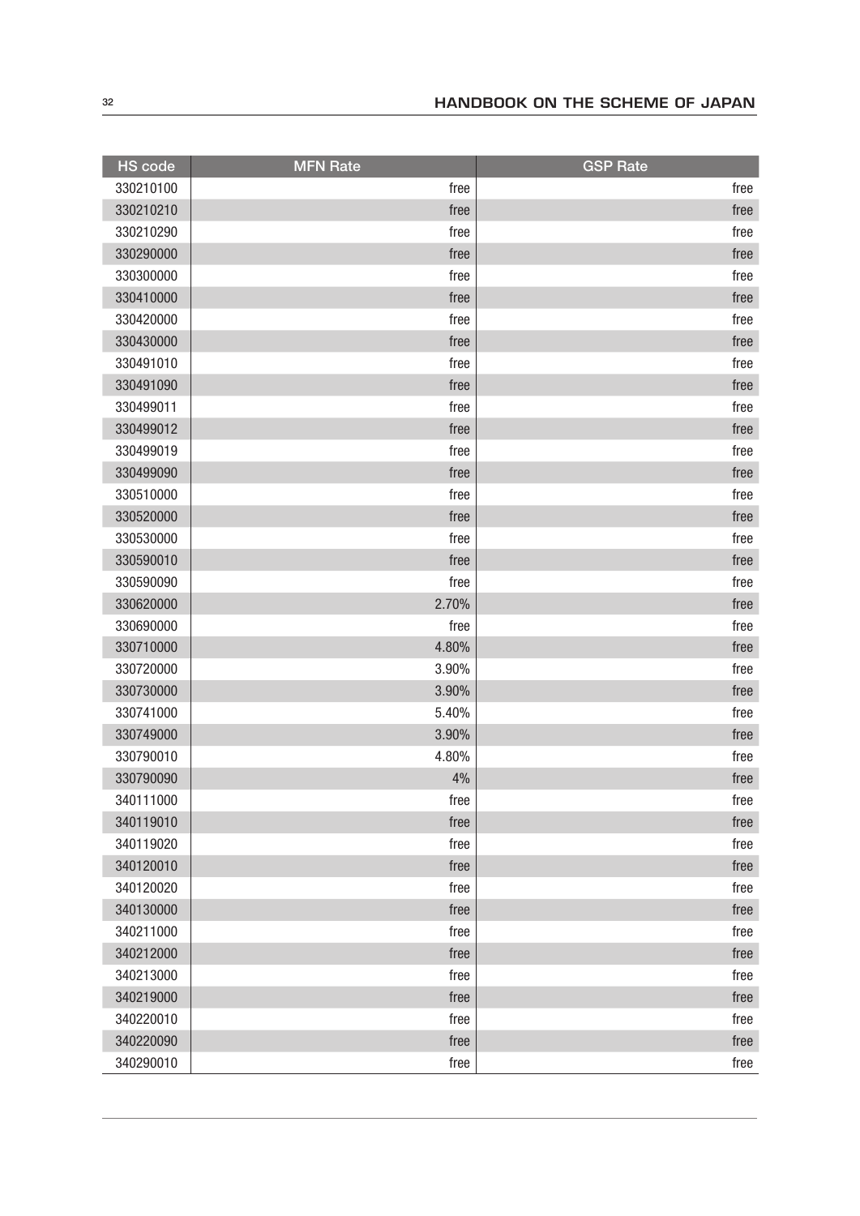| HS code | MFN Rate | GSP Rate |
|---|---|---|
| 330210100 | free | free |
| 330210210 | free | free |
| 330210290 | free | free |
| 330290000 | free | free |
| 330300000 | free | free |
| 330410000 | free | free |
| 330420000 | free | free |
| 330430000 | free | free |
| 330491010 | free | free |
| 330491090 | free | free |
| 330499011 | free | free |
| 330499012 | free | free |
| 330499019 | free | free |
| 330499090 | free | free |
| 330510000 | free | free |
| 330520000 | free | free |
| 330530000 | free | free |
| 330590010 | free | free |
| 330590090 | free | free |
| 330620000 | 2.70% | free |
| 330690000 | free | free |
| 330710000 | 4.80% | free |
| 330720000 | 3.90% | free |
| 330730000 | 3.90% | free |
| 330741000 | 5.40% | free |
| 330749000 | 3.90% | free |
| 330790010 | 4.80% | free |
| 330790090 | 4% | free |
| 340111000 | free | free |
| 340119010 | free | free |
| 340119020 | free | free |
| 340120010 | free | free |
| 340120020 | free | free |
| 340130000 | free | free |
| 340211000 | free | free |
| 340212000 | free | free |
| 340213000 | free | free |
| 340219000 | free | free |
| 340220010 | free | free |
| 340220090 | free | free |
| 340290010 | free | free |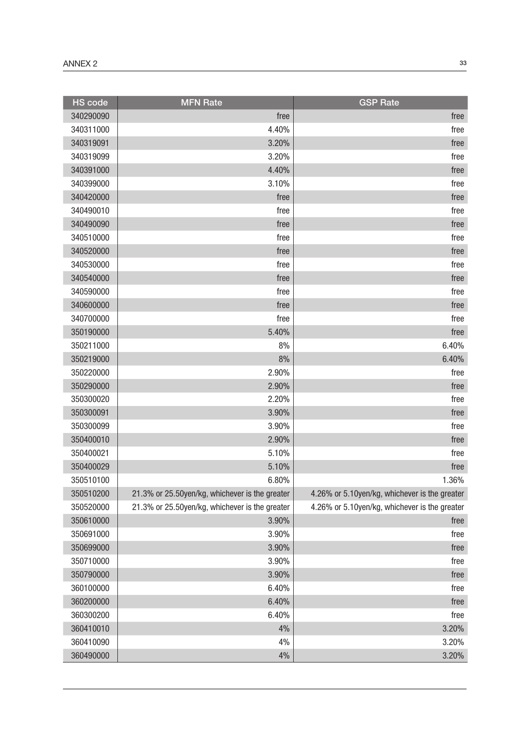| HS code | MFN Rate | GSP Rate |
|---|---|---|
| 340290090 | free | free |
| 340311000 | 4.40% | free |
| 340319091 | 3.20% | free |
| 340319099 | 3.20% | free |
| 340391000 | 4.40% | free |
| 340399000 | 3.10% | free |
| 340420000 | free | free |
| 340490010 | free | free |
| 340490090 | free | free |
| 340510000 | free | free |
| 340520000 | free | free |
| 340530000 | free | free |
| 340540000 | free | free |
| 340590000 | free | free |
| 340600000 | free | free |
| 340700000 | free | free |
| 350190000 | 5.40% | free |
| 350211000 | 8% | 6.40% |
| 350219000 | 8% | 6.40% |
| 350220000 | 2.90% | free |
| 350290000 | 2.90% | free |
| 350300020 | 2.20% | free |
| 350300091 | 3.90% | free |
| 350300099 | 3.90% | free |
| 350400010 | 2.90% | free |
| 350400021 | 5.10% | free |
| 350400029 | 5.10% | free |
| 350510100 | 6.80% | 1.36% |
| 350510200 | 21.3% or 25.50yen/kg, whichever is the greater | 4.26% or 5.10yen/kg, whichever is the greater |
| 350520000 | 21.3% or 25.50yen/kg, whichever is the greater | 4.26% or 5.10yen/kg, whichever is the greater |
| 350610000 | 3.90% | free |
| 350691000 | 3.90% | free |
| 350699000 | 3.90% | free |
| 350710000 | 3.90% | free |
| 350790000 | 3.90% | free |
| 360100000 | 6.40% | free |
| 360200000 | 6.40% | free |
| 360300200 | 6.40% | free |
| 360410010 | 4% | 3.20% |
| 360410090 | 4% | 3.20% |
| 360490000 | 4% | 3.20% |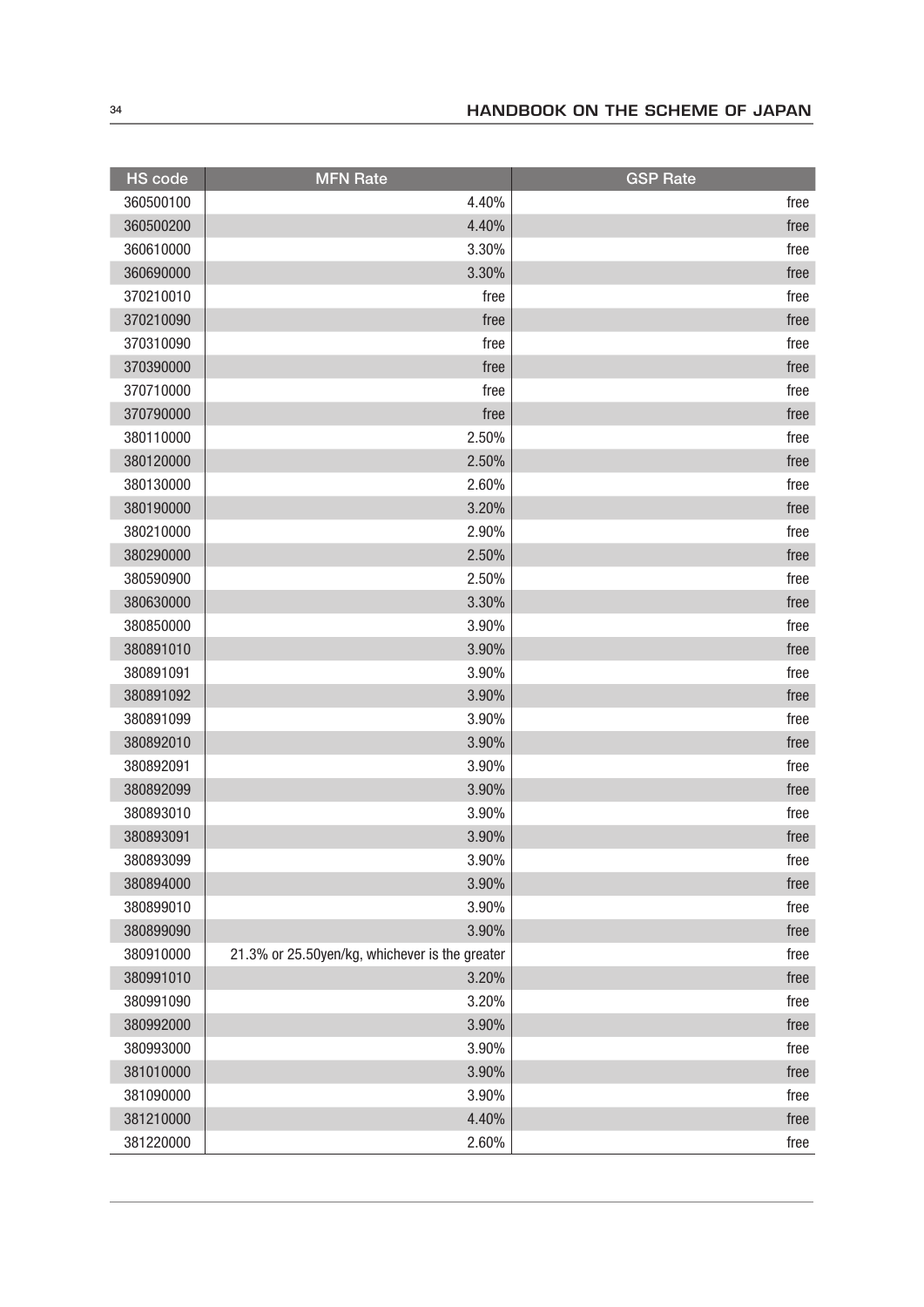| HS code | MFN Rate | GSP Rate |
| --- | --- | --- |
| 360500100 | 4.40% | free |
| 360500200 | 4.40% | free |
| 360610000 | 3.30% | free |
| 360690000 | 3.30% | free |
| 370210010 | free | free |
| 370210090 | free | free |
| 370310090 | free | free |
| 370390000 | free | free |
| 370710000 | free | free |
| 370790000 | free | free |
| 380110000 | 2.50% | free |
| 380120000 | 2.50% | free |
| 380130000 | 2.60% | free |
| 380190000 | 3.20% | free |
| 380210000 | 2.90% | free |
| 380290000 | 2.50% | free |
| 380590900 | 2.50% | free |
| 380630000 | 3.30% | free |
| 380850000 | 3.90% | free |
| 380891010 | 3.90% | free |
| 380891091 | 3.90% | free |
| 380891092 | 3.90% | free |
| 380891099 | 3.90% | free |
| 380892010 | 3.90% | free |
| 380892091 | 3.90% | free |
| 380892099 | 3.90% | free |
| 380893010 | 3.90% | free |
| 380893091 | 3.90% | free |
| 380893099 | 3.90% | free |
| 380894000 | 3.90% | free |
| 380899010 | 3.90% | free |
| 380899090 | 3.90% | free |
| 380910000 | 21.3% or 25.50yen/kg, whichever is the greater | free |
| 380991010 | 3.20% | free |
| 380991090 | 3.20% | free |
| 380992000 | 3.90% | free |
| 380993000 | 3.90% | free |
| 381010000 | 3.90% | free |
| 381090000 | 3.90% | free |
| 381210000 | 4.40% | free |
| 381220000 | 2.60% | free |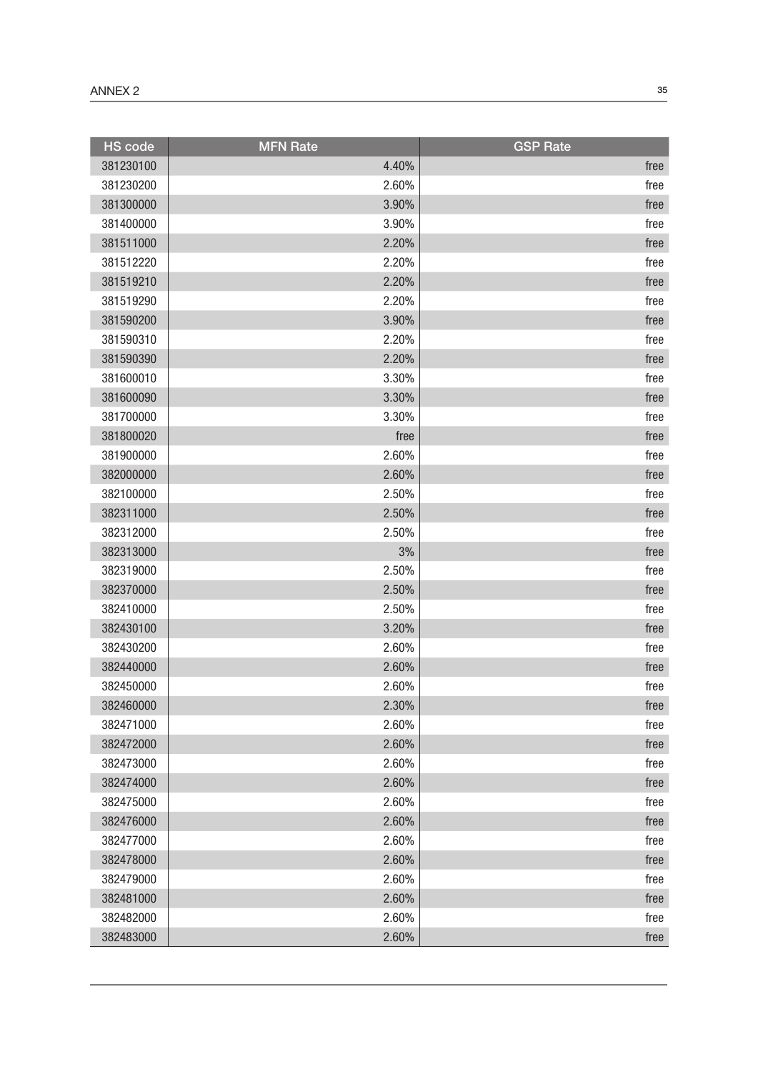| HS code | MFN Rate | GSP Rate |
| --- | --- | --- |
| 381230100 | 4.40% | free |
| 381230200 | 2.60% | free |
| 381300000 | 3.90% | free |
| 381400000 | 3.90% | free |
| 381511000 | 2.20% | free |
| 381512220 | 2.20% | free |
| 381519210 | 2.20% | free |
| 381519290 | 2.20% | free |
| 381590200 | 3.90% | free |
| 381590310 | 2.20% | free |
| 381590390 | 2.20% | free |
| 381600010 | 3.30% | free |
| 381600090 | 3.30% | free |
| 381700000 | 3.30% | free |
| 381800020 | free | free |
| 381900000 | 2.60% | free |
| 382000000 | 2.60% | free |
| 382100000 | 2.50% | free |
| 382311000 | 2.50% | free |
| 382312000 | 2.50% | free |
| 382313000 | 3% | free |
| 382319000 | 2.50% | free |
| 382370000 | 2.50% | free |
| 382410000 | 2.50% | free |
| 382430100 | 3.20% | free |
| 382430200 | 2.60% | free |
| 382440000 | 2.60% | free |
| 382450000 | 2.60% | free |
| 382460000 | 2.30% | free |
| 382471000 | 2.60% | free |
| 382472000 | 2.60% | free |
| 382473000 | 2.60% | free |
| 382474000 | 2.60% | free |
| 382475000 | 2.60% | free |
| 382476000 | 2.60% | free |
| 382477000 | 2.60% | free |
| 382478000 | 2.60% | free |
| 382479000 | 2.60% | free |
| 382481000 | 2.60% | free |
| 382482000 | 2.60% | free |
| 382483000 | 2.60% | free |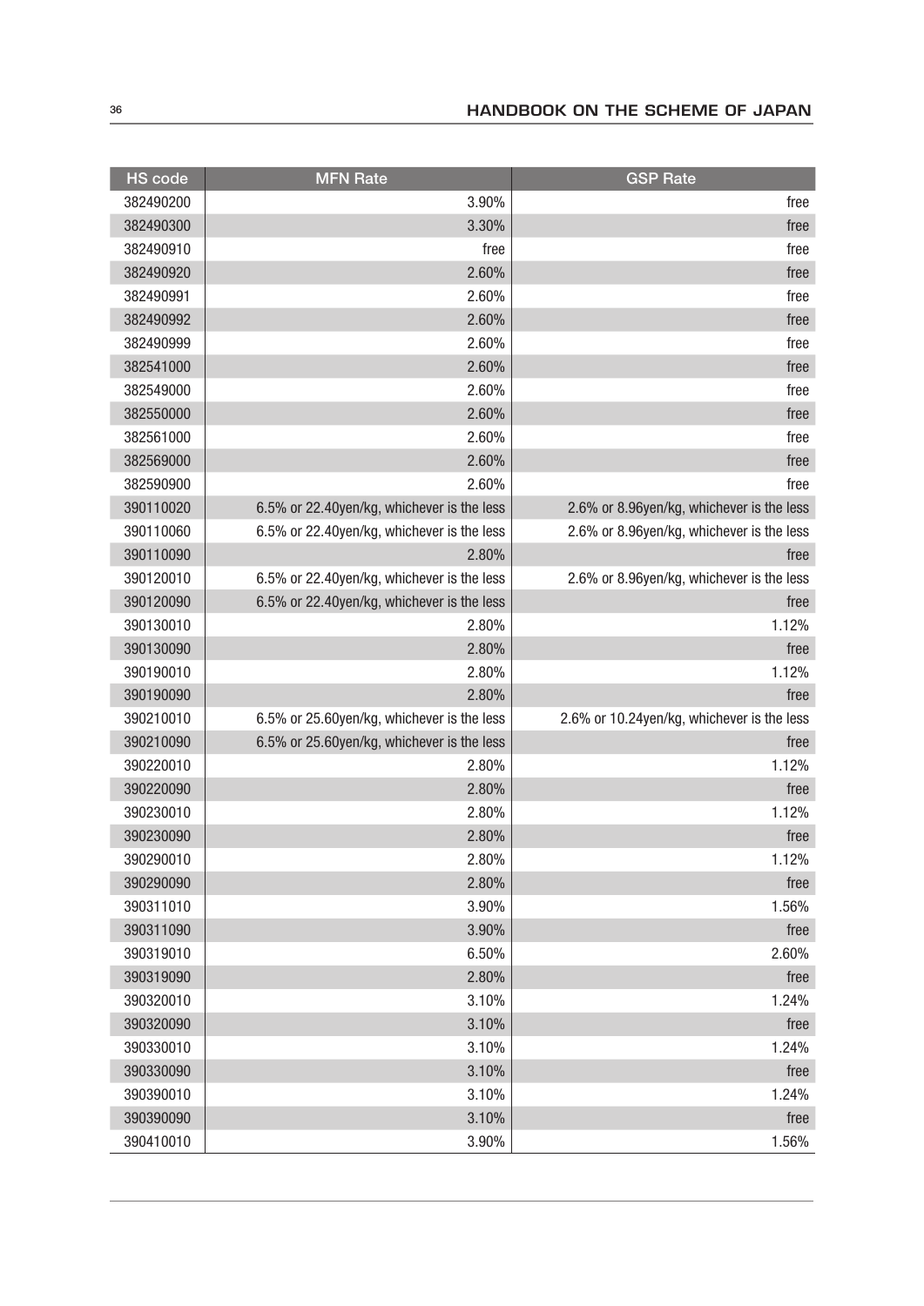| HS code | MFN Rate | GSP Rate |
|---|---|---|
| 382490200 | 3.90% | free |
| 382490300 | 3.30% | free |
| 382490910 | free | free |
| 382490920 | 2.60% | free |
| 382490991 | 2.60% | free |
| 382490992 | 2.60% | free |
| 382490999 | 2.60% | free |
| 382541000 | 2.60% | free |
| 382549000 | 2.60% | free |
| 382550000 | 2.60% | free |
| 382561000 | 2.60% | free |
| 382569000 | 2.60% | free |
| 382590900 | 2.60% | free |
| 390110020 | 6.5% or 22.40yen/kg, whichever is the less | 2.6% or 8.96yen/kg, whichever is the less |
| 390110060 | 6.5% or 22.40yen/kg, whichever is the less | 2.6% or 8.96yen/kg, whichever is the less |
| 390110090 | 2.80% | free |
| 390120010 | 6.5% or 22.40yen/kg, whichever is the less | 2.6% or 8.96yen/kg, whichever is the less |
| 390120090 | 6.5% or 22.40yen/kg, whichever is the less | free |
| 390130010 | 2.80% | 1.12% |
| 390130090 | 2.80% | free |
| 390190010 | 2.80% | 1.12% |
| 390190090 | 2.80% | free |
| 390210010 | 6.5% or 25.60yen/kg, whichever is the less | 2.6% or 10.24yen/kg, whichever is the less |
| 390210090 | 6.5% or 25.60yen/kg, whichever is the less | free |
| 390220010 | 2.80% | 1.12% |
| 390220090 | 2.80% | free |
| 390230010 | 2.80% | 1.12% |
| 390230090 | 2.80% | free |
| 390290010 | 2.80% | 1.12% |
| 390290090 | 2.80% | free |
| 390311010 | 3.90% | 1.56% |
| 390311090 | 3.90% | free |
| 390319010 | 6.50% | 2.60% |
| 390319090 | 2.80% | free |
| 390320010 | 3.10% | 1.24% |
| 390320090 | 3.10% | free |
| 390330010 | 3.10% | 1.24% |
| 390330090 | 3.10% | free |
| 390390010 | 3.10% | 1.24% |
| 390390090 | 3.10% | free |
| 390410010 | 3.90% | 1.56% |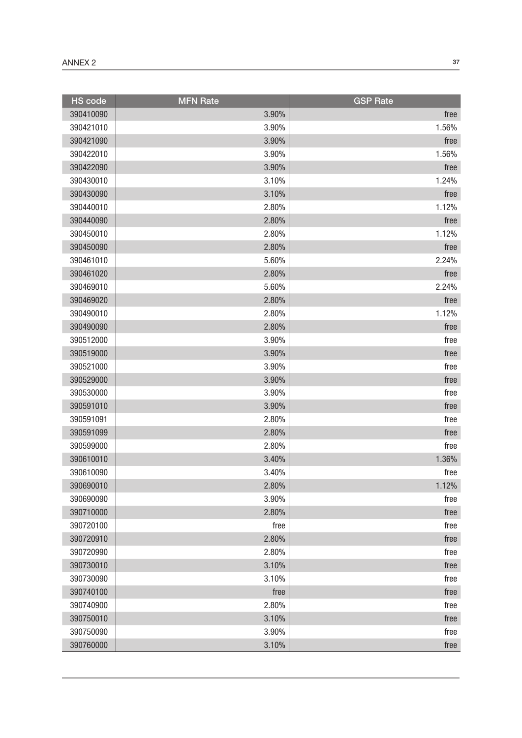| HS code | MFN Rate | GSP Rate |
|---|---|---|
| 390410090 | 3.90% | free |
| 390421010 | 3.90% | 1.56% |
| 390421090 | 3.90% | free |
| 390422010 | 3.90% | 1.56% |
| 390422090 | 3.90% | free |
| 390430010 | 3.10% | 1.24% |
| 390430090 | 3.10% | free |
| 390440010 | 2.80% | 1.12% |
| 390440090 | 2.80% | free |
| 390450010 | 2.80% | 1.12% |
| 390450090 | 2.80% | free |
| 390461010 | 5.60% | 2.24% |
| 390461020 | 2.80% | free |
| 390469010 | 5.60% | 2.24% |
| 390469020 | 2.80% | free |
| 390490010 | 2.80% | 1.12% |
| 390490090 | 2.80% | free |
| 390512000 | 3.90% | free |
| 390519000 | 3.90% | free |
| 390521000 | 3.90% | free |
| 390529000 | 3.90% | free |
| 390530000 | 3.90% | free |
| 390591010 | 3.90% | free |
| 390591091 | 2.80% | free |
| 390591099 | 2.80% | free |
| 390599000 | 2.80% | free |
| 390610010 | 3.40% | 1.36% |
| 390610090 | 3.40% | free |
| 390690010 | 2.80% | 1.12% |
| 390690090 | 3.90% | free |
| 390710000 | 2.80% | free |
| 390720100 | free | free |
| 390720910 | 2.80% | free |
| 390720990 | 2.80% | free |
| 390730010 | 3.10% | free |
| 390730090 | 3.10% | free |
| 390740100 | free | free |
| 390740900 | 2.80% | free |
| 390750010 | 3.10% | free |
| 390750090 | 3.90% | free |
| 390760000 | 3.10% | free |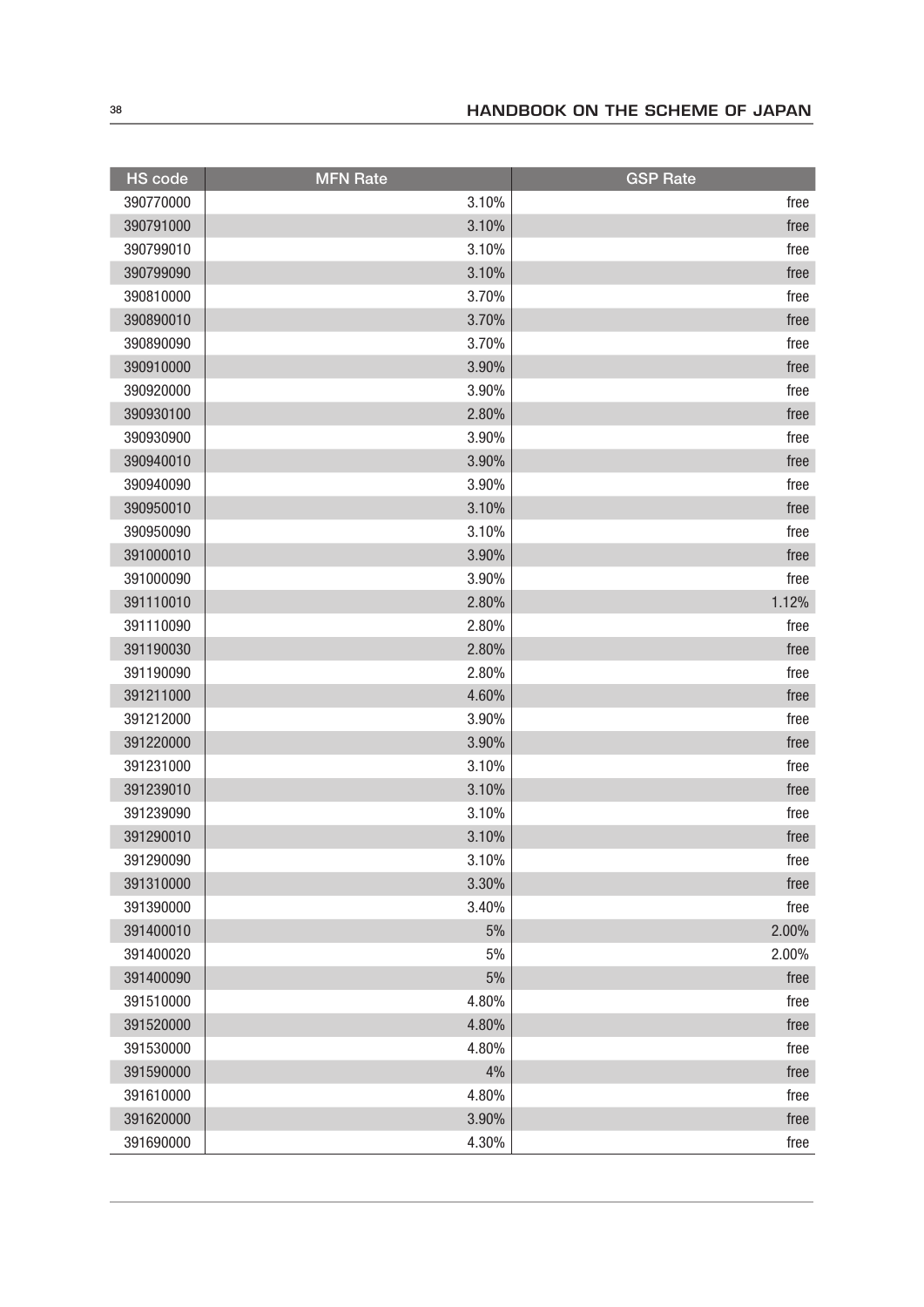| HS code | MFN Rate | GSP Rate |
|---|---|---|
| 390770000 | 3.10% | free |
| 390791000 | 3.10% | free |
| 390799010 | 3.10% | free |
| 390799090 | 3.10% | free |
| 390810000 | 3.70% | free |
| 390890010 | 3.70% | free |
| 390890090 | 3.70% | free |
| 390910000 | 3.90% | free |
| 390920000 | 3.90% | free |
| 390930100 | 2.80% | free |
| 390930900 | 3.90% | free |
| 390940010 | 3.90% | free |
| 390940090 | 3.90% | free |
| 390950010 | 3.10% | free |
| 390950090 | 3.10% | free |
| 391000010 | 3.90% | free |
| 391000090 | 3.90% | free |
| 391110010 | 2.80% | 1.12% |
| 391110090 | 2.80% | free |
| 391190030 | 2.80% | free |
| 391190090 | 2.80% | free |
| 391211000 | 4.60% | free |
| 391212000 | 3.90% | free |
| 391220000 | 3.90% | free |
| 391231000 | 3.10% | free |
| 391239010 | 3.10% | free |
| 391239090 | 3.10% | free |
| 391290010 | 3.10% | free |
| 391290090 | 3.10% | free |
| 391310000 | 3.30% | free |
| 391390000 | 3.40% | free |
| 391400010 | 5% | 2.00% |
| 391400020 | 5% | 2.00% |
| 391400090 | 5% | free |
| 391510000 | 4.80% | free |
| 391520000 | 4.80% | free |
| 391530000 | 4.80% | free |
| 391590000 | 4% | free |
| 391610000 | 4.80% | free |
| 391620000 | 3.90% | free |
| 391690000 | 4.30% | free |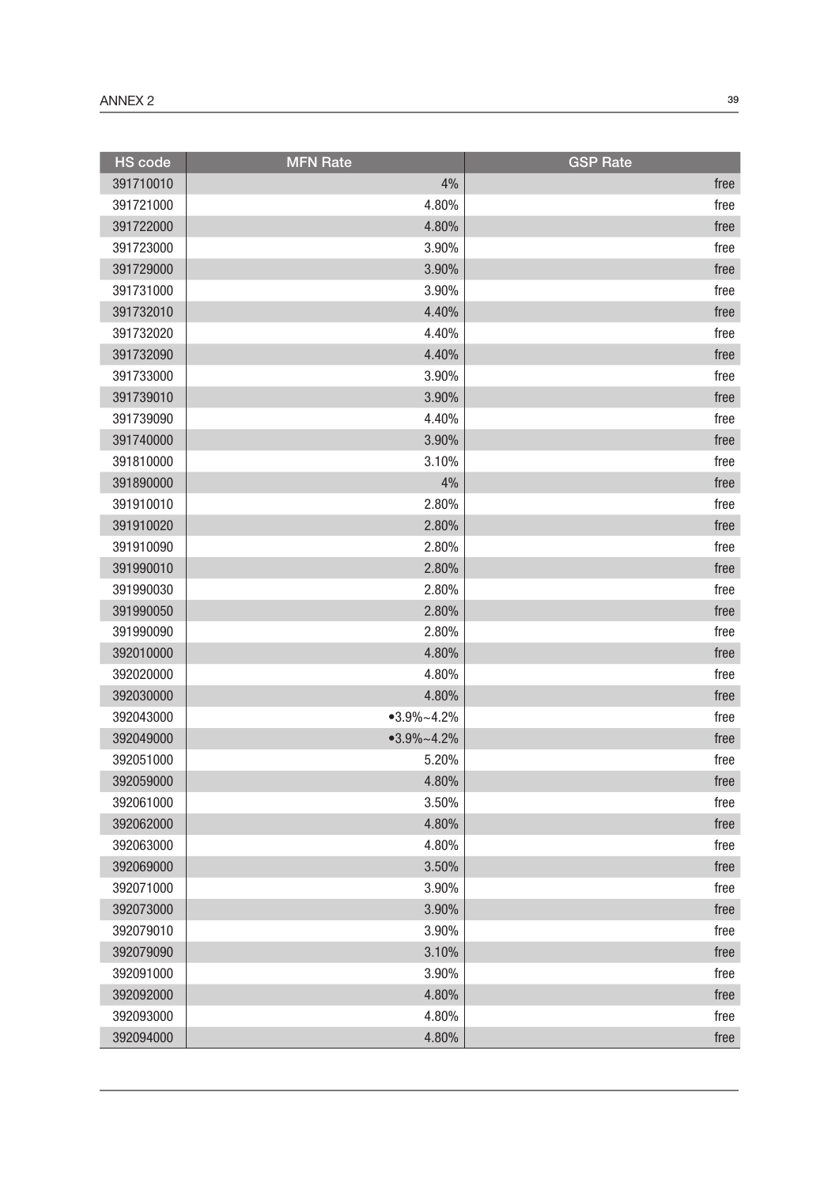| HS code | MFN Rate | GSP Rate |
|---|---|---|
| 391710010 | 4% | free |
| 391721000 | 4.80% | free |
| 391722000 | 4.80% | free |
| 391723000 | 3.90% | free |
| 391729000 | 3.90% | free |
| 391731000 | 3.90% | free |
| 391732010 | 4.40% | free |
| 391732020 | 4.40% | free |
| 391732090 | 4.40% | free |
| 391733000 | 3.90% | free |
| 391739010 | 3.90% | free |
| 391739090 | 4.40% | free |
| 391740000 | 3.90% | free |
| 391810000 | 3.10% | free |
| 391890000 | 4% | free |
| 391910010 | 2.80% | free |
| 391910020 | 2.80% | free |
| 391910090 | 2.80% | free |
| 391990010 | 2.80% | free |
| 391990030 | 2.80% | free |
| 391990050 | 2.80% | free |
| 391990090 | 2.80% | free |
| 392010000 | 4.80% | free |
| 392020000 | 4.80% | free |
| 392030000 | 4.80% | free |
| 392043000 | •3.9%~4.2% | free |
| 392049000 | •3.9%~4.2% | free |
| 392051000 | 5.20% | free |
| 392059000 | 4.80% | free |
| 392061000 | 3.50% | free |
| 392062000 | 4.80% | free |
| 392063000 | 4.80% | free |
| 392069000 | 3.50% | free |
| 392071000 | 3.90% | free |
| 392073000 | 3.90% | free |
| 392079010 | 3.90% | free |
| 392079090 | 3.10% | free |
| 392091000 | 3.90% | free |
| 392092000 | 4.80% | free |
| 392093000 | 4.80% | free |
| 392094000 | 4.80% | free |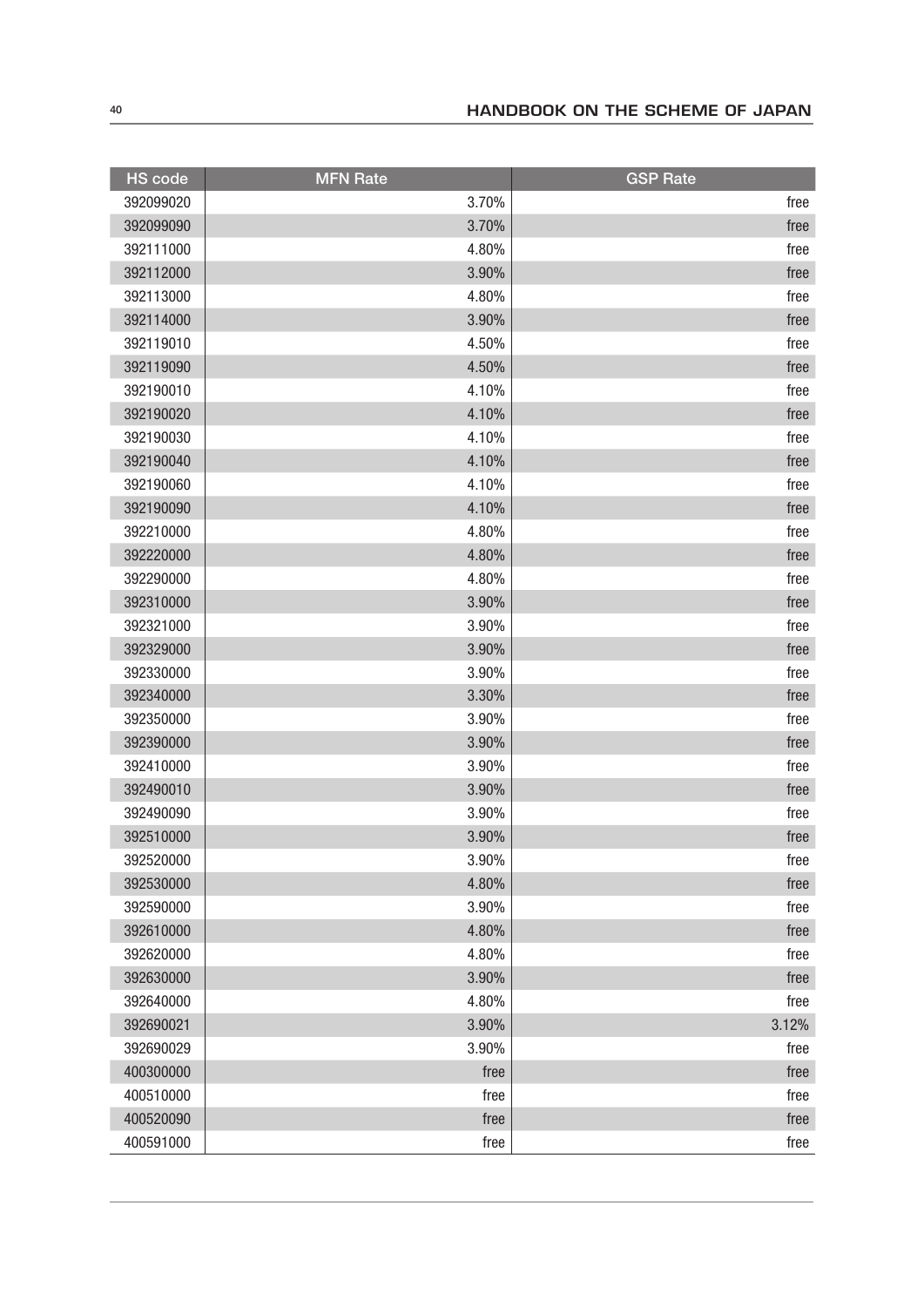| HS code | MFN Rate | GSP Rate |
|---|---|---|
| 392099020 | 3.70% | free |
| 392099090 | 3.70% | free |
| 392111000 | 4.80% | free |
| 392112000 | 3.90% | free |
| 392113000 | 4.80% | free |
| 392114000 | 3.90% | free |
| 392119010 | 4.50% | free |
| 392119090 | 4.50% | free |
| 392190010 | 4.10% | free |
| 392190020 | 4.10% | free |
| 392190030 | 4.10% | free |
| 392190040 | 4.10% | free |
| 392190060 | 4.10% | free |
| 392190090 | 4.10% | free |
| 392210000 | 4.80% | free |
| 392220000 | 4.80% | free |
| 392290000 | 4.80% | free |
| 392310000 | 3.90% | free |
| 392321000 | 3.90% | free |
| 392329000 | 3.90% | free |
| 392330000 | 3.90% | free |
| 392340000 | 3.30% | free |
| 392350000 | 3.90% | free |
| 392390000 | 3.90% | free |
| 392410000 | 3.90% | free |
| 392490010 | 3.90% | free |
| 392490090 | 3.90% | free |
| 392510000 | 3.90% | free |
| 392520000 | 3.90% | free |
| 392530000 | 4.80% | free |
| 392590000 | 3.90% | free |
| 392610000 | 4.80% | free |
| 392620000 | 4.80% | free |
| 392630000 | 3.90% | free |
| 392640000 | 4.80% | free |
| 392690021 | 3.90% | 3.12% |
| 392690029 | 3.90% | free |
| 400300000 | free | free |
| 400510000 | free | free |
| 400520090 | free | free |
| 400591000 | free | free |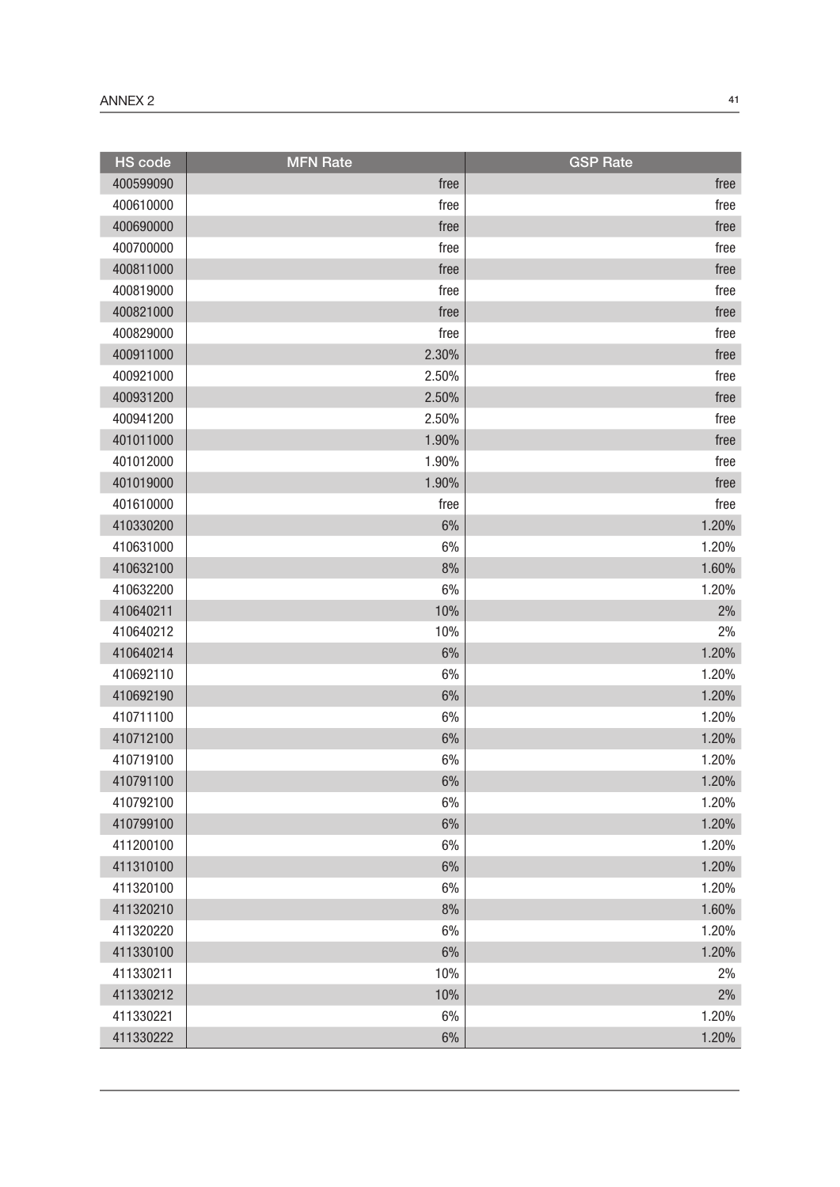| HS code | MFN Rate | GSP Rate |
|---|---|---|
| 400599090 | free | free |
| 400610000 | free | free |
| 400690000 | free | free |
| 400700000 | free | free |
| 400811000 | free | free |
| 400819000 | free | free |
| 400821000 | free | free |
| 400829000 | free | free |
| 400911000 | 2.30% | free |
| 400921000 | 2.50% | free |
| 400931200 | 2.50% | free |
| 400941200 | 2.50% | free |
| 401011000 | 1.90% | free |
| 401012000 | 1.90% | free |
| 401019000 | 1.90% | free |
| 401610000 | free | free |
| 410330200 | 6% | 1.20% |
| 410631000 | 6% | 1.20% |
| 410632100 | 8% | 1.60% |
| 410632200 | 6% | 1.20% |
| 410640211 | 10% | 2% |
| 410640212 | 10% | 2% |
| 410640214 | 6% | 1.20% |
| 410692110 | 6% | 1.20% |
| 410692190 | 6% | 1.20% |
| 410711100 | 6% | 1.20% |
| 410712100 | 6% | 1.20% |
| 410719100 | 6% | 1.20% |
| 410791100 | 6% | 1.20% |
| 410792100 | 6% | 1.20% |
| 410799100 | 6% | 1.20% |
| 411200100 | 6% | 1.20% |
| 411310100 | 6% | 1.20% |
| 411320100 | 6% | 1.20% |
| 411320210 | 8% | 1.60% |
| 411320220 | 6% | 1.20% |
| 411330100 | 6% | 1.20% |
| 411330211 | 10% | 2% |
| 411330212 | 10% | 2% |
| 411330221 | 6% | 1.20% |
| 411330222 | 6% | 1.20% |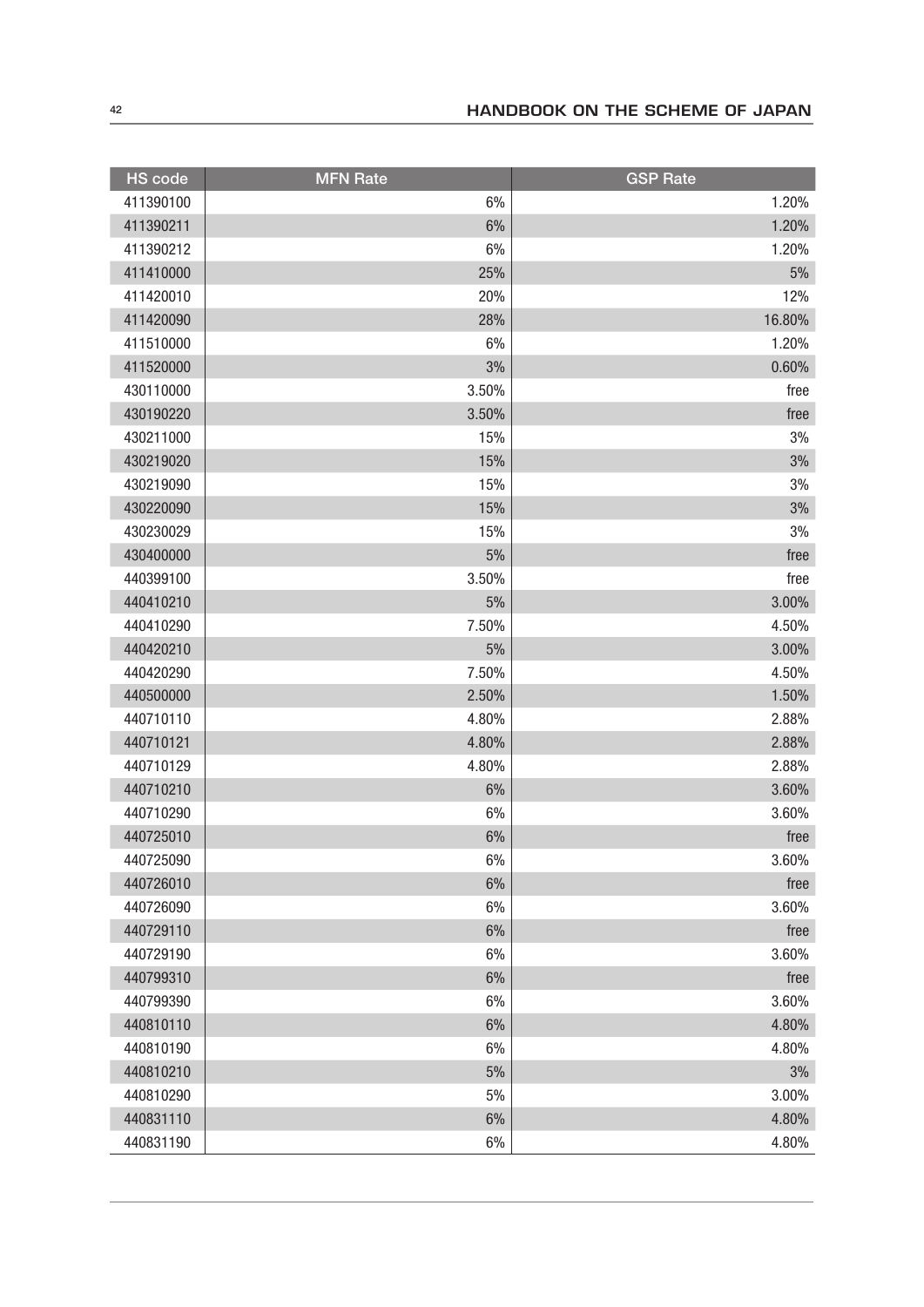| HS code | MFN Rate | GSP Rate |
|---|---|---|
| 411390100 | 6% | 1.20% |
| 411390211 | 6% | 1.20% |
| 411390212 | 6% | 1.20% |
| 411410000 | 25% | 5% |
| 411420010 | 20% | 12% |
| 411420090 | 28% | 16.80% |
| 411510000 | 6% | 1.20% |
| 411520000 | 3% | 0.60% |
| 430110000 | 3.50% | free |
| 430190220 | 3.50% | free |
| 430211000 | 15% | 3% |
| 430219020 | 15% | 3% |
| 430219090 | 15% | 3% |
| 430220090 | 15% | 3% |
| 430230029 | 15% | 3% |
| 430400000 | 5% | free |
| 440399100 | 3.50% | free |
| 440410210 | 5% | 3.00% |
| 440410290 | 7.50% | 4.50% |
| 440420210 | 5% | 3.00% |
| 440420290 | 7.50% | 4.50% |
| 440500000 | 2.50% | 1.50% |
| 440710110 | 4.80% | 2.88% |
| 440710121 | 4.80% | 2.88% |
| 440710129 | 4.80% | 2.88% |
| 440710210 | 6% | 3.60% |
| 440710290 | 6% | 3.60% |
| 440725010 | 6% | free |
| 440725090 | 6% | 3.60% |
| 440726010 | 6% | free |
| 440726090 | 6% | 3.60% |
| 440729110 | 6% | free |
| 440729190 | 6% | 3.60% |
| 440799310 | 6% | free |
| 440799390 | 6% | 3.60% |
| 440810110 | 6% | 4.80% |
| 440810190 | 6% | 4.80% |
| 440810210 | 5% | 3% |
| 440810290 | 5% | 3.00% |
| 440831110 | 6% | 4.80% |
| 440831190 | 6% | 4.80% |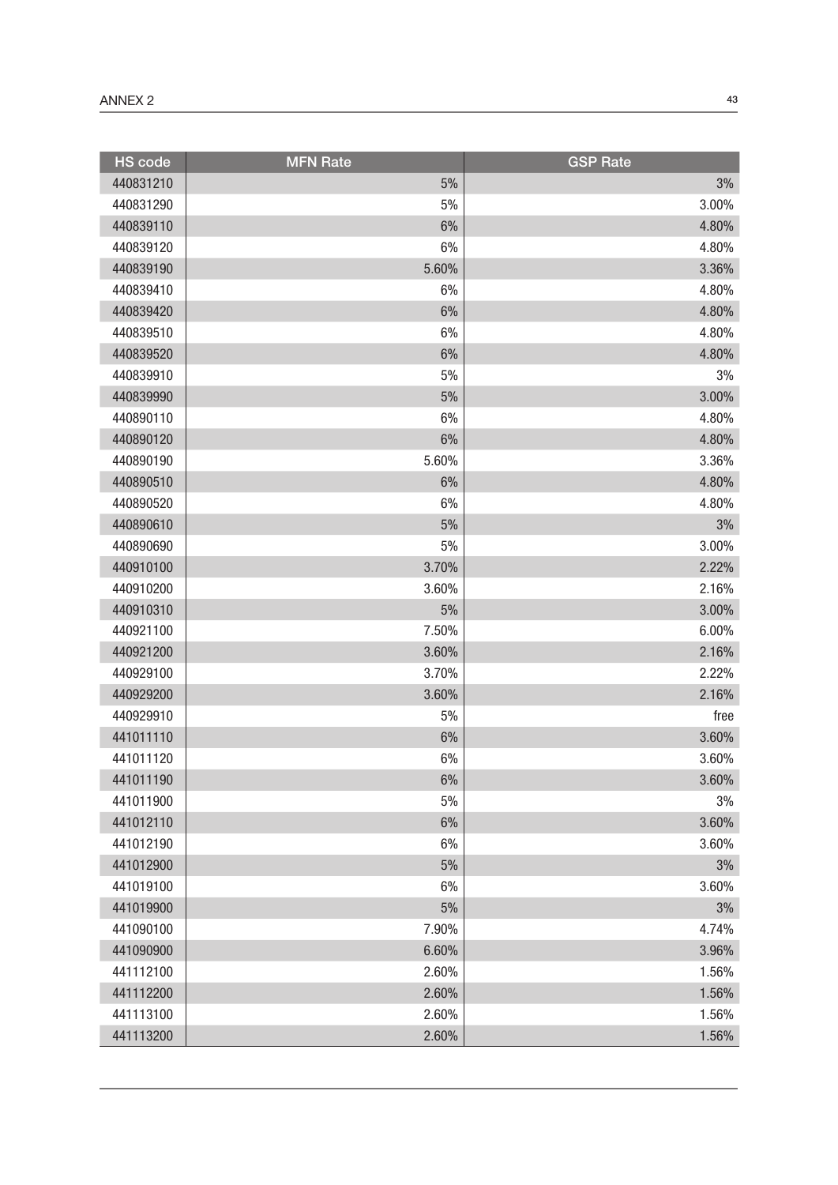| HS code | MFN Rate | GSP Rate |
|---|---|---|
| 440831210 | 5% | 3% |
| 440831290 | 5% | 3.00% |
| 440839110 | 6% | 4.80% |
| 440839120 | 6% | 4.80% |
| 440839190 | 5.60% | 3.36% |
| 440839410 | 6% | 4.80% |
| 440839420 | 6% | 4.80% |
| 440839510 | 6% | 4.80% |
| 440839520 | 6% | 4.80% |
| 440839910 | 5% | 3% |
| 440839990 | 5% | 3.00% |
| 440890110 | 6% | 4.80% |
| 440890120 | 6% | 4.80% |
| 440890190 | 5.60% | 3.36% |
| 440890510 | 6% | 4.80% |
| 440890520 | 6% | 4.80% |
| 440890610 | 5% | 3% |
| 440890690 | 5% | 3.00% |
| 440910100 | 3.70% | 2.22% |
| 440910200 | 3.60% | 2.16% |
| 440910310 | 5% | 3.00% |
| 440921100 | 7.50% | 6.00% |
| 440921200 | 3.60% | 2.16% |
| 440929100 | 3.70% | 2.22% |
| 440929200 | 3.60% | 2.16% |
| 440929910 | 5% | free |
| 441011110 | 6% | 3.60% |
| 441011120 | 6% | 3.60% |
| 441011190 | 6% | 3.60% |
| 441011900 | 5% | 3% |
| 441012110 | 6% | 3.60% |
| 441012190 | 6% | 3.60% |
| 441012900 | 5% | 3% |
| 441019100 | 6% | 3.60% |
| 441019900 | 5% | 3% |
| 441090100 | 7.90% | 4.74% |
| 441090900 | 6.60% | 3.96% |
| 441112100 | 2.60% | 1.56% |
| 441112200 | 2.60% | 1.56% |
| 441113100 | 2.60% | 1.56% |
| 441113200 | 2.60% | 1.56% |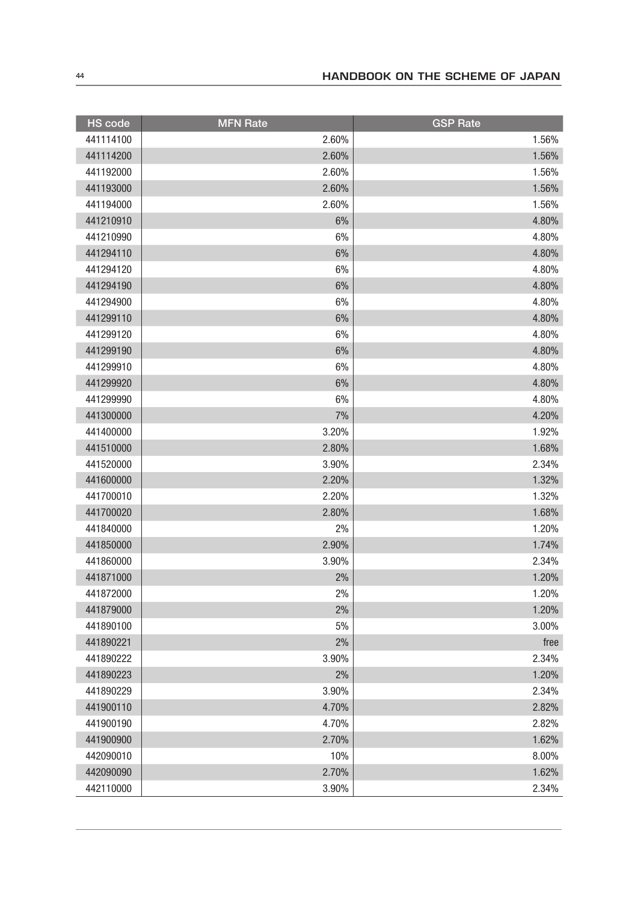| HS code | MFN Rate | GSP Rate |
|---|---|---|
| 441114100 | 2.60% | 1.56% |
| 441114200 | 2.60% | 1.56% |
| 441192000 | 2.60% | 1.56% |
| 441193000 | 2.60% | 1.56% |
| 441194000 | 2.60% | 1.56% |
| 441210910 | 6% | 4.80% |
| 441210990 | 6% | 4.80% |
| 441294110 | 6% | 4.80% |
| 441294120 | 6% | 4.80% |
| 441294190 | 6% | 4.80% |
| 441294900 | 6% | 4.80% |
| 441299110 | 6% | 4.80% |
| 441299120 | 6% | 4.80% |
| 441299190 | 6% | 4.80% |
| 441299910 | 6% | 4.80% |
| 441299920 | 6% | 4.80% |
| 441299990 | 6% | 4.80% |
| 441300000 | 7% | 4.20% |
| 441400000 | 3.20% | 1.92% |
| 441510000 | 2.80% | 1.68% |
| 441520000 | 3.90% | 2.34% |
| 441600000 | 2.20% | 1.32% |
| 441700010 | 2.20% | 1.32% |
| 441700020 | 2.80% | 1.68% |
| 441840000 | 2% | 1.20% |
| 441850000 | 2.90% | 1.74% |
| 441860000 | 3.90% | 2.34% |
| 441871000 | 2% | 1.20% |
| 441872000 | 2% | 1.20% |
| 441879000 | 2% | 1.20% |
| 441890100 | 5% | 3.00% |
| 441890221 | 2% | free |
| 441890222 | 3.90% | 2.34% |
| 441890223 | 2% | 1.20% |
| 441890229 | 3.90% | 2.34% |
| 441900110 | 4.70% | 2.82% |
| 441900190 | 4.70% | 2.82% |
| 441900900 | 2.70% | 1.62% |
| 442090010 | 10% | 8.00% |
| 442090090 | 2.70% | 1.62% |
| 442110000 | 3.90% | 2.34% |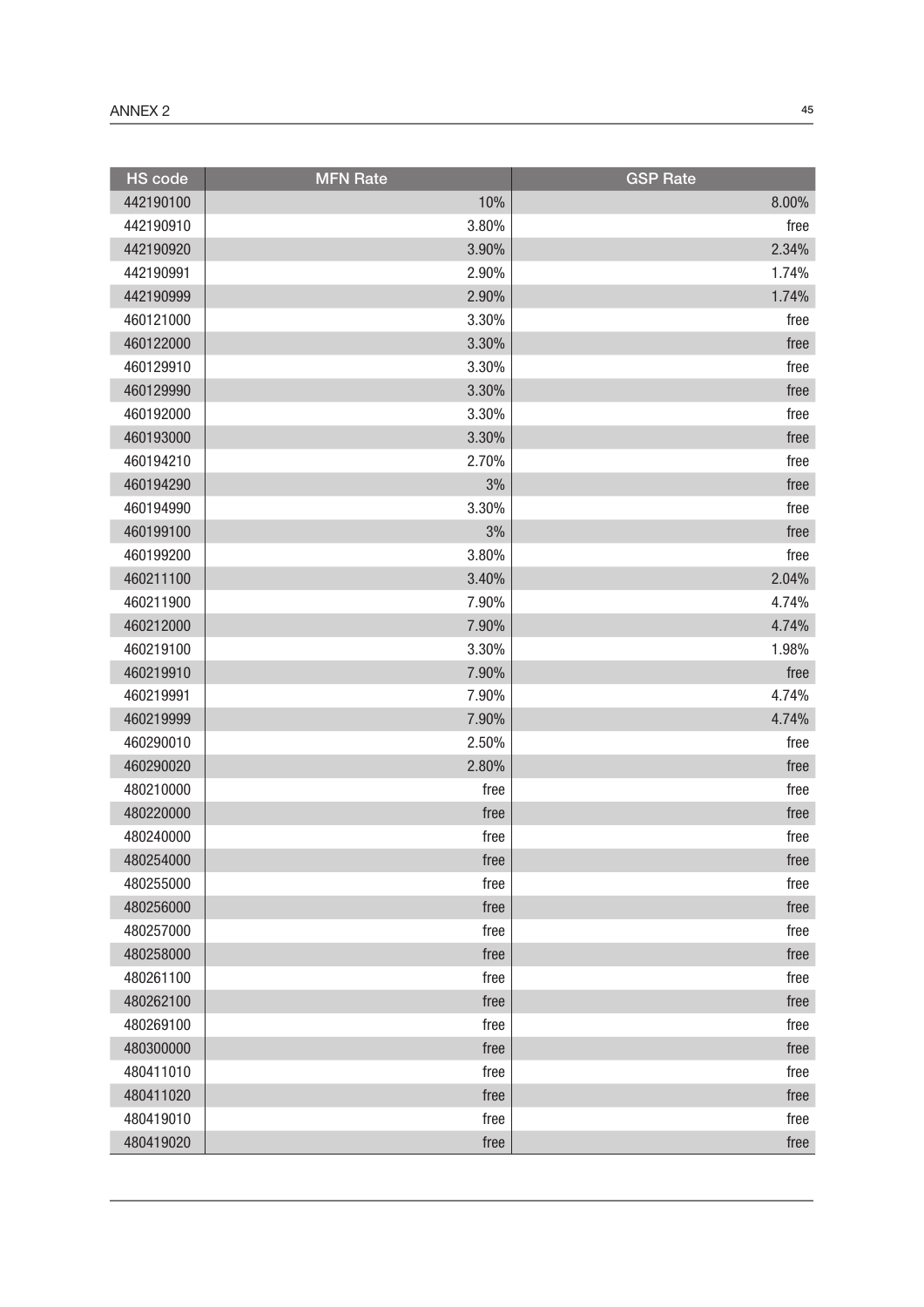| HS code | MFN Rate | GSP Rate |
|---|---|---|
| 442190100 | 10% | 8.00% |
| 442190910 | 3.80% | free |
| 442190920 | 3.90% | 2.34% |
| 442190991 | 2.90% | 1.74% |
| 442190999 | 2.90% | 1.74% |
| 460121000 | 3.30% | free |
| 460122000 | 3.30% | free |
| 460129910 | 3.30% | free |
| 460129990 | 3.30% | free |
| 460192000 | 3.30% | free |
| 460193000 | 3.30% | free |
| 460194210 | 2.70% | free |
| 460194290 | 3% | free |
| 460194990 | 3.30% | free |
| 460199100 | 3% | free |
| 460199200 | 3.80% | free |
| 460211100 | 3.40% | 2.04% |
| 460211900 | 7.90% | 4.74% |
| 460212000 | 7.90% | 4.74% |
| 460219100 | 3.30% | 1.98% |
| 460219910 | 7.90% | free |
| 460219991 | 7.90% | 4.74% |
| 460219999 | 7.90% | 4.74% |
| 460290010 | 2.50% | free |
| 460290020 | 2.80% | free |
| 480210000 | free | free |
| 480220000 | free | free |
| 480240000 | free | free |
| 480254000 | free | free |
| 480255000 | free | free |
| 480256000 | free | free |
| 480257000 | free | free |
| 480258000 | free | free |
| 480261100 | free | free |
| 480262100 | free | free |
| 480269100 | free | free |
| 480300000 | free | free |
| 480411010 | free | free |
| 480411020 | free | free |
| 480419010 | free | free |
| 480419020 | free | free |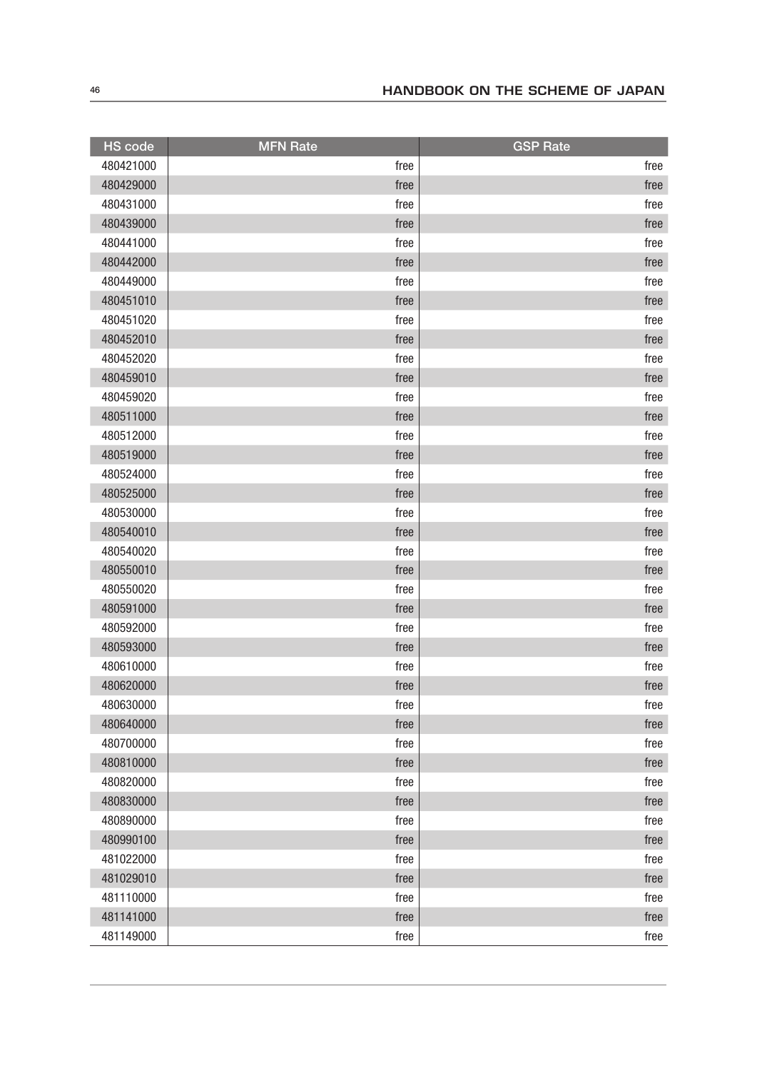| HS code | MFN Rate | GSP Rate |
|---|---|---|
| 480421000 | free | free |
| 480429000 | free | free |
| 480431000 | free | free |
| 480439000 | free | free |
| 480441000 | free | free |
| 480442000 | free | free |
| 480449000 | free | free |
| 480451010 | free | free |
| 480451020 | free | free |
| 480452010 | free | free |
| 480452020 | free | free |
| 480459010 | free | free |
| 480459020 | free | free |
| 480511000 | free | free |
| 480512000 | free | free |
| 480519000 | free | free |
| 480524000 | free | free |
| 480525000 | free | free |
| 480530000 | free | free |
| 480540010 | free | free |
| 480540020 | free | free |
| 480550010 | free | free |
| 480550020 | free | free |
| 480591000 | free | free |
| 480592000 | free | free |
| 480593000 | free | free |
| 480610000 | free | free |
| 480620000 | free | free |
| 480630000 | free | free |
| 480640000 | free | free |
| 480700000 | free | free |
| 480810000 | free | free |
| 480820000 | free | free |
| 480830000 | free | free |
| 480890000 | free | free |
| 480990100 | free | free |
| 481022000 | free | free |
| 481029010 | free | free |
| 481110000 | free | free |
| 481141000 | free | free |
| 481149000 | free | free |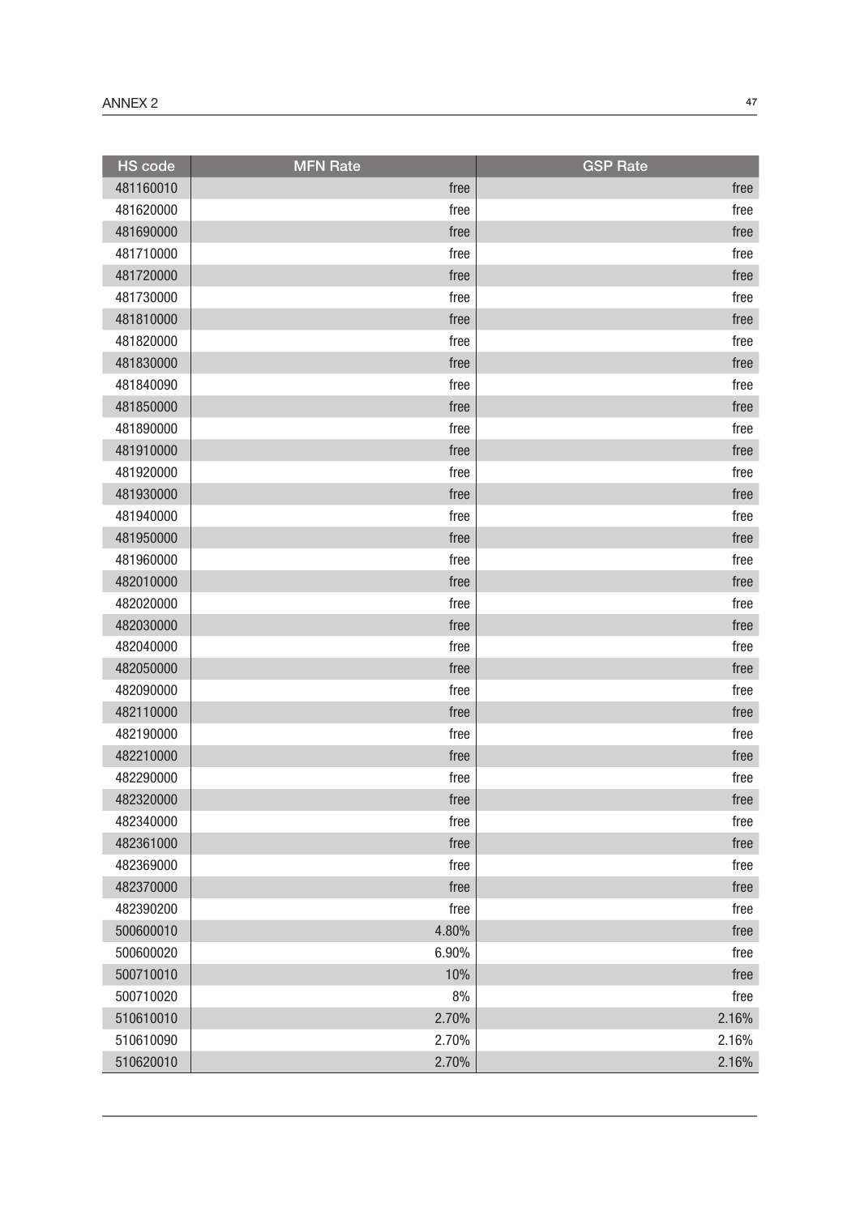| HS code | MFN Rate | GSP Rate |
|---|---|---|
| 481160010 | free | free |
| 481620000 | free | free |
| 481690000 | free | free |
| 481710000 | free | free |
| 481720000 | free | free |
| 481730000 | free | free |
| 481810000 | free | free |
| 481820000 | free | free |
| 481830000 | free | free |
| 481840090 | free | free |
| 481850000 | free | free |
| 481890000 | free | free |
| 481910000 | free | free |
| 481920000 | free | free |
| 481930000 | free | free |
| 481940000 | free | free |
| 481950000 | free | free |
| 481960000 | free | free |
| 482010000 | free | free |
| 482020000 | free | free |
| 482030000 | free | free |
| 482040000 | free | free |
| 482050000 | free | free |
| 482090000 | free | free |
| 482110000 | free | free |
| 482190000 | free | free |
| 482210000 | free | free |
| 482290000 | free | free |
| 482320000 | free | free |
| 482340000 | free | free |
| 482361000 | free | free |
| 482369000 | free | free |
| 482370000 | free | free |
| 482390200 | free | free |
| 500600010 | 4.80% | free |
| 500600020 | 6.90% | free |
| 500710010 | 10% | free |
| 500710020 | 8% | free |
| 510610010 | 2.70% | 2.16% |
| 510610090 | 2.70% | 2.16% |
| 510620010 | 2.70% | 2.16% |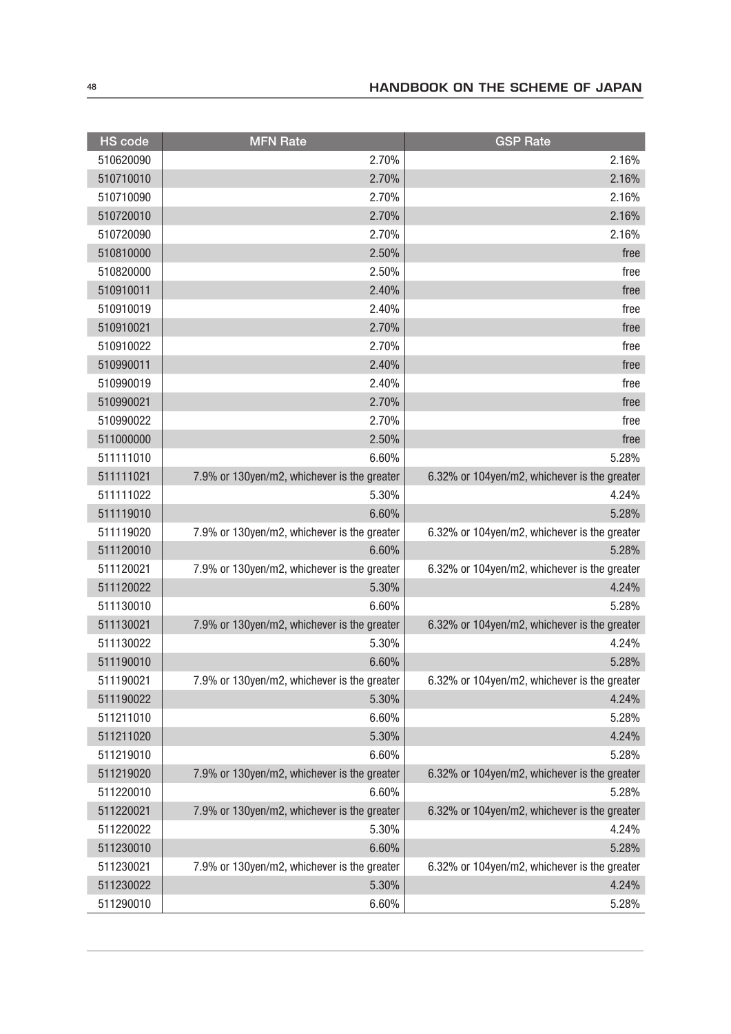| HS code | MFN Rate | GSP Rate |
| --- | --- | --- |
| 510620090 | 2.70% | 2.16% |
| 510710010 | 2.70% | 2.16% |
| 510710090 | 2.70% | 2.16% |
| 510720010 | 2.70% | 2.16% |
| 510720090 | 2.70% | 2.16% |
| 510810000 | 2.50% | free |
| 510820000 | 2.50% | free |
| 510910011 | 2.40% | free |
| 510910019 | 2.40% | free |
| 510910021 | 2.70% | free |
| 510910022 | 2.70% | free |
| 510990011 | 2.40% | free |
| 510990019 | 2.40% | free |
| 510990021 | 2.70% | free |
| 510990022 | 2.70% | free |
| 511000000 | 2.50% | free |
| 511111010 | 6.60% | 5.28% |
| 511111021 | 7.9% or 130yen/m2, whichever is the greater | 6.32% or 104yen/m2, whichever is the greater |
| 511111022 | 5.30% | 4.24% |
| 511119010 | 6.60% | 5.28% |
| 511119020 | 7.9% or 130yen/m2, whichever is the greater | 6.32% or 104yen/m2, whichever is the greater |
| 511120010 | 6.60% | 5.28% |
| 511120021 | 7.9% or 130yen/m2, whichever is the greater | 6.32% or 104yen/m2, whichever is the greater |
| 511120022 | 5.30% | 4.24% |
| 511130010 | 6.60% | 5.28% |
| 511130021 | 7.9% or 130yen/m2, whichever is the greater | 6.32% or 104yen/m2, whichever is the greater |
| 511130022 | 5.30% | 4.24% |
| 511190010 | 6.60% | 5.28% |
| 511190021 | 7.9% or 130yen/m2, whichever is the greater | 6.32% or 104yen/m2, whichever is the greater |
| 511190022 | 5.30% | 4.24% |
| 511211010 | 6.60% | 5.28% |
| 511211020 | 5.30% | 4.24% |
| 511219010 | 6.60% | 5.28% |
| 511219020 | 7.9% or 130yen/m2, whichever is the greater | 6.32% or 104yen/m2, whichever is the greater |
| 511220010 | 6.60% | 5.28% |
| 511220021 | 7.9% or 130yen/m2, whichever is the greater | 6.32% or 104yen/m2, whichever is the greater |
| 511220022 | 5.30% | 4.24% |
| 511230010 | 6.60% | 5.28% |
| 511230021 | 7.9% or 130yen/m2, whichever is the greater | 6.32% or 104yen/m2, whichever is the greater |
| 511230022 | 5.30% | 4.24% |
| 511290010 | 6.60% | 5.28% |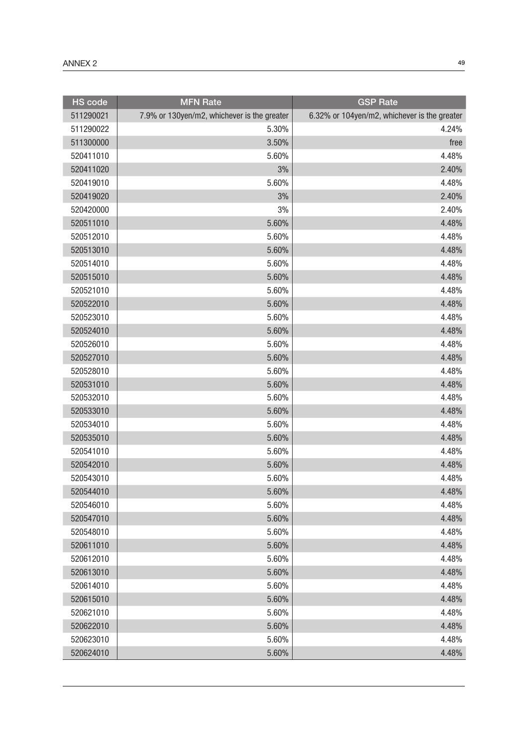| HS code | MFN Rate | GSP Rate |
|---|---|---|
| 511290021 | 7.9% or 130yen/m2, whichever is the greater | 6.32% or 104yen/m2, whichever is the greater |
| 511290022 | 5.30% | 4.24% |
| 511300000 | 3.50% | free |
| 520411010 | 5.60% | 4.48% |
| 520411020 | 3% | 2.40% |
| 520419010 | 5.60% | 4.48% |
| 520419020 | 3% | 2.40% |
| 520420000 | 3% | 2.40% |
| 520511010 | 5.60% | 4.48% |
| 520512010 | 5.60% | 4.48% |
| 520513010 | 5.60% | 4.48% |
| 520514010 | 5.60% | 4.48% |
| 520515010 | 5.60% | 4.48% |
| 520521010 | 5.60% | 4.48% |
| 520522010 | 5.60% | 4.48% |
| 520523010 | 5.60% | 4.48% |
| 520524010 | 5.60% | 4.48% |
| 520526010 | 5.60% | 4.48% |
| 520527010 | 5.60% | 4.48% |
| 520528010 | 5.60% | 4.48% |
| 520531010 | 5.60% | 4.48% |
| 520532010 | 5.60% | 4.48% |
| 520533010 | 5.60% | 4.48% |
| 520534010 | 5.60% | 4.48% |
| 520535010 | 5.60% | 4.48% |
| 520541010 | 5.60% | 4.48% |
| 520542010 | 5.60% | 4.48% |
| 520543010 | 5.60% | 4.48% |
| 520544010 | 5.60% | 4.48% |
| 520546010 | 5.60% | 4.48% |
| 520547010 | 5.60% | 4.48% |
| 520548010 | 5.60% | 4.48% |
| 520611010 | 5.60% | 4.48% |
| 520612010 | 5.60% | 4.48% |
| 520613010 | 5.60% | 4.48% |
| 520614010 | 5.60% | 4.48% |
| 520615010 | 5.60% | 4.48% |
| 520621010 | 5.60% | 4.48% |
| 520622010 | 5.60% | 4.48% |
| 520623010 | 5.60% | 4.48% |
| 520624010 | 5.60% | 4.48% |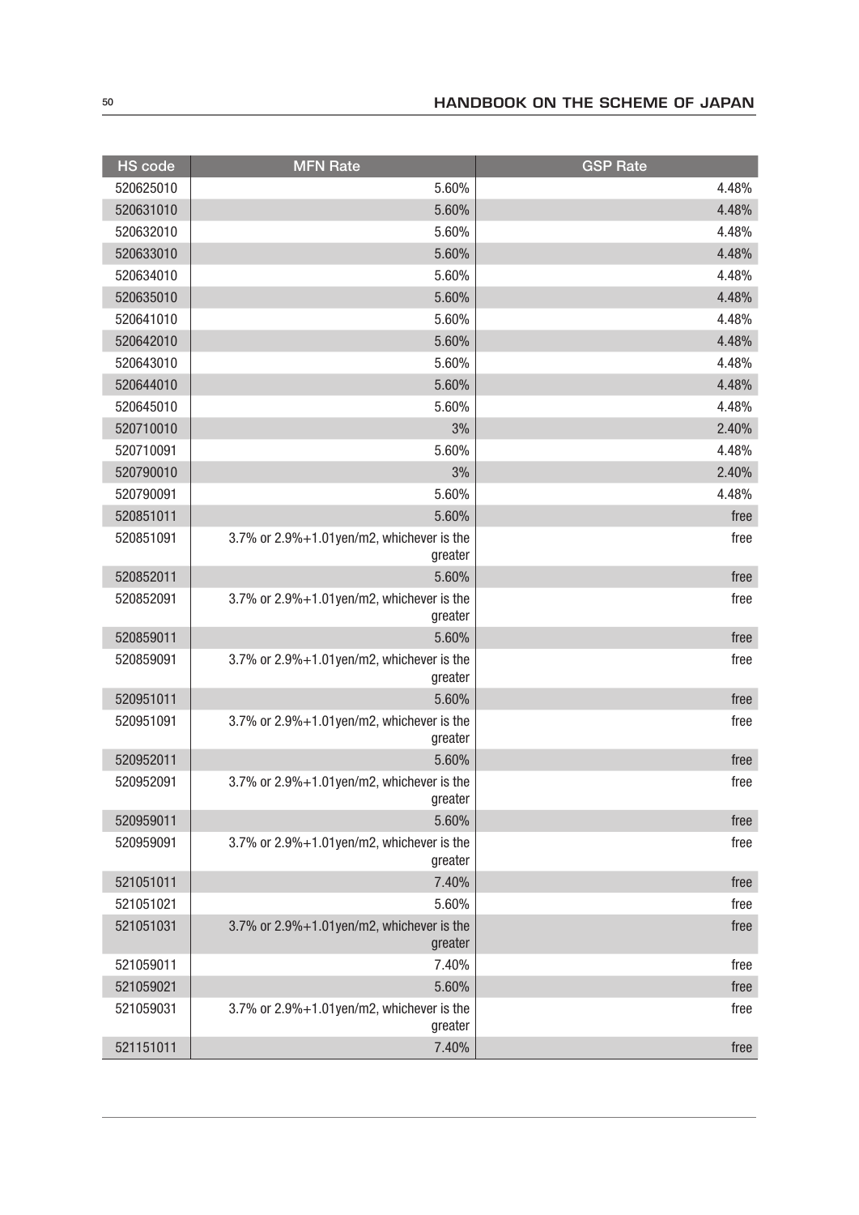| HS code | MFN Rate | GSP Rate |
| --- | --- | --- |
| 520625010 | 5.60% | 4.48% |
| 520631010 | 5.60% | 4.48% |
| 520632010 | 5.60% | 4.48% |
| 520633010 | 5.60% | 4.48% |
| 520634010 | 5.60% | 4.48% |
| 520635010 | 5.60% | 4.48% |
| 520641010 | 5.60% | 4.48% |
| 520642010 | 5.60% | 4.48% |
| 520643010 | 5.60% | 4.48% |
| 520644010 | 5.60% | 4.48% |
| 520645010 | 5.60% | 4.48% |
| 520710010 | 3% | 2.40% |
| 520710091 | 5.60% | 4.48% |
| 520790010 | 3% | 2.40% |
| 520790091 | 5.60% | 4.48% |
| 520851011 | 5.60% | free |
| 520851091 | 3.7% or 2.9%+1.01yen/m2, whichever is the greater | free |
| 520852011 | 5.60% | free |
| 520852091 | 3.7% or 2.9%+1.01yen/m2, whichever is the greater | free |
| 520859011 | 5.60% | free |
| 520859091 | 3.7% or 2.9%+1.01yen/m2, whichever is the greater | free |
| 520951011 | 5.60% | free |
| 520951091 | 3.7% or 2.9%+1.01yen/m2, whichever is the greater | free |
| 520952011 | 5.60% | free |
| 520952091 | 3.7% or 2.9%+1.01yen/m2, whichever is the greater | free |
| 520959011 | 5.60% | free |
| 520959091 | 3.7% or 2.9%+1.01yen/m2, whichever is the greater | free |
| 521051011 | 7.40% | free |
| 521051021 | 5.60% | free |
| 521051031 | 3.7% or 2.9%+1.01yen/m2, whichever is the greater | free |
| 521059011 | 7.40% | free |
| 521059021 | 5.60% | free |
| 521059031 | 3.7% or 2.9%+1.01yen/m2, whichever is the greater | free |
| 521151011 | 7.40% | free |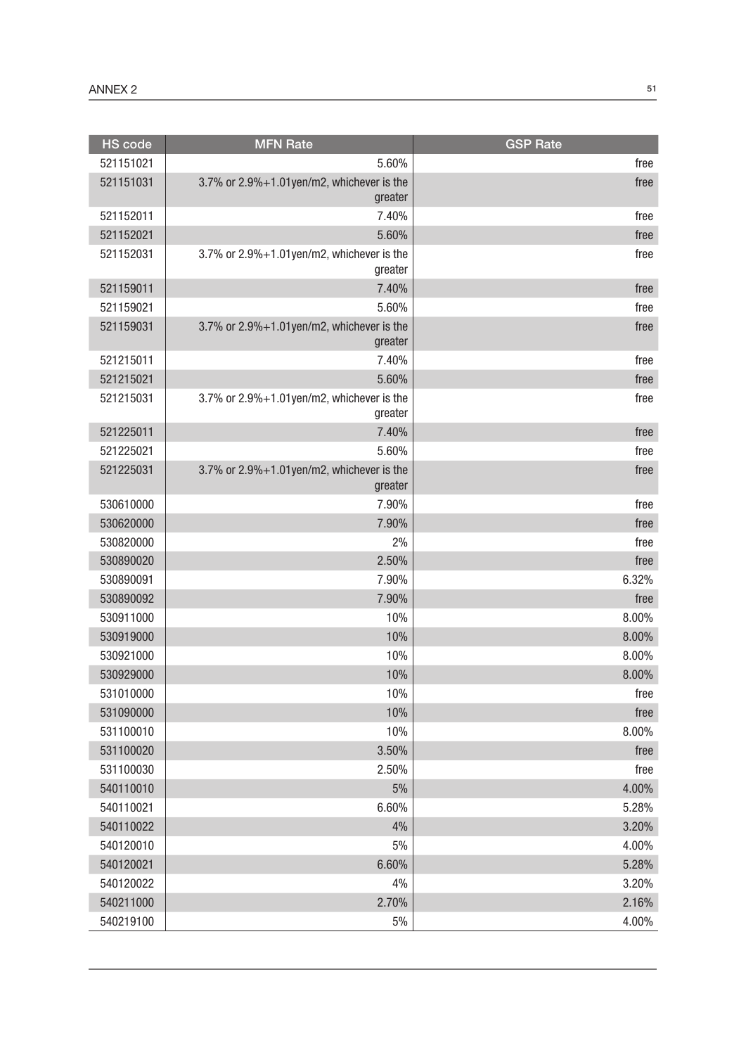| HS code | MFN Rate | GSP Rate |
|---|---|---|
| 521151021 | 5.60% | free |
| 521151031 | 3.7% or 2.9%+1.01yen/m2, whichever is the greater | free |
| 521152011 | 7.40% | free |
| 521152021 | 5.60% | free |
| 521152031 | 3.7% or 2.9%+1.01yen/m2, whichever is the greater | free |
| 521159011 | 7.40% | free |
| 521159021 | 5.60% | free |
| 521159031 | 3.7% or 2.9%+1.01yen/m2, whichever is the greater | free |
| 521215011 | 7.40% | free |
| 521215021 | 5.60% | free |
| 521215031 | 3.7% or 2.9%+1.01yen/m2, whichever is the greater | free |
| 521225011 | 7.40% | free |
| 521225021 | 5.60% | free |
| 521225031 | 3.7% or 2.9%+1.01yen/m2, whichever is the greater | free |
| 530610000 | 7.90% | free |
| 530620000 | 7.90% | free |
| 530820000 | 2% | free |
| 530890020 | 2.50% | free |
| 530890091 | 7.90% | 6.32% |
| 530890092 | 7.90% | free |
| 530911000 | 10% | 8.00% |
| 530919000 | 10% | 8.00% |
| 530921000 | 10% | 8.00% |
| 530929000 | 10% | 8.00% |
| 531010000 | 10% | free |
| 531090000 | 10% | free |
| 531100010 | 10% | 8.00% |
| 531100020 | 3.50% | free |
| 531100030 | 2.50% | free |
| 540110010 | 5% | 4.00% |
| 540110021 | 6.60% | 5.28% |
| 540110022 | 4% | 3.20% |
| 540120010 | 5% | 4.00% |
| 540120021 | 6.60% | 5.28% |
| 540120022 | 4% | 3.20% |
| 540211000 | 2.70% | 2.16% |
| 540219100 | 5% | 4.00% |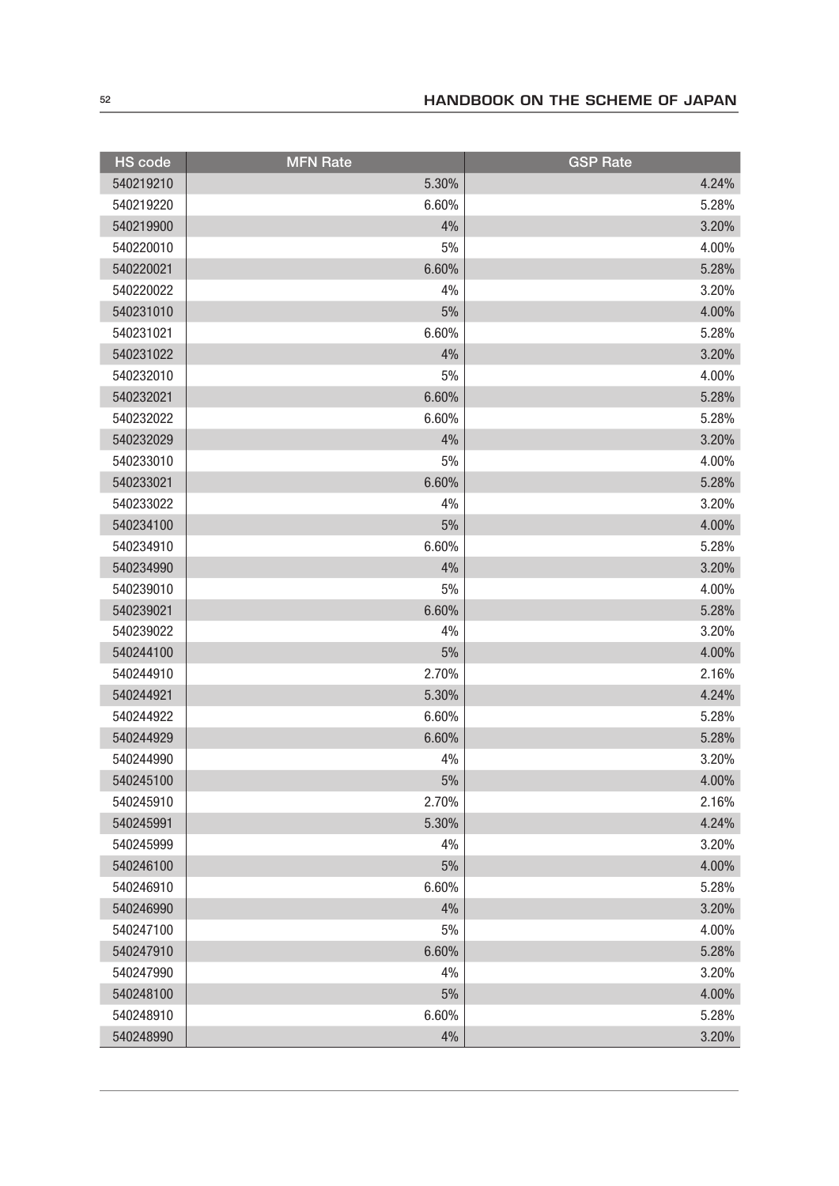| HS code | MFN Rate | GSP Rate |
|---|---|---|
| 540219210 | 5.30% | 4.24% |
| 540219220 | 6.60% | 5.28% |
| 540219900 | 4% | 3.20% |
| 540220010 | 5% | 4.00% |
| 540220021 | 6.60% | 5.28% |
| 540220022 | 4% | 3.20% |
| 540231010 | 5% | 4.00% |
| 540231021 | 6.60% | 5.28% |
| 540231022 | 4% | 3.20% |
| 540232010 | 5% | 4.00% |
| 540232021 | 6.60% | 5.28% |
| 540232022 | 6.60% | 5.28% |
| 540232029 | 4% | 3.20% |
| 540233010 | 5% | 4.00% |
| 540233021 | 6.60% | 5.28% |
| 540233022 | 4% | 3.20% |
| 540234100 | 5% | 4.00% |
| 540234910 | 6.60% | 5.28% |
| 540234990 | 4% | 3.20% |
| 540239010 | 5% | 4.00% |
| 540239021 | 6.60% | 5.28% |
| 540239022 | 4% | 3.20% |
| 540244100 | 5% | 4.00% |
| 540244910 | 2.70% | 2.16% |
| 540244921 | 5.30% | 4.24% |
| 540244922 | 6.60% | 5.28% |
| 540244929 | 6.60% | 5.28% |
| 540244990 | 4% | 3.20% |
| 540245100 | 5% | 4.00% |
| 540245910 | 2.70% | 2.16% |
| 540245991 | 5.30% | 4.24% |
| 540245999 | 4% | 3.20% |
| 540246100 | 5% | 4.00% |
| 540246910 | 6.60% | 5.28% |
| 540246990 | 4% | 3.20% |
| 540247100 | 5% | 4.00% |
| 540247910 | 6.60% | 5.28% |
| 540247990 | 4% | 3.20% |
| 540248100 | 5% | 4.00% |
| 540248910 | 6.60% | 5.28% |
| 540248990 | 4% | 3.20% |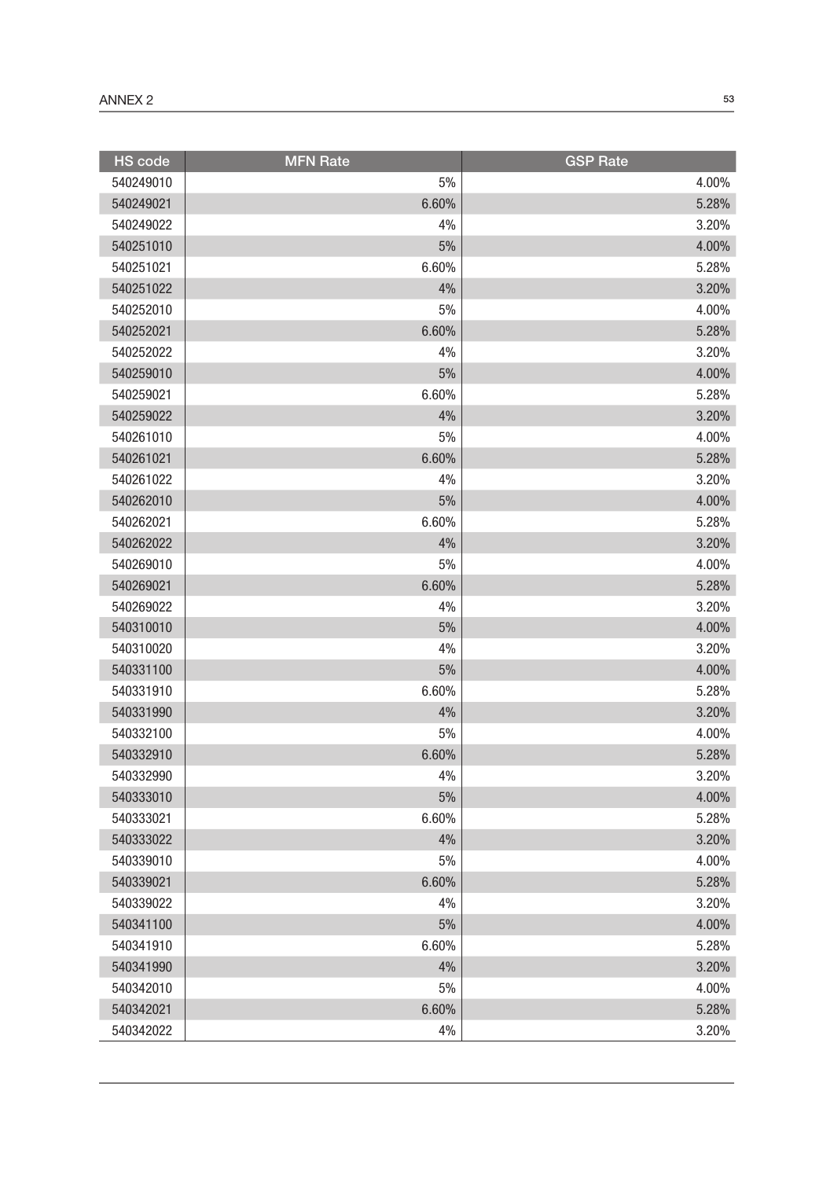| HS code | MFN Rate | GSP Rate |
|---|---|---|
| 540249010 | 5% | 4.00% |
| 540249021 | 6.60% | 5.28% |
| 540249022 | 4% | 3.20% |
| 540251010 | 5% | 4.00% |
| 540251021 | 6.60% | 5.28% |
| 540251022 | 4% | 3.20% |
| 540252010 | 5% | 4.00% |
| 540252021 | 6.60% | 5.28% |
| 540252022 | 4% | 3.20% |
| 540259010 | 5% | 4.00% |
| 540259021 | 6.60% | 5.28% |
| 540259022 | 4% | 3.20% |
| 540261010 | 5% | 4.00% |
| 540261021 | 6.60% | 5.28% |
| 540261022 | 4% | 3.20% |
| 540262010 | 5% | 4.00% |
| 540262021 | 6.60% | 5.28% |
| 540262022 | 4% | 3.20% |
| 540269010 | 5% | 4.00% |
| 540269021 | 6.60% | 5.28% |
| 540269022 | 4% | 3.20% |
| 540310010 | 5% | 4.00% |
| 540310020 | 4% | 3.20% |
| 540331100 | 5% | 4.00% |
| 540331910 | 6.60% | 5.28% |
| 540331990 | 4% | 3.20% |
| 540332100 | 5% | 4.00% |
| 540332910 | 6.60% | 5.28% |
| 540332990 | 4% | 3.20% |
| 540333010 | 5% | 4.00% |
| 540333021 | 6.60% | 5.28% |
| 540333022 | 4% | 3.20% |
| 540339010 | 5% | 4.00% |
| 540339021 | 6.60% | 5.28% |
| 540339022 | 4% | 3.20% |
| 540341100 | 5% | 4.00% |
| 540341910 | 6.60% | 5.28% |
| 540341990 | 4% | 3.20% |
| 540342010 | 5% | 4.00% |
| 540342021 | 6.60% | 5.28% |
| 540342022 | 4% | 3.20% |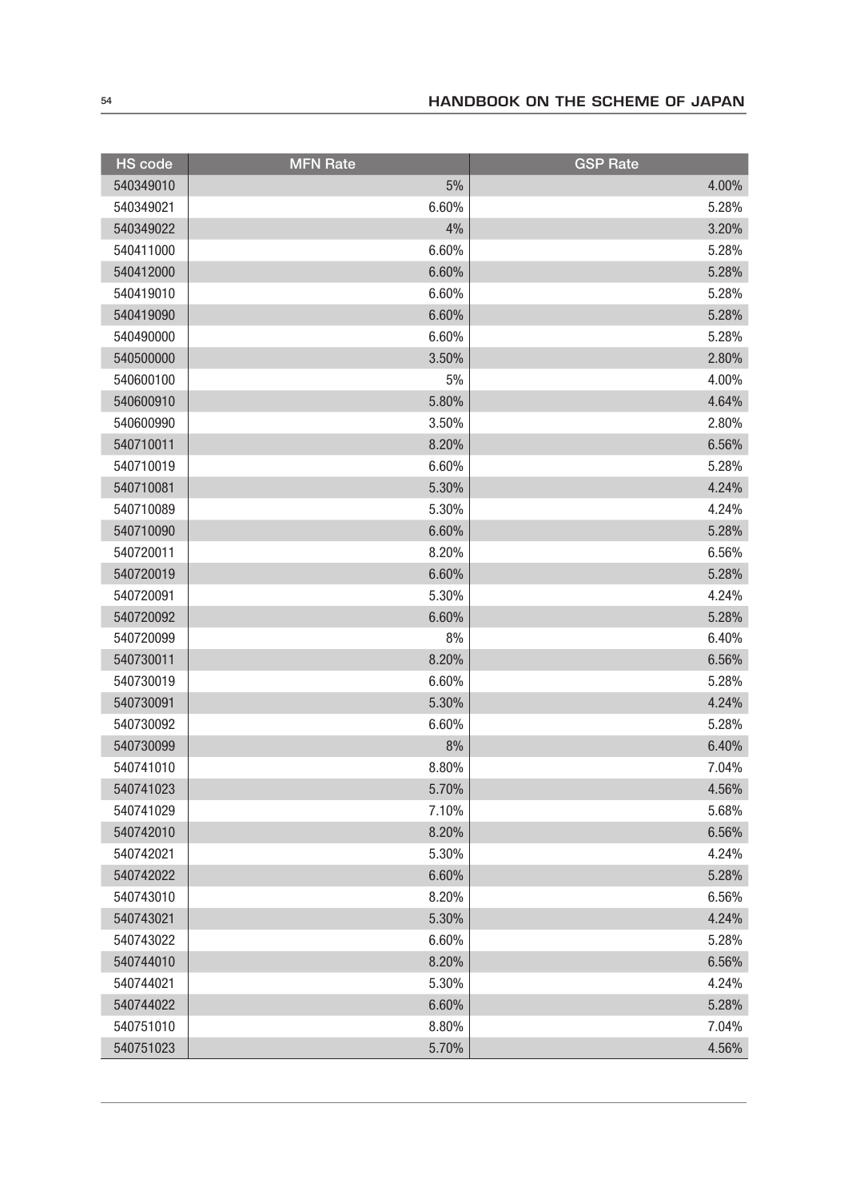| HS code | MFN Rate | GSP Rate |
| --- | --- | --- |
| 540349010 | 5% | 4.00% |
| 540349021 | 6.60% | 5.28% |
| 540349022 | 4% | 3.20% |
| 540411000 | 6.60% | 5.28% |
| 540412000 | 6.60% | 5.28% |
| 540419010 | 6.60% | 5.28% |
| 540419090 | 6.60% | 5.28% |
| 540490000 | 6.60% | 5.28% |
| 540500000 | 3.50% | 2.80% |
| 540600100 | 5% | 4.00% |
| 540600910 | 5.80% | 4.64% |
| 540600990 | 3.50% | 2.80% |
| 540710011 | 8.20% | 6.56% |
| 540710019 | 6.60% | 5.28% |
| 540710081 | 5.30% | 4.24% |
| 540710089 | 5.30% | 4.24% |
| 540710090 | 6.60% | 5.28% |
| 540720011 | 8.20% | 6.56% |
| 540720019 | 6.60% | 5.28% |
| 540720091 | 5.30% | 4.24% |
| 540720092 | 6.60% | 5.28% |
| 540720099 | 8% | 6.40% |
| 540730011 | 8.20% | 6.56% |
| 540730019 | 6.60% | 5.28% |
| 540730091 | 5.30% | 4.24% |
| 540730092 | 6.60% | 5.28% |
| 540730099 | 8% | 6.40% |
| 540741010 | 8.80% | 7.04% |
| 540741023 | 5.70% | 4.56% |
| 540741029 | 7.10% | 5.68% |
| 540742010 | 8.20% | 6.56% |
| 540742021 | 5.30% | 4.24% |
| 540742022 | 6.60% | 5.28% |
| 540743010 | 8.20% | 6.56% |
| 540743021 | 5.30% | 4.24% |
| 540743022 | 6.60% | 5.28% |
| 540744010 | 8.20% | 6.56% |
| 540744021 | 5.30% | 4.24% |
| 540744022 | 6.60% | 5.28% |
| 540751010 | 8.80% | 7.04% |
| 540751023 | 5.70% | 4.56% |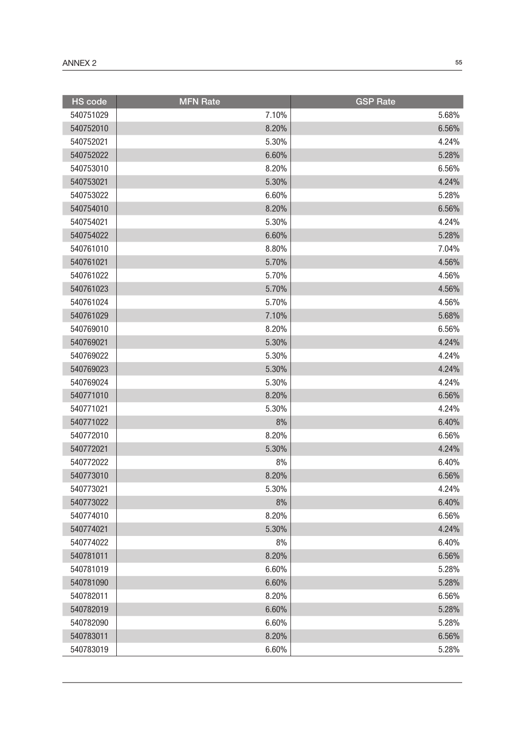| HS code | MFN Rate | GSP Rate |
|---|---|---|
| 540751029 | 7.10% | 5.68% |
| 540752010 | 8.20% | 6.56% |
| 540752021 | 5.30% | 4.24% |
| 540752022 | 6.60% | 5.28% |
| 540753010 | 8.20% | 6.56% |
| 540753021 | 5.30% | 4.24% |
| 540753022 | 6.60% | 5.28% |
| 540754010 | 8.20% | 6.56% |
| 540754021 | 5.30% | 4.24% |
| 540754022 | 6.60% | 5.28% |
| 540761010 | 8.80% | 7.04% |
| 540761021 | 5.70% | 4.56% |
| 540761022 | 5.70% | 4.56% |
| 540761023 | 5.70% | 4.56% |
| 540761024 | 5.70% | 4.56% |
| 540761029 | 7.10% | 5.68% |
| 540769010 | 8.20% | 6.56% |
| 540769021 | 5.30% | 4.24% |
| 540769022 | 5.30% | 4.24% |
| 540769023 | 5.30% | 4.24% |
| 540769024 | 5.30% | 4.24% |
| 540771010 | 8.20% | 6.56% |
| 540771021 | 5.30% | 4.24% |
| 540771022 | 8% | 6.40% |
| 540772010 | 8.20% | 6.56% |
| 540772021 | 5.30% | 4.24% |
| 540772022 | 8% | 6.40% |
| 540773010 | 8.20% | 6.56% |
| 540773021 | 5.30% | 4.24% |
| 540773022 | 8% | 6.40% |
| 540774010 | 8.20% | 6.56% |
| 540774021 | 5.30% | 4.24% |
| 540774022 | 8% | 6.40% |
| 540781011 | 8.20% | 6.56% |
| 540781019 | 6.60% | 5.28% |
| 540781090 | 6.60% | 5.28% |
| 540782011 | 8.20% | 6.56% |
| 540782019 | 6.60% | 5.28% |
| 540782090 | 6.60% | 5.28% |
| 540783011 | 8.20% | 6.56% |
| 540783019 | 6.60% | 5.28% |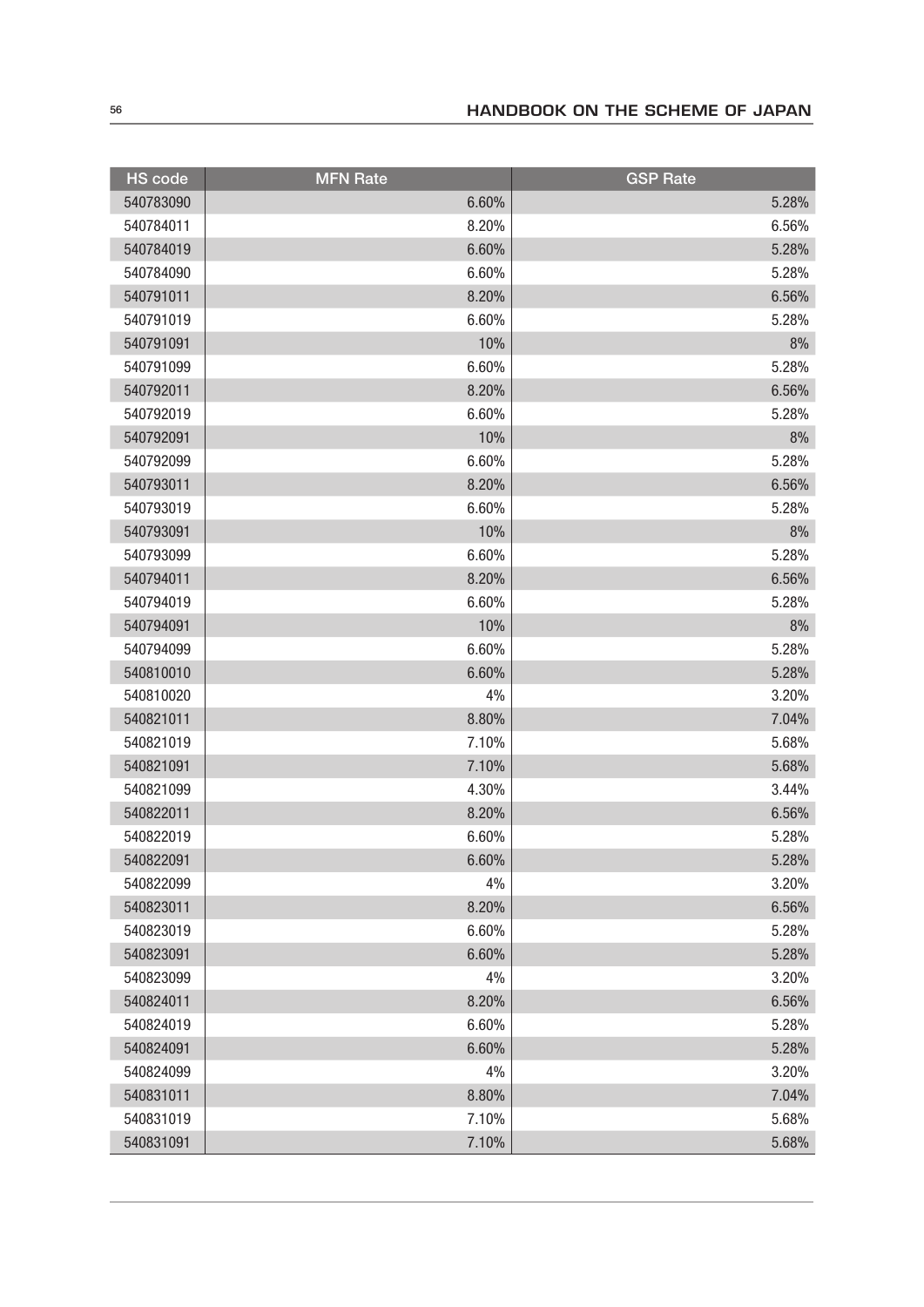| HS code | MFN Rate | GSP Rate |
|---|---|---|
| 540783090 | 6.60% | 5.28% |
| 540784011 | 8.20% | 6.56% |
| 540784019 | 6.60% | 5.28% |
| 540784090 | 6.60% | 5.28% |
| 540791011 | 8.20% | 6.56% |
| 540791019 | 6.60% | 5.28% |
| 540791091 | 10% | 8% |
| 540791099 | 6.60% | 5.28% |
| 540792011 | 8.20% | 6.56% |
| 540792019 | 6.60% | 5.28% |
| 540792091 | 10% | 8% |
| 540792099 | 6.60% | 5.28% |
| 540793011 | 8.20% | 6.56% |
| 540793019 | 6.60% | 5.28% |
| 540793091 | 10% | 8% |
| 540793099 | 6.60% | 5.28% |
| 540794011 | 8.20% | 6.56% |
| 540794019 | 6.60% | 5.28% |
| 540794091 | 10% | 8% |
| 540794099 | 6.60% | 5.28% |
| 540810010 | 6.60% | 5.28% |
| 540810020 | 4% | 3.20% |
| 540821011 | 8.80% | 7.04% |
| 540821019 | 7.10% | 5.68% |
| 540821091 | 7.10% | 5.68% |
| 540821099 | 4.30% | 3.44% |
| 540822011 | 8.20% | 6.56% |
| 540822019 | 6.60% | 5.28% |
| 540822091 | 6.60% | 5.28% |
| 540822099 | 4% | 3.20% |
| 540823011 | 8.20% | 6.56% |
| 540823019 | 6.60% | 5.28% |
| 540823091 | 6.60% | 5.28% |
| 540823099 | 4% | 3.20% |
| 540824011 | 8.20% | 6.56% |
| 540824019 | 6.60% | 5.28% |
| 540824091 | 6.60% | 5.28% |
| 540824099 | 4% | 3.20% |
| 540831011 | 8.80% | 7.04% |
| 540831019 | 7.10% | 5.68% |
| 540831091 | 7.10% | 5.68% |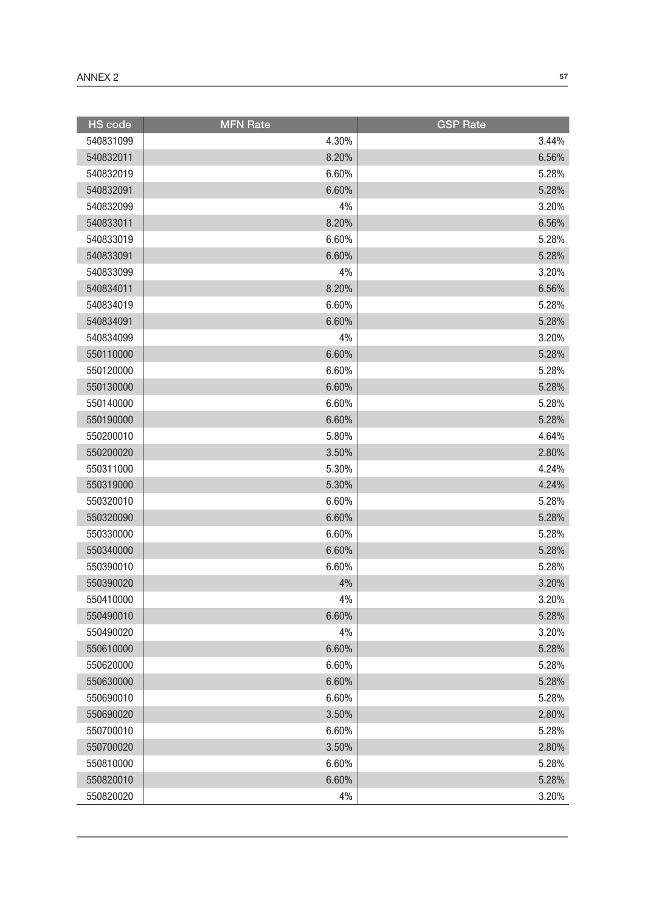| HS code | MFN Rate | GSP Rate |
|---|---|---|
| 540831099 | 4.30% | 3.44% |
| 540832011 | 8.20% | 6.56% |
| 540832019 | 6.60% | 5.28% |
| 540832091 | 6.60% | 5.28% |
| 540832099 | 4% | 3.20% |
| 540833011 | 8.20% | 6.56% |
| 540833019 | 6.60% | 5.28% |
| 540833091 | 6.60% | 5.28% |
| 540833099 | 4% | 3.20% |
| 540834011 | 8.20% | 6.56% |
| 540834019 | 6.60% | 5.28% |
| 540834091 | 6.60% | 5.28% |
| 540834099 | 4% | 3.20% |
| 550110000 | 6.60% | 5.28% |
| 550120000 | 6.60% | 5.28% |
| 550130000 | 6.60% | 5.28% |
| 550140000 | 6.60% | 5.28% |
| 550190000 | 6.60% | 5.28% |
| 550200010 | 5.80% | 4.64% |
| 550200020 | 3.50% | 2.80% |
| 550311000 | 5.30% | 4.24% |
| 550319000 | 5.30% | 4.24% |
| 550320010 | 6.60% | 5.28% |
| 550320090 | 6.60% | 5.28% |
| 550330000 | 6.60% | 5.28% |
| 550340000 | 6.60% | 5.28% |
| 550390010 | 6.60% | 5.28% |
| 550390020 | 4% | 3.20% |
| 550410000 | 4% | 3.20% |
| 550490010 | 6.60% | 5.28% |
| 550490020 | 4% | 3.20% |
| 550610000 | 6.60% | 5.28% |
| 550620000 | 6.60% | 5.28% |
| 550630000 | 6.60% | 5.28% |
| 550690010 | 6.60% | 5.28% |
| 550690020 | 3.50% | 2.80% |
| 550700010 | 6.60% | 5.28% |
| 550700020 | 3.50% | 2.80% |
| 550810000 | 6.60% | 5.28% |
| 550820010 | 6.60% | 5.28% |
| 550820020 | 4% | 3.20% |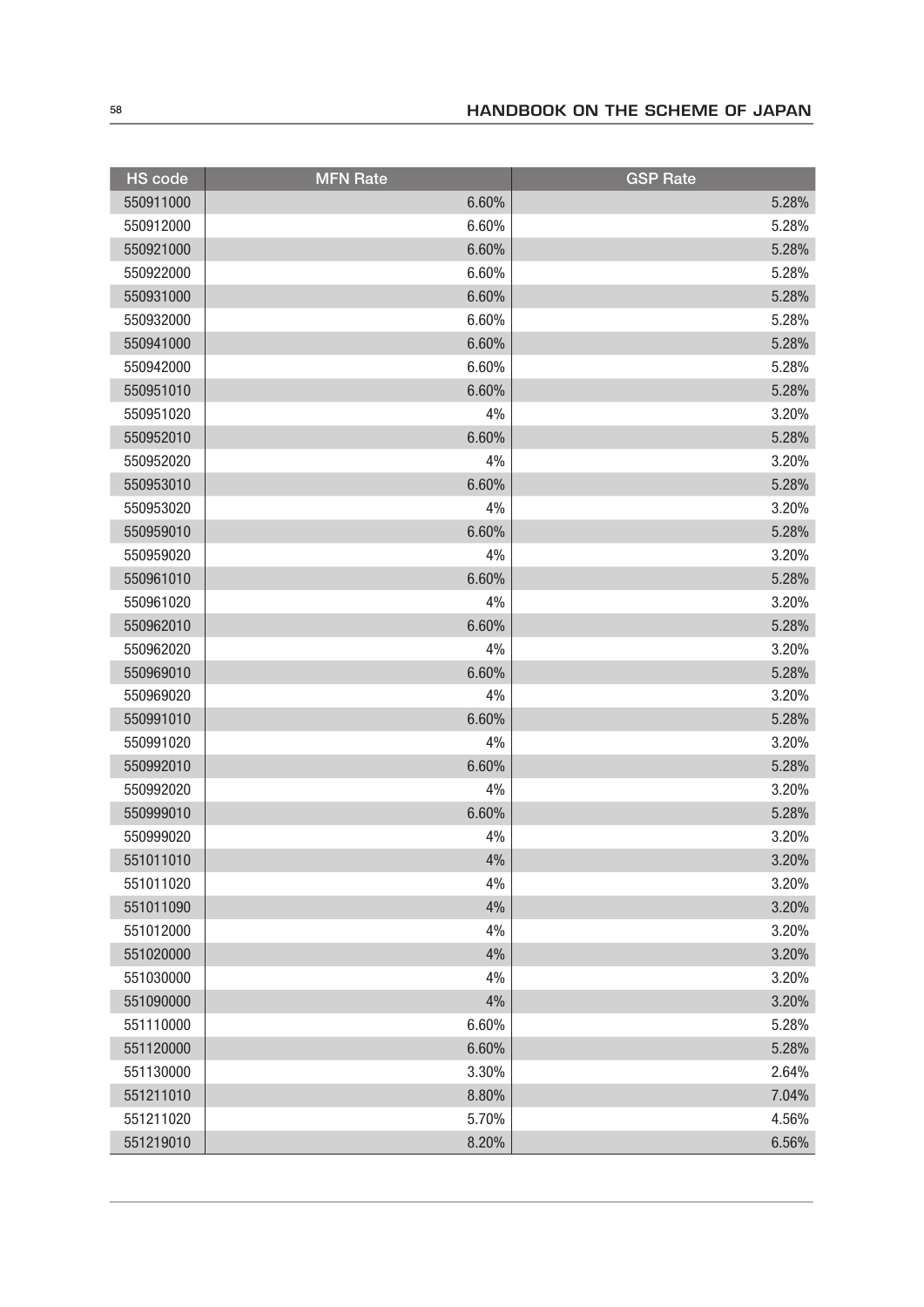| HS code | MFN Rate | GSP Rate |
|---|---|---|
| 550911000 | 6.60% | 5.28% |
| 550912000 | 6.60% | 5.28% |
| 550921000 | 6.60% | 5.28% |
| 550922000 | 6.60% | 5.28% |
| 550931000 | 6.60% | 5.28% |
| 550932000 | 6.60% | 5.28% |
| 550941000 | 6.60% | 5.28% |
| 550942000 | 6.60% | 5.28% |
| 550951010 | 6.60% | 5.28% |
| 550951020 | 4% | 3.20% |
| 550952010 | 6.60% | 5.28% |
| 550952020 | 4% | 3.20% |
| 550953010 | 6.60% | 5.28% |
| 550953020 | 4% | 3.20% |
| 550959010 | 6.60% | 5.28% |
| 550959020 | 4% | 3.20% |
| 550961010 | 6.60% | 5.28% |
| 550961020 | 4% | 3.20% |
| 550962010 | 6.60% | 5.28% |
| 550962020 | 4% | 3.20% |
| 550969010 | 6.60% | 5.28% |
| 550969020 | 4% | 3.20% |
| 550991010 | 6.60% | 5.28% |
| 550991020 | 4% | 3.20% |
| 550992010 | 6.60% | 5.28% |
| 550992020 | 4% | 3.20% |
| 550999010 | 6.60% | 5.28% |
| 550999020 | 4% | 3.20% |
| 551011010 | 4% | 3.20% |
| 551011020 | 4% | 3.20% |
| 551011090 | 4% | 3.20% |
| 551012000 | 4% | 3.20% |
| 551020000 | 4% | 3.20% |
| 551030000 | 4% | 3.20% |
| 551090000 | 4% | 3.20% |
| 551110000 | 6.60% | 5.28% |
| 551120000 | 6.60% | 5.28% |
| 551130000 | 3.30% | 2.64% |
| 551211010 | 8.80% | 7.04% |
| 551211020 | 5.70% | 4.56% |
| 551219010 | 8.20% | 6.56% |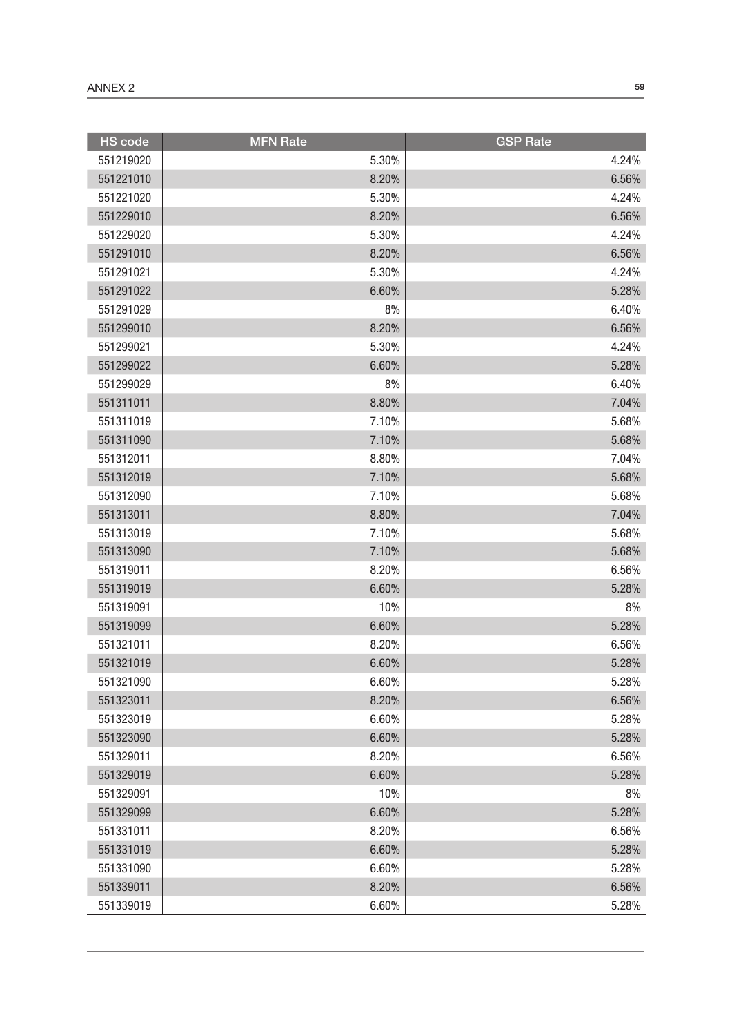| HS code | MFN Rate | GSP Rate |
|---|---|---|
| 551219020 | 5.30% | 4.24% |
| 551221010 | 8.20% | 6.56% |
| 551221020 | 5.30% | 4.24% |
| 551229010 | 8.20% | 6.56% |
| 551229020 | 5.30% | 4.24% |
| 551291010 | 8.20% | 6.56% |
| 551291021 | 5.30% | 4.24% |
| 551291022 | 6.60% | 5.28% |
| 551291029 | 8% | 6.40% |
| 551299010 | 8.20% | 6.56% |
| 551299021 | 5.30% | 4.24% |
| 551299022 | 6.60% | 5.28% |
| 551299029 | 8% | 6.40% |
| 551311011 | 8.80% | 7.04% |
| 551311019 | 7.10% | 5.68% |
| 551311090 | 7.10% | 5.68% |
| 551312011 | 8.80% | 7.04% |
| 551312019 | 7.10% | 5.68% |
| 551312090 | 7.10% | 5.68% |
| 551313011 | 8.80% | 7.04% |
| 551313019 | 7.10% | 5.68% |
| 551313090 | 7.10% | 5.68% |
| 551319011 | 8.20% | 6.56% |
| 551319019 | 6.60% | 5.28% |
| 551319091 | 10% | 8% |
| 551319099 | 6.60% | 5.28% |
| 551321011 | 8.20% | 6.56% |
| 551321019 | 6.60% | 5.28% |
| 551321090 | 6.60% | 5.28% |
| 551323011 | 8.20% | 6.56% |
| 551323019 | 6.60% | 5.28% |
| 551323090 | 6.60% | 5.28% |
| 551329011 | 8.20% | 6.56% |
| 551329019 | 6.60% | 5.28% |
| 551329091 | 10% | 8% |
| 551329099 | 6.60% | 5.28% |
| 551331011 | 8.20% | 6.56% |
| 551331019 | 6.60% | 5.28% |
| 551331090 | 6.60% | 5.28% |
| 551339011 | 8.20% | 6.56% |
| 551339019 | 6.60% | 5.28% |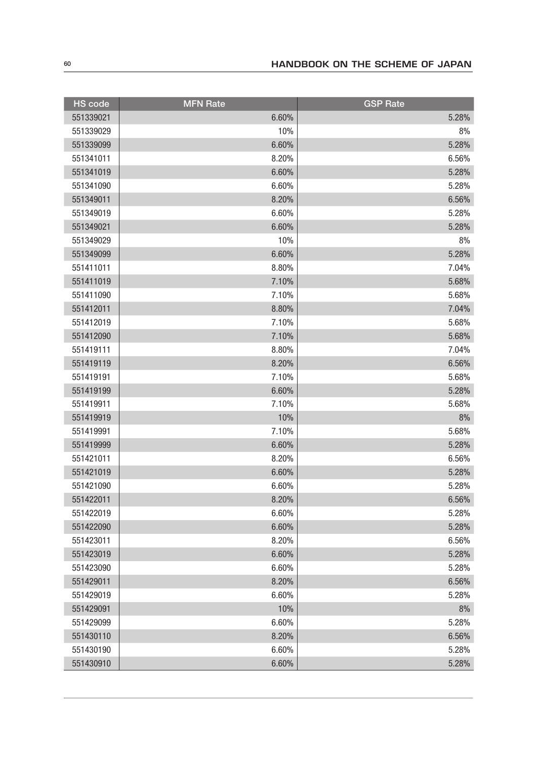| HS code | MFN Rate | GSP Rate |
| --- | --- | --- |
| 551339021 | 6.60% | 5.28% |
| 551339029 | 10% | 8% |
| 551339099 | 6.60% | 5.28% |
| 551341011 | 8.20% | 6.56% |
| 551341019 | 6.60% | 5.28% |
| 551341090 | 6.60% | 5.28% |
| 551349011 | 8.20% | 6.56% |
| 551349019 | 6.60% | 5.28% |
| 551349021 | 6.60% | 5.28% |
| 551349029 | 10% | 8% |
| 551349099 | 6.60% | 5.28% |
| 551411011 | 8.80% | 7.04% |
| 551411019 | 7.10% | 5.68% |
| 551411090 | 7.10% | 5.68% |
| 551412011 | 8.80% | 7.04% |
| 551412019 | 7.10% | 5.68% |
| 551412090 | 7.10% | 5.68% |
| 551419111 | 8.80% | 7.04% |
| 551419119 | 8.20% | 6.56% |
| 551419191 | 7.10% | 5.68% |
| 551419199 | 6.60% | 5.28% |
| 551419911 | 7.10% | 5.68% |
| 551419919 | 10% | 8% |
| 551419991 | 7.10% | 5.68% |
| 551419999 | 6.60% | 5.28% |
| 551421011 | 8.20% | 6.56% |
| 551421019 | 6.60% | 5.28% |
| 551421090 | 6.60% | 5.28% |
| 551422011 | 8.20% | 6.56% |
| 551422019 | 6.60% | 5.28% |
| 551422090 | 6.60% | 5.28% |
| 551423011 | 8.20% | 6.56% |
| 551423019 | 6.60% | 5.28% |
| 551423090 | 6.60% | 5.28% |
| 551429011 | 8.20% | 6.56% |
| 551429019 | 6.60% | 5.28% |
| 551429091 | 10% | 8% |
| 551429099 | 6.60% | 5.28% |
| 551430110 | 8.20% | 6.56% |
| 551430190 | 6.60% | 5.28% |
| 551430910 | 6.60% | 5.28% |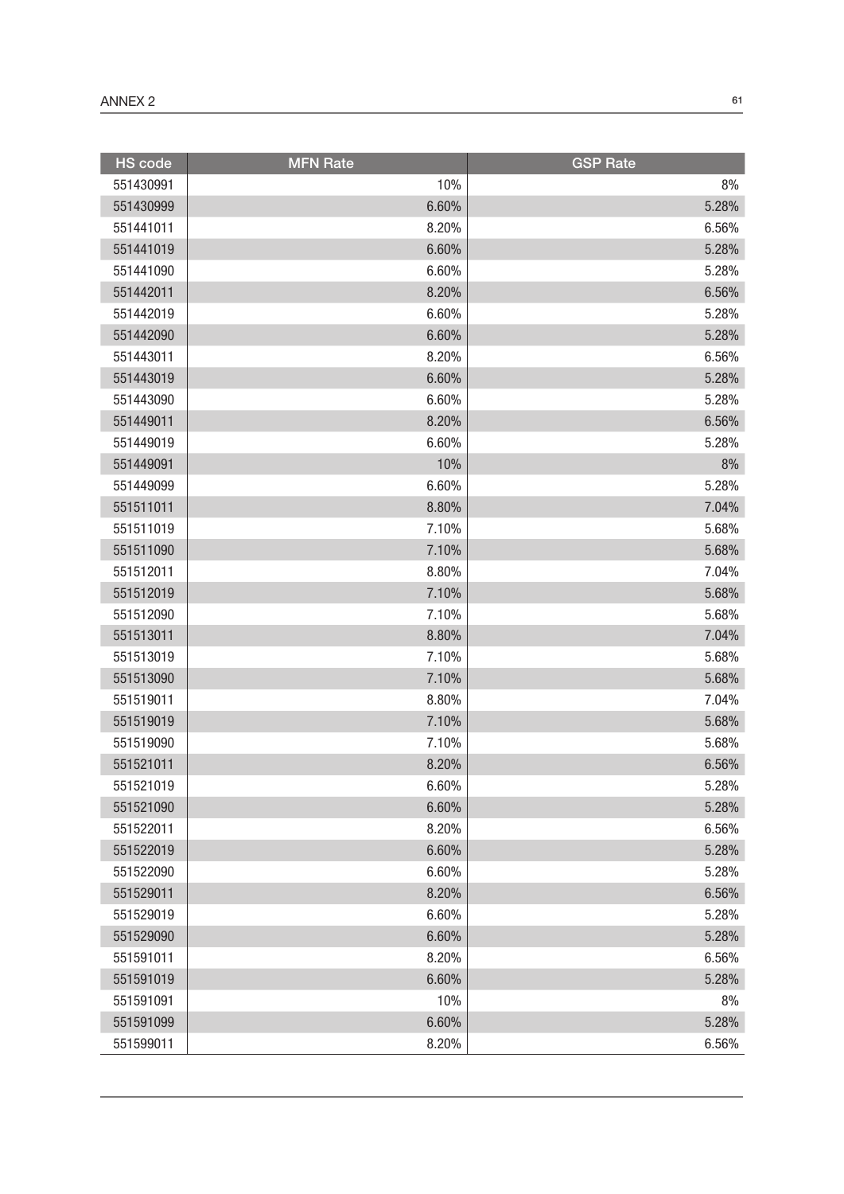| HS code | MFN Rate | GSP Rate |
|---|---|---|
| 551430991 | 10% | 8% |
| 551430999 | 6.60% | 5.28% |
| 551441011 | 8.20% | 6.56% |
| 551441019 | 6.60% | 5.28% |
| 551441090 | 6.60% | 5.28% |
| 551442011 | 8.20% | 6.56% |
| 551442019 | 6.60% | 5.28% |
| 551442090 | 6.60% | 5.28% |
| 551443011 | 8.20% | 6.56% |
| 551443019 | 6.60% | 5.28% |
| 551443090 | 6.60% | 5.28% |
| 551449011 | 8.20% | 6.56% |
| 551449019 | 6.60% | 5.28% |
| 551449091 | 10% | 8% |
| 551449099 | 6.60% | 5.28% |
| 551511011 | 8.80% | 7.04% |
| 551511019 | 7.10% | 5.68% |
| 551511090 | 7.10% | 5.68% |
| 551512011 | 8.80% | 7.04% |
| 551512019 | 7.10% | 5.68% |
| 551512090 | 7.10% | 5.68% |
| 551513011 | 8.80% | 7.04% |
| 551513019 | 7.10% | 5.68% |
| 551513090 | 7.10% | 5.68% |
| 551519011 | 8.80% | 7.04% |
| 551519019 | 7.10% | 5.68% |
| 551519090 | 7.10% | 5.68% |
| 551521011 | 8.20% | 6.56% |
| 551521019 | 6.60% | 5.28% |
| 551521090 | 6.60% | 5.28% |
| 551522011 | 8.20% | 6.56% |
| 551522019 | 6.60% | 5.28% |
| 551522090 | 6.60% | 5.28% |
| 551529011 | 8.20% | 6.56% |
| 551529019 | 6.60% | 5.28% |
| 551529090 | 6.60% | 5.28% |
| 551591011 | 8.20% | 6.56% |
| 551591019 | 6.60% | 5.28% |
| 551591091 | 10% | 8% |
| 551591099 | 6.60% | 5.28% |
| 551599011 | 8.20% | 6.56% |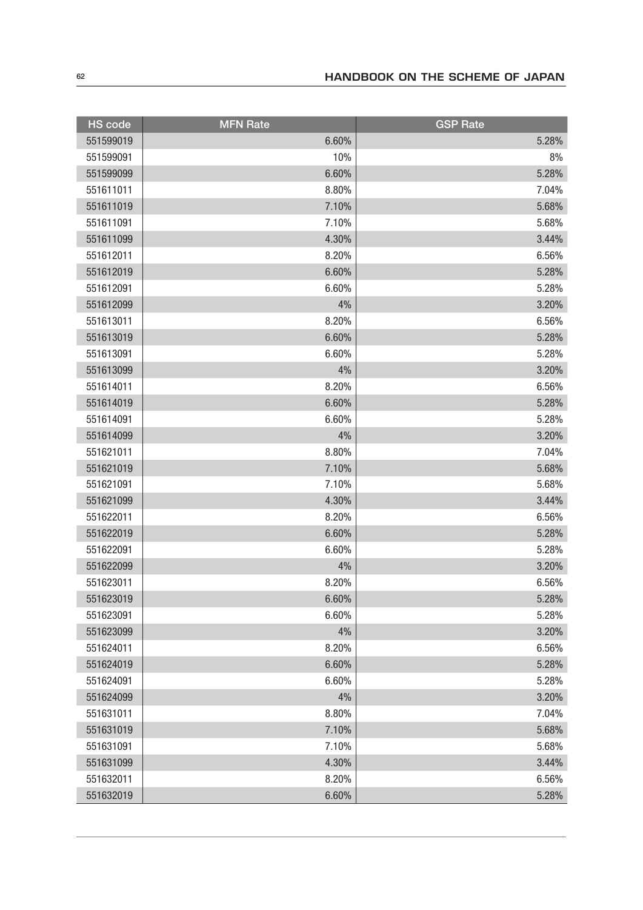| HS code | MFN Rate | GSP Rate |
|---|---|---|
| 551599019 | 6.60% | 5.28% |
| 551599091 | 10% | 8% |
| 551599099 | 6.60% | 5.28% |
| 551611011 | 8.80% | 7.04% |
| 551611019 | 7.10% | 5.68% |
| 551611091 | 7.10% | 5.68% |
| 551611099 | 4.30% | 3.44% |
| 551612011 | 8.20% | 6.56% |
| 551612019 | 6.60% | 5.28% |
| 551612091 | 6.60% | 5.28% |
| 551612099 | 4% | 3.20% |
| 551613011 | 8.20% | 6.56% |
| 551613019 | 6.60% | 5.28% |
| 551613091 | 6.60% | 5.28% |
| 551613099 | 4% | 3.20% |
| 551614011 | 8.20% | 6.56% |
| 551614019 | 6.60% | 5.28% |
| 551614091 | 6.60% | 5.28% |
| 551614099 | 4% | 3.20% |
| 551621011 | 8.80% | 7.04% |
| 551621019 | 7.10% | 5.68% |
| 551621091 | 7.10% | 5.68% |
| 551621099 | 4.30% | 3.44% |
| 551622011 | 8.20% | 6.56% |
| 551622019 | 6.60% | 5.28% |
| 551622091 | 6.60% | 5.28% |
| 551622099 | 4% | 3.20% |
| 551623011 | 8.20% | 6.56% |
| 551623019 | 6.60% | 5.28% |
| 551623091 | 6.60% | 5.28% |
| 551623099 | 4% | 3.20% |
| 551624011 | 8.20% | 6.56% |
| 551624019 | 6.60% | 5.28% |
| 551624091 | 6.60% | 5.28% |
| 551624099 | 4% | 3.20% |
| 551631011 | 8.80% | 7.04% |
| 551631019 | 7.10% | 5.68% |
| 551631091 | 7.10% | 5.68% |
| 551631099 | 4.30% | 3.44% |
| 551632011 | 8.20% | 6.56% |
| 551632019 | 6.60% | 5.28% |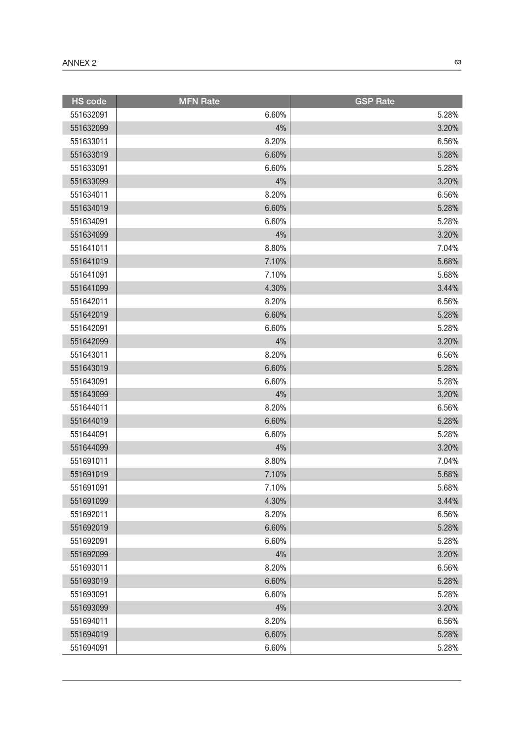| HS code | MFN Rate | GSP Rate |
| --- | --- | --- |
| 551632091 | 6.60% | 5.28% |
| 551632099 | 4% | 3.20% |
| 551633011 | 8.20% | 6.56% |
| 551633019 | 6.60% | 5.28% |
| 551633091 | 6.60% | 5.28% |
| 551633099 | 4% | 3.20% |
| 551634011 | 8.20% | 6.56% |
| 551634019 | 6.60% | 5.28% |
| 551634091 | 6.60% | 5.28% |
| 551634099 | 4% | 3.20% |
| 551641011 | 8.80% | 7.04% |
| 551641019 | 7.10% | 5.68% |
| 551641091 | 7.10% | 5.68% |
| 551641099 | 4.30% | 3.44% |
| 551642011 | 8.20% | 6.56% |
| 551642019 | 6.60% | 5.28% |
| 551642091 | 6.60% | 5.28% |
| 551642099 | 4% | 3.20% |
| 551643011 | 8.20% | 6.56% |
| 551643019 | 6.60% | 5.28% |
| 551643091 | 6.60% | 5.28% |
| 551643099 | 4% | 3.20% |
| 551644011 | 8.20% | 6.56% |
| 551644019 | 6.60% | 5.28% |
| 551644091 | 6.60% | 5.28% |
| 551644099 | 4% | 3.20% |
| 551691011 | 8.80% | 7.04% |
| 551691019 | 7.10% | 5.68% |
| 551691091 | 7.10% | 5.68% |
| 551691099 | 4.30% | 3.44% |
| 551692011 | 8.20% | 6.56% |
| 551692019 | 6.60% | 5.28% |
| 551692091 | 6.60% | 5.28% |
| 551692099 | 4% | 3.20% |
| 551693011 | 8.20% | 6.56% |
| 551693019 | 6.60% | 5.28% |
| 551693091 | 6.60% | 5.28% |
| 551693099 | 4% | 3.20% |
| 551694011 | 8.20% | 6.56% |
| 551694019 | 6.60% | 5.28% |
| 551694091 | 6.60% | 5.28% |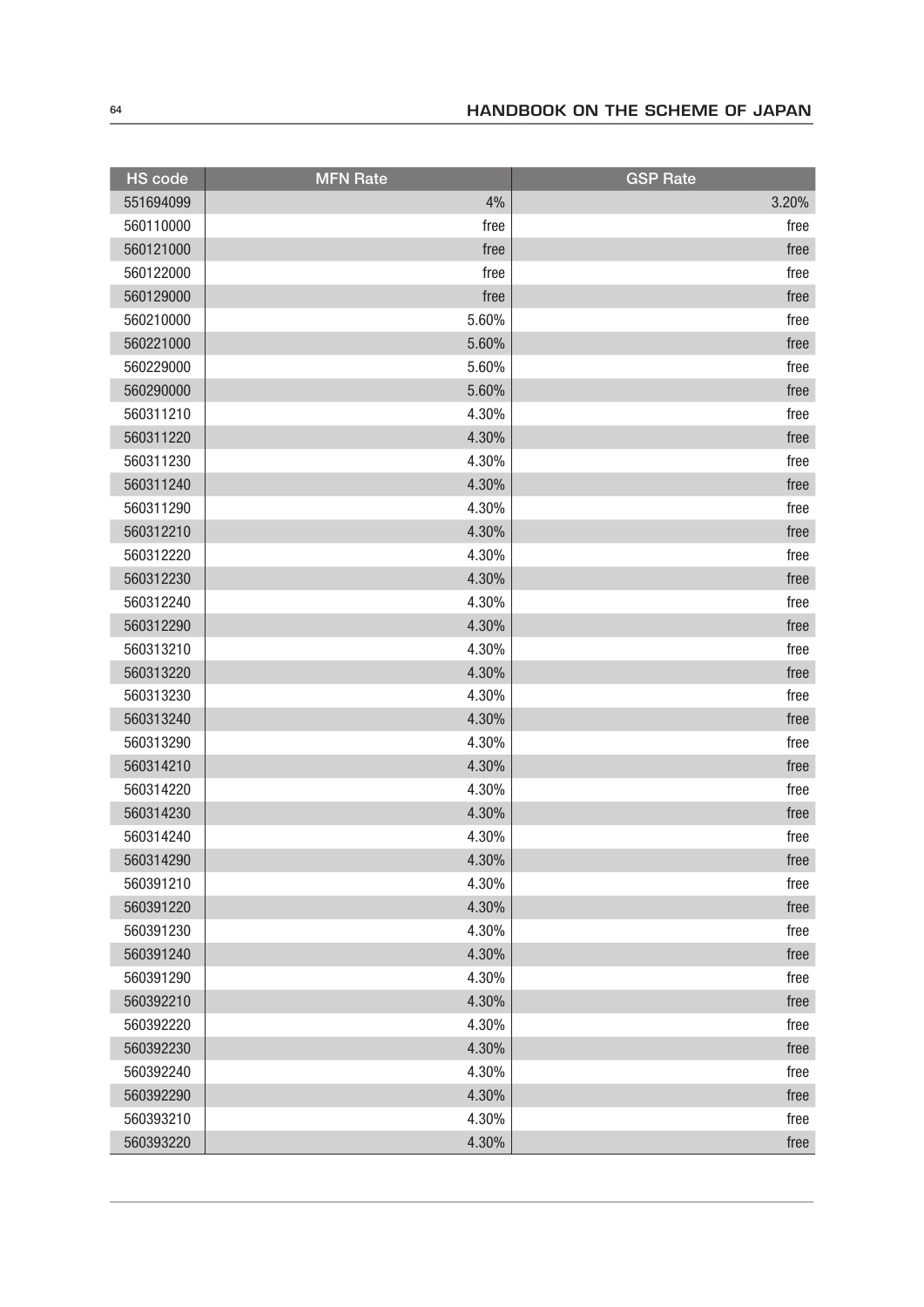| HS code | MFN Rate | GSP Rate |
| --- | --- | --- |
| 551694099 | 4% | 3.20% |
| 560110000 | free | free |
| 560121000 | free | free |
| 560122000 | free | free |
| 560129000 | free | free |
| 560210000 | 5.60% | free |
| 560221000 | 5.60% | free |
| 560229000 | 5.60% | free |
| 560290000 | 5.60% | free |
| 560311210 | 4.30% | free |
| 560311220 | 4.30% | free |
| 560311230 | 4.30% | free |
| 560311240 | 4.30% | free |
| 560311290 | 4.30% | free |
| 560312210 | 4.30% | free |
| 560312220 | 4.30% | free |
| 560312230 | 4.30% | free |
| 560312240 | 4.30% | free |
| 560312290 | 4.30% | free |
| 560313210 | 4.30% | free |
| 560313220 | 4.30% | free |
| 560313230 | 4.30% | free |
| 560313240 | 4.30% | free |
| 560313290 | 4.30% | free |
| 560314210 | 4.30% | free |
| 560314220 | 4.30% | free |
| 560314230 | 4.30% | free |
| 560314240 | 4.30% | free |
| 560314290 | 4.30% | free |
| 560391210 | 4.30% | free |
| 560391220 | 4.30% | free |
| 560391230 | 4.30% | free |
| 560391240 | 4.30% | free |
| 560391290 | 4.30% | free |
| 560392210 | 4.30% | free |
| 560392220 | 4.30% | free |
| 560392230 | 4.30% | free |
| 560392240 | 4.30% | free |
| 560392290 | 4.30% | free |
| 560393210 | 4.30% | free |
| 560393220 | 4.30% | free |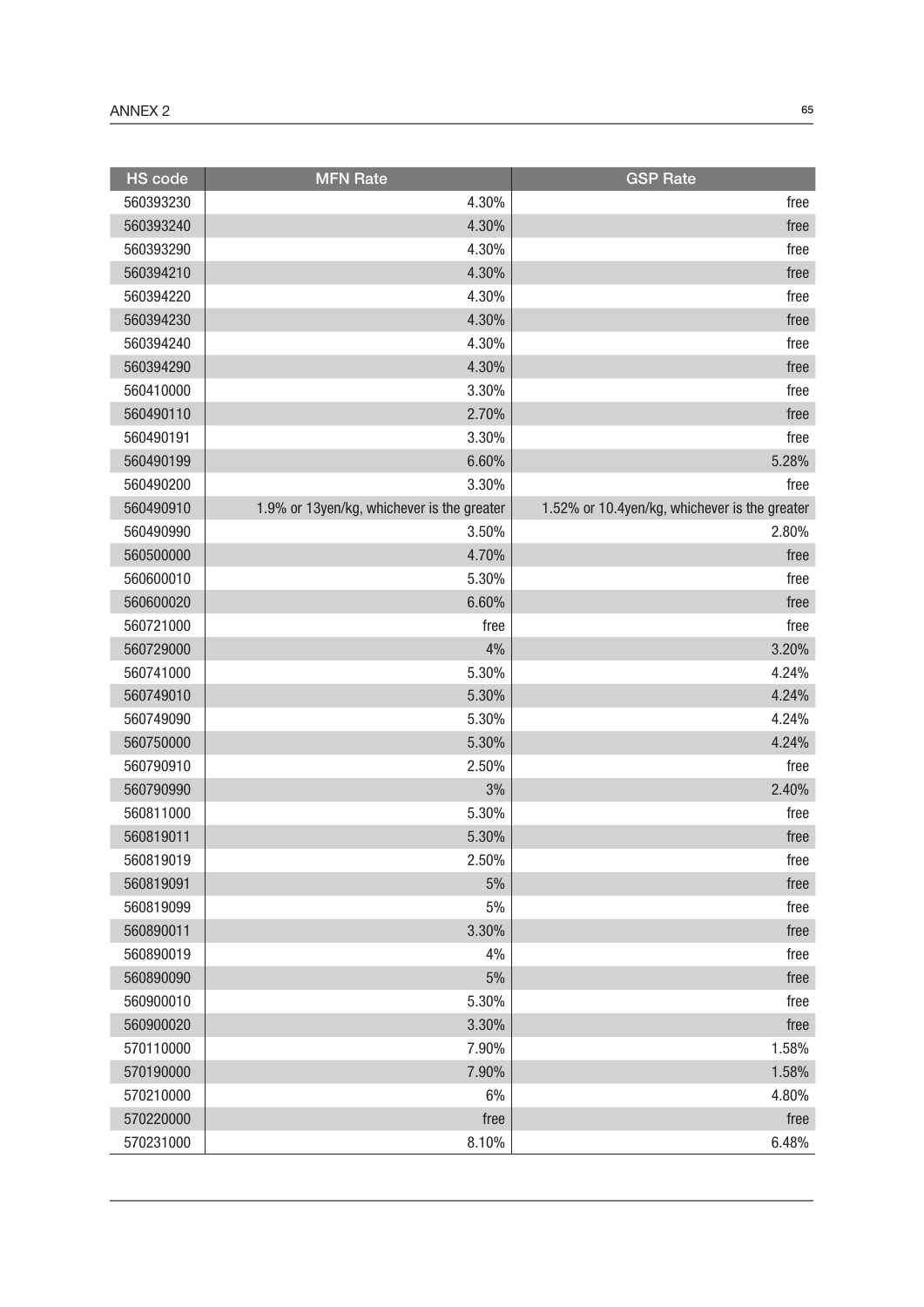| HS code | MFN Rate | GSP Rate |
|---|---|---|
| 560393230 | 4.30% | free |
| 560393240 | 4.30% | free |
| 560393290 | 4.30% | free |
| 560394210 | 4.30% | free |
| 560394220 | 4.30% | free |
| 560394230 | 4.30% | free |
| 560394240 | 4.30% | free |
| 560394290 | 4.30% | free |
| 560410000 | 3.30% | free |
| 560490110 | 2.70% | free |
| 560490191 | 3.30% | free |
| 560490199 | 6.60% | 5.28% |
| 560490200 | 3.30% | free |
| 560490910 | 1.9% or 13yen/kg, whichever is the greater | 1.52% or 10.4yen/kg, whichever is the greater |
| 560490990 | 3.50% | 2.80% |
| 560500000 | 4.70% | free |
| 560600010 | 5.30% | free |
| 560600020 | 6.60% | free |
| 560721000 | free | free |
| 560729000 | 4% | 3.20% |
| 560741000 | 5.30% | 4.24% |
| 560749010 | 5.30% | 4.24% |
| 560749090 | 5.30% | 4.24% |
| 560750000 | 5.30% | 4.24% |
| 560790910 | 2.50% | free |
| 560790990 | 3% | 2.40% |
| 560811000 | 5.30% | free |
| 560819011 | 5.30% | free |
| 560819019 | 2.50% | free |
| 560819091 | 5% | free |
| 560819099 | 5% | free |
| 560890011 | 3.30% | free |
| 560890019 | 4% | free |
| 560890090 | 5% | free |
| 560900010 | 5.30% | free |
| 560900020 | 3.30% | free |
| 570110000 | 7.90% | 1.58% |
| 570190000 | 7.90% | 1.58% |
| 570210000 | 6% | 4.80% |
| 570220000 | free | free |
| 570231000 | 8.10% | 6.48% |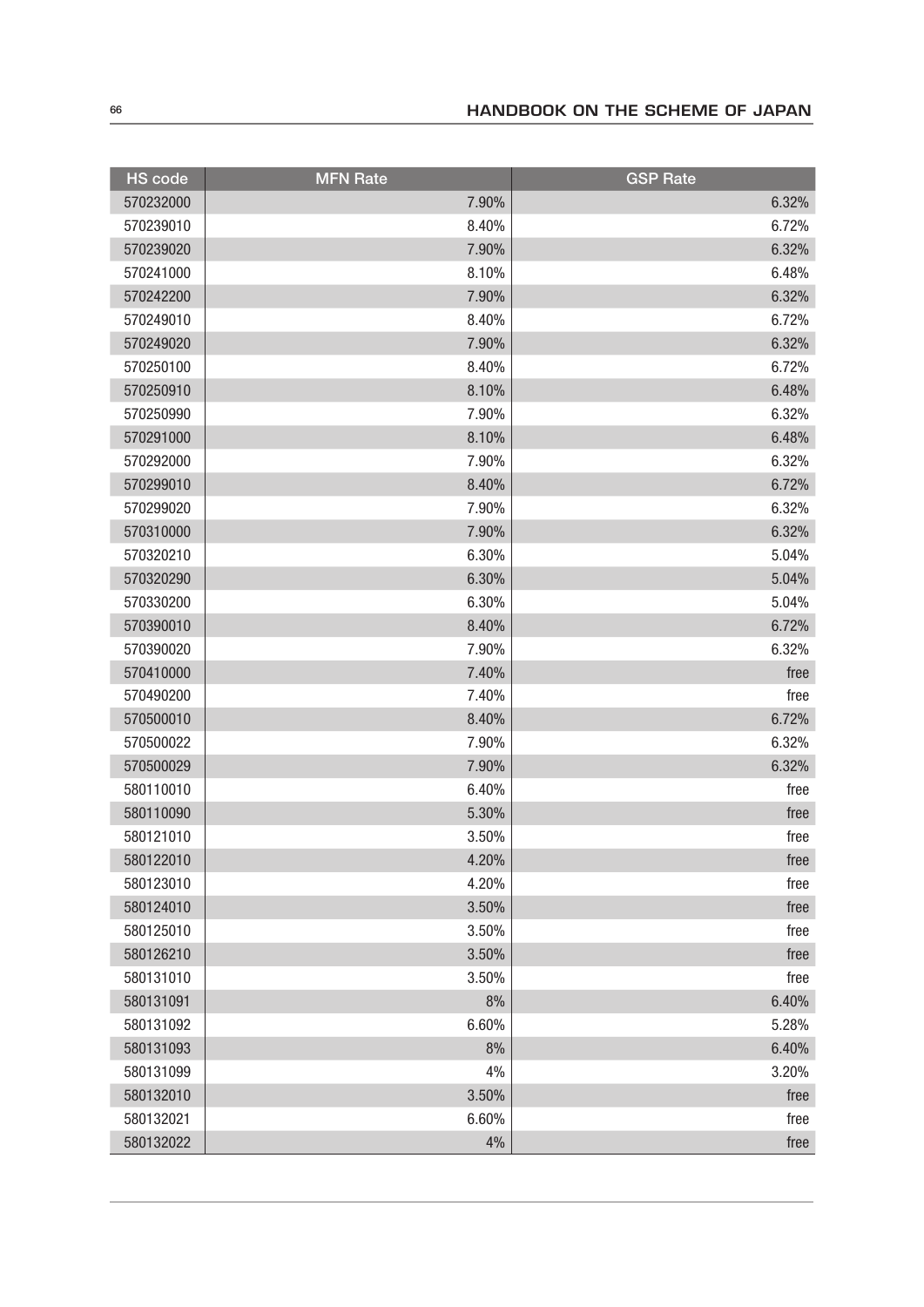| HS code | MFN Rate | GSP Rate |
|---|---|---|
| 570232000 | 7.90% | 6.32% |
| 570239010 | 8.40% | 6.72% |
| 570239020 | 7.90% | 6.32% |
| 570241000 | 8.10% | 6.48% |
| 570242200 | 7.90% | 6.32% |
| 570249010 | 8.40% | 6.72% |
| 570249020 | 7.90% | 6.32% |
| 570250100 | 8.40% | 6.72% |
| 570250910 | 8.10% | 6.48% |
| 570250990 | 7.90% | 6.32% |
| 570291000 | 8.10% | 6.48% |
| 570292000 | 7.90% | 6.32% |
| 570299010 | 8.40% | 6.72% |
| 570299020 | 7.90% | 6.32% |
| 570310000 | 7.90% | 6.32% |
| 570320210 | 6.30% | 5.04% |
| 570320290 | 6.30% | 5.04% |
| 570330200 | 6.30% | 5.04% |
| 570390010 | 8.40% | 6.72% |
| 570390020 | 7.90% | 6.32% |
| 570410000 | 7.40% | free |
| 570490200 | 7.40% | free |
| 570500010 | 8.40% | 6.72% |
| 570500022 | 7.90% | 6.32% |
| 570500029 | 7.90% | 6.32% |
| 580110010 | 6.40% | free |
| 580110090 | 5.30% | free |
| 580121010 | 3.50% | free |
| 580122010 | 4.20% | free |
| 580123010 | 4.20% | free |
| 580124010 | 3.50% | free |
| 580125010 | 3.50% | free |
| 580126210 | 3.50% | free |
| 580131010 | 3.50% | free |
| 580131091 | 8% | 6.40% |
| 580131092 | 6.60% | 5.28% |
| 580131093 | 8% | 6.40% |
| 580131099 | 4% | 3.20% |
| 580132010 | 3.50% | free |
| 580132021 | 6.60% | free |
| 580132022 | 4% | free |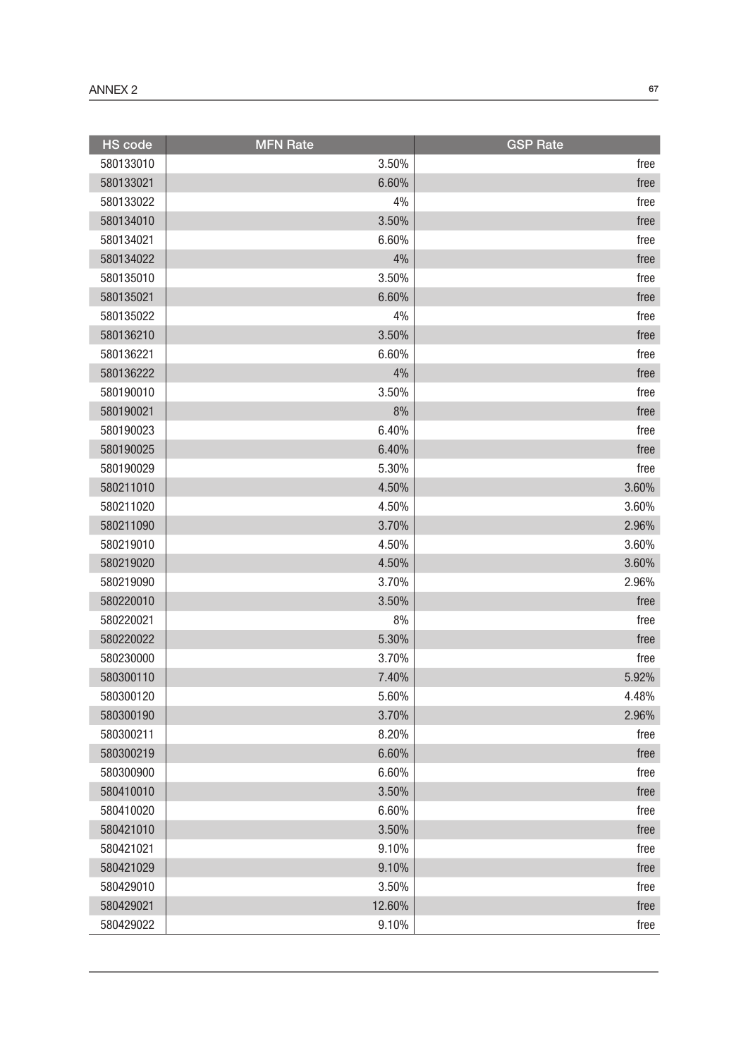| HS code | MFN Rate | GSP Rate |
|---|---|---|
| 580133010 | 3.50% | free |
| 580133021 | 6.60% | free |
| 580133022 | 4% | free |
| 580134010 | 3.50% | free |
| 580134021 | 6.60% | free |
| 580134022 | 4% | free |
| 580135010 | 3.50% | free |
| 580135021 | 6.60% | free |
| 580135022 | 4% | free |
| 580136210 | 3.50% | free |
| 580136221 | 6.60% | free |
| 580136222 | 4% | free |
| 580190010 | 3.50% | free |
| 580190021 | 8% | free |
| 580190023 | 6.40% | free |
| 580190025 | 6.40% | free |
| 580190029 | 5.30% | free |
| 580211010 | 4.50% | 3.60% |
| 580211020 | 4.50% | 3.60% |
| 580211090 | 3.70% | 2.96% |
| 580219010 | 4.50% | 3.60% |
| 580219020 | 4.50% | 3.60% |
| 580219090 | 3.70% | 2.96% |
| 580220010 | 3.50% | free |
| 580220021 | 8% | free |
| 580220022 | 5.30% | free |
| 580230000 | 3.70% | free |
| 580300110 | 7.40% | 5.92% |
| 580300120 | 5.60% | 4.48% |
| 580300190 | 3.70% | 2.96% |
| 580300211 | 8.20% | free |
| 580300219 | 6.60% | free |
| 580300900 | 6.60% | free |
| 580410010 | 3.50% | free |
| 580410020 | 6.60% | free |
| 580421010 | 3.50% | free |
| 580421021 | 9.10% | free |
| 580421029 | 9.10% | free |
| 580429010 | 3.50% | free |
| 580429021 | 12.60% | free |
| 580429022 | 9.10% | free |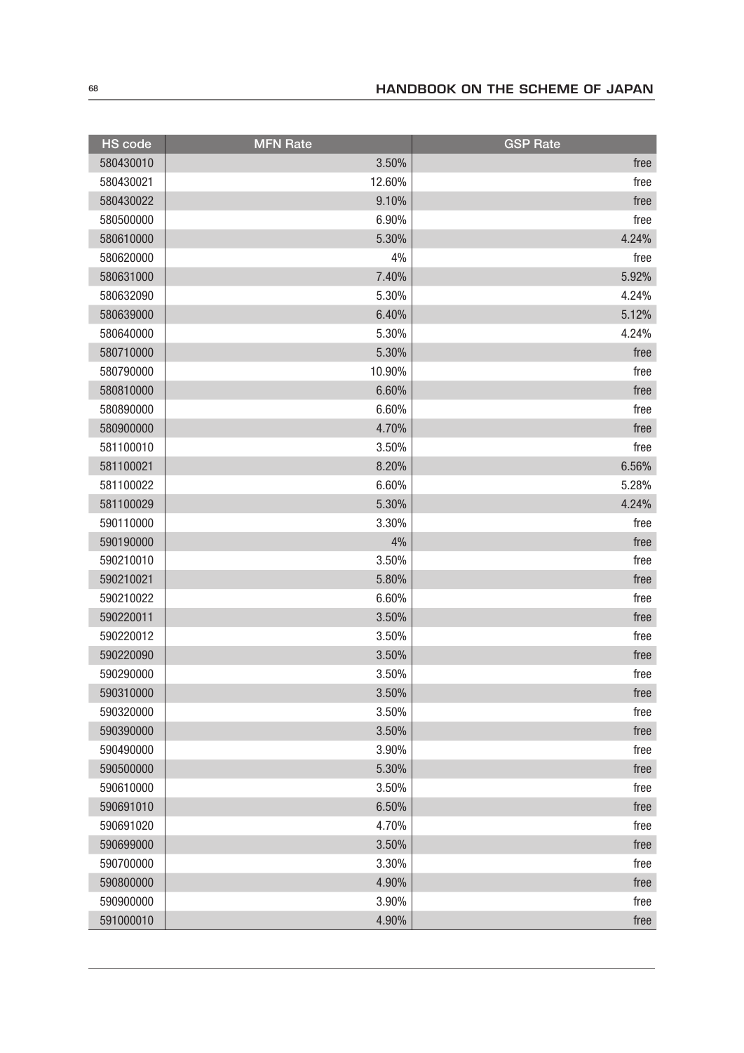| HS code | MFN Rate | GSP Rate |
|---|---|---|
| 580430010 | 3.50% | free |
| 580430021 | 12.60% | free |
| 580430022 | 9.10% | free |
| 580500000 | 6.90% | free |
| 580610000 | 5.30% | 4.24% |
| 580620000 | 4% | free |
| 580631000 | 7.40% | 5.92% |
| 580632090 | 5.30% | 4.24% |
| 580639000 | 6.40% | 5.12% |
| 580640000 | 5.30% | 4.24% |
| 580710000 | 5.30% | free |
| 580790000 | 10.90% | free |
| 580810000 | 6.60% | free |
| 580890000 | 6.60% | free |
| 580900000 | 4.70% | free |
| 581100010 | 3.50% | free |
| 581100021 | 8.20% | 6.56% |
| 581100022 | 6.60% | 5.28% |
| 581100029 | 5.30% | 4.24% |
| 590110000 | 3.30% | free |
| 590190000 | 4% | free |
| 590210010 | 3.50% | free |
| 590210021 | 5.80% | free |
| 590210022 | 6.60% | free |
| 590220011 | 3.50% | free |
| 590220012 | 3.50% | free |
| 590220090 | 3.50% | free |
| 590290000 | 3.50% | free |
| 590310000 | 3.50% | free |
| 590320000 | 3.50% | free |
| 590390000 | 3.50% | free |
| 590490000 | 3.90% | free |
| 590500000 | 5.30% | free |
| 590610000 | 3.50% | free |
| 590691010 | 6.50% | free |
| 590691020 | 4.70% | free |
| 590699000 | 3.50% | free |
| 590700000 | 3.30% | free |
| 590800000 | 4.90% | free |
| 590900000 | 3.90% | free |
| 591000010 | 4.90% | free |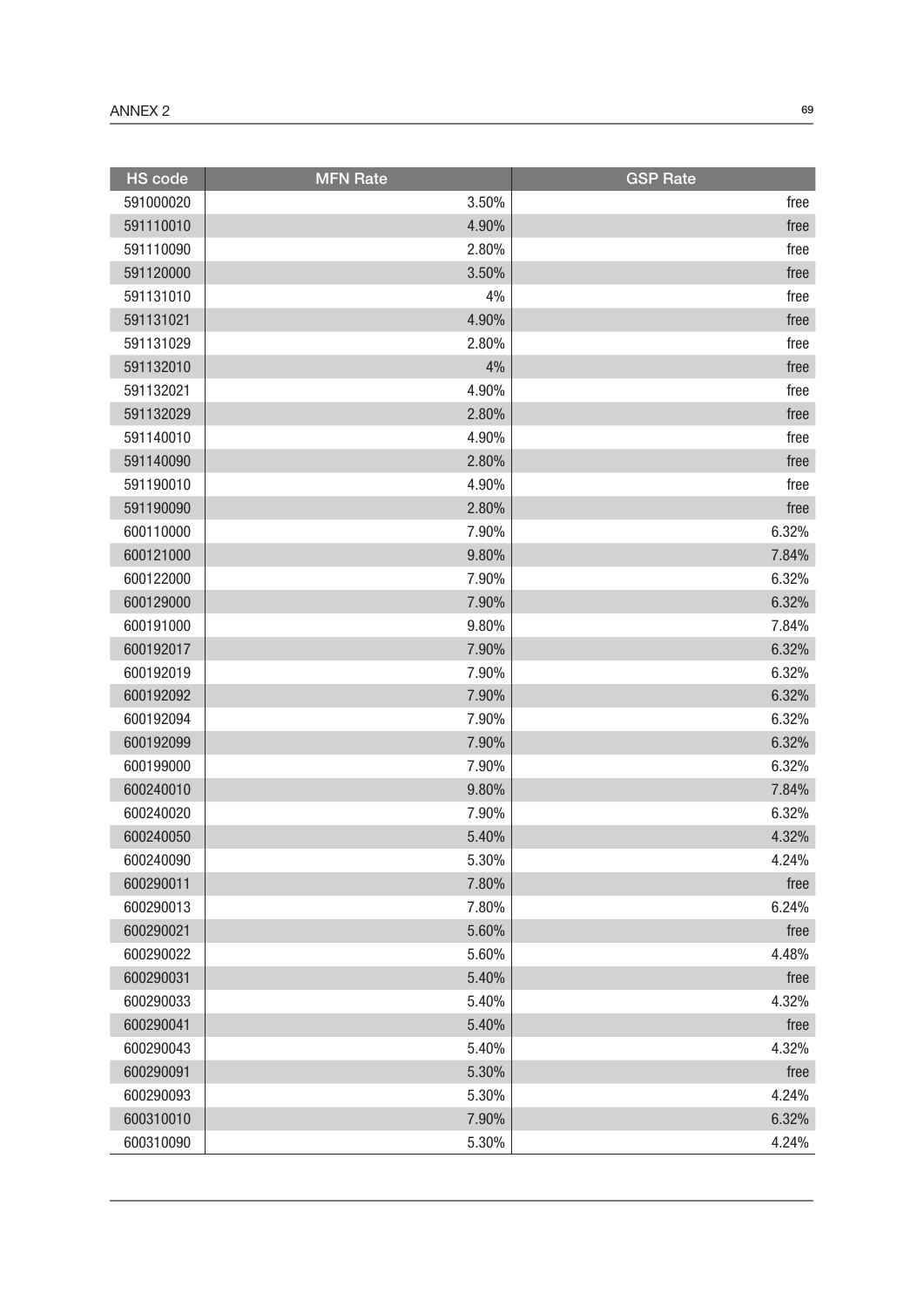| HS code | MFN Rate | GSP Rate |
|---|---|---|
| 591000020 | 3.50% | free |
| 591110010 | 4.90% | free |
| 591110090 | 2.80% | free |
| 591120000 | 3.50% | free |
| 591131010 | 4% | free |
| 591131021 | 4.90% | free |
| 591131029 | 2.80% | free |
| 591132010 | 4% | free |
| 591132021 | 4.90% | free |
| 591132029 | 2.80% | free |
| 591140010 | 4.90% | free |
| 591140090 | 2.80% | free |
| 591190010 | 4.90% | free |
| 591190090 | 2.80% | free |
| 600110000 | 7.90% | 6.32% |
| 600121000 | 9.80% | 7.84% |
| 600122000 | 7.90% | 6.32% |
| 600129000 | 7.90% | 6.32% |
| 600191000 | 9.80% | 7.84% |
| 600192017 | 7.90% | 6.32% |
| 600192019 | 7.90% | 6.32% |
| 600192092 | 7.90% | 6.32% |
| 600192094 | 7.90% | 6.32% |
| 600192099 | 7.90% | 6.32% |
| 600199000 | 7.90% | 6.32% |
| 600240010 | 9.80% | 7.84% |
| 600240020 | 7.90% | 6.32% |
| 600240050 | 5.40% | 4.32% |
| 600240090 | 5.30% | 4.24% |
| 600290011 | 7.80% | free |
| 600290013 | 7.80% | 6.24% |
| 600290021 | 5.60% | free |
| 600290022 | 5.60% | 4.48% |
| 600290031 | 5.40% | free |
| 600290033 | 5.40% | 4.32% |
| 600290041 | 5.40% | free |
| 600290043 | 5.40% | 4.32% |
| 600290091 | 5.30% | free |
| 600290093 | 5.30% | 4.24% |
| 600310010 | 7.90% | 6.32% |
| 600310090 | 5.30% | 4.24% |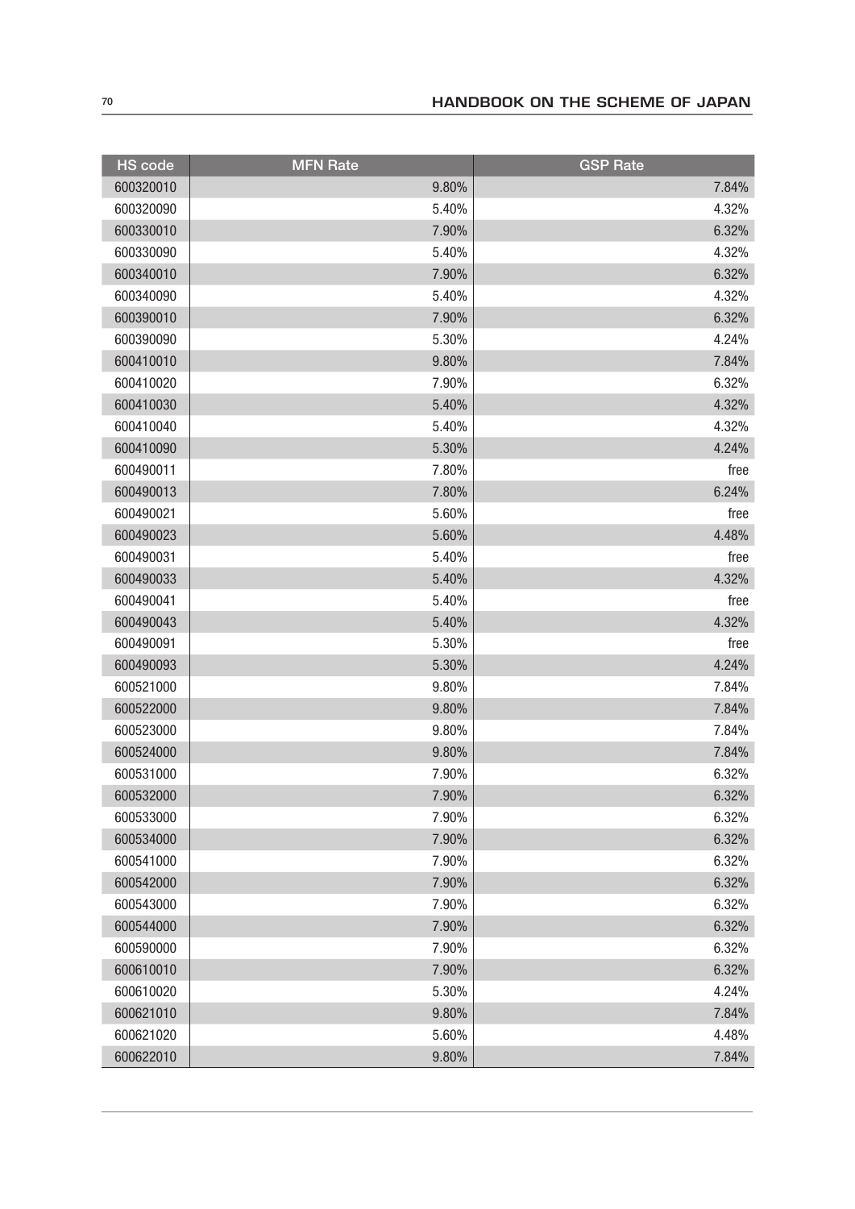| HS code | MFN Rate | GSP Rate |
|---|---|---|
| 600320010 | 9.80% | 7.84% |
| 600320090 | 5.40% | 4.32% |
| 600330010 | 7.90% | 6.32% |
| 600330090 | 5.40% | 4.32% |
| 600340010 | 7.90% | 6.32% |
| 600340090 | 5.40% | 4.32% |
| 600390010 | 7.90% | 6.32% |
| 600390090 | 5.30% | 4.24% |
| 600410010 | 9.80% | 7.84% |
| 600410020 | 7.90% | 6.32% |
| 600410030 | 5.40% | 4.32% |
| 600410040 | 5.40% | 4.32% |
| 600410090 | 5.30% | 4.24% |
| 600490011 | 7.80% | free |
| 600490013 | 7.80% | 6.24% |
| 600490021 | 5.60% | free |
| 600490023 | 5.60% | 4.48% |
| 600490031 | 5.40% | free |
| 600490033 | 5.40% | 4.32% |
| 600490041 | 5.40% | free |
| 600490043 | 5.40% | 4.32% |
| 600490091 | 5.30% | free |
| 600490093 | 5.30% | 4.24% |
| 600521000 | 9.80% | 7.84% |
| 600522000 | 9.80% | 7.84% |
| 600523000 | 9.80% | 7.84% |
| 600524000 | 9.80% | 7.84% |
| 600531000 | 7.90% | 6.32% |
| 600532000 | 7.90% | 6.32% |
| 600533000 | 7.90% | 6.32% |
| 600534000 | 7.90% | 6.32% |
| 600541000 | 7.90% | 6.32% |
| 600542000 | 7.90% | 6.32% |
| 600543000 | 7.90% | 6.32% |
| 600544000 | 7.90% | 6.32% |
| 600590000 | 7.90% | 6.32% |
| 600610010 | 7.90% | 6.32% |
| 600610020 | 5.30% | 4.24% |
| 600621010 | 9.80% | 7.84% |
| 600621020 | 5.60% | 4.48% |
| 600622010 | 9.80% | 7.84% |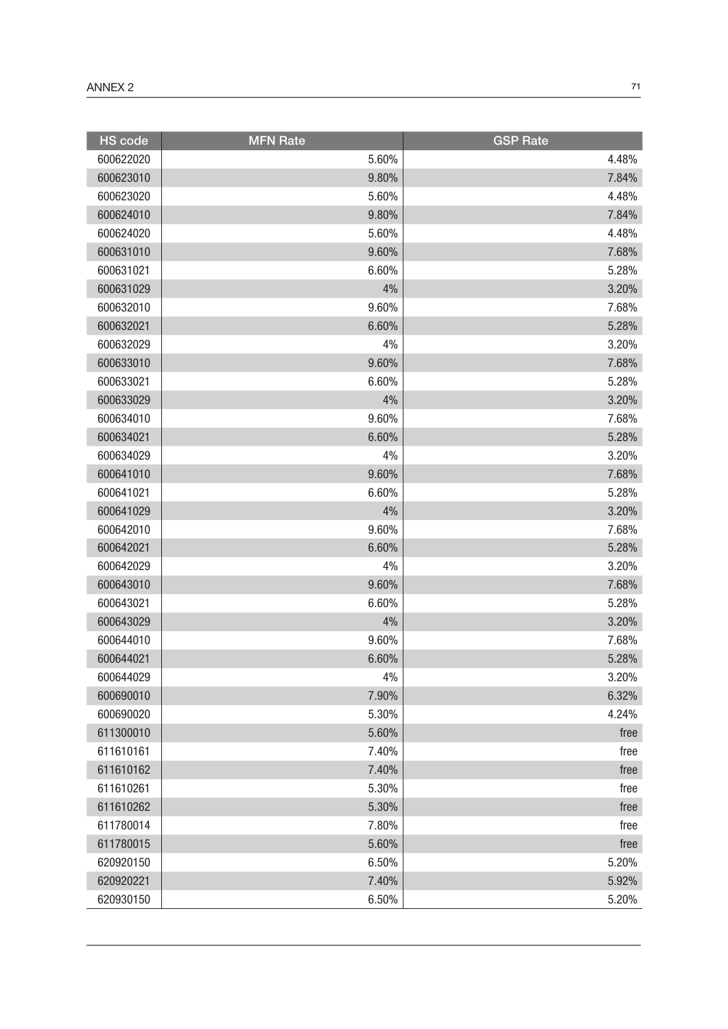| HS code | MFN Rate | GSP Rate |
| --- | --- | --- |
| 600622020 | 5.60% | 4.48% |
| 600623010 | 9.80% | 7.84% |
| 600623020 | 5.60% | 4.48% |
| 600624010 | 9.80% | 7.84% |
| 600624020 | 5.60% | 4.48% |
| 600631010 | 9.60% | 7.68% |
| 600631021 | 6.60% | 5.28% |
| 600631029 | 4% | 3.20% |
| 600632010 | 9.60% | 7.68% |
| 600632021 | 6.60% | 5.28% |
| 600632029 | 4% | 3.20% |
| 600633010 | 9.60% | 7.68% |
| 600633021 | 6.60% | 5.28% |
| 600633029 | 4% | 3.20% |
| 600634010 | 9.60% | 7.68% |
| 600634021 | 6.60% | 5.28% |
| 600634029 | 4% | 3.20% |
| 600641010 | 9.60% | 7.68% |
| 600641021 | 6.60% | 5.28% |
| 600641029 | 4% | 3.20% |
| 600642010 | 9.60% | 7.68% |
| 600642021 | 6.60% | 5.28% |
| 600642029 | 4% | 3.20% |
| 600643010 | 9.60% | 7.68% |
| 600643021 | 6.60% | 5.28% |
| 600643029 | 4% | 3.20% |
| 600644010 | 9.60% | 7.68% |
| 600644021 | 6.60% | 5.28% |
| 600644029 | 4% | 3.20% |
| 600690010 | 7.90% | 6.32% |
| 600690020 | 5.30% | 4.24% |
| 611300010 | 5.60% | free |
| 611610161 | 7.40% | free |
| 611610162 | 7.40% | free |
| 611610261 | 5.30% | free |
| 611610262 | 5.30% | free |
| 611780014 | 7.80% | free |
| 611780015 | 5.60% | free |
| 620920150 | 6.50% | 5.20% |
| 620920221 | 7.40% | 5.92% |
| 620930150 | 6.50% | 5.20% |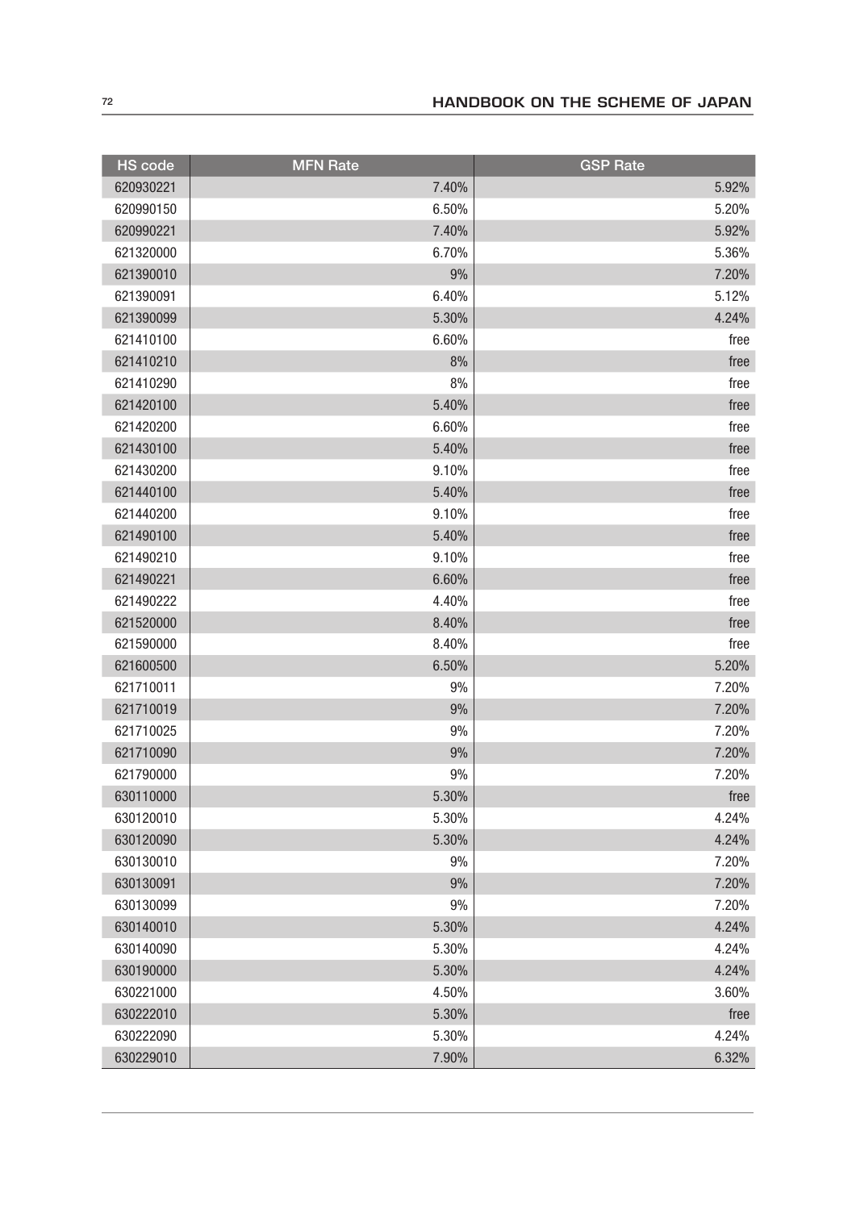| HS code | MFN Rate | GSP Rate |
| --- | --- | --- |
| 620930221 | 7.40% | 5.92% |
| 620990150 | 6.50% | 5.20% |
| 620990221 | 7.40% | 5.92% |
| 621320000 | 6.70% | 5.36% |
| 621390010 | 9% | 7.20% |
| 621390091 | 6.40% | 5.12% |
| 621390099 | 5.30% | 4.24% |
| 621410100 | 6.60% | free |
| 621410210 | 8% | free |
| 621410290 | 8% | free |
| 621420100 | 5.40% | free |
| 621420200 | 6.60% | free |
| 621430100 | 5.40% | free |
| 621430200 | 9.10% | free |
| 621440100 | 5.40% | free |
| 621440200 | 9.10% | free |
| 621490100 | 5.40% | free |
| 621490210 | 9.10% | free |
| 621490221 | 6.60% | free |
| 621490222 | 4.40% | free |
| 621520000 | 8.40% | free |
| 621590000 | 8.40% | free |
| 621600500 | 6.50% | 5.20% |
| 621710011 | 9% | 7.20% |
| 621710019 | 9% | 7.20% |
| 621710025 | 9% | 7.20% |
| 621710090 | 9% | 7.20% |
| 621790000 | 9% | 7.20% |
| 630110000 | 5.30% | free |
| 630120010 | 5.30% | 4.24% |
| 630120090 | 5.30% | 4.24% |
| 630130010 | 9% | 7.20% |
| 630130091 | 9% | 7.20% |
| 630130099 | 9% | 7.20% |
| 630140010 | 5.30% | 4.24% |
| 630140090 | 5.30% | 4.24% |
| 630190000 | 5.30% | 4.24% |
| 630221000 | 4.50% | 3.60% |
| 630222010 | 5.30% | free |
| 630222090 | 5.30% | 4.24% |
| 630229010 | 7.90% | 6.32% |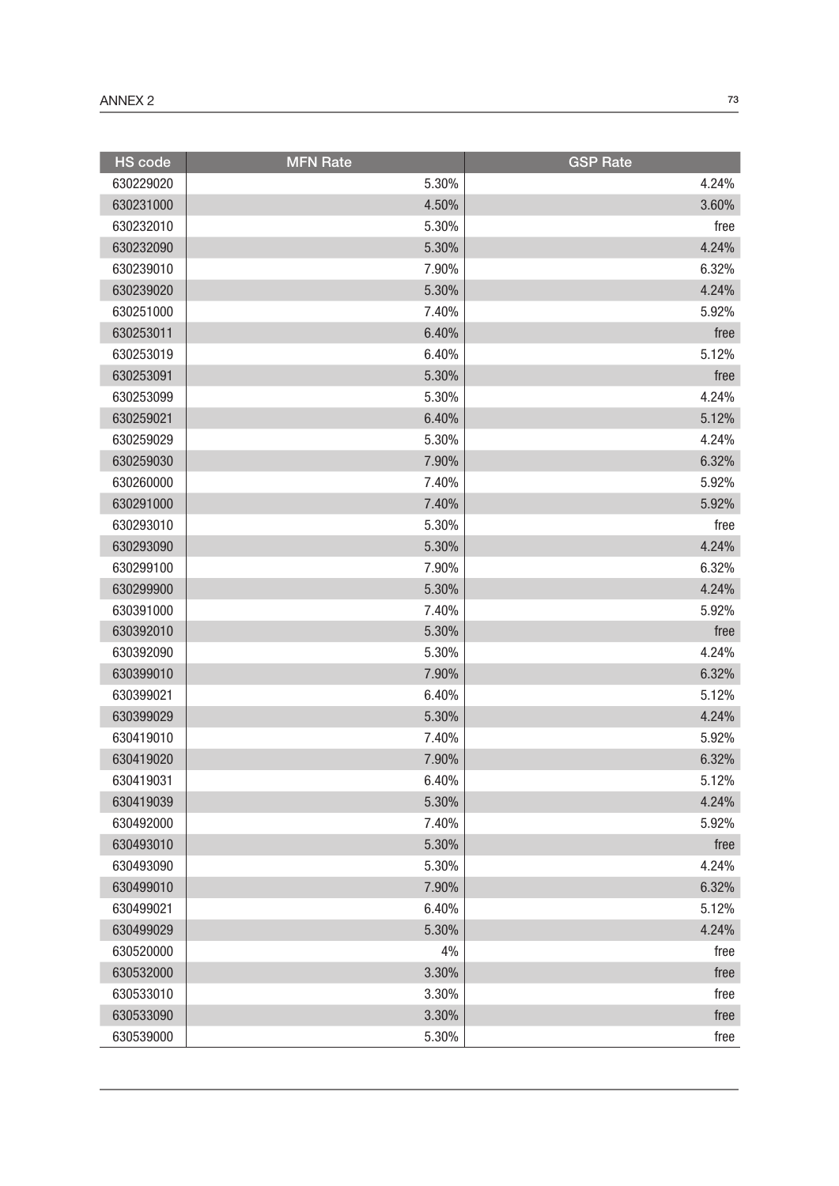| HS code | MFN Rate | GSP Rate |
|---|---|---|
| 630229020 | 5.30% | 4.24% |
| 630231000 | 4.50% | 3.60% |
| 630232010 | 5.30% | free |
| 630232090 | 5.30% | 4.24% |
| 630239010 | 7.90% | 6.32% |
| 630239020 | 5.30% | 4.24% |
| 630251000 | 7.40% | 5.92% |
| 630253011 | 6.40% | free |
| 630253019 | 6.40% | 5.12% |
| 630253091 | 5.30% | free |
| 630253099 | 5.30% | 4.24% |
| 630259021 | 6.40% | 5.12% |
| 630259029 | 5.30% | 4.24% |
| 630259030 | 7.90% | 6.32% |
| 630260000 | 7.40% | 5.92% |
| 630291000 | 7.40% | 5.92% |
| 630293010 | 5.30% | free |
| 630293090 | 5.30% | 4.24% |
| 630299100 | 7.90% | 6.32% |
| 630299900 | 5.30% | 4.24% |
| 630391000 | 7.40% | 5.92% |
| 630392010 | 5.30% | free |
| 630392090 | 5.30% | 4.24% |
| 630399010 | 7.90% | 6.32% |
| 630399021 | 6.40% | 5.12% |
| 630399029 | 5.30% | 4.24% |
| 630419010 | 7.40% | 5.92% |
| 630419020 | 7.90% | 6.32% |
| 630419031 | 6.40% | 5.12% |
| 630419039 | 5.30% | 4.24% |
| 630492000 | 7.40% | 5.92% |
| 630493010 | 5.30% | free |
| 630493090 | 5.30% | 4.24% |
| 630499010 | 7.90% | 6.32% |
| 630499021 | 6.40% | 5.12% |
| 630499029 | 5.30% | 4.24% |
| 630520000 | 4% | free |
| 630532000 | 3.30% | free |
| 630533010 | 3.30% | free |
| 630533090 | 3.30% | free |
| 630539000 | 5.30% | free |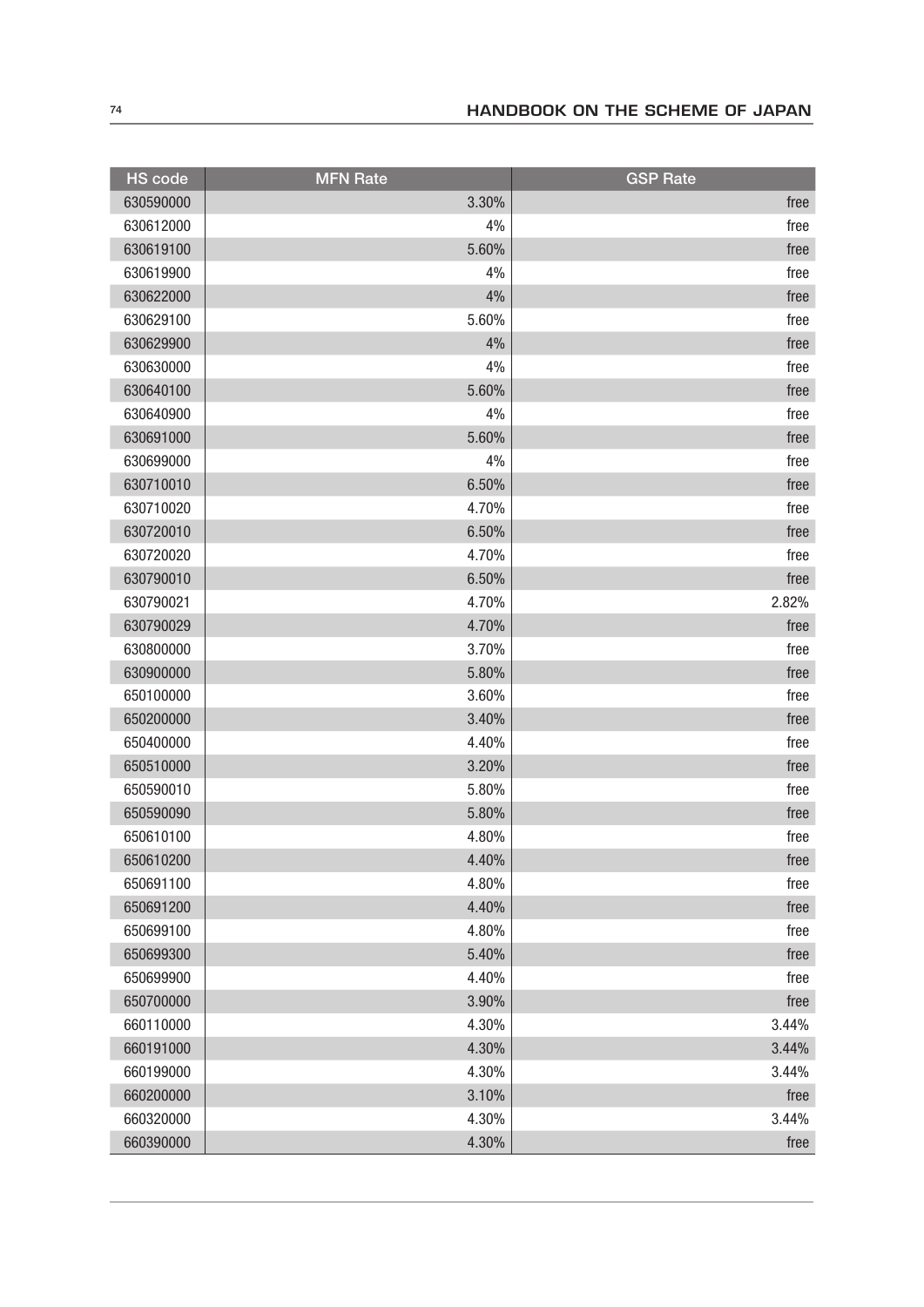| HS code | MFN Rate | GSP Rate |
|---|---|---|
| 630590000 | 3.30% | free |
| 630612000 | 4% | free |
| 630619100 | 5.60% | free |
| 630619900 | 4% | free |
| 630622000 | 4% | free |
| 630629100 | 5.60% | free |
| 630629900 | 4% | free |
| 630630000 | 4% | free |
| 630640100 | 5.60% | free |
| 630640900 | 4% | free |
| 630691000 | 5.60% | free |
| 630699000 | 4% | free |
| 630710010 | 6.50% | free |
| 630710020 | 4.70% | free |
| 630720010 | 6.50% | free |
| 630720020 | 4.70% | free |
| 630790010 | 6.50% | free |
| 630790021 | 4.70% | 2.82% |
| 630790029 | 4.70% | free |
| 630800000 | 3.70% | free |
| 630900000 | 5.80% | free |
| 650100000 | 3.60% | free |
| 650200000 | 3.40% | free |
| 650400000 | 4.40% | free |
| 650510000 | 3.20% | free |
| 650590010 | 5.80% | free |
| 650590090 | 5.80% | free |
| 650610100 | 4.80% | free |
| 650610200 | 4.40% | free |
| 650691100 | 4.80% | free |
| 650691200 | 4.40% | free |
| 650699100 | 4.80% | free |
| 650699300 | 5.40% | free |
| 650699900 | 4.40% | free |
| 650700000 | 3.90% | free |
| 660110000 | 4.30% | 3.44% |
| 660191000 | 4.30% | 3.44% |
| 660199000 | 4.30% | 3.44% |
| 660200000 | 3.10% | free |
| 660320000 | 4.30% | 3.44% |
| 660390000 | 4.30% | free |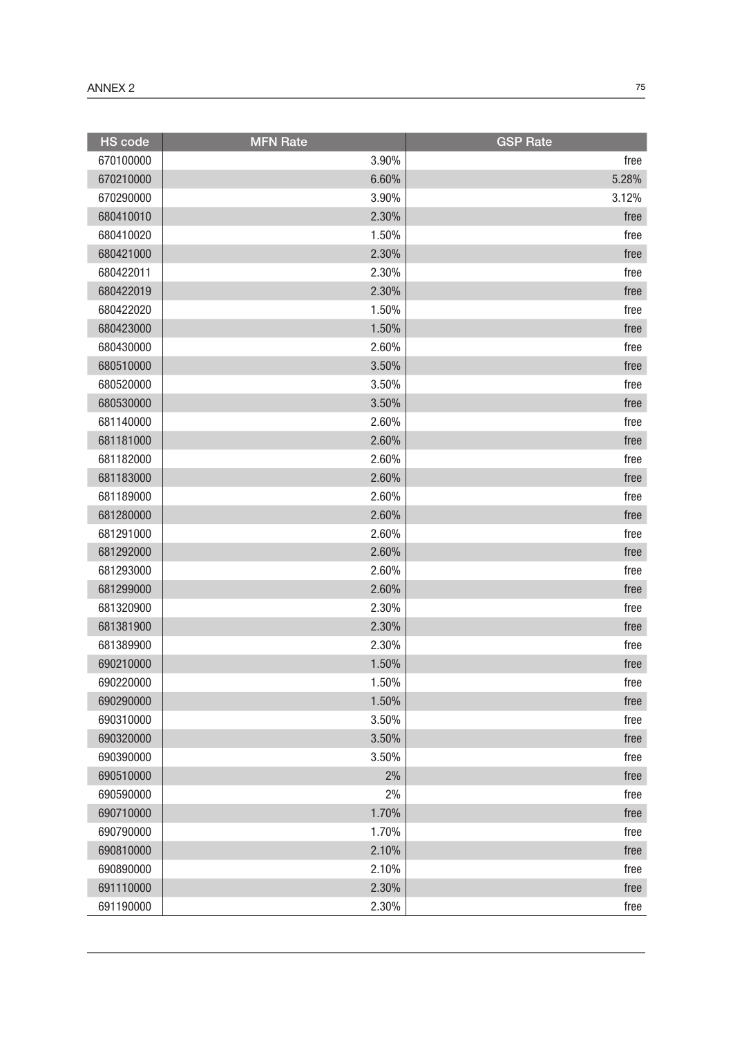| HS code | MFN Rate | GSP Rate |
|---|---|---|
| 670100000 | 3.90% | free |
| 670210000 | 6.60% | 5.28% |
| 670290000 | 3.90% | 3.12% |
| 680410010 | 2.30% | free |
| 680410020 | 1.50% | free |
| 680421000 | 2.30% | free |
| 680422011 | 2.30% | free |
| 680422019 | 2.30% | free |
| 680422020 | 1.50% | free |
| 680423000 | 1.50% | free |
| 680430000 | 2.60% | free |
| 680510000 | 3.50% | free |
| 680520000 | 3.50% | free |
| 680530000 | 3.50% | free |
| 681140000 | 2.60% | free |
| 681181000 | 2.60% | free |
| 681182000 | 2.60% | free |
| 681183000 | 2.60% | free |
| 681189000 | 2.60% | free |
| 681280000 | 2.60% | free |
| 681291000 | 2.60% | free |
| 681292000 | 2.60% | free |
| 681293000 | 2.60% | free |
| 681299000 | 2.60% | free |
| 681320900 | 2.30% | free |
| 681381900 | 2.30% | free |
| 681389900 | 2.30% | free |
| 690210000 | 1.50% | free |
| 690220000 | 1.50% | free |
| 690290000 | 1.50% | free |
| 690310000 | 3.50% | free |
| 690320000 | 3.50% | free |
| 690390000 | 3.50% | free |
| 690510000 | 2% | free |
| 690590000 | 2% | free |
| 690710000 | 1.70% | free |
| 690790000 | 1.70% | free |
| 690810000 | 2.10% | free |
| 690890000 | 2.10% | free |
| 691110000 | 2.30% | free |
| 691190000 | 2.30% | free |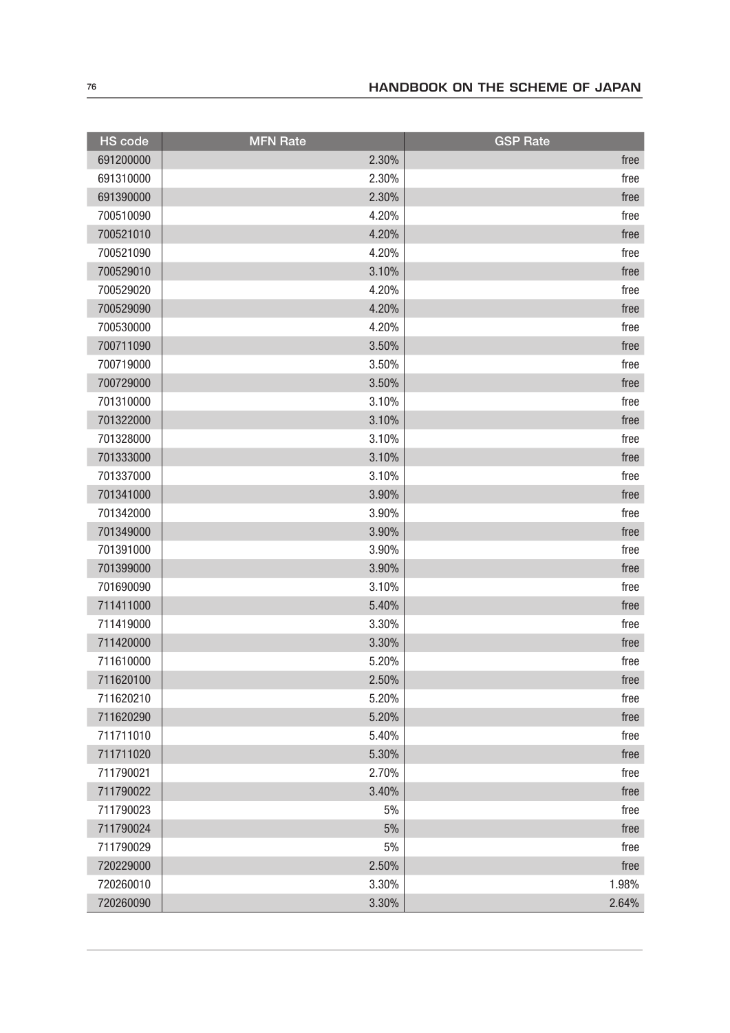| HS code | MFN Rate | GSP Rate |
|---|---|---|
| 691200000 | 2.30% | free |
| 691310000 | 2.30% | free |
| 691390000 | 2.30% | free |
| 700510090 | 4.20% | free |
| 700521010 | 4.20% | free |
| 700521090 | 4.20% | free |
| 700529010 | 3.10% | free |
| 700529020 | 4.20% | free |
| 700529090 | 4.20% | free |
| 700530000 | 4.20% | free |
| 700711090 | 3.50% | free |
| 700719000 | 3.50% | free |
| 700729000 | 3.50% | free |
| 701310000 | 3.10% | free |
| 701322000 | 3.10% | free |
| 701328000 | 3.10% | free |
| 701333000 | 3.10% | free |
| 701337000 | 3.10% | free |
| 701341000 | 3.90% | free |
| 701342000 | 3.90% | free |
| 701349000 | 3.90% | free |
| 701391000 | 3.90% | free |
| 701399000 | 3.90% | free |
| 701690090 | 3.10% | free |
| 711411000 | 5.40% | free |
| 711419000 | 3.30% | free |
| 711420000 | 3.30% | free |
| 711610000 | 5.20% | free |
| 711620100 | 2.50% | free |
| 711620210 | 5.20% | free |
| 711620290 | 5.20% | free |
| 711711010 | 5.40% | free |
| 711711020 | 5.30% | free |
| 711790021 | 2.70% | free |
| 711790022 | 3.40% | free |
| 711790023 | 5% | free |
| 711790024 | 5% | free |
| 711790029 | 5% | free |
| 720229000 | 2.50% | free |
| 720260010 | 3.30% | 1.98% |
| 720260090 | 3.30% | 2.64% |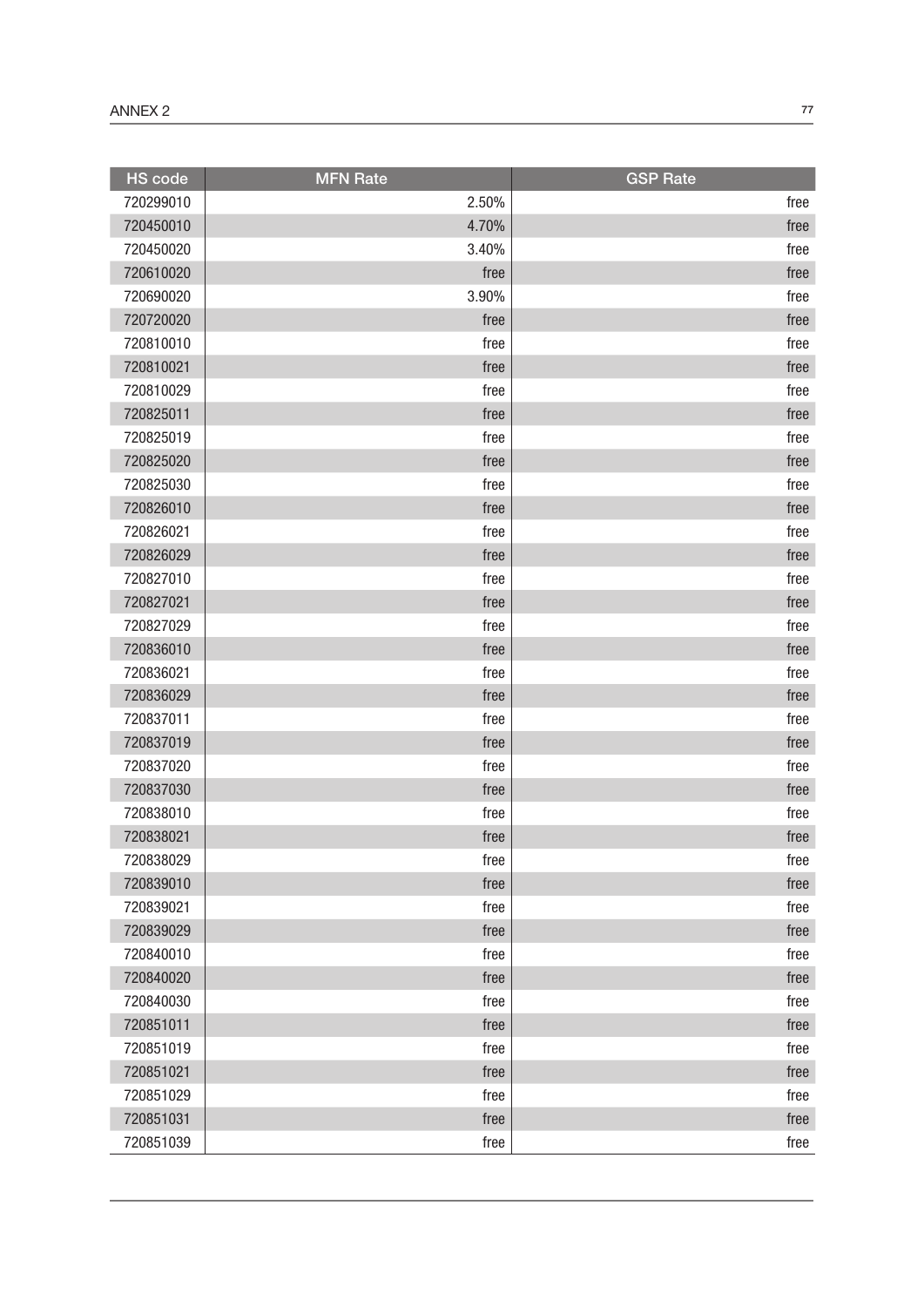| HS code | MFN Rate | GSP Rate |
|---|---|---|
| 720299010 | 2.50% | free |
| 720450010 | 4.70% | free |
| 720450020 | 3.40% | free |
| 720610020 | free | free |
| 720690020 | 3.90% | free |
| 720720020 | free | free |
| 720810010 | free | free |
| 720810021 | free | free |
| 720810029 | free | free |
| 720825011 | free | free |
| 720825019 | free | free |
| 720825020 | free | free |
| 720825030 | free | free |
| 720826010 | free | free |
| 720826021 | free | free |
| 720826029 | free | free |
| 720827010 | free | free |
| 720827021 | free | free |
| 720827029 | free | free |
| 720836010 | free | free |
| 720836021 | free | free |
| 720836029 | free | free |
| 720837011 | free | free |
| 720837019 | free | free |
| 720837020 | free | free |
| 720837030 | free | free |
| 720838010 | free | free |
| 720838021 | free | free |
| 720838029 | free | free |
| 720839010 | free | free |
| 720839021 | free | free |
| 720839029 | free | free |
| 720840010 | free | free |
| 720840020 | free | free |
| 720840030 | free | free |
| 720851011 | free | free |
| 720851019 | free | free |
| 720851021 | free | free |
| 720851029 | free | free |
| 720851031 | free | free |
| 720851039 | free | free |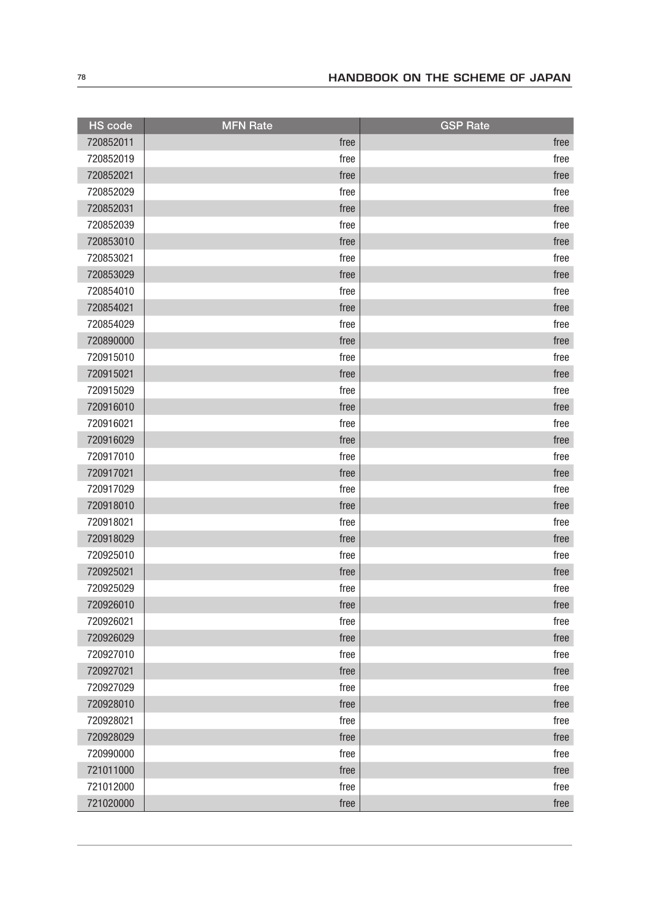| HS code | MFN Rate | GSP Rate |
| --- | --- | --- |
| 720852011 | free | free |
| 720852019 | free | free |
| 720852021 | free | free |
| 720852029 | free | free |
| 720852031 | free | free |
| 720852039 | free | free |
| 720853010 | free | free |
| 720853021 | free | free |
| 720853029 | free | free |
| 720854010 | free | free |
| 720854021 | free | free |
| 720854029 | free | free |
| 720890000 | free | free |
| 720915010 | free | free |
| 720915021 | free | free |
| 720915029 | free | free |
| 720916010 | free | free |
| 720916021 | free | free |
| 720916029 | free | free |
| 720917010 | free | free |
| 720917021 | free | free |
| 720917029 | free | free |
| 720918010 | free | free |
| 720918021 | free | free |
| 720918029 | free | free |
| 720925010 | free | free |
| 720925021 | free | free |
| 720925029 | free | free |
| 720926010 | free | free |
| 720926021 | free | free |
| 720926029 | free | free |
| 720927010 | free | free |
| 720927021 | free | free |
| 720927029 | free | free |
| 720928010 | free | free |
| 720928021 | free | free |
| 720928029 | free | free |
| 720990000 | free | free |
| 721011000 | free | free |
| 721012000 | free | free |
| 721020000 | free | free |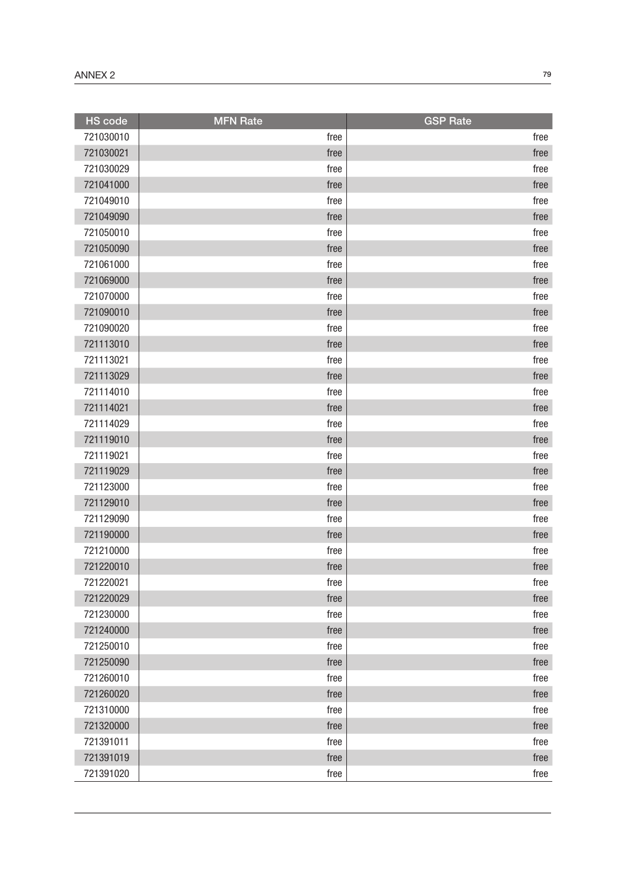| HS code | MFN Rate | GSP Rate |
|---|---|---|
| 721030010 | free | free |
| 721030021 | free | free |
| 721030029 | free | free |
| 721041000 | free | free |
| 721049010 | free | free |
| 721049090 | free | free |
| 721050010 | free | free |
| 721050090 | free | free |
| 721061000 | free | free |
| 721069000 | free | free |
| 721070000 | free | free |
| 721090010 | free | free |
| 721090020 | free | free |
| 721113010 | free | free |
| 721113021 | free | free |
| 721113029 | free | free |
| 721114010 | free | free |
| 721114021 | free | free |
| 721114029 | free | free |
| 721119010 | free | free |
| 721119021 | free | free |
| 721119029 | free | free |
| 721123000 | free | free |
| 721129010 | free | free |
| 721129090 | free | free |
| 721190000 | free | free |
| 721210000 | free | free |
| 721220010 | free | free |
| 721220021 | free | free |
| 721220029 | free | free |
| 721230000 | free | free |
| 721240000 | free | free |
| 721250010 | free | free |
| 721250090 | free | free |
| 721260010 | free | free |
| 721260020 | free | free |
| 721310000 | free | free |
| 721320000 | free | free |
| 721391011 | free | free |
| 721391019 | free | free |
| 721391020 | free | free |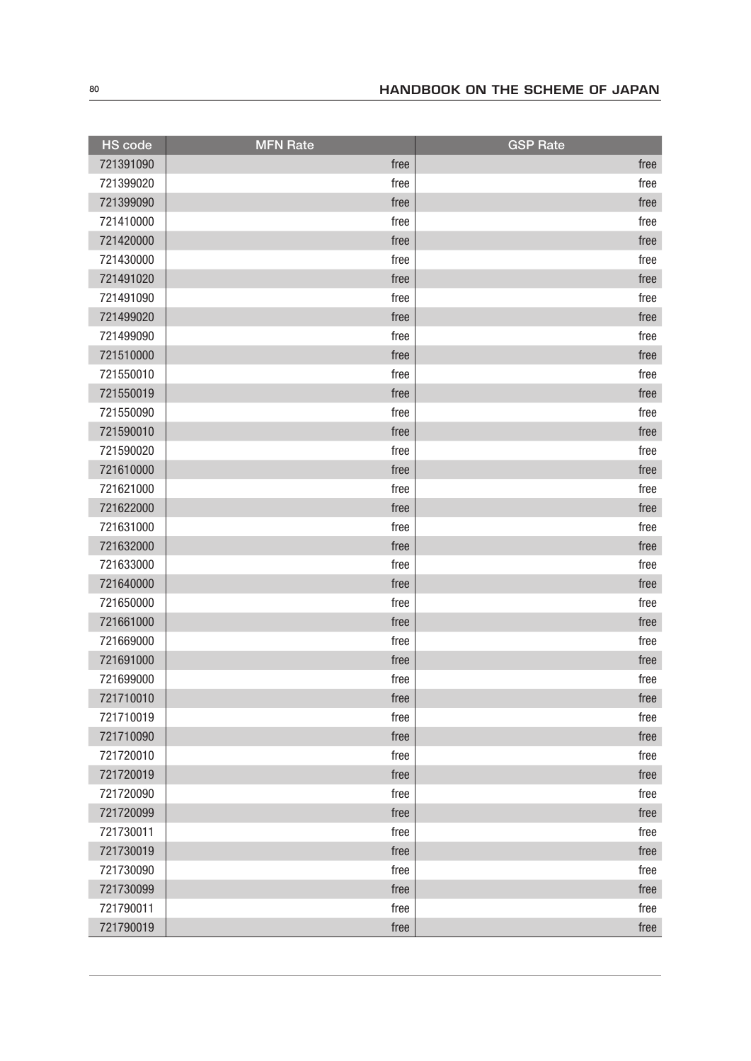| HS code | MFN Rate | GSP Rate |
| --- | --- | --- |
| 721391090 | free | free |
| 721399020 | free | free |
| 721399090 | free | free |
| 721410000 | free | free |
| 721420000 | free | free |
| 721430000 | free | free |
| 721491020 | free | free |
| 721491090 | free | free |
| 721499020 | free | free |
| 721499090 | free | free |
| 721510000 | free | free |
| 721550010 | free | free |
| 721550019 | free | free |
| 721550090 | free | free |
| 721590010 | free | free |
| 721590020 | free | free |
| 721610000 | free | free |
| 721621000 | free | free |
| 721622000 | free | free |
| 721631000 | free | free |
| 721632000 | free | free |
| 721633000 | free | free |
| 721640000 | free | free |
| 721650000 | free | free |
| 721661000 | free | free |
| 721669000 | free | free |
| 721691000 | free | free |
| 721699000 | free | free |
| 721710010 | free | free |
| 721710019 | free | free |
| 721710090 | free | free |
| 721720010 | free | free |
| 721720019 | free | free |
| 721720090 | free | free |
| 721720099 | free | free |
| 721730011 | free | free |
| 721730019 | free | free |
| 721730090 | free | free |
| 721730099 | free | free |
| 721790011 | free | free |
| 721790019 | free | free |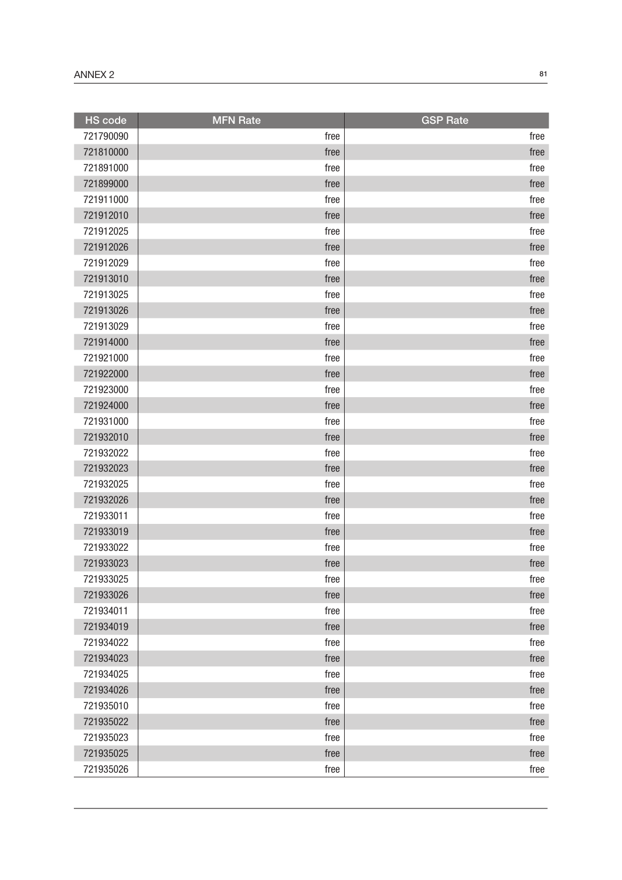| HS code | MFN Rate | GSP Rate |
|---|---|---|
| 721790090 | free | free |
| 721810000 | free | free |
| 721891000 | free | free |
| 721899000 | free | free |
| 721911000 | free | free |
| 721912010 | free | free |
| 721912025 | free | free |
| 721912026 | free | free |
| 721912029 | free | free |
| 721913010 | free | free |
| 721913025 | free | free |
| 721913026 | free | free |
| 721913029 | free | free |
| 721914000 | free | free |
| 721921000 | free | free |
| 721922000 | free | free |
| 721923000 | free | free |
| 721924000 | free | free |
| 721931000 | free | free |
| 721932010 | free | free |
| 721932022 | free | free |
| 721932023 | free | free |
| 721932025 | free | free |
| 721932026 | free | free |
| 721933011 | free | free |
| 721933019 | free | free |
| 721933022 | free | free |
| 721933023 | free | free |
| 721933025 | free | free |
| 721933026 | free | free |
| 721934011 | free | free |
| 721934019 | free | free |
| 721934022 | free | free |
| 721934023 | free | free |
| 721934025 | free | free |
| 721934026 | free | free |
| 721935010 | free | free |
| 721935022 | free | free |
| 721935023 | free | free |
| 721935025 | free | free |
| 721935026 | free | free |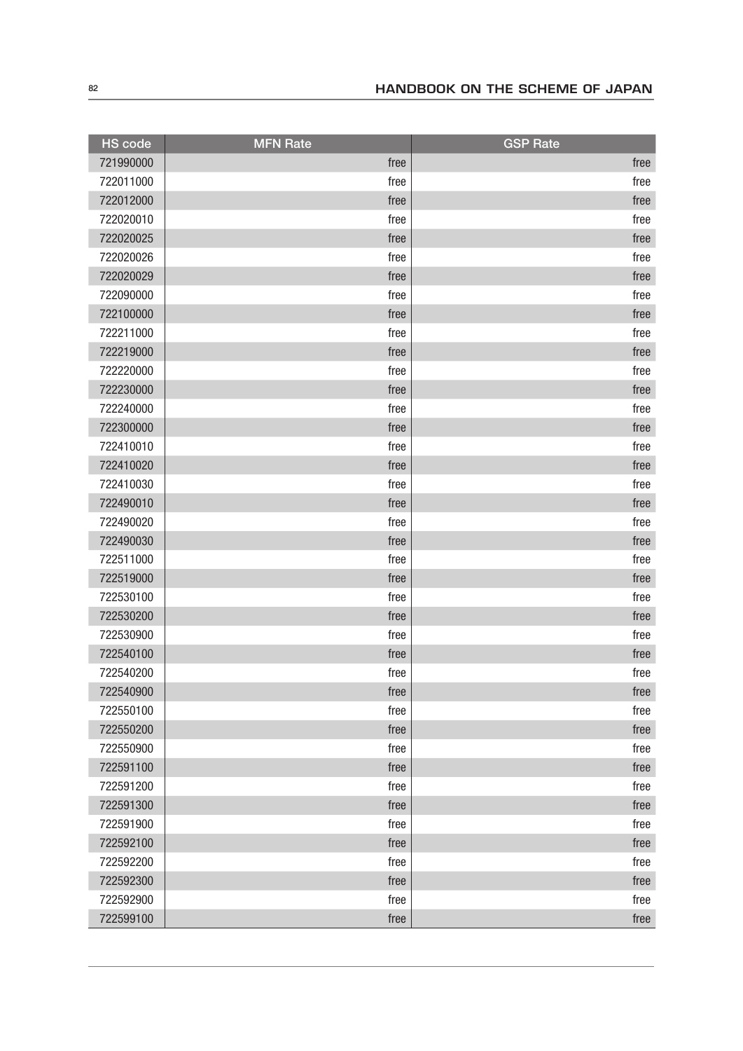| HS code | MFN Rate | GSP Rate |
|---|---|---|
| 721990000 | free | free |
| 722011000 | free | free |
| 722012000 | free | free |
| 722020010 | free | free |
| 722020025 | free | free |
| 722020026 | free | free |
| 722020029 | free | free |
| 722090000 | free | free |
| 722100000 | free | free |
| 722211000 | free | free |
| 722219000 | free | free |
| 722220000 | free | free |
| 722230000 | free | free |
| 722240000 | free | free |
| 722300000 | free | free |
| 722410010 | free | free |
| 722410020 | free | free |
| 722410030 | free | free |
| 722490010 | free | free |
| 722490020 | free | free |
| 722490030 | free | free |
| 722511000 | free | free |
| 722519000 | free | free |
| 722530100 | free | free |
| 722530200 | free | free |
| 722530900 | free | free |
| 722540100 | free | free |
| 722540200 | free | free |
| 722540900 | free | free |
| 722550100 | free | free |
| 722550200 | free | free |
| 722550900 | free | free |
| 722591100 | free | free |
| 722591200 | free | free |
| 722591300 | free | free |
| 722591900 | free | free |
| 722592100 | free | free |
| 722592200 | free | free |
| 722592300 | free | free |
| 722592900 | free | free |
| 722599100 | free | free |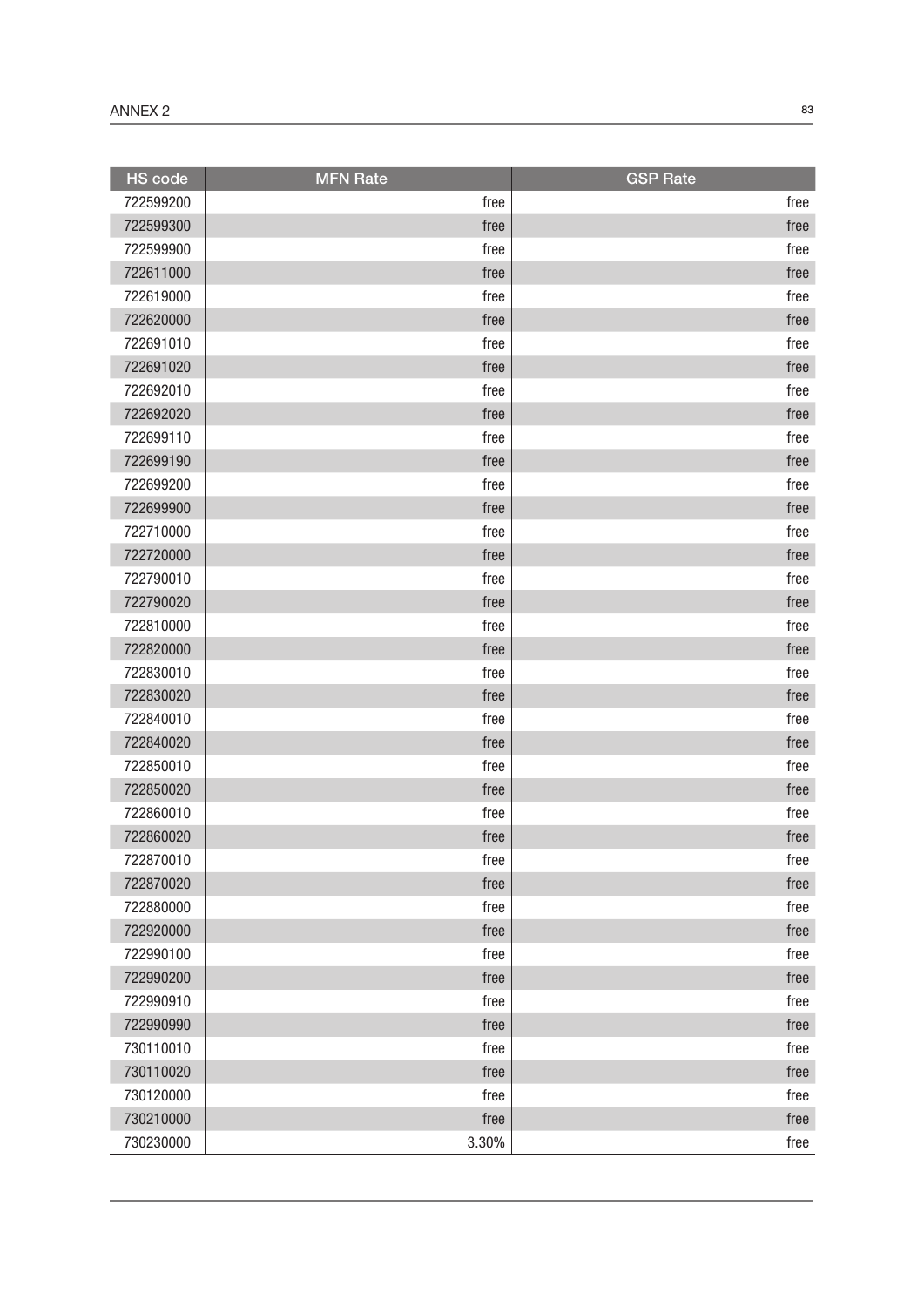| HS code | MFN Rate | GSP Rate |
|---|---|---|
| 722599200 | free | free |
| 722599300 | free | free |
| 722599900 | free | free |
| 722611000 | free | free |
| 722619000 | free | free |
| 722620000 | free | free |
| 722691010 | free | free |
| 722691020 | free | free |
| 722692010 | free | free |
| 722692020 | free | free |
| 722699110 | free | free |
| 722699190 | free | free |
| 722699200 | free | free |
| 722699900 | free | free |
| 722710000 | free | free |
| 722720000 | free | free |
| 722790010 | free | free |
| 722790020 | free | free |
| 722810000 | free | free |
| 722820000 | free | free |
| 722830010 | free | free |
| 722830020 | free | free |
| 722840010 | free | free |
| 722840020 | free | free |
| 722850010 | free | free |
| 722850020 | free | free |
| 722860010 | free | free |
| 722860020 | free | free |
| 722870010 | free | free |
| 722870020 | free | free |
| 722880000 | free | free |
| 722920000 | free | free |
| 722990100 | free | free |
| 722990200 | free | free |
| 722990910 | free | free |
| 722990990 | free | free |
| 730110010 | free | free |
| 730110020 | free | free |
| 730120000 | free | free |
| 730210000 | free | free |
| 730230000 | 3.30% | free |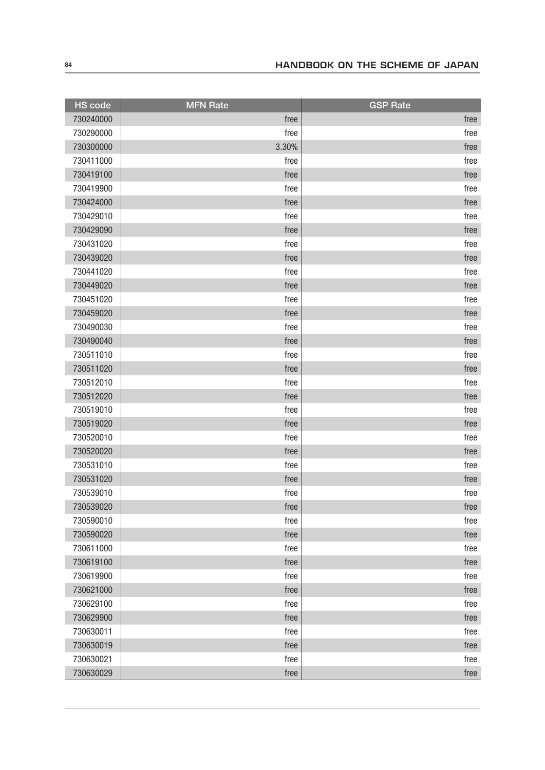| HS code | MFN Rate | GSP Rate |
|---|---|---|
| 730240000 | free | free |
| 730290000 | free | free |
| 730300000 | 3.30% | free |
| 730411000 | free | free |
| 730419100 | free | free |
| 730419900 | free | free |
| 730424000 | free | free |
| 730429010 | free | free |
| 730429090 | free | free |
| 730431020 | free | free |
| 730439020 | free | free |
| 730441020 | free | free |
| 730449020 | free | free |
| 730451020 | free | free |
| 730459020 | free | free |
| 730490030 | free | free |
| 730490040 | free | free |
| 730511010 | free | free |
| 730511020 | free | free |
| 730512010 | free | free |
| 730512020 | free | free |
| 730519010 | free | free |
| 730519020 | free | free |
| 730520010 | free | free |
| 730520020 | free | free |
| 730531010 | free | free |
| 730531020 | free | free |
| 730539010 | free | free |
| 730539020 | free | free |
| 730590010 | free | free |
| 730590020 | free | free |
| 730611000 | free | free |
| 730619100 | free | free |
| 730619900 | free | free |
| 730621000 | free | free |
| 730629100 | free | free |
| 730629900 | free | free |
| 730630011 | free | free |
| 730630019 | free | free |
| 730630021 | free | free |
| 730630029 | free | free |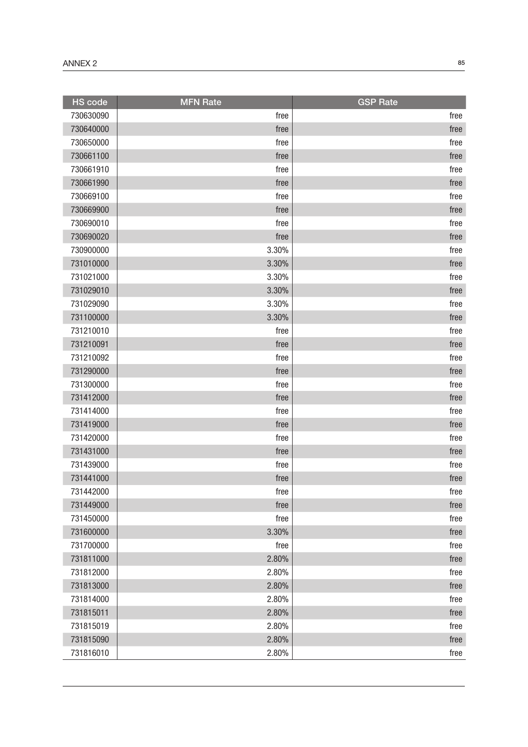| HS code | MFN Rate | GSP Rate |
|---|---|---|
| 730630090 | free | free |
| 730640000 | free | free |
| 730650000 | free | free |
| 730661100 | free | free |
| 730661910 | free | free |
| 730661990 | free | free |
| 730669100 | free | free |
| 730669900 | free | free |
| 730690010 | free | free |
| 730690020 | free | free |
| 730900000 | 3.30% | free |
| 731010000 | 3.30% | free |
| 731021000 | 3.30% | free |
| 731029010 | 3.30% | free |
| 731029090 | 3.30% | free |
| 731100000 | 3.30% | free |
| 731210010 | free | free |
| 731210091 | free | free |
| 731210092 | free | free |
| 731290000 | free | free |
| 731300000 | free | free |
| 731412000 | free | free |
| 731414000 | free | free |
| 731419000 | free | free |
| 731420000 | free | free |
| 731431000 | free | free |
| 731439000 | free | free |
| 731441000 | free | free |
| 731442000 | free | free |
| 731449000 | free | free |
| 731450000 | free | free |
| 731600000 | 3.30% | free |
| 731700000 | free | free |
| 731811000 | 2.80% | free |
| 731812000 | 2.80% | free |
| 731813000 | 2.80% | free |
| 731814000 | 2.80% | free |
| 731815011 | 2.80% | free |
| 731815019 | 2.80% | free |
| 731815090 | 2.80% | free |
| 731816010 | 2.80% | free |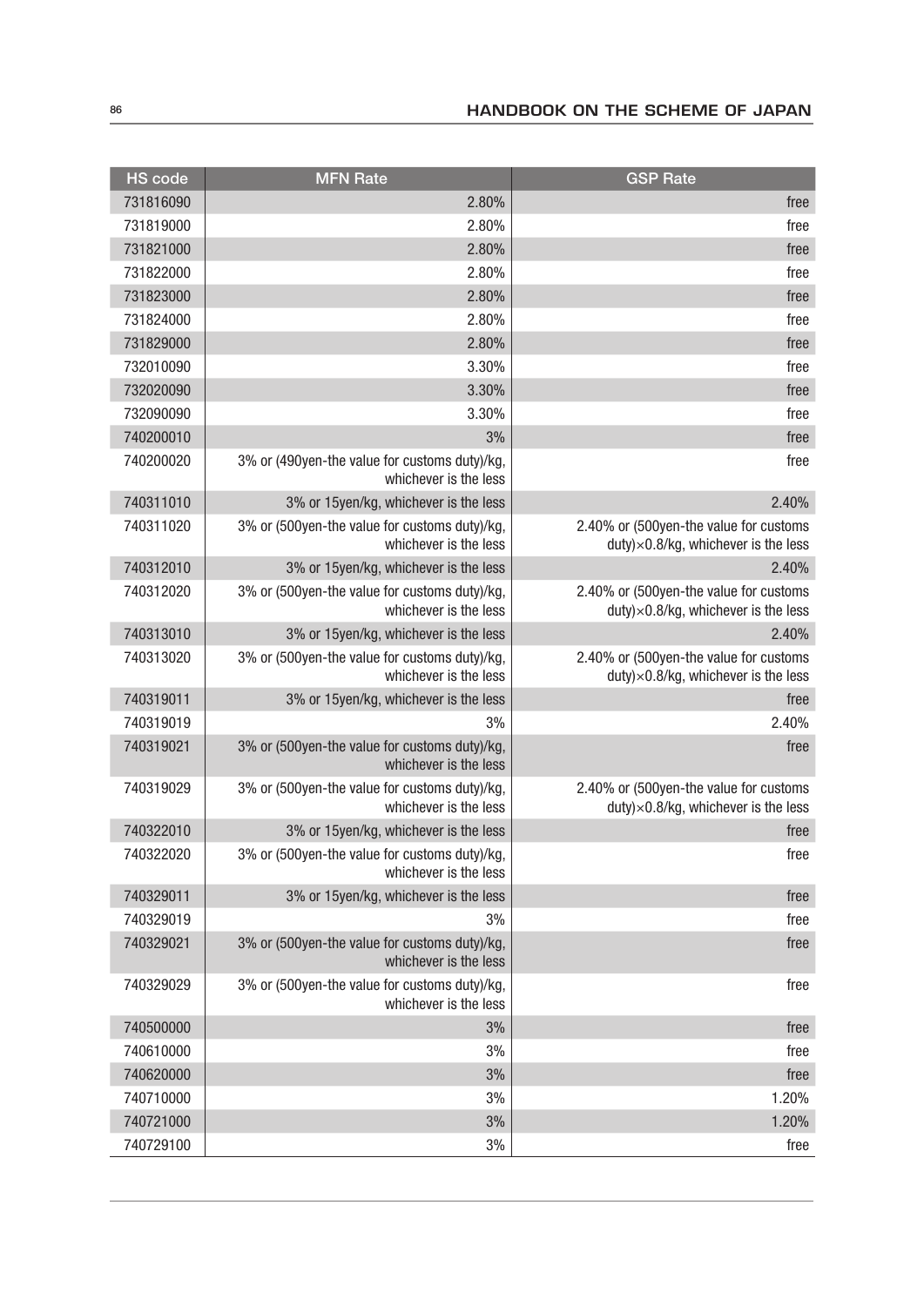| HS code | MFN Rate | GSP Rate |
|---|---|---|
| 731816090 | 2.80% | free |
| 731819000 | 2.80% | free |
| 731821000 | 2.80% | free |
| 731822000 | 2.80% | free |
| 731823000 | 2.80% | free |
| 731824000 | 2.80% | free |
| 731829000 | 2.80% | free |
| 732010090 | 3.30% | free |
| 732020090 | 3.30% | free |
| 732090090 | 3.30% | free |
| 740200010 | 3% | free |
| 740200020 | 3% or (490yen-the value for customs duty)/kg, whichever is the less | free |
| 740311010 | 3% or 15yen/kg, whichever is the less | 2.40% |
| 740311020 | 3% or (500yen-the value for customs duty)/kg, whichever is the less | 2.40% or (500yen-the value for customs duty)×0.8/kg, whichever is the less |
| 740312010 | 3% or 15yen/kg, whichever is the less | 2.40% |
| 740312020 | 3% or (500yen-the value for customs duty)/kg, whichever is the less | 2.40% or (500yen-the value for customs duty)×0.8/kg, whichever is the less |
| 740313010 | 3% or 15yen/kg, whichever is the less | 2.40% |
| 740313020 | 3% or (500yen-the value for customs duty)/kg, whichever is the less | 2.40% or (500yen-the value for customs duty)×0.8/kg, whichever is the less |
| 740319011 | 3% or 15yen/kg, whichever is the less | free |
| 740319019 | 3% | 2.40% |
| 740319021 | 3% or (500yen-the value for customs duty)/kg, whichever is the less | free |
| 740319029 | 3% or (500yen-the value for customs duty)/kg, whichever is the less | 2.40% or (500yen-the value for customs duty)×0.8/kg, whichever is the less |
| 740322010 | 3% or 15yen/kg, whichever is the less | free |
| 740322020 | 3% or (500yen-the value for customs duty)/kg, whichever is the less | free |
| 740329011 | 3% or 15yen/kg, whichever is the less | free |
| 740329019 | 3% | free |
| 740329021 | 3% or (500yen-the value for customs duty)/kg, whichever is the less | free |
| 740329029 | 3% or (500yen-the value for customs duty)/kg, whichever is the less | free |
| 740500000 | 3% | free |
| 740610000 | 3% | free |
| 740620000 | 3% | free |
| 740710000 | 3% | 1.20% |
| 740721000 | 3% | 1.20% |
| 740729100 | 3% | free |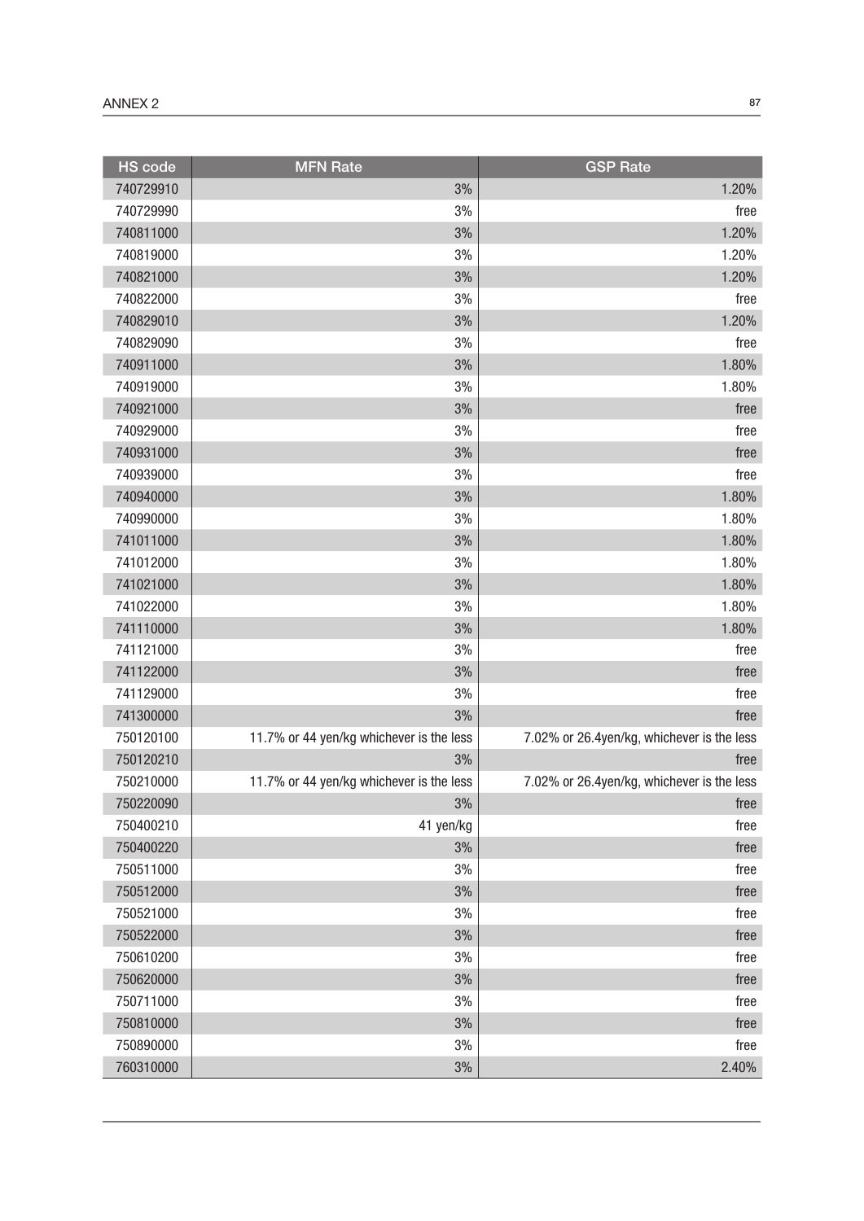| HS code | MFN Rate | GSP Rate |
|---|---|---|
| 740729910 | 3% | 1.20% |
| 740729990 | 3% | free |
| 740811000 | 3% | 1.20% |
| 740819000 | 3% | 1.20% |
| 740821000 | 3% | 1.20% |
| 740822000 | 3% | free |
| 740829010 | 3% | 1.20% |
| 740829090 | 3% | free |
| 740911000 | 3% | 1.80% |
| 740919000 | 3% | 1.80% |
| 740921000 | 3% | free |
| 740929000 | 3% | free |
| 740931000 | 3% | free |
| 740939000 | 3% | free |
| 740940000 | 3% | 1.80% |
| 740990000 | 3% | 1.80% |
| 741011000 | 3% | 1.80% |
| 741012000 | 3% | 1.80% |
| 741021000 | 3% | 1.80% |
| 741022000 | 3% | 1.80% |
| 741110000 | 3% | 1.80% |
| 741121000 | 3% | free |
| 741122000 | 3% | free |
| 741129000 | 3% | free |
| 741300000 | 3% | free |
| 750120100 | 11.7% or 44 yen/kg whichever is the less | 7.02% or 26.4yen/kg, whichever is the less |
| 750120210 | 3% | free |
| 750210000 | 11.7% or 44 yen/kg whichever is the less | 7.02% or 26.4yen/kg, whichever is the less |
| 750220090 | 3% | free |
| 750400210 | 41 yen/kg | free |
| 750400220 | 3% | free |
| 750511000 | 3% | free |
| 750512000 | 3% | free |
| 750521000 | 3% | free |
| 750522000 | 3% | free |
| 750610200 | 3% | free |
| 750620000 | 3% | free |
| 750711000 | 3% | free |
| 750810000 | 3% | free |
| 750890000 | 3% | free |
| 760310000 | 3% | 2.40% |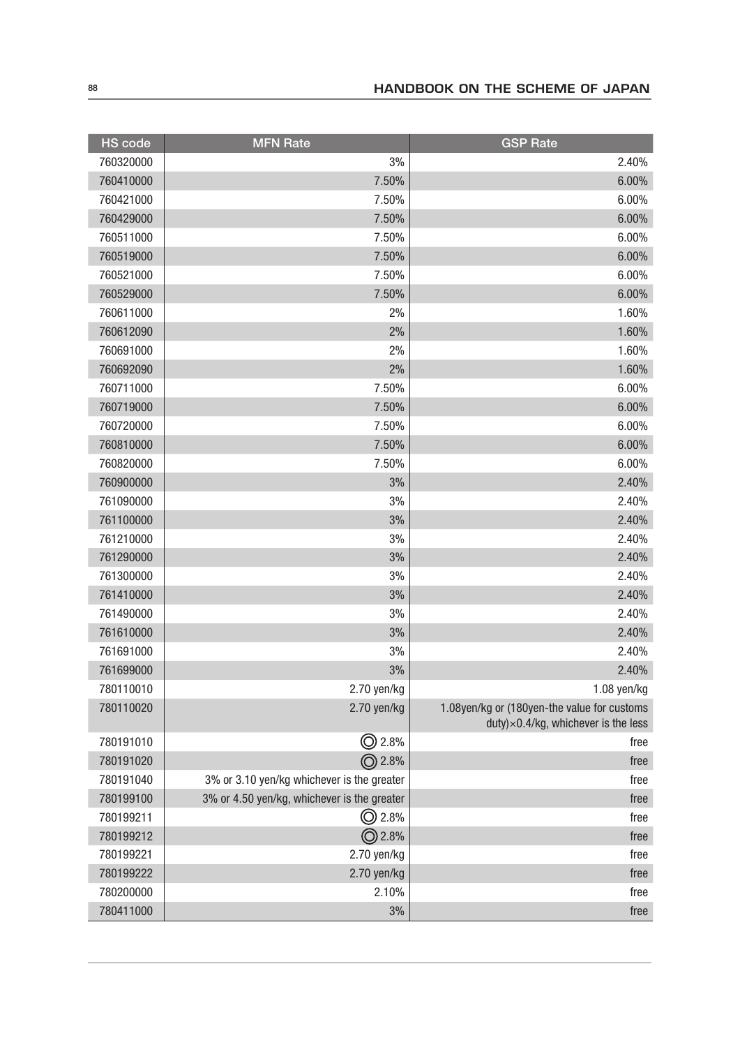| HS code | MFN Rate | GSP Rate |
|---|---|---|
| 760320000 | 3% | 2.40% |
| 760410000 | 7.50% | 6.00% |
| 760421000 | 7.50% | 6.00% |
| 760429000 | 7.50% | 6.00% |
| 760511000 | 7.50% | 6.00% |
| 760519000 | 7.50% | 6.00% |
| 760521000 | 7.50% | 6.00% |
| 760529000 | 7.50% | 6.00% |
| 760611000 | 2% | 1.60% |
| 760612090 | 2% | 1.60% |
| 760691000 | 2% | 1.60% |
| 760692090 | 2% | 1.60% |
| 760711000 | 7.50% | 6.00% |
| 760719000 | 7.50% | 6.00% |
| 760720000 | 7.50% | 6.00% |
| 760810000 | 7.50% | 6.00% |
| 760820000 | 7.50% | 6.00% |
| 760900000 | 3% | 2.40% |
| 761090000 | 3% | 2.40% |
| 761100000 | 3% | 2.40% |
| 761210000 | 3% | 2.40% |
| 761290000 | 3% | 2.40% |
| 761300000 | 3% | 2.40% |
| 761410000 | 3% | 2.40% |
| 761490000 | 3% | 2.40% |
| 761610000 | 3% | 2.40% |
| 761691000 | 3% | 2.40% |
| 761699000 | 3% | 2.40% |
| 780110010 | 2.70 yen/kg | 1.08 yen/kg |
| 780110020 | 2.70 yen/kg | 1.08yen/kg or (180yen-the value for customs duty)×0.4/kg, whichever is the less |
| 780191010 | ◎ 2.8% | free |
| 780191020 | ◎ 2.8% | free |
| 780191040 | 3% or 3.10 yen/kg whichever is the greater | free |
| 780199100 | 3% or 4.50 yen/kg, whichever is the greater | free |
| 780199211 | ◎ 2.8% | free |
| 780199212 | ◎ 2.8% | free |
| 780199221 | 2.70 yen/kg | free |
| 780199222 | 2.70 yen/kg | free |
| 780200000 | 2.10% | free |
| 780411000 | 3% | free |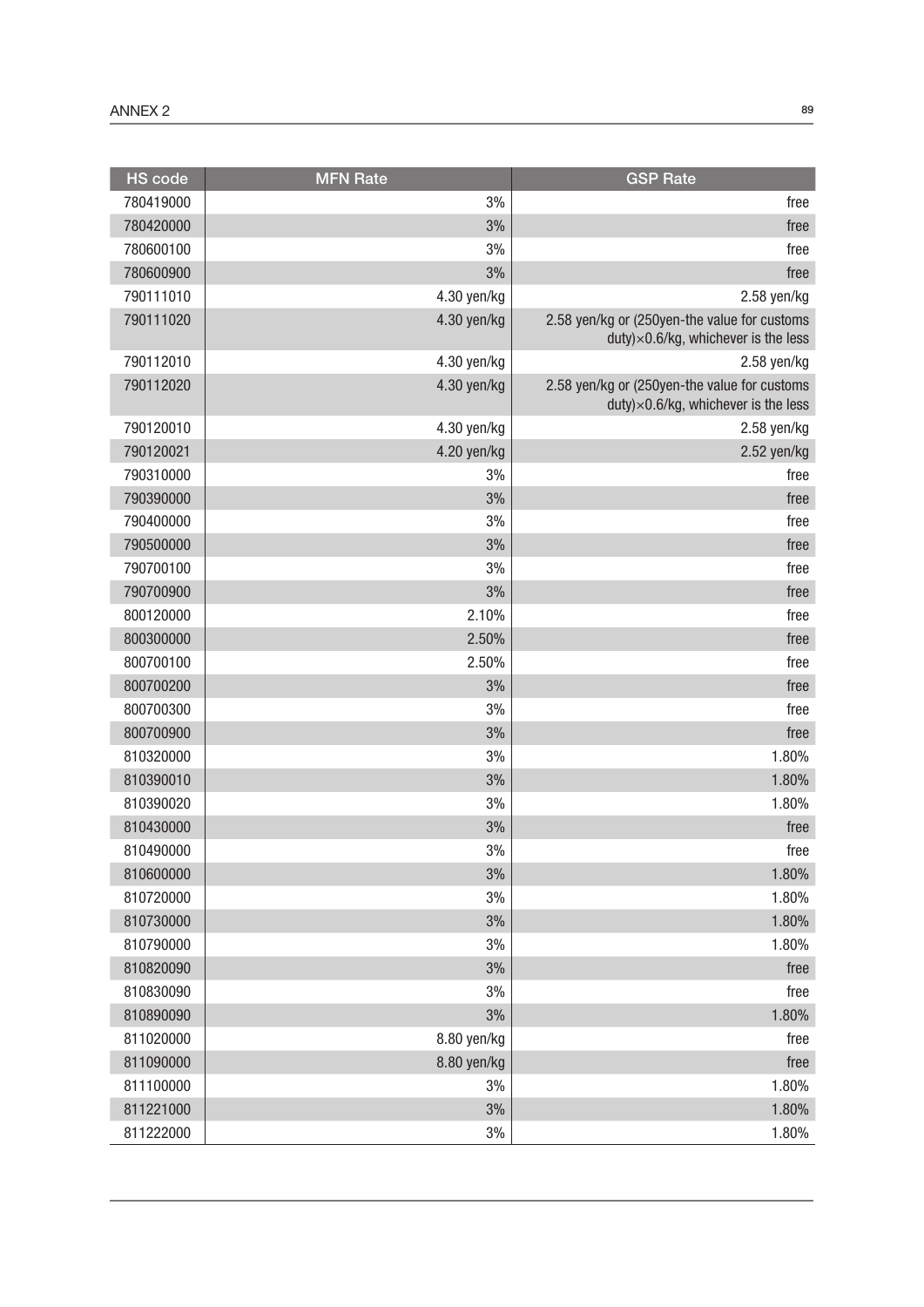| HS code | MFN Rate | GSP Rate |
|---|---|---|
| 780419000 | 3% | free |
| 780420000 | 3% | free |
| 780600100 | 3% | free |
| 780600900 | 3% | free |
| 790111010 | 4.30 yen/kg | 2.58 yen/kg |
| 790111020 | 4.30 yen/kg | 2.58 yen/kg or (250yen-the value for customs duty)×0.6/kg, whichever is the less |
| 790112010 | 4.30 yen/kg | 2.58 yen/kg |
| 790112020 | 4.30 yen/kg | 2.58 yen/kg or (250yen-the value for customs duty)×0.6/kg, whichever is the less |
| 790120010 | 4.30 yen/kg | 2.58 yen/kg |
| 790120021 | 4.20 yen/kg | 2.52 yen/kg |
| 790310000 | 3% | free |
| 790390000 | 3% | free |
| 790400000 | 3% | free |
| 790500000 | 3% | free |
| 790700100 | 3% | free |
| 790700900 | 3% | free |
| 800120000 | 2.10% | free |
| 800300000 | 2.50% | free |
| 800700100 | 2.50% | free |
| 800700200 | 3% | free |
| 800700300 | 3% | free |
| 800700900 | 3% | free |
| 810320000 | 3% | 1.80% |
| 810390010 | 3% | 1.80% |
| 810390020 | 3% | 1.80% |
| 810430000 | 3% | free |
| 810490000 | 3% | free |
| 810600000 | 3% | 1.80% |
| 810720000 | 3% | 1.80% |
| 810730000 | 3% | 1.80% |
| 810790000 | 3% | 1.80% |
| 810820090 | 3% | free |
| 810830090 | 3% | free |
| 810890090 | 3% | 1.80% |
| 811020000 | 8.80 yen/kg | free |
| 811090000 | 8.80 yen/kg | free |
| 811100000 | 3% | 1.80% |
| 811221000 | 3% | 1.80% |
| 811222000 | 3% | 1.80% |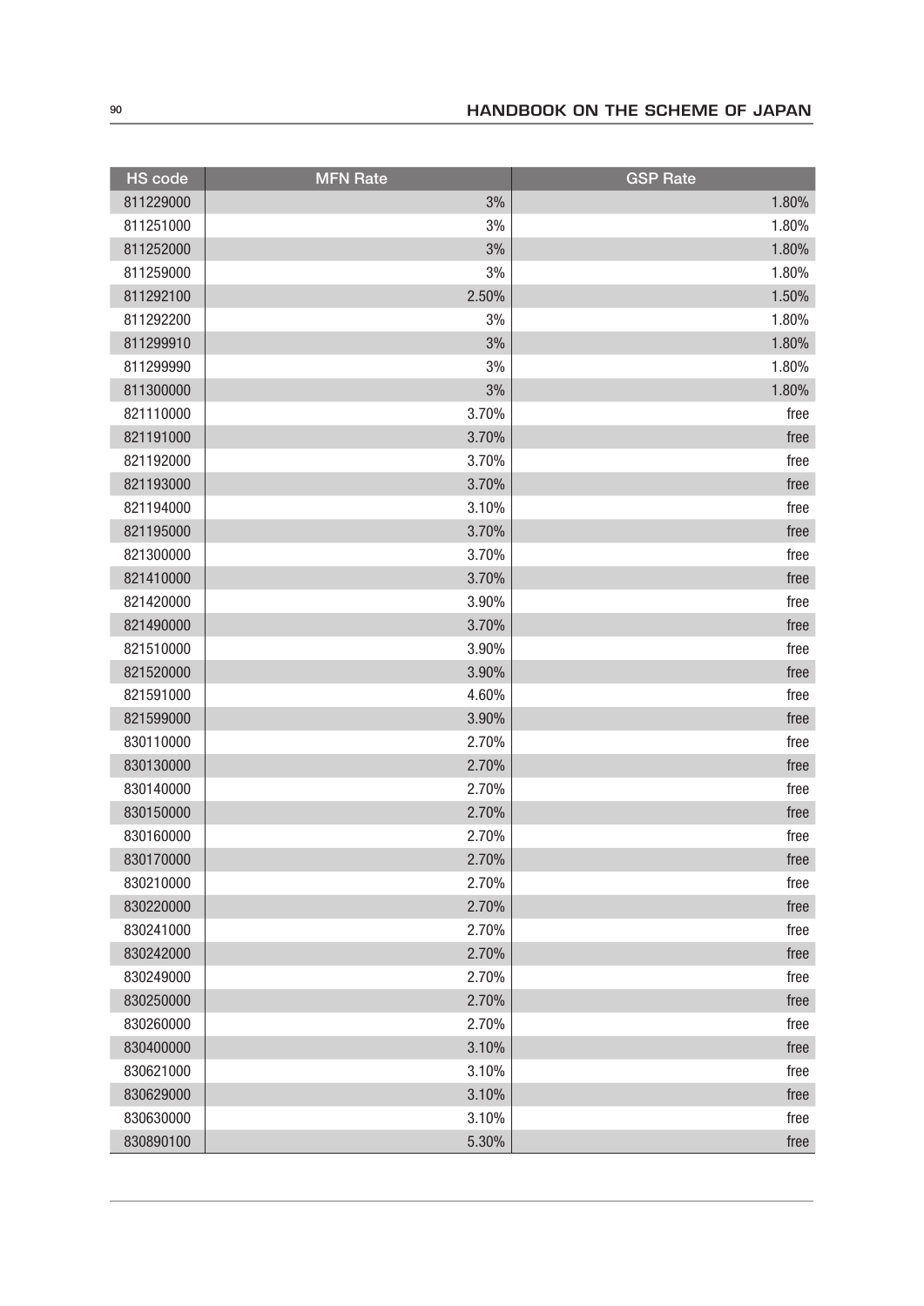| HS code | MFN Rate | GSP Rate |
|---|---|---|
| 811229000 | 3% | 1.80% |
| 811251000 | 3% | 1.80% |
| 811252000 | 3% | 1.80% |
| 811259000 | 3% | 1.80% |
| 811292100 | 2.50% | 1.50% |
| 811292200 | 3% | 1.80% |
| 811299910 | 3% | 1.80% |
| 811299990 | 3% | 1.80% |
| 811300000 | 3% | 1.80% |
| 821110000 | 3.70% | free |
| 821191000 | 3.70% | free |
| 821192000 | 3.70% | free |
| 821193000 | 3.70% | free |
| 821194000 | 3.10% | free |
| 821195000 | 3.70% | free |
| 821300000 | 3.70% | free |
| 821410000 | 3.70% | free |
| 821420000 | 3.90% | free |
| 821490000 | 3.70% | free |
| 821510000 | 3.90% | free |
| 821520000 | 3.90% | free |
| 821591000 | 4.60% | free |
| 821599000 | 3.90% | free |
| 830110000 | 2.70% | free |
| 830130000 | 2.70% | free |
| 830140000 | 2.70% | free |
| 830150000 | 2.70% | free |
| 830160000 | 2.70% | free |
| 830170000 | 2.70% | free |
| 830210000 | 2.70% | free |
| 830220000 | 2.70% | free |
| 830241000 | 2.70% | free |
| 830242000 | 2.70% | free |
| 830249000 | 2.70% | free |
| 830250000 | 2.70% | free |
| 830260000 | 2.70% | free |
| 830400000 | 3.10% | free |
| 830621000 | 3.10% | free |
| 830629000 | 3.10% | free |
| 830630000 | 3.10% | free |
| 830890100 | 5.30% | free |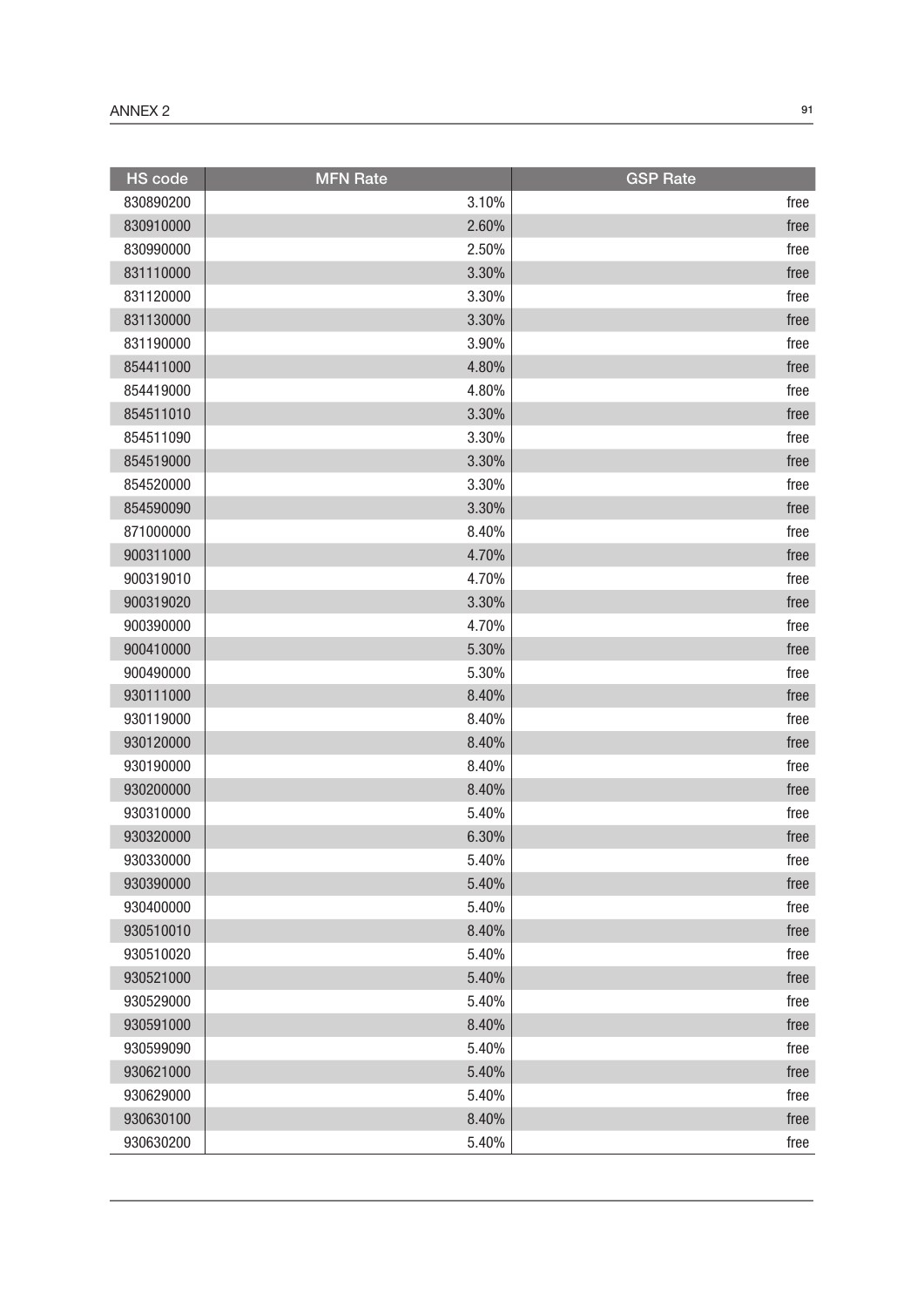| HS code | MFN Rate | GSP Rate |
|---|---|---|
| 830890200 | 3.10% | free |
| 830910000 | 2.60% | free |
| 830990000 | 2.50% | free |
| 831110000 | 3.30% | free |
| 831120000 | 3.30% | free |
| 831130000 | 3.30% | free |
| 831190000 | 3.90% | free |
| 854411000 | 4.80% | free |
| 854419000 | 4.80% | free |
| 854511010 | 3.30% | free |
| 854511090 | 3.30% | free |
| 854519000 | 3.30% | free |
| 854520000 | 3.30% | free |
| 854590090 | 3.30% | free |
| 871000000 | 8.40% | free |
| 900311000 | 4.70% | free |
| 900319010 | 4.70% | free |
| 900319020 | 3.30% | free |
| 900390000 | 4.70% | free |
| 900410000 | 5.30% | free |
| 900490000 | 5.30% | free |
| 930111000 | 8.40% | free |
| 930119000 | 8.40% | free |
| 930120000 | 8.40% | free |
| 930190000 | 8.40% | free |
| 930200000 | 8.40% | free |
| 930310000 | 5.40% | free |
| 930320000 | 6.30% | free |
| 930330000 | 5.40% | free |
| 930390000 | 5.40% | free |
| 930400000 | 5.40% | free |
| 930510010 | 8.40% | free |
| 930510020 | 5.40% | free |
| 930521000 | 5.40% | free |
| 930529000 | 5.40% | free |
| 930591000 | 8.40% | free |
| 930599090 | 5.40% | free |
| 930621000 | 5.40% | free |
| 930629000 | 5.40% | free |
| 930630100 | 8.40% | free |
| 930630200 | 5.40% | free |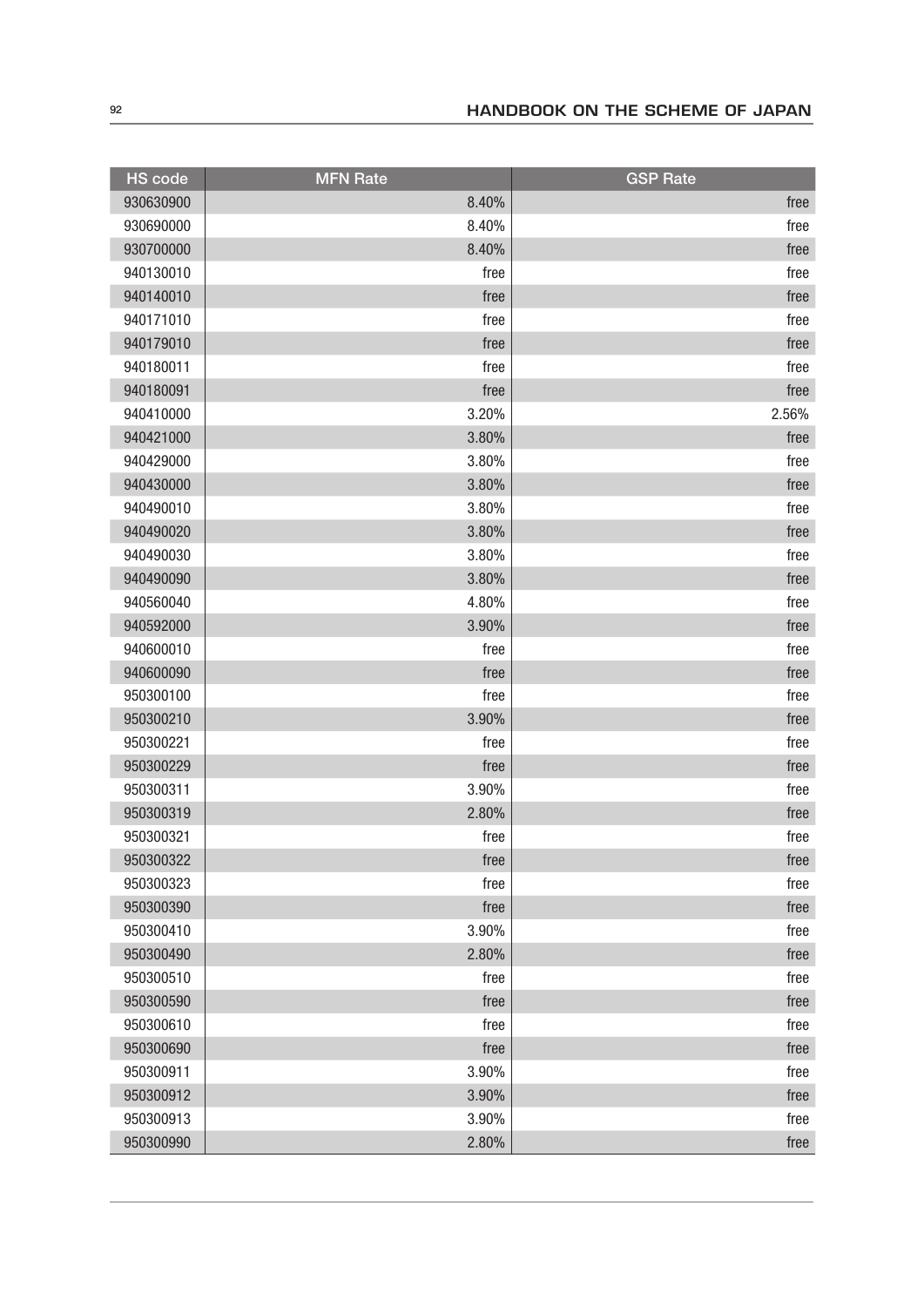| HS code | MFN Rate | GSP Rate |
| --- | --- | --- |
| 930630900 | 8.40% | free |
| 930690000 | 8.40% | free |
| 930700000 | 8.40% | free |
| 940130010 | free | free |
| 940140010 | free | free |
| 940171010 | free | free |
| 940179010 | free | free |
| 940180011 | free | free |
| 940180091 | free | free |
| 940410000 | 3.20% | 2.56% |
| 940421000 | 3.80% | free |
| 940429000 | 3.80% | free |
| 940430000 | 3.80% | free |
| 940490010 | 3.80% | free |
| 940490020 | 3.80% | free |
| 940490030 | 3.80% | free |
| 940490090 | 3.80% | free |
| 940560040 | 4.80% | free |
| 940592000 | 3.90% | free |
| 940600010 | free | free |
| 940600090 | free | free |
| 950300100 | free | free |
| 950300210 | 3.90% | free |
| 950300221 | free | free |
| 950300229 | free | free |
| 950300311 | 3.90% | free |
| 950300319 | 2.80% | free |
| 950300321 | free | free |
| 950300322 | free | free |
| 950300323 | free | free |
| 950300390 | free | free |
| 950300410 | 3.90% | free |
| 950300490 | 2.80% | free |
| 950300510 | free | free |
| 950300590 | free | free |
| 950300610 | free | free |
| 950300690 | free | free |
| 950300911 | 3.90% | free |
| 950300912 | 3.90% | free |
| 950300913 | 3.90% | free |
| 950300990 | 2.80% | free |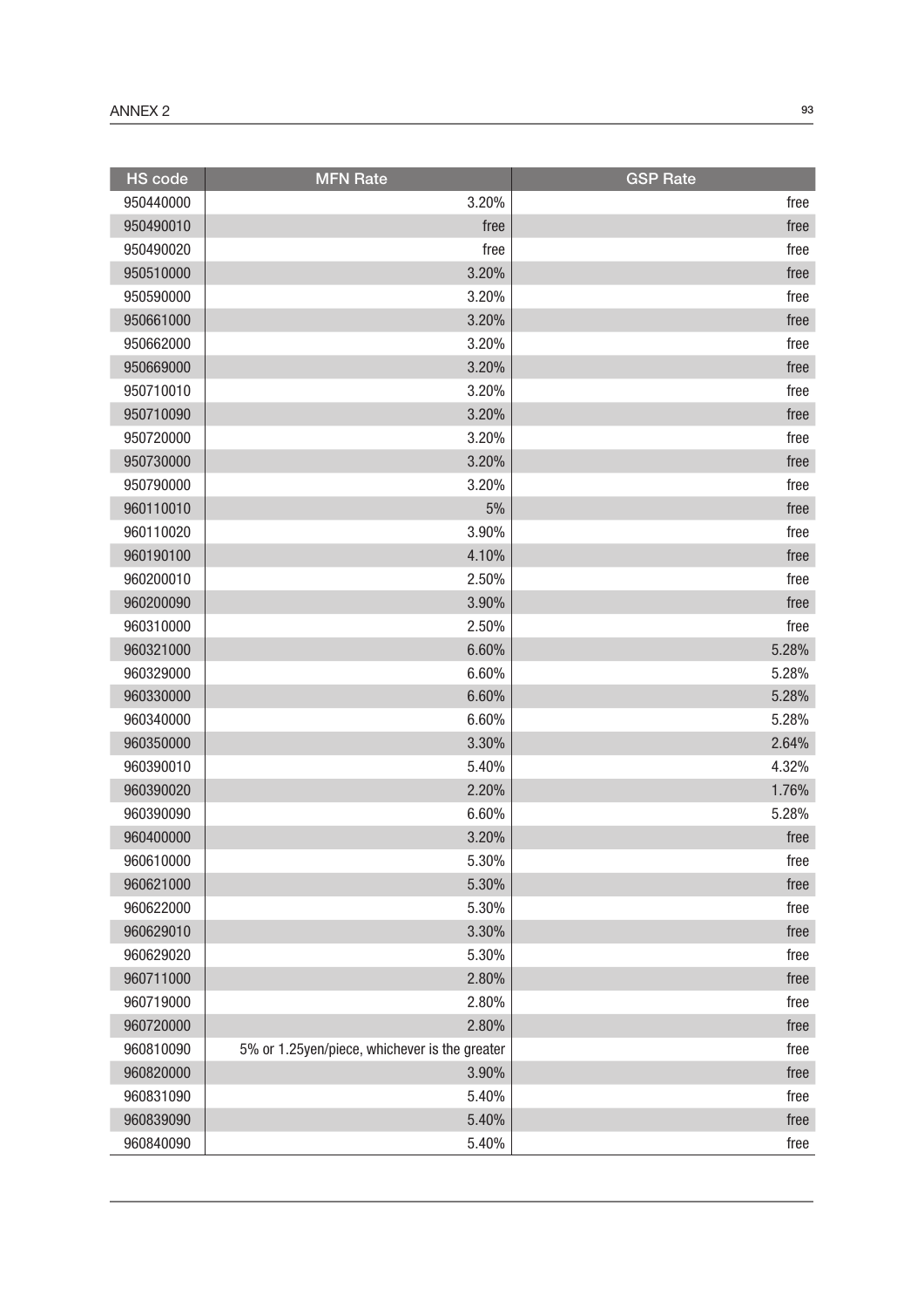| HS code | MFN Rate | GSP Rate |
|---|---|---|
| 950440000 | 3.20% | free |
| 950490010 | free | free |
| 950490020 | free | free |
| 950510000 | 3.20% | free |
| 950590000 | 3.20% | free |
| 950661000 | 3.20% | free |
| 950662000 | 3.20% | free |
| 950669000 | 3.20% | free |
| 950710010 | 3.20% | free |
| 950710090 | 3.20% | free |
| 950720000 | 3.20% | free |
| 950730000 | 3.20% | free |
| 950790000 | 3.20% | free |
| 960110010 | 5% | free |
| 960110020 | 3.90% | free |
| 960190100 | 4.10% | free |
| 960200010 | 2.50% | free |
| 960200090 | 3.90% | free |
| 960310000 | 2.50% | free |
| 960321000 | 6.60% | 5.28% |
| 960329000 | 6.60% | 5.28% |
| 960330000 | 6.60% | 5.28% |
| 960340000 | 6.60% | 5.28% |
| 960350000 | 3.30% | 2.64% |
| 960390010 | 5.40% | 4.32% |
| 960390020 | 2.20% | 1.76% |
| 960390090 | 6.60% | 5.28% |
| 960400000 | 3.20% | free |
| 960610000 | 5.30% | free |
| 960621000 | 5.30% | free |
| 960622000 | 5.30% | free |
| 960629010 | 3.30% | free |
| 960629020 | 5.30% | free |
| 960711000 | 2.80% | free |
| 960719000 | 2.80% | free |
| 960720000 | 2.80% | free |
| 960810090 | 5% or 1.25yen/piece, whichever is the greater | free |
| 960820000 | 3.90% | free |
| 960831090 | 5.40% | free |
| 960839090 | 5.40% | free |
| 960840090 | 5.40% | free |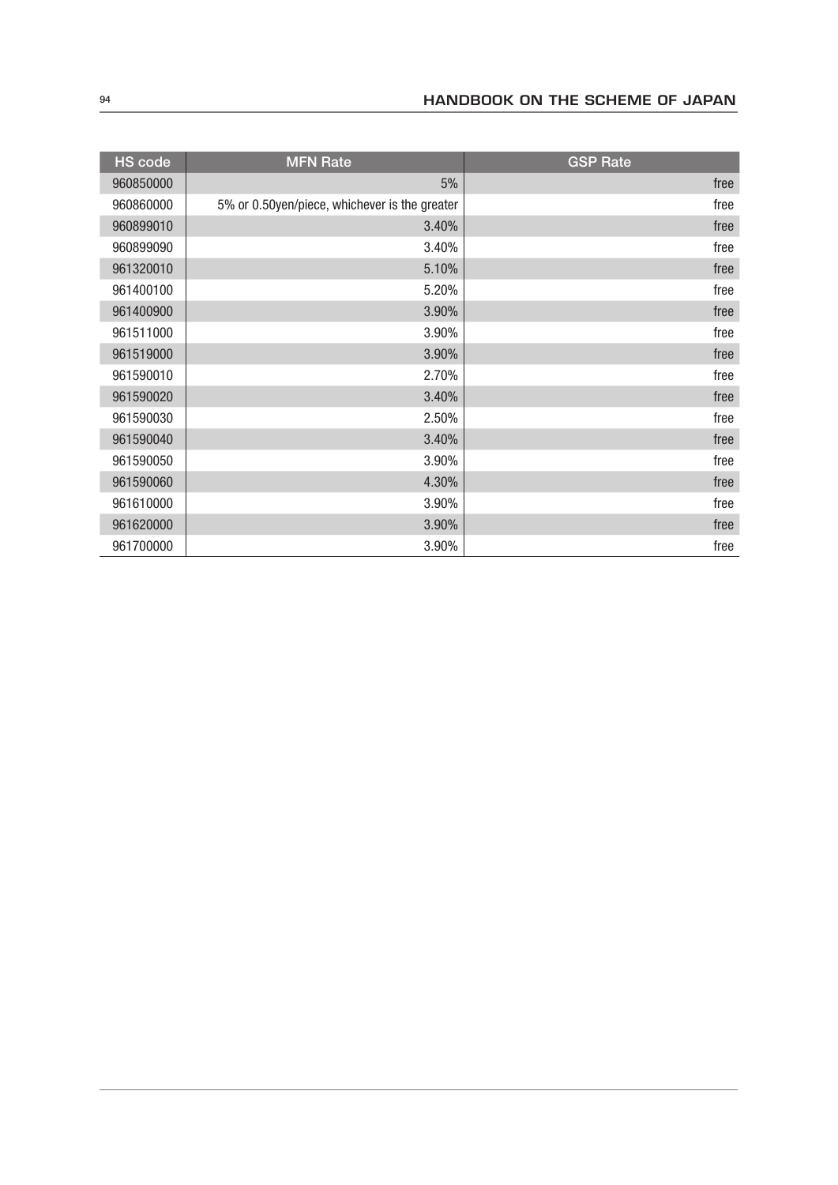| HS code | MFN Rate | GSP Rate |
|---|---|---|
| 960850000 | 5% | free |
| 960860000 | 5% or 0.50yen/piece, whichever is the greater | free |
| 960899010 | 3.40% | free |
| 960899090 | 3.40% | free |
| 961320010 | 5.10% | free |
| 961400100 | 5.20% | free |
| 961400900 | 3.90% | free |
| 961511000 | 3.90% | free |
| 961519000 | 3.90% | free |
| 961590010 | 2.70% | free |
| 961590020 | 3.40% | free |
| 961590030 | 2.50% | free |
| 961590040 | 3.40% | free |
| 961590050 | 3.90% | free |
| 961590060 | 4.30% | free |
| 961610000 | 3.90% | free |
| 961620000 | 3.90% | free |
| 961700000 | 3.90% | free |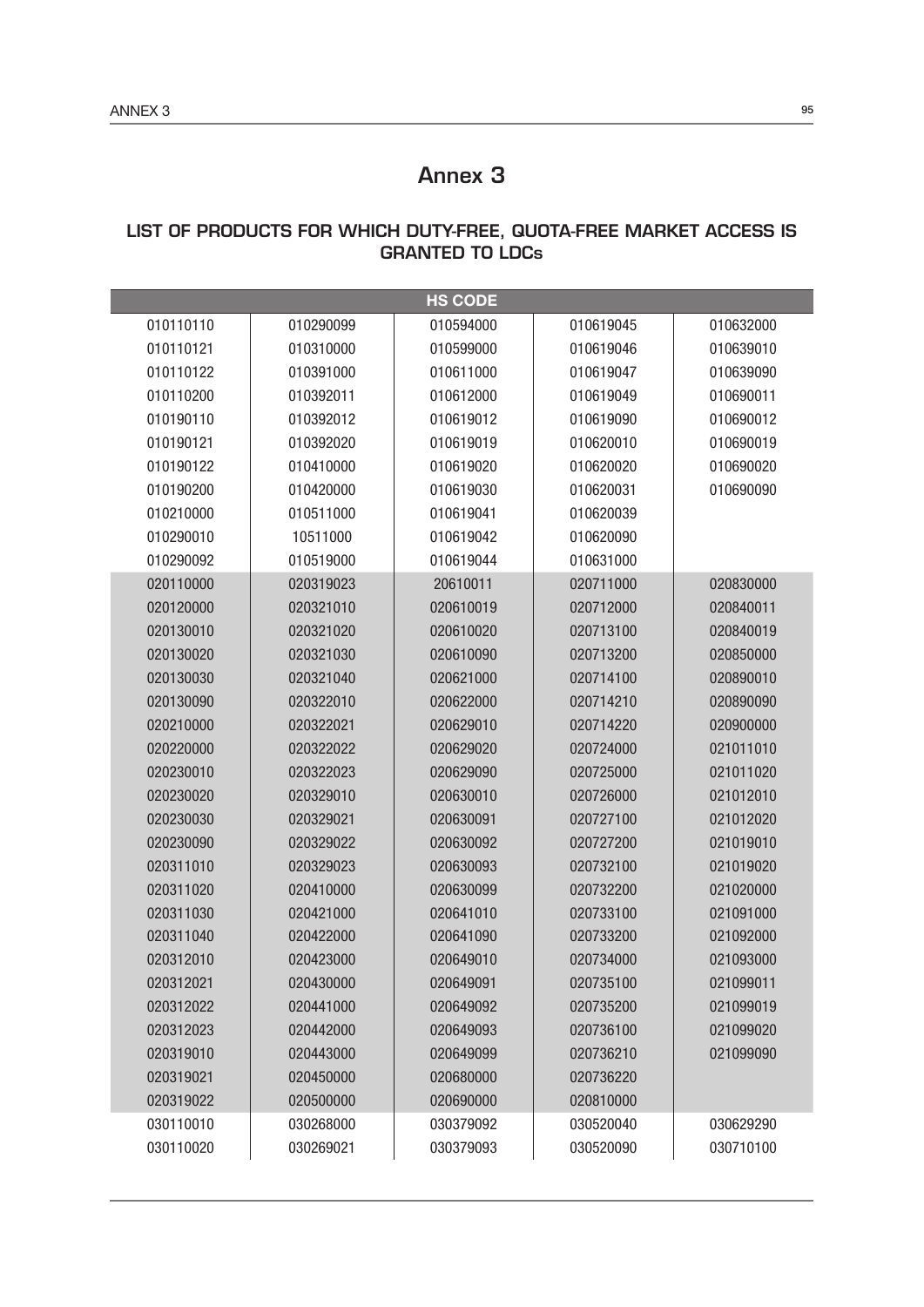# Annex 3

## LIST OF PRODUCTS FOR WHICH DUTY-FREE, QUOTA-FREE MARKET ACCESS IS GRANTED TO LDCs

| HS CODE | | | | |
|---|---|---|---|---|
| 010110110 | 010290099 | 010594000 | 010619045 | 010632000 |
| 010110121 | 010310000 | 010599000 | 010619046 | 010639010 |
| 010110122 | 010391000 | 010611000 | 010619047 | 010639090 |
| 010110200 | 010392011 | 010612000 | 010619049 | 010690011 |
| 010190110 | 010392012 | 010619012 | 010619090 | 010690012 |
| 010190121 | 010392020 | 010619019 | 010620010 | 010690019 |
| 010190122 | 010410000 | 010619020 | 010620020 | 010690020 |
| 010190200 | 010420000 | 010619030 | 010620031 | 010690090 |
| 010210000 | 010511000 | 010619041 | 010620039 | |
| 010290010 | 10511000 | 010619042 | 010620090 | |
| 010290092 | 010519000 | 010619044 | 010631000 | |
| 020110000 | 020319023 | 20610011 | 020711000 | 020830000 |
| 020120000 | 020321010 | 020610019 | 020712000 | 020840011 |
| 020130010 | 020321020 | 020610020 | 020713100 | 020840019 |
| 020130020 | 020321030 | 020610090 | 020713200 | 020850000 |
| 020130030 | 020321040 | 020621000 | 020714100 | 020890010 |
| 020130090 | 020322010 | 020622000 | 020714210 | 020890090 |
| 020210000 | 020322021 | 020629010 | 020714220 | 020900000 |
| 020220000 | 020322022 | 020629020 | 020724000 | 021011010 |
| 020230010 | 020322023 | 020629090 | 020725000 | 021011020 |
| 020230020 | 020329010 | 020630010 | 020726000 | 021012010 |
| 020230030 | 020329021 | 020630091 | 020727100 | 021012020 |
| 020230090 | 020329022 | 020630092 | 020727200 | 021019010 |
| 020311010 | 020329023 | 020630093 | 020732100 | 021019020 |
| 020311020 | 020410000 | 020630099 | 020732200 | 021020000 |
| 020311030 | 020421000 | 020641010 | 020733100 | 021091000 |
| 020311040 | 020422000 | 020641090 | 020733200 | 021092000 |
| 020312010 | 020423000 | 020649010 | 020734000 | 021093000 |
| 020312021 | 020430000 | 020649091 | 020735100 | 021099011 |
| 020312022 | 020441000 | 020649092 | 020735200 | 021099019 |
| 020312023 | 020442000 | 020649093 | 020736100 | 021099020 |
| 020319010 | 020443000 | 020649099 | 020736210 | 021099090 |
| 020319021 | 020450000 | 020680000 | 020736220 | |
| 020319022 | 020500000 | 020690000 | 020810000 | |
| 030110010 | 030268000 | 030379092 | 030520040 | 030629290 |
| 030110020 | 030269021 | 030379093 | 030520090 | 030710100 |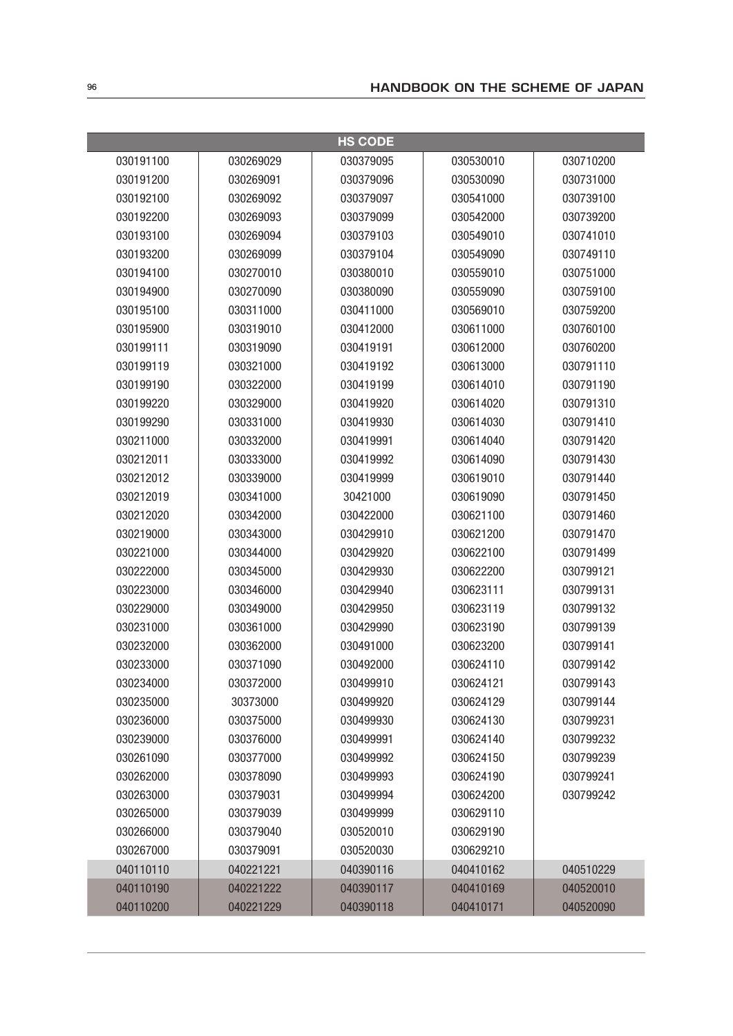| HS CODE | | | | |
|---|---|---|---|---|
| 030191100 | 030269029 | 030379095 | 030530010 | 030710200 |
| 030191200 | 030269091 | 030379096 | 030530090 | 030731000 |
| 030192100 | 030269092 | 030379097 | 030541000 | 030739100 |
| 030192200 | 030269093 | 030379099 | 030542000 | 030739200 |
| 030193100 | 030269094 | 030379103 | 030549010 | 030741010 |
| 030193200 | 030269099 | 030379104 | 030549090 | 030749110 |
| 030194100 | 030270010 | 030380010 | 030559010 | 030751000 |
| 030194900 | 030270090 | 030380090 | 030559090 | 030759100 |
| 030195100 | 030311000 | 030411000 | 030569010 | 030759200 |
| 030195900 | 030319010 | 030412000 | 030611000 | 030760100 |
| 030199111 | 030319090 | 030419191 | 030612000 | 030760200 |
| 030199119 | 030321000 | 030419192 | 030613000 | 030791110 |
| 030199190 | 030322000 | 030419199 | 030614010 | 030791190 |
| 030199220 | 030329000 | 030419920 | 030614020 | 030791310 |
| 030199290 | 030331000 | 030419930 | 030614030 | 030791410 |
| 030211000 | 030332000 | 030419991 | 030614040 | 030791420 |
| 030212011 | 030333000 | 030419992 | 030614090 | 030791430 |
| 030212012 | 030339000 | 030419999 | 030619010 | 030791440 |
| 030212019 | 030341000 | 30421000 | 030619090 | 030791450 |
| 030212020 | 030342000 | 030422000 | 030621100 | 030791460 |
| 030219000 | 030343000 | 030429910 | 030621200 | 030791470 |
| 030221000 | 030344000 | 030429920 | 030622100 | 030791499 |
| 030222000 | 030345000 | 030429930 | 030622200 | 030799121 |
| 030223000 | 030346000 | 030429940 | 030623111 | 030799131 |
| 030229000 | 030349000 | 030429950 | 030623119 | 030799132 |
| 030231000 | 030361000 | 030429990 | 030623190 | 030799139 |
| 030232000 | 030362000 | 030491000 | 030623200 | 030799141 |
| 030233000 | 030371090 | 030492000 | 030624110 | 030799142 |
| 030234000 | 030372000 | 030499910 | 030624121 | 030799143 |
| 030235000 | 30373000 | 030499920 | 030624129 | 030799144 |
| 030236000 | 030375000 | 030499930 | 030624130 | 030799231 |
| 030239000 | 030376000 | 030499991 | 030624140 | 030799232 |
| 030261090 | 030377000 | 030499992 | 030624150 | 030799239 |
| 030262000 | 030378090 | 030499993 | 030624190 | 030799241 |
| 030263000 | 030379031 | 030499994 | 030624200 | 030799242 |
| 030265000 | 030379039 | 030499999 | 030629110 | |
| 030266000 | 030379040 | 030520010 | 030629190 | |
| 030267000 | 030379091 | 030520030 | 030629210 | |
| 040110110 | 040221221 | 040390116 | 040410162 | 040510229 |
| 040110190 | 040221222 | 040390117 | 040410169 | 040520010 |
| 040110200 | 040221229 | 040390118 | 040410171 | 040520090 |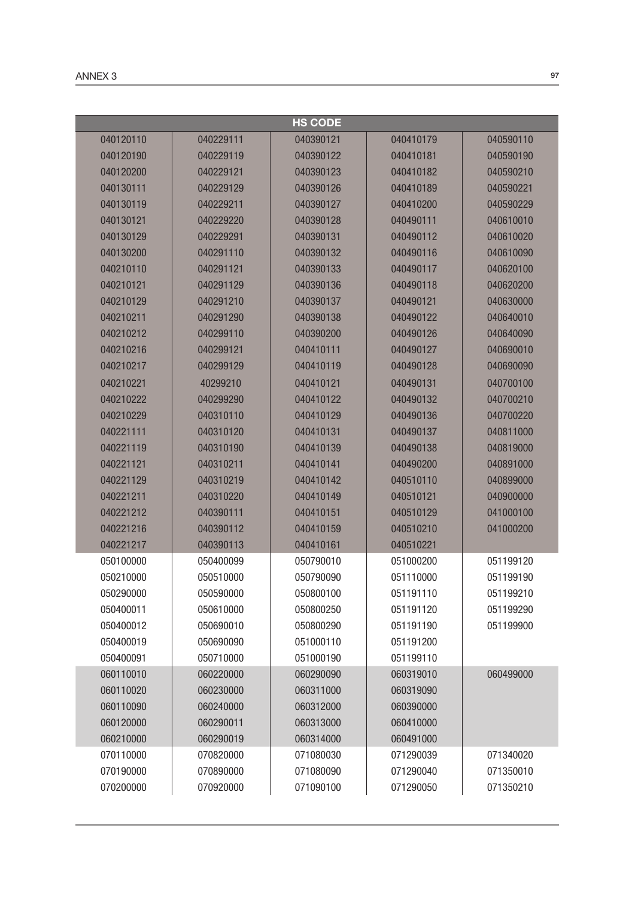| HS CODE | | | | |
|---|---|---|---|---|
| 040120110 | 040229111 | 040390121 | 040410179 | 040590110 |
| 040120190 | 040229119 | 040390122 | 040410181 | 040590190 |
| 040120200 | 040229121 | 040390123 | 040410182 | 040590210 |
| 040130111 | 040229129 | 040390126 | 040410189 | 040590221 |
| 040130119 | 040229211 | 040390127 | 040410200 | 040590229 |
| 040130121 | 040229220 | 040390128 | 040490111 | 040610010 |
| 040130129 | 040229291 | 040390131 | 040490112 | 040610020 |
| 040130200 | 040291110 | 040390132 | 040490116 | 040610090 |
| 040210110 | 040291121 | 040390133 | 040490117 | 040620100 |
| 040210121 | 040291129 | 040390136 | 040490118 | 040620200 |
| 040210129 | 040291210 | 040390137 | 040490121 | 040630000 |
| 040210211 | 040291290 | 040390138 | 040490122 | 040640010 |
| 040210212 | 040299110 | 040390200 | 040490126 | 040640090 |
| 040210216 | 040299121 | 040410111 | 040490127 | 040690010 |
| 040210217 | 040299129 | 040410119 | 040490128 | 040690090 |
| 040210221 | 40299210 | 040410121 | 040490131 | 040700100 |
| 040210222 | 040299290 | 040410122 | 040490132 | 040700210 |
| 040210229 | 040310110 | 040410129 | 040490136 | 040700220 |
| 040221111 | 040310120 | 040410131 | 040490137 | 040811000 |
| 040221119 | 040310190 | 040410139 | 040490138 | 040819000 |
| 040221121 | 040310211 | 040410141 | 040490200 | 040891000 |
| 040221129 | 040310219 | 040410142 | 040510110 | 040899000 |
| 040221211 | 040310220 | 040410149 | 040510121 | 040900000 |
| 040221212 | 040390111 | 040410151 | 040510129 | 041000100 |
| 040221216 | 040390112 | 040410159 | 040510210 | 041000200 |
| 040221217 | 040390113 | 040410161 | 040510221 | |
| 050100000 | 050400099 | 050790010 | 051000200 | 051199120 |
| 050210000 | 050510000 | 050790090 | 051110000 | 051199190 |
| 050290000 | 050590000 | 050800100 | 051191110 | 051199210 |
| 050400011 | 050610000 | 050800250 | 051191120 | 051199290 |
| 050400012 | 050690010 | 050800290 | 051191190 | 051199900 |
| 050400019 | 050690090 | 051000110 | 051191200 | |
| 050400091 | 050710000 | 051000190 | 051199110 | |
| 060110010 | 060220000 | 060290090 | 060319010 | 060499000 |
| 060110020 | 060230000 | 060311000 | 060319090 | |
| 060110090 | 060240000 | 060312000 | 060390000 | |
| 060120000 | 060290011 | 060313000 | 060410000 | |
| 060210000 | 060290019 | 060314000 | 060491000 | |
| 070110000 | 070820000 | 071080030 | 071290039 | 071340020 |
| 070190000 | 070890000 | 071080090 | 071290040 | 071350010 |
| 070200000 | 070920000 | 071090100 | 071290050 | 071350210 |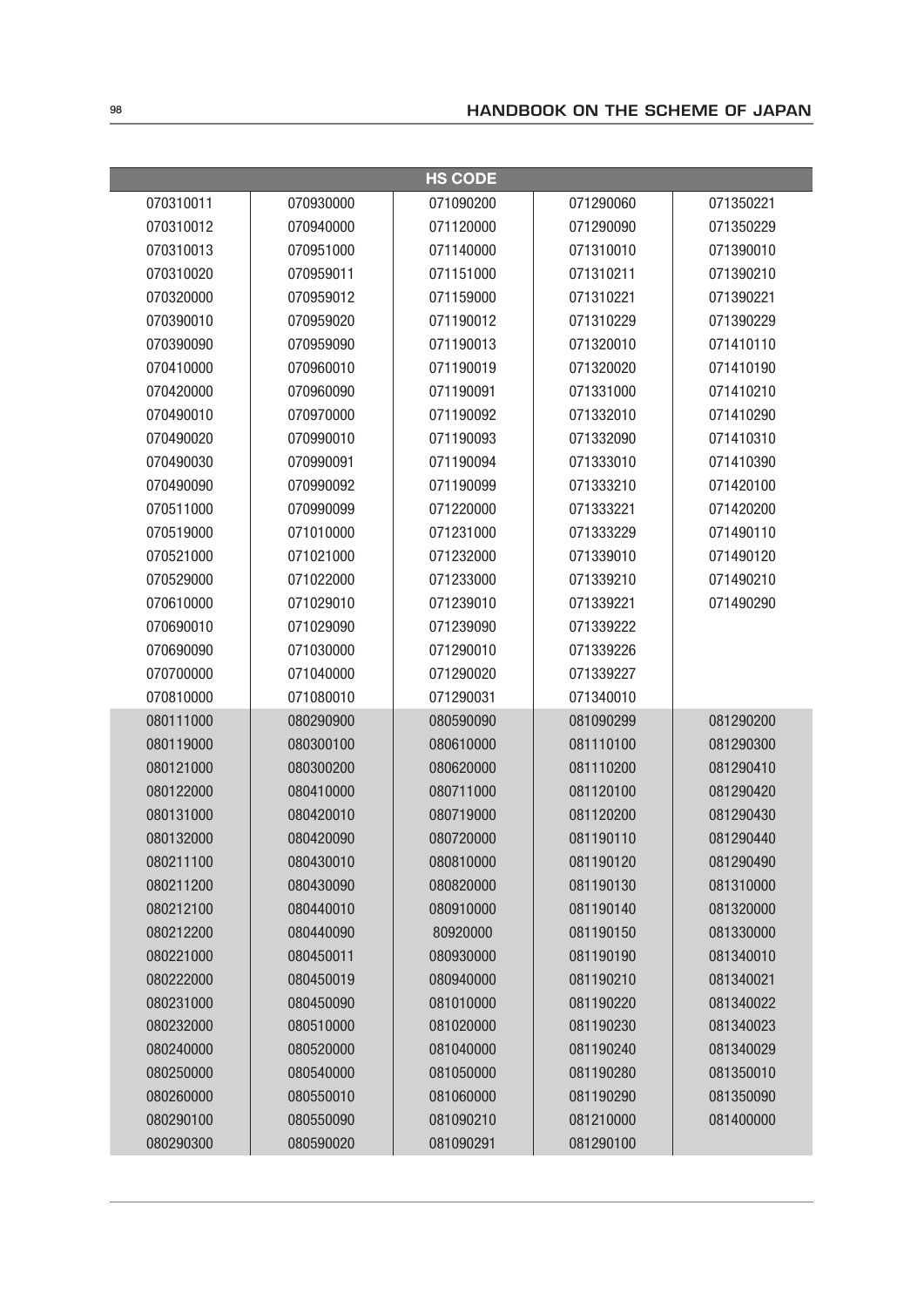| HS CODE | | | | |
|---|---|---|---|---|
| 070310011 | 070930000 | 071090200 | 071290060 | 071350221 |
| 070310012 | 070940000 | 071120000 | 071290090 | 071350229 |
| 070310013 | 070951000 | 071140000 | 071310010 | 071390010 |
| 070310020 | 070959011 | 071151000 | 071310211 | 071390210 |
| 070320000 | 070959012 | 071159000 | 071310221 | 071390221 |
| 070390010 | 070959020 | 071190012 | 071310229 | 071390229 |
| 070390090 | 070959090 | 071190013 | 071320010 | 071410110 |
| 070410000 | 070960010 | 071190019 | 071320020 | 071410190 |
| 070420000 | 070960090 | 071190091 | 071331000 | 071410210 |
| 070490010 | 070970000 | 071190092 | 071332010 | 071410290 |
| 070490020 | 070990010 | 071190093 | 071332090 | 071410310 |
| 070490030 | 070990091 | 071190094 | 071333010 | 071410390 |
| 070490090 | 070990092 | 071190099 | 071333210 | 071420100 |
| 070511000 | 070990099 | 071220000 | 071333221 | 071420200 |
| 070519000 | 071010000 | 071231000 | 071333229 | 071490110 |
| 070521000 | 071021000 | 071232000 | 071339010 | 071490120 |
| 070529000 | 071022000 | 071233000 | 071339210 | 071490210 |
| 070610000 | 071029010 | 071239010 | 071339221 | 071490290 |
| 070690010 | 071029090 | 071239090 | 071339222 | |
| 070690090 | 071030000 | 071290010 | 071339226 | |
| 070700000 | 071040000 | 071290020 | 071339227 | |
| 070810000 | 071080010 | 071290031 | 071340010 | |
| 080111000 | 080290900 | 080590090 | 081090299 | 081290200 |
| 080119000 | 080300100 | 080610000 | 081110100 | 081290300 |
| 080121000 | 080300200 | 080620000 | 081110200 | 081290410 |
| 080122000 | 080410000 | 080711000 | 081120100 | 081290420 |
| 080131000 | 080420010 | 080719000 | 081120200 | 081290430 |
| 080132000 | 080420090 | 080720000 | 081190110 | 081290440 |
| 080211100 | 080430010 | 080810000 | 081190120 | 081290490 |
| 080211200 | 080430090 | 080820000 | 081190130 | 081310000 |
| 080212100 | 080440010 | 080910000 | 081190140 | 081320000 |
| 080212200 | 080440090 | 80920000 | 081190150 | 081330000 |
| 080221000 | 080450011 | 080930000 | 081190190 | 081340010 |
| 080222000 | 080450019 | 080940000 | 081190210 | 081340021 |
| 080231000 | 080450090 | 081010000 | 081190220 | 081340022 |
| 080232000 | 080510000 | 081020000 | 081190230 | 081340023 |
| 080240000 | 080520000 | 081040000 | 081190240 | 081340029 |
| 080250000 | 080540000 | 081050000 | 081190280 | 081350010 |
| 080260000 | 080550010 | 081060000 | 081190290 | 081350090 |
| 080290100 | 080550090 | 081090210 | 081210000 | 081400000 |
| 080290300 | 080590020 | 081090291 | 081290100 | |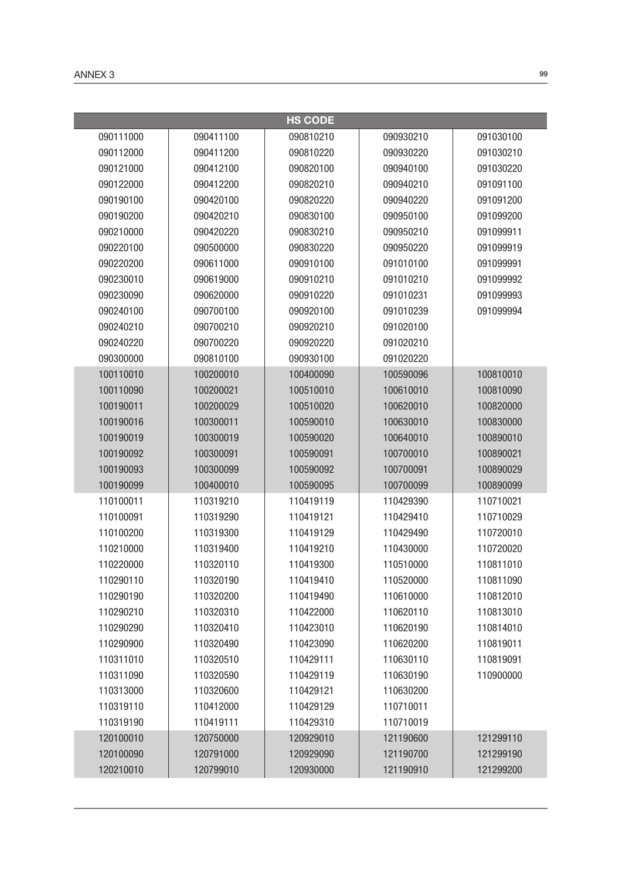| HS CODE | | | | |
|---|---|---|---|---|
| 090111000 | 090411100 | 090810210 | 090930210 | 091030100 |
| 090112000 | 090411200 | 090810220 | 090930220 | 091030210 |
| 090121000 | 090412100 | 090820100 | 090940100 | 091030220 |
| 090122000 | 090412200 | 090820210 | 090940210 | 091091100 |
| 090190100 | 090420100 | 090820220 | 090940220 | 091091200 |
| 090190200 | 090420210 | 090830100 | 090950100 | 091099200 |
| 090210000 | 090420220 | 090830210 | 090950210 | 091099911 |
| 090220100 | 090500000 | 090830220 | 090950220 | 091099919 |
| 090220200 | 090611000 | 090910100 | 091010100 | 091099991 |
| 090230010 | 090619000 | 090910210 | 091010210 | 091099992 |
| 090230090 | 090620000 | 090910220 | 091010231 | 091099993 |
| 090240100 | 090700100 | 090920100 | 091010239 | 091099994 |
| 090240210 | 090700210 | 090920210 | 091020100 | |
| 090240220 | 090700220 | 090920220 | 091020210 | |
| 090300000 | 090810100 | 090930100 | 091020220 | |
| 100110010 | 100200010 | 100400090 | 100590096 | 100810010 |
| 100110090 | 100200021 | 100510010 | 100610010 | 100810090 |
| 100190011 | 100200029 | 100510020 | 100620010 | 100820000 |
| 100190016 | 100300011 | 100590010 | 100630010 | 100830000 |
| 100190019 | 100300019 | 100590020 | 100640010 | 100890010 |
| 100190092 | 100300091 | 100590091 | 100700010 | 100890021 |
| 100190093 | 100300099 | 100590092 | 100700091 | 100890029 |
| 100190099 | 100400010 | 100590095 | 100700099 | 100890099 |
| 110100011 | 110319210 | 110419119 | 110429390 | 110710021 |
| 110100091 | 110319290 | 110419121 | 110429410 | 110710029 |
| 110100200 | 110319300 | 110419129 | 110429490 | 110720010 |
| 110210000 | 110319400 | 110419210 | 110430000 | 110720020 |
| 110220000 | 110320110 | 110419300 | 110510000 | 110811010 |
| 110290110 | 110320190 | 110419410 | 110520000 | 110811090 |
| 110290190 | 110320200 | 110419490 | 110610000 | 110812010 |
| 110290210 | 110320310 | 110422000 | 110620110 | 110813010 |
| 110290290 | 110320410 | 110423010 | 110620190 | 110814010 |
| 110290900 | 110320490 | 110423090 | 110620200 | 110819011 |
| 110311010 | 110320510 | 110429111 | 110630110 | 110819091 |
| 110311090 | 110320590 | 110429119 | 110630190 | 110900000 |
| 110313000 | 110320600 | 110429121 | 110630200 | |
| 110319110 | 110412000 | 110429129 | 110710011 | |
| 110319190 | 110419111 | 110429310 | 110710019 | |
| 120100010 | 120750000 | 120929010 | 121190600 | 121299110 |
| 120100090 | 120791000 | 120929090 | 121190700 | 121299190 |
| 120210010 | 120799010 | 120930000 | 121190910 | 121299200 |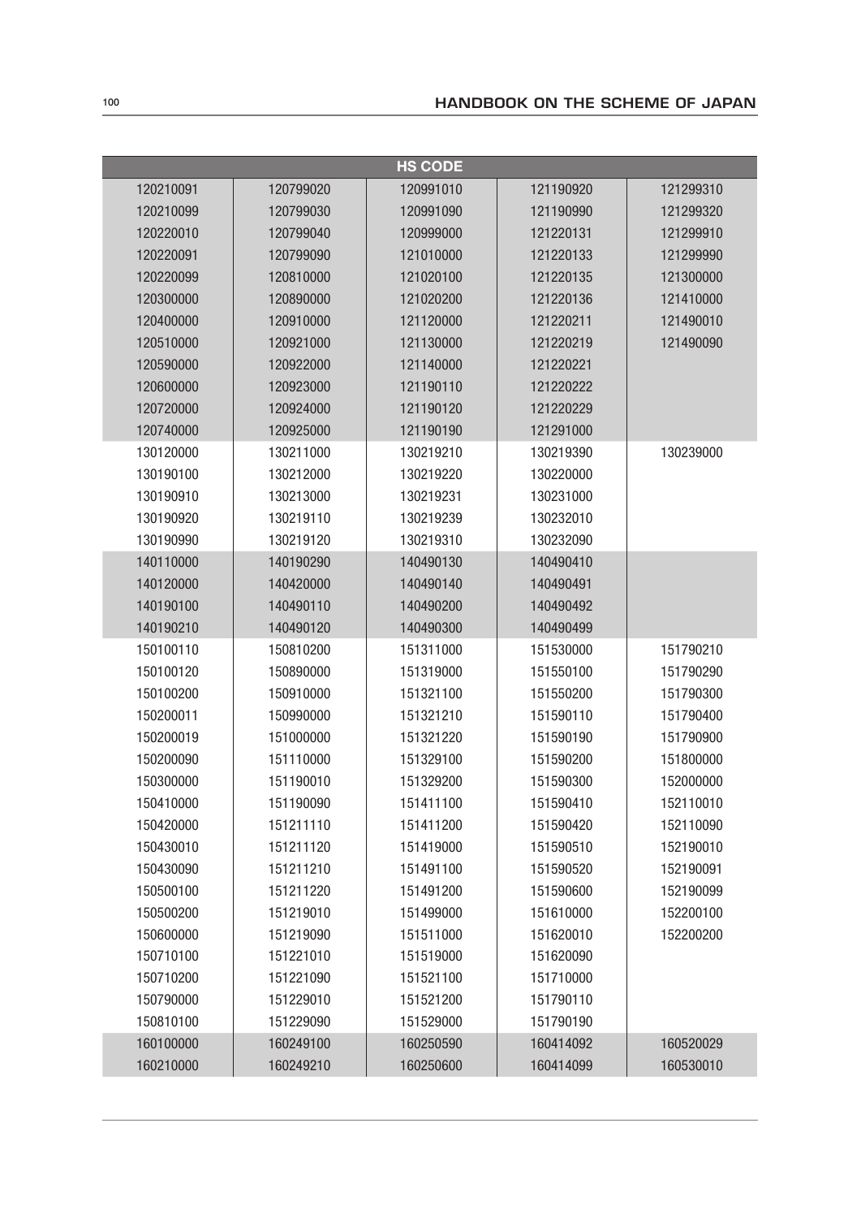| HS CODE | | | | |
|---|---|---|---|---|
| 120210091 | 120799020 | 120991010 | 121190920 | 121299310 |
| 120210099 | 120799030 | 120991090 | 121190990 | 121299320 |
| 120220010 | 120799040 | 120999000 | 121220131 | 121299910 |
| 120220091 | 120799090 | 121010000 | 121220133 | 121299990 |
| 120220099 | 120810000 | 121020100 | 121220135 | 121300000 |
| 120300000 | 120890000 | 121020200 | 121220136 | 121410000 |
| 120400000 | 120910000 | 121120000 | 121220211 | 121490010 |
| 120510000 | 120921000 | 121130000 | 121220219 | 121490090 |
| 120590000 | 120922000 | 121140000 | 121220221 | |
| 120600000 | 120923000 | 121190110 | 121220222 | |
| 120720000 | 120924000 | 121190120 | 121220229 | |
| 120740000 | 120925000 | 121190190 | 121291000 | |
| 130120000 | 130211000 | 130219210 | 130219390 | 130239000 |
| 130190100 | 130212000 | 130219220 | 130220000 | |
| 130190910 | 130213000 | 130219231 | 130231000 | |
| 130190920 | 130219110 | 130219239 | 130232010 | |
| 130190990 | 130219120 | 130219310 | 130232090 | |
| 140110000 | 140190290 | 140490130 | 140490410 | |
| 140120000 | 140420000 | 140490140 | 140490491 | |
| 140190100 | 140490110 | 140490200 | 140490492 | |
| 140190210 | 140490120 | 140490300 | 140490499 | |
| 150100110 | 150810200 | 151311000 | 151530000 | 151790210 |
| 150100120 | 150890000 | 151319000 | 151550100 | 151790290 |
| 150100200 | 150910000 | 151321100 | 151550200 | 151790300 |
| 150200011 | 150990000 | 151321210 | 151590110 | 151790400 |
| 150200019 | 151000000 | 151321220 | 151590190 | 151790900 |
| 150200090 | 151110000 | 151329100 | 151590200 | 151800000 |
| 150300000 | 151190010 | 151329200 | 151590300 | 152000000 |
| 150410000 | 151190090 | 151411100 | 151590410 | 152110010 |
| 150420000 | 151211110 | 151411200 | 151590420 | 152110090 |
| 150430010 | 151211120 | 151419000 | 151590510 | 152190010 |
| 150430090 | 151211210 | 151491100 | 151590520 | 152190091 |
| 150500100 | 151211220 | 151491200 | 151590600 | 152190099 |
| 150500200 | 151219010 | 151499000 | 151610000 | 152200100 |
| 150600000 | 151219090 | 151511000 | 151620010 | 152200200 |
| 150710100 | 151221010 | 151519000 | 151620090 | |
| 150710200 | 151221090 | 151521100 | 151710000 | |
| 150790000 | 151229010 | 151521200 | 151790110 | |
| 150810100 | 151229090 | 151529000 | 151790190 | |
| 160100000 | 160249100 | 160250590 | 160414092 | 160520029 |
| 160210000 | 160249210 | 160250600 | 160414099 | 160530010 |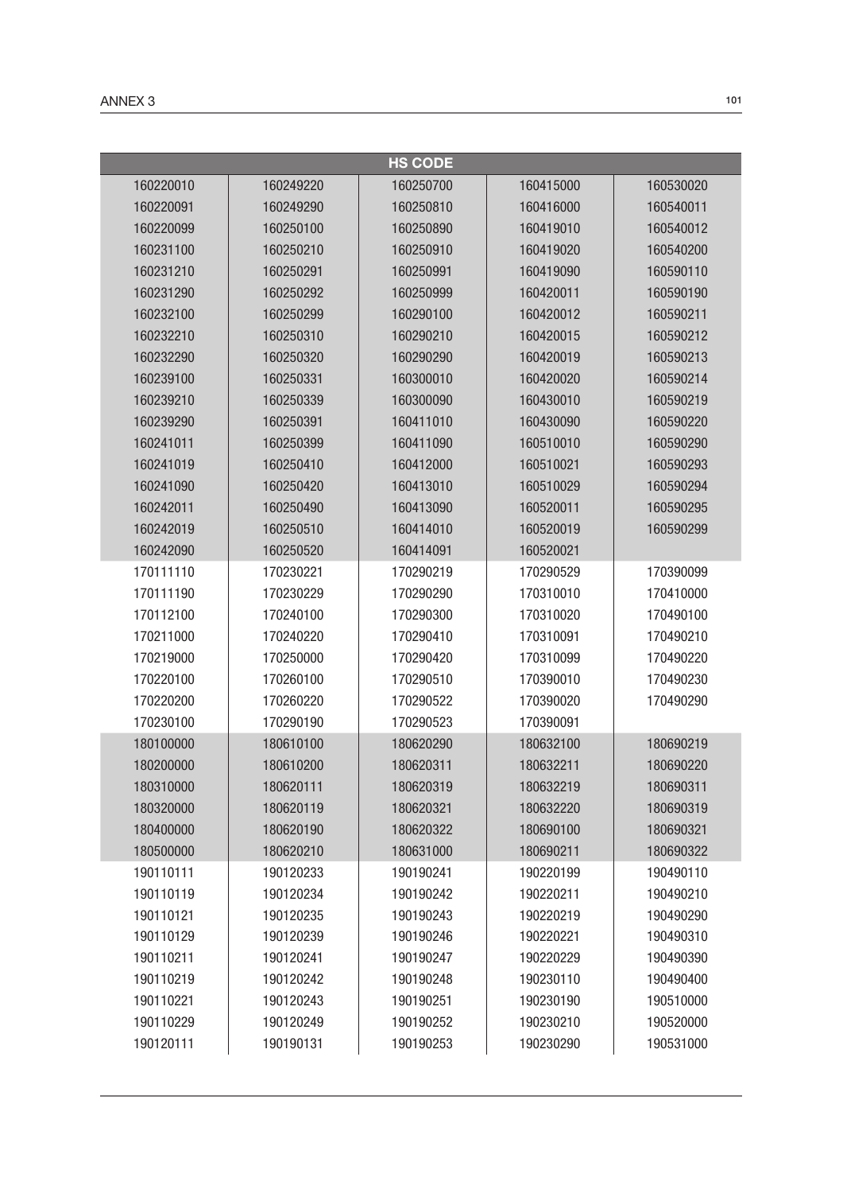| HS CODE | | | | |
|---|---|---|---|---|
| 160220010 | 160249220 | 160250700 | 160415000 | 160530020 |
| 160220091 | 160249290 | 160250810 | 160416000 | 160540011 |
| 160220099 | 160250100 | 160250890 | 160419010 | 160540012 |
| 160231100 | 160250210 | 160250910 | 160419020 | 160540200 |
| 160231210 | 160250291 | 160250991 | 160419090 | 160590110 |
| 160231290 | 160250292 | 160250999 | 160420011 | 160590190 |
| 160232100 | 160250299 | 160290100 | 160420012 | 160590211 |
| 160232210 | 160250310 | 160290210 | 160420015 | 160590212 |
| 160232290 | 160250320 | 160290290 | 160420019 | 160590213 |
| 160239100 | 160250331 | 160300010 | 160420020 | 160590214 |
| 160239210 | 160250339 | 160300090 | 160430010 | 160590219 |
| 160239290 | 160250391 | 160411010 | 160430090 | 160590220 |
| 160241011 | 160250399 | 160411090 | 160510010 | 160590290 |
| 160241019 | 160250410 | 160412000 | 160510021 | 160590293 |
| 160241090 | 160250420 | 160413010 | 160510029 | 160590294 |
| 160242011 | 160250490 | 160413090 | 160520011 | 160590295 |
| 160242019 | 160250510 | 160414010 | 160520019 | 160590299 |
| 160242090 | 160250520 | 160414091 | 160520021 | |
| 170111110 | 170230221 | 170290219 | 170290529 | 170390099 |
| 170111190 | 170230229 | 170290290 | 170310010 | 170410000 |
| 170112100 | 170240100 | 170290300 | 170310020 | 170490100 |
| 170211000 | 170240220 | 170290410 | 170310091 | 170490210 |
| 170219000 | 170250000 | 170290420 | 170310099 | 170490220 |
| 170220100 | 170260100 | 170290510 | 170390010 | 170490230 |
| 170220200 | 170260220 | 170290522 | 170390020 | 170490290 |
| 170230100 | 170290190 | 170290523 | 170390091 | |
| 180100000 | 180610100 | 180620290 | 180632100 | 180690219 |
| 180200000 | 180610200 | 180620311 | 180632211 | 180690220 |
| 180310000 | 180620111 | 180620319 | 180632219 | 180690311 |
| 180320000 | 180620119 | 180620321 | 180632220 | 180690319 |
| 180400000 | 180620190 | 180620322 | 180690100 | 180690321 |
| 180500000 | 180620210 | 180631000 | 180690211 | 180690322 |
| 190110111 | 190120233 | 190190241 | 190220199 | 190490110 |
| 190110119 | 190120234 | 190190242 | 190220211 | 190490210 |
| 190110121 | 190120235 | 190190243 | 190220219 | 190490290 |
| 190110129 | 190120239 | 190190246 | 190220221 | 190490310 |
| 190110211 | 190120241 | 190190247 | 190220229 | 190490390 |
| 190110219 | 190120242 | 190190248 | 190230110 | 190490400 |
| 190110221 | 190120243 | 190190251 | 190230190 | 190510000 |
| 190110229 | 190120249 | 190190252 | 190230210 | 190520000 |
| 190120111 | 190190131 | 190190253 | 190230290 | 190531000 |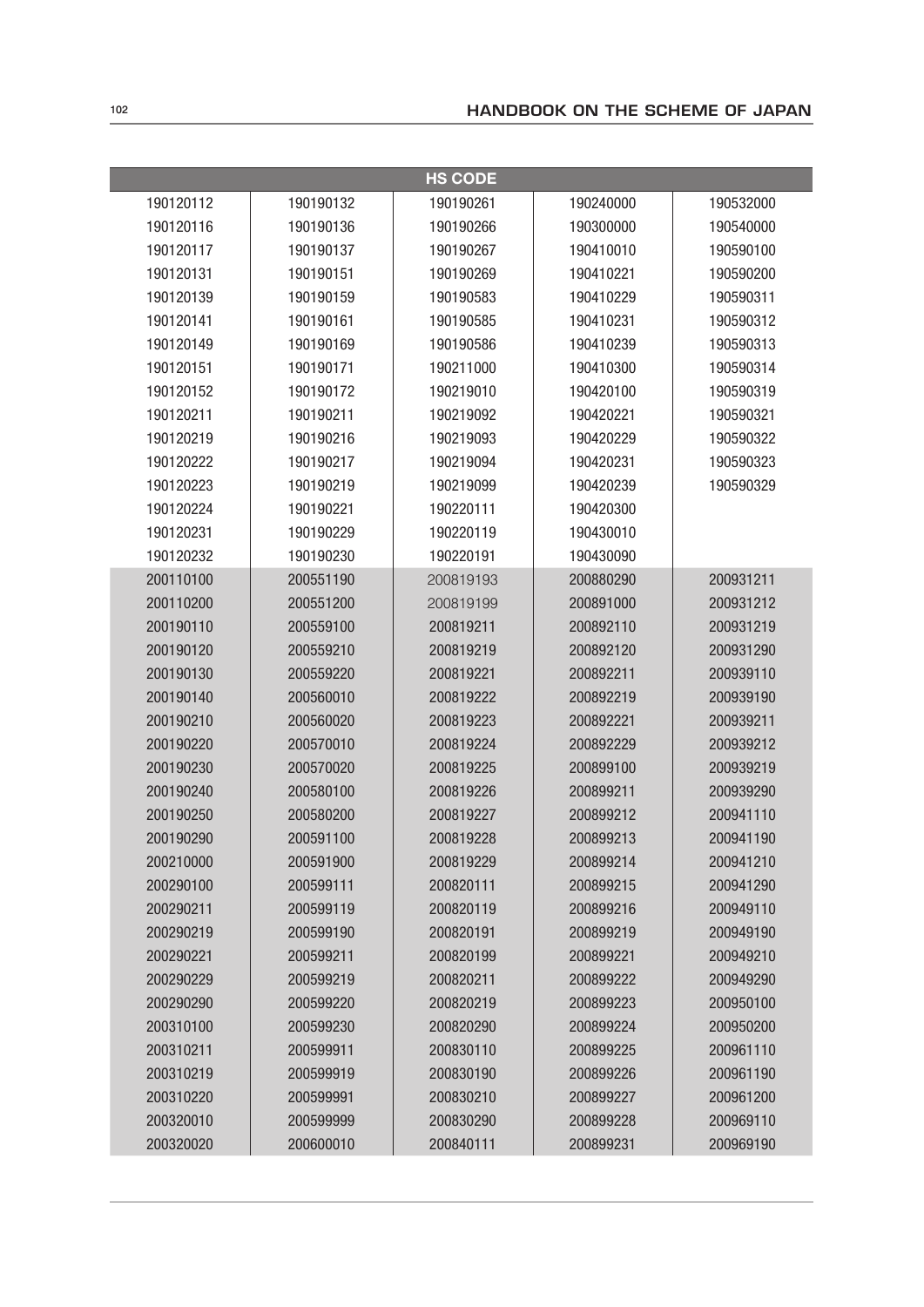| HS CODE | | | | |
|---|---|---|---|---|
| 190120112 | 190190132 | 190190261 | 190240000 | 190532000 |
| 190120116 | 190190136 | 190190266 | 190300000 | 190540000 |
| 190120117 | 190190137 | 190190267 | 190410010 | 190590100 |
| 190120131 | 190190151 | 190190269 | 190410221 | 190590200 |
| 190120139 | 190190159 | 190190583 | 190410229 | 190590311 |
| 190120141 | 190190161 | 190190585 | 190410231 | 190590312 |
| 190120149 | 190190169 | 190190586 | 190410239 | 190590313 |
| 190120151 | 190190171 | 190211000 | 190410300 | 190590314 |
| 190120152 | 190190172 | 190219010 | 190420100 | 190590319 |
| 190120211 | 190190211 | 190219092 | 190420221 | 190590321 |
| 190120219 | 190190216 | 190219093 | 190420229 | 190590322 |
| 190120222 | 190190217 | 190219094 | 190420231 | 190590323 |
| 190120223 | 190190219 | 190219099 | 190420239 | 190590329 |
| 190120224 | 190190221 | 190220111 | 190420300 | |
| 190120231 | 190190229 | 190220119 | 190430010 | |
| 190120232 | 190190230 | 190220191 | 190430090 | |
| 200110100 | 200551190 | 200819193 | 200880290 | 200931211 |
| 200110200 | 200551200 | 200819199 | 200891000 | 200931212 |
| 200190110 | 200559100 | 200819211 | 200892110 | 200931219 |
| 200190120 | 200559210 | 200819219 | 200892120 | 200931290 |
| 200190130 | 200559220 | 200819221 | 200892211 | 200939110 |
| 200190140 | 200560010 | 200819222 | 200892219 | 200939190 |
| 200190210 | 200560020 | 200819223 | 200892221 | 200939211 |
| 200190220 | 200570010 | 200819224 | 200892229 | 200939212 |
| 200190230 | 200570020 | 200819225 | 200899100 | 200939219 |
| 200190240 | 200580100 | 200819226 | 200899211 | 200939290 |
| 200190250 | 200580200 | 200819227 | 200899212 | 200941110 |
| 200190290 | 200591100 | 200819228 | 200899213 | 200941190 |
| 200210000 | 200591900 | 200819229 | 200899214 | 200941210 |
| 200290100 | 200599111 | 200820111 | 200899215 | 200941290 |
| 200290211 | 200599119 | 200820119 | 200899216 | 200949110 |
| 200290219 | 200599190 | 200820191 | 200899219 | 200949190 |
| 200290221 | 200599211 | 200820199 | 200899221 | 200949210 |
| 200290229 | 200599219 | 200820211 | 200899222 | 200949290 |
| 200290290 | 200599220 | 200820219 | 200899223 | 200950100 |
| 200310100 | 200599230 | 200820290 | 200899224 | 200950200 |
| 200310211 | 200599911 | 200830110 | 200899225 | 200961110 |
| 200310219 | 200599919 | 200830190 | 200899226 | 200961190 |
| 200310220 | 200599991 | 200830210 | 200899227 | 200961200 |
| 200320010 | 200599999 | 200830290 | 200899228 | 200969110 |
| 200320020 | 200600010 | 200840111 | 200899231 | 200969190 |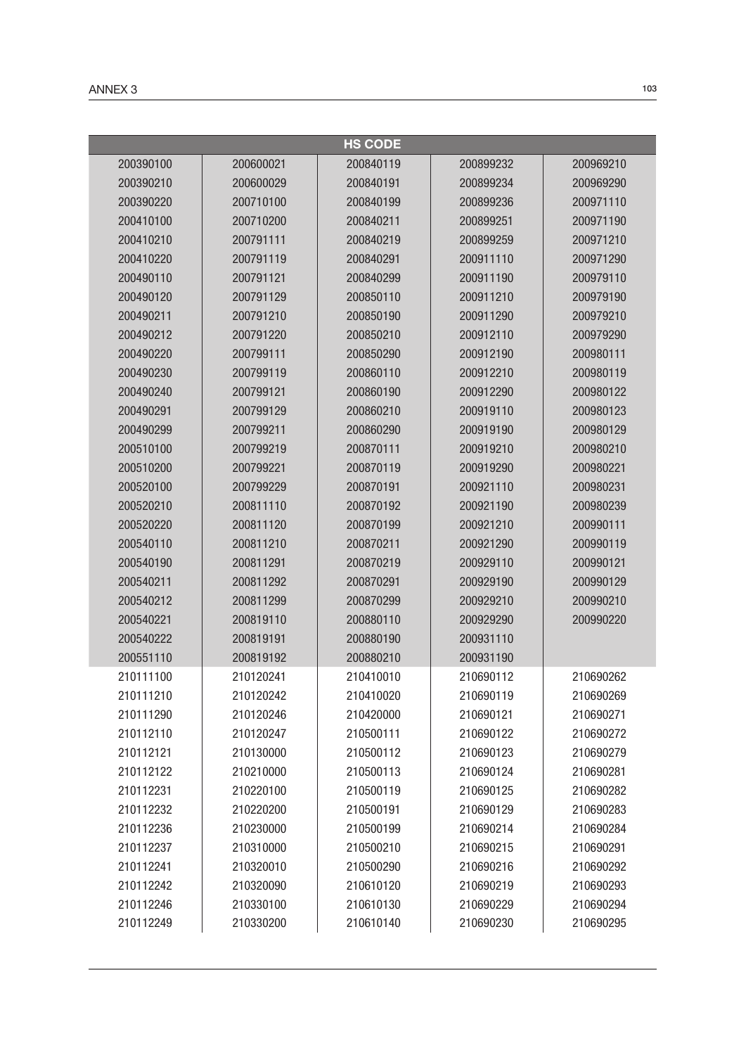| HS CODE | | | | |
|---|---|---|---|---|
| 200390100 | 200600021 | 200840119 | 200899232 | 200969210 |
| 200390210 | 200600029 | 200840191 | 200899234 | 200969290 |
| 200390220 | 200710100 | 200840199 | 200899236 | 200971110 |
| 200410100 | 200710200 | 200840211 | 200899251 | 200971190 |
| 200410210 | 200791111 | 200840219 | 200899259 | 200971210 |
| 200410220 | 200791119 | 200840291 | 200911110 | 200971290 |
| 200490110 | 200791121 | 200840299 | 200911190 | 200979110 |
| 200490120 | 200791129 | 200850110 | 200911210 | 200979190 |
| 200490211 | 200791210 | 200850190 | 200911290 | 200979210 |
| 200490212 | 200791220 | 200850210 | 200912110 | 200979290 |
| 200490220 | 200799111 | 200850290 | 200912190 | 200980111 |
| 200490230 | 200799119 | 200860110 | 200912210 | 200980119 |
| 200490240 | 200799121 | 200860190 | 200912290 | 200980122 |
| 200490291 | 200799129 | 200860210 | 200919110 | 200980123 |
| 200490299 | 200799211 | 200860290 | 200919190 | 200980129 |
| 200510100 | 200799219 | 200870111 | 200919210 | 200980210 |
| 200510200 | 200799221 | 200870119 | 200919290 | 200980221 |
| 200520100 | 200799229 | 200870191 | 200921110 | 200980231 |
| 200520210 | 200811110 | 200870192 | 200921190 | 200980239 |
| 200520220 | 200811120 | 200870199 | 200921210 | 200990111 |
| 200540110 | 200811210 | 200870211 | 200921290 | 200990119 |
| 200540190 | 200811291 | 200870219 | 200929110 | 200990121 |
| 200540211 | 200811292 | 200870291 | 200929190 | 200990129 |
| 200540212 | 200811299 | 200870299 | 200929210 | 200990210 |
| 200540221 | 200819110 | 200880110 | 200929290 | 200990220 |
| 200540222 | 200819191 | 200880190 | 200931110 | |
| 200551110 | 200819192 | 200880210 | 200931190 | |
| 210111100 | 210120241 | 210410010 | 210690112 | 210690262 |
| 210111210 | 210120242 | 210410020 | 210690119 | 210690269 |
| 210111290 | 210120246 | 210420000 | 210690121 | 210690271 |
| 210112110 | 210120247 | 210500111 | 210690122 | 210690272 |
| 210112121 | 210130000 | 210500112 | 210690123 | 210690279 |
| 210112122 | 210210000 | 210500113 | 210690124 | 210690281 |
| 210112231 | 210220100 | 210500119 | 210690125 | 210690282 |
| 210112232 | 210220200 | 210500191 | 210690129 | 210690283 |
| 210112236 | 210230000 | 210500199 | 210690214 | 210690284 |
| 210112237 | 210310000 | 210500210 | 210690215 | 210690291 |
| 210112241 | 210320010 | 210500290 | 210690216 | 210690292 |
| 210112242 | 210320090 | 210610120 | 210690219 | 210690293 |
| 210112246 | 210330100 | 210610130 | 210690229 | 210690294 |
| 210112249 | 210330200 | 210610140 | 210690230 | 210690295 |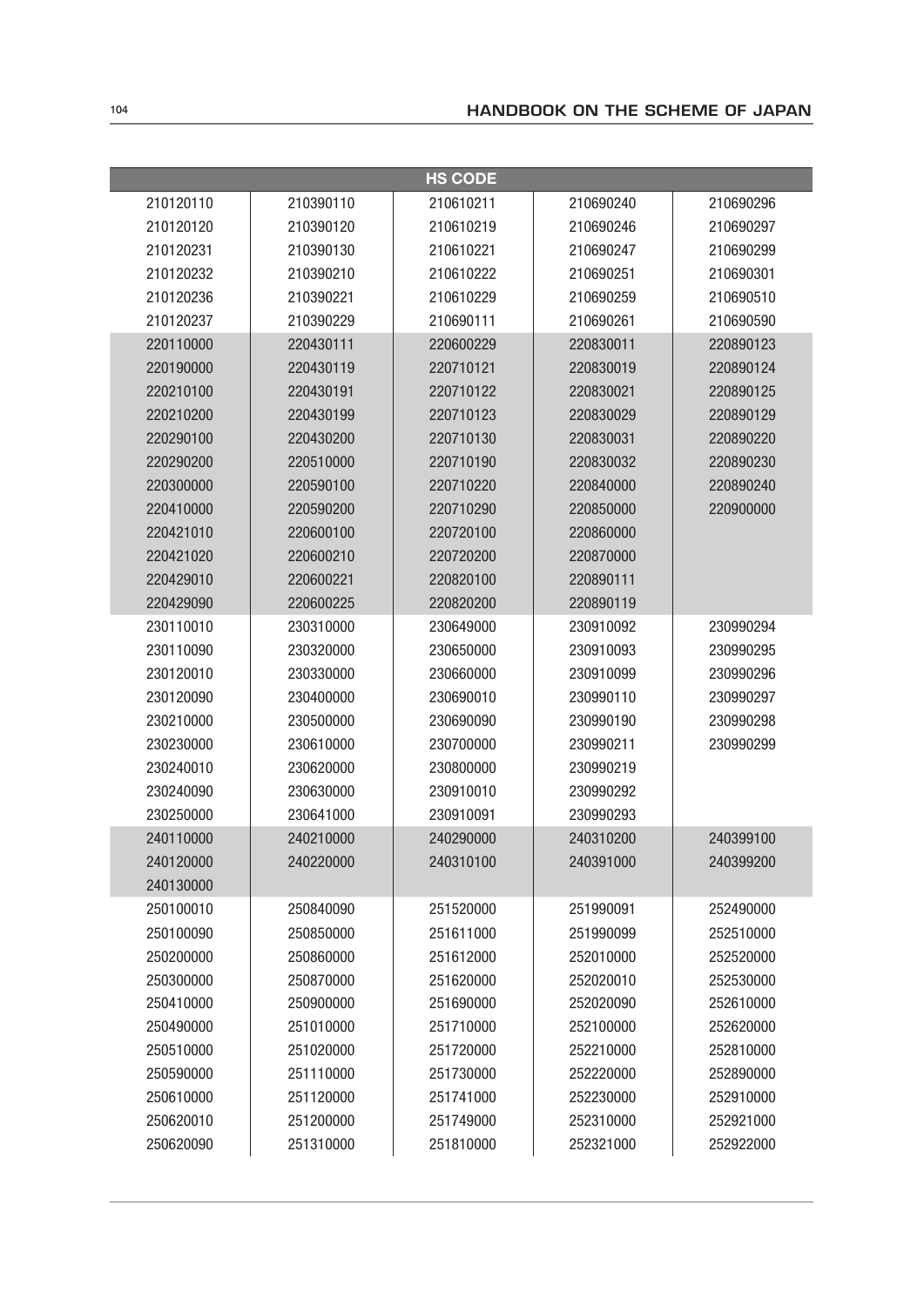| HS CODE | | | | |
|---|---|---|---|---|
| 210120110 | 210390110 | 210610211 | 210690240 | 210690296 |
| 210120120 | 210390120 | 210610219 | 210690246 | 210690297 |
| 210120231 | 210390130 | 210610221 | 210690247 | 210690299 |
| 210120232 | 210390210 | 210610222 | 210690251 | 210690301 |
| 210120236 | 210390221 | 210610229 | 210690259 | 210690510 |
| 210120237 | 210390229 | 210690111 | 210690261 | 210690590 |
| 220110000 | 220430111 | 220600229 | 220830011 | 220890123 |
| 220190000 | 220430119 | 220710121 | 220830019 | 220890124 |
| 220210100 | 220430191 | 220710122 | 220830021 | 220890125 |
| 220210200 | 220430199 | 220710123 | 220830029 | 220890129 |
| 220290100 | 220430200 | 220710130 | 220830031 | 220890220 |
| 220290200 | 220510000 | 220710190 | 220830032 | 220890230 |
| 220300000 | 220590100 | 220710220 | 220840000 | 220890240 |
| 220410000 | 220590200 | 220710290 | 220850000 | 220900000 |
| 220421010 | 220600100 | 220720100 | 220860000 | |
| 220421020 | 220600210 | 220720200 | 220870000 | |
| 220429010 | 220600221 | 220820100 | 220890111 | |
| 220429090 | 220600225 | 220820200 | 220890119 | |
| 230110010 | 230310000 | 230649000 | 230910092 | 230990294 |
| 230110090 | 230320000 | 230650000 | 230910093 | 230990295 |
| 230120010 | 230330000 | 230660000 | 230910099 | 230990296 |
| 230120090 | 230400000 | 230690010 | 230990110 | 230990297 |
| 230210000 | 230500000 | 230690090 | 230990190 | 230990298 |
| 230230000 | 230610000 | 230700000 | 230990211 | 230990299 |
| 230240010 | 230620000 | 230800000 | 230990219 | |
| 230240090 | 230630000 | 230910010 | 230990292 | |
| 230250000 | 230641000 | 230910091 | 230990293 | |
| 240110000 | 240210000 | 240290000 | 240310200 | 240399100 |
| 240120000 | 240220000 | 240310100 | 240391000 | 240399200 |
| 240130000 | | | | |
| 250100010 | 250840090 | 251520000 | 251990091 | 252490000 |
| 250100090 | 250850000 | 251611000 | 251990099 | 252510000 |
| 250200000 | 250860000 | 251612000 | 252010000 | 252520000 |
| 250300000 | 250870000 | 251620000 | 252020010 | 252530000 |
| 250410000 | 250900000 | 251690000 | 252020090 | 252610000 |
| 250490000 | 251010000 | 251710000 | 252100000 | 252620000 |
| 250510000 | 251020000 | 251720000 | 252210000 | 252810000 |
| 250590000 | 251110000 | 251730000 | 252220000 | 252890000 |
| 250610000 | 251120000 | 251741000 | 252230000 | 252910000 |
| 250620010 | 251200000 | 251749000 | 252310000 | 252921000 |
| 250620090 | 251310000 | 251810000 | 252321000 | 252922000 |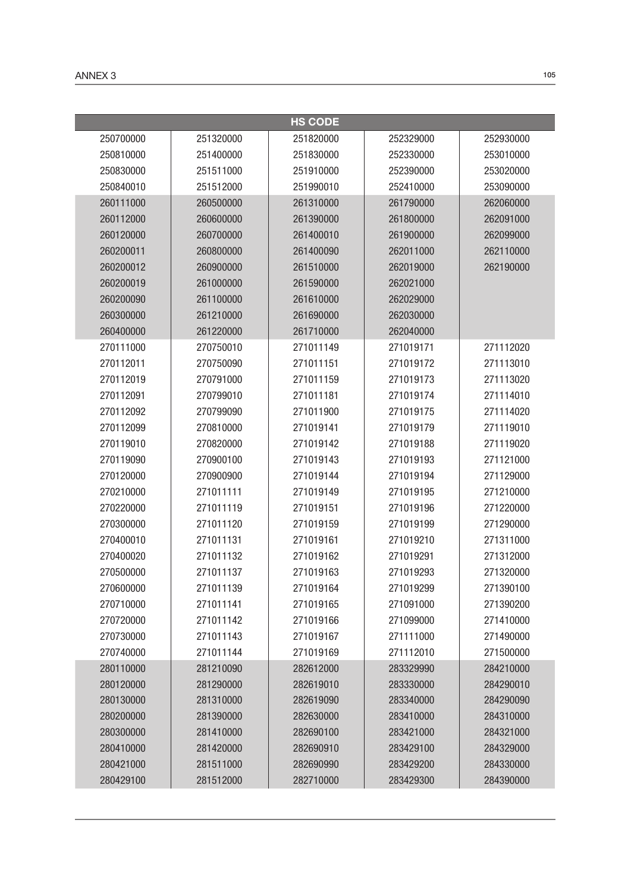| HS CODE | | | | |
|---|---|---|---|---|
| 250700000 | 251320000 | 251820000 | 252329000 | 252930000 |
| 250810000 | 251400000 | 251830000 | 252330000 | 253010000 |
| 250830000 | 251511000 | 251910000 | 252390000 | 253020000 |
| 250840010 | 251512000 | 251990010 | 252410000 | 253090000 |
| 260111000 | 260500000 | 261310000 | 261790000 | 262060000 |
| 260112000 | 260600000 | 261390000 | 261800000 | 262091000 |
| 260120000 | 260700000 | 261400010 | 261900000 | 262099000 |
| 260200011 | 260800000 | 261400090 | 262011000 | 262110000 |
| 260200012 | 260900000 | 261510000 | 262019000 | 262190000 |
| 260200019 | 261000000 | 261590000 | 262021000 | |
| 260200090 | 261100000 | 261610000 | 262029000 | |
| 260300000 | 261210000 | 261690000 | 262030000 | |
| 260400000 | 261220000 | 261710000 | 262040000 | |
| 270111000 | 270750010 | 271011149 | 271019171 | 271112020 |
| 270112011 | 270750090 | 271011151 | 271019172 | 271113010 |
| 270112019 | 270791000 | 271011159 | 271019173 | 271113020 |
| 270112091 | 270799010 | 271011181 | 271019174 | 271114010 |
| 270112092 | 270799090 | 271011900 | 271019175 | 271114020 |
| 270112099 | 270810000 | 271019141 | 271019179 | 271119010 |
| 270119010 | 270820000 | 271019142 | 271019188 | 271119020 |
| 270119090 | 270900100 | 271019143 | 271019193 | 271121000 |
| 270120000 | 270900900 | 271019144 | 271019194 | 271129000 |
| 270210000 | 271011111 | 271019149 | 271019195 | 271210000 |
| 270220000 | 271011119 | 271019151 | 271019196 | 271220000 |
| 270300000 | 271011120 | 271019159 | 271019199 | 271290000 |
| 270400010 | 271011131 | 271019161 | 271019210 | 271311000 |
| 270400020 | 271011132 | 271019162 | 271019291 | 271312000 |
| 270500000 | 271011137 | 271019163 | 271019293 | 271320000 |
| 270600000 | 271011139 | 271019164 | 271019299 | 271390100 |
| 270710000 | 271011141 | 271019165 | 271091000 | 271390200 |
| 270720000 | 271011142 | 271019166 | 271099000 | 271410000 |
| 270730000 | 271011143 | 271019167 | 271111000 | 271490000 |
| 270740000 | 271011144 | 271019169 | 271112010 | 271500000 |
| 280110000 | 281210090 | 282612000 | 283329990 | 284210000 |
| 280120000 | 281290000 | 282619010 | 283330000 | 284290010 |
| 280130000 | 281310000 | 282619090 | 283340000 | 284290090 |
| 280200000 | 281390000 | 282630000 | 283410000 | 284310000 |
| 280300000 | 281410000 | 282690100 | 283421000 | 284321000 |
| 280410000 | 281420000 | 282690910 | 283429100 | 284329000 |
| 280421000 | 281511000 | 282690990 | 283429200 | 284330000 |
| 280429100 | 281512000 | 282710000 | 283429300 | 284390000 |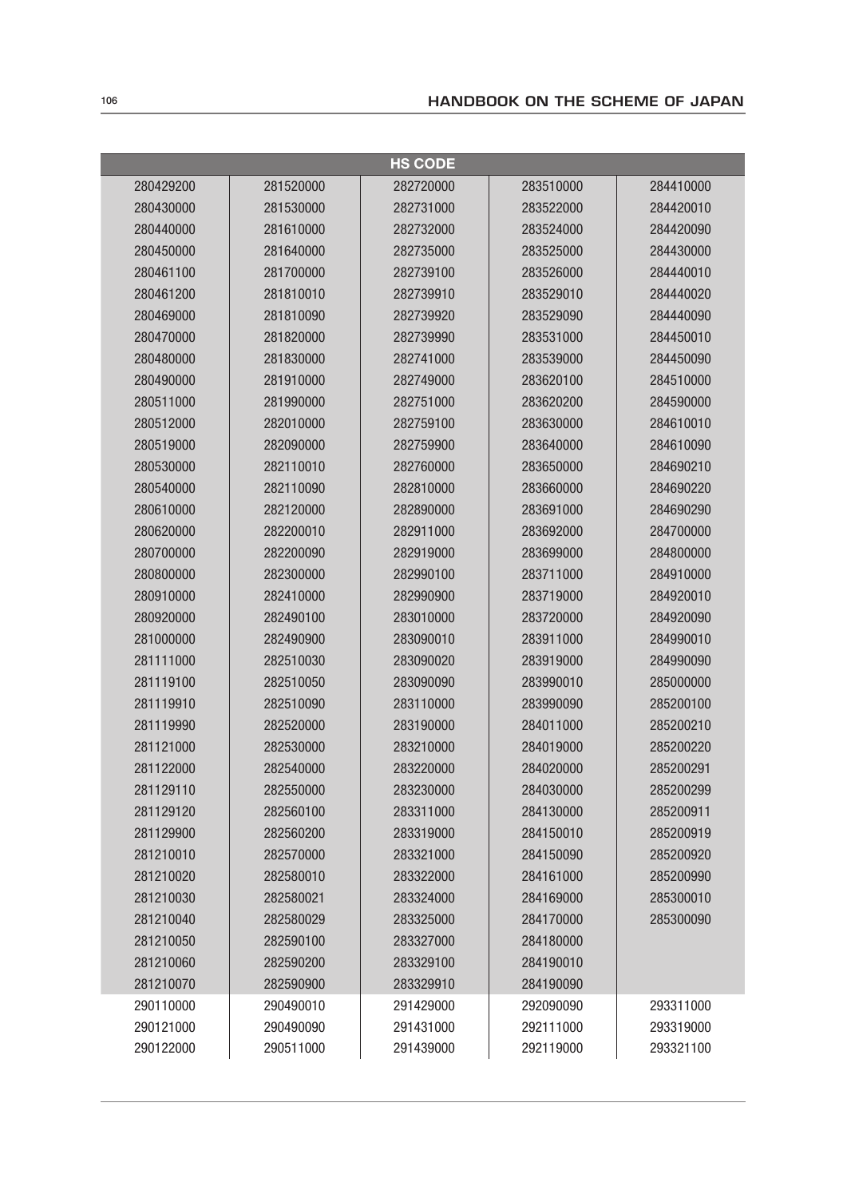| HS CODE | | | | |
|---|---|---|---|---|
| 280429200 | 281520000 | 282720000 | 283510000 | 284410000 |
| 280430000 | 281530000 | 282731000 | 283522000 | 284420010 |
| 280440000 | 281610000 | 282732000 | 283524000 | 284420090 |
| 280450000 | 281640000 | 282735000 | 283525000 | 284430000 |
| 280461100 | 281700000 | 282739100 | 283526000 | 284440010 |
| 280461200 | 281810010 | 282739910 | 283529010 | 284440020 |
| 280469000 | 281810090 | 282739920 | 283529090 | 284440090 |
| 280470000 | 281820000 | 282739990 | 283531000 | 284450010 |
| 280480000 | 281830000 | 282741000 | 283539000 | 284450090 |
| 280490000 | 281910000 | 282749000 | 283620100 | 284510000 |
| 280511000 | 281990000 | 282751000 | 283620200 | 284590000 |
| 280512000 | 282010000 | 282759100 | 283630000 | 284610010 |
| 280519000 | 282090000 | 282759900 | 283640000 | 284610090 |
| 280530000 | 282110010 | 282760000 | 283650000 | 284690210 |
| 280540000 | 282110090 | 282810000 | 283660000 | 284690220 |
| 280610000 | 282120000 | 282890000 | 283691000 | 284690290 |
| 280620000 | 282200010 | 282911000 | 283692000 | 284700000 |
| 280700000 | 282200090 | 282919000 | 283699000 | 284800000 |
| 280800000 | 282300000 | 282990100 | 283711000 | 284910000 |
| 280910000 | 282410000 | 282990900 | 283719000 | 284920010 |
| 280920000 | 282490100 | 283010000 | 283720000 | 284920090 |
| 281000000 | 282490900 | 283090010 | 283911000 | 284990010 |
| 281111000 | 282510030 | 283090020 | 283919000 | 284990090 |
| 281119100 | 282510050 | 283090090 | 283990010 | 285000000 |
| 281119910 | 282510090 | 283110000 | 283990090 | 285200100 |
| 281119990 | 282520000 | 283190000 | 284011000 | 285200210 |
| 281121000 | 282530000 | 283210000 | 284019000 | 285200220 |
| 281122000 | 282540000 | 283220000 | 284020000 | 285200291 |
| 281129110 | 282550000 | 283230000 | 284030000 | 285200299 |
| 281129120 | 282560100 | 283311000 | 284130000 | 285200911 |
| 281129900 | 282560200 | 283319000 | 284150010 | 285200919 |
| 281210010 | 282570000 | 283321000 | 284150090 | 285200920 |
| 281210020 | 282580010 | 283322000 | 284161000 | 285200990 |
| 281210030 | 282580021 | 283324000 | 284169000 | 285300010 |
| 281210040 | 282580029 | 283325000 | 284170000 | 285300090 |
| 281210050 | 282590100 | 283327000 | 284180000 | |
| 281210060 | 282590200 | 283329100 | 284190010 | |
| 281210070 | 282590900 | 283329910 | 284190090 | |
| 290110000 | 290490010 | 291429000 | 292090090 | 293311000 |
| 290121000 | 290490090 | 291431000 | 292111000 | 293319000 |
| 290122000 | 290511000 | 291439000 | 292119000 | 293321100 |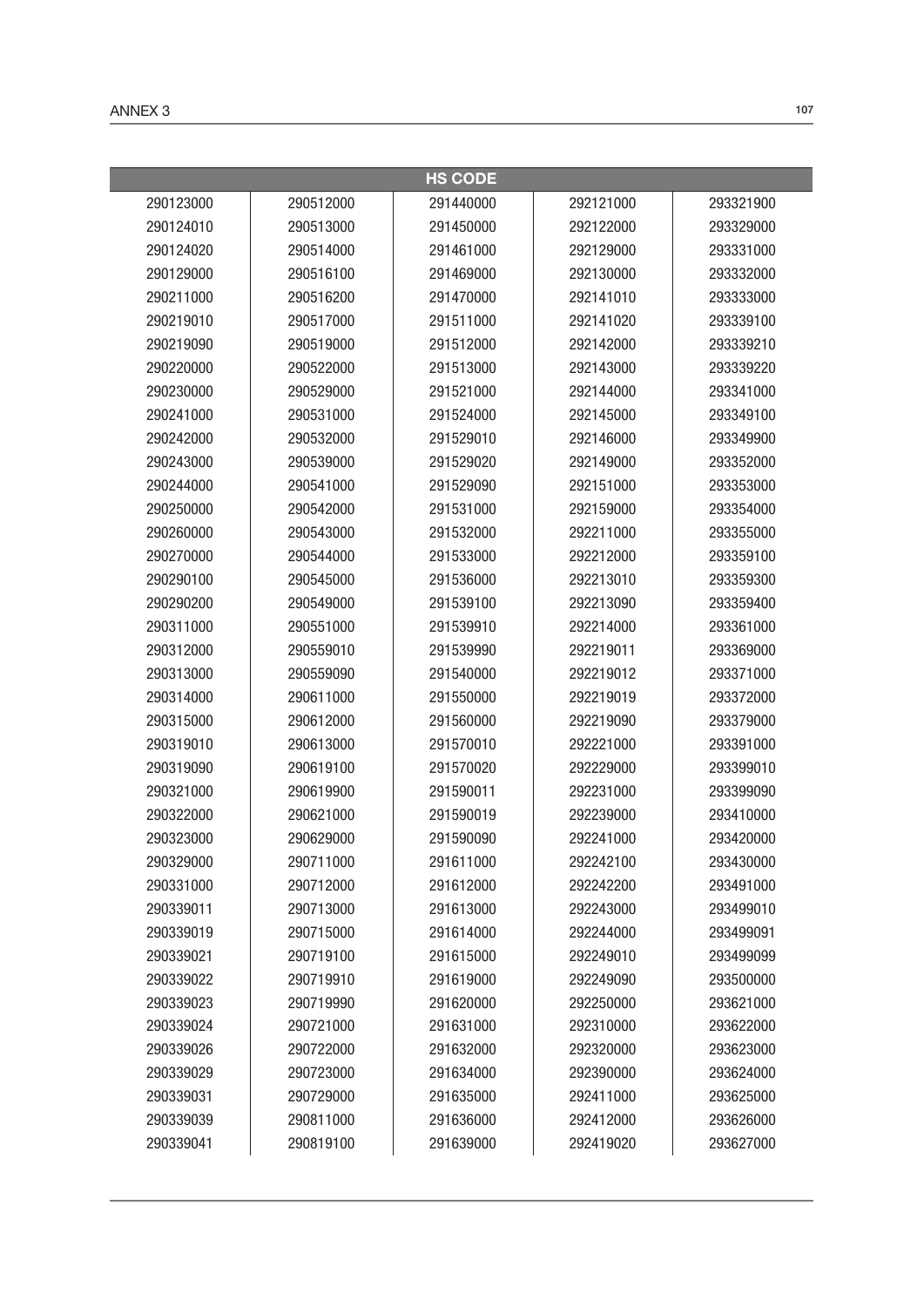| HS CODE | | | | |
|---|---|---|---|---|
| 290123000 | 290512000 | 291440000 | 292121000 | 293321900 |
| 290124010 | 290513000 | 291450000 | 292122000 | 293329000 |
| 290124020 | 290514000 | 291461000 | 292129000 | 293331000 |
| 290129000 | 290516100 | 291469000 | 292130000 | 293332000 |
| 290211000 | 290516200 | 291470000 | 292141010 | 293333000 |
| 290219010 | 290517000 | 291511000 | 292141020 | 293339100 |
| 290219090 | 290519000 | 291512000 | 292142000 | 293339210 |
| 290220000 | 290522000 | 291513000 | 292143000 | 293339220 |
| 290230000 | 290529000 | 291521000 | 292144000 | 293341000 |
| 290241000 | 290531000 | 291524000 | 292145000 | 293349100 |
| 290242000 | 290532000 | 291529010 | 292146000 | 293349900 |
| 290243000 | 290539000 | 291529020 | 292149000 | 293352000 |
| 290244000 | 290541000 | 291529090 | 292151000 | 293353000 |
| 290250000 | 290542000 | 291531000 | 292159000 | 293354000 |
| 290260000 | 290543000 | 291532000 | 292211000 | 293355000 |
| 290270000 | 290544000 | 291533000 | 292212000 | 293359100 |
| 290290100 | 290545000 | 291536000 | 292213010 | 293359300 |
| 290290200 | 290549000 | 291539100 | 292213090 | 293359400 |
| 290311000 | 290551000 | 291539910 | 292214000 | 293361000 |
| 290312000 | 290559010 | 291539990 | 292219011 | 293369000 |
| 290313000 | 290559090 | 291540000 | 292219012 | 293371000 |
| 290314000 | 290611000 | 291550000 | 292219019 | 293372000 |
| 290315000 | 290612000 | 291560000 | 292219090 | 293379000 |
| 290319010 | 290613000 | 291570010 | 292221000 | 293391000 |
| 290319090 | 290619100 | 291570020 | 292229000 | 293399010 |
| 290321000 | 290619900 | 291590011 | 292231000 | 293399090 |
| 290322000 | 290621000 | 291590019 | 292239000 | 293410000 |
| 290323000 | 290629000 | 291590090 | 292241000 | 293420000 |
| 290329000 | 290711000 | 291611000 | 292242100 | 293430000 |
| 290331000 | 290712000 | 291612000 | 292242200 | 293491000 |
| 290339011 | 290713000 | 291613000 | 292243000 | 293499010 |
| 290339019 | 290715000 | 291614000 | 292244000 | 293499091 |
| 290339021 | 290719100 | 291615000 | 292249010 | 293499099 |
| 290339022 | 290719910 | 291619000 | 292249090 | 293500000 |
| 290339023 | 290719990 | 291620000 | 292250000 | 293621000 |
| 290339024 | 290721000 | 291631000 | 292310000 | 293622000 |
| 290339026 | 290722000 | 291632000 | 292320000 | 293623000 |
| 290339029 | 290723000 | 291634000 | 292390000 | 293624000 |
| 290339031 | 290729000 | 291635000 | 292411000 | 293625000 |
| 290339039 | 290811000 | 291636000 | 292412000 | 293626000 |
| 290339041 | 290819100 | 291639000 | 292419020 | 293627000 |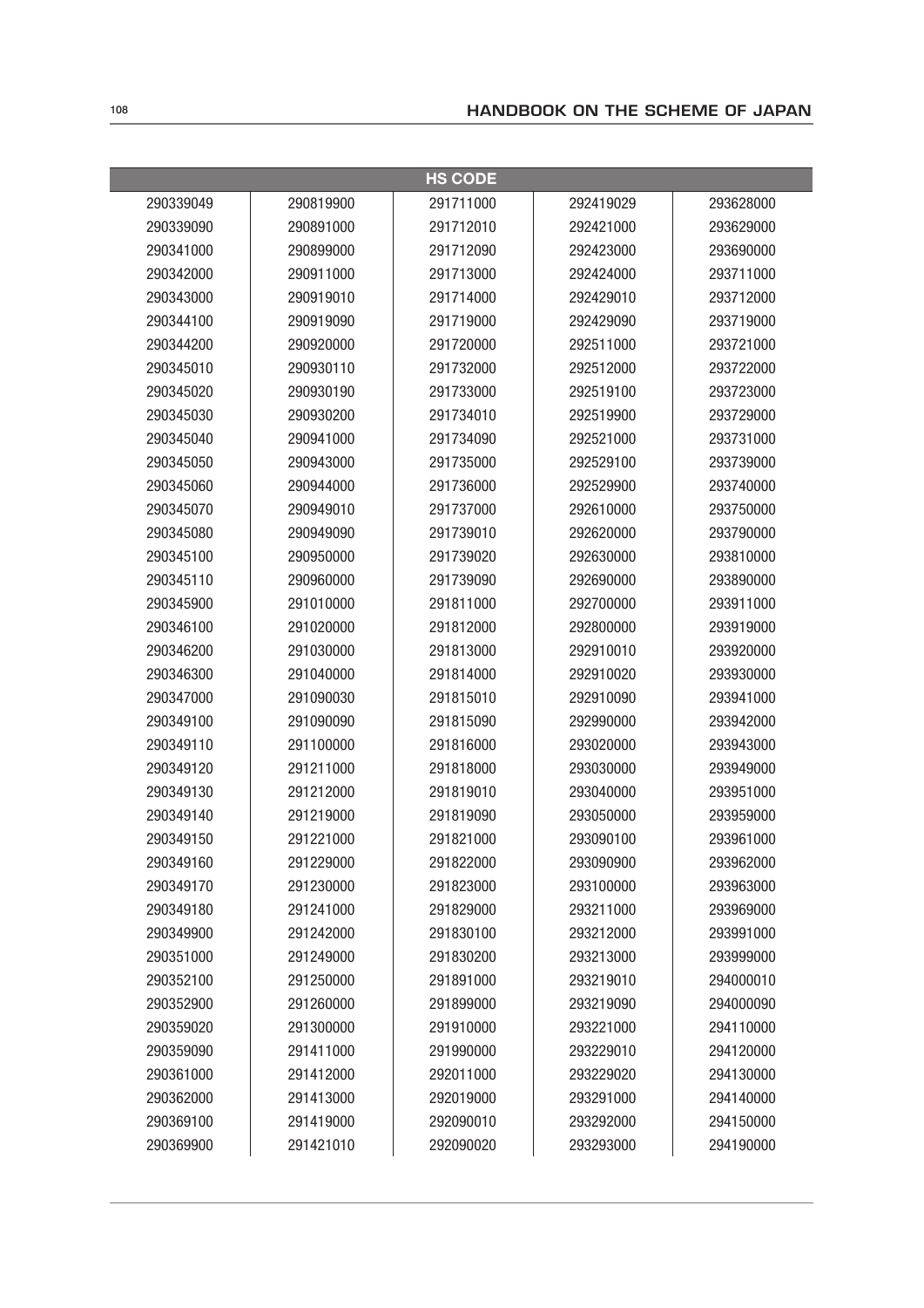| HS CODE | | | | |
|---|---|---|---|---|
| 290339049 | 290819900 | 291711000 | 292419029 | 293628000 |
| 290339090 | 290891000 | 291712010 | 292421000 | 293629000 |
| 290341000 | 290899000 | 291712090 | 292423000 | 293690000 |
| 290342000 | 290911000 | 291713000 | 292424000 | 293711000 |
| 290343000 | 290919010 | 291714000 | 292429010 | 293712000 |
| 290344100 | 290919090 | 291719000 | 292429090 | 293719000 |
| 290344200 | 290920000 | 291720000 | 292511000 | 293721000 |
| 290345010 | 290930110 | 291732000 | 292512000 | 293722000 |
| 290345020 | 290930190 | 291733000 | 292519100 | 293723000 |
| 290345030 | 290930200 | 291734010 | 292519900 | 293729000 |
| 290345040 | 290941000 | 291734090 | 292521000 | 293731000 |
| 290345050 | 290943000 | 291735000 | 292529100 | 293739000 |
| 290345060 | 290944000 | 291736000 | 292529900 | 293740000 |
| 290345070 | 290949010 | 291737000 | 292610000 | 293750000 |
| 290345080 | 290949090 | 291739010 | 292620000 | 293790000 |
| 290345100 | 290950000 | 291739020 | 292630000 | 293810000 |
| 290345110 | 290960000 | 291739090 | 292690000 | 293890000 |
| 290345900 | 291010000 | 291811000 | 292700000 | 293911000 |
| 290346100 | 291020000 | 291812000 | 292800000 | 293919000 |
| 290346200 | 291030000 | 291813000 | 292910010 | 293920000 |
| 290346300 | 291040000 | 291814000 | 292910020 | 293930000 |
| 290347000 | 291090030 | 291815010 | 292910090 | 293941000 |
| 290349100 | 291090090 | 291815090 | 292990000 | 293942000 |
| 290349110 | 291100000 | 291816000 | 293020000 | 293943000 |
| 290349120 | 291211000 | 291818000 | 293030000 | 293949000 |
| 290349130 | 291212000 | 291819010 | 293040000 | 293951000 |
| 290349140 | 291219000 | 291819090 | 293050000 | 293959000 |
| 290349150 | 291221000 | 291821000 | 293090100 | 293961000 |
| 290349160 | 291229000 | 291822000 | 293090900 | 293962000 |
| 290349170 | 291230000 | 291823000 | 293100000 | 293963000 |
| 290349180 | 291241000 | 291829000 | 293211000 | 293969000 |
| 290349900 | 291242000 | 291830100 | 293212000 | 293991000 |
| 290351000 | 291249000 | 291830200 | 293213000 | 293999000 |
| 290352100 | 291250000 | 291891000 | 293219010 | 294000010 |
| 290352900 | 291260000 | 291899000 | 293219090 | 294000090 |
| 290359020 | 291300000 | 291910000 | 293221000 | 294110000 |
| 290359090 | 291411000 | 291990000 | 293229010 | 294120000 |
| 290361000 | 291412000 | 292011000 | 293229020 | 294130000 |
| 290362000 | 291413000 | 292019000 | 293291000 | 294140000 |
| 290369100 | 291419000 | 292090010 | 293292000 | 294150000 |
| 290369900 | 291421010 | 292090020 | 293293000 | 294190000 |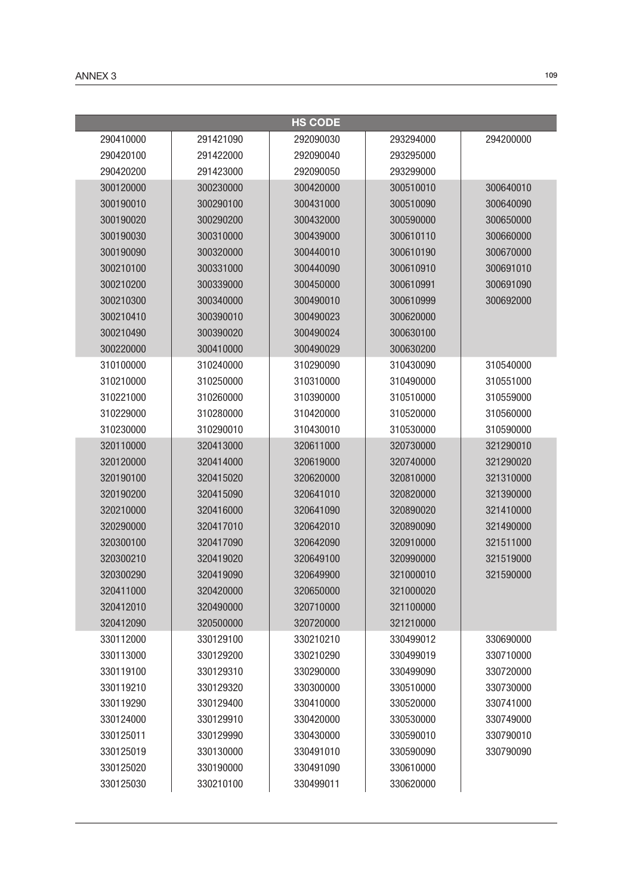| HS CODE | | | | |
|---|---|---|---|---|
| 290410000 | 291421090 | 292090030 | 293294000 | 294200000 |
| 290420100 | 291422000 | 292090040 | 293295000 | |
| 290420200 | 291423000 | 292090050 | 293299000 | |
| 300120000 | 300230000 | 300420000 | 300510010 | 300640010 |
| 300190010 | 300290100 | 300431000 | 300510090 | 300640090 |
| 300190020 | 300290200 | 300432000 | 300590000 | 300650000 |
| 300190030 | 300310000 | 300439000 | 300610110 | 300660000 |
| 300190090 | 300320000 | 300440010 | 300610190 | 300670000 |
| 300210100 | 300331000 | 300440090 | 300610910 | 300691010 |
| 300210200 | 300339000 | 300450000 | 300610991 | 300691090 |
| 300210300 | 300340000 | 300490010 | 300610999 | 300692000 |
| 300210410 | 300390010 | 300490023 | 300620000 | |
| 300210490 | 300390020 | 300490024 | 300630100 | |
| 300220000 | 300410000 | 300490029 | 300630200 | |
| 310100000 | 310240000 | 310290090 | 310430090 | 310540000 |
| 310210000 | 310250000 | 310310000 | 310490000 | 310551000 |
| 310221000 | 310260000 | 310390000 | 310510000 | 310559000 |
| 310229000 | 310280000 | 310420000 | 310520000 | 310560000 |
| 310230000 | 310290010 | 310430010 | 310530000 | 310590000 |
| 320110000 | 320413000 | 320611000 | 320730000 | 321290010 |
| 320120000 | 320414000 | 320619000 | 320740000 | 321290020 |
| 320190100 | 320415020 | 320620000 | 320810000 | 321310000 |
| 320190200 | 320415090 | 320641010 | 320820000 | 321390000 |
| 320210000 | 320416000 | 320641090 | 320890020 | 321410000 |
| 320290000 | 320417010 | 320642010 | 320890090 | 321490000 |
| 320300100 | 320417090 | 320642090 | 320910000 | 321511000 |
| 320300210 | 320419020 | 320649100 | 320990000 | 321519000 |
| 320300290 | 320419090 | 320649900 | 321000010 | 321590000 |
| 320411000 | 320420000 | 320650000 | 321000020 | |
| 320412010 | 320490000 | 320710000 | 321100000 | |
| 320412090 | 320500000 | 320720000 | 321210000 | |
| 330112000 | 330129100 | 330210210 | 330499012 | 330690000 |
| 330113000 | 330129200 | 330210290 | 330499019 | 330710000 |
| 330119100 | 330129310 | 330290000 | 330499090 | 330720000 |
| 330119210 | 330129320 | 330300000 | 330510000 | 330730000 |
| 330119290 | 330129400 | 330410000 | 330520000 | 330741000 |
| 330124000 | 330129910 | 330420000 | 330530000 | 330749000 |
| 330125011 | 330129990 | 330430000 | 330590010 | 330790010 |
| 330125019 | 330130000 | 330491010 | 330590090 | 330790090 |
| 330125020 | 330190000 | 330491090 | 330610000 | |
| 330125030 | 330210100 | 330499011 | 330620000 | |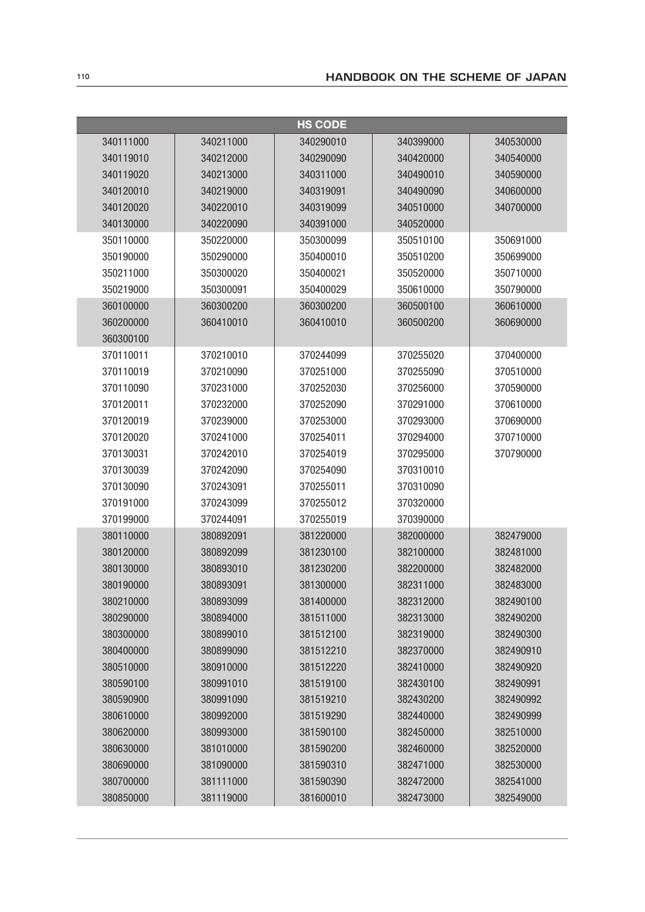| HS CODE | | | | |
|---|---|---|---|---|
| 340111000 | 340211000 | 340290010 | 340399000 | 340530000 |
| 340119010 | 340212000 | 340290090 | 340420000 | 340540000 |
| 340119020 | 340213000 | 340311000 | 340490010 | 340590000 |
| 340120010 | 340219000 | 340319091 | 340490090 | 340600000 |
| 340120020 | 340220010 | 340319099 | 340510000 | 340700000 |
| 340130000 | 340220090 | 340391000 | 340520000 | |
| 350110000 | 350220000 | 350300099 | 350510100 | 350691000 |
| 350190000 | 350290000 | 350400010 | 350510200 | 350699000 |
| 350211000 | 350300020 | 350400021 | 350520000 | 350710000 |
| 350219000 | 350300091 | 350400029 | 350610000 | 350790000 |
| 360100000 | 360300200 | 360300200 | 360500100 | 360610000 |
| 360200000 | 360410010 | 360410010 | 360500200 | 360690000 |
| 360300100 | | | | |
| 370110011 | 370210010 | 370244099 | 370255020 | 370400000 |
| 370110019 | 370210090 | 370251000 | 370255090 | 370510000 |
| 370110090 | 370231000 | 370252030 | 370256000 | 370590000 |
| 370120011 | 370232000 | 370252090 | 370291000 | 370610000 |
| 370120019 | 370239000 | 370253000 | 370293000 | 370690000 |
| 370120020 | 370241000 | 370254011 | 370294000 | 370710000 |
| 370130031 | 370242010 | 370254019 | 370295000 | 370790000 |
| 370130039 | 370242090 | 370254090 | 370310010 | |
| 370130090 | 370243091 | 370255011 | 370310090 | |
| 370191000 | 370243099 | 370255012 | 370320000 | |
| 370199000 | 370244091 | 370255019 | 370390000 | |
| 380110000 | 380892091 | 381220000 | 382000000 | 382479000 |
| 380120000 | 380892099 | 381230100 | 382100000 | 382481000 |
| 380130000 | 380893010 | 381230200 | 382200000 | 382482000 |
| 380190000 | 380893091 | 381300000 | 382311000 | 382483000 |
| 380210000 | 380893099 | 381400000 | 382312000 | 382490100 |
| 380290000 | 380894000 | 381511000 | 382313000 | 382490200 |
| 380300000 | 380899010 | 381512100 | 382319000 | 382490300 |
| 380400000 | 380899090 | 381512210 | 382370000 | 382490910 |
| 380510000 | 380910000 | 381512220 | 382410000 | 382490920 |
| 380590100 | 380991010 | 381519100 | 382430100 | 382490991 |
| 380590900 | 380991090 | 381519210 | 382430200 | 382490992 |
| 380610000 | 380992000 | 381519290 | 382440000 | 382490999 |
| 380620000 | 380993000 | 381590100 | 382450000 | 382510000 |
| 380630000 | 381010000 | 381590200 | 382460000 | 382520000 |
| 380690000 | 381090000 | 381590310 | 382471000 | 382530000 |
| 380700000 | 381111000 | 381590390 | 382472000 | 382541000 |
| 380850000 | 381119000 | 381600010 | 382473000 | 382549000 |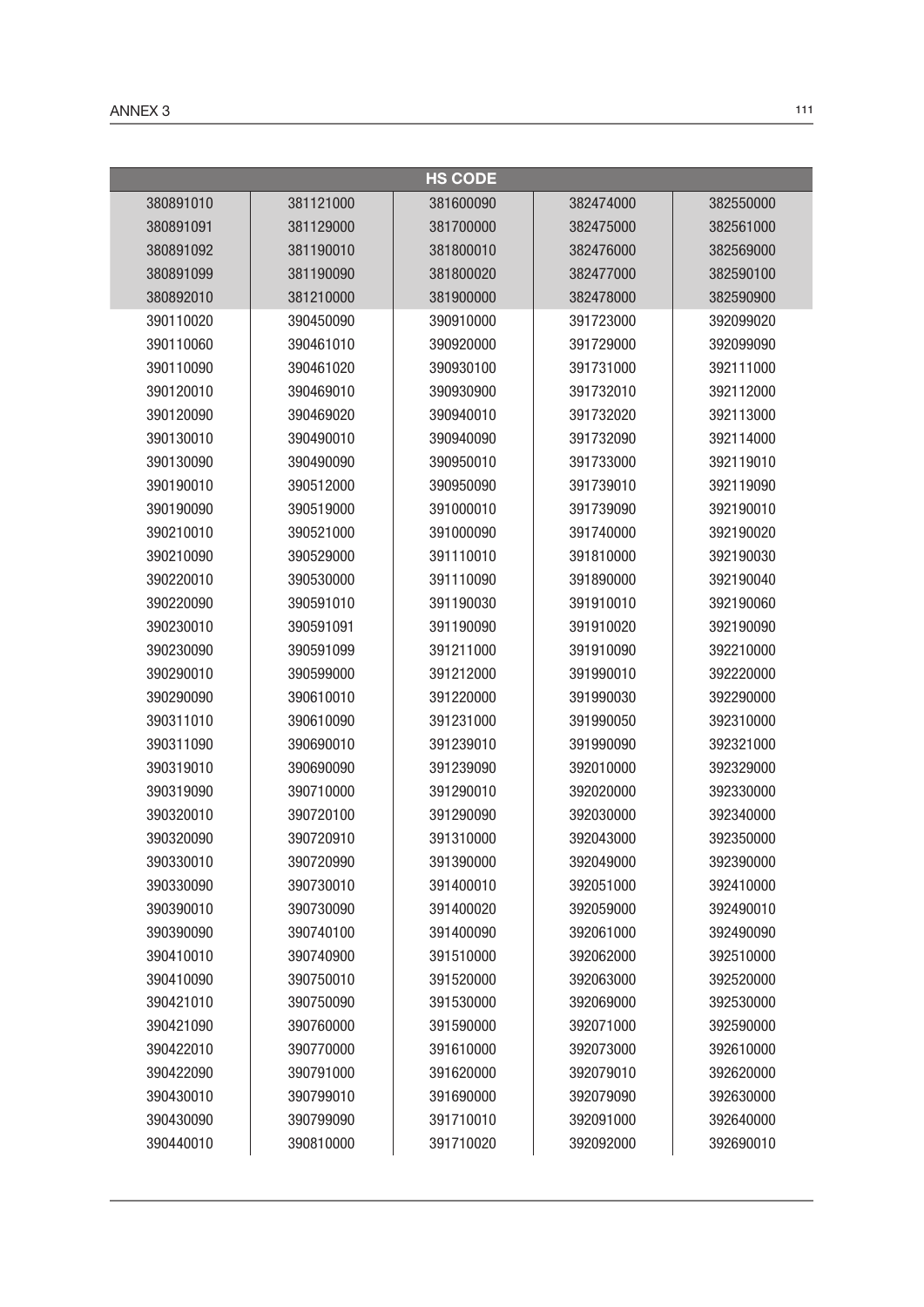| HS CODE | | | | |
|---|---|---|---|---|
| 380891010 | 381121000 | 381600090 | 382474000 | 382550000 |
| 380891091 | 381129000 | 381700000 | 382475000 | 382561000 |
| 380891092 | 381190010 | 381800010 | 382476000 | 382569000 |
| 380891099 | 381190090 | 381800020 | 382477000 | 382590100 |
| 380892010 | 381210000 | 381900000 | 382478000 | 382590900 |
| 390110020 | 390450090 | 390910000 | 391723000 | 392099020 |
| 390110060 | 390461010 | 390920000 | 391729000 | 392099090 |
| 390110090 | 390461020 | 390930100 | 391731000 | 392111000 |
| 390120010 | 390469010 | 390930900 | 391732010 | 392112000 |
| 390120090 | 390469020 | 390940010 | 391732020 | 392113000 |
| 390130010 | 390490010 | 390940090 | 391732090 | 392114000 |
| 390130090 | 390490090 | 390950010 | 391733000 | 392119010 |
| 390190010 | 390512000 | 390950090 | 391739010 | 392119090 |
| 390190090 | 390519000 | 391000010 | 391739090 | 392190010 |
| 390210010 | 390521000 | 391000090 | 391740000 | 392190020 |
| 390210090 | 390529000 | 391110010 | 391810000 | 392190030 |
| 390220010 | 390530000 | 391110090 | 391890000 | 392190040 |
| 390220090 | 390591010 | 391190030 | 391910010 | 392190060 |
| 390230010 | 390591091 | 391190090 | 391910020 | 392190090 |
| 390230090 | 390591099 | 391211000 | 391910090 | 392210000 |
| 390290010 | 390599000 | 391212000 | 391990010 | 392220000 |
| 390290090 | 390610010 | 391220000 | 391990030 | 392290000 |
| 390311010 | 390610090 | 391231000 | 391990050 | 392310000 |
| 390311090 | 390690010 | 391239010 | 391990090 | 392321000 |
| 390319010 | 390690090 | 391239090 | 392010000 | 392329000 |
| 390319090 | 390710000 | 391290010 | 392020000 | 392330000 |
| 390320010 | 390720100 | 391290090 | 392030000 | 392340000 |
| 390320090 | 390720910 | 391310000 | 392043000 | 392350000 |
| 390330010 | 390720990 | 391390000 | 392049000 | 392390000 |
| 390330090 | 390730010 | 391400010 | 392051000 | 392410000 |
| 390390010 | 390730090 | 391400020 | 392059000 | 392490010 |
| 390390090 | 390740100 | 391400090 | 392061000 | 392490090 |
| 390410010 | 390740900 | 391510000 | 392062000 | 392510000 |
| 390410090 | 390750010 | 391520000 | 392063000 | 392520000 |
| 390421010 | 390750090 | 391530000 | 392069000 | 392530000 |
| 390421090 | 390760000 | 391590000 | 392071000 | 392590000 |
| 390422010 | 390770000 | 391610000 | 392073000 | 392610000 |
| 390422090 | 390791000 | 391620000 | 392079010 | 392620000 |
| 390430010 | 390799010 | 391690000 | 392079090 | 392630000 |
| 390430090 | 390799090 | 391710010 | 392091000 | 392640000 |
| 390440010 | 390810000 | 391710020 | 392092000 | 392690010 |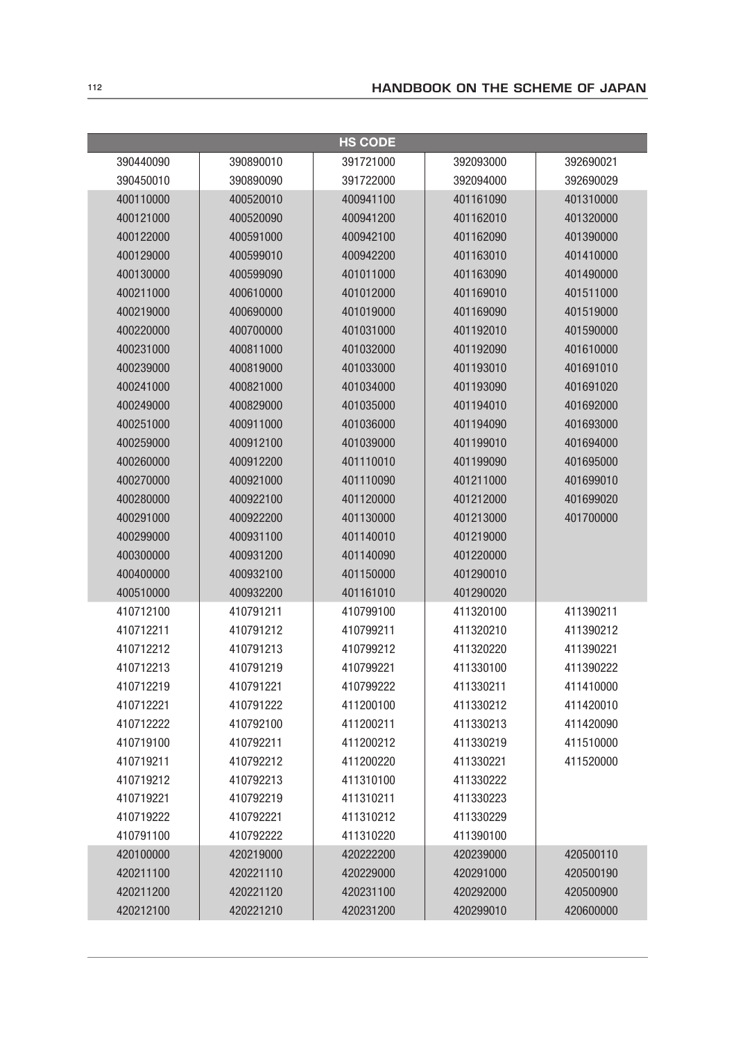| HS CODE | | | | |
|---|---|---|---|---|
| 390440090 | 390890010 | 391721000 | 392093000 | 392690021 |
| 390450010 | 390890090 | 391722000 | 392094000 | 392690029 |
| 400110000 | 400520010 | 400941100 | 401161090 | 401310000 |
| 400121000 | 400520090 | 400941200 | 401162010 | 401320000 |
| 400122000 | 400591000 | 400942100 | 401162090 | 401390000 |
| 400129000 | 400599010 | 400942200 | 401163010 | 401410000 |
| 400130000 | 400599090 | 401011000 | 401163090 | 401490000 |
| 400211000 | 400610000 | 401012000 | 401169010 | 401511000 |
| 400219000 | 400690000 | 401019000 | 401169090 | 401519000 |
| 400220000 | 400700000 | 401031000 | 401192010 | 401590000 |
| 400231000 | 400811000 | 401032000 | 401192090 | 401610000 |
| 400239000 | 400819000 | 401033000 | 401193010 | 401691010 |
| 400241000 | 400821000 | 401034000 | 401193090 | 401691020 |
| 400249000 | 400829000 | 401035000 | 401194010 | 401692000 |
| 400251000 | 400911000 | 401036000 | 401194090 | 401693000 |
| 400259000 | 400912100 | 401039000 | 401199010 | 401694000 |
| 400260000 | 400912200 | 401110010 | 401199090 | 401695000 |
| 400270000 | 400921000 | 401110090 | 401211000 | 401699010 |
| 400280000 | 400922100 | 401120000 | 401212000 | 401699020 |
| 400291000 | 400922200 | 401130000 | 401213000 | 401700000 |
| 400299000 | 400931100 | 401140010 | 401219000 | |
| 400300000 | 400931200 | 401140090 | 401220000 | |
| 400400000 | 400932100 | 401150000 | 401290010 | |
| 400510000 | 400932200 | 401161010 | 401290020 | |
| 410712100 | 410791211 | 410799100 | 411320100 | 411390211 |
| 410712211 | 410791212 | 410799211 | 411320210 | 411390212 |
| 410712212 | 410791213 | 410799212 | 411320220 | 411390221 |
| 410712213 | 410791219 | 410799221 | 411330100 | 411390222 |
| 410712219 | 410791221 | 410799222 | 411330211 | 411410000 |
| 410712221 | 410791222 | 411200100 | 411330212 | 411420010 |
| 410712222 | 410792100 | 411200211 | 411330213 | 411420090 |
| 410719100 | 410792211 | 411200212 | 411330219 | 411510000 |
| 410719211 | 410792212 | 411200220 | 411330221 | 411520000 |
| 410719212 | 410792213 | 411310100 | 411330222 | |
| 410719221 | 410792219 | 411310211 | 411330223 | |
| 410719222 | 410792221 | 411310212 | 411330229 | |
| 410791100 | 410792222 | 411310220 | 411390100 | |
| 420100000 | 420219000 | 420222200 | 420239000 | 420500110 |
| 420211100 | 420221110 | 420229000 | 420291000 | 420500190 |
| 420211200 | 420221120 | 420231100 | 420292000 | 420500900 |
| 420212100 | 420221210 | 420231200 | 420299010 | 420600000 |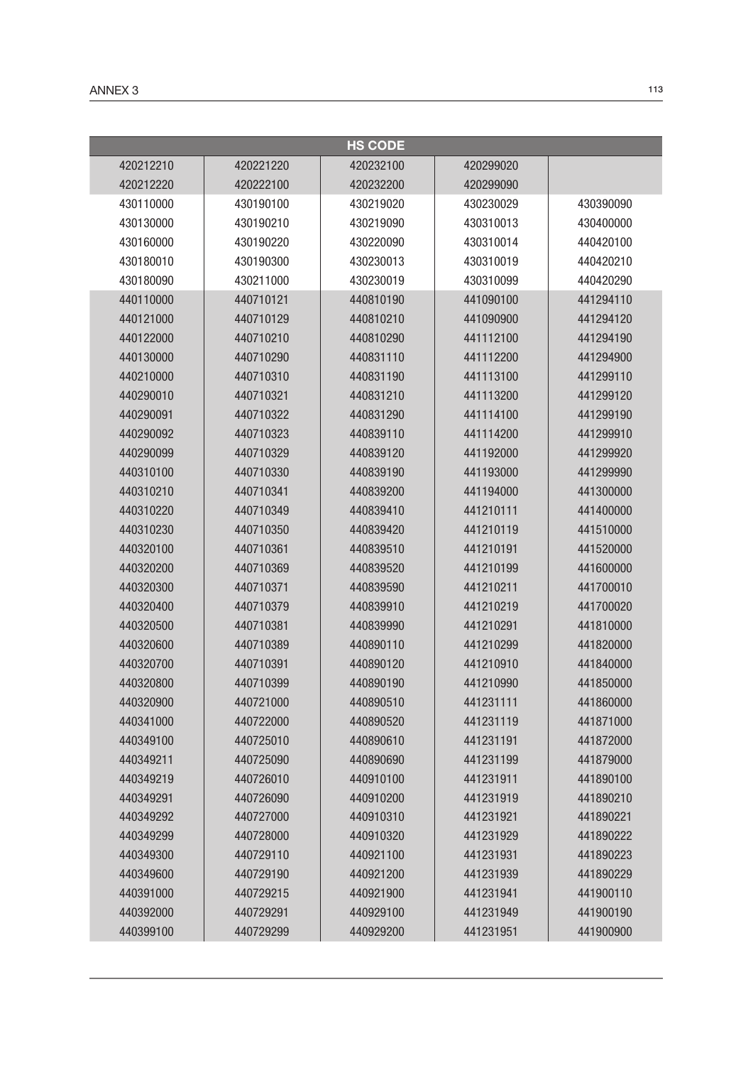| HS CODE | | | | |
|---|---|---|---|---|
| 420212210 | 420221220 | 420232100 | 420299020 | |
| 420212220 | 420222100 | 420232200 | 420299090 | |
| 430110000 | 430190100 | 430219020 | 430230029 | 430390090 |
| 430130000 | 430190210 | 430219090 | 430310013 | 430400000 |
| 430160000 | 430190220 | 430220090 | 430310014 | 440420100 |
| 430180010 | 430190300 | 430230013 | 430310019 | 440420210 |
| 430180090 | 430211000 | 430230019 | 430310099 | 440420290 |
| 440110000 | 440710121 | 440810190 | 441090100 | 441294110 |
| 440121000 | 440710129 | 440810210 | 441090900 | 441294120 |
| 440122000 | 440710210 | 440810290 | 441112100 | 441294190 |
| 440130000 | 440710290 | 440831110 | 441112200 | 441294900 |
| 440210000 | 440710310 | 440831190 | 441113100 | 441299110 |
| 440290010 | 440710321 | 440831210 | 441113200 | 441299120 |
| 440290091 | 440710322 | 440831290 | 441114100 | 441299190 |
| 440290092 | 440710323 | 440839110 | 441114200 | 441299910 |
| 440290099 | 440710329 | 440839120 | 441192000 | 441299920 |
| 440310100 | 440710330 | 440839190 | 441193000 | 441299990 |
| 440310210 | 440710341 | 440839200 | 441194000 | 441300000 |
| 440310220 | 440710349 | 440839410 | 441210111 | 441400000 |
| 440310230 | 440710350 | 440839420 | 441210119 | 441510000 |
| 440320100 | 440710361 | 440839510 | 441210191 | 441520000 |
| 440320200 | 440710369 | 440839520 | 441210199 | 441600000 |
| 440320300 | 440710371 | 440839590 | 441210211 | 441700010 |
| 440320400 | 440710379 | 440839910 | 441210219 | 441700020 |
| 440320500 | 440710381 | 440839990 | 441210291 | 441810000 |
| 440320600 | 440710389 | 440890110 | 441210299 | 441820000 |
| 440320700 | 440710391 | 440890120 | 441210910 | 441840000 |
| 440320800 | 440710399 | 440890190 | 441210990 | 441850000 |
| 440320900 | 440721000 | 440890510 | 441231111 | 441860000 |
| 440341000 | 440722000 | 440890520 | 441231119 | 441871000 |
| 440349100 | 440725010 | 440890610 | 441231191 | 441872000 |
| 440349211 | 440725090 | 440890690 | 441231199 | 441879000 |
| 440349219 | 440726010 | 440910100 | 441231911 | 441890100 |
| 440349291 | 440726090 | 440910200 | 441231919 | 441890210 |
| 440349292 | 440727000 | 440910310 | 441231921 | 441890221 |
| 440349299 | 440728000 | 440910320 | 441231929 | 441890222 |
| 440349300 | 440729110 | 440921100 | 441231931 | 441890223 |
| 440349600 | 440729190 | 440921200 | 441231939 | 441890229 |
| 440391000 | 440729215 | 440921900 | 441231941 | 441900110 |
| 440392000 | 440729291 | 440929100 | 441231949 | 441900190 |
| 440399100 | 440729299 | 440929200 | 441231951 | 441900900 |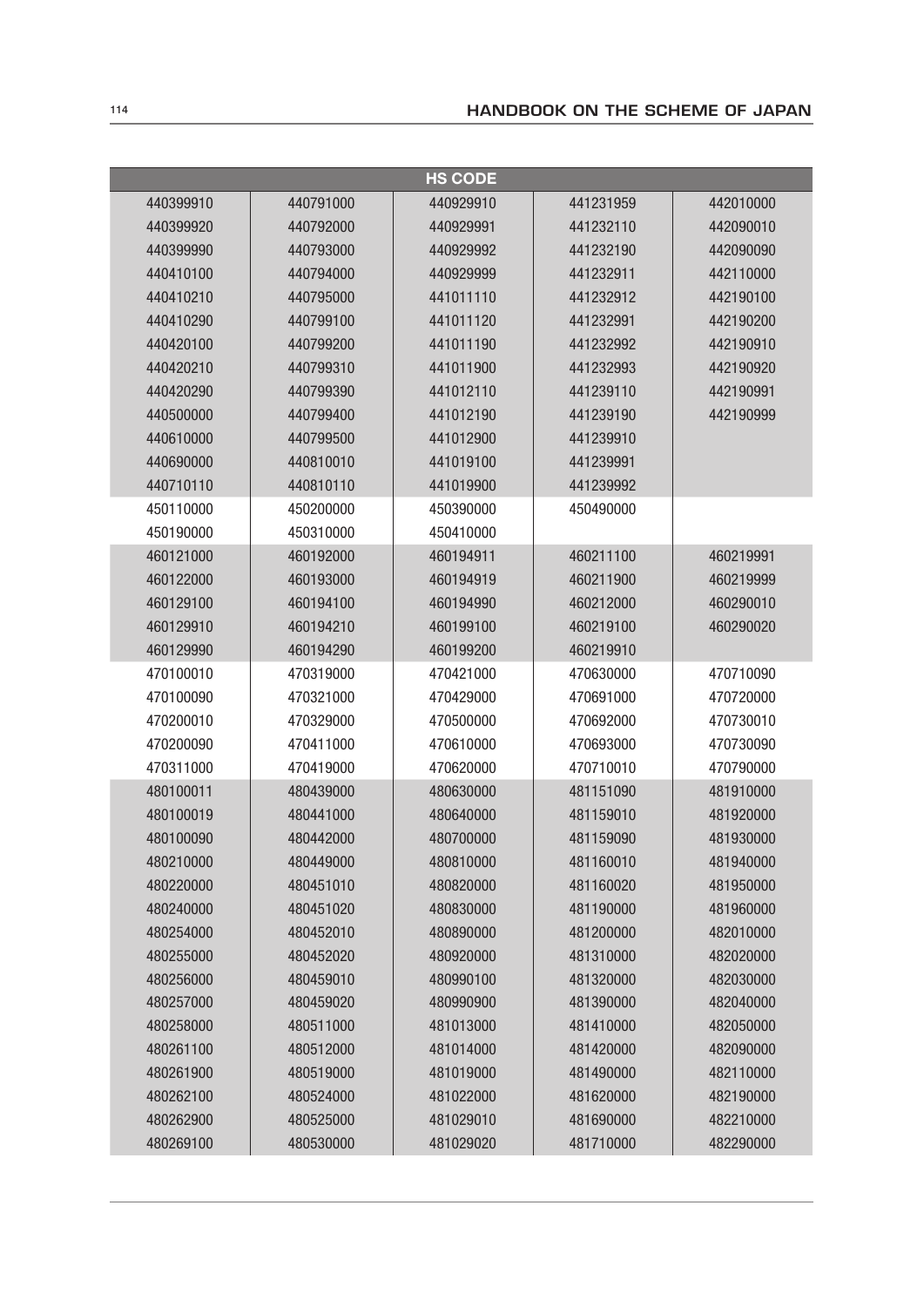| HS CODE | | | | |
|---|---|---|---|---|
| 440399910 | 440791000 | 440929910 | 441231959 | 442010000 |
| 440399920 | 440792000 | 440929991 | 441232110 | 442090010 |
| 440399990 | 440793000 | 440929992 | 441232190 | 442090090 |
| 440410100 | 440794000 | 440929999 | 441232911 | 442110000 |
| 440410210 | 440795000 | 441011110 | 441232912 | 442190100 |
| 440410290 | 440799100 | 441011120 | 441232991 | 442190200 |
| 440420100 | 440799200 | 441011190 | 441232992 | 442190910 |
| 440420210 | 440799310 | 441011900 | 441232993 | 442190920 |
| 440420290 | 440799390 | 441012110 | 441239110 | 442190991 |
| 440500000 | 440799400 | 441012190 | 441239190 | 442190999 |
| 440610000 | 440799500 | 441012900 | 441239910 | |
| 440690000 | 440810010 | 441019100 | 441239991 | |
| 440710110 | 440810110 | 441019900 | 441239992 | |
| 450110000 | 450200000 | 450390000 | 450490000 | |
| 450190000 | 450310000 | 450410000 | | |
| 460121000 | 460192000 | 460194911 | 460211100 | 460219991 |
| 460122000 | 460193000 | 460194919 | 460211900 | 460219999 |
| 460129100 | 460194100 | 460194990 | 460212000 | 460290010 |
| 460129910 | 460194210 | 460199100 | 460219100 | 460290020 |
| 460129990 | 460194290 | 460199200 | 460219910 | |
| 470100010 | 470319000 | 470421000 | 470630000 | 470710090 |
| 470100090 | 470321000 | 470429000 | 470691000 | 470720000 |
| 470200010 | 470329000 | 470500000 | 470692000 | 470730010 |
| 470200090 | 470411000 | 470610000 | 470693000 | 470730090 |
| 470311000 | 470419000 | 470620000 | 470710010 | 470790000 |
| 480100011 | 480439000 | 480630000 | 481151090 | 481910000 |
| 480100019 | 480441000 | 480640000 | 481159010 | 481920000 |
| 480100090 | 480442000 | 480700000 | 481159090 | 481930000 |
| 480210000 | 480449000 | 480810000 | 481160010 | 481940000 |
| 480220000 | 480451010 | 480820000 | 481160020 | 481950000 |
| 480240000 | 480451020 | 480830000 | 481190000 | 481960000 |
| 480254000 | 480452010 | 480890000 | 481200000 | 482010000 |
| 480255000 | 480452020 | 480920000 | 481310000 | 482020000 |
| 480256000 | 480459010 | 480990100 | 481320000 | 482030000 |
| 480257000 | 480459020 | 480990900 | 481390000 | 482040000 |
| 480258000 | 480511000 | 481013000 | 481410000 | 482050000 |
| 480261100 | 480512000 | 481014000 | 481420000 | 482090000 |
| 480261900 | 480519000 | 481019000 | 481490000 | 482110000 |
| 480262100 | 480524000 | 481022000 | 481620000 | 482190000 |
| 480262900 | 480525000 | 481029010 | 481690000 | 482210000 |
| 480269100 | 480530000 | 481029020 | 481710000 | 482290000 |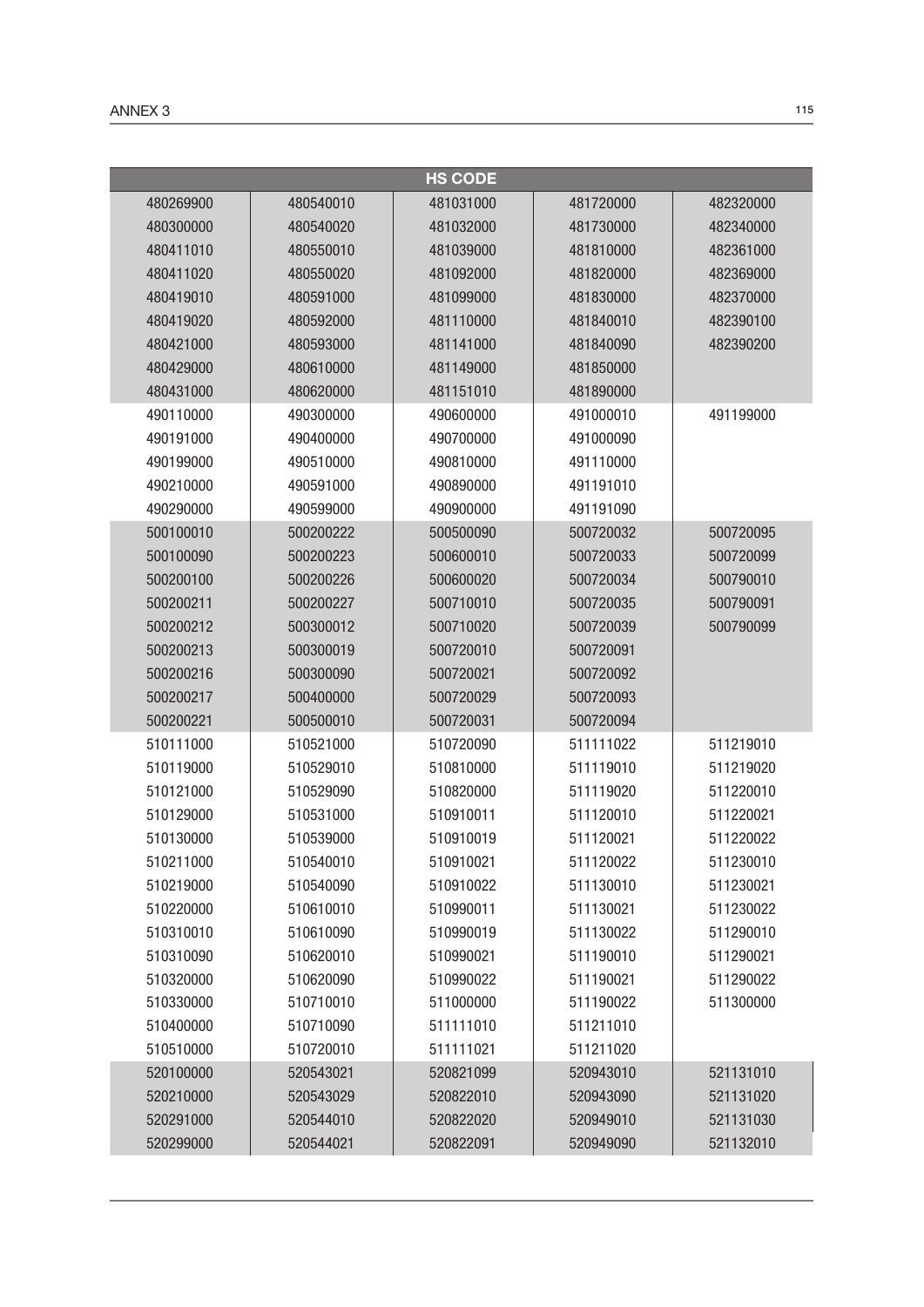| HS CODE | | | | |
|---|---|---|---|---|
| 480269900 | 480540010 | 481031000 | 481720000 | 482320000 |
| 480300000 | 480540020 | 481032000 | 481730000 | 482340000 |
| 480411010 | 480550010 | 481039000 | 481810000 | 482361000 |
| 480411020 | 480550020 | 481092000 | 481820000 | 482369000 |
| 480419010 | 480591000 | 481099000 | 481830000 | 482370000 |
| 480419020 | 480592000 | 481110000 | 481840010 | 482390100 |
| 480421000 | 480593000 | 481141000 | 481840090 | 482390200 |
| 480429000 | 480610000 | 481149000 | 481850000 | |
| 480431000 | 480620000 | 481151010 | 481890000 | |
| 490110000 | 490300000 | 490600000 | 491000010 | 491199000 |
| 490191000 | 490400000 | 490700000 | 491000090 | |
| 490199000 | 490510000 | 490810000 | 491110000 | |
| 490210000 | 490591000 | 490890000 | 491191010 | |
| 490290000 | 490599000 | 490900000 | 491191090 | |
| 500100010 | 500200222 | 500500090 | 500720032 | 500720095 |
| 500100090 | 500200223 | 500600010 | 500720033 | 500720099 |
| 500200100 | 500200226 | 500600020 | 500720034 | 500790010 |
| 500200211 | 500200227 | 500710010 | 500720035 | 500790091 |
| 500200212 | 500300012 | 500710020 | 500720039 | 500790099 |
| 500200213 | 500300019 | 500720010 | 500720091 | |
| 500200216 | 500300090 | 500720021 | 500720092 | |
| 500200217 | 500400000 | 500720029 | 500720093 | |
| 500200221 | 500500010 | 500720031 | 500720094 | |
| 510111000 | 510521000 | 510720090 | 511111022 | 511219010 |
| 510119000 | 510529010 | 510810000 | 511119010 | 511219020 |
| 510121000 | 510529090 | 510820000 | 511119020 | 511220010 |
| 510129000 | 510531000 | 510910011 | 511120010 | 511220021 |
| 510130000 | 510539000 | 510910019 | 511120021 | 511220022 |
| 510211000 | 510540010 | 510910021 | 511120022 | 511230010 |
| 510219000 | 510540090 | 510910022 | 511130010 | 511230021 |
| 510220000 | 510610010 | 510990011 | 511130021 | 511230022 |
| 510310010 | 510610090 | 510990019 | 511130022 | 511290010 |
| 510310090 | 510620010 | 510990021 | 511190010 | 511290021 |
| 510320000 | 510620090 | 510990022 | 511190021 | 511290022 |
| 510330000 | 510710010 | 511000000 | 511190022 | 511300000 |
| 510400000 | 510710090 | 511111010 | 511211010 | |
| 510510000 | 510720010 | 511111021 | 511211020 | |
| 520100000 | 520543021 | 520821099 | 520943010 | 521131010 |
| 520210000 | 520543029 | 520822010 | 520943090 | 521131020 |
| 520291000 | 520544010 | 520822020 | 520949010 | 521131030 |
| 520299000 | 520544021 | 520822091 | 520949090 | 521132010 |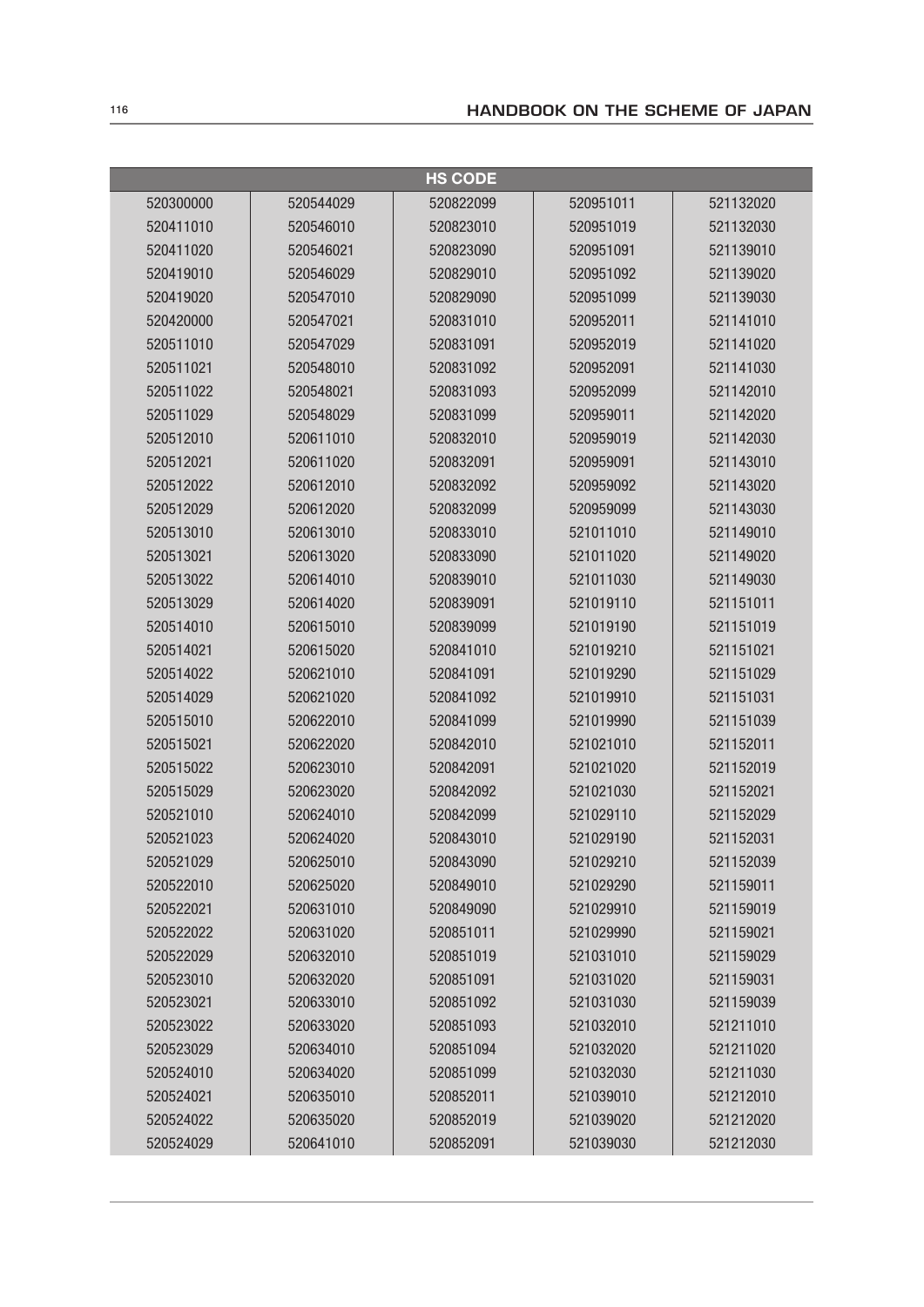| HS CODE | | | | |
|---|---|---|---|---|
| 520300000 | 520544029 | 520822099 | 520951011 | 521132020 |
| 520411010 | 520546010 | 520823010 | 520951019 | 521132030 |
| 520411020 | 520546021 | 520823090 | 520951091 | 521139010 |
| 520419010 | 520546029 | 520829010 | 520951092 | 521139020 |
| 520419020 | 520547010 | 520829090 | 520951099 | 521139030 |
| 520420000 | 520547021 | 520831010 | 520952011 | 521141010 |
| 520511010 | 520547029 | 520831091 | 520952019 | 521141020 |
| 520511021 | 520548010 | 520831092 | 520952091 | 521141030 |
| 520511022 | 520548021 | 520831093 | 520952099 | 521142010 |
| 520511029 | 520548029 | 520831099 | 520959011 | 521142020 |
| 520512010 | 520611010 | 520832010 | 520959019 | 521142030 |
| 520512021 | 520611020 | 520832091 | 520959091 | 521143010 |
| 520512022 | 520612010 | 520832092 | 520959092 | 521143020 |
| 520512029 | 520612020 | 520832099 | 520959099 | 521143030 |
| 520513010 | 520613010 | 520833010 | 521011010 | 521149010 |
| 520513021 | 520613020 | 520833090 | 521011020 | 521149020 |
| 520513022 | 520614010 | 520839010 | 521011030 | 521149030 |
| 520513029 | 520614020 | 520839091 | 521019110 | 521151011 |
| 520514010 | 520615010 | 520839099 | 521019190 | 521151019 |
| 520514021 | 520615020 | 520841010 | 521019210 | 521151021 |
| 520514022 | 520621010 | 520841091 | 521019290 | 521151029 |
| 520514029 | 520621020 | 520841092 | 521019910 | 521151031 |
| 520515010 | 520622010 | 520841099 | 521019990 | 521151039 |
| 520515021 | 520622020 | 520842010 | 521021010 | 521152011 |
| 520515022 | 520623010 | 520842091 | 521021020 | 521152019 |
| 520515029 | 520623020 | 520842092 | 521021030 | 521152021 |
| 520521010 | 520624010 | 520842099 | 521029110 | 521152029 |
| 520521023 | 520624020 | 520843010 | 521029190 | 521152031 |
| 520521029 | 520625010 | 520843090 | 521029210 | 521152039 |
| 520522010 | 520625020 | 520849010 | 521029290 | 521159011 |
| 520522021 | 520631010 | 520849090 | 521029910 | 521159019 |
| 520522022 | 520631020 | 520851011 | 521029990 | 521159021 |
| 520522029 | 520632010 | 520851019 | 521031010 | 521159029 |
| 520523010 | 520632020 | 520851091 | 521031020 | 521159031 |
| 520523021 | 520633010 | 520851092 | 521031030 | 521159039 |
| 520523022 | 520633020 | 520851093 | 521032010 | 521211010 |
| 520523029 | 520634010 | 520851094 | 521032020 | 521211020 |
| 520524010 | 520634020 | 520851099 | 521032030 | 521211030 |
| 520524021 | 520635010 | 520852011 | 521039010 | 521212010 |
| 520524022 | 520635020 | 520852019 | 521039020 | 521212020 |
| 520524029 | 520641010 | 520852091 | 521039030 | 521212030 |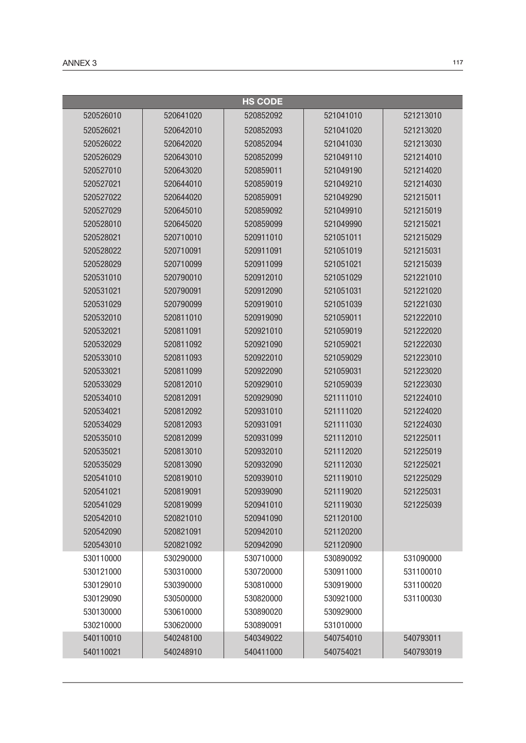| HS CODE | | | | |
|---|---|---|---|---|
| 520526010 | 520641020 | 520852092 | 521041010 | 521213010 |
| 520526021 | 520642010 | 520852093 | 521041020 | 521213020 |
| 520526022 | 520642020 | 520852094 | 521041030 | 521213030 |
| 520526029 | 520643010 | 520852099 | 521049110 | 521214010 |
| 520527010 | 520643020 | 520859011 | 521049190 | 521214020 |
| 520527021 | 520644010 | 520859019 | 521049210 | 521214030 |
| 520527022 | 520644020 | 520859091 | 521049290 | 521215011 |
| 520527029 | 520645010 | 520859092 | 521049910 | 521215019 |
| 520528010 | 520645020 | 520859099 | 521049990 | 521215021 |
| 520528021 | 520710010 | 520911010 | 521051011 | 521215029 |
| 520528022 | 520710091 | 520911091 | 521051019 | 521215031 |
| 520528029 | 520710099 | 520911099 | 521051021 | 521215039 |
| 520531010 | 520790010 | 520912010 | 521051029 | 521221010 |
| 520531021 | 520790091 | 520912090 | 521051031 | 521221020 |
| 520531029 | 520790099 | 520919010 | 521051039 | 521221030 |
| 520532010 | 520811010 | 520919090 | 521059011 | 521222010 |
| 520532021 | 520811091 | 520921010 | 521059019 | 521222020 |
| 520532029 | 520811092 | 520921090 | 521059021 | 521222030 |
| 520533010 | 520811093 | 520922010 | 521059029 | 521223010 |
| 520533021 | 520811099 | 520922090 | 521059031 | 521223020 |
| 520533029 | 520812010 | 520929010 | 521059039 | 521223030 |
| 520534010 | 520812091 | 520929090 | 521111010 | 521224010 |
| 520534021 | 520812092 | 520931010 | 521111020 | 521224020 |
| 520534029 | 520812093 | 520931091 | 521111030 | 521224030 |
| 520535010 | 520812099 | 520931099 | 521112010 | 521225011 |
| 520535021 | 520813010 | 520932010 | 521112020 | 521225019 |
| 520535029 | 520813090 | 520932090 | 521112030 | 521225021 |
| 520541010 | 520819010 | 520939010 | 521119010 | 521225029 |
| 520541021 | 520819091 | 520939090 | 521119020 | 521225031 |
| 520541029 | 520819099 | 520941010 | 521119030 | 521225039 |
| 520542010 | 520821010 | 520941090 | 521120100 | |
| 520542090 | 520821091 | 520942010 | 521120200 | |
| 520543010 | 520821092 | 520942090 | 521120900 | |
| 530110000 | 530290000 | 530710000 | 530890092 | 531090000 |
| 530121000 | 530310000 | 530720000 | 530911000 | 531100010 |
| 530129010 | 530390000 | 530810000 | 530919000 | 531100020 |
| 530129090 | 530500000 | 530820000 | 530921000 | 531100030 |
| 530130000 | 530610000 | 530890020 | 530929000 | |
| 530210000 | 530620000 | 530890091 | 531010000 | |
| 540110010 | 540248100 | 540349022 | 540754010 | 540793011 |
| 540110021 | 540248910 | 540411000 | 540754021 | 540793019 |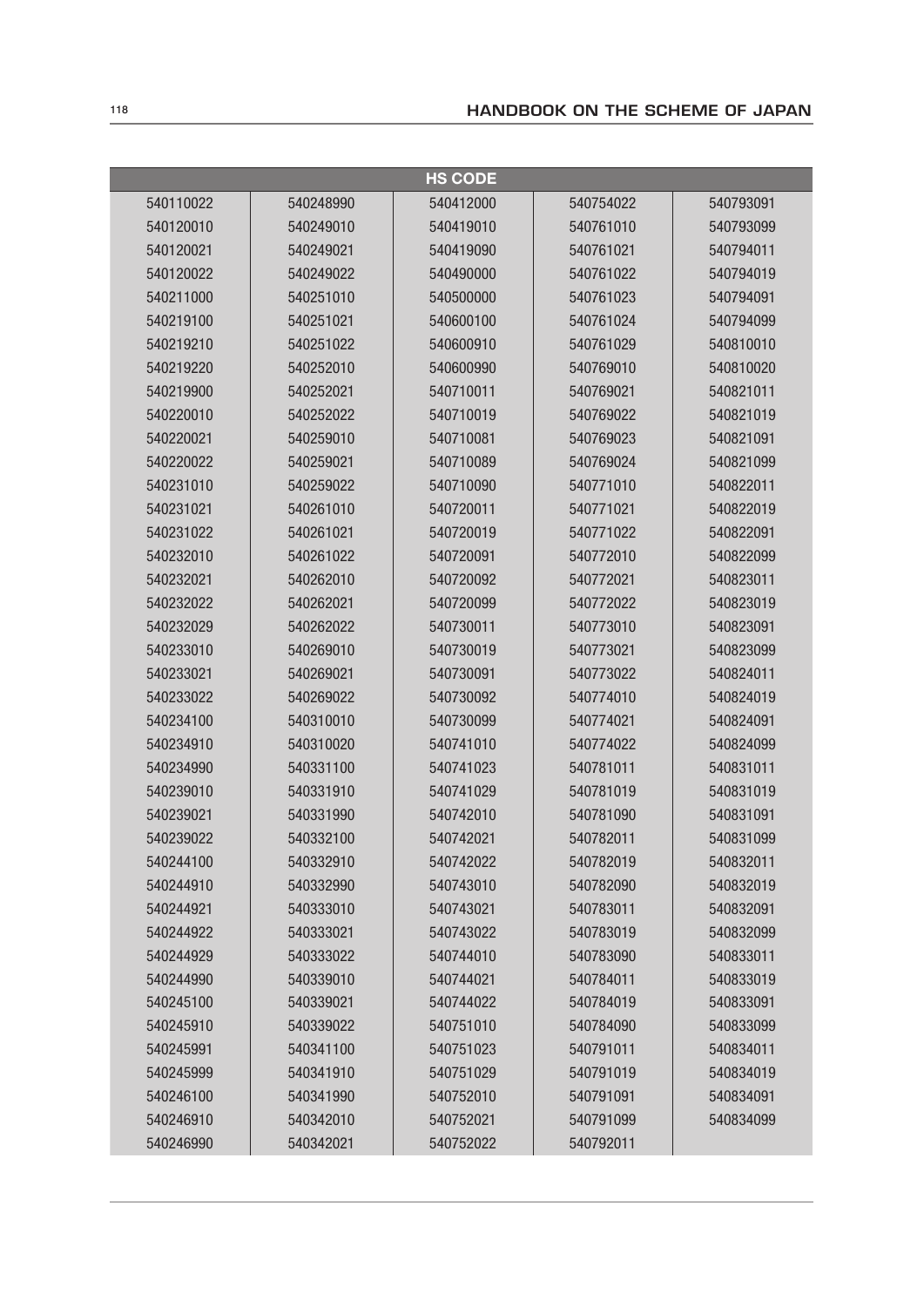| HS CODE | | | | |
|---|---|---|---|---|
| 540110022 | 540248990 | 540412000 | 540754022 | 540793091 |
| 540120010 | 540249010 | 540419010 | 540761010 | 540793099 |
| 540120021 | 540249021 | 540419090 | 540761021 | 540794011 |
| 540120022 | 540249022 | 540490000 | 540761022 | 540794019 |
| 540211000 | 540251010 | 540500000 | 540761023 | 540794091 |
| 540219100 | 540251021 | 540600100 | 540761024 | 540794099 |
| 540219210 | 540251022 | 540600910 | 540761029 | 540810010 |
| 540219220 | 540252010 | 540600990 | 540769010 | 540810020 |
| 540219900 | 540252021 | 540710011 | 540769021 | 540821011 |
| 540220010 | 540252022 | 540710019 | 540769022 | 540821019 |
| 540220021 | 540259010 | 540710081 | 540769023 | 540821091 |
| 540220022 | 540259021 | 540710089 | 540769024 | 540821099 |
| 540231010 | 540259022 | 540710090 | 540771010 | 540822011 |
| 540231021 | 540261010 | 540720011 | 540771021 | 540822019 |
| 540231022 | 540261021 | 540720019 | 540771022 | 540822091 |
| 540232010 | 540261022 | 540720091 | 540772010 | 540822099 |
| 540232021 | 540262010 | 540720092 | 540772021 | 540823011 |
| 540232022 | 540262021 | 540720099 | 540772022 | 540823019 |
| 540232029 | 540262022 | 540730011 | 540773010 | 540823091 |
| 540233010 | 540269010 | 540730019 | 540773021 | 540823099 |
| 540233021 | 540269021 | 540730091 | 540773022 | 540824011 |
| 540233022 | 540269022 | 540730092 | 540774010 | 540824019 |
| 540234100 | 540310010 | 540730099 | 540774021 | 540824091 |
| 540234910 | 540310020 | 540741010 | 540774022 | 540824099 |
| 540234990 | 540331100 | 540741023 | 540781011 | 540831011 |
| 540239010 | 540331910 | 540741029 | 540781019 | 540831019 |
| 540239021 | 540331990 | 540742010 | 540781090 | 540831091 |
| 540239022 | 540332100 | 540742021 | 540782011 | 540831099 |
| 540244100 | 540332910 | 540742022 | 540782019 | 540832011 |
| 540244910 | 540332990 | 540743010 | 540782090 | 540832019 |
| 540244921 | 540333010 | 540743021 | 540783011 | 540832091 |
| 540244922 | 540333021 | 540743022 | 540783019 | 540832099 |
| 540244929 | 540333022 | 540744010 | 540783090 | 540833011 |
| 540244990 | 540339010 | 540744021 | 540784011 | 540833019 |
| 540245100 | 540339021 | 540744022 | 540784019 | 540833091 |
| 540245910 | 540339022 | 540751010 | 540784090 | 540833099 |
| 540245991 | 540341100 | 540751023 | 540791011 | 540834011 |
| 540245999 | 540341910 | 540751029 | 540791019 | 540834019 |
| 540246100 | 540341990 | 540752010 | 540791091 | 540834091 |
| 540246910 | 540342010 | 540752021 | 540791099 | 540834099 |
| 540246990 | 540342021 | 540752022 | 540792011 | |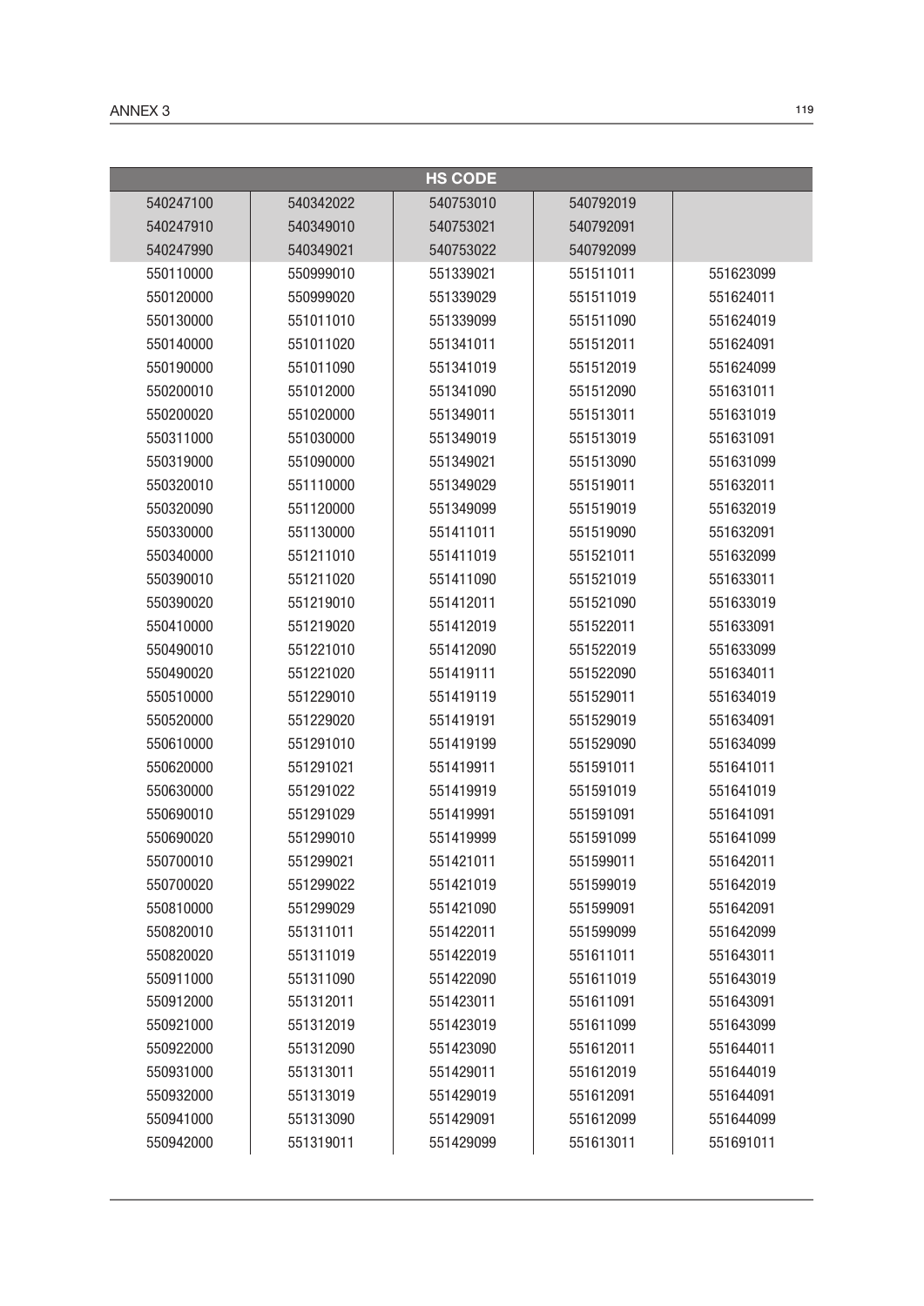| HS CODE | | | | |
|---|---|---|---|---|
| 540247100 | 540342022 | 540753010 | 540792019 | |
| 540247910 | 540349010 | 540753021 | 540792091 | |
| 540247990 | 540349021 | 540753022 | 540792099 | |
| 550110000 | 550999010 | 551339021 | 551511011 | 551623099 |
| 550120000 | 550999020 | 551339029 | 551511019 | 551624011 |
| 550130000 | 551011010 | 551339099 | 551511090 | 551624019 |
| 550140000 | 551011020 | 551341011 | 551512011 | 551624091 |
| 550190000 | 551011090 | 551341019 | 551512019 | 551624099 |
| 550200010 | 551012000 | 551341090 | 551512090 | 551631011 |
| 550200020 | 551020000 | 551349011 | 551513011 | 551631019 |
| 550311000 | 551030000 | 551349019 | 551513019 | 551631091 |
| 550319000 | 551090000 | 551349021 | 551513090 | 551631099 |
| 550320010 | 551110000 | 551349029 | 551519011 | 551632011 |
| 550320090 | 551120000 | 551349099 | 551519019 | 551632019 |
| 550330000 | 551130000 | 551411011 | 551519090 | 551632091 |
| 550340000 | 551211010 | 551411019 | 551521011 | 551632099 |
| 550390010 | 551211020 | 551411090 | 551521019 | 551633011 |
| 550390020 | 551219010 | 551412011 | 551521090 | 551633019 |
| 550410000 | 551219020 | 551412019 | 551522011 | 551633091 |
| 550490010 | 551221010 | 551412090 | 551522019 | 551633099 |
| 550490020 | 551221020 | 551419111 | 551522090 | 551634011 |
| 550510000 | 551229010 | 551419119 | 551529011 | 551634019 |
| 550520000 | 551229020 | 551419191 | 551529019 | 551634091 |
| 550610000 | 551291010 | 551419199 | 551529090 | 551634099 |
| 550620000 | 551291021 | 551419911 | 551591011 | 551641011 |
| 550630000 | 551291022 | 551419919 | 551591019 | 551641019 |
| 550690010 | 551291029 | 551419991 | 551591091 | 551641091 |
| 550690020 | 551299010 | 551419999 | 551591099 | 551641099 |
| 550700010 | 551299021 | 551421011 | 551599011 | 551642011 |
| 550700020 | 551299022 | 551421019 | 551599019 | 551642019 |
| 550810000 | 551299029 | 551421090 | 551599091 | 551642091 |
| 550820010 | 551311011 | 551422011 | 551599099 | 551642099 |
| 550820020 | 551311019 | 551422019 | 551611011 | 551643011 |
| 550911000 | 551311090 | 551422090 | 551611019 | 551643019 |
| 550912000 | 551312011 | 551423011 | 551611091 | 551643091 |
| 550921000 | 551312019 | 551423019 | 551611099 | 551643099 |
| 550922000 | 551312090 | 551423090 | 551612011 | 551644011 |
| 550931000 | 551313011 | 551429011 | 551612019 | 551644019 |
| 550932000 | 551313019 | 551429019 | 551612091 | 551644091 |
| 550941000 | 551313090 | 551429091 | 551612099 | 551644099 |
| 550942000 | 551319011 | 551429099 | 551613011 | 551691011 |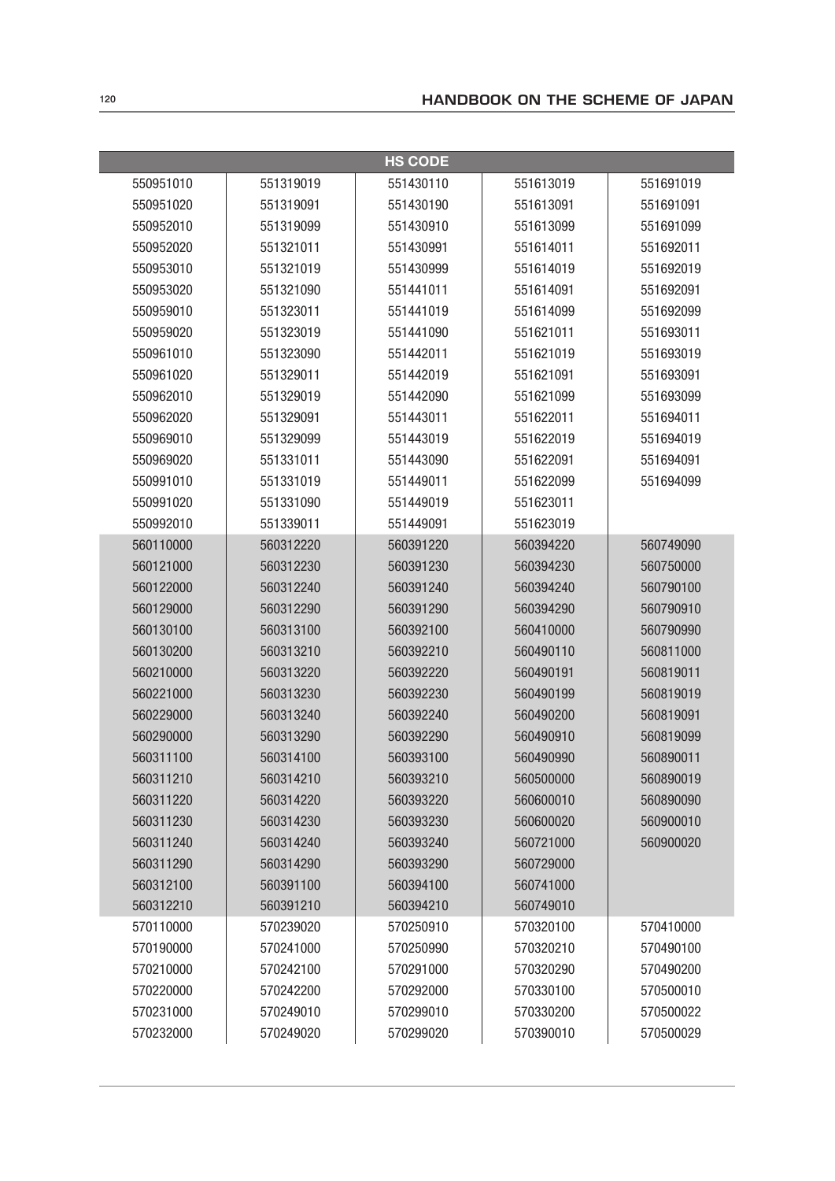| HS CODE | | | | |
|---|---|---|---|---|
| 550951010 | 551319019 | 551430110 | 551613019 | 551691019 |
| 550951020 | 551319091 | 551430190 | 551613091 | 551691091 |
| 550952010 | 551319099 | 551430910 | 551613099 | 551691099 |
| 550952020 | 551321011 | 551430991 | 551614011 | 551692011 |
| 550953010 | 551321019 | 551430999 | 551614019 | 551692019 |
| 550953020 | 551321090 | 551441011 | 551614091 | 551692091 |
| 550959010 | 551323011 | 551441019 | 551614099 | 551692099 |
| 550959020 | 551323019 | 551441090 | 551621011 | 551693011 |
| 550961010 | 551323090 | 551442011 | 551621019 | 551693019 |
| 550961020 | 551329011 | 551442019 | 551621091 | 551693091 |
| 550962010 | 551329019 | 551442090 | 551621099 | 551693099 |
| 550962020 | 551329091 | 551443011 | 551622011 | 551694011 |
| 550969010 | 551329099 | 551443019 | 551622019 | 551694019 |
| 550969020 | 551331011 | 551443090 | 551622091 | 551694091 |
| 550991010 | 551331019 | 551449011 | 551622099 | 551694099 |
| 550991020 | 551331090 | 551449019 | 551623011 | |
| 550992010 | 551339011 | 551449091 | 551623019 | |
| 560110000 | 560312220 | 560391220 | 560394220 | 560749090 |
| 560121000 | 560312230 | 560391230 | 560394230 | 560750000 |
| 560122000 | 560312240 | 560391240 | 560394240 | 560790100 |
| 560129000 | 560312290 | 560391290 | 560394290 | 560790910 |
| 560130100 | 560313100 | 560392100 | 560410000 | 560790990 |
| 560130200 | 560313210 | 560392210 | 560490110 | 560811000 |
| 560210000 | 560313220 | 560392220 | 560490191 | 560819011 |
| 560221000 | 560313230 | 560392230 | 560490199 | 560819019 |
| 560229000 | 560313240 | 560392240 | 560490200 | 560819091 |
| 560290000 | 560313290 | 560392290 | 560490910 | 560819099 |
| 560311100 | 560314100 | 560393100 | 560490990 | 560890011 |
| 560311210 | 560314210 | 560393210 | 560500000 | 560890019 |
| 560311220 | 560314220 | 560393220 | 560600010 | 560890090 |
| 560311230 | 560314230 | 560393230 | 560600020 | 560900010 |
| 560311240 | 560314240 | 560393240 | 560721000 | 560900020 |
| 560311290 | 560314290 | 560393290 | 560729000 | |
| 560312100 | 560391100 | 560394100 | 560741000 | |
| 560312210 | 560391210 | 560394210 | 560749010 | |
| 570110000 | 570239020 | 570250910 | 570320100 | 570410000 |
| 570190000 | 570241000 | 570250990 | 570320210 | 570490100 |
| 570210000 | 570242100 | 570291000 | 570320290 | 570490200 |
| 570220000 | 570242200 | 570292000 | 570330100 | 570500010 |
| 570231000 | 570249010 | 570299010 | 570330200 | 570500022 |
| 570232000 | 570249020 | 570299020 | 570390010 | 570500029 |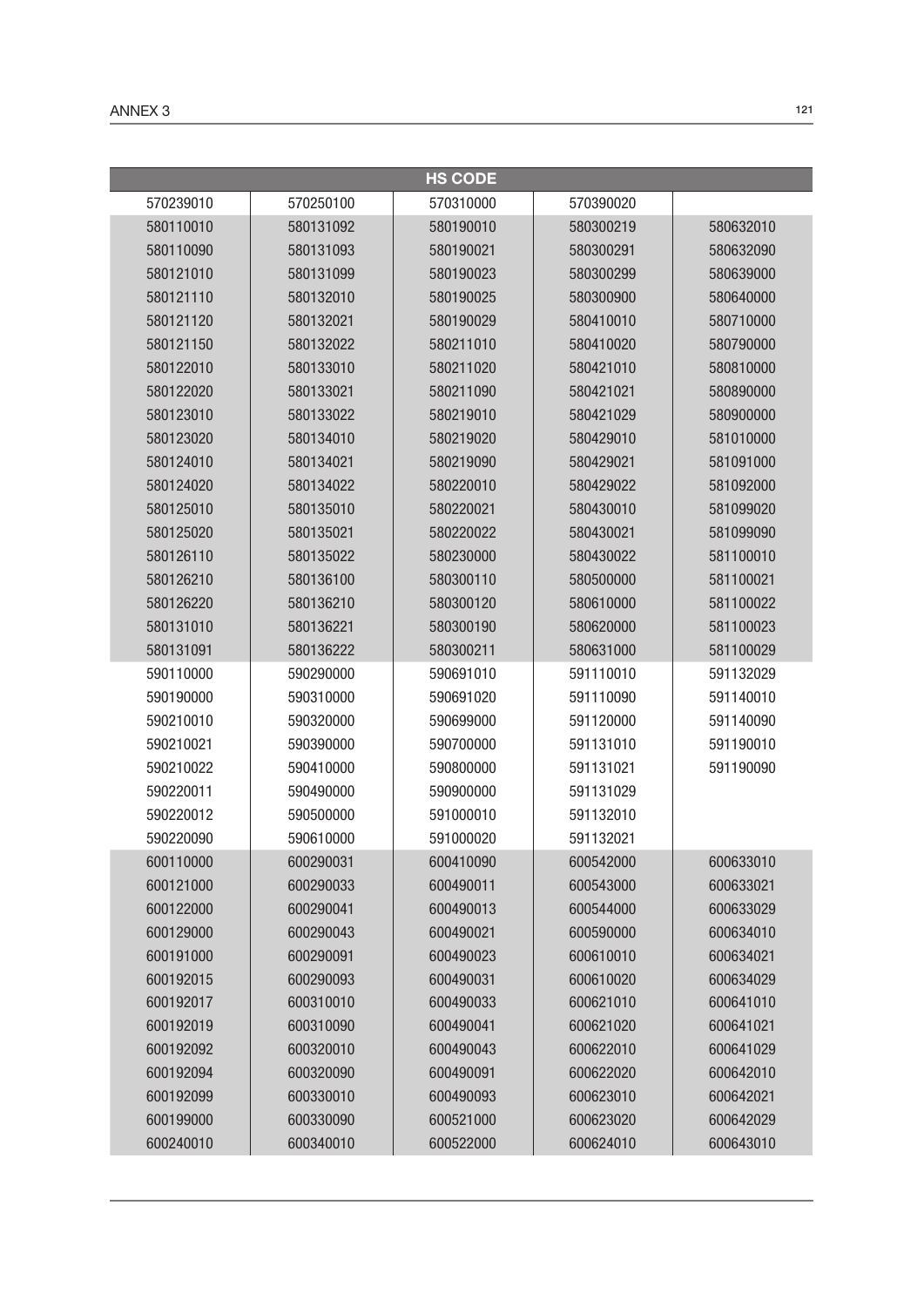| HS CODE | | | | |
|---|---|---|---|---|
| 570239010 | 570250100 | 570310000 | 570390020 | |
| 580110010 | 580131092 | 580190010 | 580300219 | 580632010 |
| 580110090 | 580131093 | 580190021 | 580300291 | 580632090 |
| 580121010 | 580131099 | 580190023 | 580300299 | 580639000 |
| 580121110 | 580132010 | 580190025 | 580300900 | 580640000 |
| 580121120 | 580132021 | 580190029 | 580410010 | 580710000 |
| 580121150 | 580132022 | 580211010 | 580410020 | 580790000 |
| 580122010 | 580133010 | 580211020 | 580421010 | 580810000 |
| 580122020 | 580133021 | 580211090 | 580421021 | 580890000 |
| 580123010 | 580133022 | 580219010 | 580421029 | 580900000 |
| 580123020 | 580134010 | 580219020 | 580429010 | 581010000 |
| 580124010 | 580134021 | 580219090 | 580429021 | 581091000 |
| 580124020 | 580134022 | 580220010 | 580429022 | 581092000 |
| 580125010 | 580135010 | 580220021 | 580430010 | 581099020 |
| 580125020 | 580135021 | 580220022 | 580430021 | 581099090 |
| 580126110 | 580135022 | 580230000 | 580430022 | 581100010 |
| 580126210 | 580136100 | 580300110 | 580500000 | 581100021 |
| 580126220 | 580136210 | 580300120 | 580610000 | 581100022 |
| 580131010 | 580136221 | 580300190 | 580620000 | 581100023 |
| 580131091 | 580136222 | 580300211 | 580631000 | 581100029 |
| 590110000 | 590290000 | 590691010 | 591110010 | 591132029 |
| 590190000 | 590310000 | 590691020 | 591110090 | 591140010 |
| 590210010 | 590320000 | 590699000 | 591120000 | 591140090 |
| 590210021 | 590390000 | 590700000 | 591131010 | 591190010 |
| 590210022 | 590410000 | 590800000 | 591131021 | 591190090 |
| 590220011 | 590490000 | 590900000 | 591131029 | |
| 590220012 | 590500000 | 591000010 | 591132010 | |
| 590220090 | 590610000 | 591000020 | 591132021 | |
| 600110000 | 600290031 | 600410090 | 600542000 | 600633010 |
| 600121000 | 600290033 | 600490011 | 600543000 | 600633021 |
| 600122000 | 600290041 | 600490013 | 600544000 | 600633029 |
| 600129000 | 600290043 | 600490021 | 600590000 | 600634010 |
| 600191000 | 600290091 | 600490023 | 600610010 | 600634021 |
| 600192015 | 600290093 | 600490031 | 600610020 | 600634029 |
| 600192017 | 600310010 | 600490033 | 600621010 | 600641010 |
| 600192019 | 600310090 | 600490041 | 600621020 | 600641021 |
| 600192092 | 600320010 | 600490043 | 600622010 | 600641029 |
| 600192094 | 600320090 | 600490091 | 600622020 | 600642010 |
| 600192099 | 600330010 | 600490093 | 600623010 | 600642021 |
| 600199000 | 600330090 | 600521000 | 600623020 | 600642029 |
| 600240010 | 600340010 | 600522000 | 600624010 | 600643010 |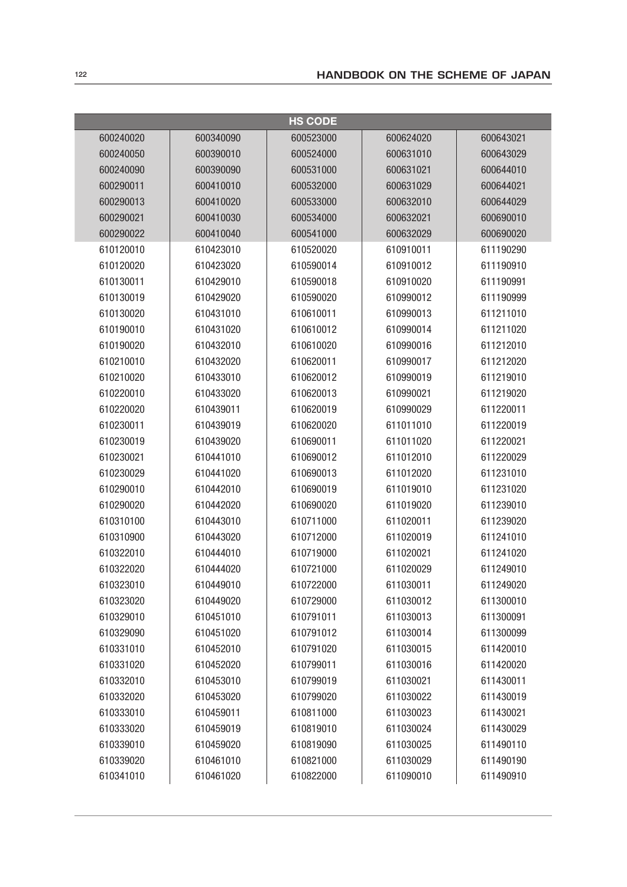| HS CODE | | | | |
|---|---|---|---|---|
| 600240020 | 600340090 | 600523000 | 600624020 | 600643021 |
| 600240050 | 600390010 | 600524000 | 600631010 | 600643029 |
| 600240090 | 600390090 | 600531000 | 600631021 | 600644010 |
| 600290011 | 600410010 | 600532000 | 600631029 | 600644021 |
| 600290013 | 600410020 | 600533000 | 600632010 | 600644029 |
| 600290021 | 600410030 | 600534000 | 600632021 | 600690010 |
| 600290022 | 600410040 | 600541000 | 600632029 | 600690020 |
| 610120010 | 610423010 | 610520020 | 610910011 | 611190290 |
| 610120020 | 610423020 | 610590014 | 610910012 | 611190910 |
| 610130011 | 610429010 | 610590018 | 610910020 | 611190991 |
| 610130019 | 610429020 | 610590020 | 610990012 | 611190999 |
| 610130020 | 610431010 | 610610011 | 610990013 | 611211010 |
| 610190010 | 610431020 | 610610012 | 610990014 | 611211020 |
| 610190020 | 610432010 | 610610020 | 610990016 | 611212010 |
| 610210010 | 610432020 | 610620011 | 610990017 | 611212020 |
| 610210020 | 610433010 | 610620012 | 610990019 | 611219010 |
| 610220010 | 610433020 | 610620013 | 610990021 | 611219020 |
| 610220020 | 610439011 | 610620019 | 610990029 | 611220011 |
| 610230011 | 610439019 | 610620020 | 611011010 | 611220019 |
| 610230019 | 610439020 | 610690011 | 611011020 | 611220021 |
| 610230021 | 610441010 | 610690012 | 611012010 | 611220029 |
| 610230029 | 610441020 | 610690013 | 611012020 | 611231010 |
| 610290010 | 610442010 | 610690019 | 611019010 | 611231020 |
| 610290020 | 610442020 | 610690020 | 611019020 | 611239010 |
| 610310100 | 610443010 | 610711000 | 611020011 | 611239020 |
| 610310900 | 610443020 | 610712000 | 611020019 | 611241010 |
| 610322010 | 610444010 | 610719000 | 611020021 | 611241020 |
| 610322020 | 610444020 | 610721000 | 611020029 | 611249010 |
| 610323010 | 610449010 | 610722000 | 611030011 | 611249020 |
| 610323020 | 610449020 | 610729000 | 611030012 | 611300010 |
| 610329010 | 610451010 | 610791011 | 611030013 | 611300091 |
| 610329090 | 610451020 | 610791012 | 611030014 | 611300099 |
| 610331010 | 610452010 | 610791020 | 611030015 | 611420010 |
| 610331020 | 610452020 | 610799011 | 611030016 | 611420020 |
| 610332010 | 610453010 | 610799019 | 611030021 | 611430011 |
| 610332020 | 610453020 | 610799020 | 611030022 | 611430019 |
| 610333010 | 610459011 | 610811000 | 611030023 | 611430021 |
| 610333020 | 610459019 | 610819010 | 611030024 | 611430029 |
| 610339010 | 610459020 | 610819090 | 611030025 | 611490110 |
| 610339020 | 610461010 | 610821000 | 611030029 | 611490190 |
| 610341010 | 610461020 | 610822000 | 611090010 | 611490910 |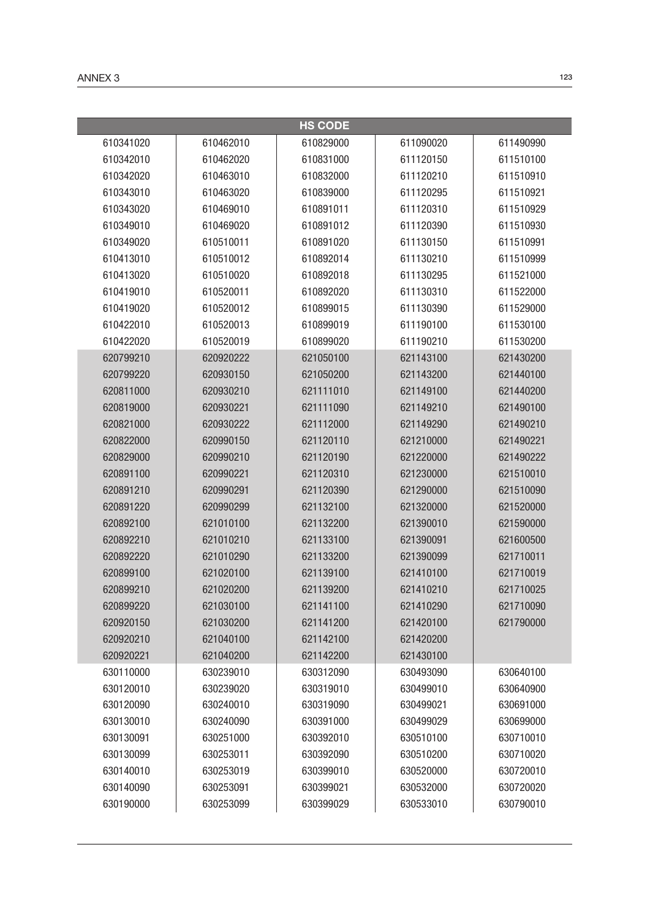| HS CODE | | | | |
|---|---|---|---|---|
| 610341020 | 610462010 | 610829000 | 611090020 | 611490990 |
| 610342010 | 610462020 | 610831000 | 611120150 | 611510100 |
| 610342020 | 610463010 | 610832000 | 611120210 | 611510910 |
| 610343010 | 610463020 | 610839000 | 611120295 | 611510921 |
| 610343020 | 610469010 | 610891011 | 611120310 | 611510929 |
| 610349010 | 610469020 | 610891012 | 611120390 | 611510930 |
| 610349020 | 610510011 | 610891020 | 611130150 | 611510991 |
| 610413010 | 610510012 | 610892014 | 611130210 | 611510999 |
| 610413020 | 610510020 | 610892018 | 611130295 | 611521000 |
| 610419010 | 610520011 | 610892020 | 611130310 | 611522000 |
| 610419020 | 610520012 | 610899015 | 611130390 | 611529000 |
| 610422010 | 610520013 | 610899019 | 611190100 | 611530100 |
| 610422020 | 610520019 | 610899020 | 611190210 | 611530200 |
| 620799210 | 620920222 | 621050100 | 621143100 | 621430200 |
| 620799220 | 620930150 | 621050200 | 621143200 | 621440100 |
| 620811000 | 620930210 | 621111010 | 621149100 | 621440200 |
| 620819000 | 620930221 | 621111090 | 621149210 | 621490100 |
| 620821000 | 620930222 | 621112000 | 621149290 | 621490210 |
| 620822000 | 620990150 | 621120110 | 621210000 | 621490221 |
| 620829000 | 620990210 | 621120190 | 621220000 | 621490222 |
| 620891100 | 620990221 | 621120310 | 621230000 | 621510010 |
| 620891210 | 620990291 | 621120390 | 621290000 | 621510090 |
| 620891220 | 620990299 | 621132100 | 621320000 | 621520000 |
| 620892100 | 621010100 | 621132200 | 621390010 | 621590000 |
| 620892210 | 621010210 | 621133100 | 621390091 | 621600500 |
| 620892220 | 621010290 | 621133200 | 621390099 | 621710011 |
| 620899100 | 621020100 | 621139100 | 621410100 | 621710019 |
| 620899210 | 621020200 | 621139200 | 621410210 | 621710025 |
| 620899220 | 621030100 | 621141100 | 621410290 | 621710090 |
| 620920150 | 621030200 | 621141200 | 621420100 | 621790000 |
| 620920210 | 621040100 | 621142100 | 621420200 | |
| 620920221 | 621040200 | 621142200 | 621430100 | |
| 630110000 | 630239010 | 630312090 | 630493090 | 630640100 |
| 630120010 | 630239020 | 630319010 | 630499010 | 630640900 |
| 630120090 | 630240010 | 630319090 | 630499021 | 630691000 |
| 630130010 | 630240090 | 630391000 | 630499029 | 630699000 |
| 630130091 | 630251000 | 630392010 | 630510100 | 630710010 |
| 630130099 | 630253011 | 630392090 | 630510200 | 630710020 |
| 630140010 | 630253019 | 630399010 | 630520000 | 630720010 |
| 630140090 | 630253091 | 630399021 | 630532000 | 630720020 |
| 630190000 | 630253099 | 630399029 | 630533010 | 630790010 |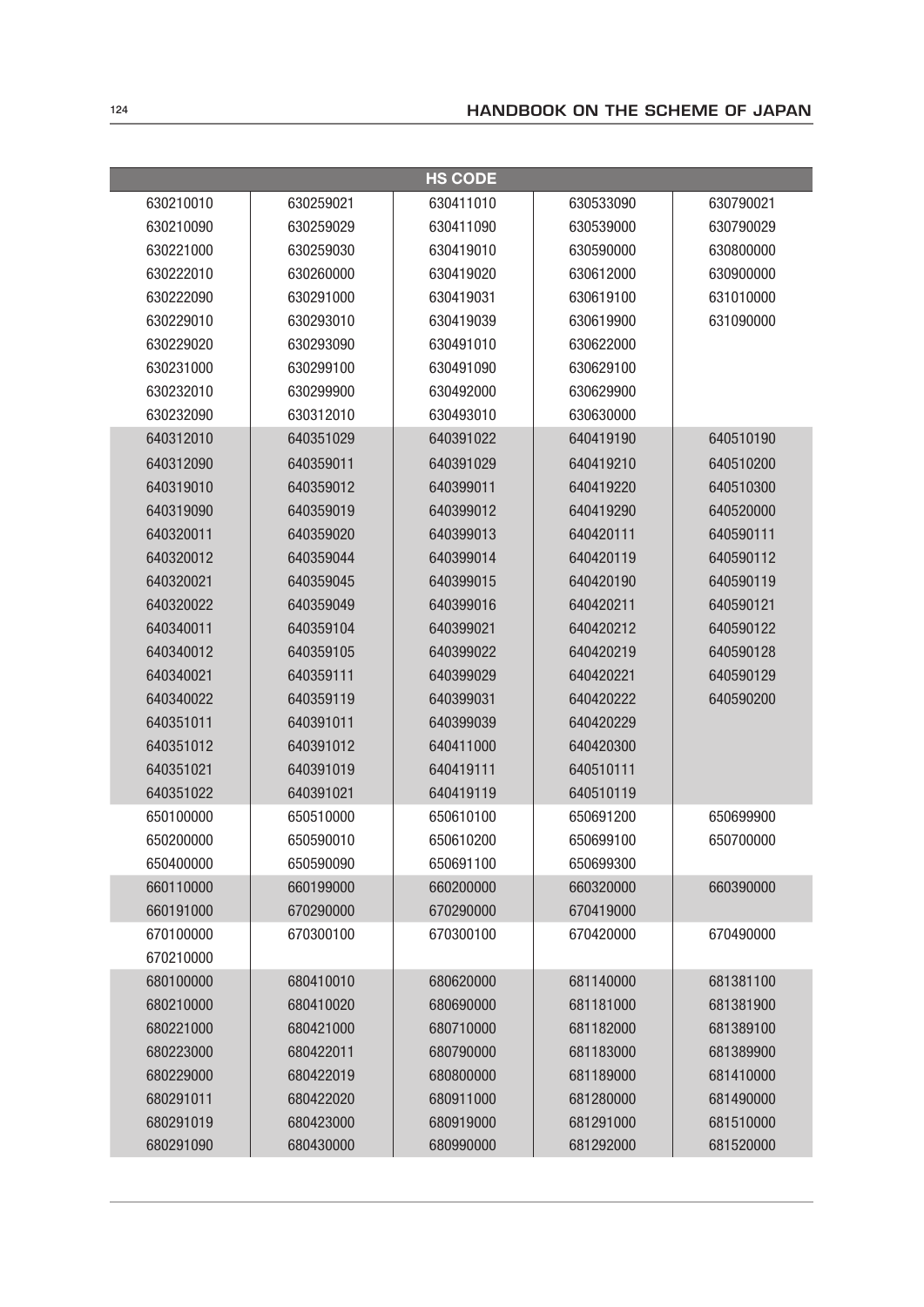| HS CODE | | | | |
|---|---|---|---|---|
| 630210010 | 630259021 | 630411010 | 630533090 | 630790021 |
| 630210090 | 630259029 | 630411090 | 630539000 | 630790029 |
| 630221000 | 630259030 | 630419010 | 630590000 | 630800000 |
| 630222010 | 630260000 | 630419020 | 630612000 | 630900000 |
| 630222090 | 630291000 | 630419031 | 630619100 | 631010000 |
| 630229010 | 630293010 | 630419039 | 630619900 | 631090000 |
| 630229020 | 630293090 | 630491010 | 630622000 | |
| 630231000 | 630299100 | 630491090 | 630629100 | |
| 630232010 | 630299900 | 630492000 | 630629900 | |
| 630232090 | 630312010 | 630493010 | 630630000 | |
| 640312010 | 640351029 | 640391022 | 640419190 | 640510190 |
| 640312090 | 640359011 | 640391029 | 640419210 | 640510200 |
| 640319010 | 640359012 | 640399011 | 640419220 | 640510300 |
| 640319090 | 640359019 | 640399012 | 640419290 | 640520000 |
| 640320011 | 640359020 | 640399013 | 640420111 | 640590111 |
| 640320012 | 640359044 | 640399014 | 640420119 | 640590112 |
| 640320021 | 640359045 | 640399015 | 640420190 | 640590119 |
| 640320022 | 640359049 | 640399016 | 640420211 | 640590121 |
| 640340011 | 640359104 | 640399021 | 640420212 | 640590122 |
| 640340012 | 640359105 | 640399022 | 640420219 | 640590128 |
| 640340021 | 640359111 | 640399029 | 640420221 | 640590129 |
| 640340022 | 640359119 | 640399031 | 640420222 | 640590200 |
| 640351011 | 640391011 | 640399039 | 640420229 | |
| 640351012 | 640391012 | 640411000 | 640420300 | |
| 640351021 | 640391019 | 640419111 | 640510111 | |
| 640351022 | 640391021 | 640419119 | 640510119 | |
| 650100000 | 650510000 | 650610100 | 650691200 | 650699900 |
| 650200000 | 650590010 | 650610200 | 650699100 | 650700000 |
| 650400000 | 650590090 | 650691100 | 650699300 | |
| 660110000 | 660199000 | 660200000 | 660320000 | 660390000 |
| 660191000 | 670290000 | 670290000 | 670419000 | |
| 670100000 | 670300100 | 670300100 | 670420000 | 670490000 |
| 670210000 | | | | |
| 680100000 | 680410010 | 680620000 | 681140000 | 681381100 |
| 680210000 | 680410020 | 680690000 | 681181000 | 681381900 |
| 680221000 | 680421000 | 680710000 | 681182000 | 681389100 |
| 680223000 | 680422011 | 680790000 | 681183000 | 681389900 |
| 680229000 | 680422019 | 680800000 | 681189000 | 681410000 |
| 680291011 | 680422020 | 680911000 | 681280000 | 681490000 |
| 680291019 | 680423000 | 680919000 | 681291000 | 681510000 |
| 680291090 | 680430000 | 680990000 | 681292000 | 681520000 |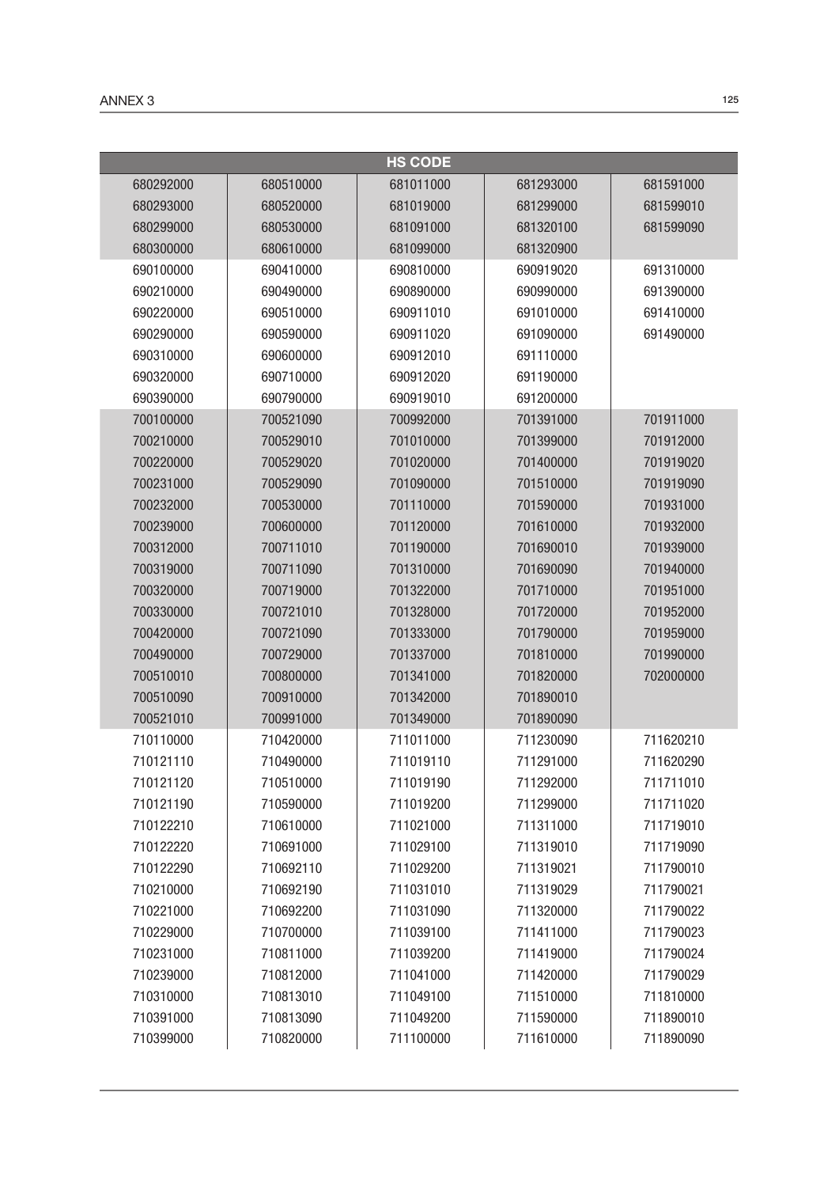| HS CODE | | | | |
|---|---|---|---|---|
| 680292000 | 680510000 | 681011000 | 681293000 | 681591000 |
| 680293000 | 680520000 | 681019000 | 681299000 | 681599010 |
| 680299000 | 680530000 | 681091000 | 681320100 | 681599090 |
| 680300000 | 680610000 | 681099000 | 681320900 | |
| 690100000 | 690410000 | 690810000 | 690919020 | 691310000 |
| 690210000 | 690490000 | 690890000 | 690990000 | 691390000 |
| 690220000 | 690510000 | 690911010 | 691010000 | 691410000 |
| 690290000 | 690590000 | 690911020 | 691090000 | 691490000 |
| 690310000 | 690600000 | 690912010 | 691110000 | |
| 690320000 | 690710000 | 690912020 | 691190000 | |
| 690390000 | 690790000 | 690919010 | 691200000 | |
| 700100000 | 700521090 | 700992000 | 701391000 | 701911000 |
| 700210000 | 700529010 | 701010000 | 701399000 | 701912000 |
| 700220000 | 700529020 | 701020000 | 701400000 | 701919020 |
| 700231000 | 700529090 | 701090000 | 701510000 | 701919090 |
| 700232000 | 700530000 | 701110000 | 701590000 | 701931000 |
| 700239000 | 700600000 | 701120000 | 701610000 | 701932000 |
| 700312000 | 700711010 | 701190000 | 701690010 | 701939000 |
| 700319000 | 700711090 | 701310000 | 701690090 | 701940000 |
| 700320000 | 700719000 | 701322000 | 701710000 | 701951000 |
| 700330000 | 700721010 | 701328000 | 701720000 | 701952000 |
| 700420000 | 700721090 | 701333000 | 701790000 | 701959000 |
| 700490000 | 700729000 | 701337000 | 701810000 | 701990000 |
| 700510010 | 700800000 | 701341000 | 701820000 | 702000000 |
| 700510090 | 700910000 | 701342000 | 701890010 | |
| 700521010 | 700991000 | 701349000 | 701890090 | |
| 710110000 | 710420000 | 711011000 | 711230090 | 711620210 |
| 710121110 | 710490000 | 711019110 | 711291000 | 711620290 |
| 710121120 | 710510000 | 711019190 | 711292000 | 711711010 |
| 710121190 | 710590000 | 711019200 | 711299000 | 711711020 |
| 710122210 | 710610000 | 711021000 | 711311000 | 711719010 |
| 710122220 | 710691000 | 711029100 | 711319010 | 711719090 |
| 710122290 | 710692110 | 711029200 | 711319021 | 711790010 |
| 710210000 | 710692190 | 711031010 | 711319029 | 711790021 |
| 710221000 | 710692200 | 711031090 | 711320000 | 711790022 |
| 710229000 | 710700000 | 711039100 | 711411000 | 711790023 |
| 710231000 | 710811000 | 711039200 | 711419000 | 711790024 |
| 710239000 | 710812000 | 711041000 | 711420000 | 711790029 |
| 710310000 | 710813010 | 711049100 | 711510000 | 711810000 |
| 710391000 | 710813090 | 711049200 | 711590000 | 711890010 |
| 710399000 | 710820000 | 711100000 | 711610000 | 711890090 |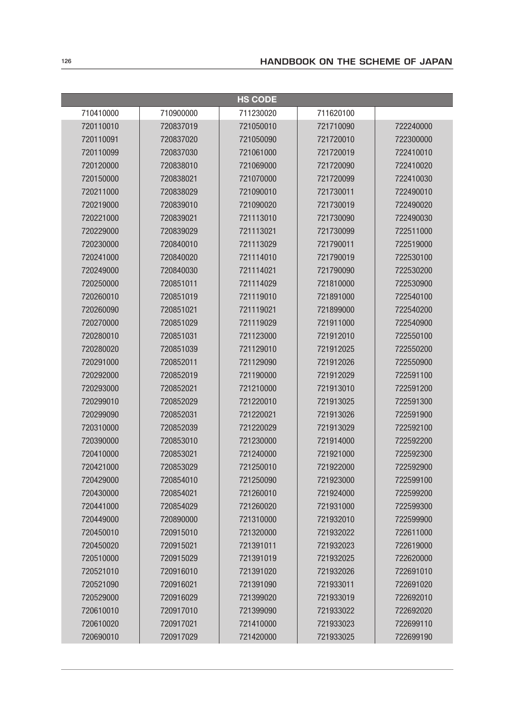| HS CODE | | | | |
|---|---|---|---|---|
| 710410000 | 710900000 | 711230020 | 711620100 | |
| 720110010 | 720837019 | 721050010 | 721710090 | 722240000 |
| 720110091 | 720837020 | 721050090 | 721720010 | 722300000 |
| 720110099 | 720837030 | 721061000 | 721720019 | 722410010 |
| 720120000 | 720838010 | 721069000 | 721720090 | 722410020 |
| 720150000 | 720838021 | 721070000 | 721720099 | 722410030 |
| 720211000 | 720838029 | 721090010 | 721730011 | 722490010 |
| 720219000 | 720839010 | 721090020 | 721730019 | 722490020 |
| 720221000 | 720839021 | 721113010 | 721730090 | 722490030 |
| 720229000 | 720839029 | 721113021 | 721730099 | 722511000 |
| 720230000 | 720840010 | 721113029 | 721790011 | 722519000 |
| 720241000 | 720840020 | 721114010 | 721790019 | 722530100 |
| 720249000 | 720840030 | 721114021 | 721790090 | 722530200 |
| 720250000 | 720851011 | 721114029 | 721810000 | 722530900 |
| 720260010 | 720851019 | 721119010 | 721891000 | 722540100 |
| 720260090 | 720851021 | 721119021 | 721899000 | 722540200 |
| 720270000 | 720851029 | 721119029 | 721911000 | 722540900 |
| 720280010 | 720851031 | 721123000 | 721912010 | 722550100 |
| 720280020 | 720851039 | 721129010 | 721912025 | 722550200 |
| 720291000 | 720852011 | 721129090 | 721912026 | 722550900 |
| 720292000 | 720852019 | 721190000 | 721912029 | 722591100 |
| 720293000 | 720852021 | 721210000 | 721913010 | 722591200 |
| 720299010 | 720852029 | 721220010 | 721913025 | 722591300 |
| 720299090 | 720852031 | 721220021 | 721913026 | 722591900 |
| 720310000 | 720852039 | 721220029 | 721913029 | 722592100 |
| 720390000 | 720853010 | 721230000 | 721914000 | 722592200 |
| 720410000 | 720853021 | 721240000 | 721921000 | 722592300 |
| 720421000 | 720853029 | 721250010 | 721922000 | 722592900 |
| 720429000 | 720854010 | 721250090 | 721923000 | 722599100 |
| 720430000 | 720854021 | 721260010 | 721924000 | 722599200 |
| 720441000 | 720854029 | 721260020 | 721931000 | 722599300 |
| 720449000 | 720890000 | 721310000 | 721932010 | 722599900 |
| 720450010 | 720915010 | 721320000 | 721932022 | 722611000 |
| 720450020 | 720915021 | 721391011 | 721932023 | 722619000 |
| 720510000 | 720915029 | 721391019 | 721932025 | 722620000 |
| 720521010 | 720916010 | 721391020 | 721932026 | 722691010 |
| 720521090 | 720916021 | 721391090 | 721933011 | 722691020 |
| 720529000 | 720916029 | 721399020 | 721933019 | 722692010 |
| 720610010 | 720917010 | 721399090 | 721933022 | 722692020 |
| 720610020 | 720917021 | 721410000 | 721933023 | 722699110 |
| 720690010 | 720917029 | 721420000 | 721933025 | 722699190 |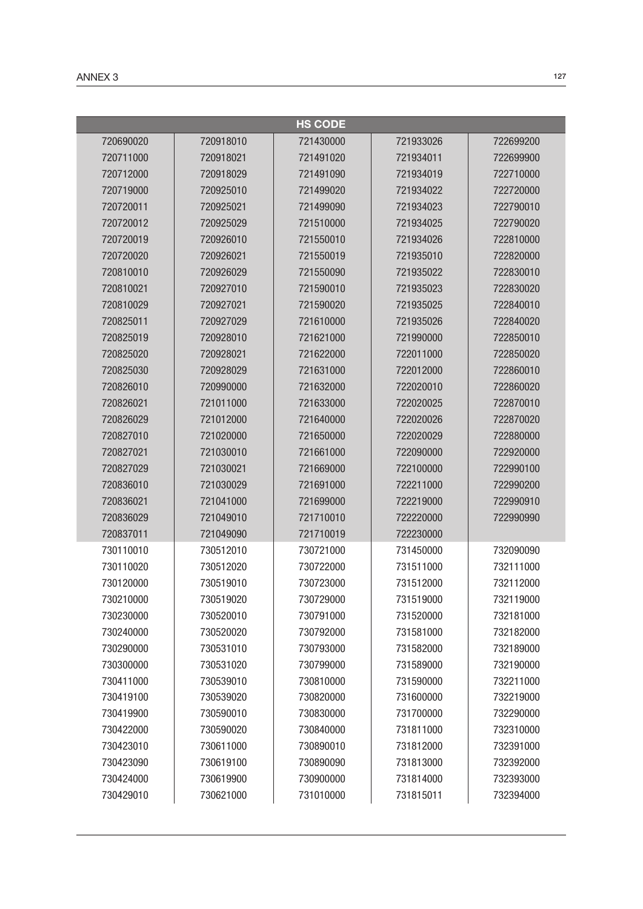| HS CODE | | | | |
|---|---|---|---|---|
| 720690020 | 720918010 | 721430000 | 721933026 | 722699200 |
| 720711000 | 720918021 | 721491020 | 721934011 | 722699900 |
| 720712000 | 720918029 | 721491090 | 721934019 | 722710000 |
| 720719000 | 720925010 | 721499020 | 721934022 | 722720000 |
| 720720011 | 720925021 | 721499090 | 721934023 | 722790010 |
| 720720012 | 720925029 | 721510000 | 721934025 | 722790020 |
| 720720019 | 720926010 | 721550010 | 721934026 | 722810000 |
| 720720020 | 720926021 | 721550019 | 721935010 | 722820000 |
| 720810010 | 720926029 | 721550090 | 721935022 | 722830010 |
| 720810021 | 720927010 | 721590010 | 721935023 | 722830020 |
| 720810029 | 720927021 | 721590020 | 721935025 | 722840010 |
| 720825011 | 720927029 | 721610000 | 721935026 | 722840020 |
| 720825019 | 720928010 | 721621000 | 721990000 | 722850010 |
| 720825020 | 720928021 | 721622000 | 722011000 | 722850020 |
| 720825030 | 720928029 | 721631000 | 722012000 | 722860010 |
| 720826010 | 720990000 | 721632000 | 722020010 | 722860020 |
| 720826021 | 721011000 | 721633000 | 722020025 | 722870010 |
| 720826029 | 721012000 | 721640000 | 722020026 | 722870020 |
| 720827010 | 721020000 | 721650000 | 722020029 | 722880000 |
| 720827021 | 721030010 | 721661000 | 722090000 | 722920000 |
| 720827029 | 721030021 | 721669000 | 722100000 | 722990100 |
| 720836010 | 721030029 | 721691000 | 722211000 | 722990200 |
| 720836021 | 721041000 | 721699000 | 722219000 | 722990910 |
| 720836029 | 721049010 | 721710010 | 722220000 | 722990990 |
| 720837011 | 721049090 | 721710019 | 722230000 | |
| 730110010 | 730512010 | 730721000 | 731450000 | 732090090 |
| 730110020 | 730512020 | 730722000 | 731511000 | 732111000 |
| 730120000 | 730519010 | 730723000 | 731512000 | 732112000 |
| 730210000 | 730519020 | 730729000 | 731519000 | 732119000 |
| 730230000 | 730520010 | 730791000 | 731520000 | 732181000 |
| 730240000 | 730520020 | 730792000 | 731581000 | 732182000 |
| 730290000 | 730531010 | 730793000 | 731582000 | 732189000 |
| 730300000 | 730531020 | 730799000 | 731589000 | 732190000 |
| 730411000 | 730539010 | 730810000 | 731590000 | 732211000 |
| 730419100 | 730539020 | 730820000 | 731600000 | 732219000 |
| 730419900 | 730590010 | 730830000 | 731700000 | 732290000 |
| 730422000 | 730590020 | 730840000 | 731811000 | 732310000 |
| 730423010 | 730611000 | 730890010 | 731812000 | 732391000 |
| 730423090 | 730619100 | 730890090 | 731813000 | 732392000 |
| 730424000 | 730619900 | 730900000 | 731814000 | 732393000 |
| 730429010 | 730621000 | 731010000 | 731815011 | 732394000 |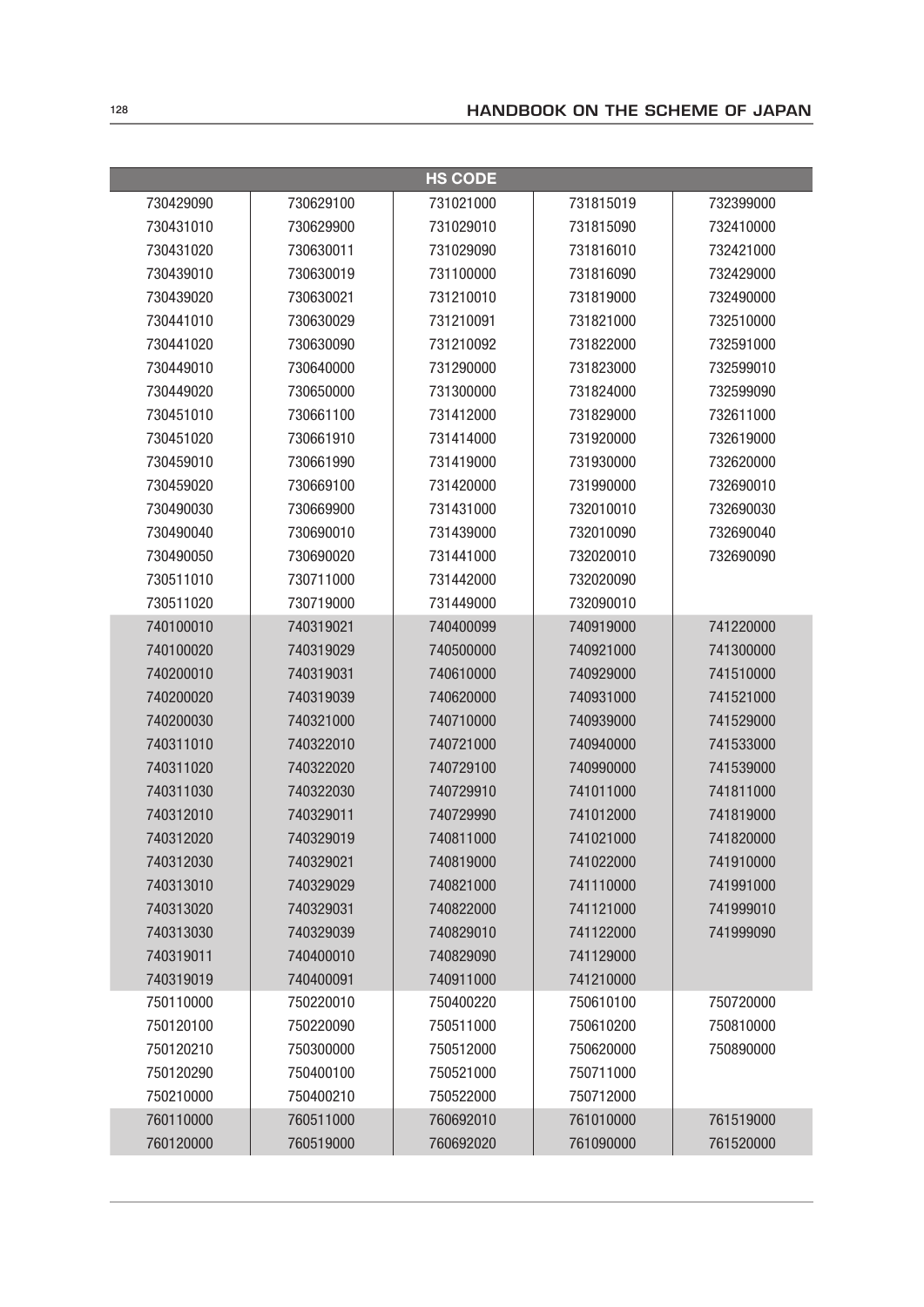| HS CODE | | | | |
|---|---|---|---|---|
| 730429090 | 730629100 | 731021000 | 731815019 | 732399000 |
| 730431010 | 730629900 | 731029010 | 731815090 | 732410000 |
| 730431020 | 730630011 | 731029090 | 731816010 | 732421000 |
| 730439010 | 730630019 | 731100000 | 731816090 | 732429000 |
| 730439020 | 730630021 | 731210010 | 731819000 | 732490000 |
| 730441010 | 730630029 | 731210091 | 731821000 | 732510000 |
| 730441020 | 730630090 | 731210092 | 731822000 | 732591000 |
| 730449010 | 730640000 | 731290000 | 731823000 | 732599010 |
| 730449020 | 730650000 | 731300000 | 731824000 | 732599090 |
| 730451010 | 730661100 | 731412000 | 731829000 | 732611000 |
| 730451020 | 730661910 | 731414000 | 731920000 | 732619000 |
| 730459010 | 730661990 | 731419000 | 731930000 | 732620000 |
| 730459020 | 730669100 | 731420000 | 731990000 | 732690010 |
| 730490030 | 730669900 | 731431000 | 732010010 | 732690030 |
| 730490040 | 730690010 | 731439000 | 732010090 | 732690040 |
| 730490050 | 730690020 | 731441000 | 732020010 | 732690090 |
| 730511010 | 730711000 | 731442000 | 732020090 | |
| 730511020 | 730719000 | 731449000 | 732090010 | |
| 740100010 | 740319021 | 740400099 | 740919000 | 741220000 |
| 740100020 | 740319029 | 740500000 | 740921000 | 741300000 |
| 740200010 | 740319031 | 740610000 | 740929000 | 741510000 |
| 740200020 | 740319039 | 740620000 | 740931000 | 741521000 |
| 740200030 | 740321000 | 740710000 | 740939000 | 741529000 |
| 740311010 | 740322010 | 740721000 | 740940000 | 741533000 |
| 740311020 | 740322020 | 740729100 | 740990000 | 741539000 |
| 740311030 | 740322030 | 740729910 | 741011000 | 741811000 |
| 740312010 | 740329011 | 740729990 | 741012000 | 741819000 |
| 740312020 | 740329019 | 740811000 | 741021000 | 741820000 |
| 740312030 | 740329021 | 740819000 | 741022000 | 741910000 |
| 740313010 | 740329029 | 740821000 | 741110000 | 741991000 |
| 740313020 | 740329031 | 740822000 | 741121000 | 741999010 |
| 740313030 | 740329039 | 740829010 | 741122000 | 741999090 |
| 740319011 | 740400010 | 740829090 | 741129000 | |
| 740319019 | 740400091 | 740911000 | 741210000 | |
| 750110000 | 750220010 | 750400220 | 750610100 | 750720000 |
| 750120100 | 750220090 | 750511000 | 750610200 | 750810000 |
| 750120210 | 750300000 | 750512000 | 750620000 | 750890000 |
| 750120290 | 750400100 | 750521000 | 750711000 | |
| 750210000 | 750400210 | 750522000 | 750712000 | |
| 760110000 | 760511000 | 760692010 | 761010000 | 761519000 |
| 760120000 | 760519000 | 760692020 | 761090000 | 761520000 |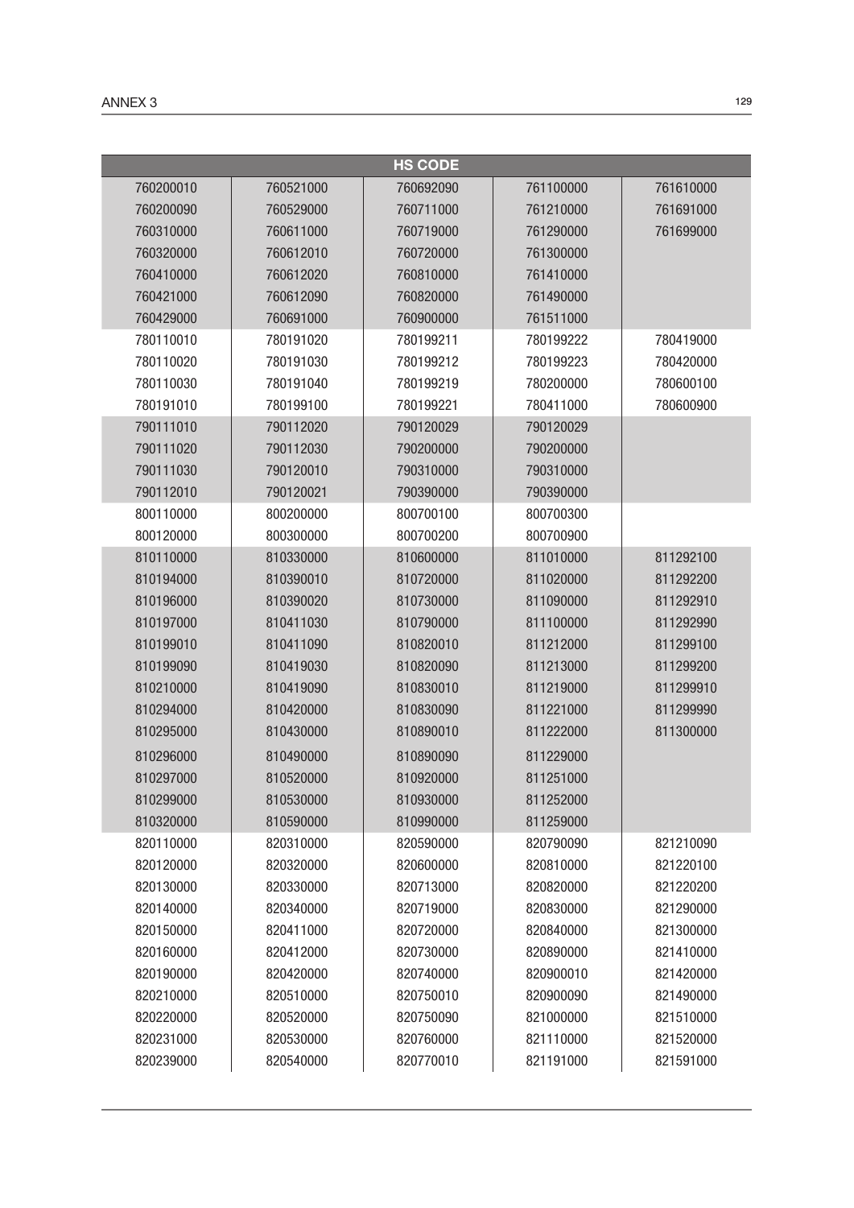| HS CODE | | | | |
|---|---|---|---|---|
| 760200010 | 760521000 | 760692090 | 761100000 | 761610000 |
| 760200090 | 760529000 | 760711000 | 761210000 | 761691000 |
| 760310000 | 760611000 | 760719000 | 761290000 | 761699000 |
| 760320000 | 760612010 | 760720000 | 761300000 | |
| 760410000 | 760612020 | 760810000 | 761410000 | |
| 760421000 | 760612090 | 760820000 | 761490000 | |
| 760429000 | 760691000 | 760900000 | 761511000 | |
| 780110010 | 780191020 | 780199211 | 780199222 | 780419000 |
| 780110020 | 780191030 | 780199212 | 780199223 | 780420000 |
| 780110030 | 780191040 | 780199219 | 780200000 | 780600100 |
| 780191010 | 780199100 | 780199221 | 780411000 | 780600900 |
| 790111010 | 790112020 | 790120029 | 790120029 | |
| 790111020 | 790112030 | 790200000 | 790200000 | |
| 790111030 | 790120010 | 790310000 | 790310000 | |
| 790112010 | 790120021 | 790390000 | 790390000 | |
| 800110000 | 800200000 | 800700100 | 800700300 | |
| 800120000 | 800300000 | 800700200 | 800700900 | |
| 810110000 | 810330000 | 810600000 | 811010000 | 811292100 |
| 810194000 | 810390010 | 810720000 | 811020000 | 811292200 |
| 810196000 | 810390020 | 810730000 | 811090000 | 811292910 |
| 810197000 | 810411030 | 810790000 | 811100000 | 811292990 |
| 810199010 | 810411090 | 810820010 | 811212000 | 811299100 |
| 810199090 | 810419030 | 810820090 | 811213000 | 811299200 |
| 810210000 | 810419090 | 810830010 | 811219000 | 811299910 |
| 810294000 | 810420000 | 810830090 | 811221000 | 811299990 |
| 810295000 | 810430000 | 810890010 | 811222000 | 811300000 |
| 810296000 | 810490000 | 810890090 | 811229000 | |
| 810297000 | 810520000 | 810920000 | 811251000 | |
| 810299000 | 810530000 | 810930000 | 811252000 | |
| 810320000 | 810590000 | 810990000 | 811259000 | |
| 820110000 | 820310000 | 820590000 | 820790090 | 821210090 |
| 820120000 | 820320000 | 820600000 | 820810000 | 821220100 |
| 820130000 | 820330000 | 820713000 | 820820000 | 821220200 |
| 820140000 | 820340000 | 820719000 | 820830000 | 821290000 |
| 820150000 | 820411000 | 820720000 | 820840000 | 821300000 |
| 820160000 | 820412000 | 820730000 | 820890000 | 821410000 |
| 820190000 | 820420000 | 820740000 | 820900010 | 821420000 |
| 820210000 | 820510000 | 820750010 | 820900090 | 821490000 |
| 820220000 | 820520000 | 820750090 | 821000000 | 821510000 |
| 820231000 | 820530000 | 820760000 | 821110000 | 821520000 |
| 820239000 | 820540000 | 820770010 | 821191000 | 821591000 |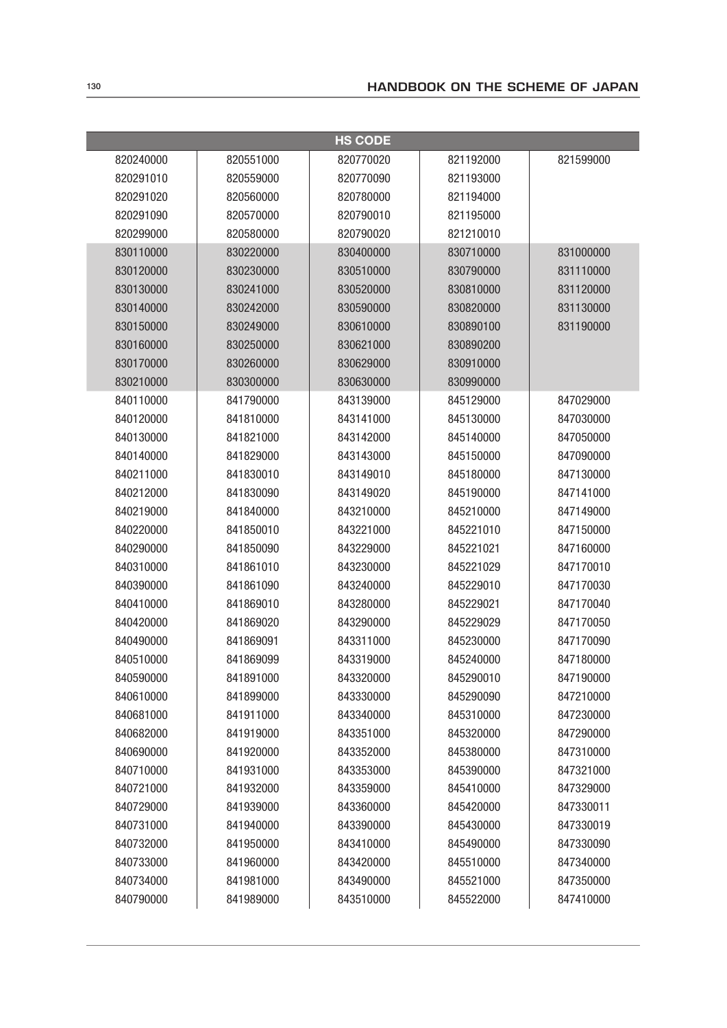| HS CODE | | | | |
|---|---|---|---|---|
| 820240000 | 820551000 | 820770020 | 821192000 | 821599000 |
| 820291010 | 820559000 | 820770090 | 821193000 | |
| 820291020 | 820560000 | 820780000 | 821194000 | |
| 820291090 | 820570000 | 820790010 | 821195000 | |
| 820299000 | 820580000 | 820790020 | 821210010 | |
| 830110000 | 830220000 | 830400000 | 830710000 | 831000000 |
| 830120000 | 830230000 | 830510000 | 830790000 | 831110000 |
| 830130000 | 830241000 | 830520000 | 830810000 | 831120000 |
| 830140000 | 830242000 | 830590000 | 830820000 | 831130000 |
| 830150000 | 830249000 | 830610000 | 830890100 | 831190000 |
| 830160000 | 830250000 | 830621000 | 830890200 | |
| 830170000 | 830260000 | 830629000 | 830910000 | |
| 830210000 | 830300000 | 830630000 | 830990000 | |
| 840110000 | 841790000 | 843139000 | 845129000 | 847029000 |
| 840120000 | 841810000 | 843141000 | 845130000 | 847030000 |
| 840130000 | 841821000 | 843142000 | 845140000 | 847050000 |
| 840140000 | 841829000 | 843143000 | 845150000 | 847090000 |
| 840211000 | 841830010 | 843149010 | 845180000 | 847130000 |
| 840212000 | 841830090 | 843149020 | 845190000 | 847141000 |
| 840219000 | 841840000 | 843210000 | 845210000 | 847149000 |
| 840220000 | 841850010 | 843221000 | 845221010 | 847150000 |
| 840290000 | 841850090 | 843229000 | 845221021 | 847160000 |
| 840310000 | 841861010 | 843230000 | 845221029 | 847170010 |
| 840390000 | 841861090 | 843240000 | 845229010 | 847170030 |
| 840410000 | 841869010 | 843280000 | 845229021 | 847170040 |
| 840420000 | 841869020 | 843290000 | 845229029 | 847170050 |
| 840490000 | 841869091 | 843311000 | 845230000 | 847170090 |
| 840510000 | 841869099 | 843319000 | 845240000 | 847180000 |
| 840590000 | 841891000 | 843320000 | 845290010 | 847190000 |
| 840610000 | 841899000 | 843330000 | 845290090 | 847210000 |
| 840681000 | 841911000 | 843340000 | 845310000 | 847230000 |
| 840682000 | 841919000 | 843351000 | 845320000 | 847290000 |
| 840690000 | 841920000 | 843352000 | 845380000 | 847310000 |
| 840710000 | 841931000 | 843353000 | 845390000 | 847321000 |
| 840721000 | 841932000 | 843359000 | 845410000 | 847329000 |
| 840729000 | 841939000 | 843360000 | 845420000 | 847330011 |
| 840731000 | 841940000 | 843390000 | 845430000 | 847330019 |
| 840732000 | 841950000 | 843410000 | 845490000 | 847330090 |
| 840733000 | 841960000 | 843420000 | 845510000 | 847340000 |
| 840734000 | 841981000 | 843490000 | 845521000 | 847350000 |
| 840790000 | 841989000 | 843510000 | 845522000 | 847410000 |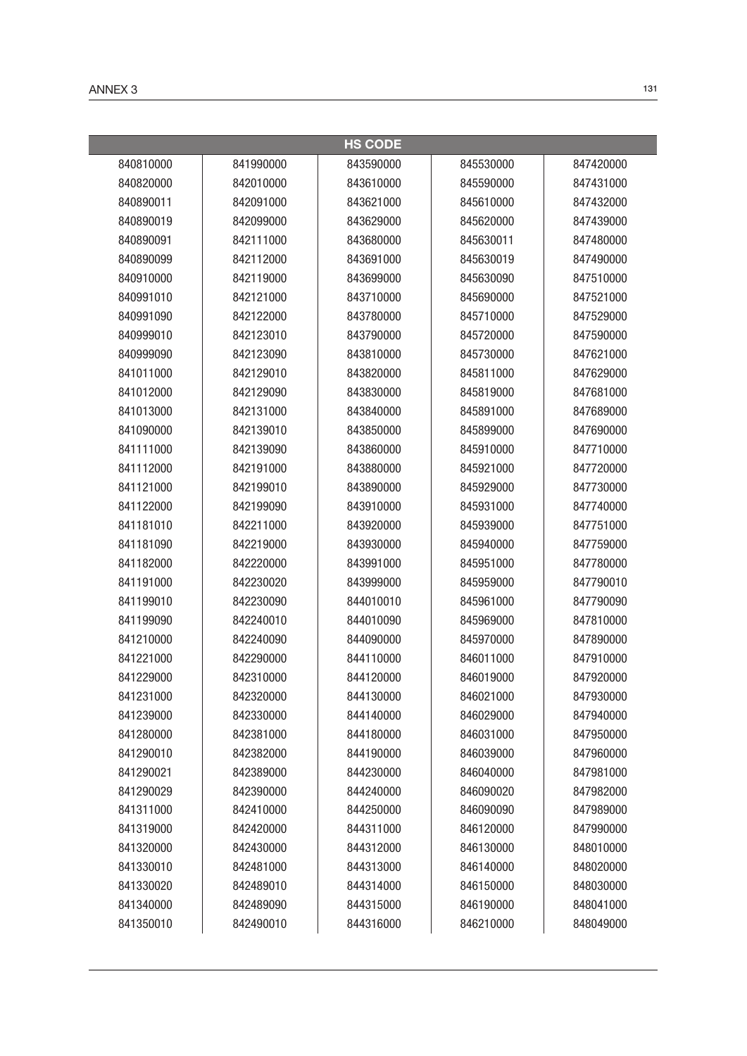| HS CODE | | | | |
|---|---|---|---|---|
| 840810000 | 841990000 | 843590000 | 845530000 | 847420000 |
| 840820000 | 842010000 | 843610000 | 845590000 | 847431000 |
| 840890011 | 842091000 | 843621000 | 845610000 | 847432000 |
| 840890019 | 842099000 | 843629000 | 845620000 | 847439000 |
| 840890091 | 842111000 | 843680000 | 845630011 | 847480000 |
| 840890099 | 842112000 | 843691000 | 845630019 | 847490000 |
| 840910000 | 842119000 | 843699000 | 845630090 | 847510000 |
| 840991010 | 842121000 | 843710000 | 845690000 | 847521000 |
| 840991090 | 842122000 | 843780000 | 845710000 | 847529000 |
| 840999010 | 842123010 | 843790000 | 845720000 | 847590000 |
| 840999090 | 842123090 | 843810000 | 845730000 | 847621000 |
| 841011000 | 842129010 | 843820000 | 845811000 | 847629000 |
| 841012000 | 842129090 | 843830000 | 845819000 | 847681000 |
| 841013000 | 842131000 | 843840000 | 845891000 | 847689000 |
| 841090000 | 842139010 | 843850000 | 845899000 | 847690000 |
| 841111000 | 842139090 | 843860000 | 845910000 | 847710000 |
| 841112000 | 842191000 | 843880000 | 845921000 | 847720000 |
| 841121000 | 842199010 | 843890000 | 845929000 | 847730000 |
| 841122000 | 842199090 | 843910000 | 845931000 | 847740000 |
| 841181010 | 842211000 | 843920000 | 845939000 | 847751000 |
| 841181090 | 842219000 | 843930000 | 845940000 | 847759000 |
| 841182000 | 842220000 | 843991000 | 845951000 | 847780000 |
| 841191000 | 842230020 | 843999000 | 845959000 | 847790010 |
| 841199010 | 842230090 | 844010010 | 845961000 | 847790090 |
| 841199090 | 842240010 | 844010090 | 845969000 | 847810000 |
| 841210000 | 842240090 | 844090000 | 845970000 | 847890000 |
| 841221000 | 842290000 | 844110000 | 846011000 | 847910000 |
| 841229000 | 842310000 | 844120000 | 846019000 | 847920000 |
| 841231000 | 842320000 | 844130000 | 846021000 | 847930000 |
| 841239000 | 842330000 | 844140000 | 846029000 | 847940000 |
| 841280000 | 842381000 | 844180000 | 846031000 | 847950000 |
| 841290010 | 842382000 | 844190000 | 846039000 | 847960000 |
| 841290021 | 842389000 | 844230000 | 846040000 | 847981000 |
| 841290029 | 842390000 | 844240000 | 846090020 | 847982000 |
| 841311000 | 842410000 | 844250000 | 846090090 | 847989000 |
| 841319000 | 842420000 | 844311000 | 846120000 | 847990000 |
| 841320000 | 842430000 | 844312000 | 846130000 | 848010000 |
| 841330010 | 842481000 | 844313000 | 846140000 | 848020000 |
| 841330020 | 842489010 | 844314000 | 846150000 | 848030000 |
| 841340000 | 842489090 | 844315000 | 846190000 | 848041000 |
| 841350010 | 842490010 | 844316000 | 846210000 | 848049000 |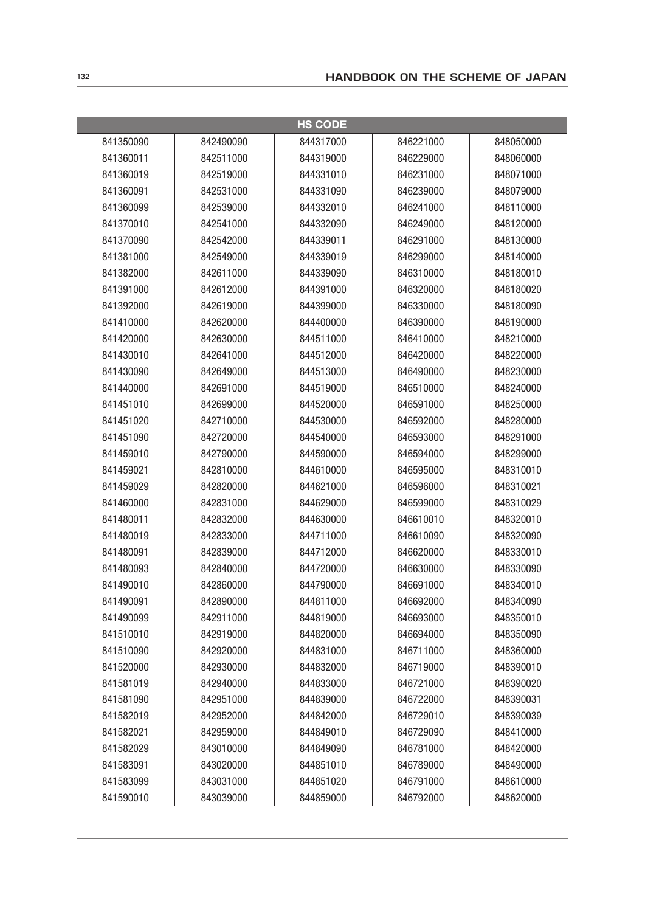| HS CODE | | | | |
|---|---|---|---|---|
| 841350090 | 842490090 | 844317000 | 846221000 | 848050000 |
| 841360011 | 842511000 | 844319000 | 846229000 | 848060000 |
| 841360019 | 842519000 | 844331010 | 846231000 | 848071000 |
| 841360091 | 842531000 | 844331090 | 846239000 | 848079000 |
| 841360099 | 842539000 | 844332010 | 846241000 | 848110000 |
| 841370010 | 842541000 | 844332090 | 846249000 | 848120000 |
| 841370090 | 842542000 | 844339011 | 846291000 | 848130000 |
| 841381000 | 842549000 | 844339019 | 846299000 | 848140000 |
| 841382000 | 842611000 | 844339090 | 846310000 | 848180010 |
| 841391000 | 842612000 | 844391000 | 846320000 | 848180020 |
| 841392000 | 842619000 | 844399000 | 846330000 | 848180090 |
| 841410000 | 842620000 | 844400000 | 846390000 | 848190000 |
| 841420000 | 842630000 | 844511000 | 846410000 | 848210000 |
| 841430010 | 842641000 | 844512000 | 846420000 | 848220000 |
| 841430090 | 842649000 | 844513000 | 846490000 | 848230000 |
| 841440000 | 842691000 | 844519000 | 846510000 | 848240000 |
| 841451010 | 842699000 | 844520000 | 846591000 | 848250000 |
| 841451020 | 842710000 | 844530000 | 846592000 | 848280000 |
| 841451090 | 842720000 | 844540000 | 846593000 | 848291000 |
| 841459010 | 842790000 | 844590000 | 846594000 | 848299000 |
| 841459021 | 842810000 | 844610000 | 846595000 | 848310010 |
| 841459029 | 842820000 | 844621000 | 846596000 | 848310021 |
| 841460000 | 842831000 | 844629000 | 846599000 | 848310029 |
| 841480011 | 842832000 | 844630000 | 846610010 | 848320010 |
| 841480019 | 842833000 | 844711000 | 846610090 | 848320090 |
| 841480091 | 842839000 | 844712000 | 846620000 | 848330010 |
| 841480093 | 842840000 | 844720000 | 846630000 | 848330090 |
| 841490010 | 842860000 | 844790000 | 846691000 | 848340010 |
| 841490091 | 842890000 | 844811000 | 846692000 | 848340090 |
| 841490099 | 842911000 | 844819000 | 846693000 | 848350010 |
| 841510010 | 842919000 | 844820000 | 846694000 | 848350090 |
| 841510090 | 842920000 | 844831000 | 846711000 | 848360000 |
| 841520000 | 842930000 | 844832000 | 846719000 | 848390010 |
| 841581019 | 842940000 | 844833000 | 846721000 | 848390020 |
| 841581090 | 842951000 | 844839000 | 846722000 | 848390031 |
| 841582019 | 842952000 | 844842000 | 846729010 | 848390039 |
| 841582021 | 842959000 | 844849010 | 846729090 | 848410000 |
| 841582029 | 843010000 | 844849090 | 846781000 | 848420000 |
| 841583091 | 843020000 | 844851010 | 846789000 | 848490000 |
| 841583099 | 843031000 | 844851020 | 846791000 | 848610000 |
| 841590010 | 843039000 | 844859000 | 846792000 | 848620000 |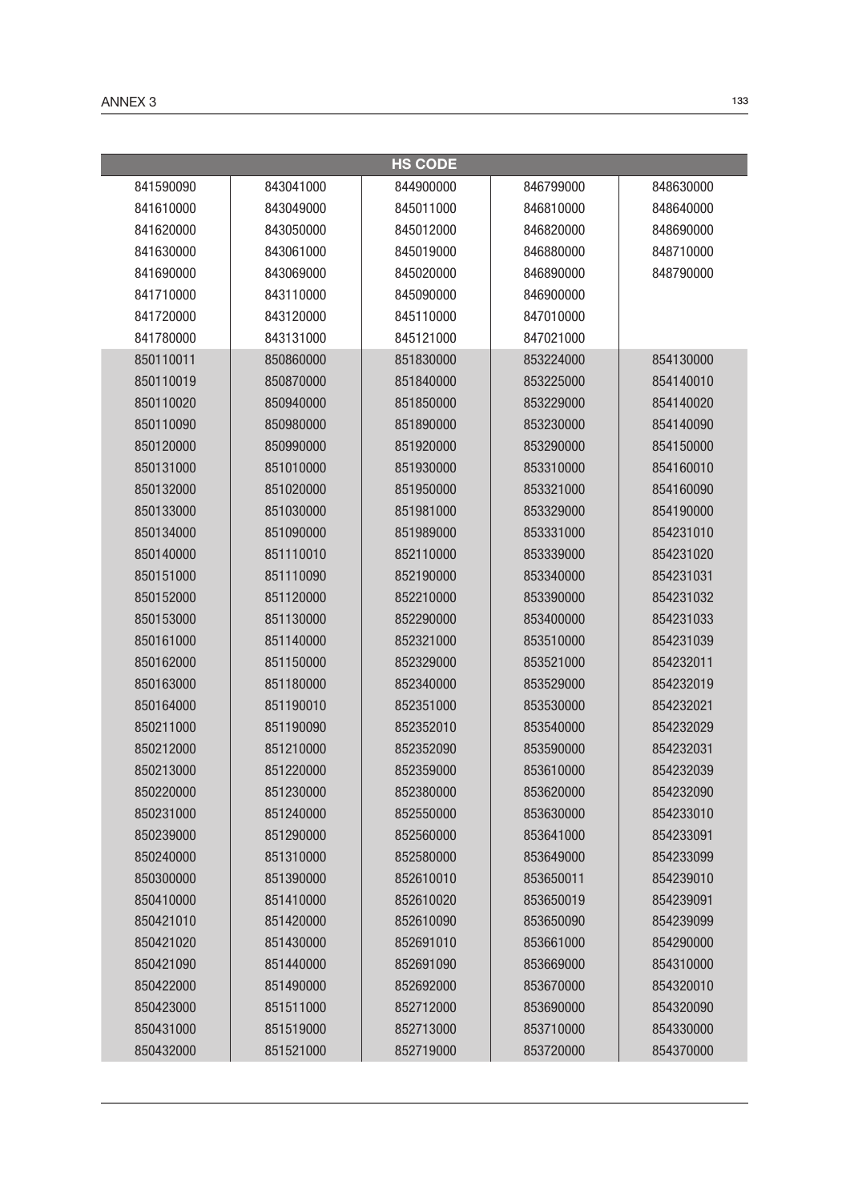| HS CODE | | | | |
|---|---|---|---|---|
| 841590090 | 843041000 | 844900000 | 846799000 | 848630000 |
| 841610000 | 843049000 | 845011000 | 846810000 | 848640000 |
| 841620000 | 843050000 | 845012000 | 846820000 | 848690000 |
| 841630000 | 843061000 | 845019000 | 846880000 | 848710000 |
| 841690000 | 843069000 | 845020000 | 846890000 | 848790000 |
| 841710000 | 843110000 | 845090000 | 846900000 | |
| 841720000 | 843120000 | 845110000 | 847010000 | |
| 841780000 | 843131000 | 845121000 | 847021000 | |
| 850110011 | 850860000 | 851830000 | 853224000 | 854130000 |
| 850110019 | 850870000 | 851840000 | 853225000 | 854140010 |
| 850110020 | 850940000 | 851850000 | 853229000 | 854140020 |
| 850110090 | 850980000 | 851890000 | 853230000 | 854140090 |
| 850120000 | 850990000 | 851920000 | 853290000 | 854150000 |
| 850131000 | 851010000 | 851930000 | 853310000 | 854160010 |
| 850132000 | 851020000 | 851950000 | 853321000 | 854160090 |
| 850133000 | 851030000 | 851981000 | 853329000 | 854190000 |
| 850134000 | 851090000 | 851989000 | 853331000 | 854231010 |
| 850140000 | 851110010 | 852110000 | 853339000 | 854231020 |
| 850151000 | 851110090 | 852190000 | 853340000 | 854231031 |
| 850152000 | 851120000 | 852210000 | 853390000 | 854231032 |
| 850153000 | 851130000 | 852290000 | 853400000 | 854231033 |
| 850161000 | 851140000 | 852321000 | 853510000 | 854231039 |
| 850162000 | 851150000 | 852329000 | 853521000 | 854232011 |
| 850163000 | 851180000 | 852340000 | 853529000 | 854232019 |
| 850164000 | 851190010 | 852351000 | 853530000 | 854232021 |
| 850211000 | 851190090 | 852352010 | 853540000 | 854232029 |
| 850212000 | 851210000 | 852352090 | 853590000 | 854232031 |
| 850213000 | 851220000 | 852359000 | 853610000 | 854232039 |
| 850220000 | 851230000 | 852380000 | 853620000 | 854232090 |
| 850231000 | 851240000 | 852550000 | 853630000 | 854233010 |
| 850239000 | 851290000 | 852560000 | 853641000 | 854233091 |
| 850240000 | 851310000 | 852580000 | 853649000 | 854233099 |
| 850300000 | 851390000 | 852610010 | 853650011 | 854239010 |
| 850410000 | 851410000 | 852610020 | 853650019 | 854239091 |
| 850421010 | 851420000 | 852610090 | 853650090 | 854239099 |
| 850421020 | 851430000 | 852691010 | 853661000 | 854290000 |
| 850421090 | 851440000 | 852691090 | 853669000 | 854310000 |
| 850422000 | 851490000 | 852692000 | 853670000 | 854320010 |
| 850423000 | 851511000 | 852712000 | 853690000 | 854320090 |
| 850431000 | 851519000 | 852713000 | 853710000 | 854330000 |
| 850432000 | 851521000 | 852719000 | 853720000 | 854370000 |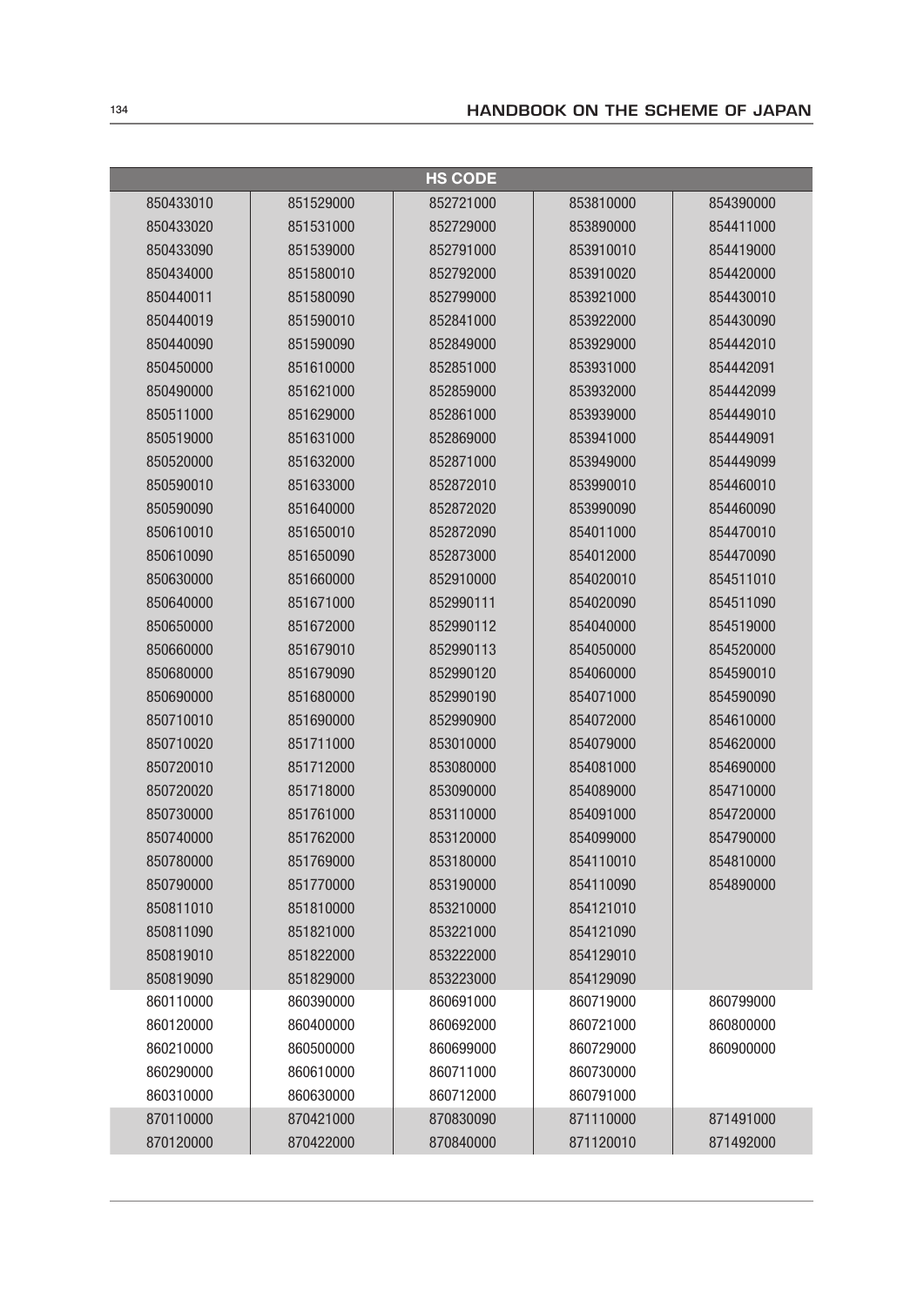| HS CODE | | | | |
|---|---|---|---|---|
| 850433010 | 851529000 | 852721000 | 853810000 | 854390000 |
| 850433020 | 851531000 | 852729000 | 853890000 | 854411000 |
| 850433090 | 851539000 | 852791000 | 853910010 | 854419000 |
| 850434000 | 851580010 | 852792000 | 853910020 | 854420000 |
| 850440011 | 851580090 | 852799000 | 853921000 | 854430010 |
| 850440019 | 851590010 | 852841000 | 853922000 | 854430090 |
| 850440090 | 851590090 | 852849000 | 853929000 | 854442010 |
| 850450000 | 851610000 | 852851000 | 853931000 | 854442091 |
| 850490000 | 851621000 | 852859000 | 853932000 | 854442099 |
| 850511000 | 851629000 | 852861000 | 853939000 | 854449010 |
| 850519000 | 851631000 | 852869000 | 853941000 | 854449091 |
| 850520000 | 851632000 | 852871000 | 853949000 | 854449099 |
| 850590010 | 851633000 | 852872010 | 853990010 | 854460010 |
| 850590090 | 851640000 | 852872020 | 853990090 | 854460090 |
| 850610010 | 851650010 | 852872090 | 854011000 | 854470010 |
| 850610090 | 851650090 | 852873000 | 854012000 | 854470090 |
| 850630000 | 851660000 | 852910000 | 854020010 | 854511010 |
| 850640000 | 851671000 | 852990111 | 854020090 | 854511090 |
| 850650000 | 851672000 | 852990112 | 854040000 | 854519000 |
| 850660000 | 851679010 | 852990113 | 854050000 | 854520000 |
| 850680000 | 851679090 | 852990120 | 854060000 | 854590010 |
| 850690000 | 851680000 | 852990190 | 854071000 | 854590090 |
| 850710010 | 851690000 | 852990900 | 854072000 | 854610000 |
| 850710020 | 851711000 | 853010000 | 854079000 | 854620000 |
| 850720010 | 851712000 | 853080000 | 854081000 | 854690000 |
| 850720020 | 851718000 | 853090000 | 854089000 | 854710000 |
| 850730000 | 851761000 | 853110000 | 854091000 | 854720000 |
| 850740000 | 851762000 | 853120000 | 854099000 | 854790000 |
| 850780000 | 851769000 | 853180000 | 854110010 | 854810000 |
| 850790000 | 851770000 | 853190000 | 854110090 | 854890000 |
| 850811010 | 851810000 | 853210000 | 854121010 | |
| 850811090 | 851821000 | 853221000 | 854121090 | |
| 850819010 | 851822000 | 853222000 | 854129010 | |
| 850819090 | 851829000 | 853223000 | 854129090 | |
| 860110000 | 860390000 | 860691000 | 860719000 | 860799000 |
| 860120000 | 860400000 | 860692000 | 860721000 | 860800000 |
| 860210000 | 860500000 | 860699000 | 860729000 | 860900000 |
| 860290000 | 860610000 | 860711000 | 860730000 | |
| 860310000 | 860630000 | 860712000 | 860791000 | |
| 870110000 | 870421000 | 870830090 | 871110000 | 871491000 |
| 870120000 | 870422000 | 870840000 | 871120010 | 871492000 |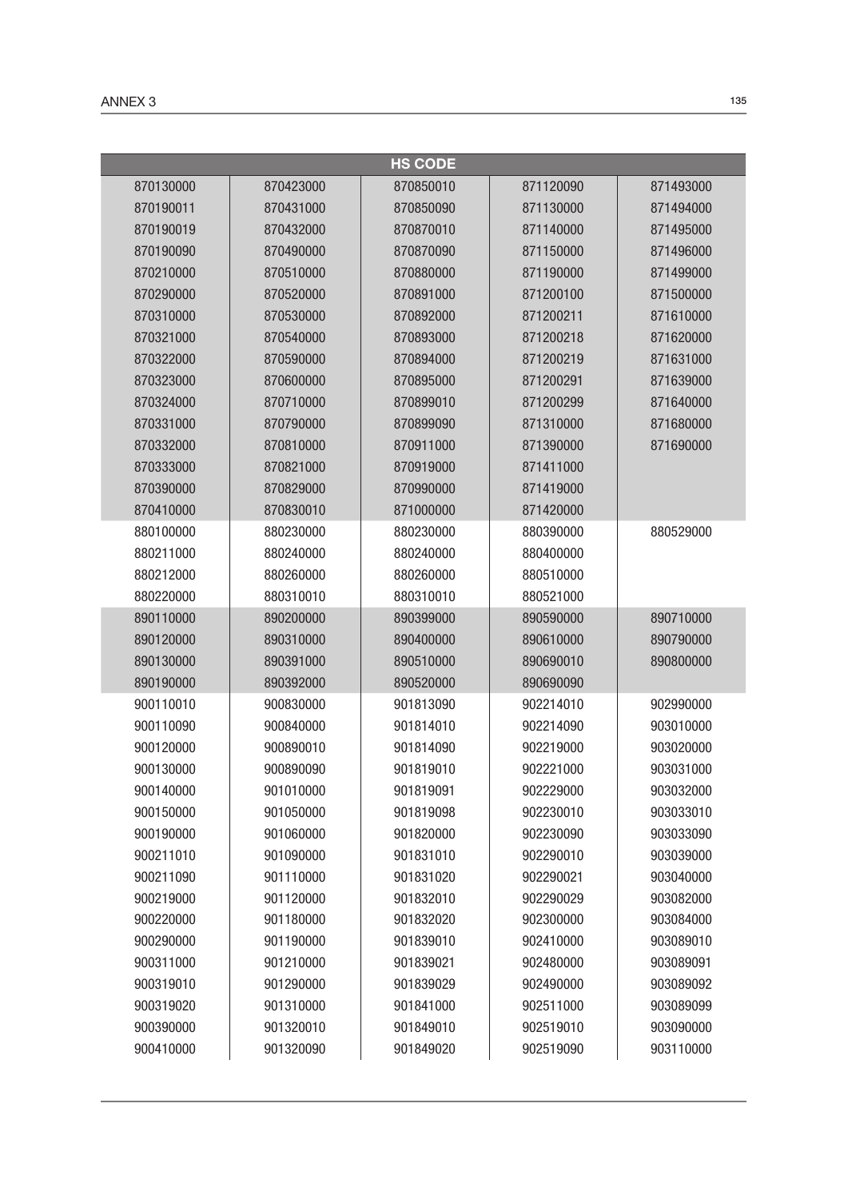| HS CODE | | | | |
|---|---|---|---|---|
| 870130000 | 870423000 | 870850010 | 871120090 | 871493000 |
| 870190011 | 870431000 | 870850090 | 871130000 | 871494000 |
| 870190019 | 870432000 | 870870010 | 871140000 | 871495000 |
| 870190090 | 870490000 | 870870090 | 871150000 | 871496000 |
| 870210000 | 870510000 | 870880000 | 871190000 | 871499000 |
| 870290000 | 870520000 | 870891000 | 871200100 | 871500000 |
| 870310000 | 870530000 | 870892000 | 871200211 | 871610000 |
| 870321000 | 870540000 | 870893000 | 871200218 | 871620000 |
| 870322000 | 870590000 | 870894000 | 871200219 | 871631000 |
| 870323000 | 870600000 | 870895000 | 871200291 | 871639000 |
| 870324000 | 870710000 | 870899010 | 871200299 | 871640000 |
| 870331000 | 870790000 | 870899090 | 871310000 | 871680000 |
| 870332000 | 870810000 | 870911000 | 871390000 | 871690000 |
| 870333000 | 870821000 | 870919000 | 871411000 | |
| 870390000 | 870829000 | 870990000 | 871419000 | |
| 870410000 | 870830010 | 871000000 | 871420000 | |
| 880100000 | 880230000 | 880230000 | 880390000 | 880529000 |
| 880211000 | 880240000 | 880240000 | 880400000 | |
| 880212000 | 880260000 | 880260000 | 880510000 | |
| 880220000 | 880310010 | 880310010 | 880521000 | |
| 890110000 | 890200000 | 890399000 | 890590000 | 890710000 |
| 890120000 | 890310000 | 890400000 | 890610000 | 890790000 |
| 890130000 | 890391000 | 890510000 | 890690010 | 890800000 |
| 890190000 | 890392000 | 890520000 | 890690090 | |
| 900110010 | 900830000 | 901813090 | 902214010 | 902990000 |
| 900110090 | 900840000 | 901814010 | 902214090 | 903010000 |
| 900120000 | 900890010 | 901814090 | 902219000 | 903020000 |
| 900130000 | 900890090 | 901819010 | 902221000 | 903031000 |
| 900140000 | 901010000 | 901819091 | 902229000 | 903032000 |
| 900150000 | 901050000 | 901819098 | 902230010 | 903033010 |
| 900190000 | 901060000 | 901820000 | 902230090 | 903033090 |
| 900211010 | 901090000 | 901831010 | 902290010 | 903039000 |
| 900211090 | 901110000 | 901831020 | 902290021 | 903040000 |
| 900219000 | 901120000 | 901832010 | 902290029 | 903082000 |
| 900220000 | 901180000 | 901832020 | 902300000 | 903084000 |
| 900290000 | 901190000 | 901839010 | 902410000 | 903089010 |
| 900311000 | 901210000 | 901839021 | 902480000 | 903089091 |
| 900319010 | 901290000 | 901839029 | 902490000 | 903089092 |
| 900319020 | 901310000 | 901841000 | 902511000 | 903089099 |
| 900390000 | 901320010 | 901849010 | 902519010 | 903090000 |
| 900410000 | 901320090 | 901849020 | 902519090 | 903110000 |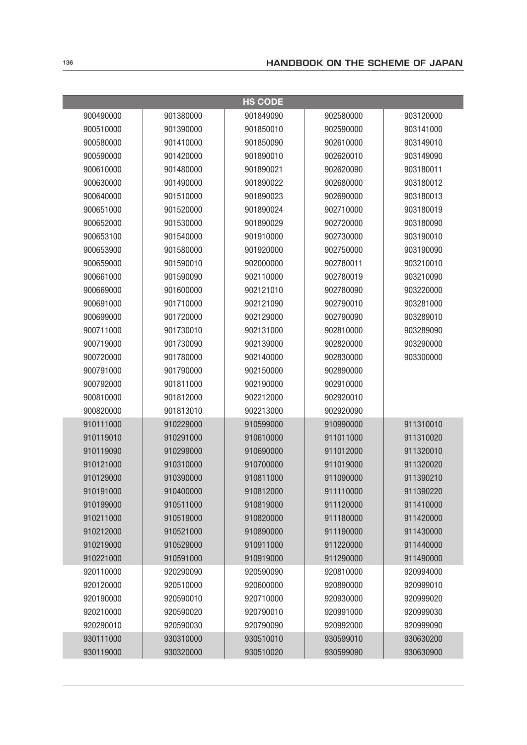| HS CODE | | | | |
|---|---|---|---|---|
| 900490000 | 901380000 | 901849090 | 902580000 | 903120000 |
| 900510000 | 901390000 | 901850010 | 902590000 | 903141000 |
| 900580000 | 901410000 | 901850090 | 902610000 | 903149010 |
| 900590000 | 901420000 | 901890010 | 902620010 | 903149090 |
| 900610000 | 901480000 | 901890021 | 902620090 | 903180011 |
| 900630000 | 901490000 | 901890022 | 902680000 | 903180012 |
| 900640000 | 901510000 | 901890023 | 902690000 | 903180013 |
| 900651000 | 901520000 | 901890024 | 902710000 | 903180019 |
| 900652000 | 901530000 | 901890029 | 902720000 | 903180090 |
| 900653100 | 901540000 | 901910000 | 902730000 | 903190010 |
| 900653900 | 901580000 | 901920000 | 902750000 | 903190090 |
| 900659000 | 901590010 | 902000000 | 902780011 | 903210010 |
| 900661000 | 901590090 | 902110000 | 902780019 | 903210090 |
| 900669000 | 901600000 | 902121010 | 902780090 | 903220000 |
| 900691000 | 901710000 | 902121090 | 902790010 | 903281000 |
| 900699000 | 901720000 | 902129000 | 902790090 | 903289010 |
| 900711000 | 901730010 | 902131000 | 902810000 | 903289090 |
| 900719000 | 901730090 | 902139000 | 902820000 | 903290000 |
| 900720000 | 901780000 | 902140000 | 902830000 | 903300000 |
| 900791000 | 901790000 | 902150000 | 902890000 | |
| 900792000 | 901811000 | 902190000 | 902910000 | |
| 900810000 | 901812000 | 902212000 | 902920010 | |
| 900820000 | 901813010 | 902213000 | 902920090 | |
| 910111000 | 910229000 | 910599000 | 910990000 | 911310010 |
| 910119010 | 910291000 | 910610000 | 911011000 | 911310020 |
| 910119090 | 910299000 | 910690000 | 911012000 | 911320010 |
| 910121000 | 910310000 | 910700000 | 911019000 | 911320020 |
| 910129000 | 910390000 | 910811000 | 911090000 | 911390210 |
| 910191000 | 910400000 | 910812000 | 911110000 | 911390220 |
| 910199000 | 910511000 | 910819000 | 911120000 | 911410000 |
| 910211000 | 910519000 | 910820000 | 911180000 | 911420000 |
| 910212000 | 910521000 | 910890000 | 911190000 | 911430000 |
| 910219000 | 910529000 | 910911000 | 911220000 | 911440000 |
| 910221000 | 910591000 | 910919000 | 911290000 | 911490000 |
| 920110000 | 920290090 | 920590090 | 920810000 | 920994000 |
| 920120000 | 920510000 | 920600000 | 920890000 | 920999010 |
| 920190000 | 920590010 | 920710000 | 920930000 | 920999020 |
| 920210000 | 920590020 | 920790010 | 920991000 | 920999030 |
| 920290010 | 920590030 | 920790090 | 920992000 | 920999090 |
| 930111000 | 930310000 | 930510010 | 930599010 | 930630200 |
| 930119000 | 930320000 | 930510020 | 930599090 | 930630900 |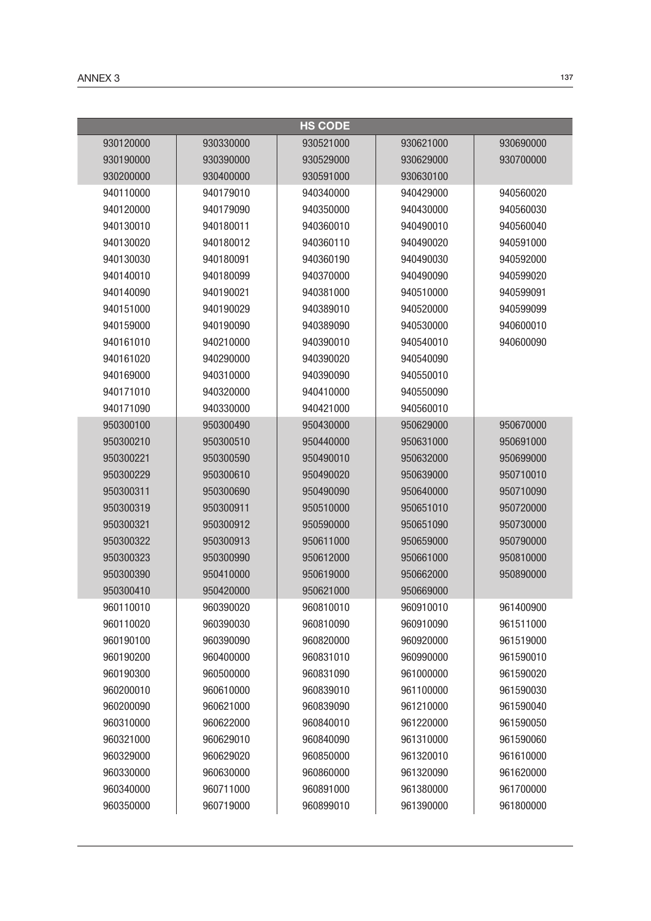| HS CODE | | | | |
|---|---|---|---|---|
| 930120000 | 930330000 | 930521000 | 930621000 | 930690000 |
| 930190000 | 930390000 | 930529000 | 930629000 | 930700000 |
| 930200000 | 930400000 | 930591000 | 930630100 | |
| 940110000 | 940179010 | 940340000 | 940429000 | 940560020 |
| 940120000 | 940179090 | 940350000 | 940430000 | 940560030 |
| 940130010 | 940180011 | 940360010 | 940490010 | 940560040 |
| 940130020 | 940180012 | 940360110 | 940490020 | 940591000 |
| 940130030 | 940180091 | 940360190 | 940490030 | 940592000 |
| 940140010 | 940180099 | 940370000 | 940490090 | 940599020 |
| 940140090 | 940190021 | 940381000 | 940510000 | 940599091 |
| 940151000 | 940190029 | 940389010 | 940520000 | 940599099 |
| 940159000 | 940190090 | 940389090 | 940530000 | 940600010 |
| 940161010 | 940210000 | 940390010 | 940540010 | 940600090 |
| 940161020 | 940290000 | 940390020 | 940540090 | |
| 940169000 | 940310000 | 940390090 | 940550010 | |
| 940171010 | 940320000 | 940410000 | 940550090 | |
| 940171090 | 940330000 | 940421000 | 940560010 | |
| 950300100 | 950300490 | 950430000 | 950629000 | 950670000 |
| 950300210 | 950300510 | 950440000 | 950631000 | 950691000 |
| 950300221 | 950300590 | 950490010 | 950632000 | 950699000 |
| 950300229 | 950300610 | 950490020 | 950639000 | 950710010 |
| 950300311 | 950300690 | 950490090 | 950640000 | 950710090 |
| 950300319 | 950300911 | 950510000 | 950651010 | 950720000 |
| 950300321 | 950300912 | 950590000 | 950651090 | 950730000 |
| 950300322 | 950300913 | 950611000 | 950659000 | 950790000 |
| 950300323 | 950300990 | 950612000 | 950661000 | 950810000 |
| 950300390 | 950410000 | 950619000 | 950662000 | 950890000 |
| 950300410 | 950420000 | 950621000 | 950669000 | |
| 960110010 | 960390020 | 960810010 | 960910010 | 961400900 |
| 960110020 | 960390030 | 960810090 | 960910090 | 961511000 |
| 960190100 | 960390090 | 960820000 | 960920000 | 961519000 |
| 960190200 | 960400000 | 960831010 | 960990000 | 961590010 |
| 960190300 | 960500000 | 960831090 | 961000000 | 961590020 |
| 960200010 | 960610000 | 960839010 | 961100000 | 961590030 |
| 960200090 | 960621000 | 960839090 | 961210000 | 961590040 |
| 960310000 | 960622000 | 960840010 | 961220000 | 961590050 |
| 960321000 | 960629010 | 960840090 | 961310000 | 961590060 |
| 960329000 | 960629020 | 960850000 | 961320010 | 961610000 |
| 960330000 | 960630000 | 960860000 | 961320090 | 961620000 |
| 960340000 | 960711000 | 960891000 | 961380000 | 961700000 |
| 960350000 | 960719000 | 960899010 | 961390000 | 961800000 |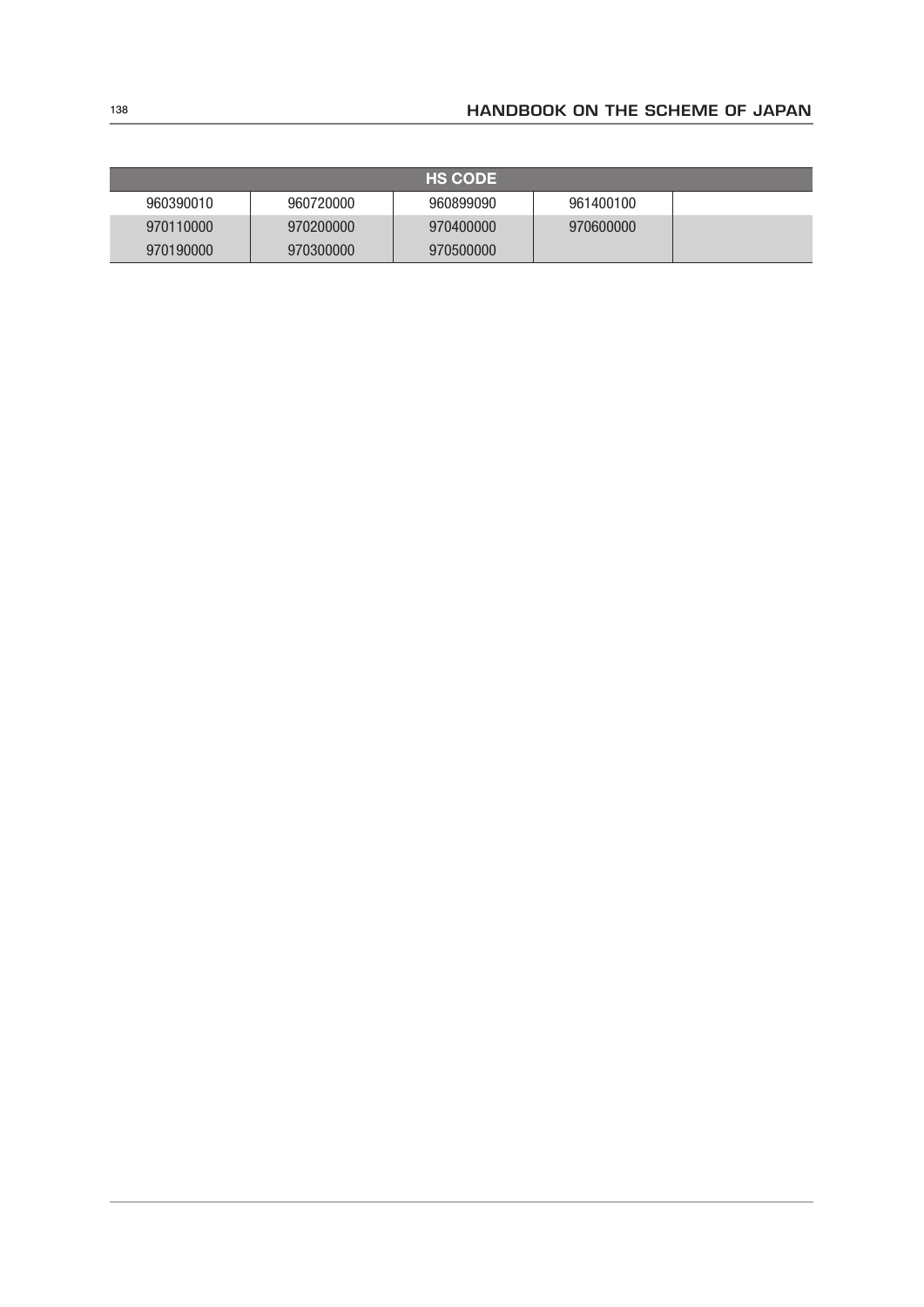| HS CODE | | | | |
|---|---|---|---|---|
| 960390010 | 960720000 | 960899090 | 961400100 | |
| 970110000 | 970200000 | 970400000 | 970600000 | |
| 970190000 | 970300000 | 970500000 | | |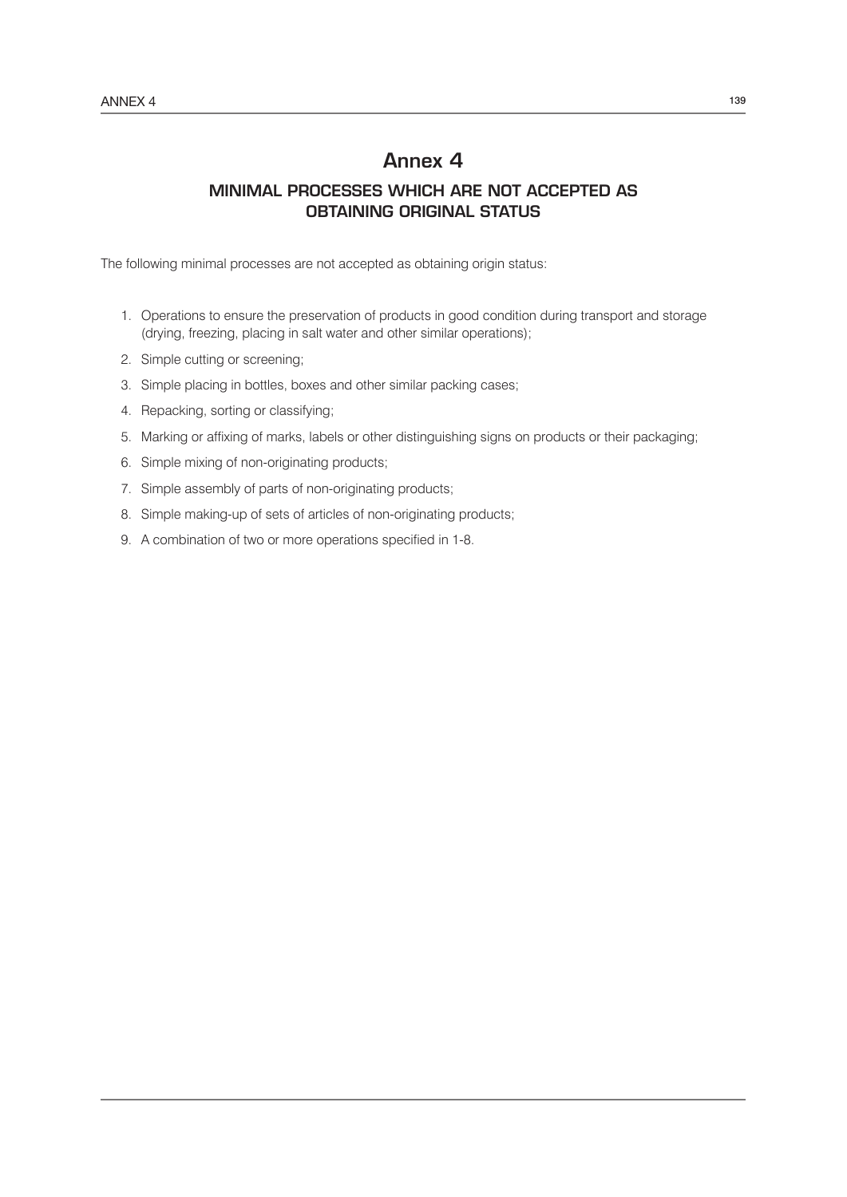# Annex 4

## MINIMAL PROCESSES WHICH ARE NOT ACCEPTED AS OBTAINING ORIGINAL STATUS

The following minimal processes are not accepted as obtaining origin status:

1. Operations to ensure the preservation of products in good condition during transport and storage (drying, freezing, placing in salt water and other similar operations);
2. Simple cutting or screening;
3. Simple placing in bottles, boxes and other similar packing cases;
4. Repacking, sorting or classifying;
5. Marking or affixing of marks, labels or other distinguishing signs on products or their packaging;
6. Simple mixing of non-originating products;
7. Simple assembly of parts of non-originating products;
8. Simple making-up of sets of articles of non-originating products;
9. A combination of two or more operations specified in 1-8.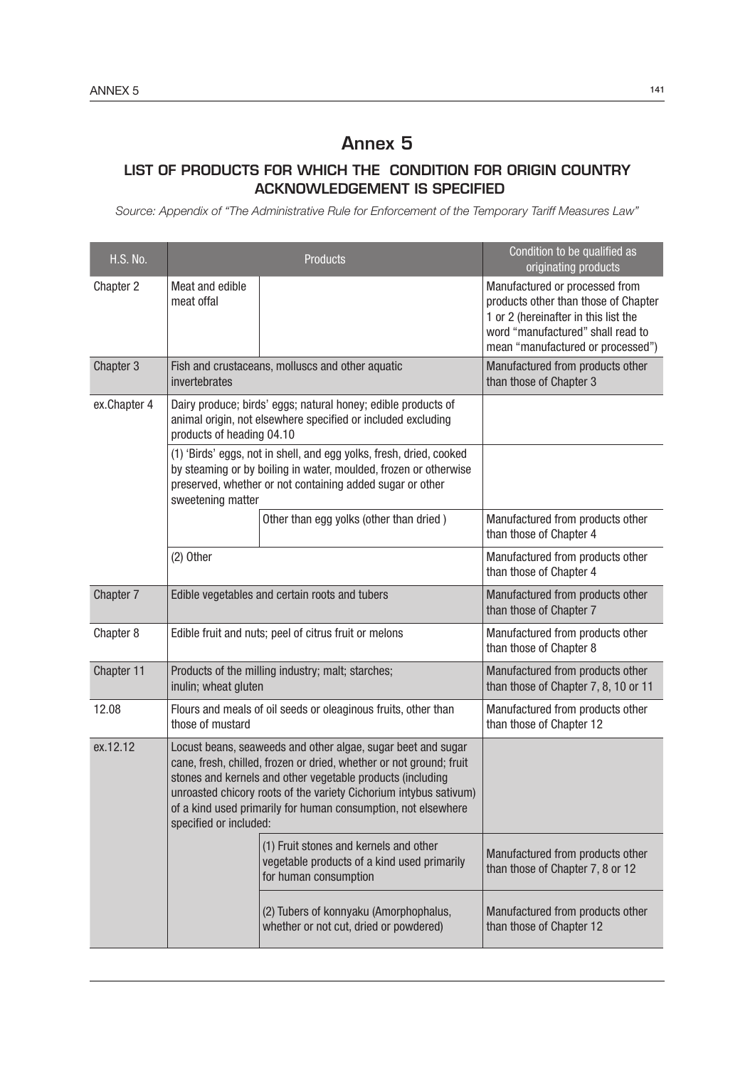# Annex 5

## LIST OF PRODUCTS FOR WHICH THE CONDITION FOR ORIGIN COUNTRY ACKNOWLEDGEMENT IS SPECIFIED

*Source: Appendix of "The Administrative Rule for Enforcement of the Temporary Tariff Measures Law"*

| H.S. No. | Products | | Condition to be qualified as originating products |
|---|---|---|---|
| Chapter 2 | Meat and edible meat offal | | Manufactured or processed from products other than those of Chapter 1 or 2 (hereinafter in this list the word "manufactured" shall read to mean "manufactured or processed") |
| Chapter 3 | Fish and crustaceans, molluscs and other aquatic invertebrates | | Manufactured from products other than those of Chapter 3 |
| ex.Chapter 4 | Dairy produce; birds' eggs; natural honey; edible products of animal origin, not elsewhere specified or included excluding products of heading 04.10 | | |
| | (1) 'Birds' eggs, not in shell, and egg yolks, fresh, dried, cooked by steaming or by boiling in water, moulded, frozen or otherwise preserved, whether or not containing added sugar or other sweetening matter | | |
| | | Other than egg yolks (other than dried ) | Manufactured from products other than those of Chapter 4 |
| | (2) Other | | Manufactured from products other than those of Chapter 4 |
| Chapter 7 | Edible vegetables and certain roots and tubers | | Manufactured from products other than those of Chapter 7 |
| Chapter 8 | Edible fruit and nuts; peel of citrus fruit or melons | | Manufactured from products other than those of Chapter 8 |
| Chapter 11 | Products of the milling industry; malt; starches; inulin; wheat gluten | | Manufactured from products other than those of Chapter 7, 8, 10 or 11 |
| 12.08 | Flours and meals of oil seeds or oleaginous fruits, other than those of mustard | | Manufactured from products other than those of Chapter 12 |
| ex.12.12 | Locust beans, seaweeds and other algae, sugar beet and sugar cane, fresh, chilled, frozen or dried, whether or not ground; fruit stones and kernels and other vegetable products (including unroasted chicory roots of the variety Cichorium intybus sativum) of a kind used primarily for human consumption, not elsewhere specified or included: | | |
| | | (1) Fruit stones and kernels and other vegetable products of a kind used primarily for human consumption | Manufactured from products other than those of Chapter 7, 8 or 12 |
| | | (2) Tubers of konnyaku (Amorphophalus, whether or not cut, dried or powdered) | Manufactured from products other than those of Chapter 12 |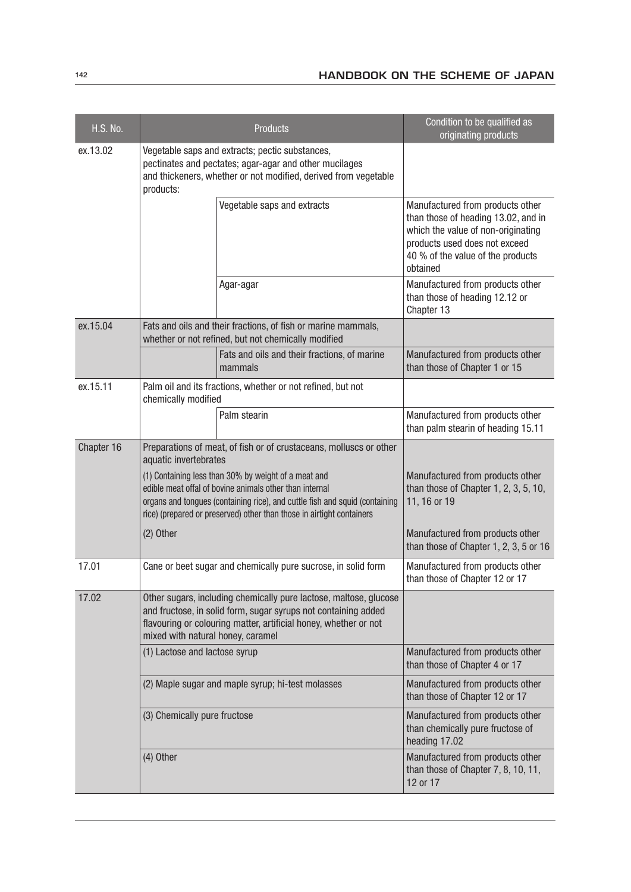| H.S. No. | Products | | Condition to be qualified as originating products |
|---|---|---|---|
| ex.13.02 | Vegetable saps and extracts; pectic substances, pectinates and pectates; agar-agar and other mucilages and thickeners, whether or not modified, derived from vegetable products: | | |
| | | Vegetable saps and extracts | Manufactured from products other than those of heading 13.02, and in which the value of non-originating products used does not exceed 40 % of the value of the products obtained |
| | | Agar-agar | Manufactured from products other than those of heading 12.12 or Chapter 13 |
| ex.15.04 | Fats and oils and their fractions, of fish or marine mammals, whether or not refined, but not chemically modified | | |
| | | Fats and oils and their fractions, of marine mammals | Manufactured from products other than those of Chapter 1 or 15 |
| ex.15.11 | Palm oil and its fractions, whether or not refined, but not chemically modified | | |
| | | Palm stearin | Manufactured from products other than palm stearin of heading 15.11 |
| Chapter 16 | Preparations of meat, of fish or of crustaceans, molluscs or other aquatic invertebrates | | |
| | (1) Containing less than 30% by weight of a meat and edible meat offal of bovine animals other than internal organs and tongues (containing rice), and cuttle fish and squid (containing rice) (prepared or preserved) other than those in airtight containers | | Manufactured from products other than those of Chapter 1, 2, 3, 5, 10, 11, 16 or 19 |
| | (2) Other | | Manufactured from products other than those of Chapter 1, 2, 3, 5 or 16 |
| 17.01 | Cane or beet sugar and chemically pure sucrose, in solid form | | Manufactured from products other than those of Chapter 12 or 17 |
| 17.02 | Other sugars, including chemically pure lactose, maltose, glucose and fructose, in solid form, sugar syrups not containing added flavouring or colouring matter, artificial honey, whether or not mixed with natural honey, caramel | | |
| | (1) Lactose and lactose syrup | | Manufactured from products other than those of Chapter 4 or 17 |
| | (2) Maple sugar and maple syrup; hi-test molasses | | Manufactured from products other than those of Chapter 12 or 17 |
| | (3) Chemically pure fructose | | Manufactured from products other than chemically pure fructose of heading 17.02 |
| | (4) Other | | Manufactured from products other than those of Chapter 7, 8, 10, 11, 12 or 17 |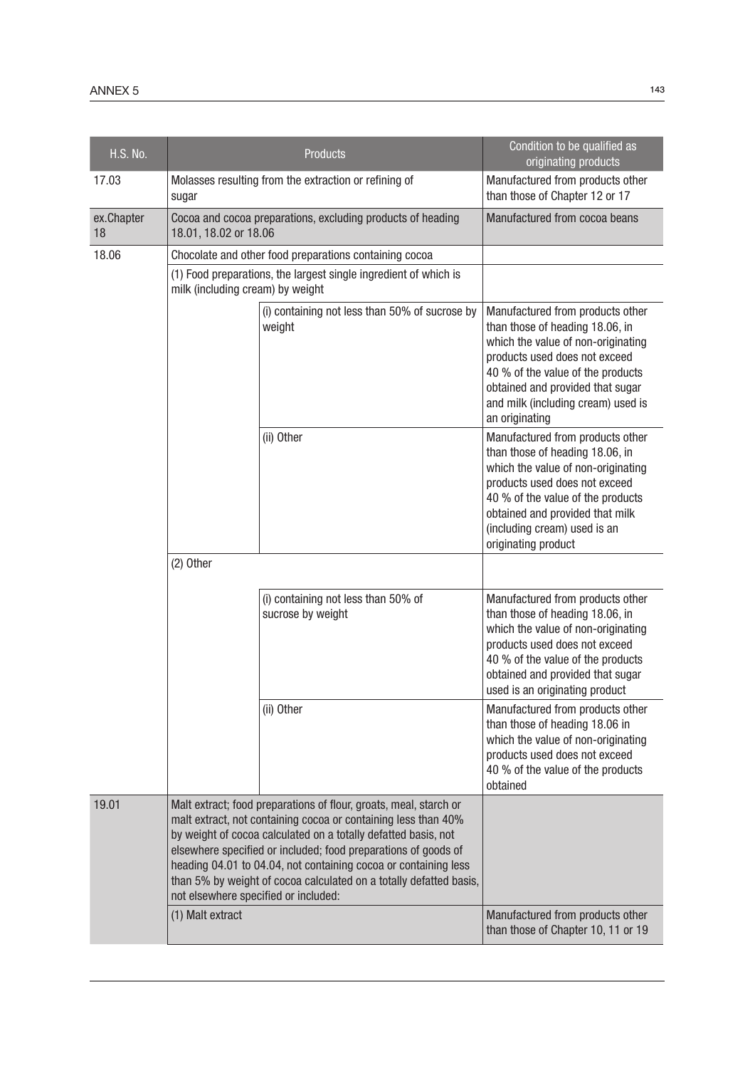| H.S. No. | Products | | Condition to be qualified as originating products |
|---|---|---|---|
| 17.03 | Molasses resulting from the extraction or refining of sugar | | Manufactured from products other than those of Chapter 12 or 17 |
| ex.Chapter 18 | Cocoa and cocoa preparations, excluding products of heading 18.01, 18.02 or 18.06 | | Manufactured from cocoa beans |
| 18.06 | Chocolate and other food preparations containing cocoa | | |
| | (1) Food preparations, the largest single ingredient of which is milk (including cream) by weight | | |
| | | (i) containing not less than 50% of sucrose by weight | Manufactured from products other than those of heading 18.06, in which the value of non-originating products used does not exceed 40 % of the value of the products obtained and provided that sugar and milk (including cream) used is an originating |
| | | (ii) Other | Manufactured from products other than those of heading 18.06, in which the value of non-originating products used does not exceed 40 % of the value of the products obtained and provided that milk (including cream) used is an originating product |
| | (2) Other | | |
| | | (i) containing not less than 50% of sucrose by weight | Manufactured from products other than those of heading 18.06, in which the value of non-originating products used does not exceed 40 % of the value of the products obtained and provided that sugar used is an originating product |
| | | (ii) Other | Manufactured from products other than those of heading 18.06 in which the value of non-originating products used does not exceed 40 % of the value of the products obtained |
| 19.01 | Malt extract; food preparations of flour, groats, meal, starch or malt extract, not containing cocoa or containing less than 40% by weight of cocoa calculated on a totally defatted basis, not elsewhere specified or included; food preparations of goods of heading 04.01 to 04.04, not containing cocoa or containing less than 5% by weight of cocoa calculated on a totally defatted basis, not elsewhere specified or included: | | |
| | (1) Malt extract | | Manufactured from products other than those of Chapter 10, 11 or 19 |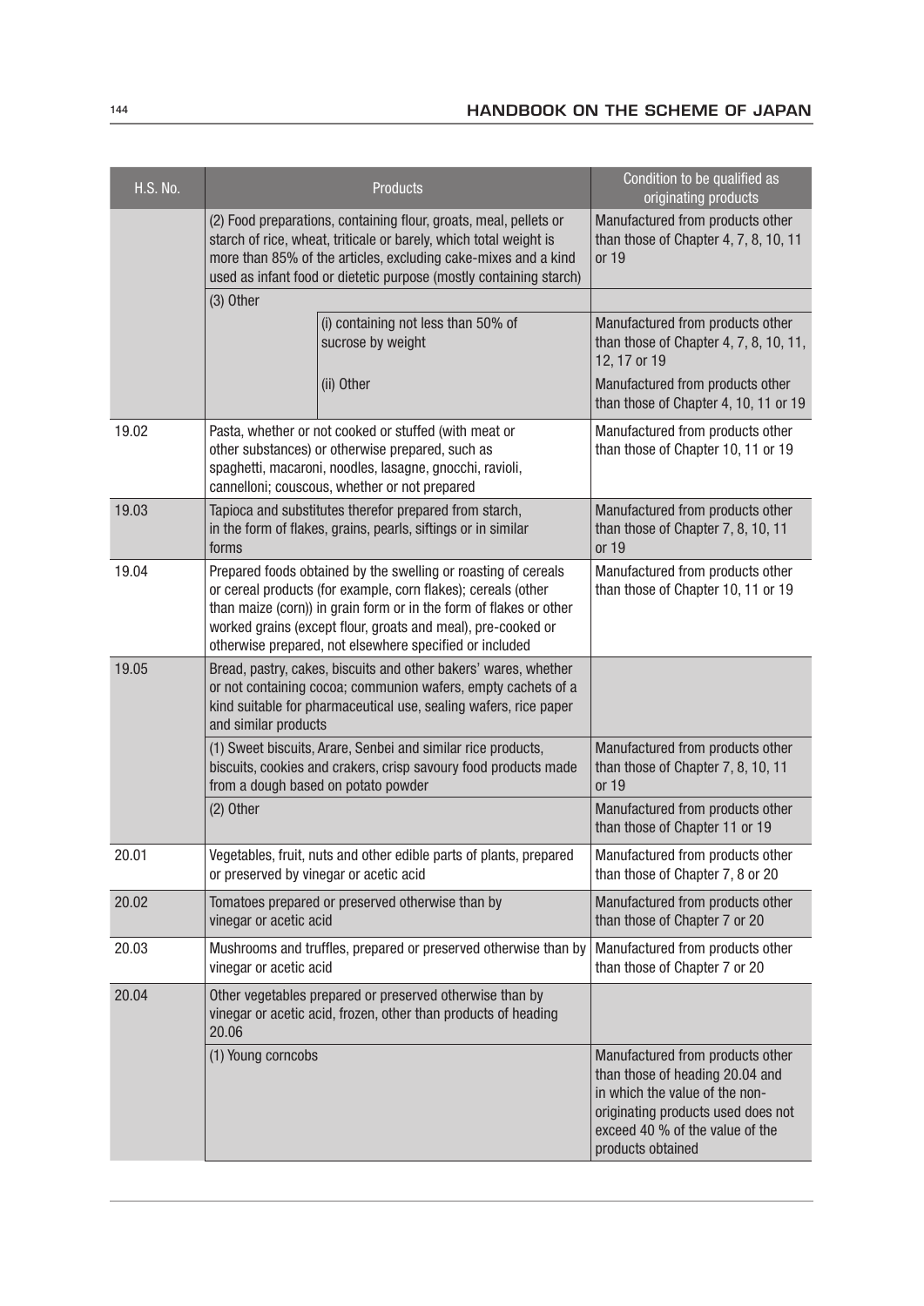| H.S. No. | Products | | Condition to be qualified as originating products |
|---|---|---|---|
| | (2) Food preparations, containing flour, groats, meal, pellets or starch of rice, wheat, triticale or barely, which total weight is more than 85% of the articles, excluding cake-mixes and a kind used as infant food or dietetic purpose (mostly containing starch) | | Manufactured from products other than those of Chapter 4, 7, 8, 10, 11 or 19 |
| | (3) Other | | |
| | | (i) containing not less than 50% of sucrose by weight | Manufactured from products other than those of Chapter 4, 7, 8, 10, 11, 12, 17 or 19 |
| | | (ii) Other | Manufactured from products other than those of Chapter 4, 10, 11 or 19 |
| 19.02 | Pasta, whether or not cooked or stuffed (with meat or other substances) or otherwise prepared, such as spaghetti, macaroni, noodles, lasagne, gnocchi, ravioli, cannelloni; couscous, whether or not prepared | | Manufactured from products other than those of Chapter 10, 11 or 19 |
| 19.03 | Tapioca and substitutes therefor prepared from starch, in the form of flakes, grains, pearls, siftings or in similar forms | | Manufactured from products other than those of Chapter 7, 8, 10, 11 or 19 |
| 19.04 | Prepared foods obtained by the swelling or roasting of cereals or cereal products (for example, corn flakes); cereals (other than maize (corn)) in grain form or in the form of flakes or other worked grains (except flour, groats and meal), pre-cooked or otherwise prepared, not elsewhere specified or included | | Manufactured from products other than those of Chapter 10, 11 or 19 |
| 19.05 | Bread, pastry, cakes, biscuits and other bakers' wares, whether or not containing cocoa; communion wafers, empty cachets of a kind suitable for pharmaceutical use, sealing wafers, rice paper and similar products | | |
| | (1) Sweet biscuits, Arare, Senbei and similar rice products, biscuits, cookies and crakers, crisp savoury food products made from a dough based on potato powder | | Manufactured from products other than those of Chapter 7, 8, 10, 11 or 19 |
| | (2) Other | | Manufactured from products other than those of Chapter 11 or 19 |
| 20.01 | Vegetables, fruit, nuts and other edible parts of plants, prepared or preserved by vinegar or acetic acid | | Manufactured from products other than those of Chapter 7, 8 or 20 |
| 20.02 | Tomatoes prepared or preserved otherwise than by vinegar or acetic acid | | Manufactured from products other than those of Chapter 7 or 20 |
| 20.03 | Mushrooms and truffles, prepared or preserved otherwise than by vinegar or acetic acid | | Manufactured from products other than those of Chapter 7 or 20 |
| 20.04 | Other vegetables prepared or preserved otherwise than by vinegar or acetic acid, frozen, other than products of heading 20.06 | | |
| | (1) Young corncobs | | Manufactured from products other than those of heading 20.04 and in which the value of the non-originating products used does not exceed 40 % of the value of the products obtained |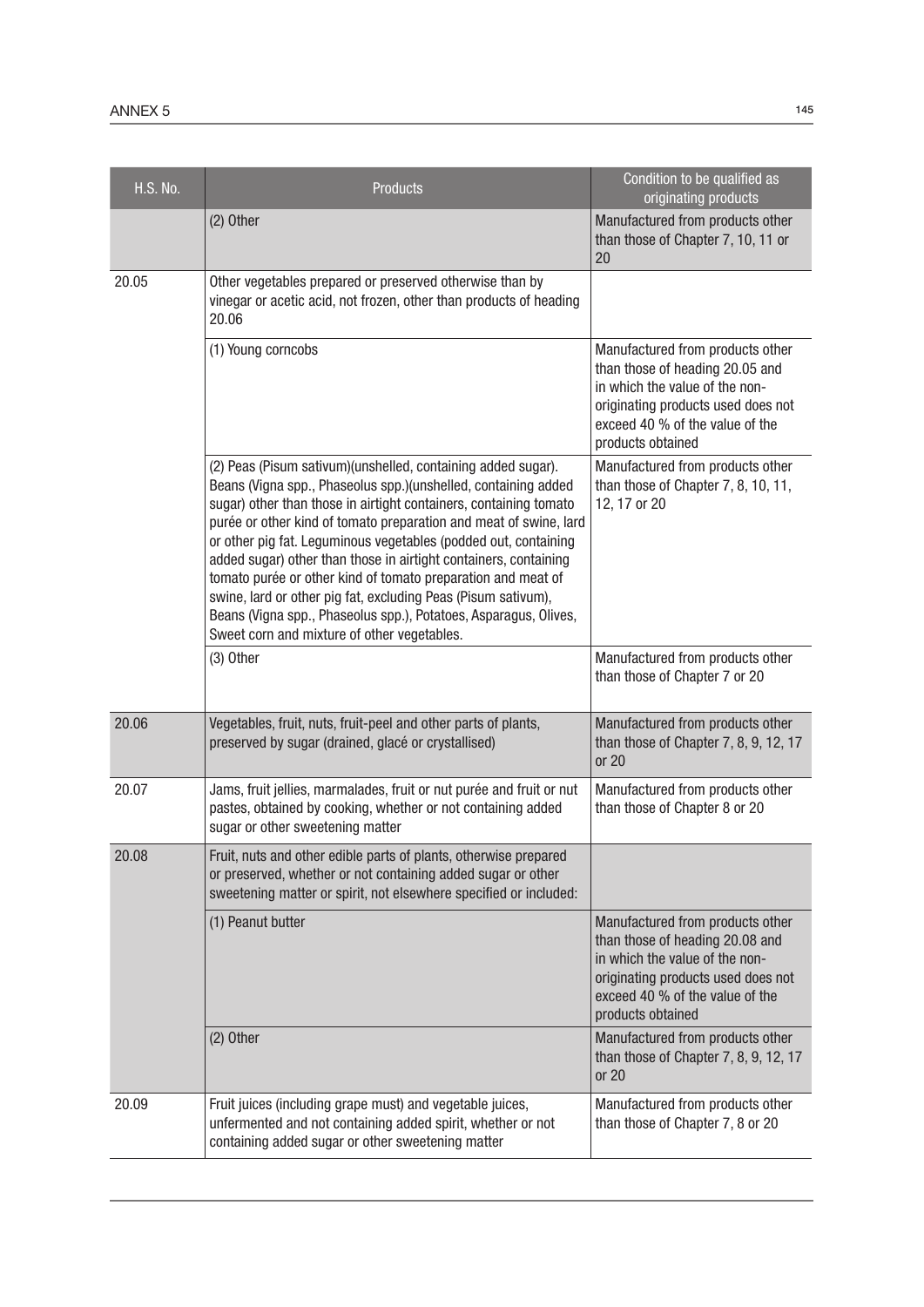| H.S. No. | Products | Condition to be qualified as originating products |
|---|---|---|
| | (2) Other | Manufactured from products other than those of Chapter 7, 10, 11 or 20 |
| 20.05 | Other vegetables prepared or preserved otherwise than by vinegar or acetic acid, not frozen, other than products of heading 20.06 | |
| | (1) Young corncobs | Manufactured from products other than those of heading 20.05 and in which the value of the non-originating products used does not exceed 40 % of the value of the products obtained |
| | (2) Peas (Pisum sativum)(unshelled, containing added sugar). Beans (Vigna spp., Phaseolus spp.)(unshelled, containing added sugar) other than those in airtight containers, containing tomato purée or other kind of tomato preparation and meat of swine, lard or other pig fat. Leguminous vegetables (podded out, containing added sugar) other than those in airtight containers, containing tomato purée or other kind of tomato preparation and meat of swine, lard or other pig fat, excluding Peas (Pisum sativum), Beans (Vigna spp., Phaseolus spp.), Potatoes, Asparagus, Olives, Sweet corn and mixture of other vegetables. | Manufactured from products other than those of Chapter 7, 8, 10, 11, 12, 17 or 20 |
| | (3) Other | Manufactured from products other than those of Chapter 7 or 20 |
| 20.06 | Vegetables, fruit, nuts, fruit-peel and other parts of plants, preserved by sugar (drained, glacé or crystallised) | Manufactured from products other than those of Chapter 7, 8, 9, 12, 17 or 20 |
| 20.07 | Jams, fruit jellies, marmalades, fruit or nut purée and fruit or nut pastes, obtained by cooking, whether or not containing added sugar or other sweetening matter | Manufactured from products other than those of Chapter 8 or 20 |
| 20.08 | Fruit, nuts and other edible parts of plants, otherwise prepared or preserved, whether or not containing added sugar or other sweetening matter or spirit, not elsewhere specified or included: | |
| | (1) Peanut butter | Manufactured from products other than those of heading 20.08 and in which the value of the non-originating products used does not exceed 40 % of the value of the products obtained |
| | (2) Other | Manufactured from products other than those of Chapter 7, 8, 9, 12, 17 or 20 |
| 20.09 | Fruit juices (including grape must) and vegetable juices, unfermented and not containing added spirit, whether or not containing added sugar or other sweetening matter | Manufactured from products other than those of Chapter 7, 8 or 20 |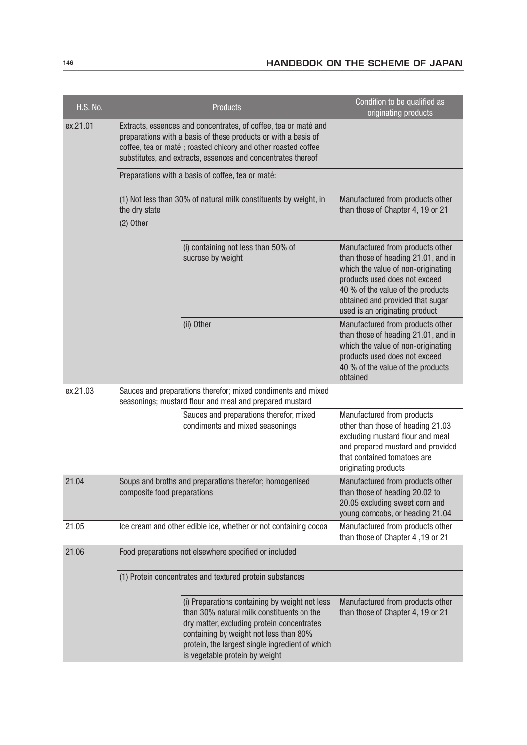| H.S. No. | Products | | Condition to be qualified as originating products |
|---|---|---|---|
| ex.21.01 | Extracts, essences and concentrates, of coffee, tea or maté and preparations with a basis of these products or with a basis of coffee, tea or maté ; roasted chicory and other roasted coffee substitutes, and extracts, essences and concentrates thereof | | |
| | Preparations with a basis of coffee, tea or maté: | | |
| | (1) Not less than 30% of natural milk constituents by weight, in the dry state | | Manufactured from products other than those of Chapter 4, 19 or 21 |
| | (2) Other | | |
| | | (i) containing not less than 50% of sucrose by weight | Manufactured from products other than those of heading 21.01, and in which the value of non-originating products used does not exceed 40 % of the value of the products obtained and provided that sugar used is an originating product |
| | | (ii) Other | Manufactured from products other than those of heading 21.01, and in which the value of non-originating products used does not exceed 40 % of the value of the products obtained |
| ex.21.03 | Sauces and preparations therefor; mixed condiments and mixed seasonings; mustard flour and meal and prepared mustard | | |
| | | Sauces and preparations therefor, mixed condiments and mixed seasonings | Manufactured from products other than those of heading 21.03 excluding mustard flour and meal and prepared mustard and provided that contained tomatoes are originating products |
| 21.04 | Soups and broths and preparations therefor; homogenised composite food preparations | | Manufactured from products other than those of heading 20.02 to 20.05 excluding sweet corn and young corncobs, or heading 21.04 |
| 21.05 | Ice cream and other edible ice, whether or not containing cocoa | | Manufactured from products other than those of Chapter 4 ,19 or 21 |
| 21.06 | Food preparations not elsewhere specified or included | | |
| | (1) Protein concentrates and textured protein substances | | |
| | | (i) Preparations containing by weight not less than 30% natural milk constituents on the dry matter, excluding protein concentrates containing by weight not less than 80% protein, the largest single ingredient of which is vegetable protein by weight | Manufactured from products other than those of Chapter 4, 19 or 21 |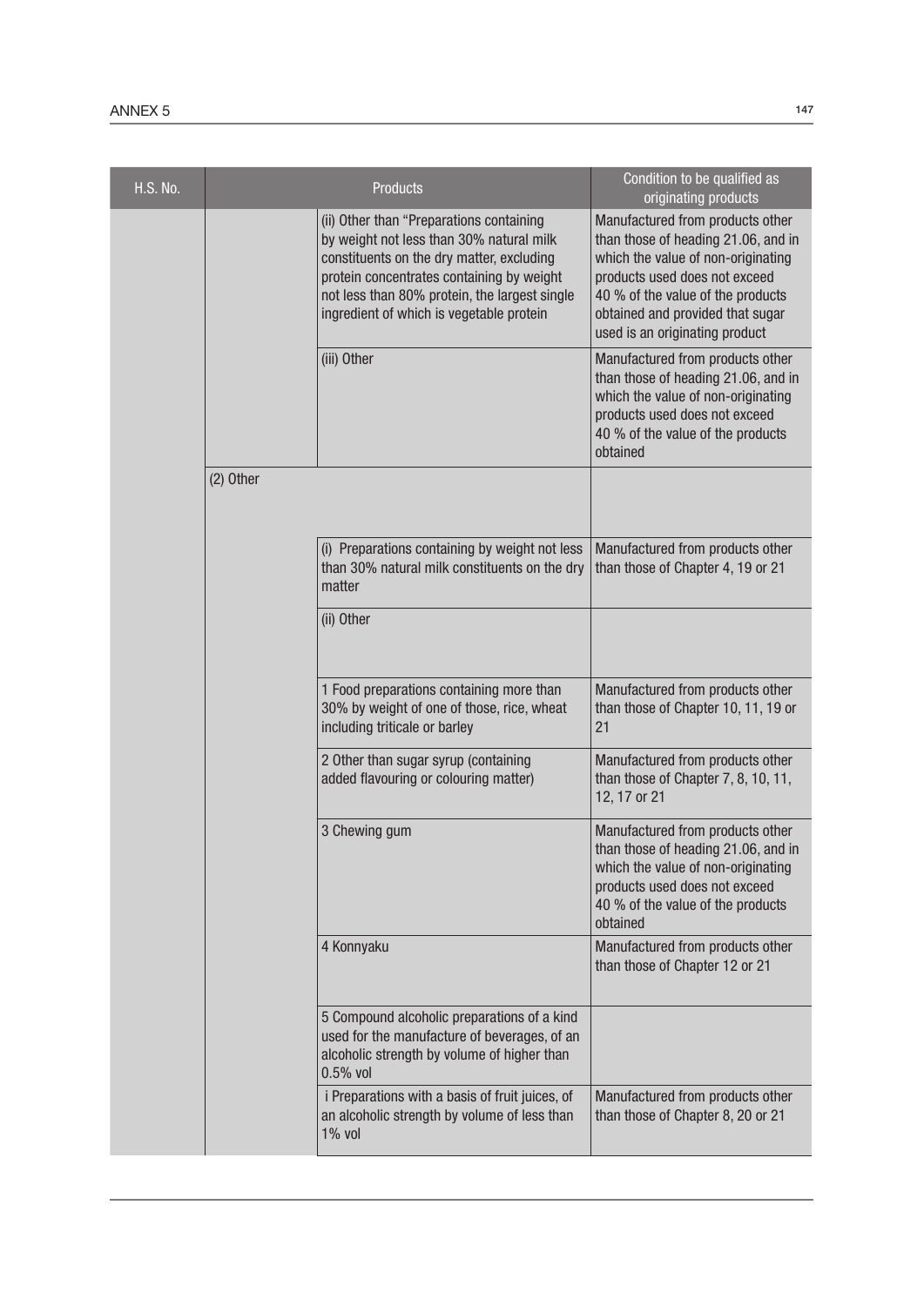| H.S. No. | Products | | Condition to be qualified as originating products |
|---|---|---|---|
| | | (ii) Other than "Preparations containing by weight not less than 30% natural milk constituents on the dry matter, excluding protein concentrates containing by weight not less than 80% protein, the largest single ingredient of which is vegetable protein | Manufactured from products other than those of heading 21.06, and in which the value of non-originating products used does not exceed 40 % of the value of the products obtained and provided that sugar used is an originating product |
| | | (iii) Other | Manufactured from products other than those of heading 21.06, and in which the value of non-originating products used does not exceed 40 % of the value of the products obtained |
| | (2) Other | | |
| | | (i) Preparations containing by weight not less than 30% natural milk constituents on the dry matter | Manufactured from products other than those of Chapter 4, 19 or 21 |
| | | (ii) Other | |
| | | 1 Food preparations containing more than 30% by weight of one of those, rice, wheat including triticale or barley | Manufactured from products other than those of Chapter 10, 11, 19 or 21 |
| | | 2 Other than sugar syrup (containing added flavouring or colouring matter) | Manufactured from products other than those of Chapter 7, 8, 10, 11, 12, 17 or 21 |
| | | 3 Chewing gum | Manufactured from products other than those of heading 21.06, and in which the value of non-originating products used does not exceed 40 % of the value of the products obtained |
| | | 4 Konnyaku | Manufactured from products other than those of Chapter 12 or 21 |
| | | 5 Compound alcoholic preparations of a kind used for the manufacture of beverages, of an alcoholic strength by volume of higher than 0.5% vol | |
| | | i Preparations with a basis of fruit juices, of an alcoholic strength by volume of less than 1% vol | Manufactured from products other than those of Chapter 8, 20 or 21 |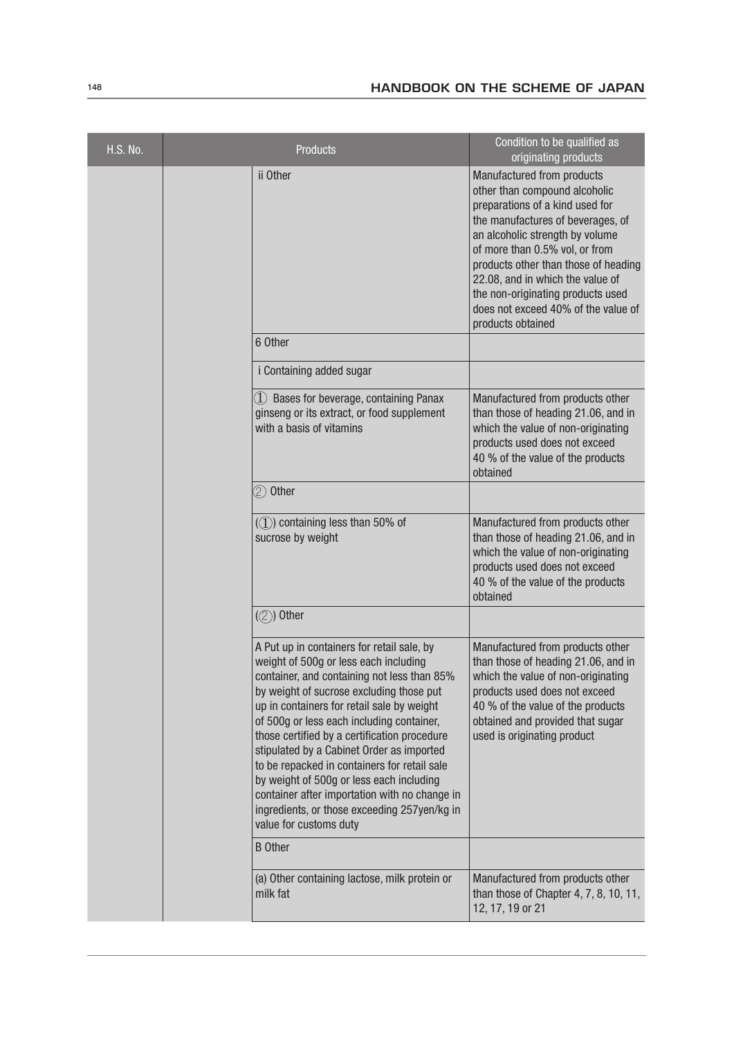| H.S. No. | | Products | Condition to be qualified as originating products |
|---|---|---|---|
| | | ii Other | Manufactured from products other than compound alcoholic preparations of a kind used for the manufactures of beverages, of an alcoholic strength by volume of more than 0.5% vol, or from products other than those of heading 22.08, and in which the value of the non-originating products used does not exceed 40% of the value of products obtained |
| | | 6 Other | |
| | | i Containing added sugar | |
| | | ① Bases for beverage, containing Panax ginseng or its extract, or food supplement with a basis of vitamins | Manufactured from products other than those of heading 21.06, and in which the value of non-originating products used does not exceed 40 % of the value of the products obtained |
| | | ② Other | |
| | | (①) containing less than 50% of sucrose by weight | Manufactured from products other than those of heading 21.06, and in which the value of non-originating products used does not exceed 40 % of the value of the products obtained |
| | | (②) Other | |
| | | A Put up in containers for retail sale, by weight of 500g or less each including container, and containing not less than 85% by weight of sucrose excluding those put up in containers for retail sale by weight of 500g or less each including container, those certified by a certification procedure stipulated by a Cabinet Order as imported to be repacked in containers for retail sale by weight of 500g or less each including container after importation with no change in ingredients, or those exceeding 257yen/kg in value for customs duty | Manufactured from products other than those of heading 21.06, and in which the value of non-originating products used does not exceed 40 % of the value of the products obtained and provided that sugar used is originating product |
| | | B Other | |
| | | (a) Other containing lactose, milk protein or milk fat | Manufactured from products other than those of Chapter 4, 7, 8, 10, 11, 12, 17, 19 or 21 |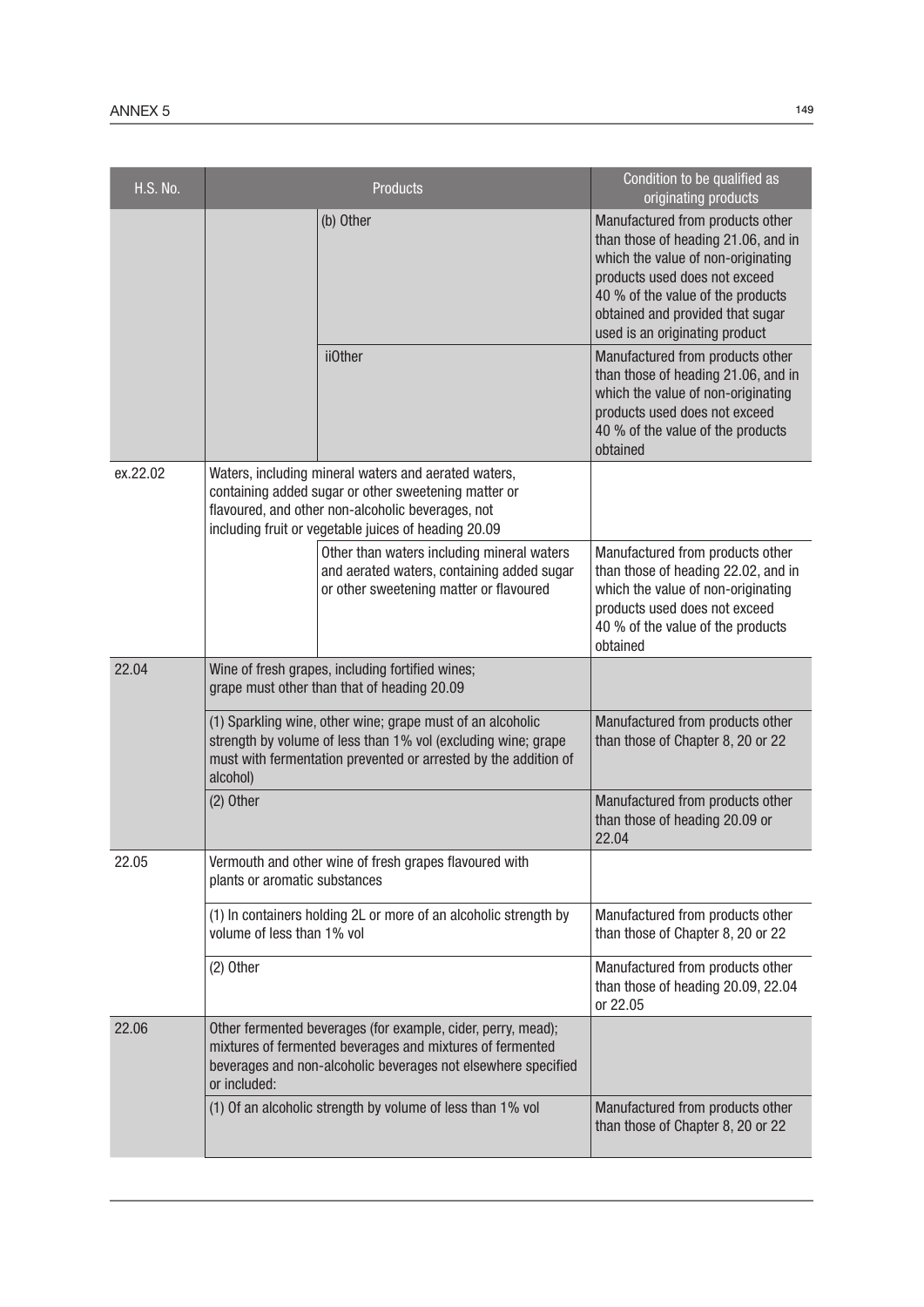| H.S. No. | Products | | Condition to be qualified as originating products |
|---|---|---|---|
| | | (b) Other | Manufactured from products other than those of heading 21.06, and in which the value of non-originating products used does not exceed 40 % of the value of the products obtained and provided that sugar used is an originating product |
| | | iiOther | Manufactured from products other than those of heading 21.06, and in which the value of non-originating products used does not exceed 40 % of the value of the products obtained |
| ex.22.02 | Waters, including mineral waters and aerated waters, containing added sugar or other sweetening matter or flavoured, and other non-alcoholic beverages, not including fruit or vegetable juices of heading 20.09 | | |
| | | Other than waters including mineral waters and aerated waters, containing added sugar or other sweetening matter or flavoured | Manufactured from products other than those of heading 22.02, and in which the value of non-originating products used does not exceed 40 % of the value of the products obtained |
| 22.04 | Wine of fresh grapes, including fortified wines; grape must other than that of heading 20.09 | | |
| | (1) Sparkling wine, other wine; grape must of an alcoholic strength by volume of less than 1% vol (excluding wine; grape must with fermentation prevented or arrested by the addition of alcohol) | | Manufactured from products other than those of Chapter 8, 20 or 22 |
| | (2) Other | | Manufactured from products other than those of heading 20.09 or 22.04 |
| 22.05 | Vermouth and other wine of fresh grapes flavoured with plants or aromatic substances | | |
| | (1) In containers holding 2L or more of an alcoholic strength by volume of less than 1% vol | | Manufactured from products other than those of Chapter 8, 20 or 22 |
| | (2) Other | | Manufactured from products other than those of heading 20.09, 22.04 or 22.05 |
| 22.06 | Other fermented beverages (for example, cider, perry, mead); mixtures of fermented beverages and mixtures of fermented beverages and non-alcoholic beverages not elsewhere specified or included: | | |
| | (1) Of an alcoholic strength by volume of less than 1% vol | | Manufactured from products other than those of Chapter 8, 20 or 22 |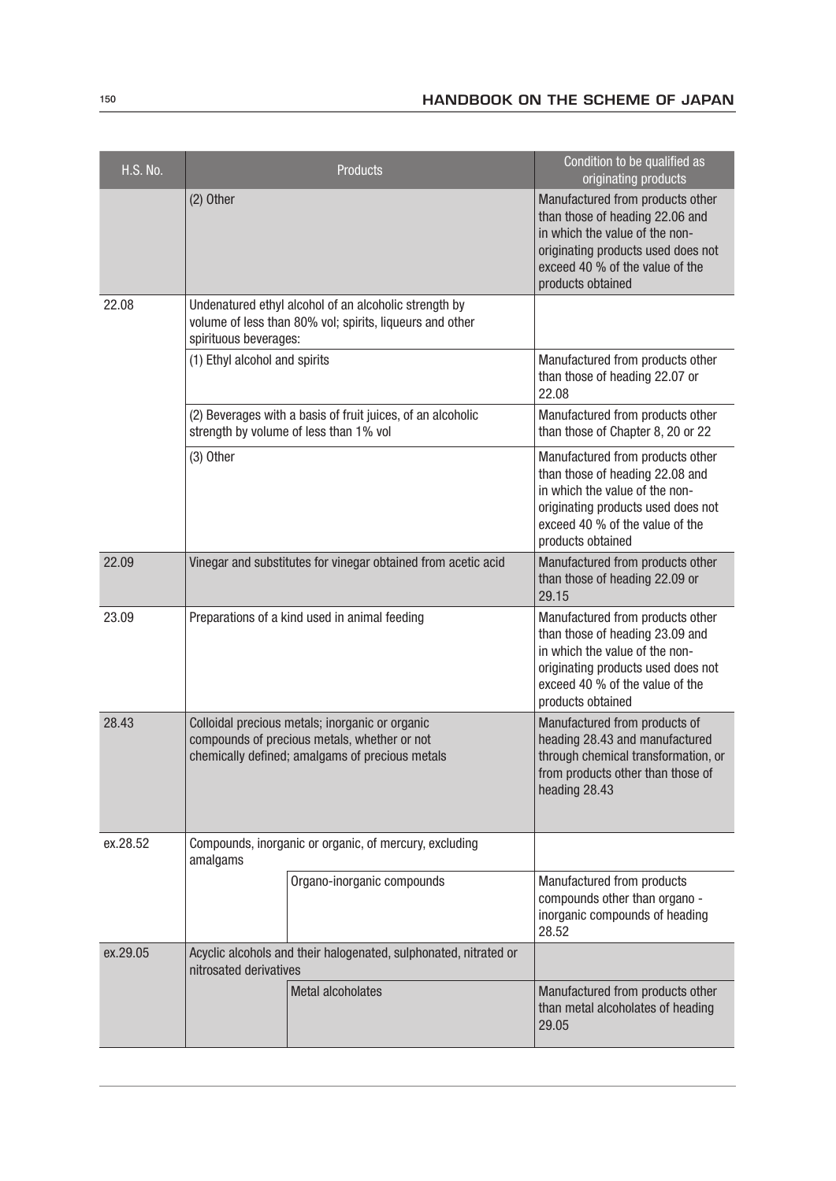| H.S. No. | Products | | Condition to be qualified as originating products |
|---|---|---|---|
| | (2) Other | | Manufactured from products other than those of heading 22.06 and in which the value of the non-originating products used does not exceed 40 % of the value of the products obtained |
| 22.08 | Undenatured ethyl alcohol of an alcoholic strength by volume of less than 80% vol; spirits, liqueurs and other spirituous beverages: | | |
| | (1) Ethyl alcohol and spirits | | Manufactured from products other than those of heading 22.07 or 22.08 |
| | (2) Beverages with a basis of fruit juices, of an alcoholic strength by volume of less than 1% vol | | Manufactured from products other than those of Chapter 8, 20 or 22 |
| | (3) Other | | Manufactured from products other than those of heading 22.08 and in which the value of the non-originating products used does not exceed 40 % of the value of the products obtained |
| 22.09 | Vinegar and substitutes for vinegar obtained from acetic acid | | Manufactured from products other than those of heading 22.09 or 29.15 |
| 23.09 | Preparations of a kind used in animal feeding | | Manufactured from products other than those of heading 23.09 and in which the value of the non-originating products used does not exceed 40 % of the value of the products obtained |
| 28.43 | Colloidal precious metals; inorganic or organic compounds of precious metals, whether or not chemically defined; amalgams of precious metals | | Manufactured from products of heading 28.43 and manufactured through chemical transformation, or from products other than those of heading 28.43 |
| ex.28.52 | Compounds, inorganic or organic, of mercury, excluding amalgams | | |
| | | Organo-inorganic compounds | Manufactured from products compounds other than organo - inorganic compounds of heading 28.52 |
| ex.29.05 | Acyclic alcohols and their halogenated, sulphonated, nitrated or nitrosated derivatives | | |
| | | Metal alcoholates | Manufactured from products other than metal alcoholates of heading 29.05 |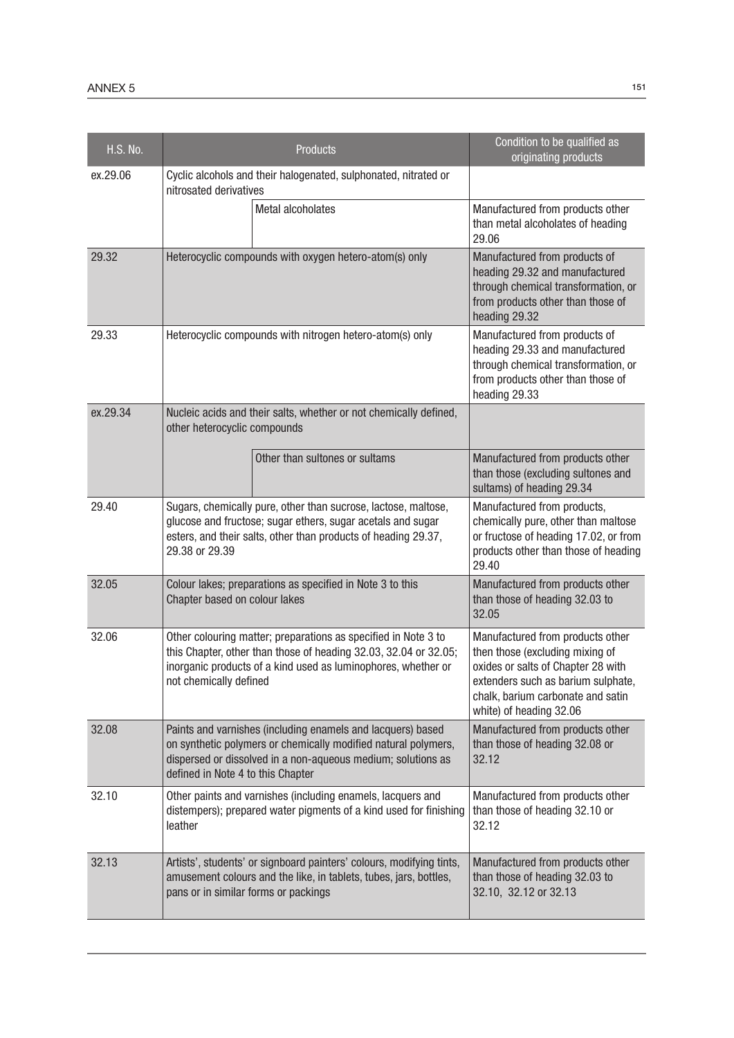| H.S. No. | Products | | Condition to be qualified as originating products |
|---|---|---|---|
| ex.29.06 | Cyclic alcohols and their halogenated, sulphonated, nitrated or nitrosated derivatives | | |
| | | Metal alcoholates | Manufactured from products other than metal alcoholates of heading 29.06 |
| 29.32 | Heterocyclic compounds with oxygen hetero-atom(s) only | | Manufactured from products of heading 29.32 and manufactured through chemical transformation, or from products other than those of heading 29.32 |
| 29.33 | Heterocyclic compounds with nitrogen hetero-atom(s) only | | Manufactured from products of heading 29.33 and manufactured through chemical transformation, or from products other than those of heading 29.33 |
| ex.29.34 | Nucleic acids and their salts, whether or not chemically defined, other heterocyclic compounds | | |
| | | Other than sultones or sultams | Manufactured from products other than those (excluding sultones and sultams) of heading 29.34 |
| 29.40 | Sugars, chemically pure, other than sucrose, lactose, maltose, glucose and fructose; sugar ethers, sugar acetals and sugar esters, and their salts, other than products of heading 29.37, 29.38 or 29.39 | | Manufactured from products, chemically pure, other than maltose or fructose of heading 17.02, or from products other than those of heading 29.40 |
| 32.05 | Colour lakes; preparations as specified in Note 3 to this Chapter based on colour lakes | | Manufactured from products other than those of heading 32.03 to 32.05 |
| 32.06 | Other colouring matter; preparations as specified in Note 3 to this Chapter, other than those of heading 32.03, 32.04 or 32.05; inorganic products of a kind used as luminophores, whether or not chemically defined | | Manufactured from products other then those (excluding mixing of oxides or salts of Chapter 28 with extenders such as barium sulphate, chalk, barium carbonate and satin white) of heading 32.06 |
| 32.08 | Paints and varnishes (including enamels and lacquers) based on synthetic polymers or chemically modified natural polymers, dispersed or dissolved in a non-aqueous medium; solutions as defined in Note 4 to this Chapter | | Manufactured from products other than those of heading 32.08 or 32.12 |
| 32.10 | Other paints and varnishes (including enamels, lacquers and distempers); prepared water pigments of a kind used for finishing leather | | Manufactured from products other than those of heading 32.10 or 32.12 |
| 32.13 | Artists', students' or signboard painters' colours, modifying tints, amusement colours and the like, in tablets, tubes, jars, bottles, pans or in similar forms or packings | | Manufactured from products other than those of heading 32.03 to 32.10, 32.12 or 32.13 |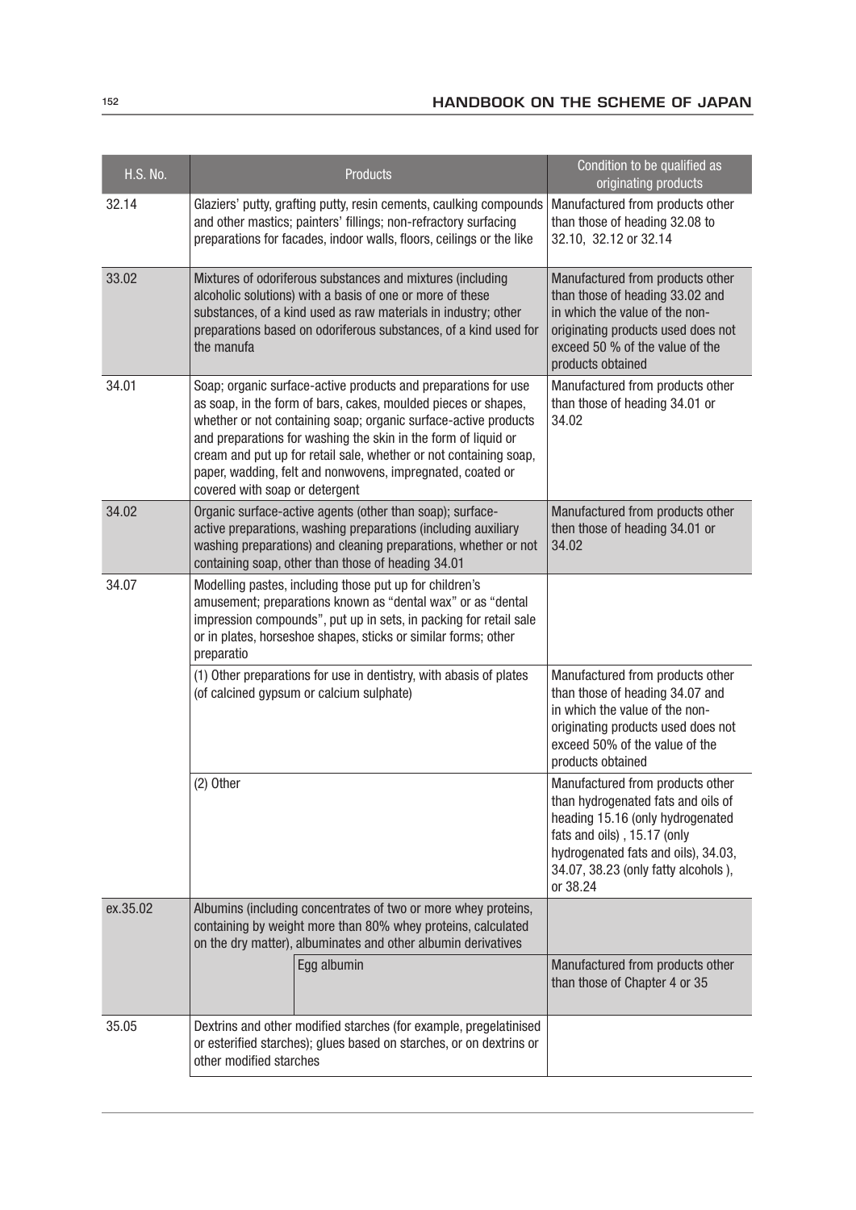| H.S. No. | Products | Condition to be qualified as originating products |
|---|---|---|
| 32.14 | Glaziers' putty, grafting putty, resin cements, caulking compounds and other mastics; painters' fillings; non-refractory surfacing preparations for facades, indoor walls, floors, ceilings or the like | Manufactured from products other than those of heading 32.08 to 32.10, 32.12 or 32.14 |
| 33.02 | Mixtures of odoriferous substances and mixtures (including alcoholic solutions) with a basis of one or more of these substances, of a kind used as raw materials in industry; other preparations based on odoriferous substances, of a kind used for the manufa | Manufactured from products other than those of heading 33.02 and in which the value of the non-originating products used does not exceed 50 % of the value of the products obtained |
| 34.01 | Soap; organic surface-active products and preparations for use as soap, in the form of bars, cakes, moulded pieces or shapes, whether or not containing soap; organic surface-active products and preparations for washing the skin in the form of liquid or cream and put up for retail sale, whether or not containing soap, paper, wadding, felt and nonwovens, impregnated, coated or covered with soap or detergent | Manufactured from products other than those of heading 34.01 or 34.02 |
| 34.02 | Organic surface-active agents (other than soap); surface-active preparations, washing preparations (including auxiliary washing preparations) and cleaning preparations, whether or not containing soap, other than those of heading 34.01 | Manufactured from products other then those of heading 34.01 or 34.02 |
| 34.07 | Modelling pastes, including those put up for children's amusement; preparations known as "dental wax" or as "dental impression compounds", put up in sets, in packing for retail sale or in plates, horseshoe shapes, sticks or similar forms; other preparatio | |
| | (1) Other preparations for use in dentistry, with abasis of plates (of calcined gypsum or calcium sulphate) | Manufactured from products other than those of heading 34.07 and in which the value of the non-originating products used does not exceed 50% of the value of the products obtained |
| | (2) Other | Manufactured from products other than hydrogenated fats and oils of heading 15.16 (only hydrogenated fats and oils) , 15.17 (only hydrogenated fats and oils), 34.03, 34.07, 38.23 (only fatty alcohols ), or 38.24 |
| ex.35.02 | Albumins (including concentrates of two or more whey proteins, containing by weight more than 80% whey proteins, calculated on the dry matter), albuminates and other albumin derivatives | |
| | Egg albumin | Manufactured from products other than those of Chapter 4 or 35 |
| 35.05 | Dextrins and other modified starches (for example, pregelatinised or esterified starches); glues based on starches, or on dextrins or other modified starches | |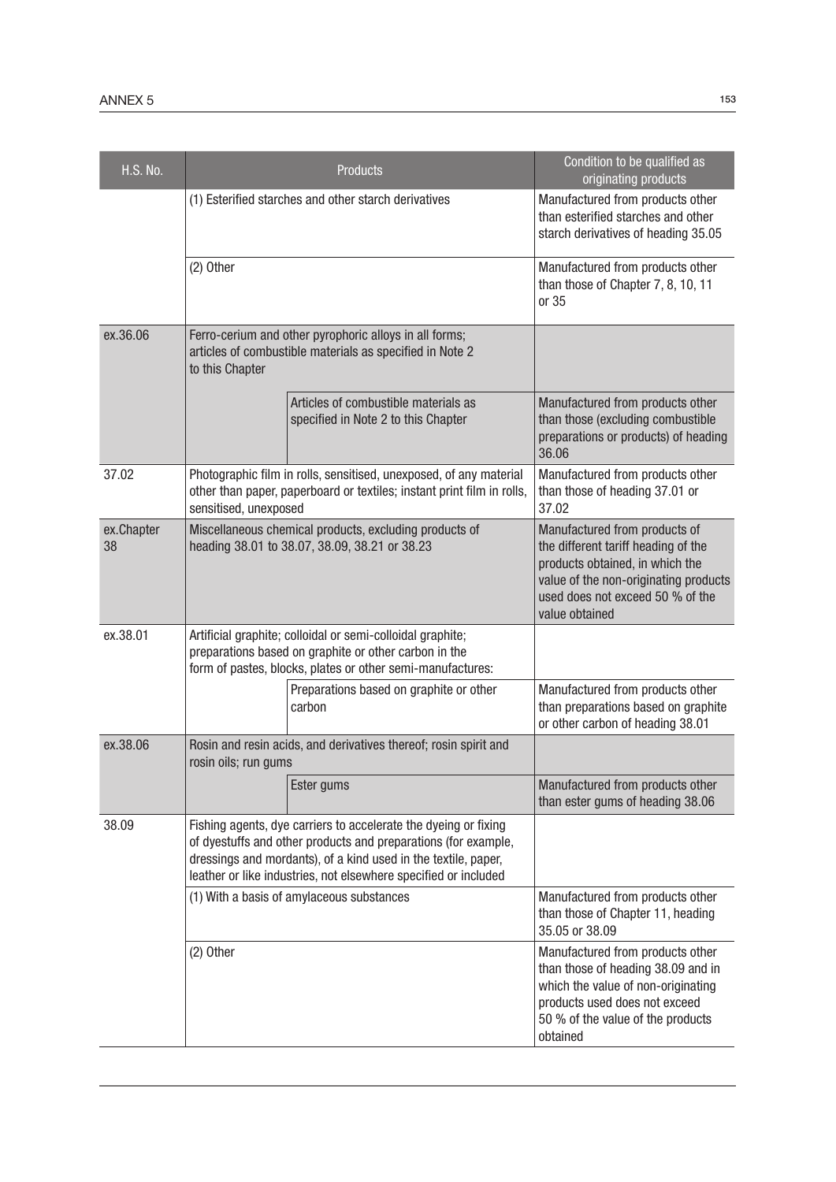| H.S. No. | Products | | Condition to be qualified as originating products |
|---|---|---|---|
| | (1) Esterified starches and other starch derivatives | | Manufactured from products other than esterified starches and other starch derivatives of heading 35.05 |
| | (2) Other | | Manufactured from products other than those of Chapter 7, 8, 10, 11 or 35 |
| ex.36.06 | Ferro-cerium and other pyrophoric alloys in all forms; articles of combustible materials as specified in Note 2 to this Chapter | | |
| | | Articles of combustible materials as specified in Note 2 to this Chapter | Manufactured from products other than those (excluding combustible preparations or products) of heading 36.06 |
| 37.02 | Photographic film in rolls, sensitised, unexposed, of any material other than paper, paperboard or textiles; instant print film in rolls, sensitised, unexposed | | Manufactured from products other than those of heading 37.01 or 37.02 |
| ex.Chapter 38 | Miscellaneous chemical products, excluding products of heading 38.01 to 38.07, 38.09, 38.21 or 38.23 | | Manufactured from products of the different tariff heading of the products obtained, in which the value of the non-originating products used does not exceed 50 % of the value obtained |
| ex.38.01 | Artificial graphite; colloidal or semi-colloidal graphite; preparations based on graphite or other carbon in the form of pastes, blocks, plates or other semi-manufactures: | | |
| | | Preparations based on graphite or other carbon | Manufactured from products other than preparations based on graphite or other carbon of heading 38.01 |
| ex.38.06 | Rosin and resin acids, and derivatives thereof; rosin spirit and rosin oils; run gums | | |
| | | Ester gums | Manufactured from products other than ester gums of heading 38.06 |
| 38.09 | Fishing agents, dye carriers to accelerate the dyeing or fixing of dyestuffs and other products and preparations (for example, dressings and mordants), of a kind used in the textile, paper, leather or like industries, not elsewhere specified or included | | |
| | (1) With a basis of amylaceous substances | | Manufactured from products other than those of Chapter 11, heading 35.05 or 38.09 |
| | (2) Other | | Manufactured from products other than those of heading 38.09 and in which the value of non-originating products used does not exceed 50 % of the value of the products obtained |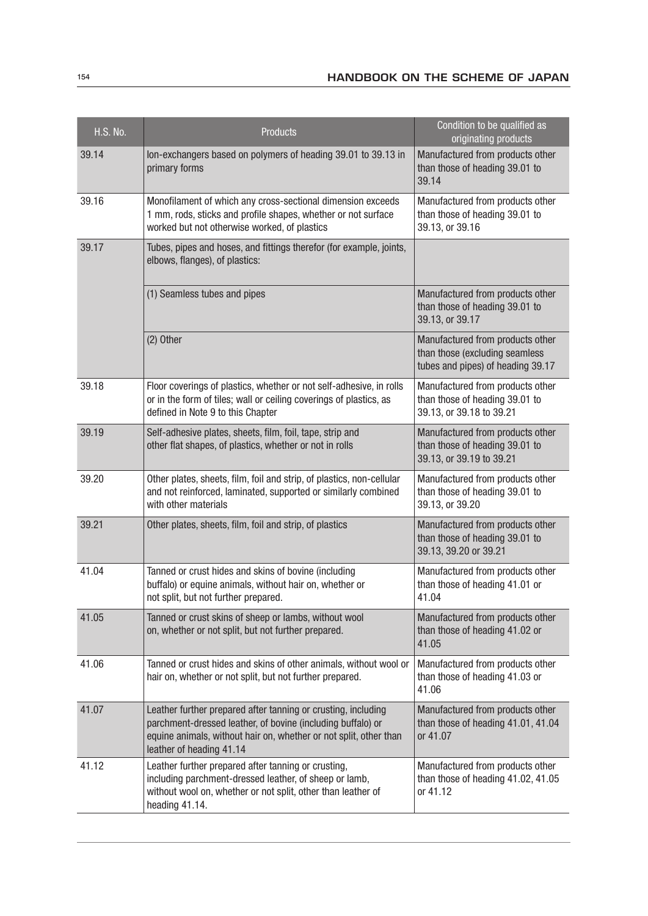| H.S. No. | Products | Condition to be qualified as originating products |
|---|---|---|
| 39.14 | Ion-exchangers based on polymers of heading 39.01 to 39.13 in primary forms | Manufactured from products other than those of heading 39.01 to 39.14 |
| 39.16 | Monofilament of which any cross-sectional dimension exceeds 1 mm, rods, sticks and profile shapes, whether or not surface worked but not otherwise worked, of plastics | Manufactured from products other than those of heading 39.01 to 39.13, or 39.16 |
| 39.17 | Tubes, pipes and hoses, and fittings therefor (for example, joints, elbows, flanges), of plastics: | |
| | (1) Seamless tubes and pipes | Manufactured from products other than those of heading 39.01 to 39.13, or 39.17 |
| | (2) Other | Manufactured from products other than those (excluding seamless tubes and pipes) of heading 39.17 |
| 39.18 | Floor coverings of plastics, whether or not self-adhesive, in rolls or in the form of tiles; wall or ceiling coverings of plastics, as defined in Note 9 to this Chapter | Manufactured from products other than those of heading 39.01 to 39.13, or 39.18 to 39.21 |
| 39.19 | Self-adhesive plates, sheets, film, foil, tape, strip and other flat shapes, of plastics, whether or not in rolls | Manufactured from products other than those of heading 39.01 to 39.13, or 39.19 to 39.21 |
| 39.20 | Other plates, sheets, film, foil and strip, of plastics, non-cellular and not reinforced, laminated, supported or similarly combined with other materials | Manufactured from products other than those of heading 39.01 to 39.13, or 39.20 |
| 39.21 | Other plates, sheets, film, foil and strip, of plastics | Manufactured from products other than those of heading 39.01 to 39.13, 39.20 or 39.21 |
| 41.04 | Tanned or crust hides and skins of bovine (including buffalo) or equine animals, without hair on, whether or not split, but not further prepared. | Manufactured from products other than those of heading 41.01 or 41.04 |
| 41.05 | Tanned or crust skins of sheep or lambs, without wool on, whether or not split, but not further prepared. | Manufactured from products other than those of heading 41.02 or 41.05 |
| 41.06 | Tanned or crust hides and skins of other animals, without wool or hair on, whether or not split, but not further prepared. | Manufactured from products other than those of heading 41.03 or 41.06 |
| 41.07 | Leather further prepared after tanning or crusting, including parchment-dressed leather, of bovine (including buffalo) or equine animals, without hair on, whether or not split, other than leather of heading 41.14 | Manufactured from products other than those of heading 41.01, 41.04 or 41.07 |
| 41.12 | Leather further prepared after tanning or crusting, including parchment-dressed leather, of sheep or lamb, without wool on, whether or not split, other than leather of heading 41.14. | Manufactured from products other than those of heading 41.02, 41.05 or 41.12 |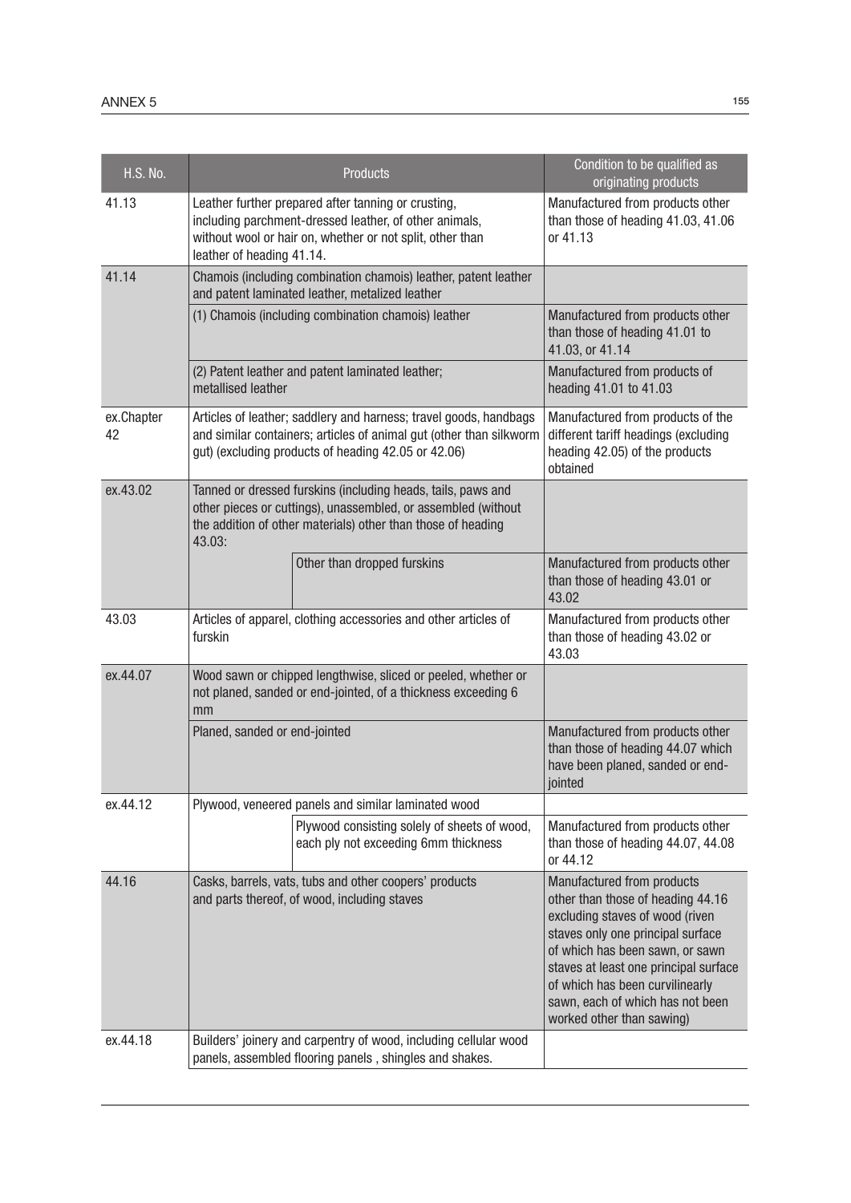| H.S. No. | Products | | Condition to be qualified as originating products |
|---|---|---|---|
| 41.13 | Leather further prepared after tanning or crusting, including parchment-dressed leather, of other animals, without wool or hair on, whether or not split, other than leather of heading 41.14. | | Manufactured from products other than those of heading 41.03, 41.06 or 41.13 |
| 41.14 | Chamois (including combination chamois) leather, patent leather and patent laminated leather, metalized leather | | |
| | (1) Chamois (including combination chamois) leather | | Manufactured from products other than those of heading 41.01 to 41.03, or 41.14 |
| | (2) Patent leather and patent laminated leather; metallised leather | | Manufactured from products of heading 41.01 to 41.03 |
| ex.Chapter 42 | Articles of leather; saddlery and harness; travel goods, handbags and similar containers; articles of animal gut (other than silkworm gut) (excluding products of heading 42.05 or 42.06) | | Manufactured from products of the different tariff headings (excluding heading 42.05) of the products obtained |
| ex.43.02 | Tanned or dressed furskins (including heads, tails, paws and other pieces or cuttings), unassembled, or assembled (without the addition of other materials) other than those of heading 43.03: | | |
| | | Other than dropped furskins | Manufactured from products other than those of heading 43.01 or 43.02 |
| 43.03 | Articles of apparel, clothing accessories and other articles of furskin | | Manufactured from products other than those of heading 43.02 or 43.03 |
| ex.44.07 | Wood sawn or chipped lengthwise, sliced or peeled, whether or not planed, sanded or end-jointed, of a thickness exceeding 6 mm | | |
| | Planed, sanded or end-jointed | | Manufactured from products other than those of heading 44.07 which have been planed, sanded or end-jointed |
| ex.44.12 | Plywood, veneered panels and similar laminated wood | | |
| | | Plywood consisting solely of sheets of wood, each ply not exceeding 6mm thickness | Manufactured from products other than those of heading 44.07, 44.08 or 44.12 |
| 44.16 | Casks, barrels, vats, tubs and other coopers' products and parts thereof, of wood, including staves | | Manufactured from products other than those of heading 44.16 excluding staves of wood (riven staves only one principal surface of which has been sawn, or sawn staves at least one principal surface of which has been curvilinearly sawn, each of which has not been worked other than sawing) |
| ex.44.18 | Builders' joinery and carpentry of wood, including cellular wood panels, assembled flooring panels , shingles and shakes. | | |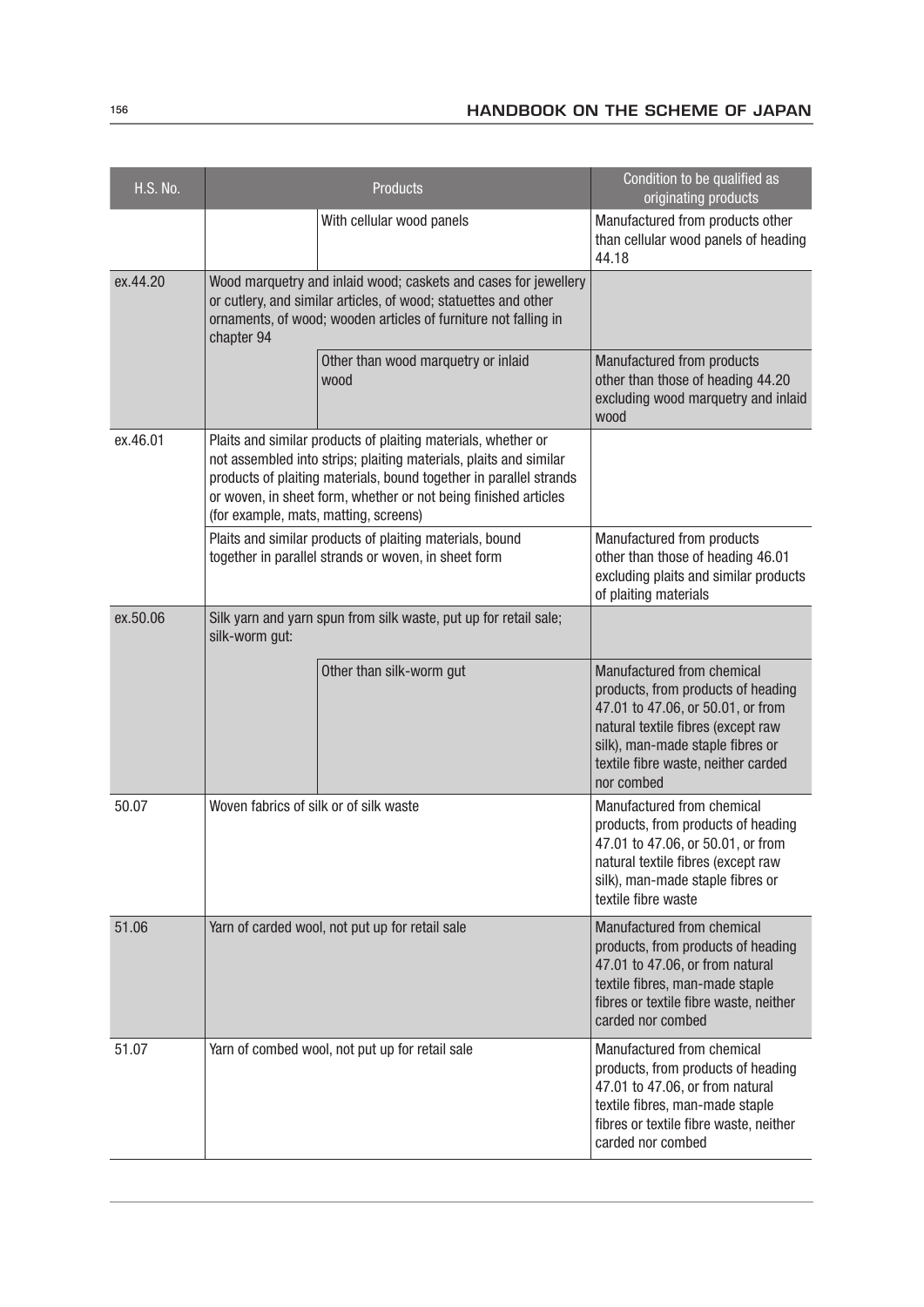| H.S. No. | Products | | Condition to be qualified as originating products |
|---|---|---|---|
| | | With cellular wood panels | Manufactured from products other than cellular wood panels of heading 44.18 |
| ex.44.20 | Wood marquetry and inlaid wood; caskets and cases for jewellery or cutlery, and similar articles, of wood; statuettes and other ornaments, of wood; wooden articles of furniture not falling in chapter 94 | | |
| | | Other than wood marquetry or inlaid wood | Manufactured from products other than those of heading 44.20 excluding wood marquetry and inlaid wood |
| ex.46.01 | Plaits and similar products of plaiting materials, whether or not assembled into strips; plaiting materials, plaits and similar products of plaiting materials, bound together in parallel strands or woven, in sheet form, whether or not being finished articles (for example, mats, matting, screens) | | |
| | Plaits and similar products of plaiting materials, bound together in parallel strands or woven, in sheet form | | Manufactured from products other than those of heading 46.01 excluding plaits and similar products of plaiting materials |
| ex.50.06 | Silk yarn and yarn spun from silk waste, put up for retail sale; silk-worm gut: | | |
| | | Other than silk-worm gut | Manufactured from chemical products, from products of heading 47.01 to 47.06, or 50.01, or from natural textile fibres (except raw silk), man-made staple fibres or textile fibre waste, neither carded nor combed |
| 50.07 | Woven fabrics of silk or of silk waste | | Manufactured from chemical products, from products of heading 47.01 to 47.06, or 50.01, or from natural textile fibres (except raw silk), man-made staple fibres or textile fibre waste |
| 51.06 | Yarn of carded wool, not put up for retail sale | | Manufactured from chemical products, from products of heading 47.01 to 47.06, or from natural textile fibres, man-made staple fibres or textile fibre waste, neither carded nor combed |
| 51.07 | Yarn of combed wool, not put up for retail sale | | Manufactured from chemical products, from products of heading 47.01 to 47.06, or from natural textile fibres, man-made staple fibres or textile fibre waste, neither carded nor combed |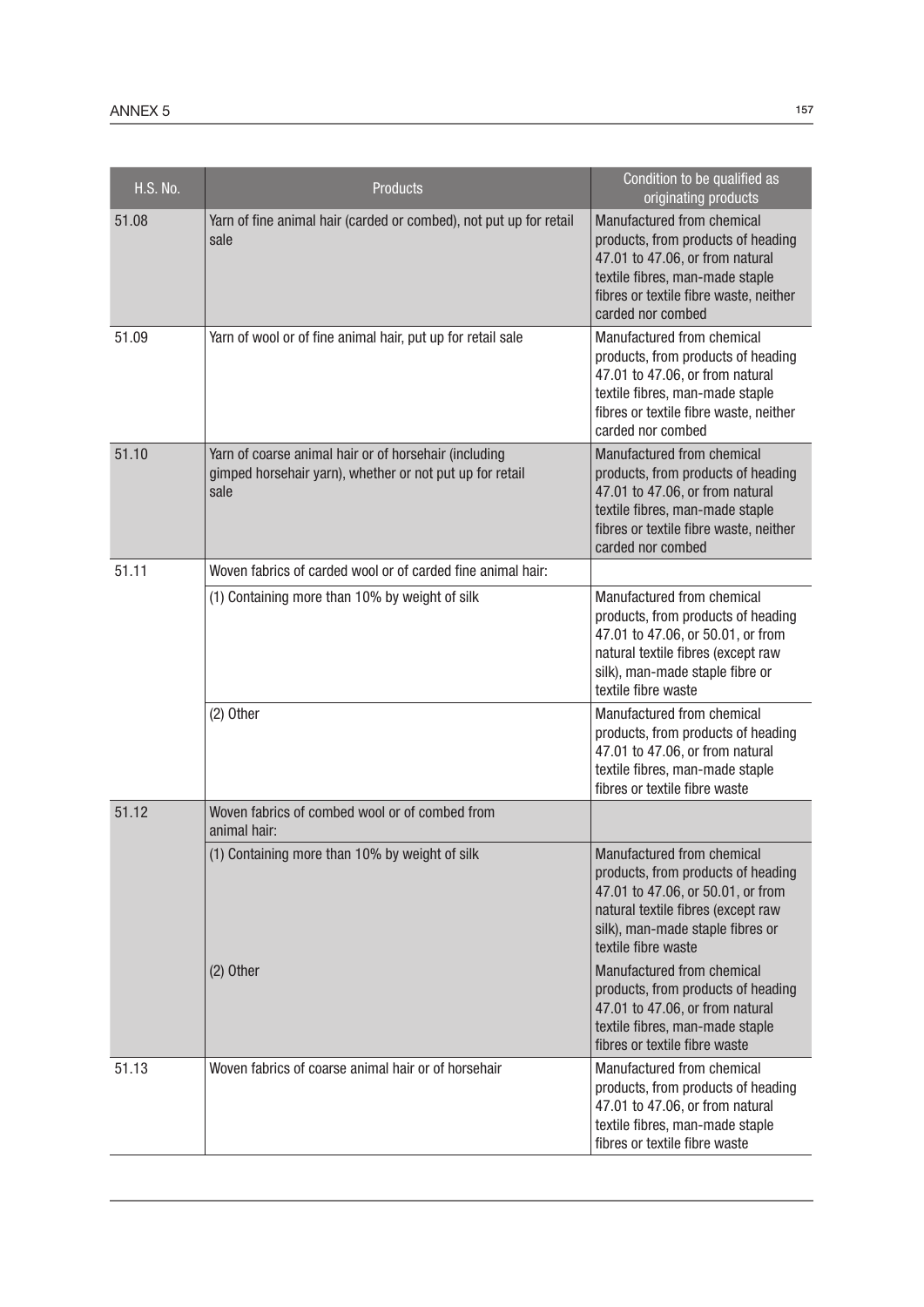| H.S. No. | Products | Condition to be qualified as originating products |
|---|---|---|
| 51.08 | Yarn of fine animal hair (carded or combed), not put up for retail sale | Manufactured from chemical products, from products of heading 47.01 to 47.06, or from natural textile fibres, man-made staple fibres or textile fibre waste, neither carded nor combed |
| 51.09 | Yarn of wool or of fine animal hair, put up for retail sale | Manufactured from chemical products, from products of heading 47.01 to 47.06, or from natural textile fibres, man-made staple fibres or textile fibre waste, neither carded nor combed |
| 51.10 | Yarn of coarse animal hair or of horsehair (including gimped horsehair yarn), whether or not put up for retail sale | Manufactured from chemical products, from products of heading 47.01 to 47.06, or from natural textile fibres, man-made staple fibres or textile fibre waste, neither carded nor combed |
| 51.11 | Woven fabrics of carded wool or of carded fine animal hair: | |
| | (1) Containing more than 10% by weight of silk | Manufactured from chemical products, from products of heading 47.01 to 47.06, or 50.01, or from natural textile fibres (except raw silk), man-made staple fibre or textile fibre waste |
| | (2) Other | Manufactured from chemical products, from products of heading 47.01 to 47.06, or from natural textile fibres, man-made staple fibres or textile fibre waste |
| 51.12 | Woven fabrics of combed wool or of combed from animal hair: | |
| | (1) Containing more than 10% by weight of silk | Manufactured from chemical products, from products of heading 47.01 to 47.06, or 50.01, or from natural textile fibres (except raw silk), man-made staple fibres or textile fibre waste |
| | (2) Other | Manufactured from chemical products, from products of heading 47.01 to 47.06, or from natural textile fibres, man-made staple fibres or textile fibre waste |
| 51.13 | Woven fabrics of coarse animal hair or of horsehair | Manufactured from chemical products, from products of heading 47.01 to 47.06, or from natural textile fibres, man-made staple fibres or textile fibre waste |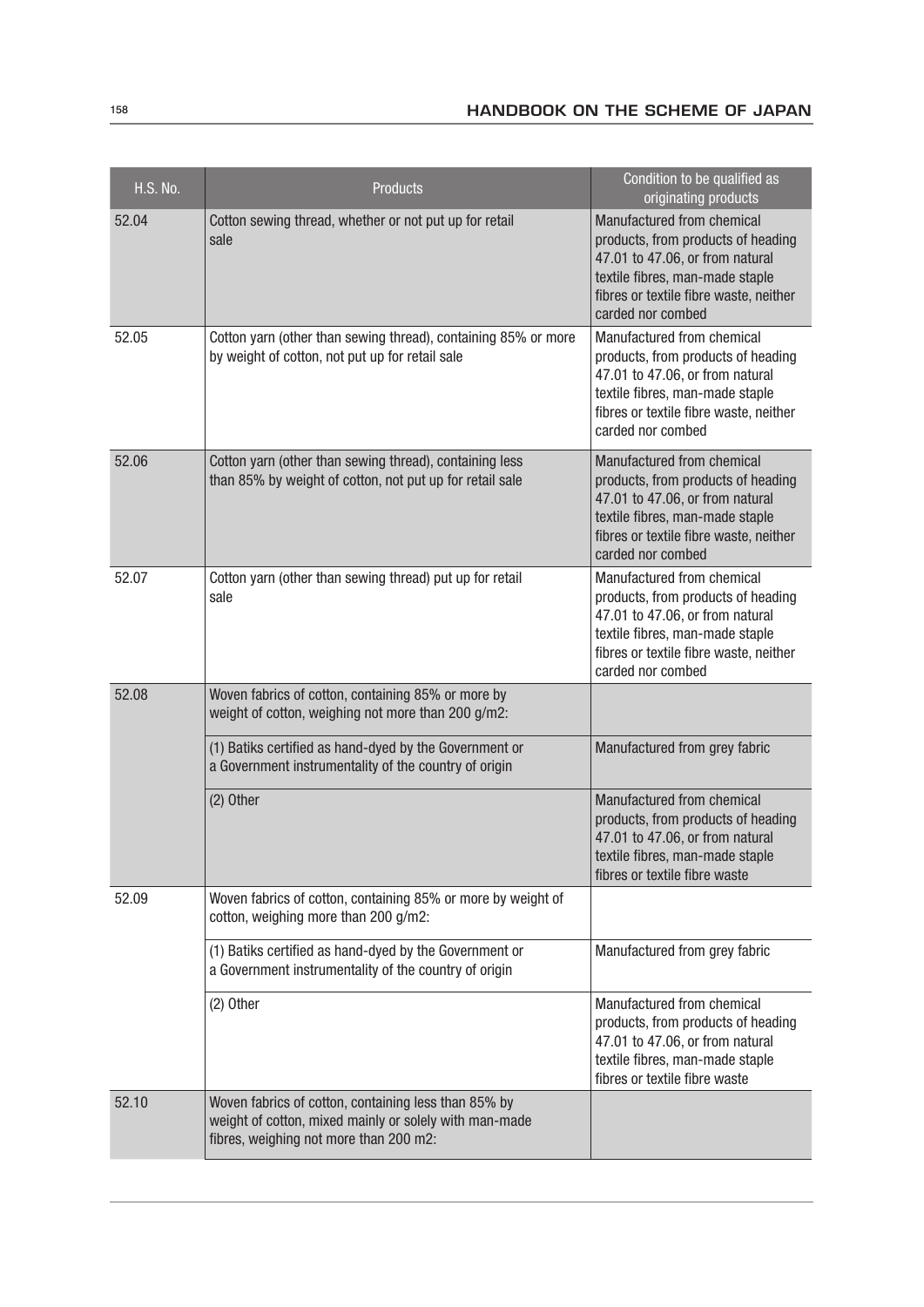| H.S. No. | Products | Condition to be qualified as originating products |
|---|---|---|
| 52.04 | Cotton sewing thread, whether or not put up for retail sale | Manufactured from chemical products, from products of heading 47.01 to 47.06, or from natural textile fibres, man-made staple fibres or textile fibre waste, neither carded nor combed |
| 52.05 | Cotton yarn (other than sewing thread), containing 85% or more by weight of cotton, not put up for retail sale | Manufactured from chemical products, from products of heading 47.01 to 47.06, or from natural textile fibres, man-made staple fibres or textile fibre waste, neither carded nor combed |
| 52.06 | Cotton yarn (other than sewing thread), containing less than 85% by weight of cotton, not put up for retail sale | Manufactured from chemical products, from products of heading 47.01 to 47.06, or from natural textile fibres, man-made staple fibres or textile fibre waste, neither carded nor combed |
| 52.07 | Cotton yarn (other than sewing thread) put up for retail sale | Manufactured from chemical products, from products of heading 47.01 to 47.06, or from natural textile fibres, man-made staple fibres or textile fibre waste, neither carded nor combed |
| 52.08 | Woven fabrics of cotton, containing 85% or more by weight of cotton, weighing not more than 200 g/m2: | |
| | (1) Batiks certified as hand-dyed by the Government or a Government instrumentality of the country of origin | Manufactured from grey fabric |
| | (2) Other | Manufactured from chemical products, from products of heading 47.01 to 47.06, or from natural textile fibres, man-made staple fibres or textile fibre waste |
| 52.09 | Woven fabrics of cotton, containing 85% or more by weight of cotton, weighing more than 200 g/m2: | |
| | (1) Batiks certified as hand-dyed by the Government or a Government instrumentality of the country of origin | Manufactured from grey fabric |
| | (2) Other | Manufactured from chemical products, from products of heading 47.01 to 47.06, or from natural textile fibres, man-made staple fibres or textile fibre waste |
| 52.10 | Woven fabrics of cotton, containing less than 85% by weight of cotton, mixed mainly or solely with man-made fibres, weighing not more than 200 m2: | |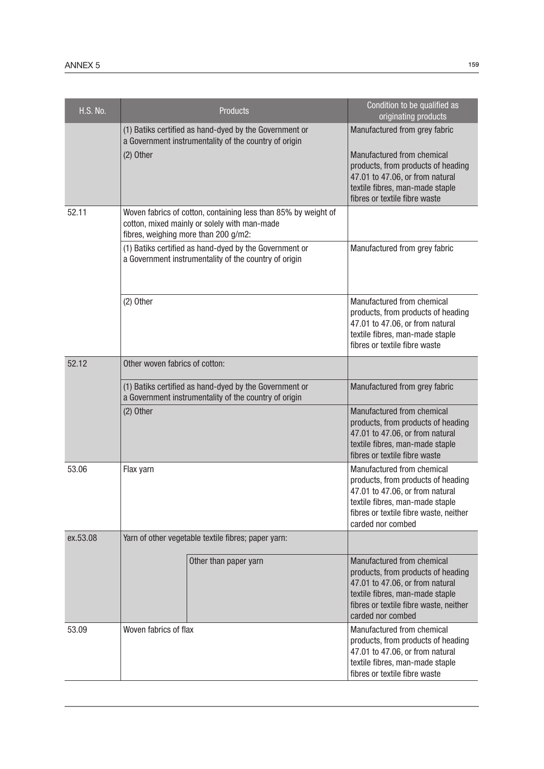| H.S. No. | Products | | Condition to be qualified as originating products |
|---|---|---|---|
| | (1) Batiks certified as hand-dyed by the Government or a Government instrumentality of the country of origin | | Manufactured from grey fabric |
| | (2) Other | | Manufactured from chemical products, from products of heading 47.01 to 47.06, or from natural textile fibres, man-made staple fibres or textile fibre waste |
| 52.11 | Woven fabrics of cotton, containing less than 85% by weight of cotton, mixed mainly or solely with man-made fibres, weighing more than 200 g/m2: | | |
| | (1) Batiks certified as hand-dyed by the Government or a Government instrumentality of the country of origin | | Manufactured from grey fabric |
| | (2) Other | | Manufactured from chemical products, from products of heading 47.01 to 47.06, or from natural textile fibres, man-made staple fibres or textile fibre waste |
| 52.12 | Other woven fabrics of cotton: | | |
| | (1) Batiks certified as hand-dyed by the Government or a Government instrumentality of the country of origin | | Manufactured from grey fabric |
| | (2) Other | | Manufactured from chemical products, from products of heading 47.01 to 47.06, or from natural textile fibres, man-made staple fibres or textile fibre waste |
| 53.06 | Flax yarn | | Manufactured from chemical products, from products of heading 47.01 to 47.06, or from natural textile fibres, man-made staple fibres or textile fibre waste, neither carded nor combed |
| ex.53.08 | Yarn of other vegetable textile fibres; paper yarn: | | |
| | | Other than paper yarn | Manufactured from chemical products, from products of heading 47.01 to 47.06, or from natural textile fibres, man-made staple fibres or textile fibre waste, neither carded nor combed |
| 53.09 | Woven fabrics of flax | | Manufactured from chemical products, from products of heading 47.01 to 47.06, or from natural textile fibres, man-made staple fibres or textile fibre waste |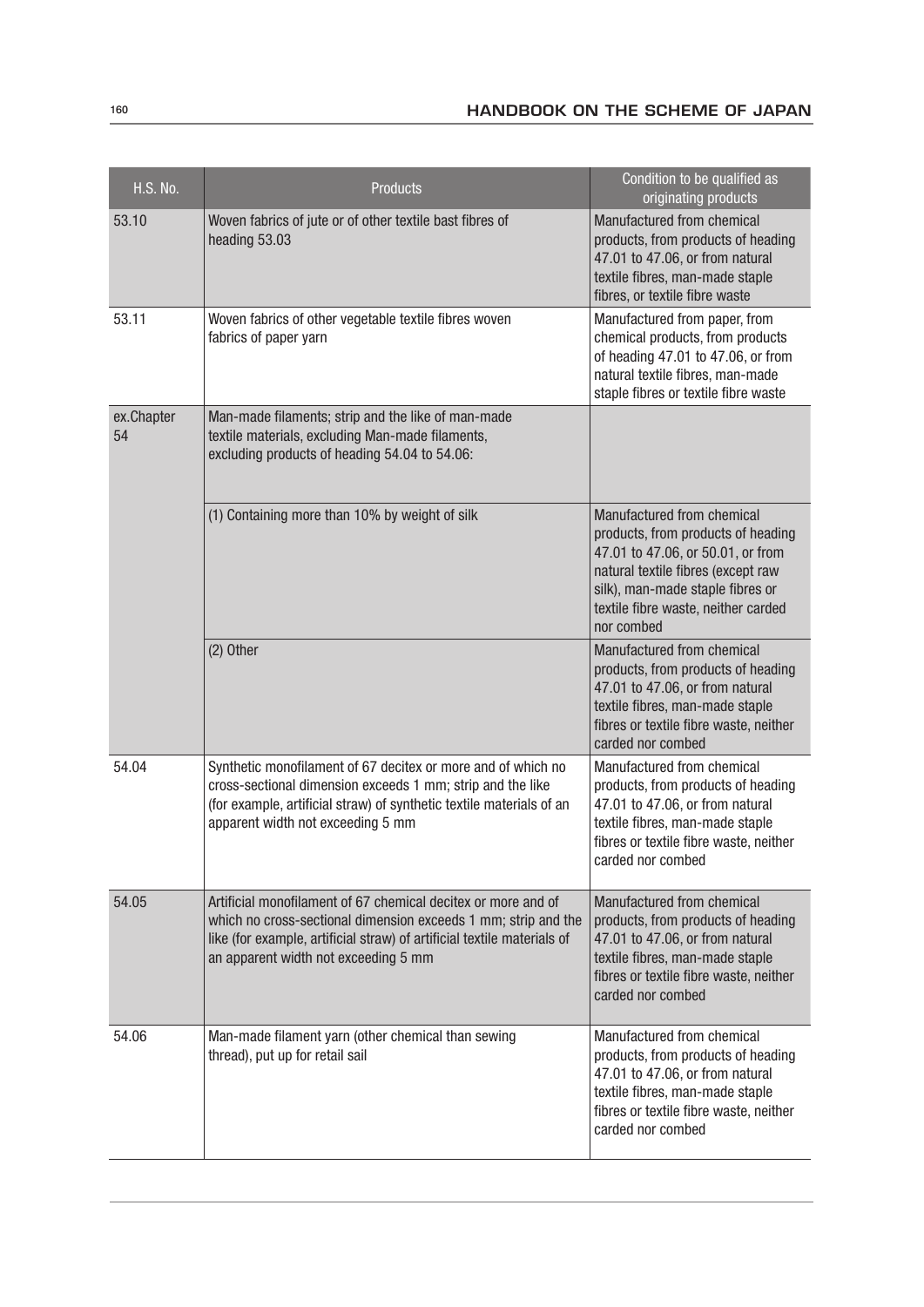| H.S. No. | Products | Condition to be qualified as originating products |
|---|---|---|
| 53.10 | Woven fabrics of jute or of other textile bast fibres of heading 53.03 | Manufactured from chemical products, from products of heading 47.01 to 47.06, or from natural textile fibres, man-made staple fibres, or textile fibre waste |
| 53.11 | Woven fabrics of other vegetable textile fibres woven fabrics of paper yarn | Manufactured from paper, from chemical products, from products of heading 47.01 to 47.06, or from natural textile fibres, man-made staple fibres or textile fibre waste |
| ex.Chapter 54 | Man-made filaments; strip and the like of man-made textile materials, excluding Man-made filaments, excluding products of heading 54.04 to 54.06: | |
| | (1) Containing more than 10% by weight of silk | Manufactured from chemical products, from products of heading 47.01 to 47.06, or 50.01, or from natural textile fibres (except raw silk), man-made staple fibres or textile fibre waste, neither carded nor combed |
| | (2) Other | Manufactured from chemical products, from products of heading 47.01 to 47.06, or from natural textile fibres, man-made staple fibres or textile fibre waste, neither carded nor combed |
| 54.04 | Synthetic monofilament of 67 decitex or more and of which no cross-sectional dimension exceeds 1 mm; strip and the like (for example, artificial straw) of synthetic textile materials of an apparent width not exceeding 5 mm | Manufactured from chemical products, from products of heading 47.01 to 47.06, or from natural textile fibres, man-made staple fibres or textile fibre waste, neither carded nor combed |
| 54.05 | Artificial monofilament of 67 chemical decitex or more and of which no cross-sectional dimension exceeds 1 mm; strip and the like (for example, artificial straw) of artificial textile materials of an apparent width not exceeding 5 mm | Manufactured from chemical products, from products of heading 47.01 to 47.06, or from natural textile fibres, man-made staple fibres or textile fibre waste, neither carded nor combed |
| 54.06 | Man-made filament yarn (other chemical than sewing thread), put up for retail sail | Manufactured from chemical products, from products of heading 47.01 to 47.06, or from natural textile fibres, man-made staple fibres or textile fibre waste, neither carded nor combed |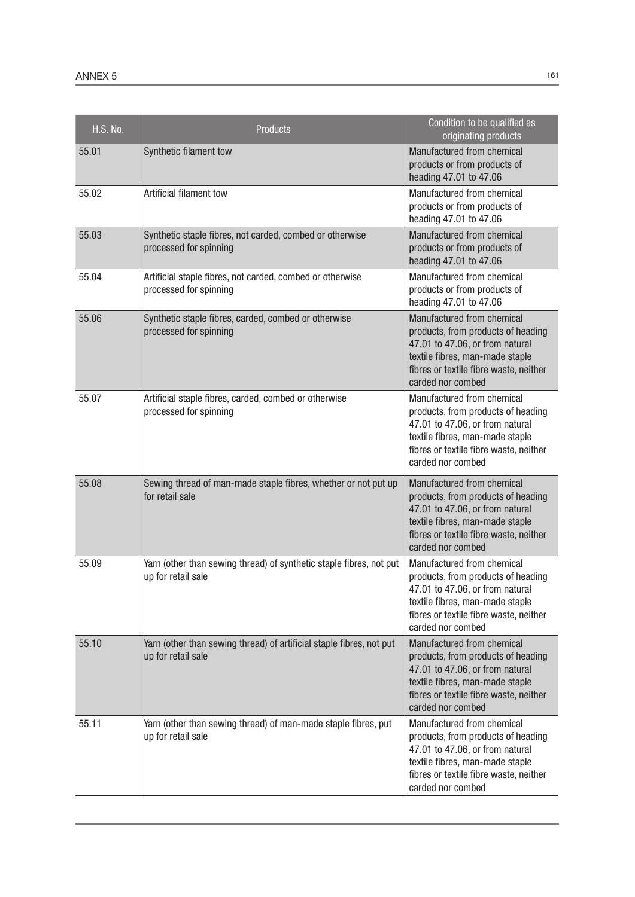| H.S. No. | Products | Condition to be qualified as originating products |
| --- | --- | --- |
| 55.01 | Synthetic filament tow | Manufactured from chemical products or from products of heading 47.01 to 47.06 |
| 55.02 | Artificial filament tow | Manufactured from chemical products or from products of heading 47.01 to 47.06 |
| 55.03 | Synthetic staple fibres, not carded, combed or otherwise processed for spinning | Manufactured from chemical products or from products of heading 47.01 to 47.06 |
| 55.04 | Artificial staple fibres, not carded, combed or otherwise processed for spinning | Manufactured from chemical products or from products of heading 47.01 to 47.06 |
| 55.06 | Synthetic staple fibres, carded, combed or otherwise processed for spinning | Manufactured from chemical products, from products of heading 47.01 to 47.06, or from natural textile fibres, man-made staple fibres or textile fibre waste, neither carded nor combed |
| 55.07 | Artificial staple fibres, carded, combed or otherwise processed for spinning | Manufactured from chemical products, from products of heading 47.01 to 47.06, or from natural textile fibres, man-made staple fibres or textile fibre waste, neither carded nor combed |
| 55.08 | Sewing thread of man-made staple fibres, whether or not put up for retail sale | Manufactured from chemical products, from products of heading 47.01 to 47.06, or from natural textile fibres, man-made staple fibres or textile fibre waste, neither carded nor combed |
| 55.09 | Yarn (other than sewing thread) of synthetic staple fibres, not put up for retail sale | Manufactured from chemical products, from products of heading 47.01 to 47.06, or from natural textile fibres, man-made staple fibres or textile fibre waste, neither carded nor combed |
| 55.10 | Yarn (other than sewing thread) of artificial staple fibres, not put up for retail sale | Manufactured from chemical products, from products of heading 47.01 to 47.06, or from natural textile fibres, man-made staple fibres or textile fibre waste, neither carded nor combed |
| 55.11 | Yarn (other than sewing thread) of man-made staple fibres, put up for retail sale | Manufactured from chemical products, from products of heading 47.01 to 47.06, or from natural textile fibres, man-made staple fibres or textile fibre waste, neither carded nor combed |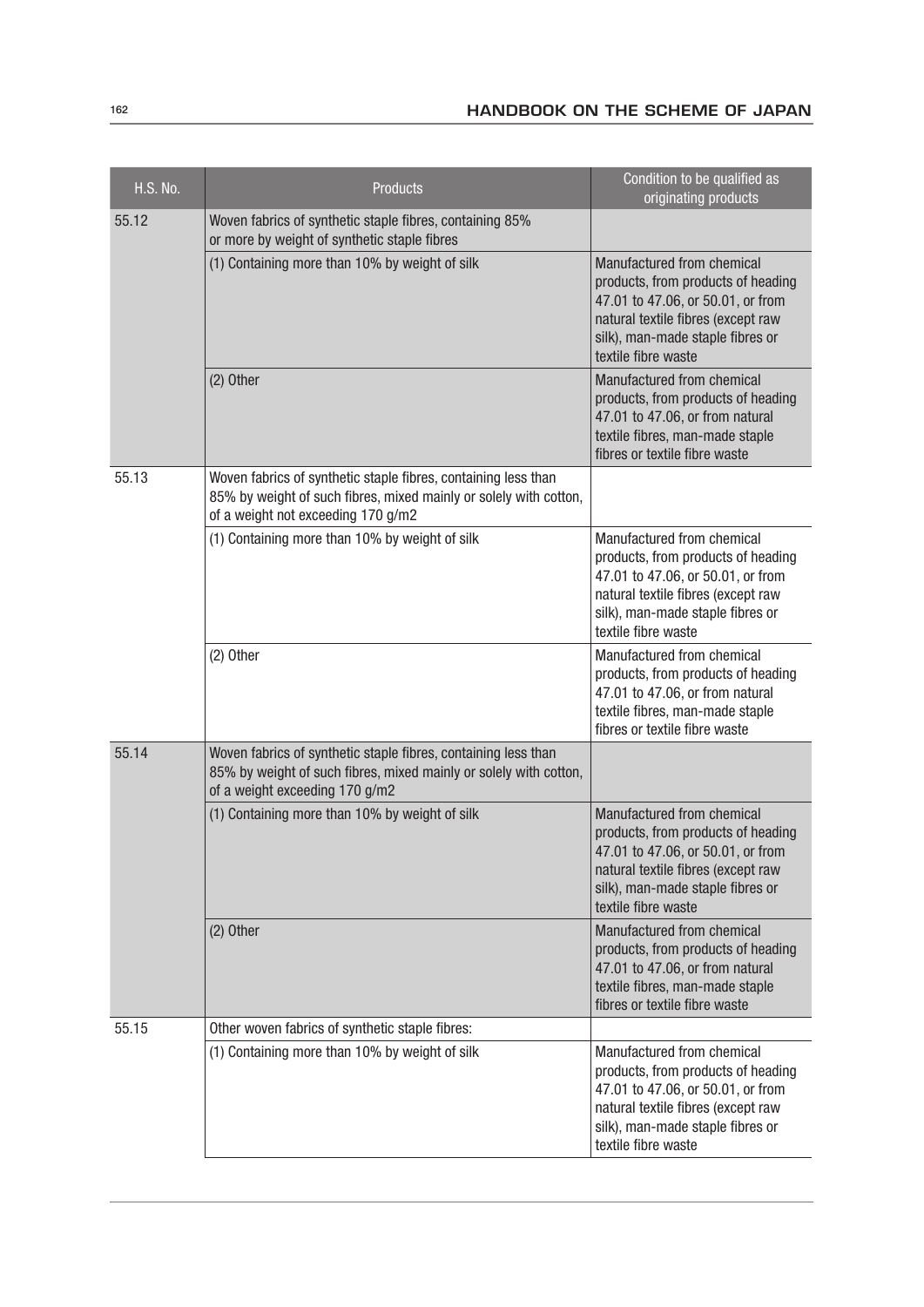| H.S. No. | Products | Condition to be qualified as originating products |
|---|---|---|
| 55.12 | Woven fabrics of synthetic staple fibres, containing 85% or more by weight of synthetic staple fibres | |
| | (1) Containing more than 10% by weight of silk | Manufactured from chemical products, from products of heading 47.01 to 47.06, or 50.01, or from natural textile fibres (except raw silk), man-made staple fibres or textile fibre waste |
| | (2) Other | Manufactured from chemical products, from products of heading 47.01 to 47.06, or from natural textile fibres, man-made staple fibres or textile fibre waste |
| 55.13 | Woven fabrics of synthetic staple fibres, containing less than 85% by weight of such fibres, mixed mainly or solely with cotton, of a weight not exceeding 170 g/m2 | |
| | (1) Containing more than 10% by weight of silk | Manufactured from chemical products, from products of heading 47.01 to 47.06, or 50.01, or from natural textile fibres (except raw silk), man-made staple fibres or textile fibre waste |
| | (2) Other | Manufactured from chemical products, from products of heading 47.01 to 47.06, or from natural textile fibres, man-made staple fibres or textile fibre waste |
| 55.14 | Woven fabrics of synthetic staple fibres, containing less than 85% by weight of such fibres, mixed mainly or solely with cotton, of a weight exceeding 170 g/m2 | |
| | (1) Containing more than 10% by weight of silk | Manufactured from chemical products, from products of heading 47.01 to 47.06, or 50.01, or from natural textile fibres (except raw silk), man-made staple fibres or textile fibre waste |
| | (2) Other | Manufactured from chemical products, from products of heading 47.01 to 47.06, or from natural textile fibres, man-made staple fibres or textile fibre waste |
| 55.15 | Other woven fabrics of synthetic staple fibres: | |
| | (1) Containing more than 10% by weight of silk | Manufactured from chemical products, from products of heading 47.01 to 47.06, or 50.01, or from natural textile fibres (except raw silk), man-made staple fibres or textile fibre waste |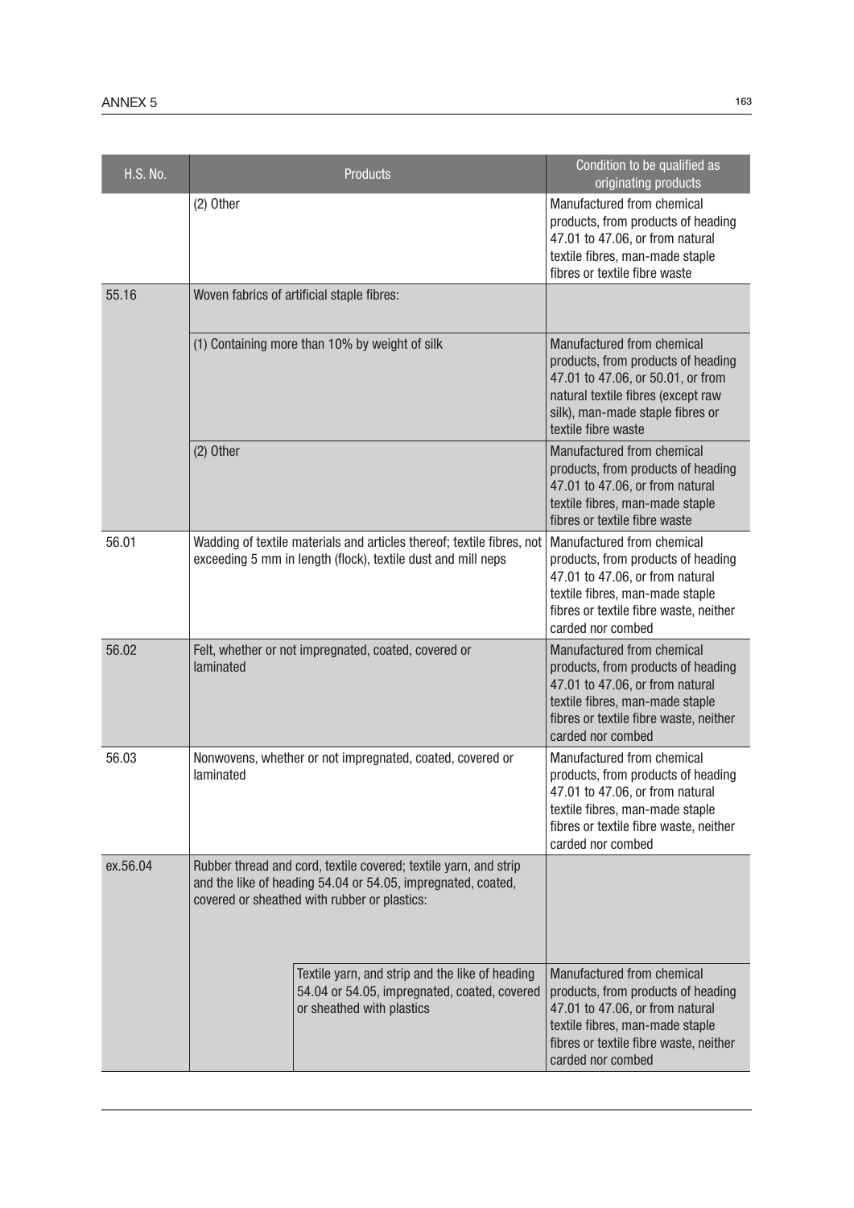| H.S. No. | Products | | Condition to be qualified as originating products |
|---|---|---|---|
| | (2) Other | | Manufactured from chemical products, from products of heading 47.01 to 47.06, or from natural textile fibres, man-made staple fibres or textile fibre waste |
| 55.16 | Woven fabrics of artificial staple fibres: | | |
| | (1) Containing more than 10% by weight of silk | | Manufactured from chemical products, from products of heading 47.01 to 47.06, or 50.01, or from natural textile fibres (except raw silk), man-made staple fibres or textile fibre waste |
| | (2) Other | | Manufactured from chemical products, from products of heading 47.01 to 47.06, or from natural textile fibres, man-made staple fibres or textile fibre waste |
| 56.01 | Wadding of textile materials and articles thereof; textile fibres, not exceeding 5 mm in length (flock), textile dust and mill neps | | Manufactured from chemical products, from products of heading 47.01 to 47.06, or from natural textile fibres, man-made staple fibres or textile fibre waste, neither carded nor combed |
| 56.02 | Felt, whether or not impregnated, coated, covered or laminated | | Manufactured from chemical products, from products of heading 47.01 to 47.06, or from natural textile fibres, man-made staple fibres or textile fibre waste, neither carded nor combed |
| 56.03 | Nonwovens, whether or not impregnated, coated, covered or laminated | | Manufactured from chemical products, from products of heading 47.01 to 47.06, or from natural textile fibres, man-made staple fibres or textile fibre waste, neither carded nor combed |
| ex.56.04 | Rubber thread and cord, textile covered; textile yarn, and strip and the like of heading 54.04 or 54.05, impregnated, coated, covered or sheathed with rubber or plastics: | | |
| | | Textile yarn, and strip and the like of heading 54.04 or 54.05, impregnated, coated, covered or sheathed with plastics | Manufactured from chemical products, from products of heading 47.01 to 47.06, or from natural textile fibres, man-made staple fibres or textile fibre waste, neither carded nor combed |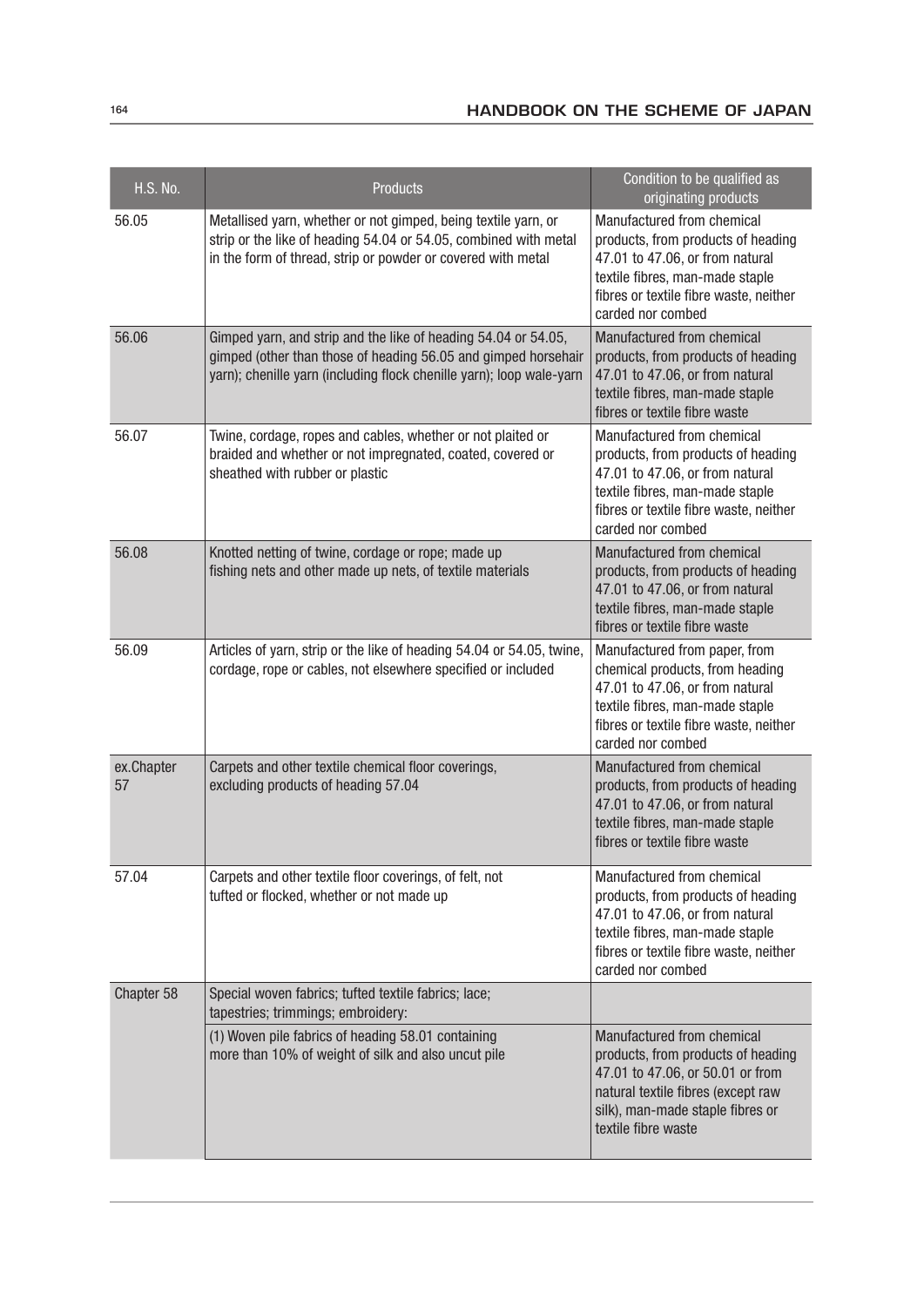| H.S. No. | Products | Condition to be qualified as originating products |
| --- | --- | --- |
| 56.05 | Metallised yarn, whether or not gimped, being textile yarn, or strip or the like of heading 54.04 or 54.05, combined with metal in the form of thread, strip or powder or covered with metal | Manufactured from chemical products, from products of heading 47.01 to 47.06, or from natural textile fibres, man-made staple fibres or textile fibre waste, neither carded nor combed |
| 56.06 | Gimped yarn, and strip and the like of heading 54.04 or 54.05, gimped (other than those of heading 56.05 and gimped horsehair yarn); chenille yarn (including flock chenille yarn); loop wale-yarn | Manufactured from chemical products, from products of heading 47.01 to 47.06, or from natural textile fibres, man-made staple fibres or textile fibre waste |
| 56.07 | Twine, cordage, ropes and cables, whether or not plaited or braided and whether or not impregnated, coated, covered or sheathed with rubber or plastic | Manufactured from chemical products, from products of heading 47.01 to 47.06, or from natural textile fibres, man-made staple fibres or textile fibre waste, neither carded nor combed |
| 56.08 | Knotted netting of twine, cordage or rope; made up fishing nets and other made up nets, of textile materials | Manufactured from chemical products, from products of heading 47.01 to 47.06, or from natural textile fibres, man-made staple fibres or textile fibre waste |
| 56.09 | Articles of yarn, strip or the like of heading 54.04 or 54.05, twine, cordage, rope or cables, not elsewhere specified or included | Manufactured from paper, from chemical products, from heading 47.01 to 47.06, or from natural textile fibres, man-made staple fibres or textile fibre waste, neither carded nor combed |
| ex.Chapter 57 | Carpets and other textile chemical floor coverings, excluding products of heading 57.04 | Manufactured from chemical products, from products of heading 47.01 to 47.06, or from natural textile fibres, man-made staple fibres or textile fibre waste |
| 57.04 | Carpets and other textile floor coverings, of felt, not tufted or flocked, whether or not made up | Manufactured from chemical products, from products of heading 47.01 to 47.06, or from natural textile fibres, man-made staple fibres or textile fibre waste, neither carded nor combed |
| Chapter 58 | Special woven fabrics; tufted textile fabrics; lace; tapestries; trimmings; embroidery: | |
| | (1) Woven pile fabrics of heading 58.01 containing more than 10% of weight of silk and also uncut pile | Manufactured from chemical products, from products of heading 47.01 to 47.06, or 50.01 or from natural textile fibres (except raw silk), man-made staple fibres or textile fibre waste |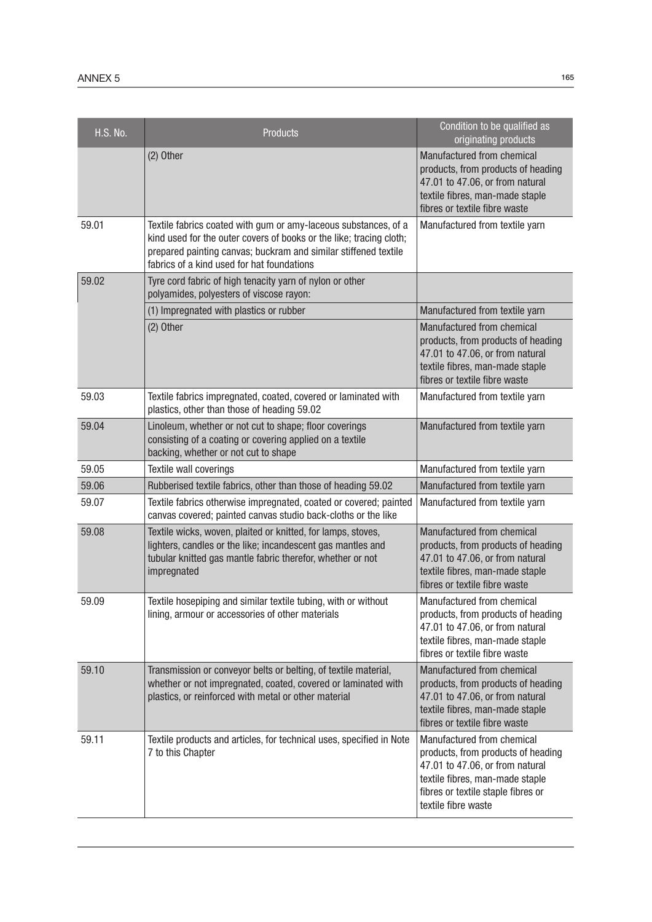| H.S. No. | Products | Condition to be qualified as originating products |
|---|---|---|
| | (2) Other | Manufactured from chemical products, from products of heading 47.01 to 47.06, or from natural textile fibres, man-made staple fibres or textile fibre waste |
| 59.01 | Textile fabrics coated with gum or amy-laceous substances, of a kind used for the outer covers of books or the like; tracing cloth; prepared painting canvas; buckram and similar stiffened textile fabrics of a kind used for hat foundations | Manufactured from textile yarn |
| 59.02 | Tyre cord fabric of high tenacity yarn of nylon or other polyamides, polyesters of viscose rayon: | |
| | (1) Impregnated with plastics or rubber | Manufactured from textile yarn |
| | (2) Other | Manufactured from chemical products, from products of heading 47.01 to 47.06, or from natural textile fibres, man-made staple fibres or textile fibre waste |
| 59.03 | Textile fabrics impregnated, coated, covered or laminated with plastics, other than those of heading 59.02 | Manufactured from textile yarn |
| 59.04 | Linoleum, whether or not cut to shape; floor coverings consisting of a coating or covering applied on a textile backing, whether or not cut to shape | Manufactured from textile yarn |
| 59.05 | Textile wall coverings | Manufactured from textile yarn |
| 59.06 | Rubberised textile fabrics, other than those of heading 59.02 | Manufactured from textile yarn |
| 59.07 | Textile fabrics otherwise impregnated, coated or covered; painted canvas covered; painted canvas studio back-cloths or the like | Manufactured from textile yarn |
| 59.08 | Textile wicks, woven, plaited or knitted, for lamps, stoves, lighters, candles or the like; incandescent gas mantles and tubular knitted gas mantle fabric therefor, whether or not impregnated | Manufactured from chemical products, from products of heading 47.01 to 47.06, or from natural textile fibres, man-made staple fibres or textile fibre waste |
| 59.09 | Textile hosepiping and similar textile tubing, with or without lining, armour or accessories of other materials | Manufactured from chemical products, from products of heading 47.01 to 47.06, or from natural textile fibres, man-made staple fibres or textile fibre waste |
| 59.10 | Transmission or conveyor belts or belting, of textile material, whether or not impregnated, coated, covered or laminated with plastics, or reinforced with metal or other material | Manufactured from chemical products, from products of heading 47.01 to 47.06, or from natural textile fibres, man-made staple fibres or textile fibre waste |
| 59.11 | Textile products and articles, for technical uses, specified in Note 7 to this Chapter | Manufactured from chemical products, from products of heading 47.01 to 47.06, or from natural textile fibres, man-made staple fibres or textile staple fibres or textile fibre waste |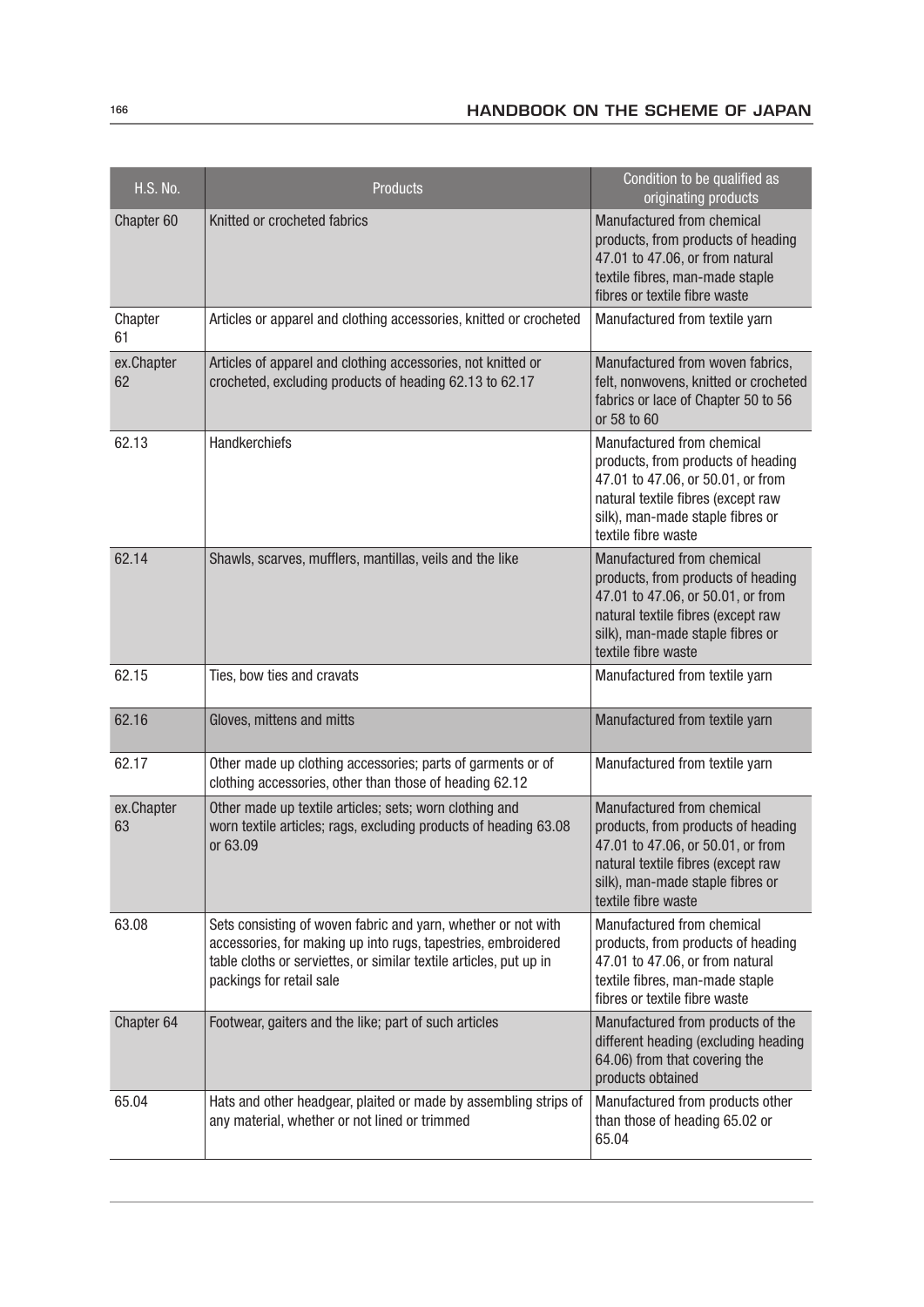| H.S. No. | Products | Condition to be qualified as originating products |
|---|---|---|
| Chapter 60 | Knitted or crocheted fabrics | Manufactured from chemical products, from products of heading 47.01 to 47.06, or from natural textile fibres, man-made staple fibres or textile fibre waste |
| Chapter 61 | Articles or apparel and clothing accessories, knitted or crocheted | Manufactured from textile yarn |
| ex.Chapter 62 | Articles of apparel and clothing accessories, not knitted or crocheted, excluding products of heading 62.13 to 62.17 | Manufactured from woven fabrics, felt, nonwovens, knitted or crocheted fabrics or lace of Chapter 50 to 56 or 58 to 60 |
| 62.13 | Handkerchiefs | Manufactured from chemical products, from products of heading 47.01 to 47.06, or 50.01, or from natural textile fibres (except raw silk), man-made staple fibres or textile fibre waste |
| 62.14 | Shawls, scarves, mufflers, mantillas, veils and the like | Manufactured from chemical products, from products of heading 47.01 to 47.06, or 50.01, or from natural textile fibres (except raw silk), man-made staple fibres or textile fibre waste |
| 62.15 | Ties, bow ties and cravats | Manufactured from textile yarn |
| 62.16 | Gloves, mittens and mitts | Manufactured from textile yarn |
| 62.17 | Other made up clothing accessories; parts of garments or of clothing accessories, other than those of heading 62.12 | Manufactured from textile yarn |
| ex.Chapter 63 | Other made up textile articles; sets; worn clothing and worn textile articles; rags, excluding products of heading 63.08 or 63.09 | Manufactured from chemical products, from products of heading 47.01 to 47.06, or 50.01, or from natural textile fibres (except raw silk), man-made staple fibres or textile fibre waste |
| 63.08 | Sets consisting of woven fabric and yarn, whether or not with accessories, for making up into rugs, tapestries, embroidered table cloths or serviettes, or similar textile articles, put up in packings for retail sale | Manufactured from chemical products, from products of heading 47.01 to 47.06, or from natural textile fibres, man-made staple fibres or textile fibre waste |
| Chapter 64 | Footwear, gaiters and the like; part of such articles | Manufactured from products of the different heading (excluding heading 64.06) from that covering the products obtained |
| 65.04 | Hats and other headgear, plaited or made by assembling strips of any material, whether or not lined or trimmed | Manufactured from products other than those of heading 65.02 or 65.04 |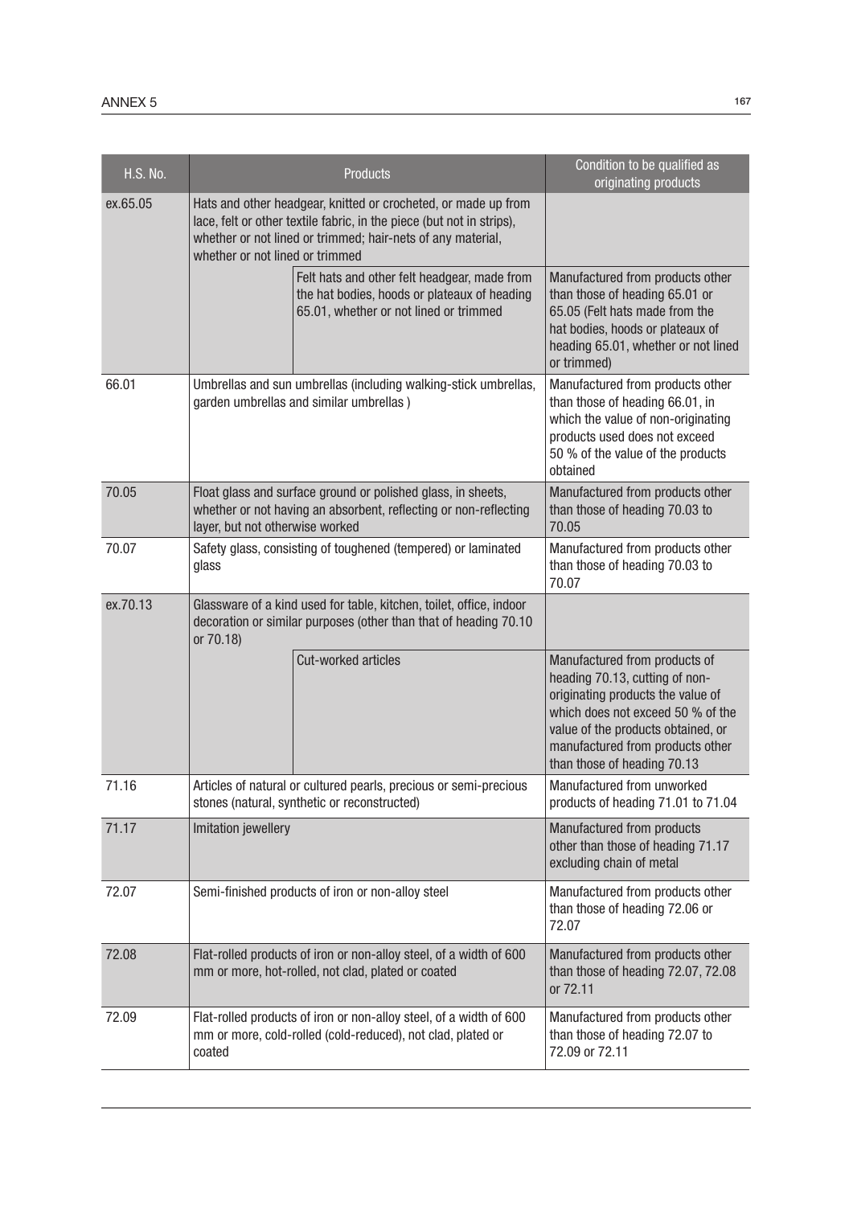| H.S. No. | Products | | Condition to be qualified as originating products |
|---|---|---|---|
| ex.65.05 | Hats and other headgear, knitted or crocheted, or made up from lace, felt or other textile fabric, in the piece (but not in strips), whether or not lined or trimmed; hair-nets of any material, whether or not lined or trimmed | | |
| | | Felt hats and other felt headgear, made from the hat bodies, hoods or plateaux of heading 65.01, whether or not lined or trimmed | Manufactured from products other than those of heading 65.01 or 65.05 (Felt hats made from the hat bodies, hoods or plateaux of heading 65.01, whether or not lined or trimmed) |
| 66.01 | Umbrellas and sun umbrellas (including walking-stick umbrellas, garden umbrellas and similar umbrellas ) | | Manufactured from products other than those of heading 66.01, in which the value of non-originating products used does not exceed 50 % of the value of the products obtained |
| 70.05 | Float glass and surface ground or polished glass, in sheets, whether or not having an absorbent, reflecting or non-reflecting layer, but not otherwise worked | | Manufactured from products other than those of heading 70.03 to 70.05 |
| 70.07 | Safety glass, consisting of toughened (tempered) or laminated glass | | Manufactured from products other than those of heading 70.03 to 70.07 |
| ex.70.13 | Glassware of a kind used for table, kitchen, toilet, office, indoor decoration or similar purposes (other than that of heading 70.10 or 70.18) | | |
| | | Cut-worked articles | Manufactured from products of heading 70.13, cutting of non-originating products the value of which does not exceed 50 % of the value of the products obtained, or manufactured from products other than those of heading 70.13 |
| 71.16 | Articles of natural or cultured pearls, precious or semi-precious stones (natural, synthetic or reconstructed) | | Manufactured from unworked products of heading 71.01 to 71.04 |
| 71.17 | Imitation jewellery | | Manufactured from products other than those of heading 71.17 excluding chain of metal |
| 72.07 | Semi-finished products of iron or non-alloy steel | | Manufactured from products other than those of heading 72.06 or 72.07 |
| 72.08 | Flat-rolled products of iron or non-alloy steel, of a width of 600 mm or more, hot-rolled, not clad, plated or coated | | Manufactured from products other than those of heading 72.07, 72.08 or 72.11 |
| 72.09 | Flat-rolled products of iron or non-alloy steel, of a width of 600 mm or more, cold-rolled (cold-reduced), not clad, plated or coated | | Manufactured from products other than those of heading 72.07 to 72.09 or 72.11 |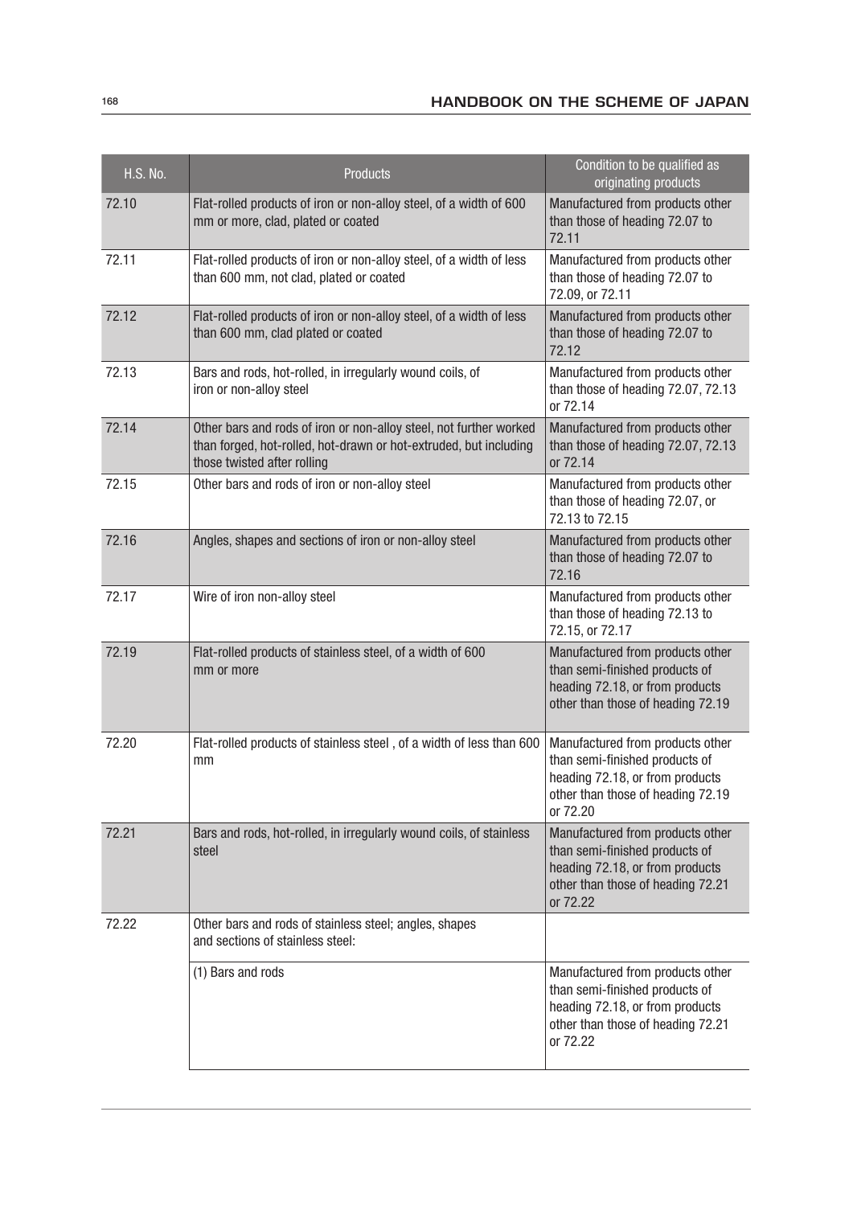| H.S. No. | Products | Condition to be qualified as originating products |
|---|---|---|
| 72.10 | Flat-rolled products of iron or non-alloy steel, of a width of 600 mm or more, clad, plated or coated | Manufactured from products other than those of heading 72.07 to 72.11 |
| 72.11 | Flat-rolled products of iron or non-alloy steel, of a width of less than 600 mm, not clad, plated or coated | Manufactured from products other than those of heading 72.07 to 72.09, or 72.11 |
| 72.12 | Flat-rolled products of iron or non-alloy steel, of a width of less than 600 mm, clad plated or coated | Manufactured from products other than those of heading 72.07 to 72.12 |
| 72.13 | Bars and rods, hot-rolled, in irregularly wound coils, of iron or non-alloy steel | Manufactured from products other than those of heading 72.07, 72.13 or 72.14 |
| 72.14 | Other bars and rods of iron or non-alloy steel, not further worked than forged, hot-rolled, hot-drawn or hot-extruded, but including those twisted after rolling | Manufactured from products other than those of heading 72.07, 72.13 or 72.14 |
| 72.15 | Other bars and rods of iron or non-alloy steel | Manufactured from products other than those of heading 72.07, or 72.13 to 72.15 |
| 72.16 | Angles, shapes and sections of iron or non-alloy steel | Manufactured from products other than those of heading 72.07 to 72.16 |
| 72.17 | Wire of iron non-alloy steel | Manufactured from products other than those of heading 72.13 to 72.15, or 72.17 |
| 72.19 | Flat-rolled products of stainless steel, of a width of 600 mm or more | Manufactured from products other than semi-finished products of heading 72.18, or from products other than those of heading 72.19 |
| 72.20 | Flat-rolled products of stainless steel , of a width of less than 600 mm | Manufactured from products other than semi-finished products of heading 72.18, or from products other than those of heading 72.19 or 72.20 |
| 72.21 | Bars and rods, hot-rolled, in irregularly wound coils, of stainless steel | Manufactured from products other than semi-finished products of heading 72.18, or from products other than those of heading 72.21 or 72.22 |
| 72.22 | Other bars and rods of stainless steel; angles, shapes and sections of stainless steel: | |
| | (1) Bars and rods | Manufactured from products other than semi-finished products of heading 72.18, or from products other than those of heading 72.21 or 72.22 |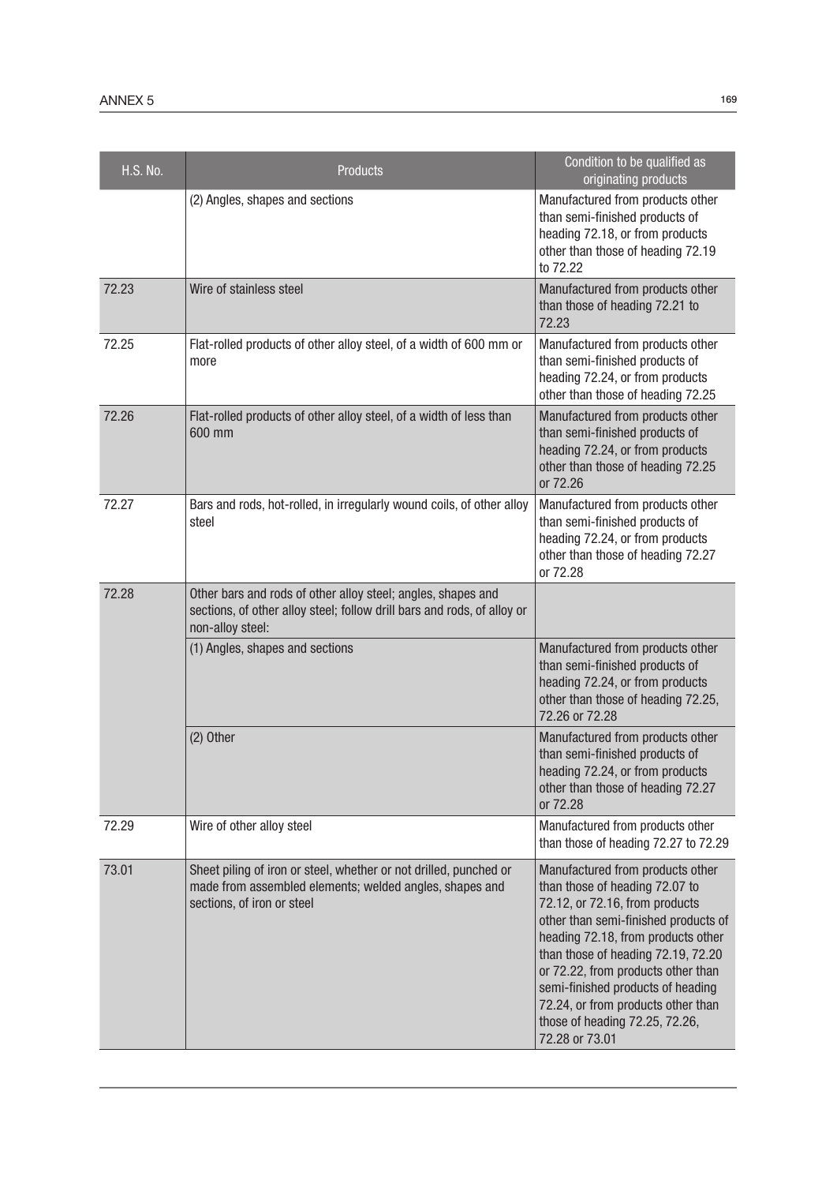| H.S. No. | Products | Condition to be qualified as originating products |
|---|---|---|
| | (2) Angles, shapes and sections | Manufactured from products other than semi-finished products of heading 72.18, or from products other than those of heading 72.19 to 72.22 |
| 72.23 | Wire of stainless steel | Manufactured from products other than those of heading 72.21 to 72.23 |
| 72.25 | Flat-rolled products of other alloy steel, of a width of 600 mm or more | Manufactured from products other than semi-finished products of heading 72.24, or from products other than those of heading 72.25 |
| 72.26 | Flat-rolled products of other alloy steel, of a width of less than 600 mm | Manufactured from products other than semi-finished products of heading 72.24, or from products other than those of heading 72.25 or 72.26 |
| 72.27 | Bars and rods, hot-rolled, in irregularly wound coils, of other alloy steel | Manufactured from products other than semi-finished products of heading 72.24, or from products other than those of heading 72.27 or 72.28 |
| 72.28 | Other bars and rods of other alloy steel; angles, shapes and sections, of other alloy steel; follow drill bars and rods, of alloy or non-alloy steel: | |
| | (1) Angles, shapes and sections | Manufactured from products other than semi-finished products of heading 72.24, or from products other than those of heading 72.25, 72.26 or 72.28 |
| | (2) Other | Manufactured from products other than semi-finished products of heading 72.24, or from products other than those of heading 72.27 or 72.28 |
| 72.29 | Wire of other alloy steel | Manufactured from products other than those of heading 72.27 to 72.29 |
| 73.01 | Sheet piling of iron or steel, whether or not drilled, punched or made from assembled elements; welded angles, shapes and sections, of iron or steel | Manufactured from products other than those of heading 72.07 to 72.12, or 72.16, from products other than semi-finished products of heading 72.18, from products other than those of heading 72.19, 72.20 or 72.22, from products other than semi-finished products of heading 72.24, or from products other than those of heading 72.25, 72.26, 72.28 or 73.01 |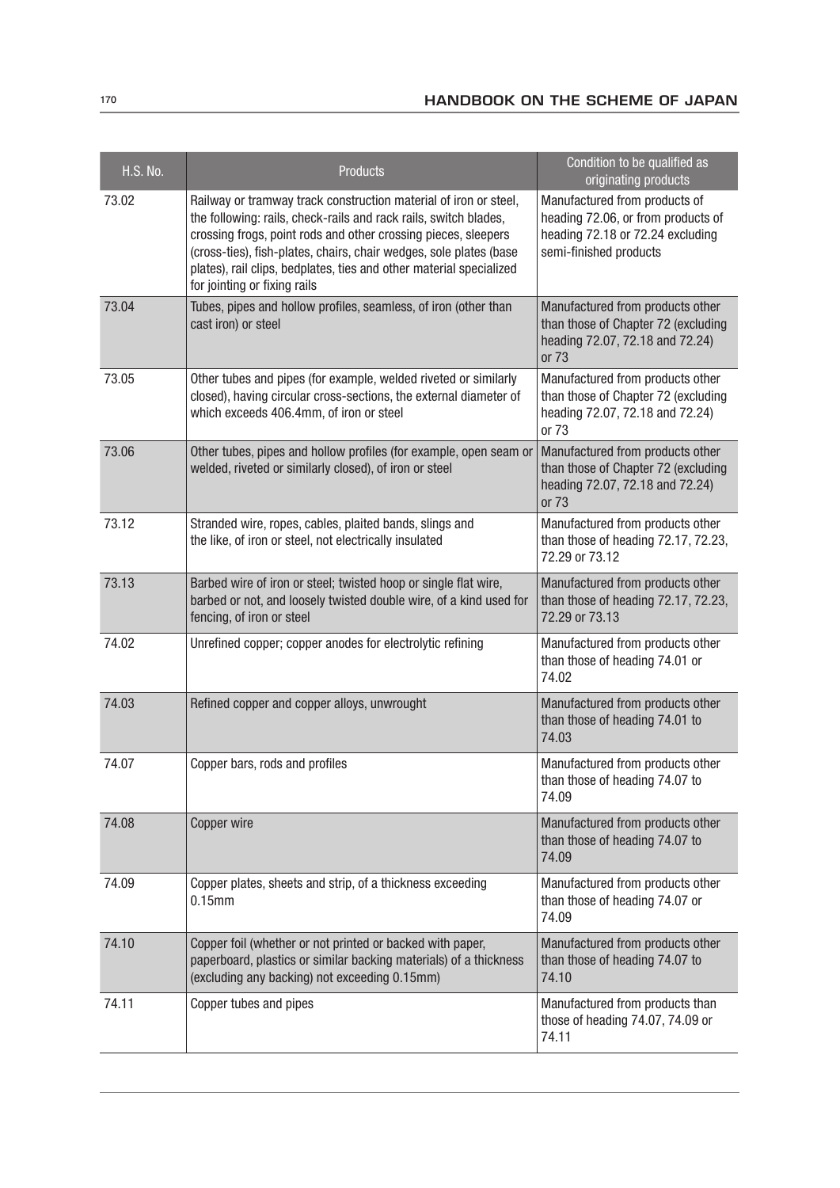| H.S. No. | Products | Condition to be qualified as originating products |
|---|---|---|
| 73.02 | Railway or tramway track construction material of iron or steel, the following: rails, check-rails and rack rails, switch blades, crossing frogs, point rods and other crossing pieces, sleepers (cross-ties), fish-plates, chairs, chair wedges, sole plates (base plates), rail clips, bedplates, ties and other material specialized for jointing or fixing rails | Manufactured from products of heading 72.06, or from products of heading 72.18 or 72.24 excluding semi-finished products |
| 73.04 | Tubes, pipes and hollow profiles, seamless, of iron (other than cast iron) or steel | Manufactured from products other than those of Chapter 72 (excluding heading 72.07, 72.18 and 72.24) or 73 |
| 73.05 | Other tubes and pipes (for example, welded riveted or similarly closed), having circular cross-sections, the external diameter of which exceeds 406.4mm, of iron or steel | Manufactured from products other than those of Chapter 72 (excluding heading 72.07, 72.18 and 72.24) or 73 |
| 73.06 | Other tubes, pipes and hollow profiles (for example, open seam or welded, riveted or similarly closed), of iron or steel | Manufactured from products other than those of Chapter 72 (excluding heading 72.07, 72.18 and 72.24) or 73 |
| 73.12 | Stranded wire, ropes, cables, plaited bands, slings and the like, of iron or steel, not electrically insulated | Manufactured from products other than those of heading 72.17, 72.23, 72.29 or 73.12 |
| 73.13 | Barbed wire of iron or steel; twisted hoop or single flat wire, barbed or not, and loosely twisted double wire, of a kind used for fencing, of iron or steel | Manufactured from products other than those of heading 72.17, 72.23, 72.29 or 73.13 |
| 74.02 | Unrefined copper; copper anodes for electrolytic refining | Manufactured from products other than those of heading 74.01 or 74.02 |
| 74.03 | Refined copper and copper alloys, unwrought | Manufactured from products other than those of heading 74.01 to 74.03 |
| 74.07 | Copper bars, rods and profiles | Manufactured from products other than those of heading 74.07 to 74.09 |
| 74.08 | Copper wire | Manufactured from products other than those of heading 74.07 to 74.09 |
| 74.09 | Copper plates, sheets and strip, of a thickness exceeding 0.15mm | Manufactured from products other than those of heading 74.07 or 74.09 |
| 74.10 | Copper foil (whether or not printed or backed with paper, paperboard, plastics or similar backing materials) of a thickness (excluding any backing) not exceeding 0.15mm) | Manufactured from products other than those of heading 74.07 to 74.10 |
| 74.11 | Copper tubes and pipes | Manufactured from products than those of heading 74.07, 74.09 or 74.11 |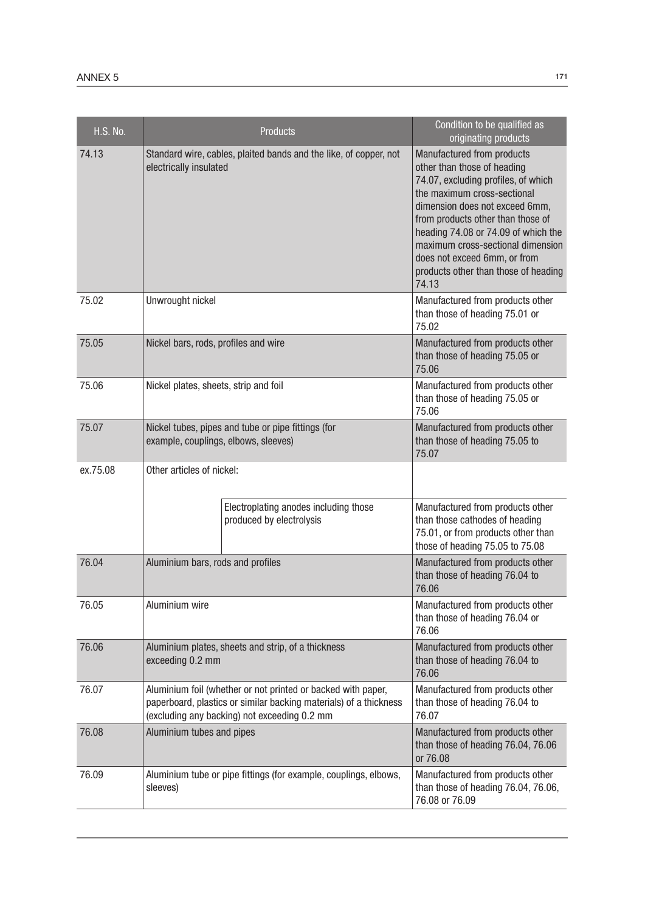| H.S. No. | Products | | Condition to be qualified as originating products |
|---|---|---|---|
| 74.13 | Standard wire, cables, plaited bands and the like, of copper, not electrically insulated | | Manufactured from products other than those of heading 74.07, excluding profiles, of which the maximum cross-sectional dimension does not exceed 6mm, from products other than those of heading 74.08 or 74.09 of which the maximum cross-sectional dimension does not exceed 6mm, or from products other than those of heading 74.13 |
| 75.02 | Unwrought nickel | | Manufactured from products other than those of heading 75.01 or 75.02 |
| 75.05 | Nickel bars, rods, profiles and wire | | Manufactured from products other than those of heading 75.05 or 75.06 |
| 75.06 | Nickel plates, sheets, strip and foil | | Manufactured from products other than those of heading 75.05 or 75.06 |
| 75.07 | Nickel tubes, pipes and tube or pipe fittings (for example, couplings, elbows, sleeves) | | Manufactured from products other than those of heading 75.05 to 75.07 |
| ex.75.08 | Other articles of nickel: | | |
| | | Electroplating anodes including those produced by electrolysis | Manufactured from products other than those cathodes of heading 75.01, or from products other than those of heading 75.05 to 75.08 |
| 76.04 | Aluminium bars, rods and profiles | | Manufactured from products other than those of heading 76.04 to 76.06 |
| 76.05 | Aluminium wire | | Manufactured from products other than those of heading 76.04 or 76.06 |
| 76.06 | Aluminium plates, sheets and strip, of a thickness exceeding 0.2 mm | | Manufactured from products other than those of heading 76.04 to 76.06 |
| 76.07 | Aluminium foil (whether or not printed or backed with paper, paperboard, plastics or similar backing materials) of a thickness (excluding any backing) not exceeding 0.2 mm | | Manufactured from products other than those of heading 76.04 to 76.07 |
| 76.08 | Aluminium tubes and pipes | | Manufactured from products other than those of heading 76.04, 76.06 or 76.08 |
| 76.09 | Aluminium tube or pipe fittings (for example, couplings, elbows, sleeves) | | Manufactured from products other than those of heading 76.04, 76.06, 76.08 or 76.09 |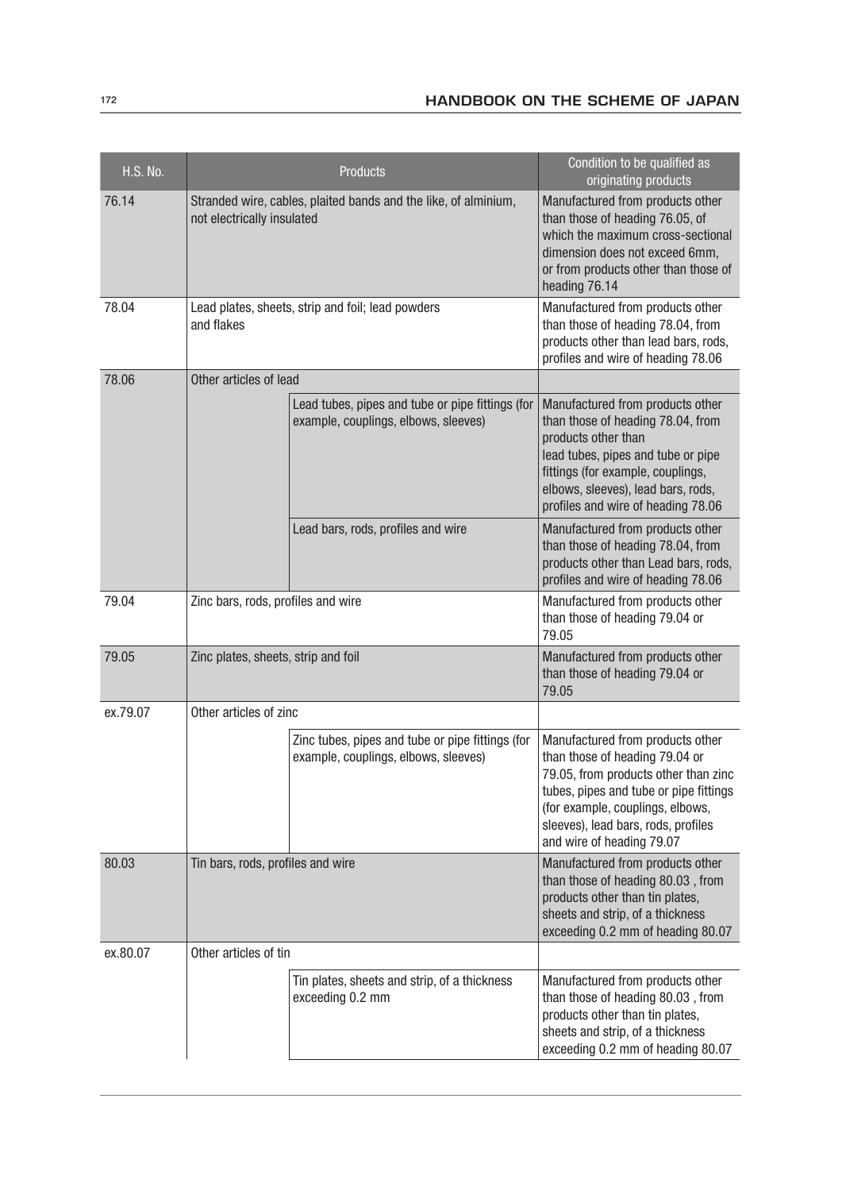| H.S. No. | Products | | Condition to be qualified as originating products |
|---|---|---|---|
| 76.14 | Stranded wire, cables, plaited bands and the like, of alminium, not electrically insulated | | Manufactured from products other than those of heading 76.05, of which the maximum cross-sectional dimension does not exceed 6mm, or from products other than those of heading 76.14 |
| 78.04 | Lead plates, sheets, strip and foil; lead powders and flakes | | Manufactured from products other than those of heading 78.04, from products other than lead bars, rods, profiles and wire of heading 78.06 |
| 78.06 | Other articles of lead | | |
| | | Lead tubes, pipes and tube or pipe fittings (for example, couplings, elbows, sleeves) | Manufactured from products other than those of heading 78.04, from products other than lead tubes, pipes and tube or pipe fittings (for example, couplings, elbows, sleeves), lead bars, rods, profiles and wire of heading 78.06 |
| | | Lead bars, rods, profiles and wire | Manufactured from products other than those of heading 78.04, from products other than Lead bars, rods, profiles and wire of heading 78.06 |
| 79.04 | Zinc bars, rods, profiles and wire | | Manufactured from products other than those of heading 79.04 or 79.05 |
| 79.05 | Zinc plates, sheets, strip and foil | | Manufactured from products other than those of heading 79.04 or 79.05 |
| ex.79.07 | Other articles of zinc | | |
| | | Zinc tubes, pipes and tube or pipe fittings (for example, couplings, elbows, sleeves) | Manufactured from products other than those of heading 79.04 or 79.05, from products other than zinc tubes, pipes and tube or pipe fittings (for example, couplings, elbows, sleeves), lead bars, rods, profiles and wire of heading 79.07 |
| 80.03 | Tin bars, rods, profiles and wire | | Manufactured from products other than those of heading 80.03 , from products other than tin plates, sheets and strip, of a thickness exceeding 0.2 mm of heading 80.07 |
| ex.80.07 | Other articles of tin | | |
| | | Tin plates, sheets and strip, of a thickness exceeding 0.2 mm | Manufactured from products other than those of heading 80.03 , from products other than tin plates, sheets and strip, of a thickness exceeding 0.2 mm of heading 80.07 |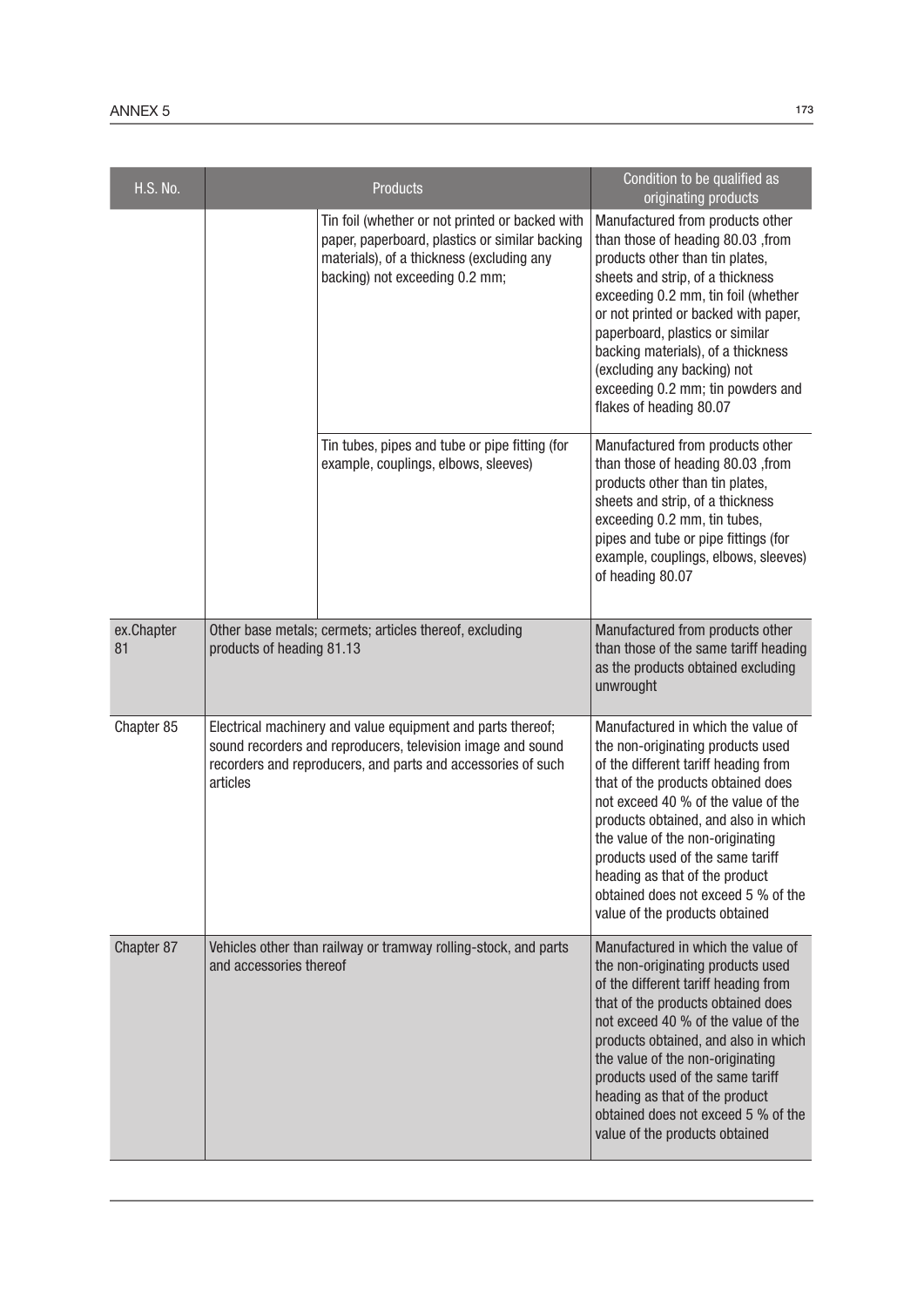| H.S. No. | Products | | Condition to be qualified as originating products |
|---|---|---|---|
| | | Tin foil (whether or not printed or backed with paper, paperboard, plastics or similar backing materials), of a thickness (excluding any backing) not exceeding 0.2 mm; | Manufactured from products other than those of heading 80.03 ,from products other than tin plates, sheets and strip, of a thickness exceeding 0.2 mm, tin foil (whether or not printed or backed with paper, paperboard, plastics or similar backing materials), of a thickness (excluding any backing) not exceeding 0.2 mm; tin powders and flakes of heading 80.07 |
| | | Tin tubes, pipes and tube or pipe fitting (for example, couplings, elbows, sleeves) | Manufactured from products other than those of heading 80.03 ,from products other than tin plates, sheets and strip, of a thickness exceeding 0.2 mm, tin tubes, pipes and tube or pipe fittings (for example, couplings, elbows, sleeves) of heading 80.07 |
| ex.Chapter 81 | Other base metals; cermets; articles thereof, excluding products of heading 81.13 | | Manufactured from products other than those of the same tariff heading as the products obtained excluding unwrought |
| Chapter 85 | Electrical machinery and value equipment and parts thereof; sound recorders and reproducers, television image and sound recorders and reproducers, and parts and accessories of such articles | | Manufactured in which the value of the non-originating products used of the different tariff heading from that of the products obtained does not exceed 40 % of the value of the products obtained, and also in which the value of the non-originating products used of the same tariff heading as that of the product obtained does not exceed 5 % of the value of the products obtained |
| Chapter 87 | Vehicles other than railway or tramway rolling-stock, and parts and accessories thereof | | Manufactured in which the value of the non-originating products used of the different tariff heading from that of the products obtained does not exceed 40 % of the value of the products obtained, and also in which the value of the non-originating products used of the same tariff heading as that of the product obtained does not exceed 5 % of the value of the products obtained |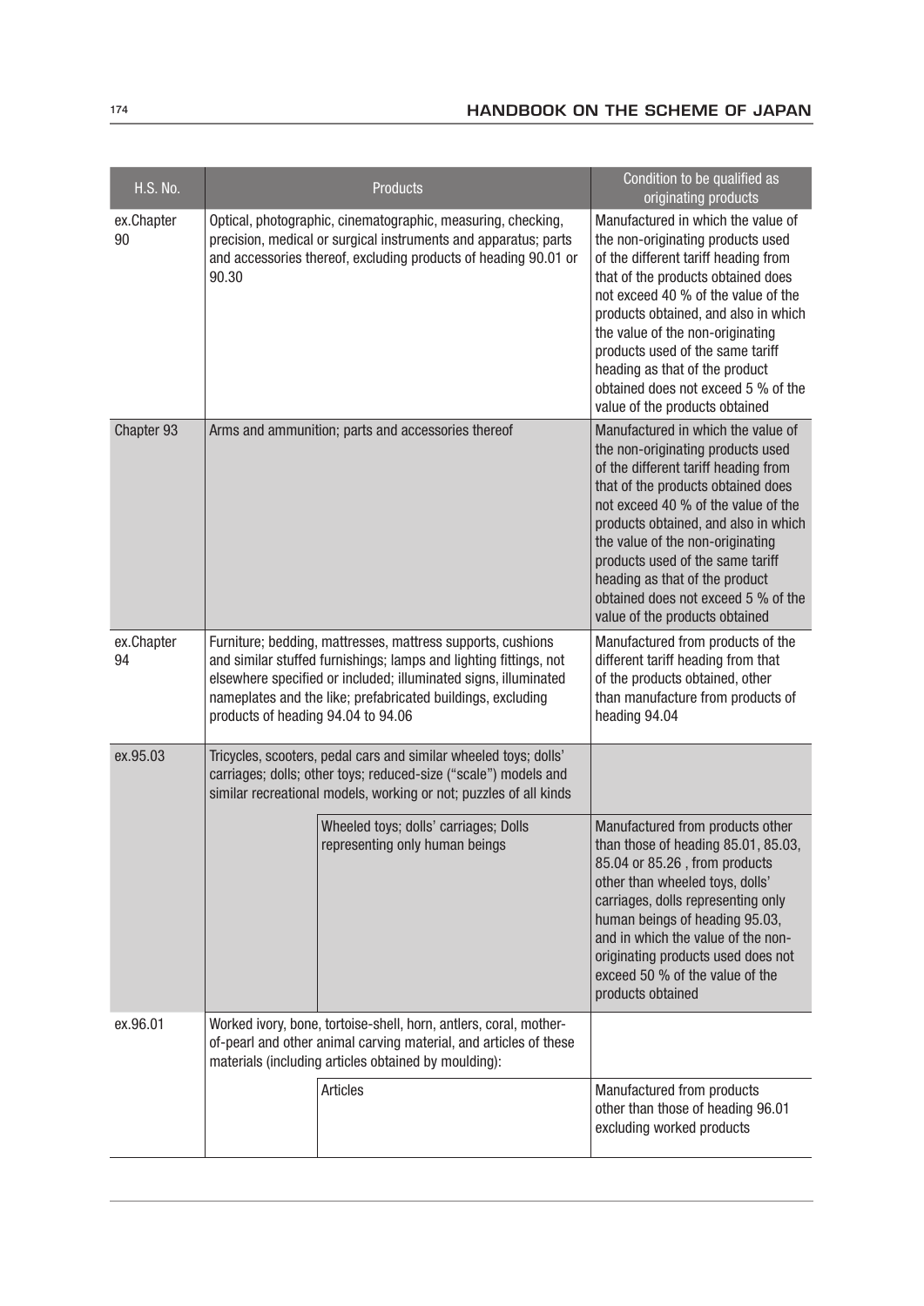| H.S. No. | Products | | Condition to be qualified as originating products |
|---|---|---|---|
| ex.Chapter 90 | Optical, photographic, cinematographic, measuring, checking, precision, medical or surgical instruments and apparatus; parts and accessories thereof, excluding products of heading 90.01 or 90.30 | | Manufactured in which the value of the non-originating products used of the different tariff heading from that of the products obtained does not exceed 40 % of the value of the products obtained, and also in which the value of the non-originating products used of the same tariff heading as that of the product obtained does not exceed 5 % of the value of the products obtained |
| Chapter 93 | Arms and ammunition; parts and accessories thereof | | Manufactured in which the value of the non-originating products used of the different tariff heading from that of the products obtained does not exceed 40 % of the value of the products obtained, and also in which the value of the non-originating products used of the same tariff heading as that of the product obtained does not exceed 5 % of the value of the products obtained |
| ex.Chapter 94 | Furniture; bedding, mattresses, mattress supports, cushions and similar stuffed furnishings; lamps and lighting fittings, not elsewhere specified or included; illuminated signs, illuminated nameplates and the like; prefabricated buildings, excluding products of heading 94.04 to 94.06 | | Manufactured from products of the different tariff heading from that of the products obtained, other than manufacture from products of heading 94.04 |
| ex.95.03 | Tricycles, scooters, pedal cars and similar wheeled toys; dolls' carriages; dolls; other toys; reduced-size ("scale") models and similar recreational models, working or not; puzzles of all kinds | | |
| | | Wheeled toys; dolls' carriages; Dolls representing only human beings | Manufactured from products other than those of heading 85.01, 85.03, 85.04 or 85.26 , from products other than wheeled toys, dolls' carriages, dolls representing only human beings of heading 95.03, and in which the value of the non-originating products used does not exceed 50 % of the value of the products obtained |
| ex.96.01 | Worked ivory, bone, tortoise-shell, horn, antlers, coral, mother-of-pearl and other animal carving material, and articles of these materials (including articles obtained by moulding): | | |
| | | Articles | Manufactured from products other than those of heading 96.01 excluding worked products |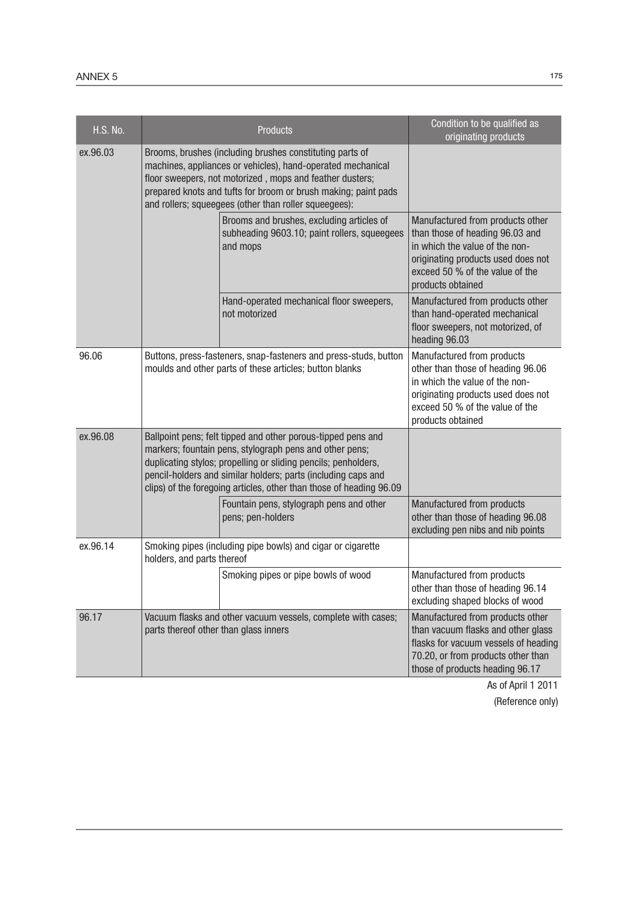| H.S. No. | Products | | Condition to be qualified as originating products |
|---|---|---|---|
| ex.96.03 | Brooms, brushes (including brushes constituting parts of machines, appliances or vehicles), hand-operated mechanical floor sweepers, not motorized , mops and feather dusters; prepared knots and tufts for broom or brush making; paint pads and rollers; squeegees (other than roller squeegees): | | |
| | | Brooms and brushes, excluding articles of subheading 9603.10; paint rollers, squeegees and mops | Manufactured from products other than those of heading 96.03 and in which the value of the non-originating products used does not exceed 50 % of the value of the products obtained |
| | | Hand-operated mechanical floor sweepers, not motorized | Manufactured from products other than hand-operated mechanical floor sweepers, not motorized, of heading 96.03 |
| 96.06 | Buttons, press-fasteners, snap-fasteners and press-studs, button moulds and other parts of these articles; button blanks | | Manufactured from products other than those of heading 96.06 in which the value of the non-originating products used does not exceed 50 % of the value of the products obtained |
| ex.96.08 | Ballpoint pens; felt tipped and other porous-tipped pens and markers; fountain pens, stylograph pens and other pens; duplicating stylos; propelling or sliding pencils; penholders, pencil-holders and similar holders; parts (including caps and clips) of the foregoing articles, other than those of heading 96.09 | | |
| | | Fountain pens, stylograph pens and other pens; pen-holders | Manufactured from products other than those of heading 96.08 excluding pen nibs and nib points |
| ex.96.14 | Smoking pipes (including pipe bowls) and cigar or cigarette holders, and parts thereof | | |
| | | Smoking pipes or pipe bowls of wood | Manufactured from products other than those of heading 96.14 excluding shaped blocks of wood |
| 96.17 | Vacuum flasks and other vacuum vessels, complete with cases; parts thereof other than glass inners | | Manufactured from products other than vacuum flasks and other glass flasks for vacuum vessels of heading 70.20, or from products other than those of products heading 96.17 |

As of April 1 2011

(Reference only)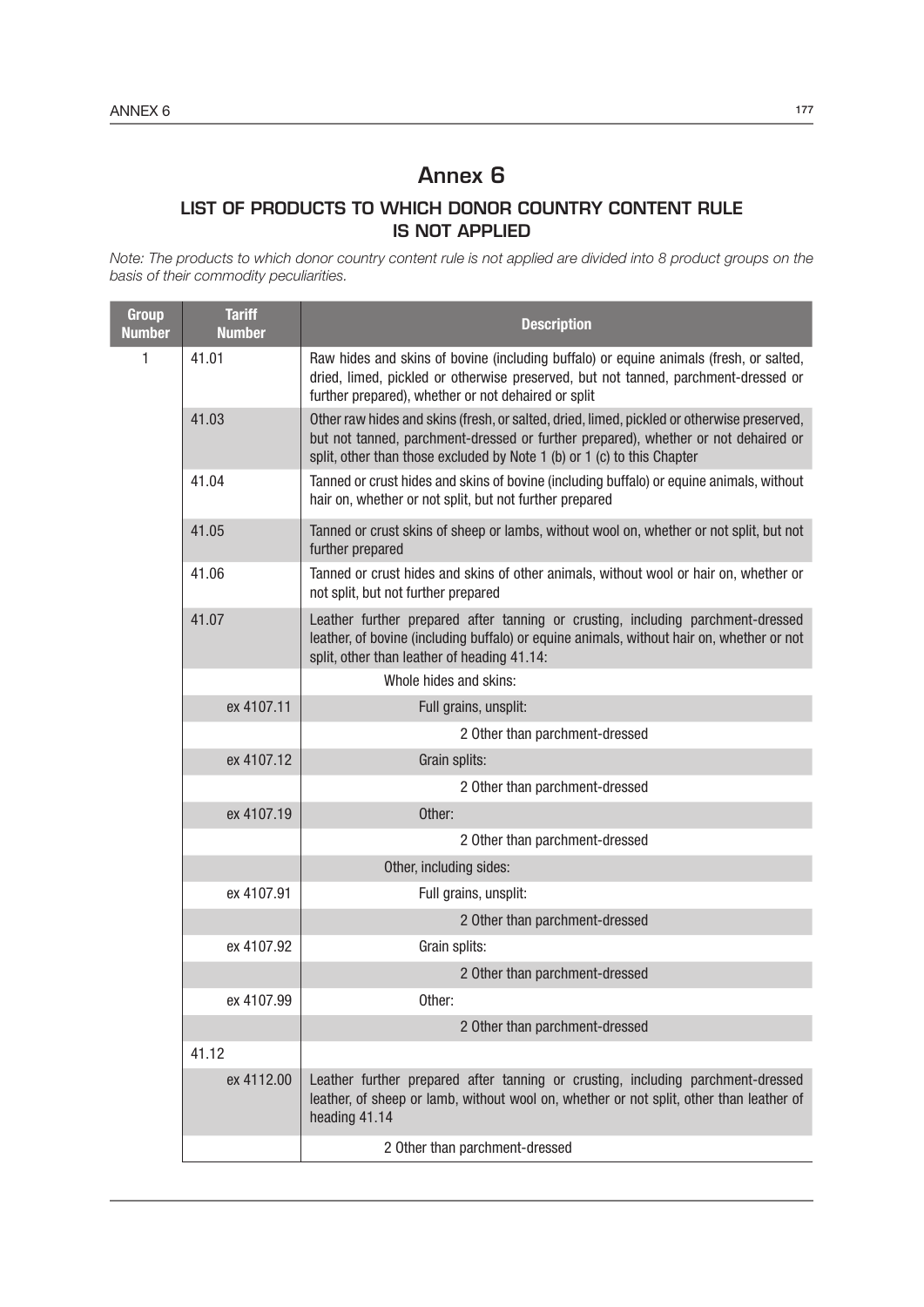# Annex 6

## LIST OF PRODUCTS TO WHICH DONOR COUNTRY CONTENT RULE IS NOT APPLIED

*Note: The products to which donor country content rule is not applied are divided into 8 product groups on the basis of their commodity peculiarities.*

| Group Number | Tariff Number | Description |
|---|---|---|
| 1 | 41.01 | Raw hides and skins of bovine (including buffalo) or equine animals (fresh, or salted, dried, limed, pickled or otherwise preserved, but not tanned, parchment-dressed or further prepared), whether or not dehaired or split |
| | 41.03 | Other raw hides and skins (fresh, or salted, dried, limed, pickled or otherwise preserved, but not tanned, parchment-dressed or further prepared), whether or not dehaired or split, other than those excluded by Note 1 (b) or 1 (c) to this Chapter |
| | 41.04 | Tanned or crust hides and skins of bovine (including buffalo) or equine animals, without hair on, whether or not split, but not further prepared |
| | 41.05 | Tanned or crust skins of sheep or lambs, without wool on, whether or not split, but not further prepared |
| | 41.06 | Tanned or crust hides and skins of other animals, without wool or hair on, whether or not split, but not further prepared |
| | 41.07 | Leather further prepared after tanning or crusting, including parchment-dressed leather, of bovine (including buffalo) or equine animals, without hair on, whether or not split, other than leather of heading 41.14: |
| | | Whole hides and skins: |
| | ex 4107.11 | Full grains, unsplit: |
| | | 2 Other than parchment-dressed |
| | ex 4107.12 | Grain splits: |
| | | 2 Other than parchment-dressed |
| | ex 4107.19 | Other: |
| | | 2 Other than parchment-dressed |
| | | Other, including sides: |
| | ex 4107.91 | Full grains, unsplit: |
| | | 2 Other than parchment-dressed |
| | ex 4107.92 | Grain splits: |
| | | 2 Other than parchment-dressed |
| | ex 4107.99 | Other: |
| | | 2 Other than parchment-dressed |
| | 41.12 | |
| | ex 4112.00 | Leather further prepared after tanning or crusting, including parchment-dressed leather, of sheep or lamb, without wool on, whether or not split, other than leather of heading 41.14 |
| | | 2 Other than parchment-dressed |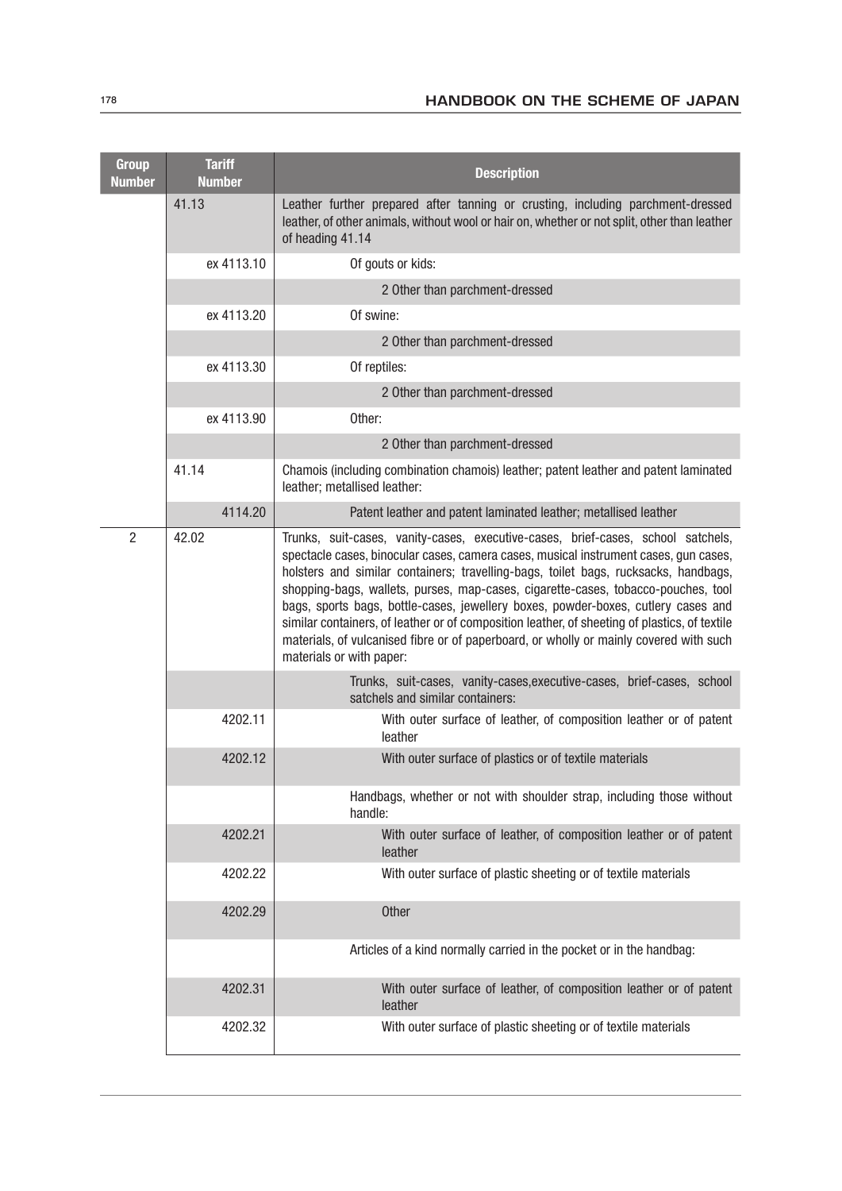| Group Number | Tariff Number | Description |
|---|---|---|
| | 41.13 | Leather further prepared after tanning or crusting, including parchment-dressed leather, of other animals, without wool or hair on, whether or not split, other than leather of heading 41.14 |
| | ex 4113.10 | Of gouts or kids: |
| | | 2 Other than parchment-dressed |
| | ex 4113.20 | Of swine: |
| | | 2 Other than parchment-dressed |
| | ex 4113.30 | Of reptiles: |
| | | 2 Other than parchment-dressed |
| | ex 4113.90 | Other: |
| | | 2 Other than parchment-dressed |
| | 41.14 | Chamois (including combination chamois) leather; patent leather and patent laminated leather; metallised leather: |
| | 4114.20 | Patent leather and patent laminated leather; metallised leather |
| 2 | 42.02 | Trunks, suit-cases, vanity-cases, executive-cases, brief-cases, school satchels, spectacle cases, binocular cases, camera cases, musical instrument cases, gun cases, holsters and similar containers; travelling-bags, toilet bags, rucksacks, handbags, shopping-bags, wallets, purses, map-cases, cigarette-cases, tobacco-pouches, tool bags, sports bags, bottle-cases, jewellery boxes, powder-boxes, cutlery cases and similar containers, of leather or of composition leather, of sheeting of plastics, of textile materials, of vulcanised fibre or of paperboard, or wholly or mainly covered with such materials or with paper: |
| | | Trunks, suit-cases, vanity-cases,executive-cases, brief-cases, school satchels and similar containers: |
| | 4202.11 | With outer surface of leather, of composition leather or of patent leather |
| | 4202.12 | With outer surface of plastics or of textile materials |
| | | Handbags, whether or not with shoulder strap, including those without handle: |
| | 4202.21 | With outer surface of leather, of composition leather or of patent leather |
| | 4202.22 | With outer surface of plastic sheeting or of textile materials |
| | 4202.29 | Other |
| | | Articles of a kind normally carried in the pocket or in the handbag: |
| | 4202.31 | With outer surface of leather, of composition leather or of patent leather |
| | 4202.32 | With outer surface of plastic sheeting or of textile materials |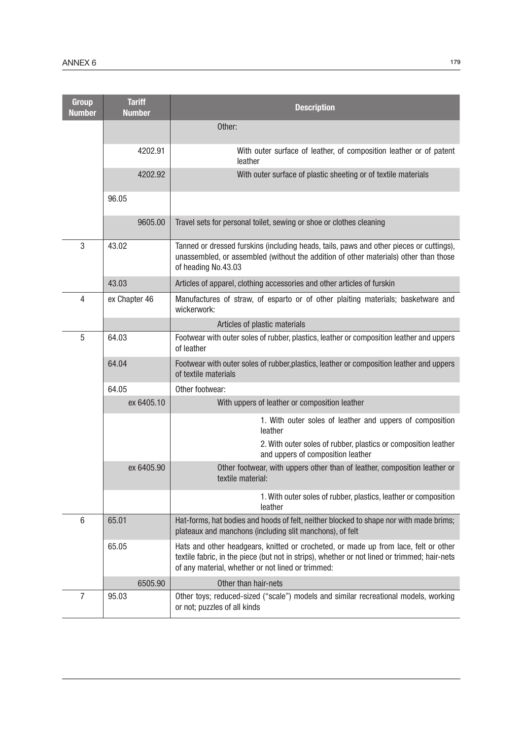| Group Number | Tariff Number | Description |
|---|---|---|
| | | Other: |
| | 4202.91 | With outer surface of leather, of composition leather or of patent leather |
| | 4202.92 | With outer surface of plastic sheeting or of textile materials |
| | 96.05 | |
| | 9605.00 | Travel sets for personal toilet, sewing or shoe or clothes cleaning |
| 3 | 43.02 | Tanned or dressed furskins (including heads, tails, paws and other pieces or cuttings), unassembled, or assembled (without the addition of other materials) other than those of heading No.43.03 |
| | 43.03 | Articles of apparel, clothing accessories and other articles of furskin |
| 4 | ex Chapter 46 | Manufactures of straw, of esparto or of other plaiting materials; basketware and wickerwork: |
| | | Articles of plastic materials |
| 5 | 64.03 | Footwear with outer soles of rubber, plastics, leather or composition leather and uppers of leather |
| | 64.04 | Footwear with outer soles of rubber,plastics, leather or composition leather and uppers of textile materials |
| | 64.05 | Other footwear: |
| | ex 6405.10 | With uppers of leather or composition leather |
| | | 1. With outer soles of leather and uppers of composition leather<br>2. With outer soles of rubber, plastics or composition leather and uppers of composition leather |
| | ex 6405.90 | Other footwear, with uppers other than of leather, composition leather or textile material: |
| | | 1. With outer soles of rubber, plastics, leather or composition leather |
| 6 | 65.01 | Hat-forms, hat bodies and hoods of felt, neither blocked to shape nor with made brims; plateaux and manchons (including slit manchons), of felt |
| | 65.05 | Hats and other headgears, knitted or crocheted, or made up from lace, felt or other textile fabric, in the piece (but not in strips), whether or not lined or trimmed; hair-nets of any material, whether or not lined or trimmed: |
| | 6505.90 | Other than hair-nets |
| 7 | 95.03 | Other toys; reduced-sized ("scale") models and similar recreational models, working or not; puzzles of all kinds |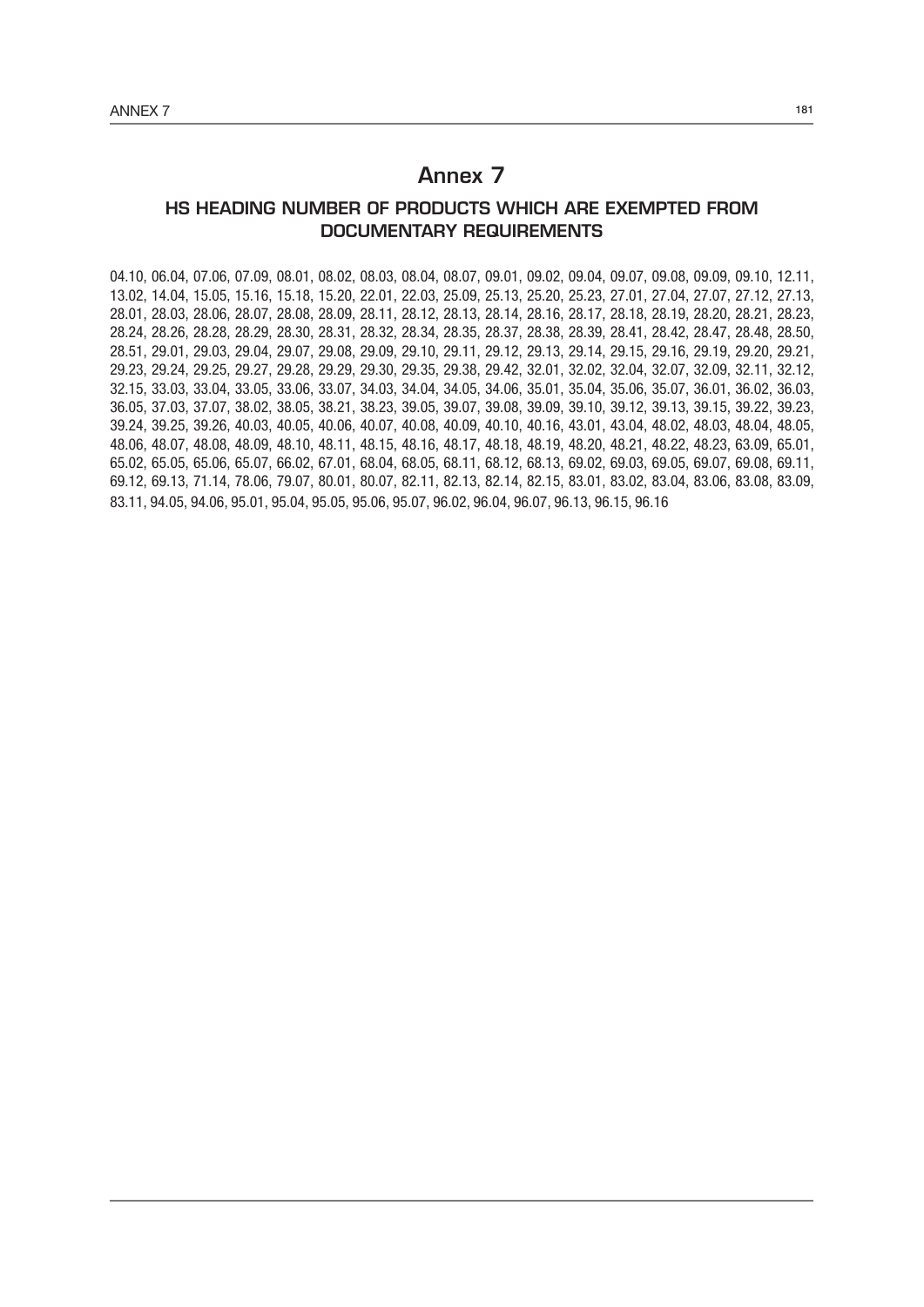# Annex 7

## HS HEADING NUMBER OF PRODUCTS WHICH ARE EXEMPTED FROM DOCUMENTARY REQUIREMENTS

04.10, 06.04, 07.06, 07.09, 08.01, 08.02, 08.03, 08.04, 08.07, 09.01, 09.02, 09.04, 09.07, 09.08, 09.09, 09.10, 12.11, 13.02, 14.04, 15.05, 15.16, 15.18, 15.20, 22.01, 22.03, 25.09, 25.13, 25.20, 25.23, 27.01, 27.04, 27.07, 27.12, 27.13, 28.01, 28.03, 28.06, 28.07, 28.08, 28.09, 28.11, 28.12, 28.13, 28.14, 28.16, 28.17, 28.18, 28.19, 28.20, 28.21, 28.23, 28.24, 28.26, 28.28, 28.29, 28.30, 28.31, 28.32, 28.34, 28.35, 28.37, 28.38, 28.39, 28.41, 28.42, 28.47, 28.48, 28.50, 28.51, 29.01, 29.03, 29.04, 29.07, 29.08, 29.09, 29.10, 29.11, 29.12, 29.13, 29.14, 29.15, 29.16, 29.19, 29.20, 29.21, 29.23, 29.24, 29.25, 29.27, 29.28, 29.29, 29.30, 29.35, 29.38, 29.42, 32.01, 32.02, 32.04, 32.07, 32.09, 32.11, 32.12, 32.15, 33.03, 33.04, 33.05, 33.06, 33.07, 34.03, 34.04, 34.05, 34.06, 35.01, 35.04, 35.06, 35.07, 36.01, 36.02, 36.03, 36.05, 37.03, 37.07, 38.02, 38.05, 38.21, 38.23, 39.05, 39.07, 39.08, 39.09, 39.10, 39.12, 39.13, 39.15, 39.22, 39.23, 39.24, 39.25, 39.26, 40.03, 40.05, 40.06, 40.07, 40.08, 40.09, 40.10, 40.16, 43.01, 43.04, 48.02, 48.03, 48.04, 48.05, 48.06, 48.07, 48.08, 48.09, 48.10, 48.11, 48.15, 48.16, 48.17, 48.18, 48.19, 48.20, 48.21, 48.22, 48.23, 63.09, 65.01, 65.02, 65.05, 65.06, 65.07, 66.02, 67.01, 68.04, 68.05, 68.11, 68.12, 68.13, 69.02, 69.03, 69.05, 69.07, 69.08, 69.11, 69.12, 69.13, 71.14, 78.06, 79.07, 80.01, 80.07, 82.11, 82.13, 82.14, 82.15, 83.01, 83.02, 83.04, 83.06, 83.08, 83.09, 83.11, 94.05, 94.06, 95.01, 95.04, 95.05, 95.06, 95.07, 96.02, 96.04, 96.07, 96.13, 96.15, 96.16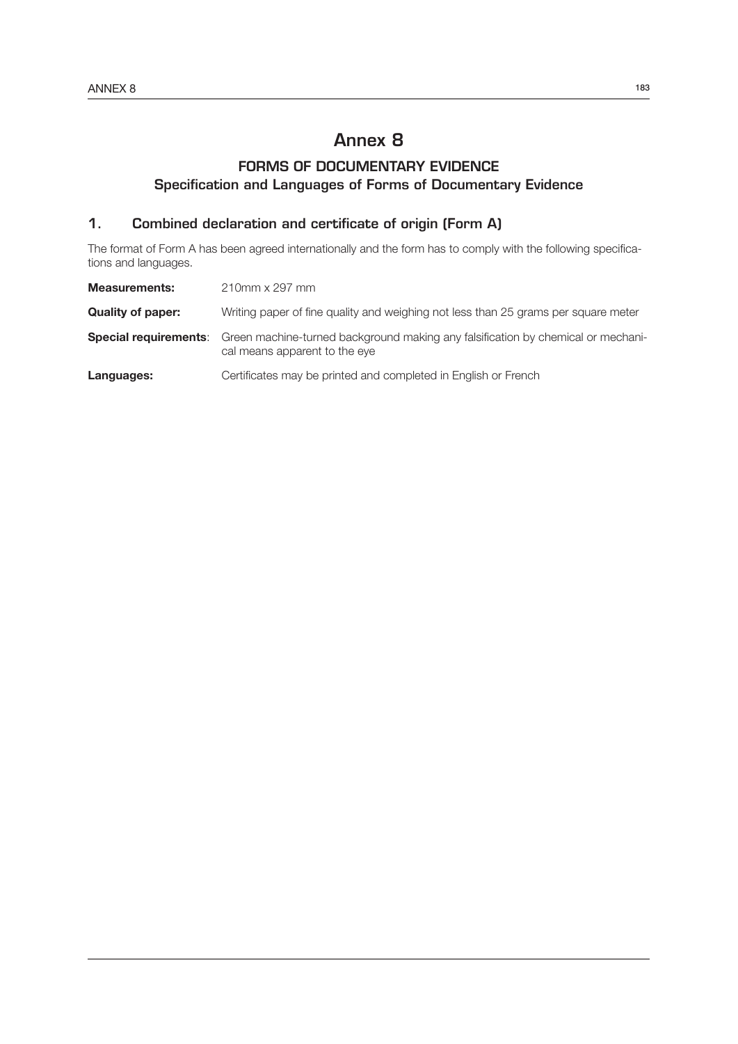# Annex 8

## FORMS OF DOCUMENTARY EVIDENCE

### Specification and Languages of Forms of Documentary Evidence

## 1. Combined declaration and certificate of origin (Form A)

The format of Form A has been agreed internationally and the form has to comply with the following specifications and languages.

| | |
|---|---|
| **Measurements:** | 210mm x 297 mm |
| **Quality of paper:** | Writing paper of fine quality and weighing not less than 25 grams per square meter |
| **Special requirements**: | Green machine-turned background making any falsification by chemical or mechanical means apparent to the eye |
| **Languages:** | Certificates may be printed and completed in English or French |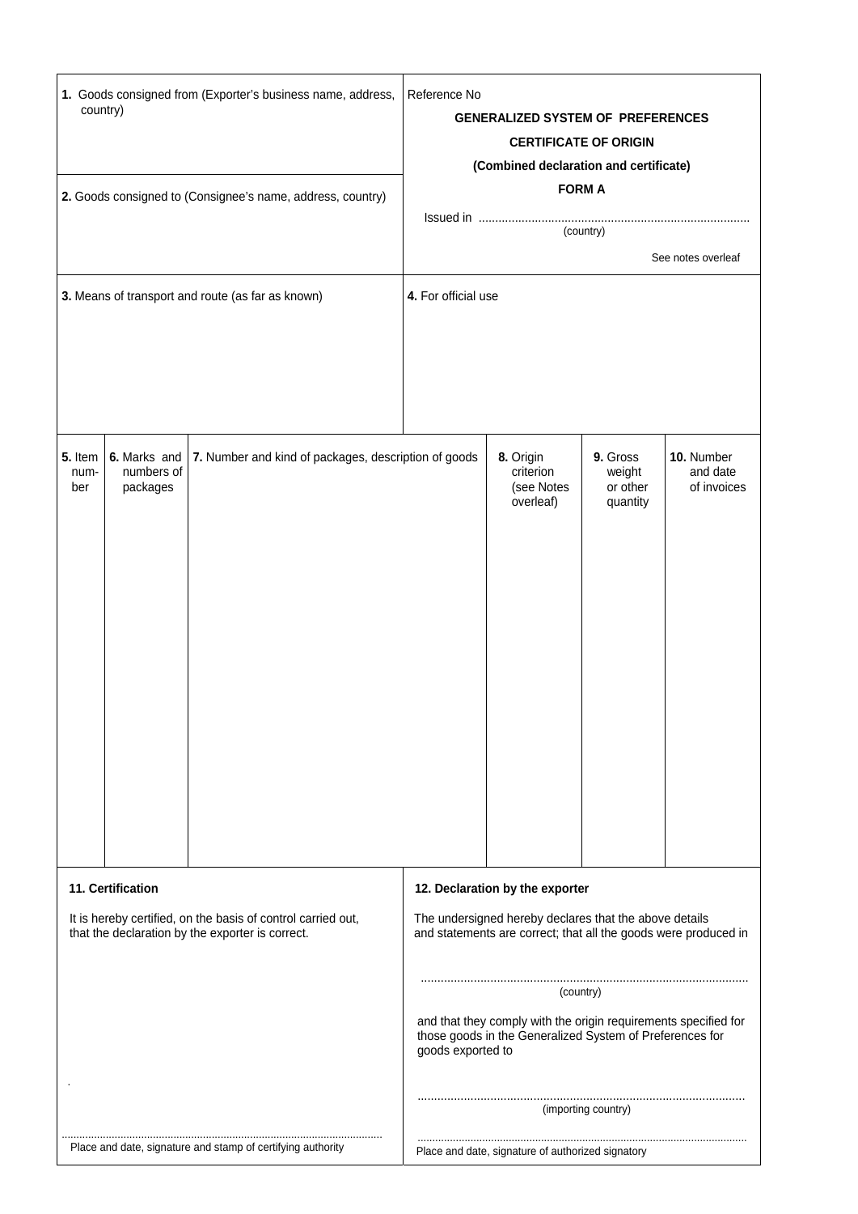| 1. Goods consigned from (Exporter's business name, address, country) | | | Reference No<br>**GENERALIZED SYSTEM OF PREFERENCES**<br>**CERTIFICATE OF ORIGIN**<br>**(Combined declaration and certificate)**<br>**FORM A** | | | |
|---|---|---|---|---|---|---|
| **2.** Goods consigned to (Consignee's name, address, country) | | | Issued in ..................................................................................<br>(country)<br>See notes overleaf | | | |
| **3.** Means of transport and route (as far as known) | | | **4.** For official use | | | |
| **5.** Item number | **6.** Marks and numbers of packages | **7.** Number and kind of packages, description of goods | | **8.** Origin criterion (see Notes overleaf) | **9.** Gross weight or other quantity | **10.** Number and date of invoices |
| | | | | | | |

| **11. Certification** | **12. Declaration by the exporter** |
|---|---|
| It is hereby certified, on the basis of control carried out, that the declaration by the exporter is correct.<br><br>.<br><br>..........................................................................................................<br>Place and date, signature and stamp of certifying authority | The undersigned hereby declares that the above details and statements are correct; that all the goods were produced in<br><br>..................................................................................................<br>(country)<br><br>and that they comply with the origin requirements specified for those goods in the Generalized System of Preferences for goods exported to<br><br>..................................................................................................<br>(importing country)<br><br>..................................................................................................<br>Place and date, signature of authorized signatory |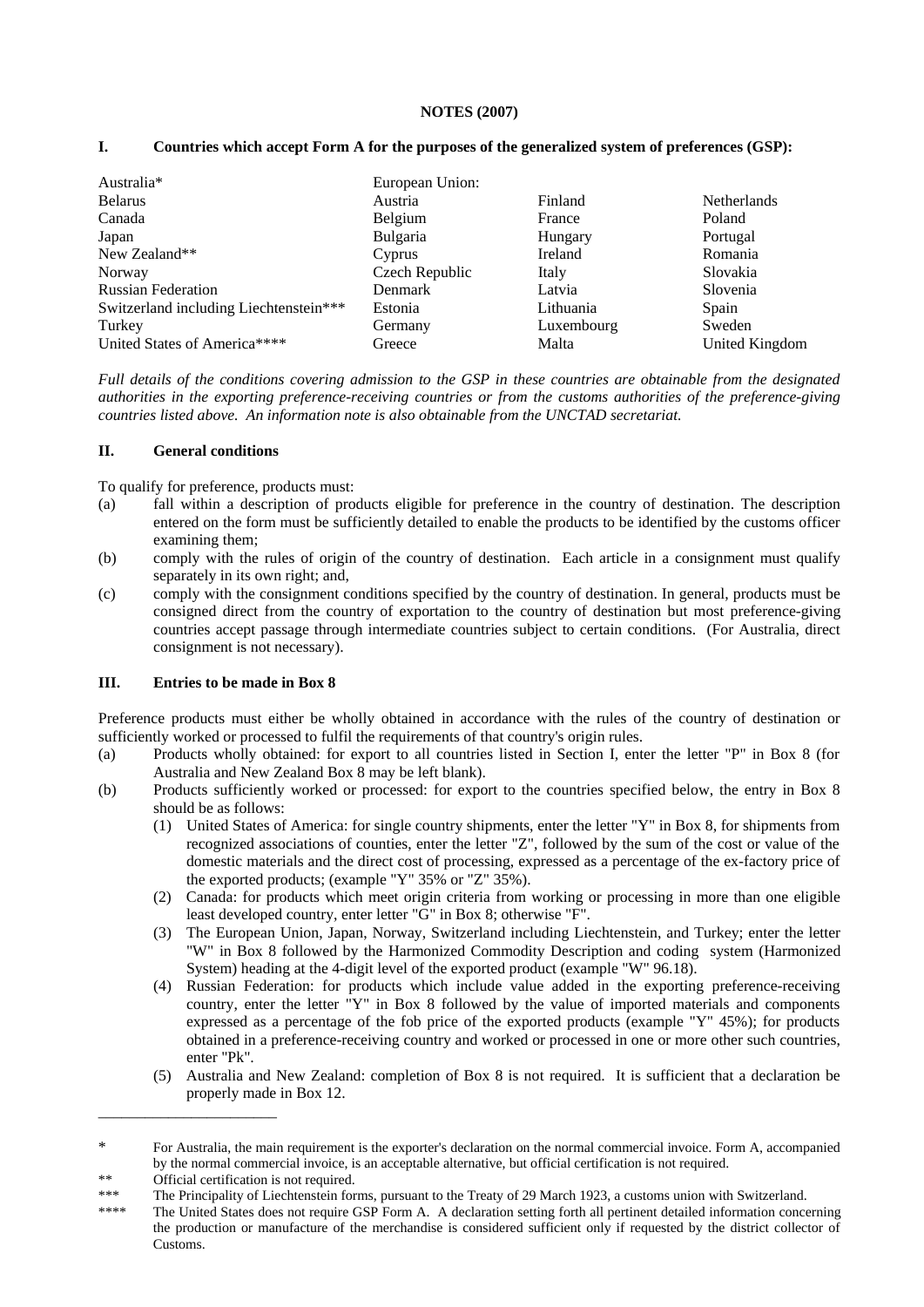**NOTES (2007)**

## I. Countries which accept Form A for the purposes of the generalized system of preferences (GSP):

| | European Union: | | |
|---|---|---|---|
| Australia* | | | |
| Belarus | Austria | Finland | Netherlands |
| Canada | Belgium | France | Poland |
| Japan | Bulgaria | Hungary | Portugal |
| New Zealand** | Cyprus | Ireland | Romania |
| Norway | Czech Republic | Italy | Slovakia |
| Russian Federation | Denmark | Latvia | Slovenia |
| Switzerland including Liechtenstein*** | Estonia | Lithuania | Spain |
| Turkey | Germany | Luxembourg | Sweden |
| United States of America**** | Greece | Malta | United Kingdom |

*Full details of the conditions covering admission to the GSP in these countries are obtainable from the designated authorities in the exporting preference-receiving countries or from the customs authorities of the preference-giving countries listed above. An information note is also obtainable from the UNCTAD secretariat.*

## II. General conditions

To qualify for preference, products must:

(a) fall within a description of products eligible for preference in the country of destination. The description entered on the form must be sufficiently detailed to enable the products to be identified by the customs officer examining them;

(b) comply with the rules of origin of the country of destination. Each article in a consignment must qualify separately in its own right; and,

(c) comply with the consignment conditions specified by the country of destination. In general, products must be consigned direct from the country of exportation to the country of destination but most preference-giving countries accept passage through intermediate countries subject to certain conditions. (For Australia, direct consignment is not necessary).

## III. Entries to be made in Box 8

Preference products must either be wholly obtained in accordance with the rules of the country of destination or sufficiently worked or processed to fulfil the requirements of that country's origin rules.

(a) Products wholly obtained: for export to all countries listed in Section I, enter the letter "P" in Box 8 (for Australia and New Zealand Box 8 may be left blank).

(b) Products sufficiently worked or processed: for export to the countries specified below, the entry in Box 8 should be as follows:

  (1) United States of America: for single country shipments, enter the letter "Y" in Box 8, for shipments from recognized associations of counties, enter the letter "Z", followed by the sum of the cost or value of the domestic materials and the direct cost of processing, expressed as a percentage of the ex-factory price of the exported products; (example "Y" 35% or "Z" 35%).

  (2) Canada: for products which meet origin criteria from working or processing in more than one eligible least developed country, enter letter "G" in Box 8; otherwise "F".

  (3) The European Union, Japan, Norway, Switzerland including Liechtenstein, and Turkey; enter the letter "W" in Box 8 followed by the Harmonized Commodity Description and coding system (Harmonized System) heading at the 4-digit level of the exported product (example "W" 96.18).

  (4) Russian Federation: for products which include value added in the exporting preference-receiving country, enter the letter "Y" in Box 8 followed by the value of imported materials and components expressed as a percentage of the fob price of the exported products (example "Y" 45%); for products obtained in a preference-receiving country and worked or processed in one or more other such countries, enter "Pk".

  (5) Australia and New Zealand: completion of Box 8 is not required. It is sufficient that a declaration be properly made in Box 12.

---

\* For Australia, the main requirement is the exporter's declaration on the normal commercial invoice. Form A, accompanied by the normal commercial invoice, is an acceptable alternative, but official certification is not required.

\*\* Official certification is not required.

\*\*\* The Principality of Liechtenstein forms, pursuant to the Treaty of 29 March 1923, a customs union with Switzerland.

\*\*\*\* The United States does not require GSP Form A. A declaration setting forth all pertinent detailed information concerning the production or manufacture of the merchandise is considered sufficient only if requested by the district collector of Customs.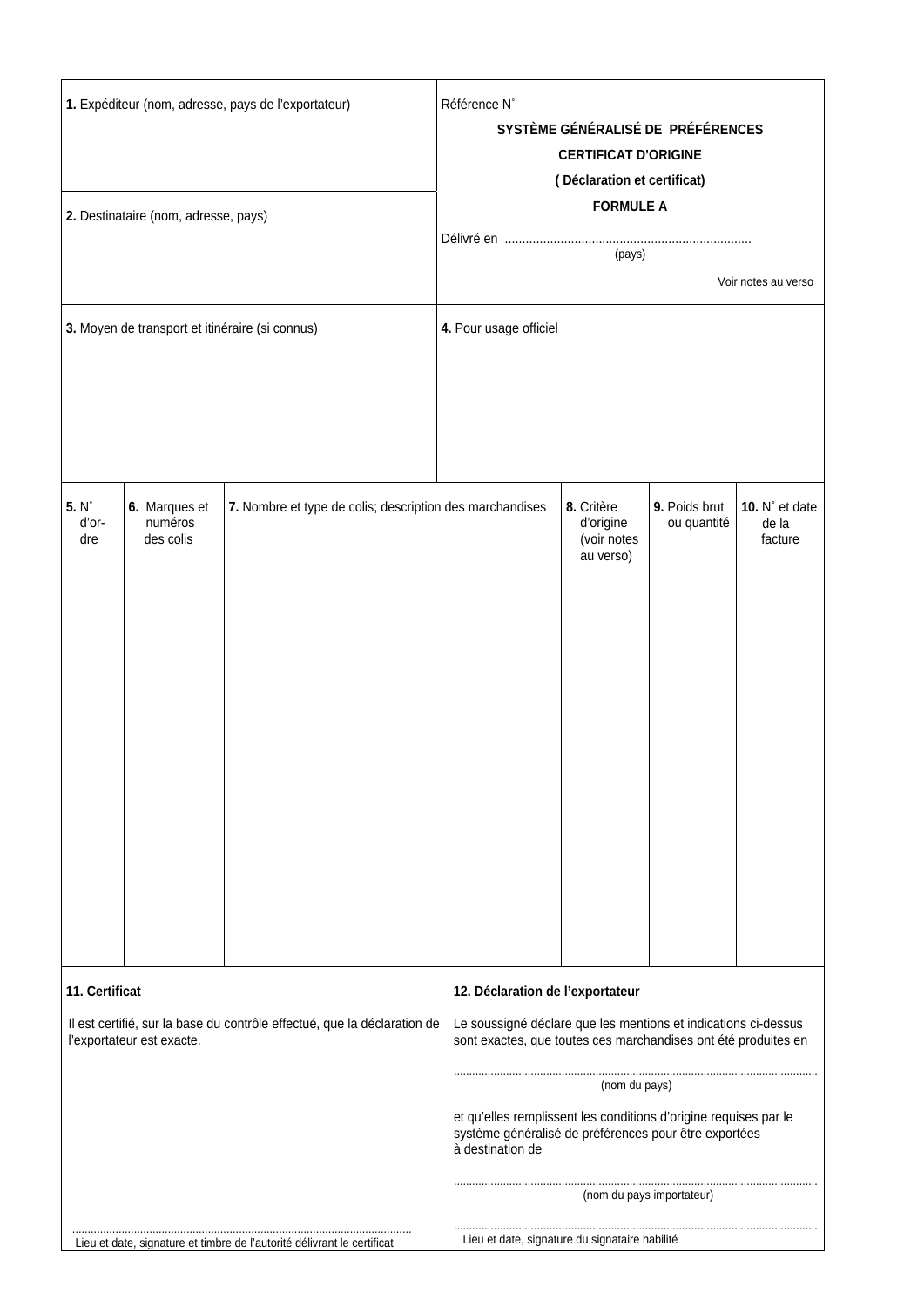**1.** Expéditeur (nom, adresse, pays de l'exportateur)

**2.** Destinataire (nom, adresse, pays)

Référence N°

**SYSTÈME GÉNÉRALISÉ DE PRÉFÉRENCES**

**CERTIFICAT D'ORIGINE**

**( Déclaration et certificat)**

**FORMULE A**

Délivré en ........................................................................
(pays)

Voir notes au verso

**3.** Moyen de transport et itinéraire (si connus)

**4.** Pour usage officiel

| **5.** N° d'or-dre | **6.** Marques et numéros des colis | **7.** Nombre et type de colis; description des marchandises | **8.** Critère d'origine (voir notes au verso) | **9.** Poids brut ou quantité | **10.** N° et date de la facture |
|---|---|---|---|---|---|
| | | | | | |

**11. Certificat**

Il est certifié, sur la base du contrôle effectué, que la déclaration de l'exportateur est exacte.

............................................................................................................
Lieu et date, signature et timbre de l'autorité délivrant le certificat

**12. Déclaration de l'exportateur**

Le soussigné déclare que les mentions et indications ci-dessus sont exactes, que toutes ces marchandises ont été produites en

....................................................................................................................
(nom du pays)

et qu'elles remplissent les conditions d'origine requises par le système généralisé de préférences pour être exportées à destination de

....................................................................................................................
(nom du pays importateur)

....................................................................................................................
Lieu et date, signature du signataire habilité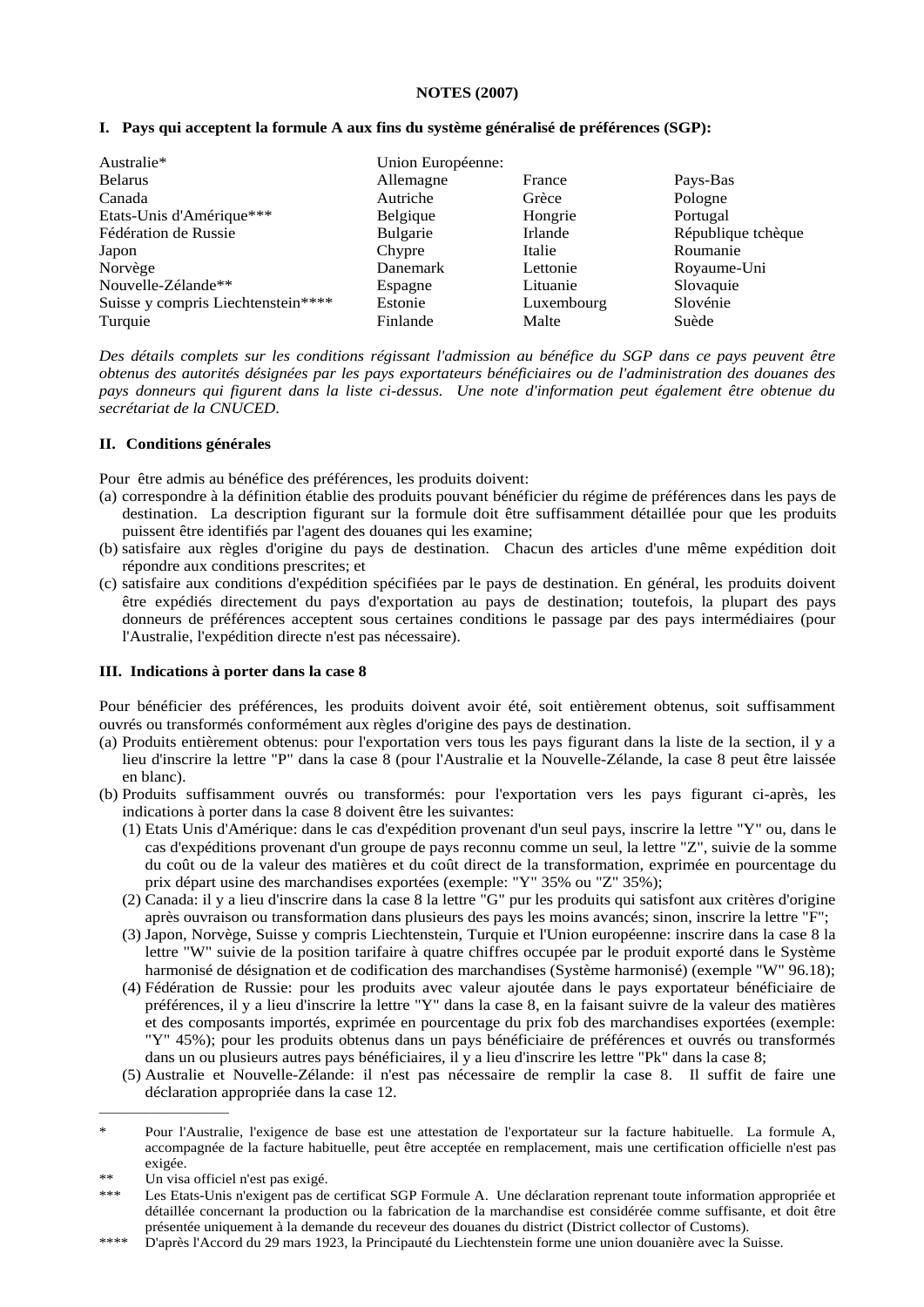**NOTES (2007)**

## I. Pays qui acceptent la formule A aux fins du système généralisé de préférences (SGP):

| | Union Européenne: | | |
|---|---|---|---|
| Australie* | | | |
| Belarus | Allemagne | France | Pays-Bas |
| Canada | Autriche | Grèce | Pologne |
| Etats-Unis d'Amérique*** | Belgique | Hongrie | Portugal |
| Fédération de Russie | Bulgarie | Irlande | République tchèque |
| Japon | Chypre | Italie | Roumanie |
| Norvège | Danemark | Lettonie | Royaume-Uni |
| Nouvelle-Zélande** | Espagne | Lituanie | Slovaquie |
| Suisse y compris Liechtenstein**** | Estonie | Luxembourg | Slovénie |
| Turquie | Finlande | Malte | Suède |

*Des détails complets sur les conditions régissant l'admission au bénéfice du SGP dans ce pays peuvent être obtenus des autorités désignées par les pays exportateurs bénéficiaires ou de l'administration des douanes des pays donneurs qui figurent dans la liste ci-dessus. Une note d'information peut également être obtenue du secrétariat de la CNUCED.*

## II. Conditions générales

Pour être admis au bénéfice des préférences, les produits doivent:

(a) correspondre à la définition établie des produits pouvant bénéficier du régime de préférences dans les pays de destination. La description figurant sur la formule doit être suffisamment détaillée pour que les produits puissent être identifiés par l'agent des douanes qui les examine;

(b) satisfaire aux règles d'origine du pays de destination. Chacun des articles d'une même expédition doit répondre aux conditions prescrites; et

(c) satisfaire aux conditions d'expédition spécifiées par le pays de destination. En général, les produits doivent être expédiés directement du pays d'exportation au pays de destination; toutefois, la plupart des pays donneurs de préférences acceptent sous certaines conditions le passage par des pays intermédiaires (pour l'Australie, l'expédition directe n'est pas nécessaire).

## III. Indications à porter dans la case 8

Pour bénéficier des préférences, les produits doivent avoir été, soit entièrement obtenus, soit suffisamment ouvrés ou transformés conformément aux règles d'origine des pays de destination.

(a) Produits entièrement obtenus: pour l'exportation vers tous les pays figurant dans la liste de la section, il y a lieu d'inscrire la lettre "P" dans la case 8 (pour l'Australie et la Nouvelle-Zélande, la case 8 peut être laissée en blanc).

(b) Produits suffisamment ouvrés ou transformés: pour l'exportation vers les pays figurant ci-après, les indications à porter dans la case 8 doivent être les suivantes:

(1) Etats Unis d'Amérique: dans le cas d'expédition provenant d'un seul pays, inscrire la lettre "Y" ou, dans le cas d'expéditions provenant d'un groupe de pays reconnu comme un seul, la lettre "Z", suivie de la somme du coût ou de la valeur des matières et du coût direct de la transformation, exprimée en pourcentage du prix départ usine des marchandises exportées (exemple: "Y" 35% ou "Z" 35%);

(2) Canada: il y a lieu d'inscrire dans la case 8 la lettre "G" pur les produits qui satisfont aux critères d'origine après ouvraison ou transformation dans plusieurs des pays les moins avancés; sinon, inscrire la lettre "F";

(3) Japon, Norvège, Suisse y compris Liechtenstein, Turquie et l'Union européenne: inscrire dans la case 8 la lettre "W" suivie de la position tarifaire à quatre chiffres occupée par le produit exporté dans le Système harmonisé de désignation et de codification des marchandises (Système harmonisé) (exemple "W" 96.18);

(4) Fédération de Russie: pour les produits avec valeur ajoutée dans le pays exportateur bénéficiaire de préférences, il y a lieu d'inscrire la lettre "Y" dans la case 8, en la faisant suivre de la valeur des matières et des composants importés, exprimée en pourcentage du prix fob des marchandises exportées (exemple: "Y" 45%); pour les produits obtenus dans un pays bénéficiaire de préférences et ouvrés ou transformés dans un ou plusieurs autres pays bénéficiaires, il y a lieu d'inscrire les lettre "Pk" dans la case 8;

(5) Australie et Nouvelle-Zélande: il n'est pas nécessaire de remplir la case 8. Il suffit de faire une déclaration appropriée dans la case 12.

---

\* Pour l'Australie, l'exigence de base est une attestation de l'exportateur sur la facture habituelle. La formule A, accompagnée de la facture habituelle, peut être acceptée en remplacement, mais une certification officielle n'est pas exigée.

\** Un visa officiel n'est pas exigé.

\*** Les Etats-Unis n'exigent pas de certificat SGP Formule A. Une déclaration reprenant toute information appropriée et détaillée concernant la production ou la fabrication de la marchandise est considérée comme suffisante, et doit être présentée uniquement à la demande du receveur des douanes du district (District collector of Customs).

\**** D'après l'Accord du 29 mars 1923, la Principauté du Liechtenstein forme une union douanière avec la Suisse.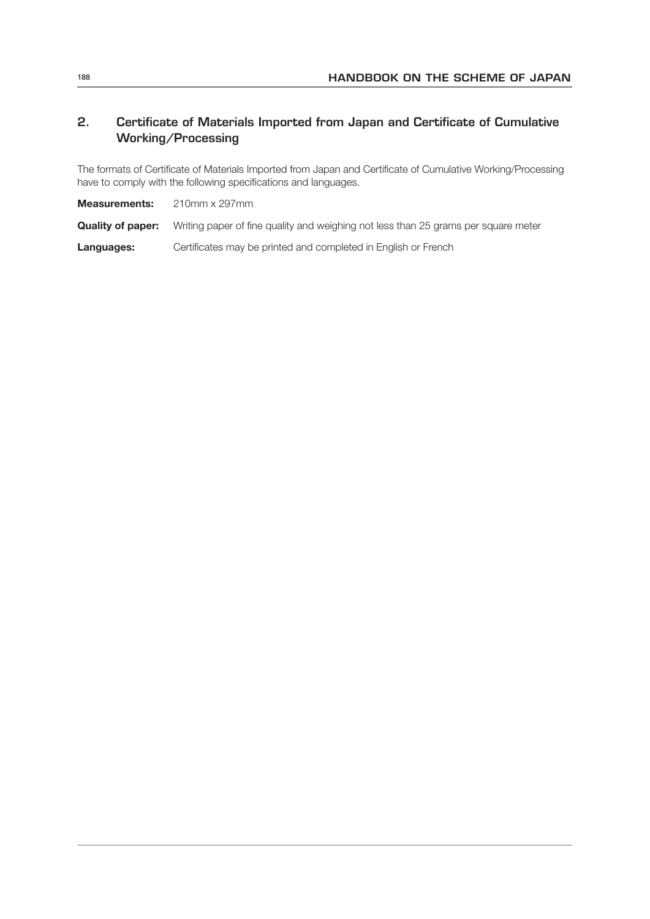## 2. Certificate of Materials Imported from Japan and Certificate of Cumulative Working/Processing

The formats of Certificate of Materials Imported from Japan and Certificate of Cumulative Working/Processing have to comply with the following specifications and languages.

**Measurements:** 210mm x 297mm

**Quality of paper:** Writing paper of fine quality and weighing not less than 25 grams per square meter

**Languages:** Certificates may be printed and completed in English or French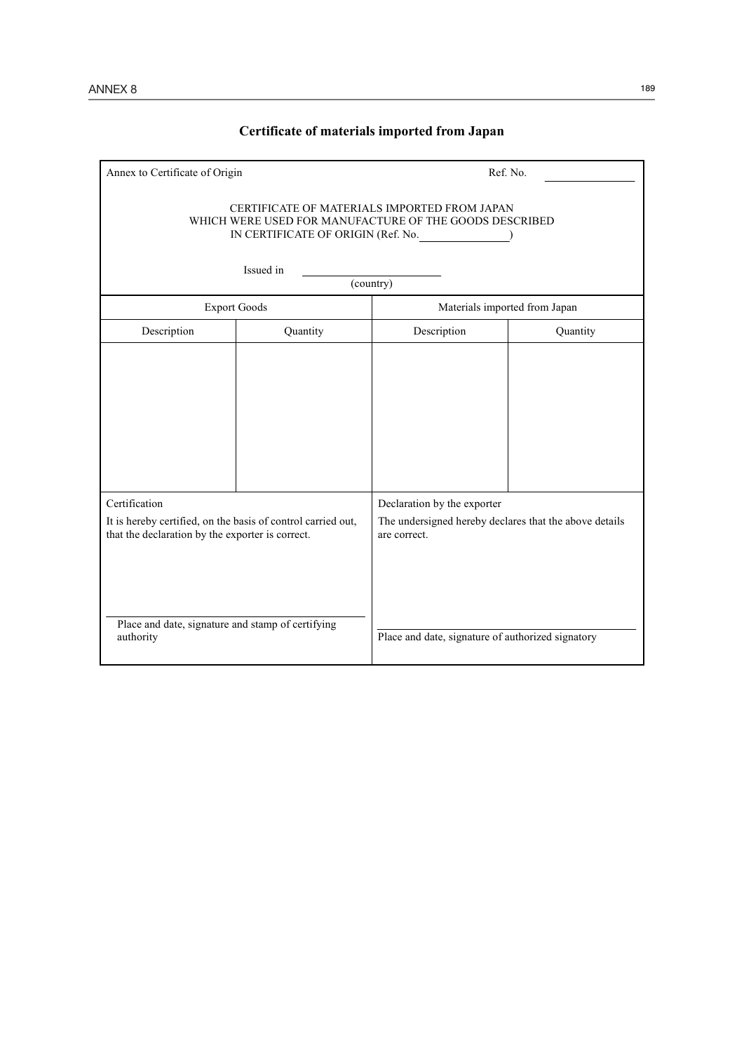# Certificate of materials imported from Japan

Annex to Certificate of Origin  Ref. No. ____________

CERTIFICATE OF MATERIALS IMPORTED FROM JAPAN
WHICH WERE USED FOR MANUFACTURE OF THE GOODS DESCRIBED
IN CERTIFICATE OF ORIGIN (Ref. No. ____________)

Issued in ____________________
(country)

| Export Goods | | Materials imported from Japan | |
|---|---|---|---|
| Description | Quantity | Description | Quantity |
| | | | |

| | |
|---|---|
| Certification<br><br>It is hereby certified, on the basis of control carried out, that the declaration by the exporter is correct.<br><br>Place and date, signature and stamp of certifying authority | Declaration by the exporter<br><br>The undersigned hereby declares that the above details are correct.<br><br>Place and date, signature of authorized signatory |